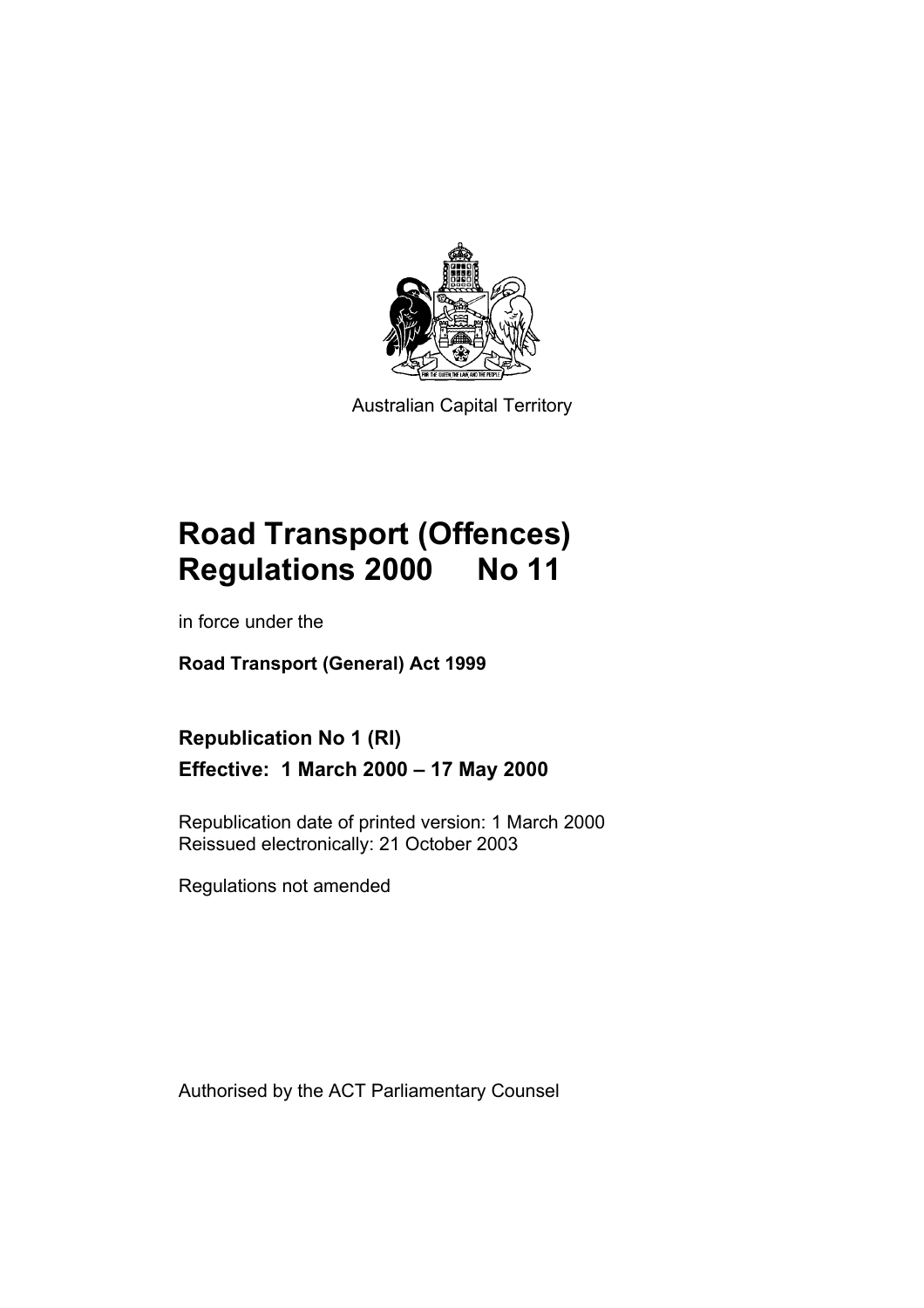Australian Capital Territory

# Road Transport (Offences) Regulations 2000 No 11

in force under the

**Road Transport (General) Act 1999**

## Republication No 1 (RI)

## Effective: 1 March 2000 – 17 May 2000

Republication date of printed version: 1 March 2000
Reissued electronically: 21 October 2003

Regulations not amended

Authorised by the ACT Parliamentary Counsel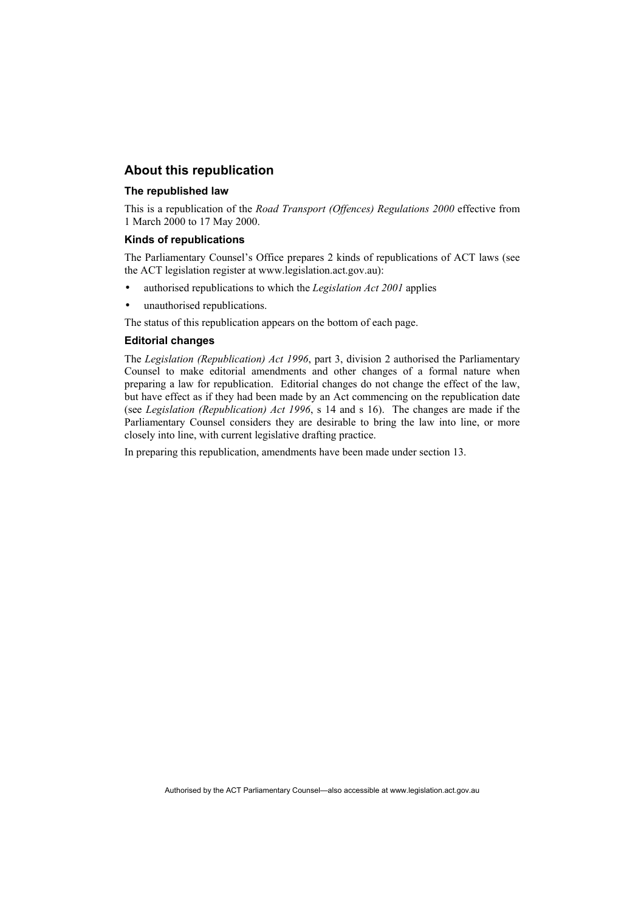## About this republication

### The republished law

This is a republication of the *Road Transport (Offences) Regulations 2000* effective from 1 March 2000 to 17 May 2000.

### Kinds of republications

The Parliamentary Counsel's Office prepares 2 kinds of republications of ACT laws (see the ACT legislation register at www.legislation.act.gov.au):

- authorised republications to which the *Legislation Act 2001* applies
- unauthorised republications.

The status of this republication appears on the bottom of each page.

### Editorial changes

The *Legislation (Republication) Act 1996*, part 3, division 2 authorised the Parliamentary Counsel to make editorial amendments and other changes of a formal nature when preparing a law for republication. Editorial changes do not change the effect of the law, but have effect as if they had been made by an Act commencing on the republication date (see *Legislation (Republication) Act 1996*, s 14 and s 16). The changes are made if the Parliamentary Counsel considers they are desirable to bring the law into line, or more closely into line, with current legislative drafting practice.

In preparing this republication, amendments have been made under section 13.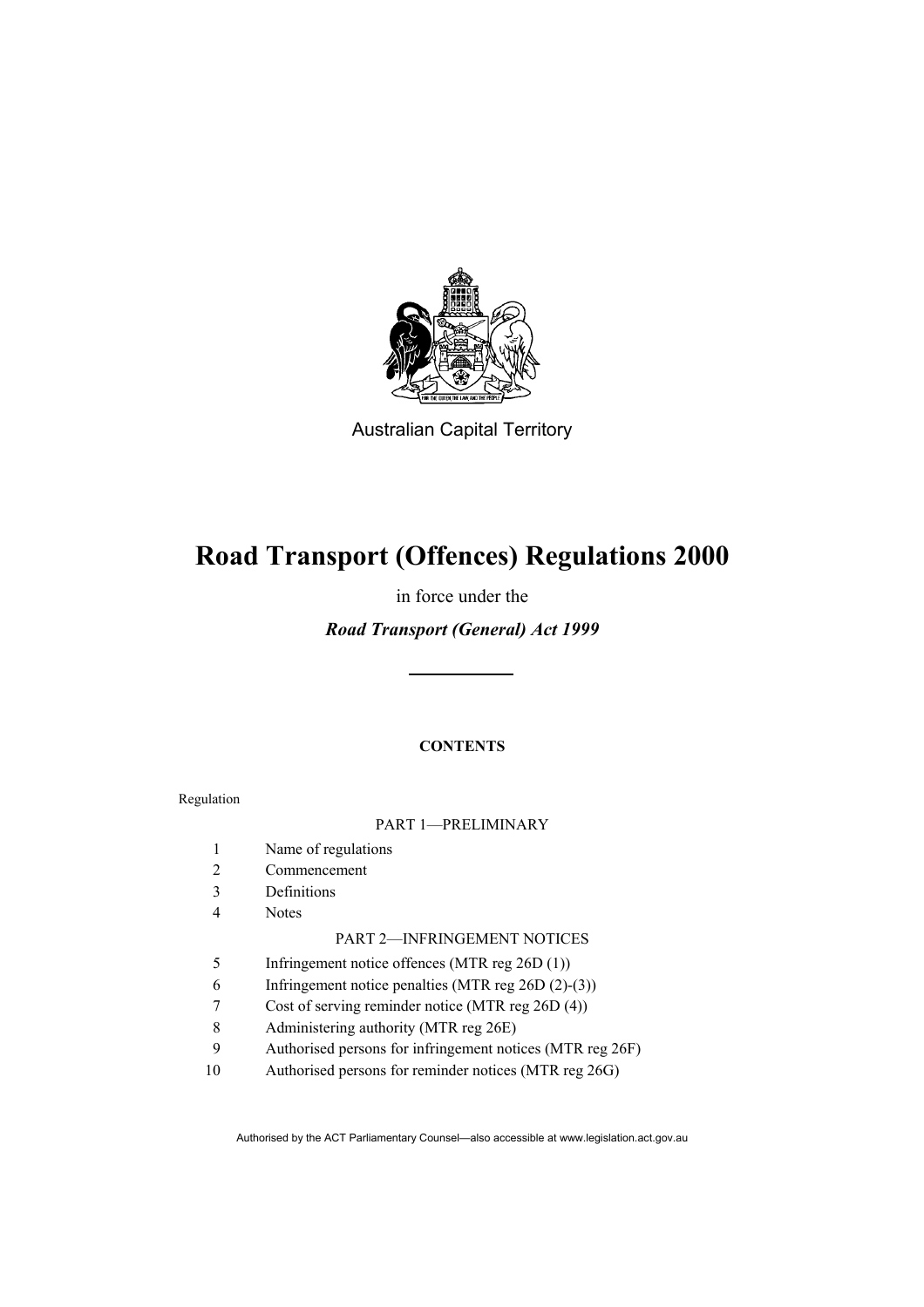Australian Capital Territory

# Road Transport (Offences) Regulations 2000

in force under the

***Road Transport (General) Act 1999***

**CONTENTS**

Regulation

PART 1—PRELIMINARY

| | |
|---|---|
| 1 | Name of regulations |
| 2 | Commencement |
| 3 | Definitions |
| 4 | Notes |

PART 2—INFRINGEMENT NOTICES

| | |
|---|---|
| 5 | Infringement notice offences (MTR reg 26D (1)) |
| 6 | Infringement notice penalties (MTR reg 26D (2)-(3)) |
| 7 | Cost of serving reminder notice (MTR reg 26D (4)) |
| 8 | Administering authority (MTR reg 26E) |
| 9 | Authorised persons for infringement notices (MTR reg 26F) |
| 10 | Authorised persons for reminder notices (MTR reg 26G) |

Authorised by the ACT Parliamentary Counsel—also accessible at www.legislation.act.gov.au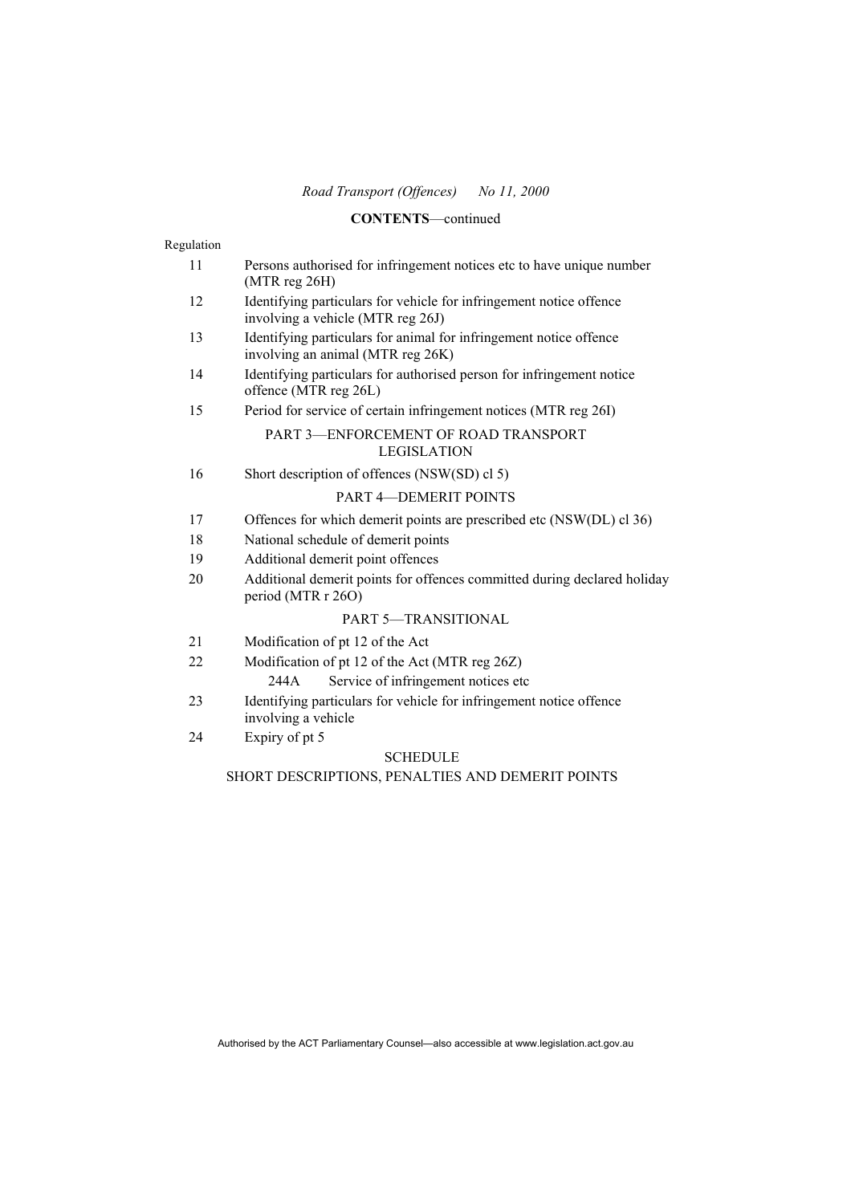**CONTENTS**—continued

Regulation

11 Persons authorised for infringement notices etc to have unique number (MTR reg 26H)

12 Identifying particulars for vehicle for infringement notice offence involving a vehicle (MTR reg 26J)

13 Identifying particulars for animal for infringement notice offence involving an animal (MTR reg 26K)

14 Identifying particulars for authorised person for infringement notice offence (MTR reg 26L)

15 Period for service of certain infringement notices (MTR reg 26I)

PART 3—ENFORCEMENT OF ROAD TRANSPORT LEGISLATION

16 Short description of offences (NSW(SD) cl 5)

PART 4—DEMERIT POINTS

17 Offences for which demerit points are prescribed etc (NSW(DL) cl 36)

18 National schedule of demerit points

19 Additional demerit point offences

20 Additional demerit points for offences committed during declared holiday period (MTR r 26O)

PART 5—TRANSITIONAL

21 Modification of pt 12 of the Act

22 Modification of pt 12 of the Act (MTR reg 26Z)

244A Service of infringement notices etc

23 Identifying particulars for vehicle for infringement notice offence involving a vehicle

24 Expiry of pt 5

SCHEDULE

SHORT DESCRIPTIONS, PENALTIES AND DEMERIT POINTS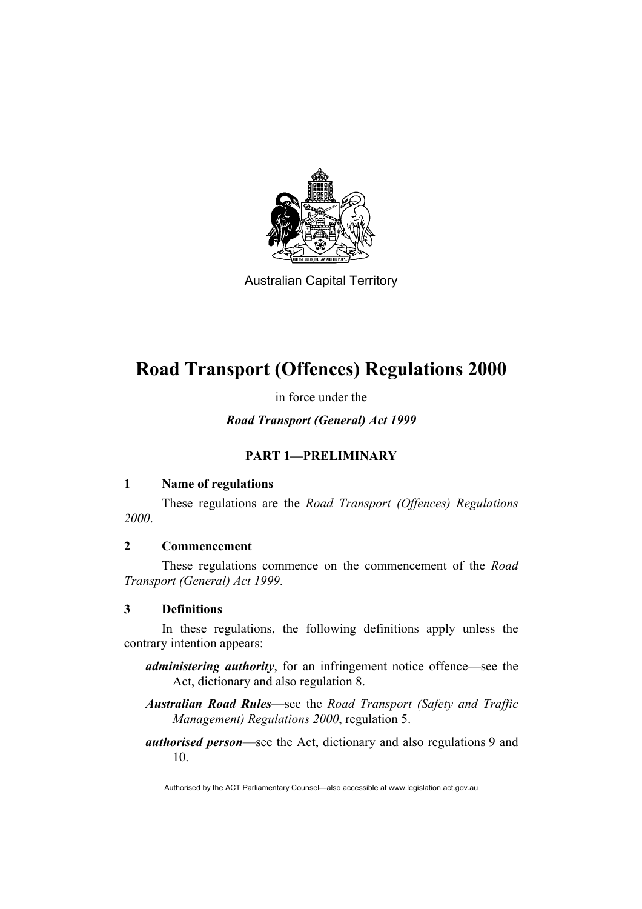Australian Capital Territory

# Road Transport (Offences) Regulations 2000

in force under the

***Road Transport (General) Act 1999***

## PART 1—PRELIMINARY

### 1 Name of regulations

These regulations are the *Road Transport (Offences) Regulations 2000*.

### 2 Commencement

These regulations commence on the commencement of the *Road Transport (General) Act 1999*.

### 3 Definitions

In these regulations, the following definitions apply unless the contrary intention appears:

***administering authority***, for an infringement notice offence—see the Act, dictionary and also regulation 8.

***Australian Road Rules***—see the *Road Transport (Safety and Traffic Management) Regulations 2000*, regulation 5.

***authorised person***—see the Act, dictionary and also regulations 9 and 10.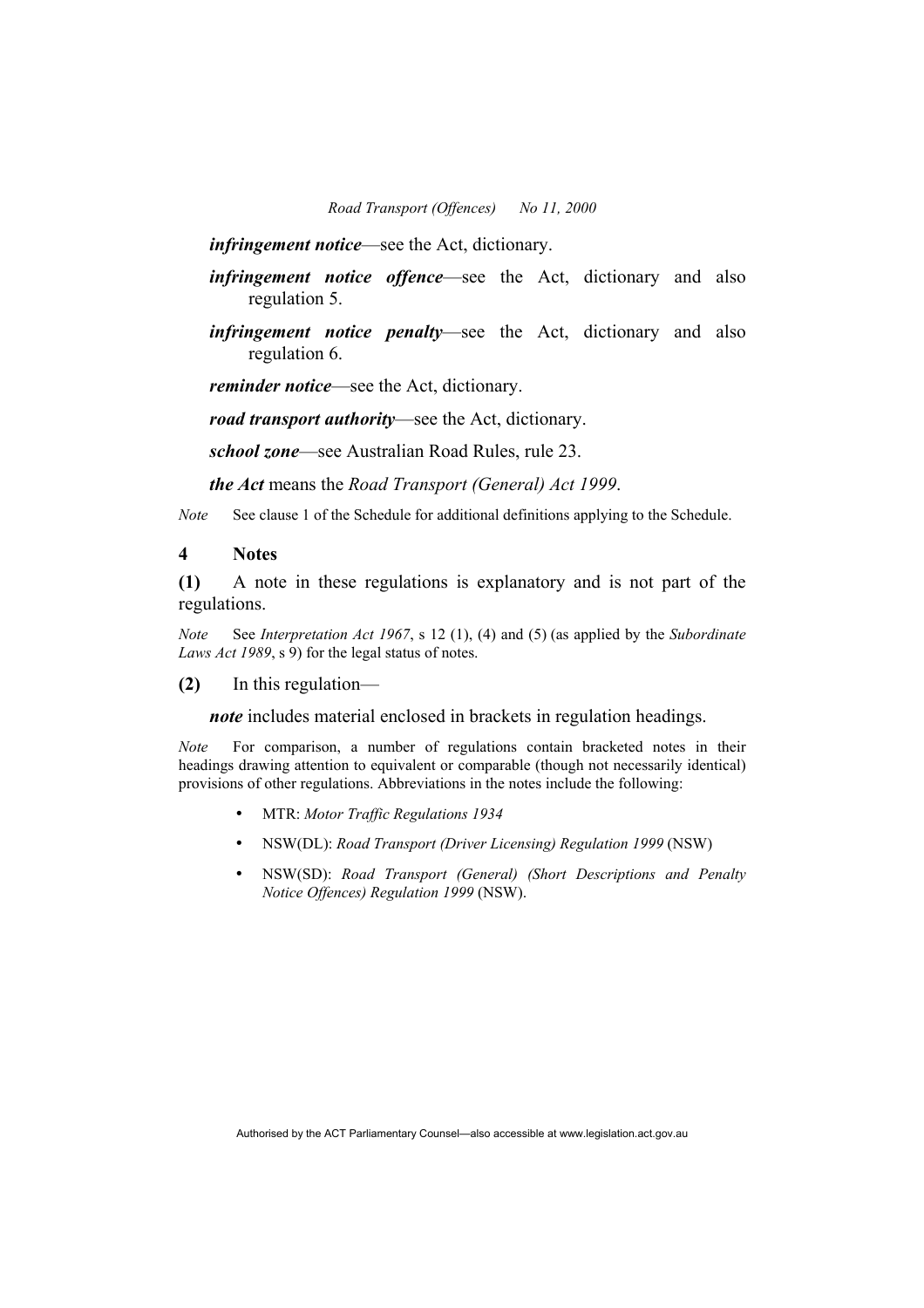***infringement notice***—see the Act, dictionary.

***infringement notice offence***—see the Act, dictionary and also regulation 5.

***infringement notice penalty***—see the Act, dictionary and also regulation 6.

***reminder notice***—see the Act, dictionary.

***road transport authority***—see the Act, dictionary.

***school zone***—see Australian Road Rules, rule 23.

***the Act*** means the *Road Transport (General) Act 1999*.

*Note* See clause 1 of the Schedule for additional definitions applying to the Schedule.

## 4 Notes

**(1)** A note in these regulations is explanatory and is not part of the regulations.

*Note* See *Interpretation Act 1967*, s 12 (1), (4) and (5) (as applied by the *Subordinate Laws Act 1989*, s 9) for the legal status of notes.

**(2)** In this regulation—

***note*** includes material enclosed in brackets in regulation headings.

*Note* For comparison, a number of regulations contain bracketed notes in their headings drawing attention to equivalent or comparable (though not necessarily identical) provisions of other regulations. Abbreviations in the notes include the following:

- MTR: *Motor Traffic Regulations 1934*
- NSW(DL): *Road Transport (Driver Licensing) Regulation 1999* (NSW)
- NSW(SD): *Road Transport (General) (Short Descriptions and Penalty Notice Offences) Regulation 1999* (NSW).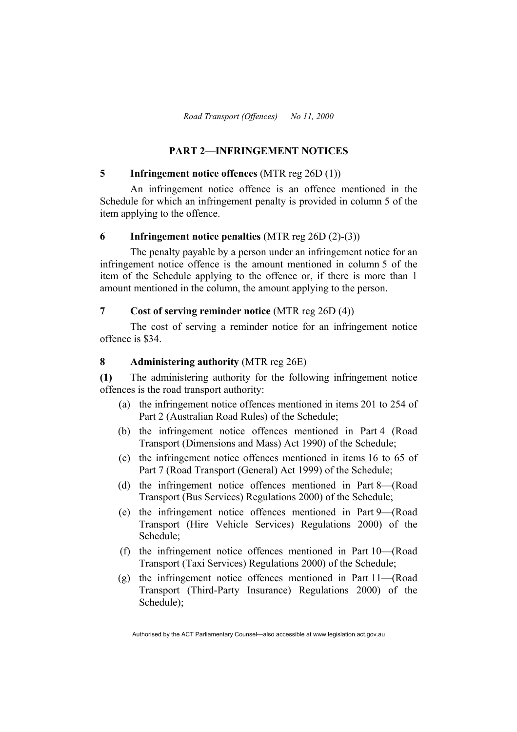## PART 2—INFRINGEMENT NOTICES

**5 Infringement notice offences** (MTR reg 26D (1))

An infringement notice offence is an offence mentioned in the Schedule for which an infringement penalty is provided in column 5 of the item applying to the offence.

**6 Infringement notice penalties** (MTR reg 26D (2)-(3))

The penalty payable by a person under an infringement notice for an infringement notice offence is the amount mentioned in column 5 of the item of the Schedule applying to the offence or, if there is more than 1 amount mentioned in the column, the amount applying to the person.

**7 Cost of serving reminder notice** (MTR reg 26D (4))

The cost of serving a reminder notice for an infringement notice offence is $34.

**8 Administering authority** (MTR reg 26E)

**(1)** The administering authority for the following infringement notice offences is the road transport authority:

(a) the infringement notice offences mentioned in items 201 to 254 of Part 2 (Australian Road Rules) of the Schedule;

(b) the infringement notice offences mentioned in Part 4 (Road Transport (Dimensions and Mass) Act 1990) of the Schedule;

(c) the infringement notice offences mentioned in items 16 to 65 of Part 7 (Road Transport (General) Act 1999) of the Schedule;

(d) the infringement notice offences mentioned in Part 8—(Road Transport (Bus Services) Regulations 2000) of the Schedule;

(e) the infringement notice offences mentioned in Part 9—(Road Transport (Hire Vehicle Services) Regulations 2000) of the Schedule;

(f) the infringement notice offences mentioned in Part 10—(Road Transport (Taxi Services) Regulations 2000) of the Schedule;

(g) the infringement notice offences mentioned in Part 11—(Road Transport (Third-Party Insurance) Regulations 2000) of the Schedule);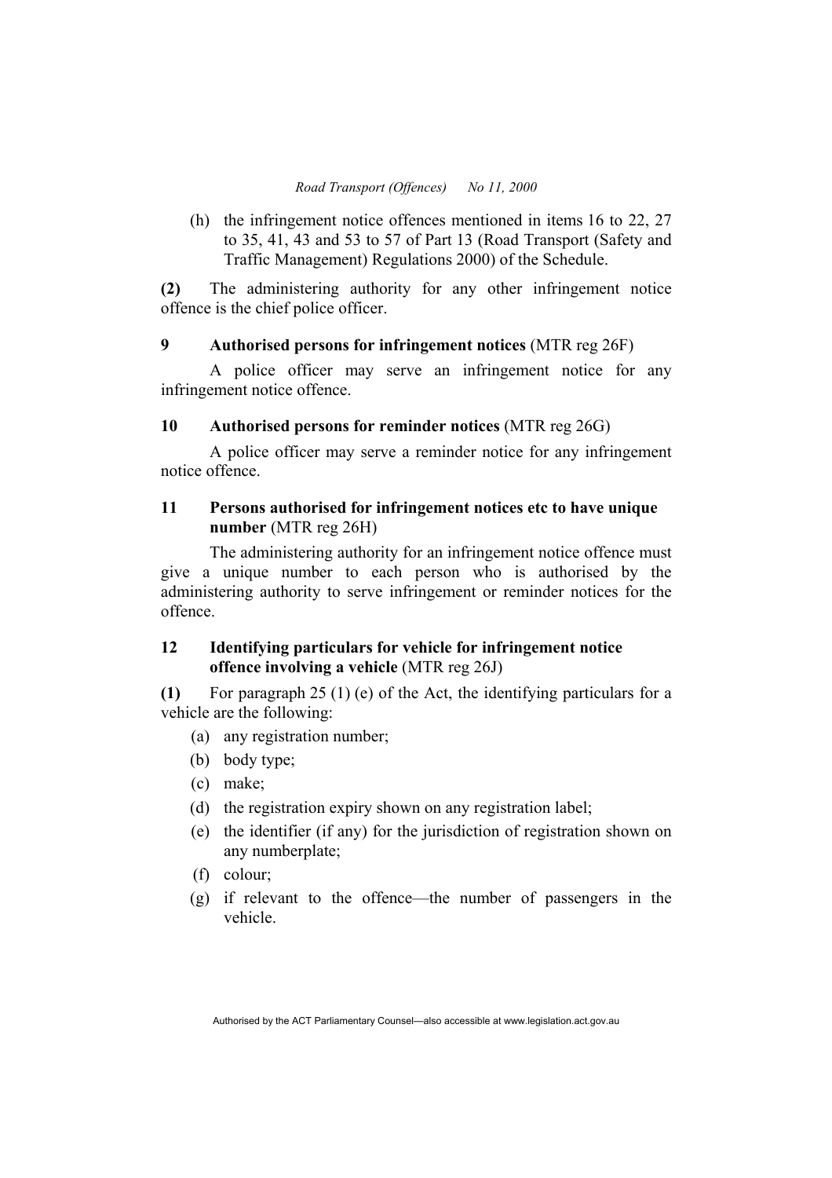(h) the infringement notice offences mentioned in items 16 to 22, 27 to 35, 41, 43 and 53 to 57 of Part 13 (Road Transport (Safety and Traffic Management) Regulations 2000) of the Schedule.

**(2)** The administering authority for any other infringement notice offence is the chief police officer.

### 9 Authorised persons for infringement notices (MTR reg 26F)

A police officer may serve an infringement notice for any infringement notice offence.

### 10 Authorised persons for reminder notices (MTR reg 26G)

A police officer may serve a reminder notice for any infringement notice offence.

### 11 Persons authorised for infringement notices etc to have unique number (MTR reg 26H)

The administering authority for an infringement notice offence must give a unique number to each person who is authorised by the administering authority to serve infringement or reminder notices for the offence.

### 12 Identifying particulars for vehicle for infringement notice offence involving a vehicle (MTR reg 26J)

**(1)** For paragraph 25 (1) (e) of the Act, the identifying particulars for a vehicle are the following:

(a) any registration number;

(b) body type;

(c) make;

(d) the registration expiry shown on any registration label;

(e) the identifier (if any) for the jurisdiction of registration shown on any numberplate;

(f) colour;

(g) if relevant to the offence—the number of passengers in the vehicle.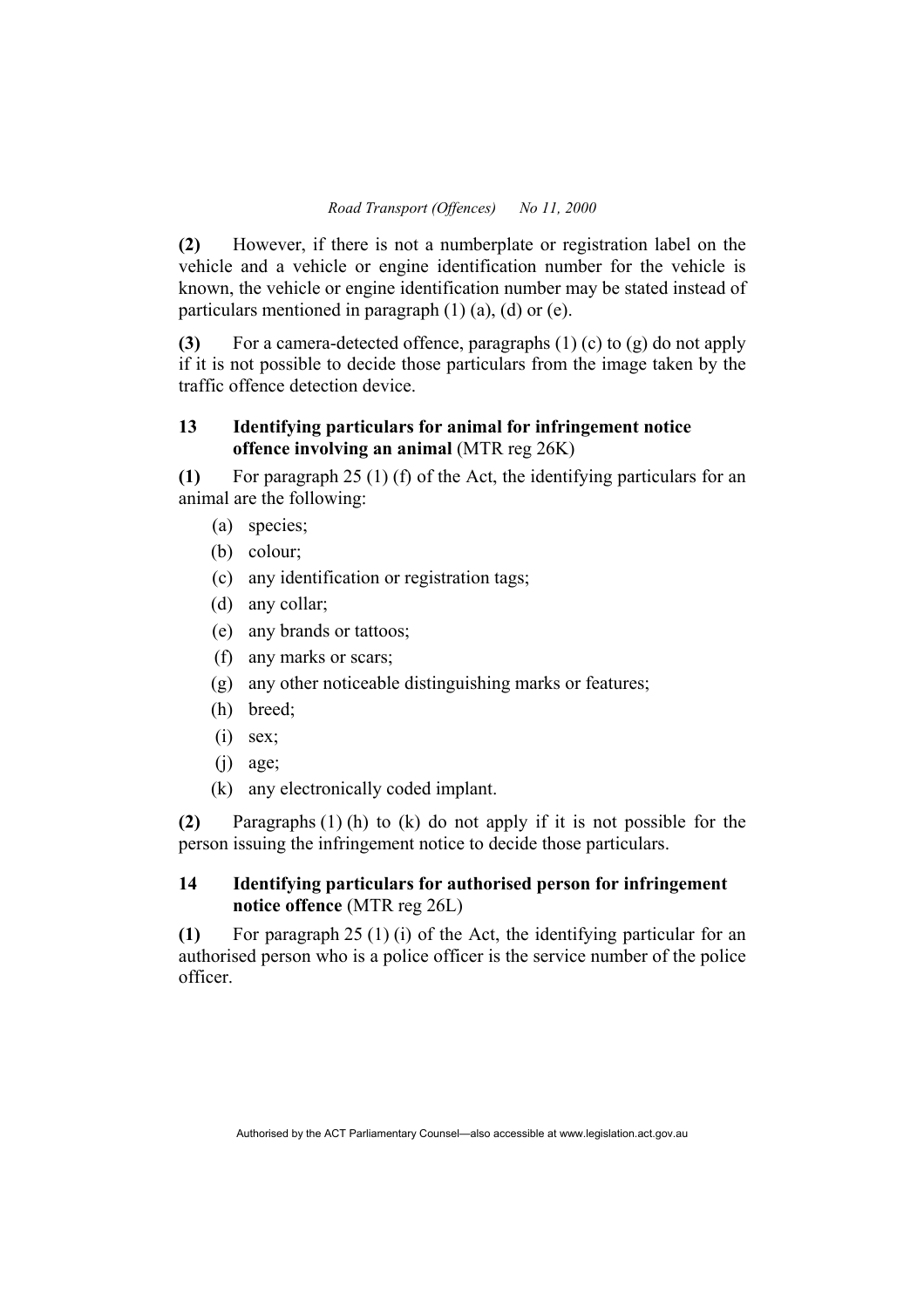**(2)** However, if there is not a numberplate or registration label on the vehicle and a vehicle or engine identification number for the vehicle is known, the vehicle or engine identification number may be stated instead of particulars mentioned in paragraph (1) (a), (d) or (e).

**(3)** For a camera-detected offence, paragraphs (1) (c) to (g) do not apply if it is not possible to decide those particulars from the image taken by the traffic offence detection device.

### 13 Identifying particulars for animal for infringement notice offence involving an animal (MTR reg 26K)

**(1)** For paragraph 25 (1) (f) of the Act, the identifying particulars for an animal are the following:

- (a) species;
- (b) colour;
- (c) any identification or registration tags;
- (d) any collar;
- (e) any brands or tattoos;
- (f) any marks or scars;
- (g) any other noticeable distinguishing marks or features;
- (h) breed;
- (i) sex;
- (j) age;
- (k) any electronically coded implant.

**(2)** Paragraphs (1) (h) to (k) do not apply if it is not possible for the person issuing the infringement notice to decide those particulars.

### 14 Identifying particulars for authorised person for infringement notice offence (MTR reg 26L)

**(1)** For paragraph 25 (1) (i) of the Act, the identifying particular for an authorised person who is a police officer is the service number of the police officer.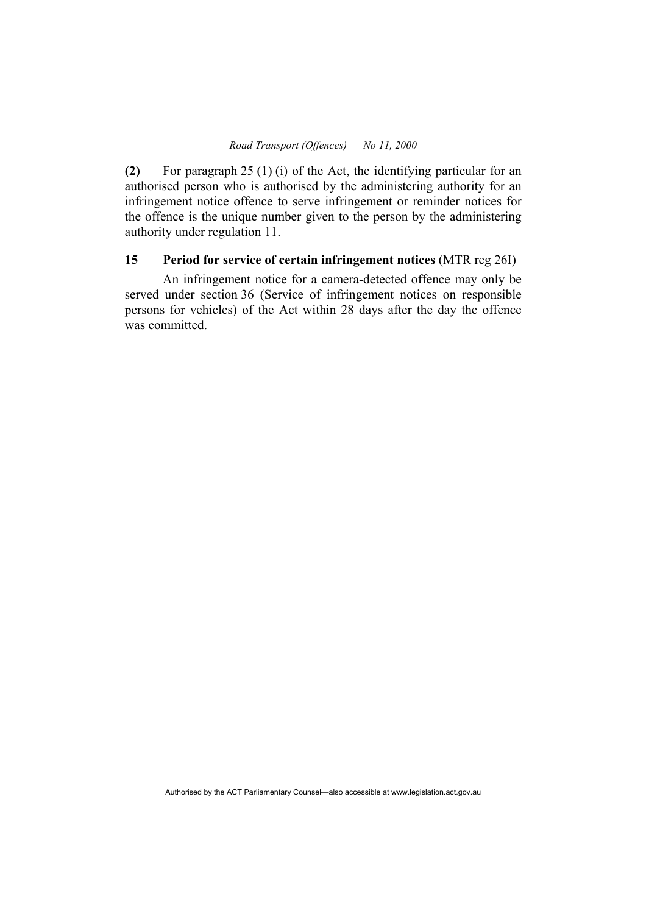**(2)** For paragraph 25 (1) (i) of the Act, the identifying particular for an authorised person who is authorised by the administering authority for an infringement notice offence to serve infringement or reminder notices for the offence is the unique number given to the person by the administering authority under regulation 11.

### 15 Period for service of certain infringement notices (MTR reg 26I)

An infringement notice for a camera-detected offence may only be served under section 36 (Service of infringement notices on responsible persons for vehicles) of the Act within 28 days after the day the offence was committed.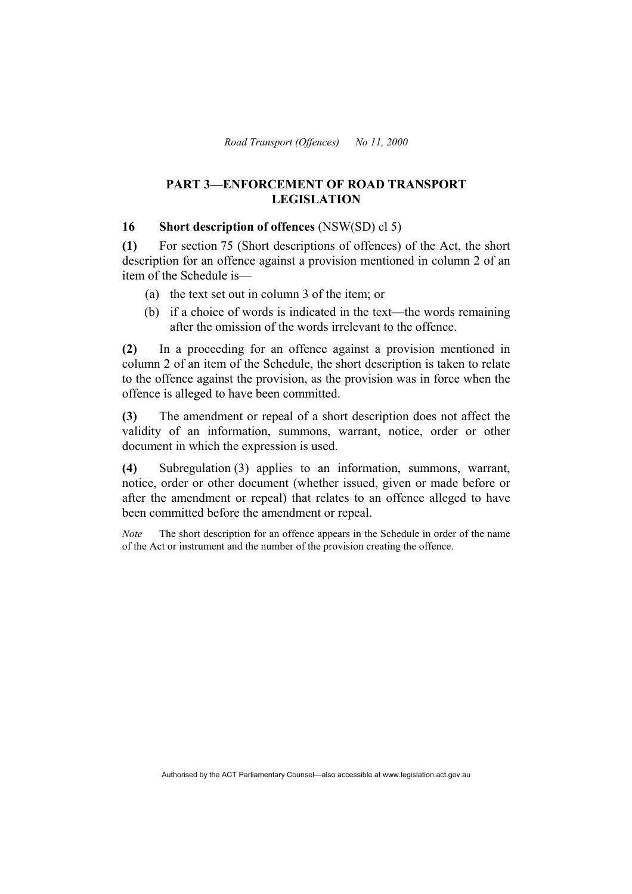## PART 3—ENFORCEMENT OF ROAD TRANSPORT LEGISLATION

### 16 Short description of offences (NSW(SD) cl 5)

**(1)** For section 75 (Short descriptions of offences) of the Act, the short description for an offence against a provision mentioned in column 2 of an item of the Schedule is—

(a) the text set out in column 3 of the item; or

(b) if a choice of words is indicated in the text—the words remaining after the omission of the words irrelevant to the offence.

**(2)** In a proceeding for an offence against a provision mentioned in column 2 of an item of the Schedule, the short description is taken to relate to the offence against the provision, as the provision was in force when the offence is alleged to have been committed.

**(3)** The amendment or repeal of a short description does not affect the validity of an information, summons, warrant, notice, order or other document in which the expression is used.

**(4)** Subregulation (3) applies to an information, summons, warrant, notice, order or other document (whether issued, given or made before or after the amendment or repeal) that relates to an offence alleged to have been committed before the amendment or repeal.

*Note* The short description for an offence appears in the Schedule in order of the name of the Act or instrument and the number of the provision creating the offence.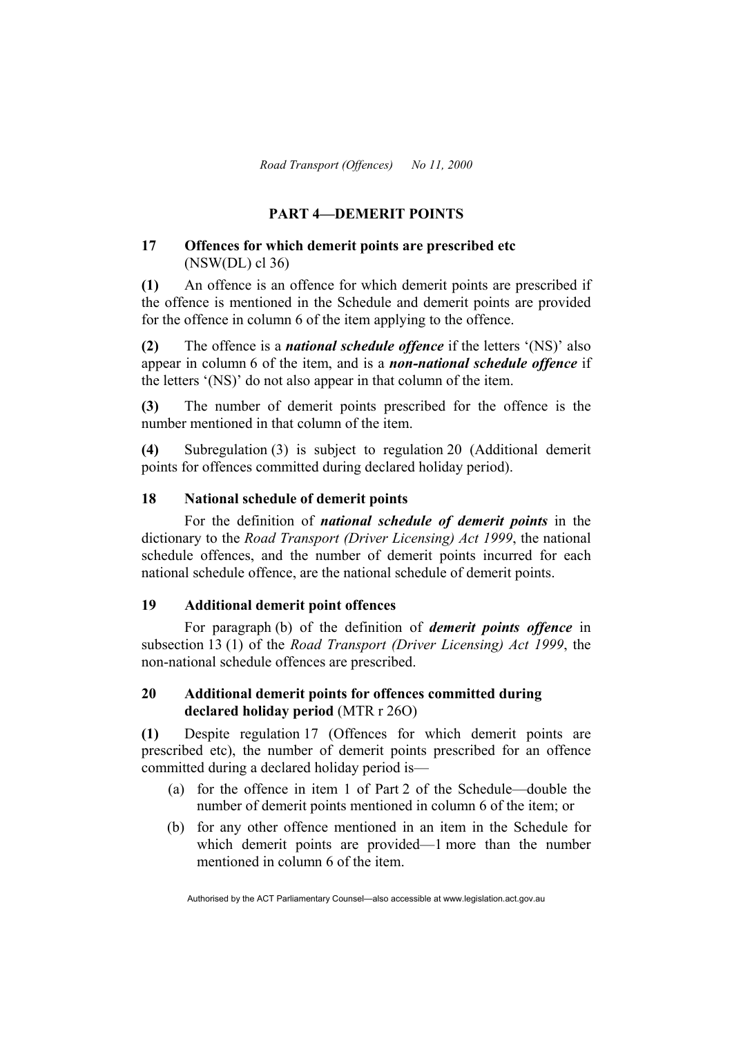## PART 4—DEMERIT POINTS

### 17 Offences for which demerit points are prescribed etc (NSW(DL) cl 36)

**(1)** An offence is an offence for which demerit points are prescribed if the offence is mentioned in the Schedule and demerit points are provided for the offence in column 6 of the item applying to the offence.

**(2)** The offence is a ***national schedule offence*** if the letters '(NS)' also appear in column 6 of the item, and is a ***non-national schedule offence*** if the letters '(NS)' do not also appear in that column of the item.

**(3)** The number of demerit points prescribed for the offence is the number mentioned in that column of the item.

**(4)** Subregulation (3) is subject to regulation 20 (Additional demerit points for offences committed during declared holiday period).

### 18 National schedule of demerit points

For the definition of ***national schedule of demerit points*** in the dictionary to the *Road Transport (Driver Licensing) Act 1999*, the national schedule offences, and the number of demerit points incurred for each national schedule offence, are the national schedule of demerit points.

### 19 Additional demerit point offences

For paragraph (b) of the definition of ***demerit points offence*** in subsection 13 (1) of the *Road Transport (Driver Licensing) Act 1999*, the non-national schedule offences are prescribed.

### 20 Additional demerit points for offences committed during declared holiday period (MTR r 26O)

**(1)** Despite regulation 17 (Offences for which demerit points are prescribed etc), the number of demerit points prescribed for an offence committed during a declared holiday period is—

- (a) for the offence in item 1 of Part 2 of the Schedule—double the number of demerit points mentioned in column 6 of the item; or
- (b) for any other offence mentioned in an item in the Schedule for which demerit points are provided—1 more than the number mentioned in column 6 of the item.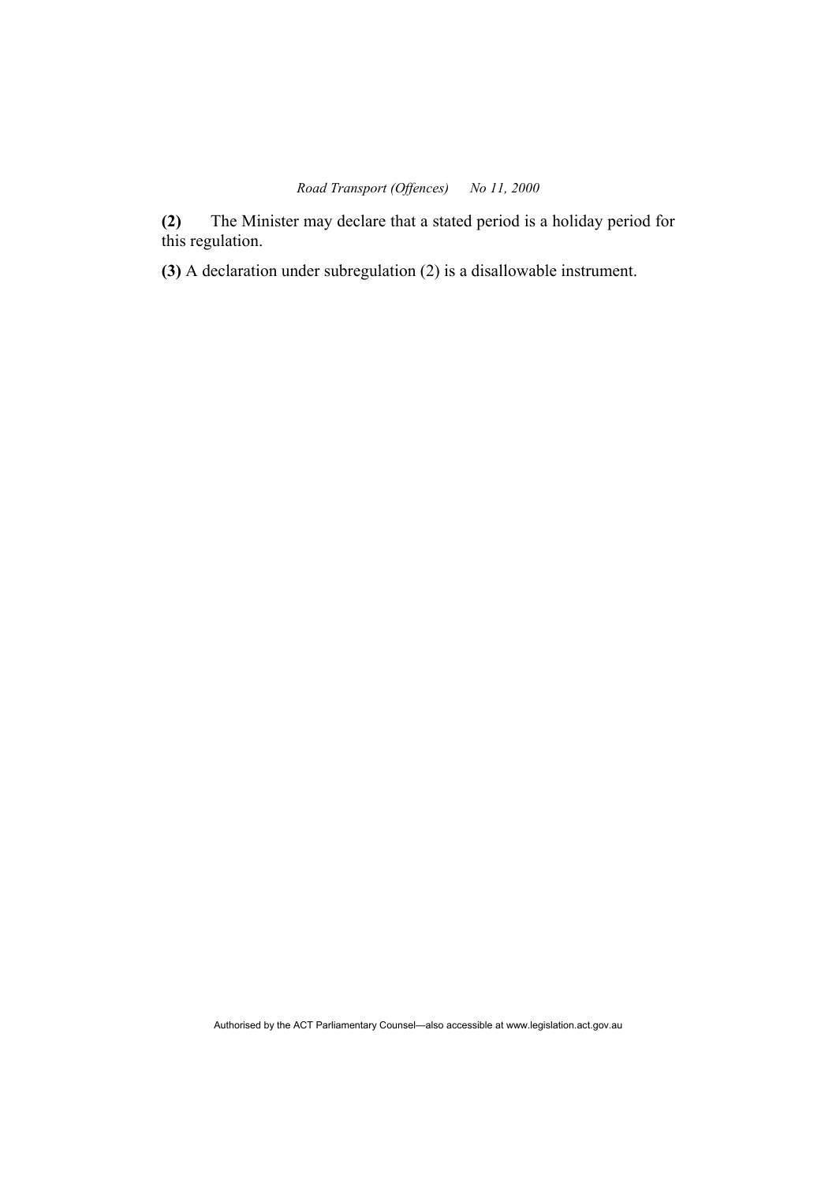**(2)** The Minister may declare that a stated period is a holiday period for this regulation.

**(3)** A declaration under subregulation (2) is a disallowable instrument.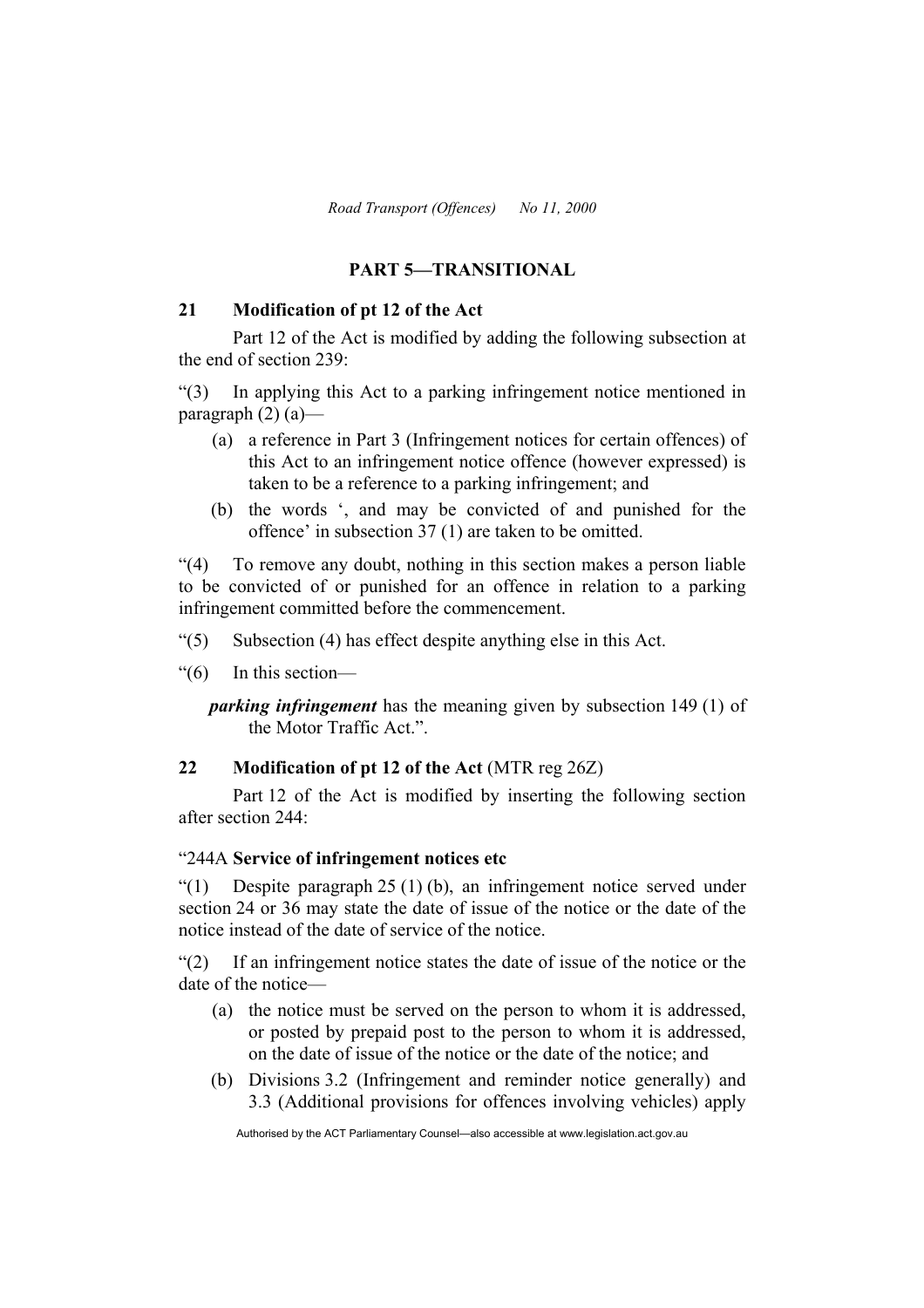## PART 5—TRANSITIONAL

### 21 Modification of pt 12 of the Act

Part 12 of the Act is modified by adding the following subsection at the end of section 239:

“(3) In applying this Act to a parking infringement notice mentioned in paragraph (2) (a)—

- (a) a reference in Part 3 (Infringement notices for certain offences) of this Act to an infringement notice offence (however expressed) is taken to be a reference to a parking infringement; and
- (b) the words ‘, and may be convicted of and punished for the offence’ in subsection 37 (1) are taken to be omitted.

“(4) To remove any doubt, nothing in this section makes a person liable to be convicted of or punished for an offence in relation to a parking infringement committed before the commencement.

“(5) Subsection (4) has effect despite anything else in this Act.

“(6) In this section—

***parking infringement*** has the meaning given by subsection 149 (1) of the Motor Traffic Act.”.

### 22 Modification of pt 12 of the Act (MTR reg 26Z)

Part 12 of the Act is modified by inserting the following section after section 244:

“244A **Service of infringement notices etc**

“(1) Despite paragraph 25 (1) (b), an infringement notice served under section 24 or 36 may state the date of issue of the notice or the date of the notice instead of the date of service of the notice.

“(2) If an infringement notice states the date of issue of the notice or the date of the notice—

- (a) the notice must be served on the person to whom it is addressed, or posted by prepaid post to the person to whom it is addressed, on the date of issue of the notice or the date of the notice; and
- (b) Divisions 3.2 (Infringement and reminder notice generally) and 3.3 (Additional provisions for offences involving vehicles) apply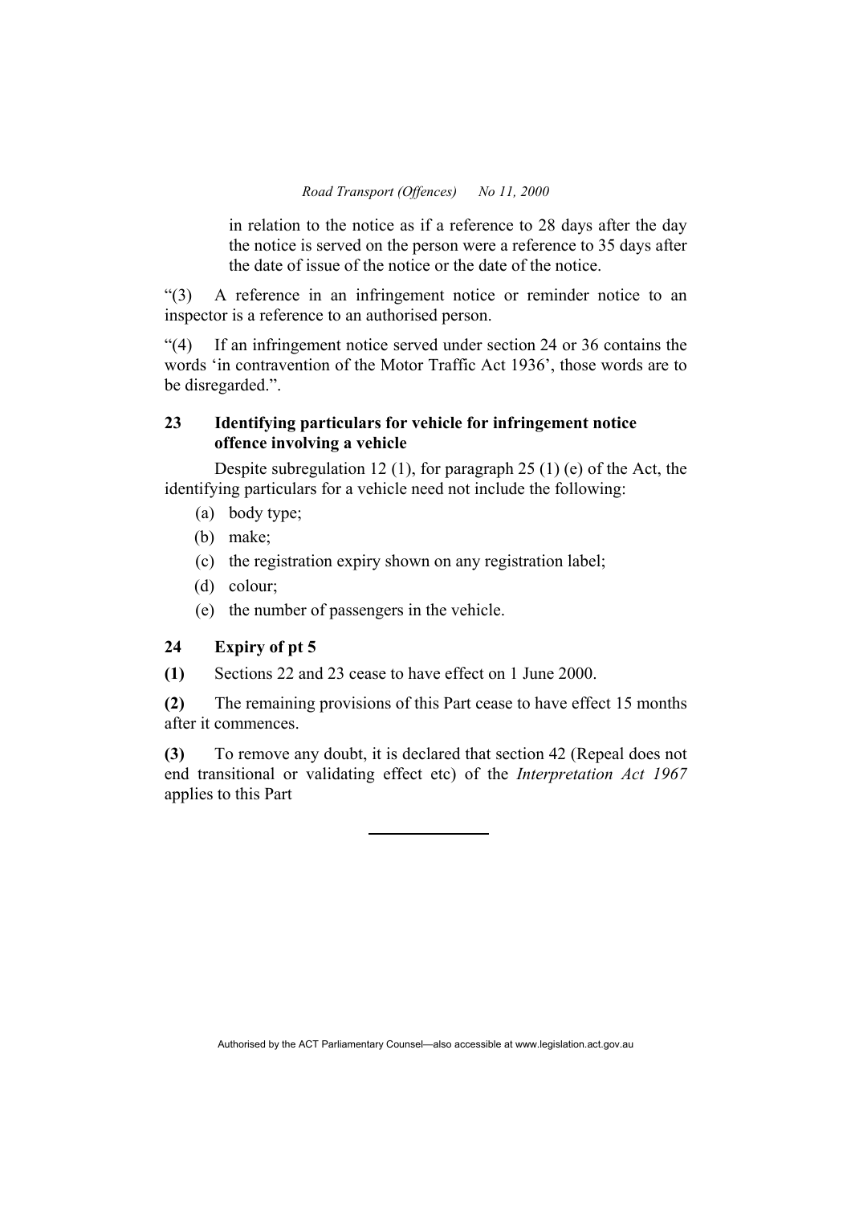in relation to the notice as if a reference to 28 days after the day the notice is served on the person were a reference to 35 days after the date of issue of the notice or the date of the notice.

“(3) A reference in an infringement notice or reminder notice to an inspector is a reference to an authorised person.

“(4) If an infringement notice served under section 24 or 36 contains the words ‘in contravention of the Motor Traffic Act 1936’, those words are to be disregarded.”.

### 23 Identifying particulars for vehicle for infringement notice offence involving a vehicle

Despite subregulation 12 (1), for paragraph 25 (1) (e) of the Act, the identifying particulars for a vehicle need not include the following:

(a) body type;

(b) make;

(c) the registration expiry shown on any registration label;

(d) colour;

(e) the number of passengers in the vehicle.

### 24 Expiry of pt 5

**(1)** Sections 22 and 23 cease to have effect on 1 June 2000.

**(2)** The remaining provisions of this Part cease to have effect 15 months after it commences.

**(3)** To remove any doubt, it is declared that section 42 (Repeal does not end transitional or validating effect etc) of the *Interpretation Act 1967* applies to this Part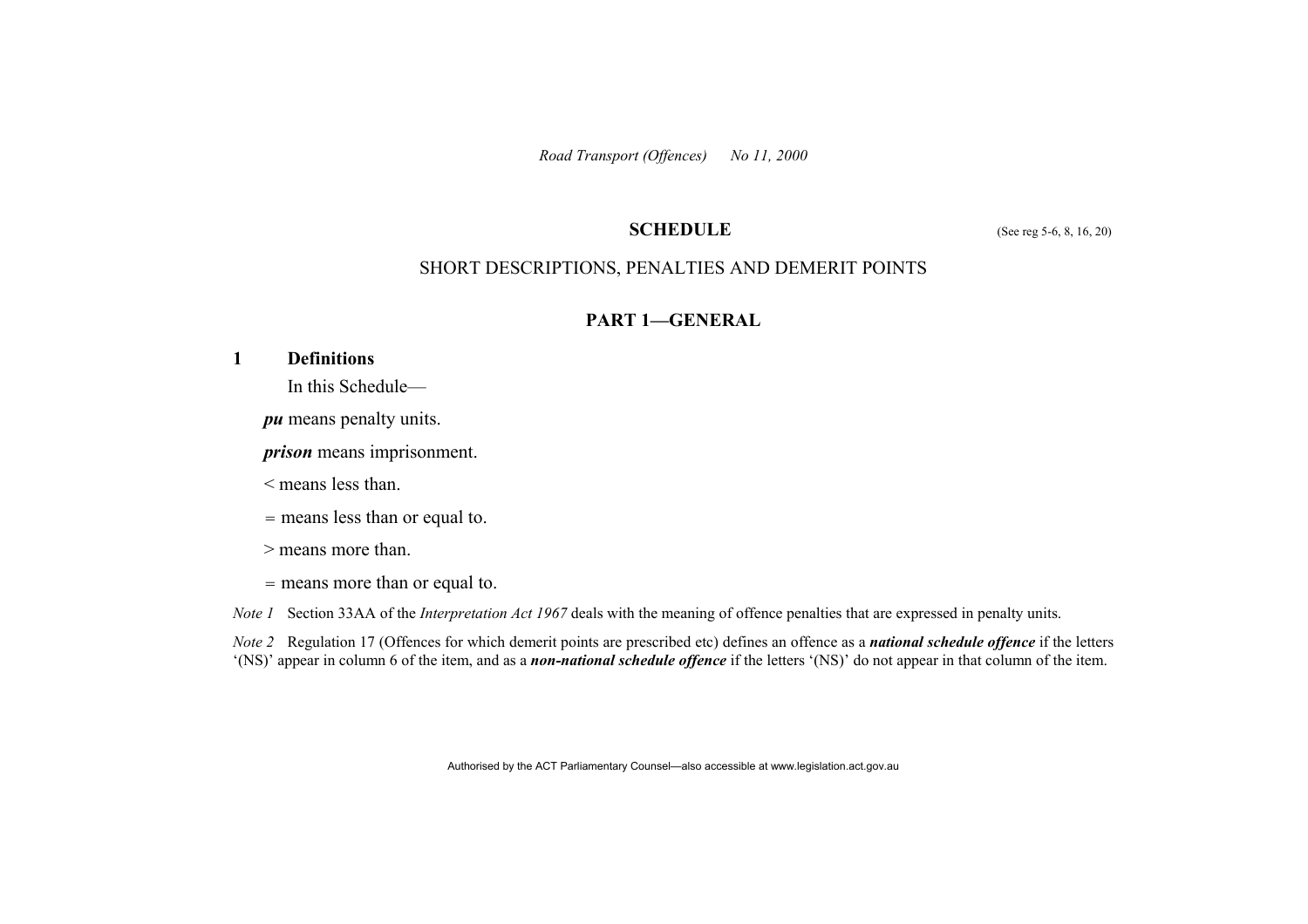# SCHEDULE

(See reg 5-6, 8, 16, 20)

## SHORT DESCRIPTIONS, PENALTIES AND DEMERIT POINTS

## PART 1—GENERAL

### 1 Definitions

In this Schedule—

***pu*** means penalty units.

***prison*** means imprisonment.

< means less than.

= means less than or equal to.

> means more than.

= means more than or equal to.

*Note 1* Section 33AA of the *Interpretation Act 1967* deals with the meaning of offence penalties that are expressed in penalty units.

*Note 2* Regulation 17 (Offences for which demerit points are prescribed etc) defines an offence as a ***national schedule offence*** if the letters '(NS)' appear in column 6 of the item, and as a ***non-national schedule offence*** if the letters '(NS)' do not appear in that column of the item.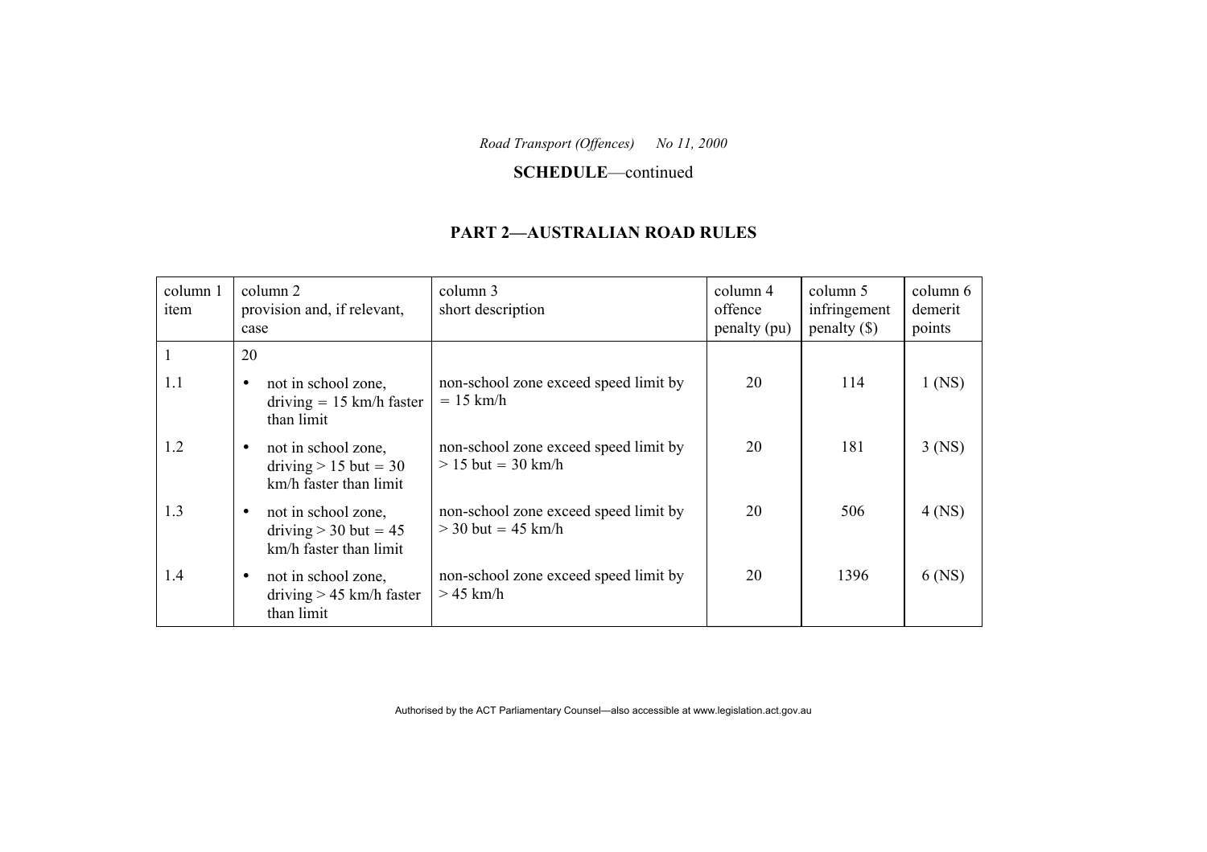**SCHEDULE**—continued

## PART 2—AUSTRALIAN ROAD RULES

| column 1 item | column 2 provision and, if relevant, case | column 3 short description | column 4 offence penalty (pu) | column 5 infringement penalty ($) | column 6 demerit points |
|---|---|---|---|---|---|
| 1 | 20 | | | | |
| 1.1 | • not in school zone, driving = 15 km/h faster than limit | non-school zone exceed speed limit by = 15 km/h | 20 | 114 | 1 (NS) |
| 1.2 | • not in school zone, driving > 15 but = 30 km/h faster than limit | non-school zone exceed speed limit by > 15 but = 30 km/h | 20 | 181 | 3 (NS) |
| 1.3 | • not in school zone, driving > 30 but = 45 km/h faster than limit | non-school zone exceed speed limit by > 30 but = 45 km/h | 20 | 506 | 4 (NS) |
| 1.4 | • not in school zone, driving > 45 km/h faster than limit | non-school zone exceed speed limit by > 45 km/h | 20 | 1396 | 6 (NS) |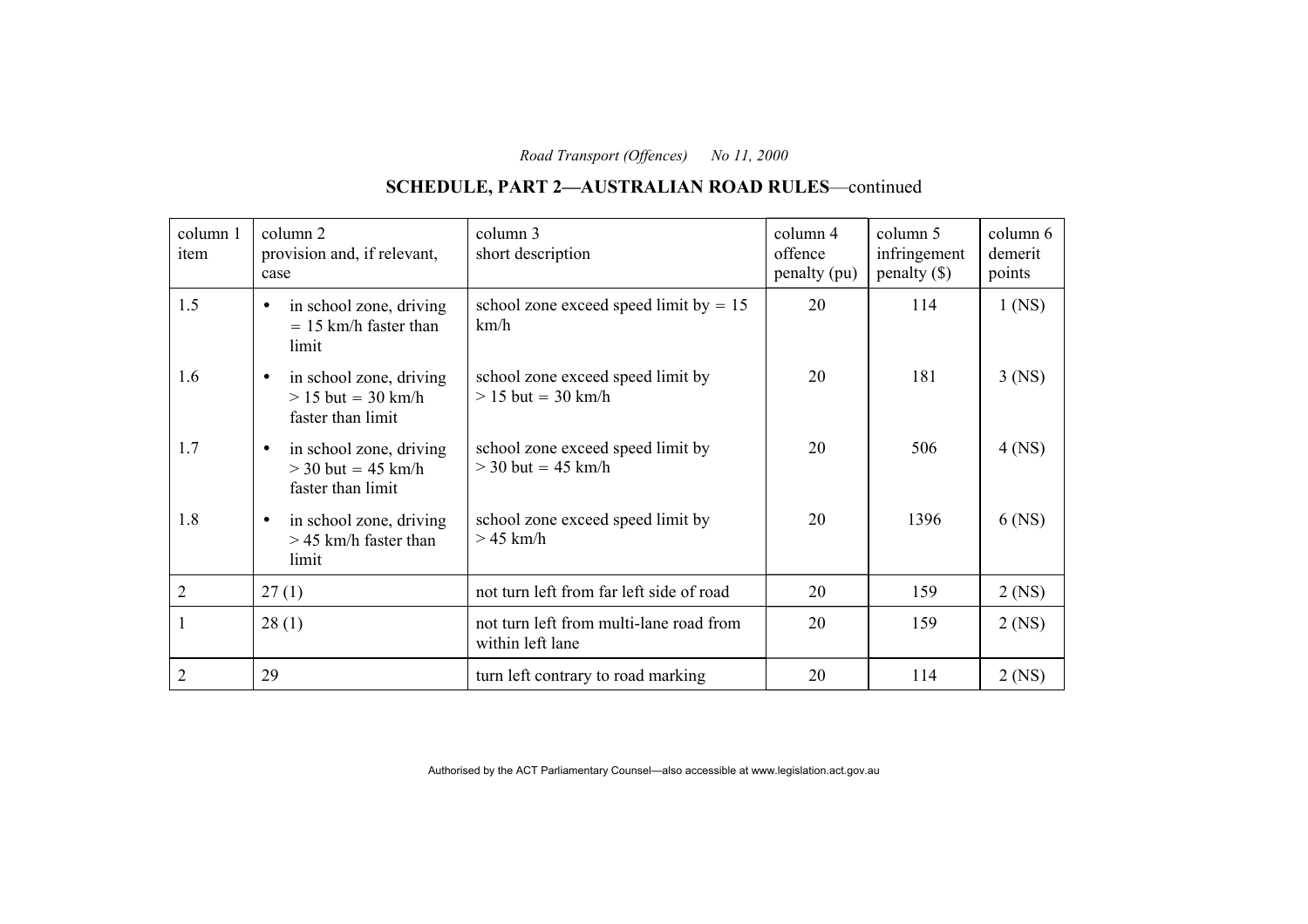## SCHEDULE, PART 2—AUSTRALIAN ROAD RULES—continued

| column 1 item | column 2 provision and, if relevant, case | column 3 short description | column 4 offence penalty (pu) | column 5 infringement penalty ($) | column 6 demerit points |
|---|---|---|---|---|---|
| 1.5 | • in school zone, driving = 15 km/h faster than limit | school zone exceed speed limit by = 15 km/h | 20 | 114 | 1 (NS) |
| 1.6 | • in school zone, driving > 15 but = 30 km/h faster than limit | school zone exceed speed limit by > 15 but = 30 km/h | 20 | 181 | 3 (NS) |
| 1.7 | • in school zone, driving > 30 but = 45 km/h faster than limit | school zone exceed speed limit by > 30 but = 45 km/h | 20 | 506 | 4 (NS) |
| 1.8 | • in school zone, driving > 45 km/h faster than limit | school zone exceed speed limit by > 45 km/h | 20 | 1396 | 6 (NS) |
| 2 | 27 (1) | not turn left from far left side of road | 20 | 159 | 2 (NS) |
| 1 | 28 (1) | not turn left from multi-lane road from within left lane | 20 | 159 | 2 (NS) |
| 2 | 29 | turn left contrary to road marking | 20 | 114 | 2 (NS) |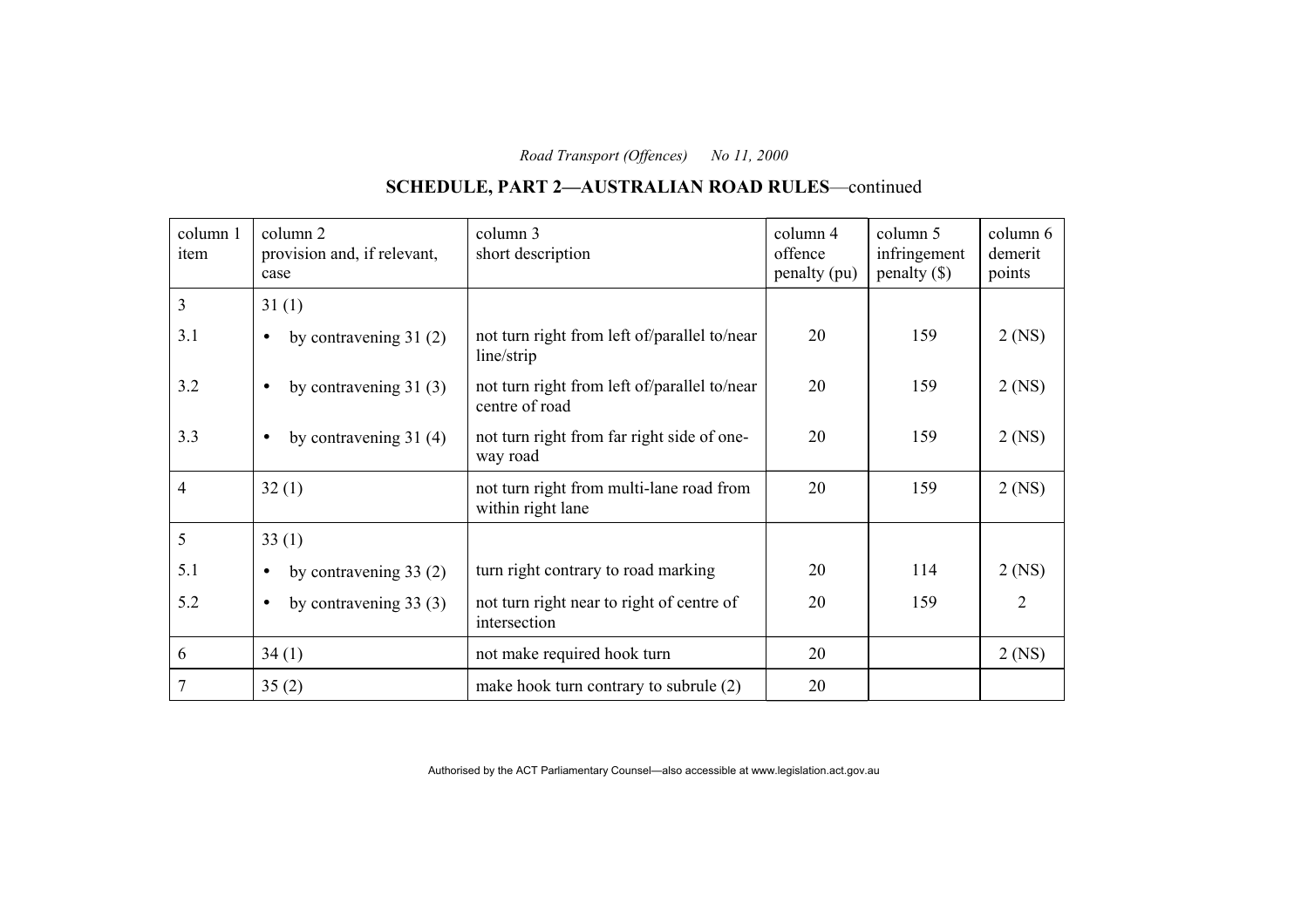## SCHEDULE, PART 2—AUSTRALIAN ROAD RULES—continued

| column 1 item | column 2 provision and, if relevant, case | column 3 short description | column 4 offence penalty (pu) | column 5 infringement penalty ($) | column 6 demerit points |
|---|---|---|---|---|---|
| 3 | 31 (1) | | | | |
| 3.1 | • by contravening 31 (2) | not turn right from left of/parallel to/near line/strip | 20 | 159 | 2 (NS) |
| 3.2 | • by contravening 31 (3) | not turn right from left of/parallel to/near centre of road | 20 | 159 | 2 (NS) |
| 3.3 | • by contravening 31 (4) | not turn right from far right side of one-way road | 20 | 159 | 2 (NS) |
| 4 | 32 (1) | not turn right from multi-lane road from within right lane | 20 | 159 | 2 (NS) |
| 5 | 33 (1) | | | | |
| 5.1 | • by contravening 33 (2) | turn right contrary to road marking | 20 | 114 | 2 (NS) |
| 5.2 | • by contravening 33 (3) | not turn right near to right of centre of intersection | 20 | 159 | 2 |
| 6 | 34 (1) | not make required hook turn | 20 | | 2 (NS) |
| 7 | 35 (2) | make hook turn contrary to subrule (2) | 20 | | |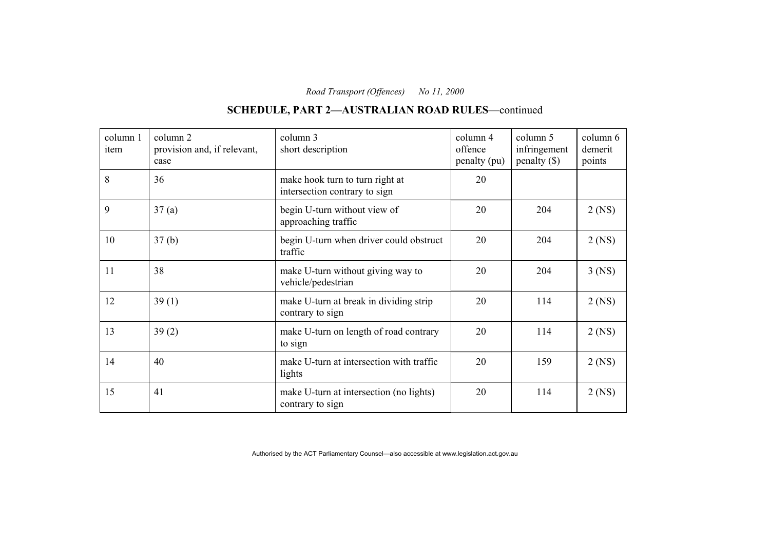## SCHEDULE, PART 2—AUSTRALIAN ROAD RULES—continued

| column 1 item | column 2 provision and, if relevant, case | column 3 short description | column 4 offence penalty (pu) | column 5 infringement penalty ($) | column 6 demerit points |
|---|---|---|---|---|---|
| 8 | 36 | make hook turn to turn right at intersection contrary to sign | 20 | | |
| 9 | 37 (a) | begin U-turn without view of approaching traffic | 20 | 204 | 2 (NS) |
| 10 | 37 (b) | begin U-turn when driver could obstruct traffic | 20 | 204 | 2 (NS) |
| 11 | 38 | make U-turn without giving way to vehicle/pedestrian | 20 | 204 | 3 (NS) |
| 12 | 39 (1) | make U-turn at break in dividing strip contrary to sign | 20 | 114 | 2 (NS) |
| 13 | 39 (2) | make U-turn on length of road contrary to sign | 20 | 114 | 2 (NS) |
| 14 | 40 | make U-turn at intersection with traffic lights | 20 | 159 | 2 (NS) |
| 15 | 41 | make U-turn at intersection (no lights) contrary to sign | 20 | 114 | 2 (NS) |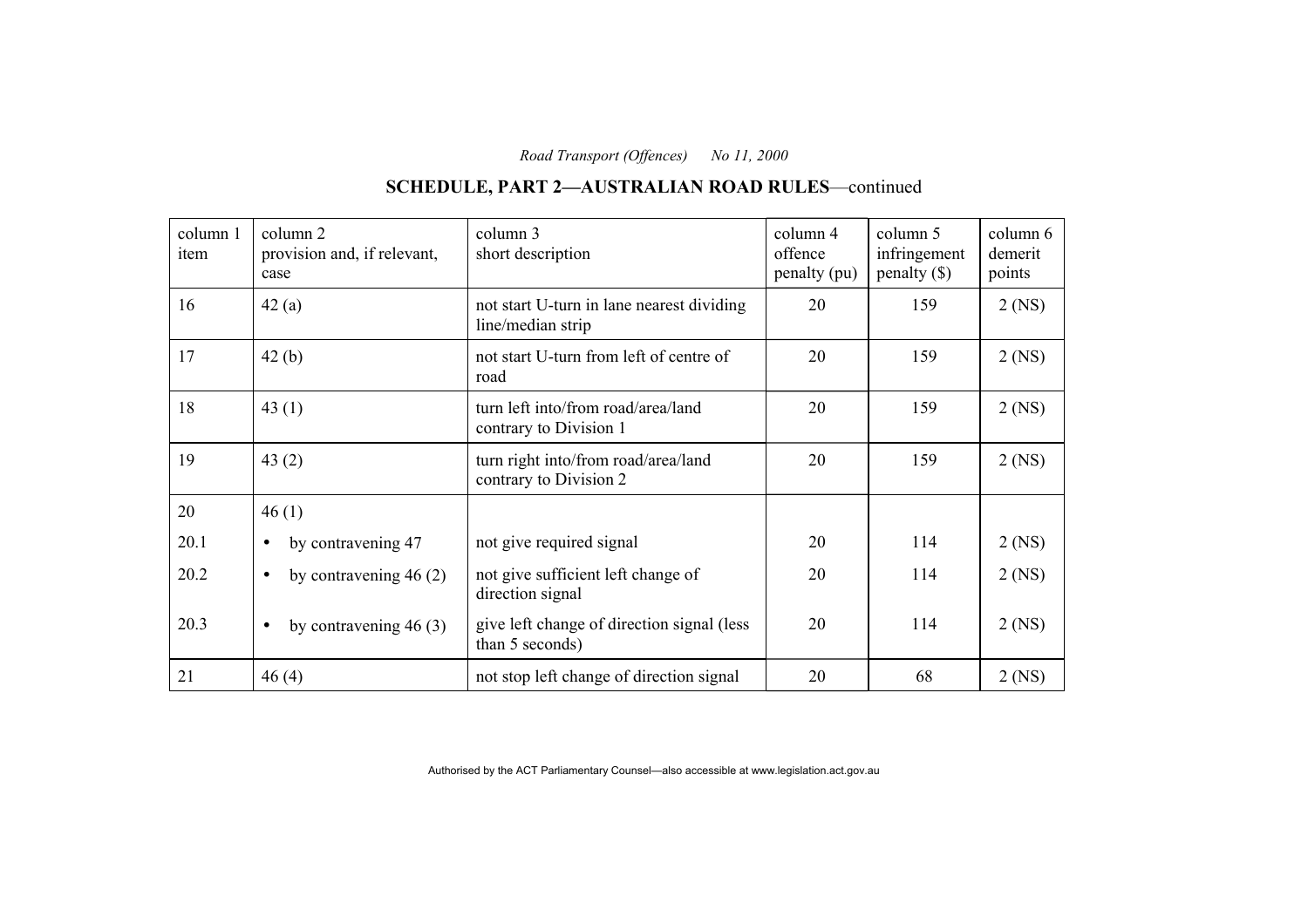## SCHEDULE, PART 2—AUSTRALIAN ROAD RULES—continued

| column 1 item | column 2 provision and, if relevant, case | column 3 short description | column 4 offence penalty (pu) | column 5 infringement penalty ($) | column 6 demerit points |
|---|---|---|---|---|---|
| 16 | 42 (a) | not start U-turn in lane nearest dividing line/median strip | 20 | 159 | 2 (NS) |
| 17 | 42 (b) | not start U-turn from left of centre of road | 20 | 159 | 2 (NS) |
| 18 | 43 (1) | turn left into/from road/area/land contrary to Division 1 | 20 | 159 | 2 (NS) |
| 19 | 43 (2) | turn right into/from road/area/land contrary to Division 2 | 20 | 159 | 2 (NS) |
| 20 | 46 (1) | | | | |
| 20.1 | • by contravening 47 | not give required signal | 20 | 114 | 2 (NS) |
| 20.2 | • by contravening 46 (2) | not give sufficient left change of direction signal | 20 | 114 | 2 (NS) |
| 20.3 | • by contravening 46 (3) | give left change of direction signal (less than 5 seconds) | 20 | 114 | 2 (NS) |
| 21 | 46 (4) | not stop left change of direction signal | 20 | 68 | 2 (NS) |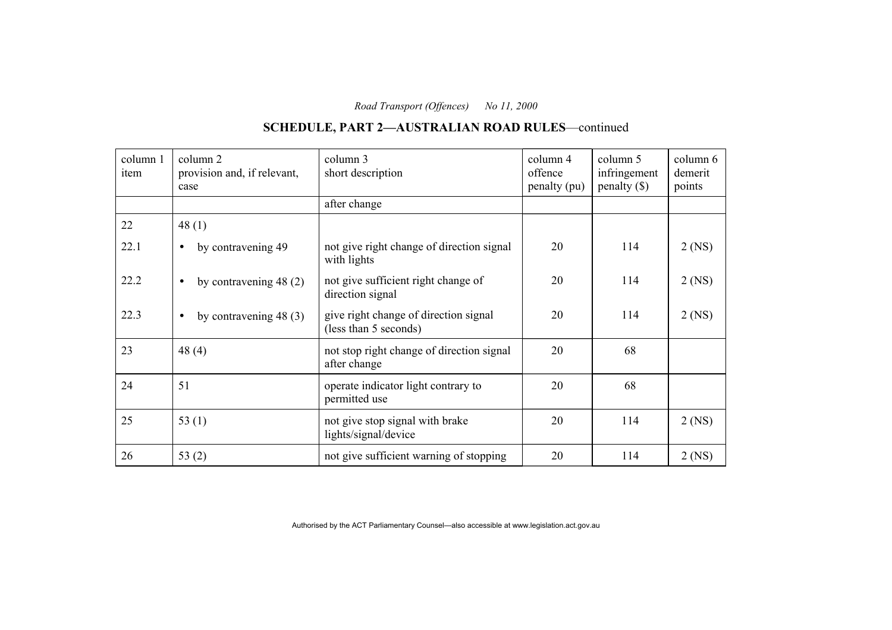## SCHEDULE, PART 2—AUSTRALIAN ROAD RULES—continued

| column 1 item | column 2 provision and, if relevant, case | column 3 short description | column 4 offence penalty (pu) | column 5 infringement penalty ($) | column 6 demerit points |
|---|---|---|---|---|---|
| | | after change | | | |
| 22 | 48 (1) | | | | |
| 22.1 | • by contravening 49 | not give right change of direction signal with lights | 20 | 114 | 2 (NS) |
| 22.2 | • by contravening 48 (2) | not give sufficient right change of direction signal | 20 | 114 | 2 (NS) |
| 22.3 | • by contravening 48 (3) | give right change of direction signal (less than 5 seconds) | 20 | 114 | 2 (NS) |
| 23 | 48 (4) | not stop right change of direction signal after change | 20 | 68 | |
| 24 | 51 | operate indicator light contrary to permitted use | 20 | 68 | |
| 25 | 53 (1) | not give stop signal with brake lights/signal/device | 20 | 114 | 2 (NS) |
| 26 | 53 (2) | not give sufficient warning of stopping | 20 | 114 | 2 (NS) |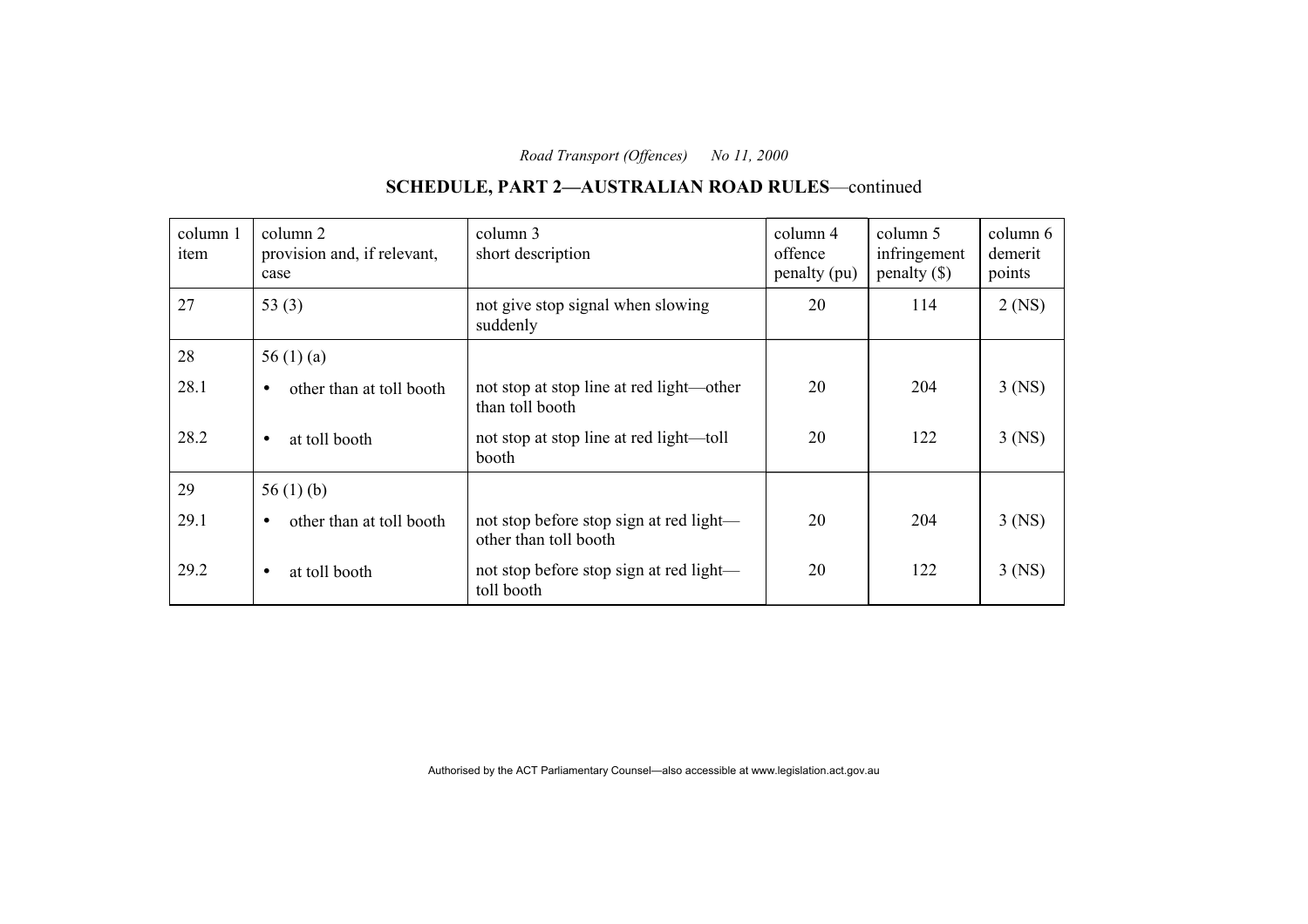## SCHEDULE, PART 2—AUSTRALIAN ROAD RULES—continued

| column 1 item | column 2 provision and, if relevant, case | column 3 short description | column 4 offence penalty (pu) | column 5 infringement penalty ($) | column 6 demerit points |
|---|---|---|---|---|---|
| 27 | 53 (3) | not give stop signal when slowing suddenly | 20 | 114 | 2 (NS) |
| 28 | 56 (1) (a) | | | | |
| 28.1 | • other than at toll booth | not stop at stop line at red light—other than toll booth | 20 | 204 | 3 (NS) |
| 28.2 | • at toll booth | not stop at stop line at red light—toll booth | 20 | 122 | 3 (NS) |
| 29 | 56 (1) (b) | | | | |
| 29.1 | • other than at toll booth | not stop before stop sign at red light—other than toll booth | 20 | 204 | 3 (NS) |
| 29.2 | • at toll booth | not stop before stop sign at red light—toll booth | 20 | 122 | 3 (NS) |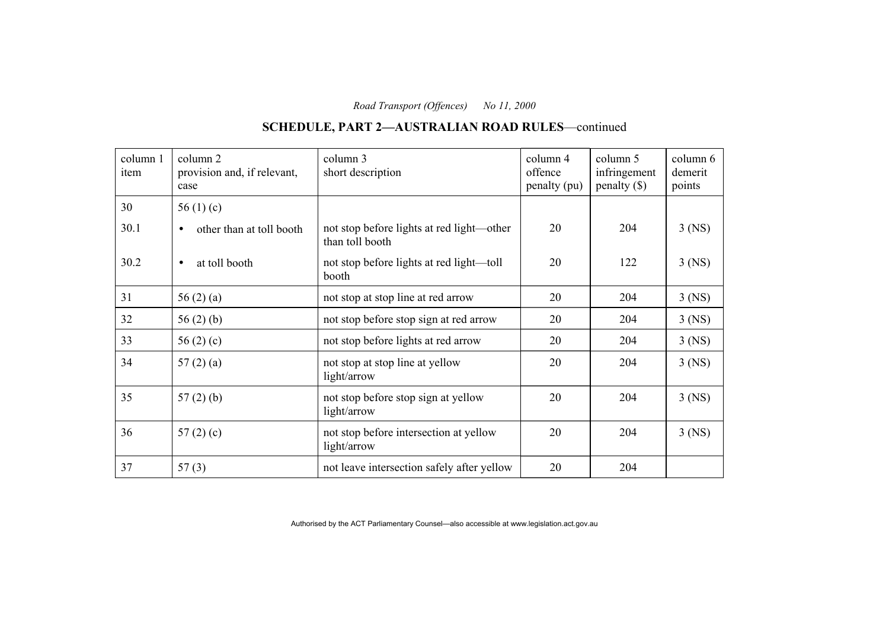## SCHEDULE, PART 2—AUSTRALIAN ROAD RULES—continued

| column 1 item | column 2 provision and, if relevant, case | column 3 short description | column 4 offence penalty (pu) | column 5 infringement penalty ($) | column 6 demerit points |
|---|---|---|---|---|---|
| 30 | 56 (1) (c) | | | | |
| 30.1 | • other than at toll booth | not stop before lights at red light—other than toll booth | 20 | 204 | 3 (NS) |
| 30.2 | • at toll booth | not stop before lights at red light—toll booth | 20 | 122 | 3 (NS) |
| 31 | 56 (2) (a) | not stop at stop line at red arrow | 20 | 204 | 3 (NS) |
| 32 | 56 (2) (b) | not stop before stop sign at red arrow | 20 | 204 | 3 (NS) |
| 33 | 56 (2) (c) | not stop before lights at red arrow | 20 | 204 | 3 (NS) |
| 34 | 57 (2) (a) | not stop at stop line at yellow light/arrow | 20 | 204 | 3 (NS) |
| 35 | 57 (2) (b) | not stop before stop sign at yellow light/arrow | 20 | 204 | 3 (NS) |
| 36 | 57 (2) (c) | not stop before intersection at yellow light/arrow | 20 | 204 | 3 (NS) |
| 37 | 57 (3) | not leave intersection safely after yellow | 20 | 204 | |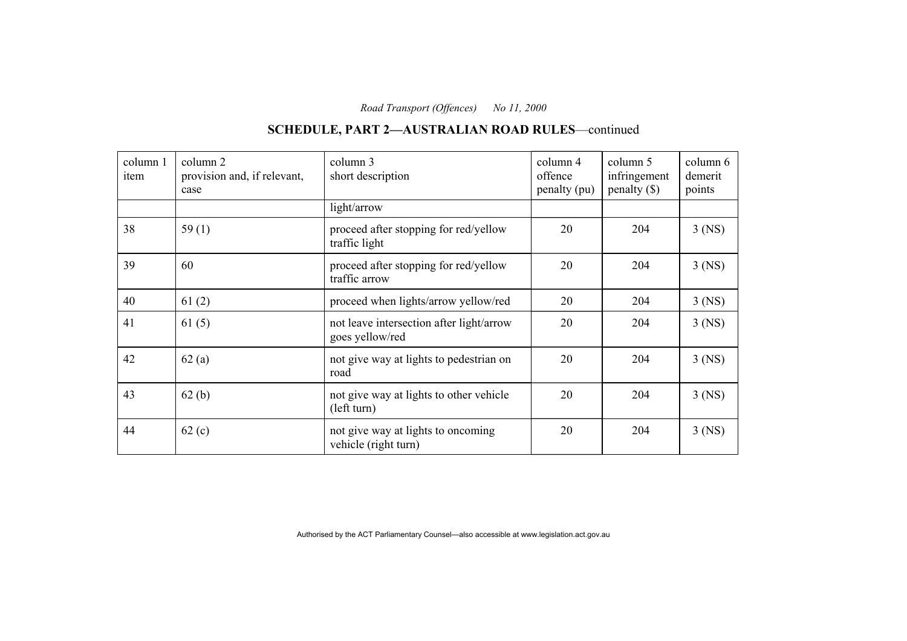## SCHEDULE, PART 2—AUSTRALIAN ROAD RULES—continued

| column 1 item | column 2 provision and, if relevant, case | column 3 short description | column 4 offence penalty (pu) | column 5 infringement penalty ($) | column 6 demerit points |
|---|---|---|---|---|---|
| | | light/arrow | | | |
| 38 | 59 (1) | proceed after stopping for red/yellow traffic light | 20 | 204 | 3 (NS) |
| 39 | 60 | proceed after stopping for red/yellow traffic arrow | 20 | 204 | 3 (NS) |
| 40 | 61 (2) | proceed when lights/arrow yellow/red | 20 | 204 | 3 (NS) |
| 41 | 61 (5) | not leave intersection after light/arrow goes yellow/red | 20 | 204 | 3 (NS) |
| 42 | 62 (a) | not give way at lights to pedestrian on road | 20 | 204 | 3 (NS) |
| 43 | 62 (b) | not give way at lights to other vehicle (left turn) | 20 | 204 | 3 (NS) |
| 44 | 62 (c) | not give way at lights to oncoming vehicle (right turn) | 20 | 204 | 3 (NS) |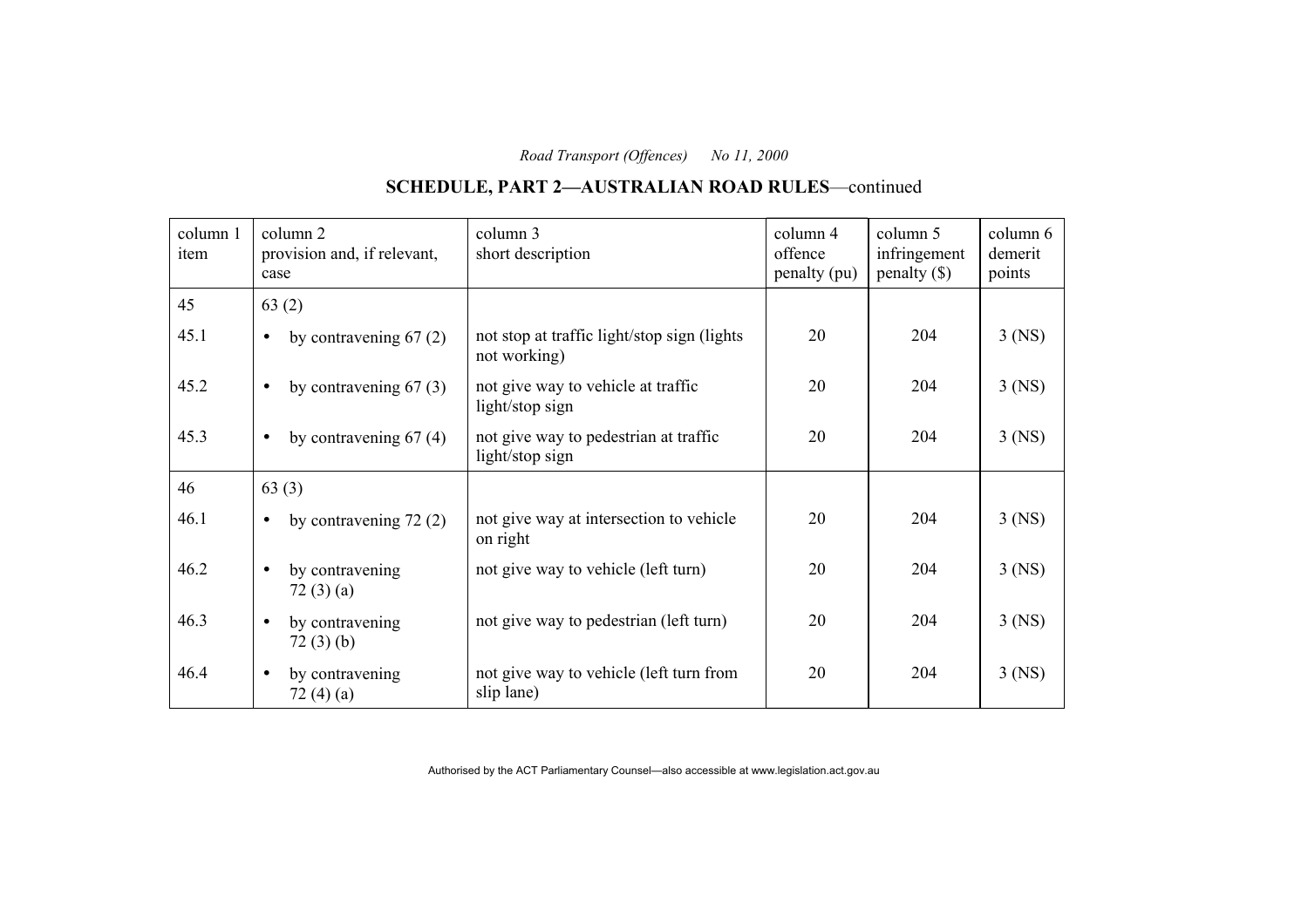## SCHEDULE, PART 2—AUSTRALIAN ROAD RULES—continued

| column 1 item | column 2 provision and, if relevant, case | column 3 short description | column 4 offence penalty (pu) | column 5 infringement penalty ($) | column 6 demerit points |
|---|---|---|---|---|---|
| 45 | 63 (2) | | | | |
| 45.1 | • by contravening 67 (2) | not stop at traffic light/stop sign (lights not working) | 20 | 204 | 3 (NS) |
| 45.2 | • by contravening 67 (3) | not give way to vehicle at traffic light/stop sign | 20 | 204 | 3 (NS) |
| 45.3 | • by contravening 67 (4) | not give way to pedestrian at traffic light/stop sign | 20 | 204 | 3 (NS) |
| 46 | 63 (3) | | | | |
| 46.1 | • by contravening 72 (2) | not give way at intersection to vehicle on right | 20 | 204 | 3 (NS) |
| 46.2 | • by contravening 72 (3) (a) | not give way to vehicle (left turn) | 20 | 204 | 3 (NS) |
| 46.3 | • by contravening 72 (3) (b) | not give way to pedestrian (left turn) | 20 | 204 | 3 (NS) |
| 46.4 | • by contravening 72 (4) (a) | not give way to vehicle (left turn from slip lane) | 20 | 204 | 3 (NS) |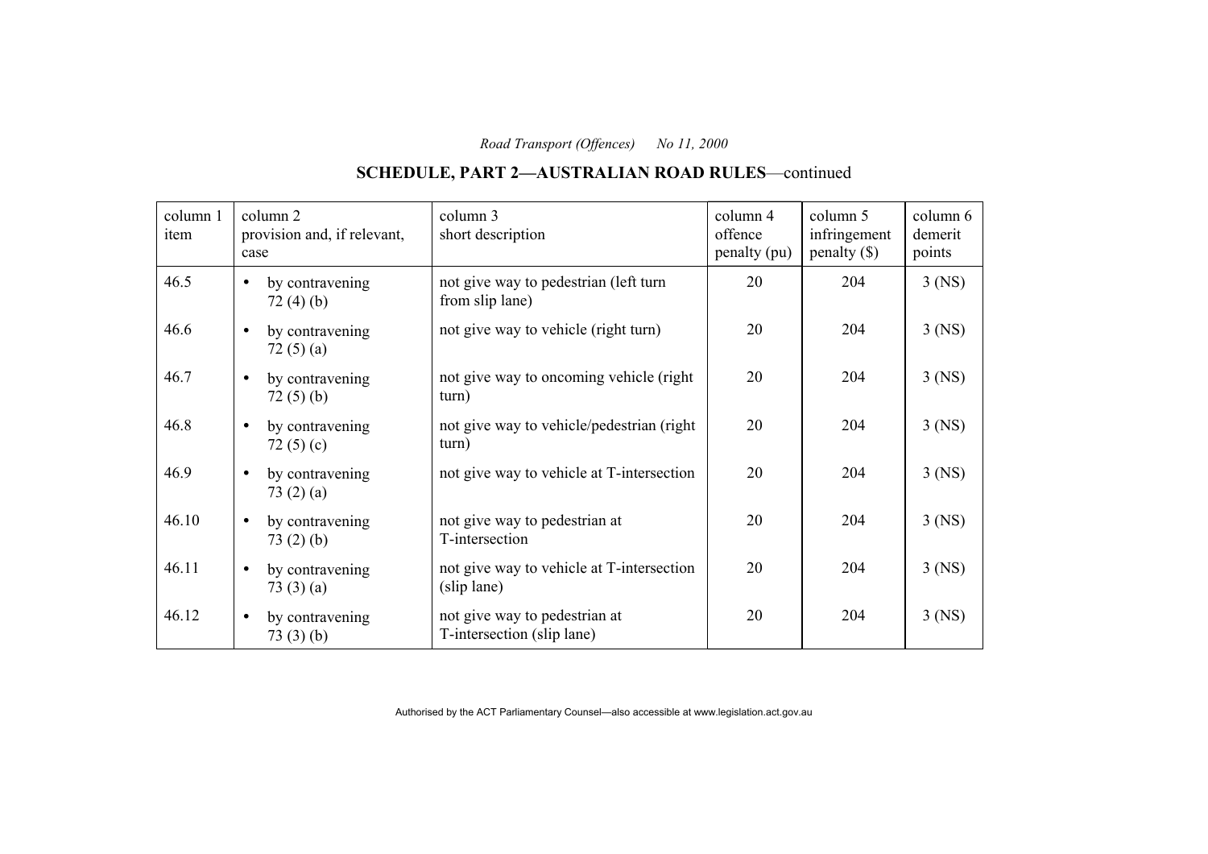## SCHEDULE, PART 2—AUSTRALIAN ROAD RULES—continued

| column 1 item | column 2 provision and, if relevant, case | column 3 short description | column 4 offence penalty (pu) | column 5 infringement penalty ($) | column 6 demerit points |
|---|---|---|---|---|---|
| 46.5 | • by contravening 72 (4) (b) | not give way to pedestrian (left turn from slip lane) | 20 | 204 | 3 (NS) |
| 46.6 | • by contravening 72 (5) (a) | not give way to vehicle (right turn) | 20 | 204 | 3 (NS) |
| 46.7 | • by contravening 72 (5) (b) | not give way to oncoming vehicle (right turn) | 20 | 204 | 3 (NS) |
| 46.8 | • by contravening 72 (5) (c) | not give way to vehicle/pedestrian (right turn) | 20 | 204 | 3 (NS) |
| 46.9 | • by contravening 73 (2) (a) | not give way to vehicle at T-intersection | 20 | 204 | 3 (NS) |
| 46.10 | • by contravening 73 (2) (b) | not give way to pedestrian at T-intersection | 20 | 204 | 3 (NS) |
| 46.11 | • by contravening 73 (3) (a) | not give way to vehicle at T-intersection (slip lane) | 20 | 204 | 3 (NS) |
| 46.12 | • by contravening 73 (3) (b) | not give way to pedestrian at T-intersection (slip lane) | 20 | 204 | 3 (NS) |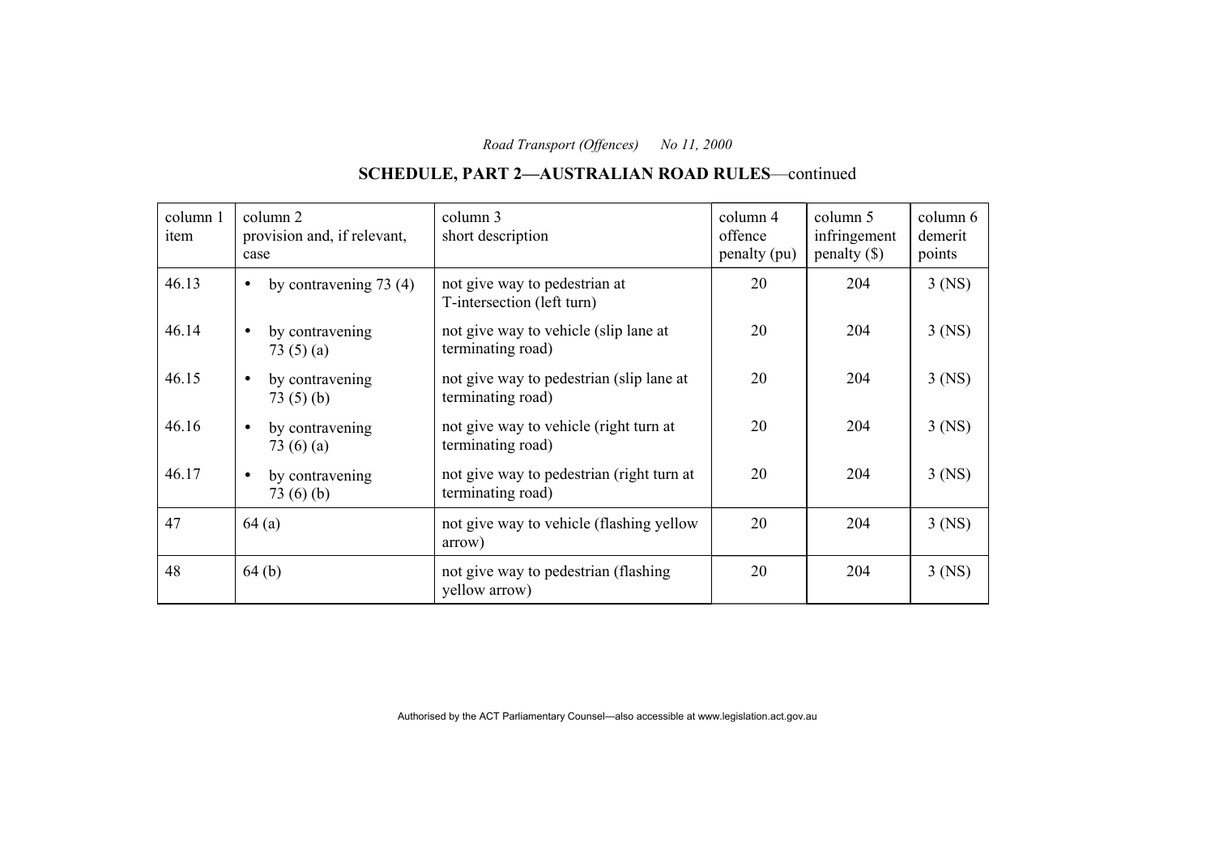## SCHEDULE, PART 2—AUSTRALIAN ROAD RULES—continued

| column 1 item | column 2 provision and, if relevant, case | column 3 short description | column 4 offence penalty (pu) | column 5 infringement penalty ($) | column 6 demerit points |
|---|---|---|---|---|---|
| 46.13 | • by contravening 73 (4) | not give way to pedestrian at T-intersection (left turn) | 20 | 204 | 3 (NS) |
| 46.14 | • by contravening 73 (5) (a) | not give way to vehicle (slip lane at terminating road) | 20 | 204 | 3 (NS) |
| 46.15 | • by contravening 73 (5) (b) | not give way to pedestrian (slip lane at terminating road) | 20 | 204 | 3 (NS) |
| 46.16 | • by contravening 73 (6) (a) | not give way to vehicle (right turn at terminating road) | 20 | 204 | 3 (NS) |
| 46.17 | • by contravening 73 (6) (b) | not give way to pedestrian (right turn at terminating road) | 20 | 204 | 3 (NS) |
| 47 | 64 (a) | not give way to vehicle (flashing yellow arrow) | 20 | 204 | 3 (NS) |
| 48 | 64 (b) | not give way to pedestrian (flashing yellow arrow) | 20 | 204 | 3 (NS) |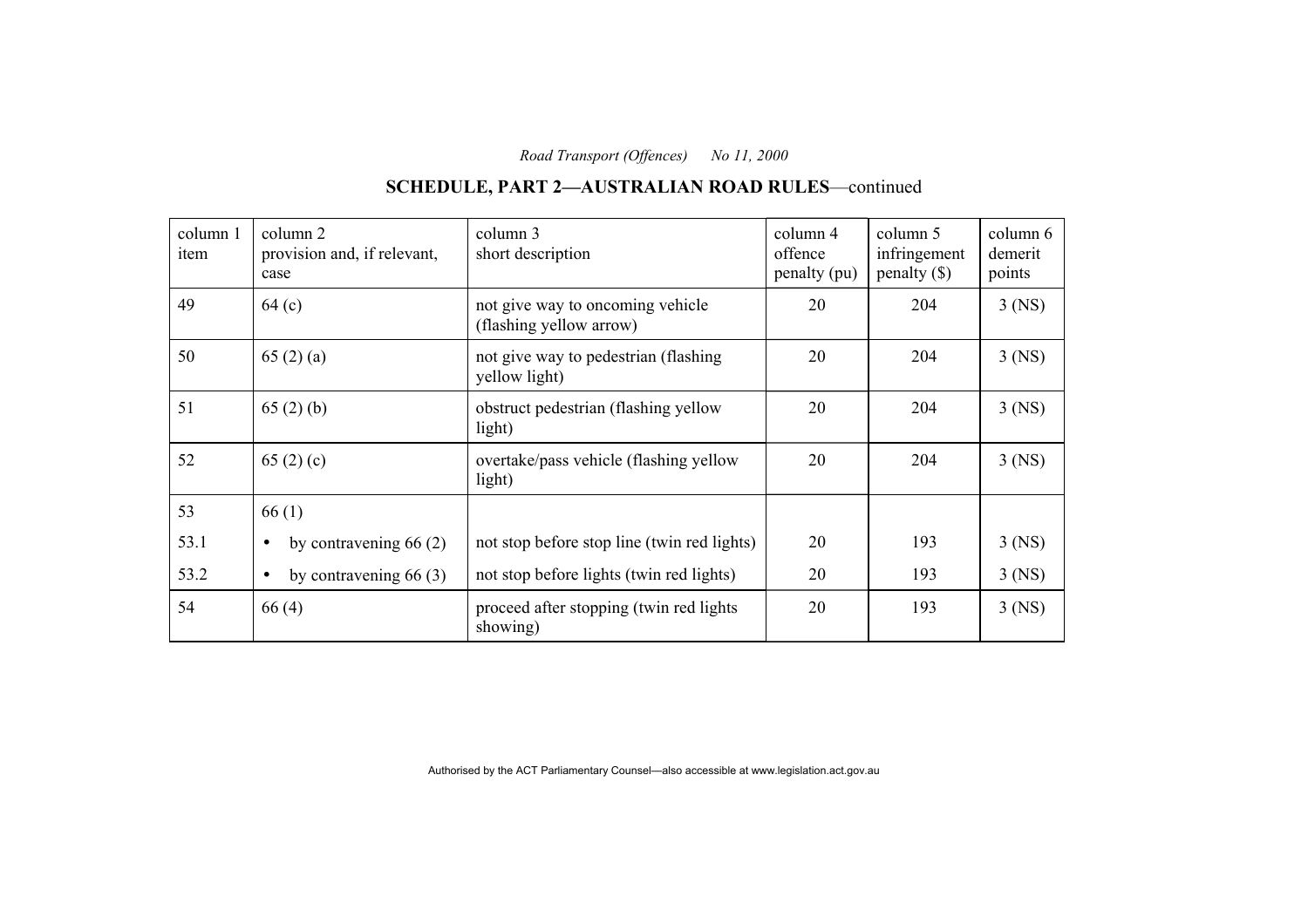## SCHEDULE, PART 2—AUSTRALIAN ROAD RULES—continued

| column 1 item | column 2 provision and, if relevant, case | column 3 short description | column 4 offence penalty (pu) | column 5 infringement penalty ($) | column 6 demerit points |
|---|---|---|---|---|---|
| 49 | 64 (c) | not give way to oncoming vehicle (flashing yellow arrow) | 20 | 204 | 3 (NS) |
| 50 | 65 (2) (a) | not give way to pedestrian (flashing yellow light) | 20 | 204 | 3 (NS) |
| 51 | 65 (2) (b) | obstruct pedestrian (flashing yellow light) | 20 | 204 | 3 (NS) |
| 52 | 65 (2) (c) | overtake/pass vehicle (flashing yellow light) | 20 | 204 | 3 (NS) |
| 53 | 66 (1) | | | | |
| 53.1 | • by contravening 66 (2) | not stop before stop line (twin red lights) | 20 | 193 | 3 (NS) |
| 53.2 | • by contravening 66 (3) | not stop before lights (twin red lights) | 20 | 193 | 3 (NS) |
| 54 | 66 (4) | proceed after stopping (twin red lights showing) | 20 | 193 | 3 (NS) |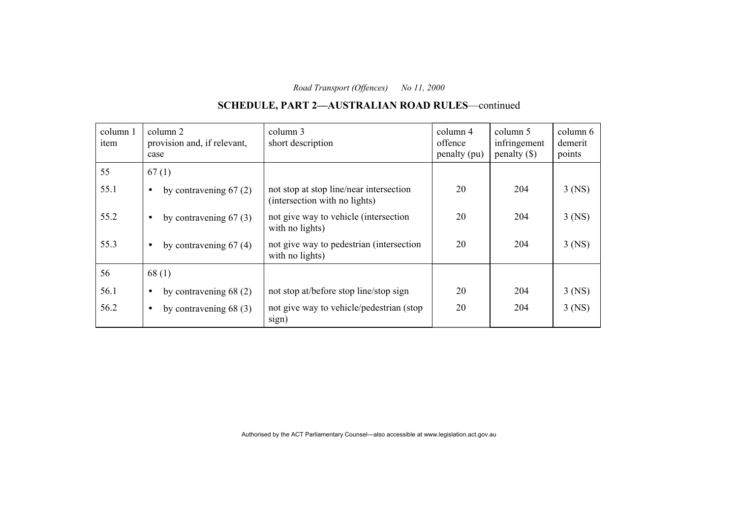## SCHEDULE, PART 2—AUSTRALIAN ROAD RULES—continued

| column 1 item | column 2 provision and, if relevant, case | column 3 short description | column 4 offence penalty (pu) | column 5 infringement penalty ($) | column 6 demerit points |
|---|---|---|---|---|---|
| 55 | 67 (1) | | | | |
| 55.1 | • by contravening 67 (2) | not stop at stop line/near intersection (intersection with no lights) | 20 | 204 | 3 (NS) |
| 55.2 | • by contravening 67 (3) | not give way to vehicle (intersection with no lights) | 20 | 204 | 3 (NS) |
| 55.3 | • by contravening 67 (4) | not give way to pedestrian (intersection with no lights) | 20 | 204 | 3 (NS) |
| 56 | 68 (1) | | | | |
| 56.1 | • by contravening 68 (2) | not stop at/before stop line/stop sign | 20 | 204 | 3 (NS) |
| 56.2 | • by contravening 68 (3) | not give way to vehicle/pedestrian (stop sign) | 20 | 204 | 3 (NS) |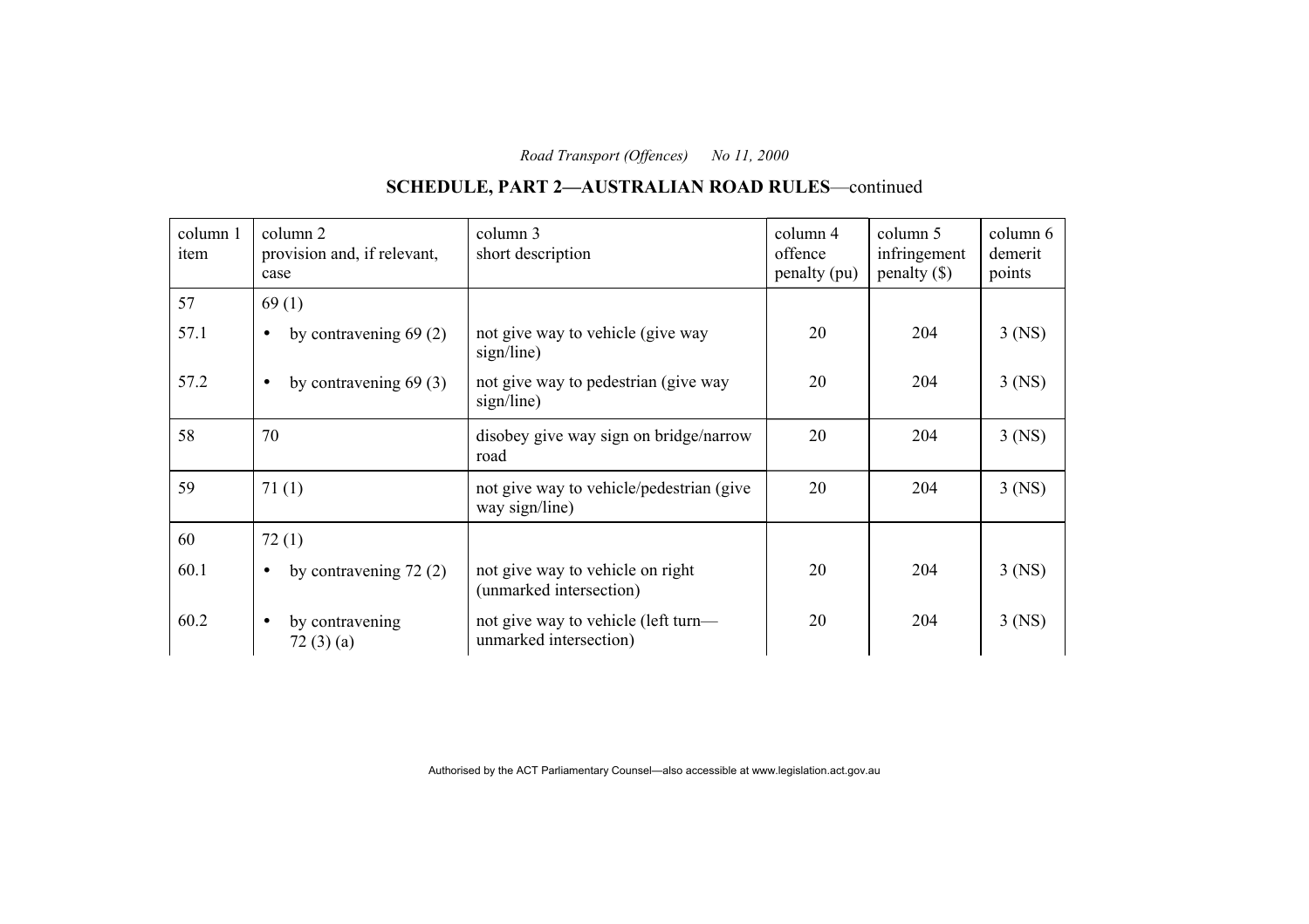## SCHEDULE, PART 2—AUSTRALIAN ROAD RULES—continued

| column 1 item | column 2 provision and, if relevant, case | column 3 short description | column 4 offence penalty (pu) | column 5 infringement penalty ($) | column 6 demerit points |
|---|---|---|---|---|---|
| 57 | 69 (1) | | | | |
| 57.1 | • by contravening 69 (2) | not give way to vehicle (give way sign/line) | 20 | 204 | 3 (NS) |
| 57.2 | • by contravening 69 (3) | not give way to pedestrian (give way sign/line) | 20 | 204 | 3 (NS) |
| 58 | 70 | disobey give way sign on bridge/narrow road | 20 | 204 | 3 (NS) |
| 59 | 71 (1) | not give way to vehicle/pedestrian (give way sign/line) | 20 | 204 | 3 (NS) |
| 60 | 72 (1) | | | | |
| 60.1 | • by contravening 72 (2) | not give way to vehicle on right (unmarked intersection) | 20 | 204 | 3 (NS) |
| 60.2 | • by contravening 72 (3) (a) | not give way to vehicle (left turn—unmarked intersection) | 20 | 204 | 3 (NS) |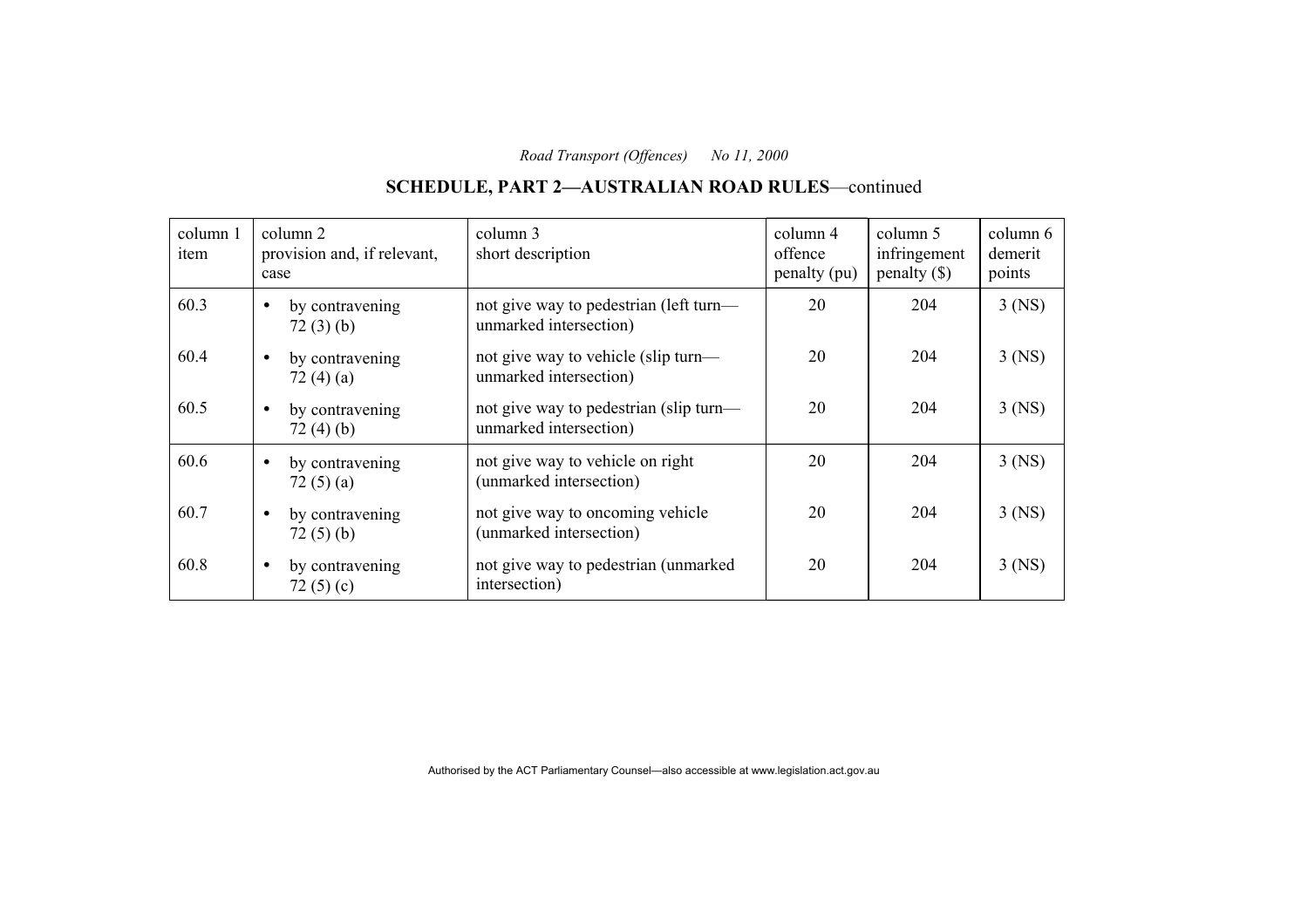## SCHEDULE, PART 2—AUSTRALIAN ROAD RULES—continued

| column 1 item | column 2 provision and, if relevant, case | column 3 short description | column 4 offence penalty (pu) | column 5 infringement penalty ($) | column 6 demerit points |
|---|---|---|---|---|---|
| 60.3 | • by contravening 72 (3) (b) | not give way to pedestrian (left turn—unmarked intersection) | 20 | 204 | 3 (NS) |
| 60.4 | • by contravening 72 (4) (a) | not give way to vehicle (slip turn—unmarked intersection) | 20 | 204 | 3 (NS) |
| 60.5 | • by contravening 72 (4) (b) | not give way to pedestrian (slip turn—unmarked intersection) | 20 | 204 | 3 (NS) |
| 60.6 | • by contravening 72 (5) (a) | not give way to vehicle on right (unmarked intersection) | 20 | 204 | 3 (NS) |
| 60.7 | • by contravening 72 (5) (b) | not give way to oncoming vehicle (unmarked intersection) | 20 | 204 | 3 (NS) |
| 60.8 | • by contravening 72 (5) (c) | not give way to pedestrian (unmarked intersection) | 20 | 204 | 3 (NS) |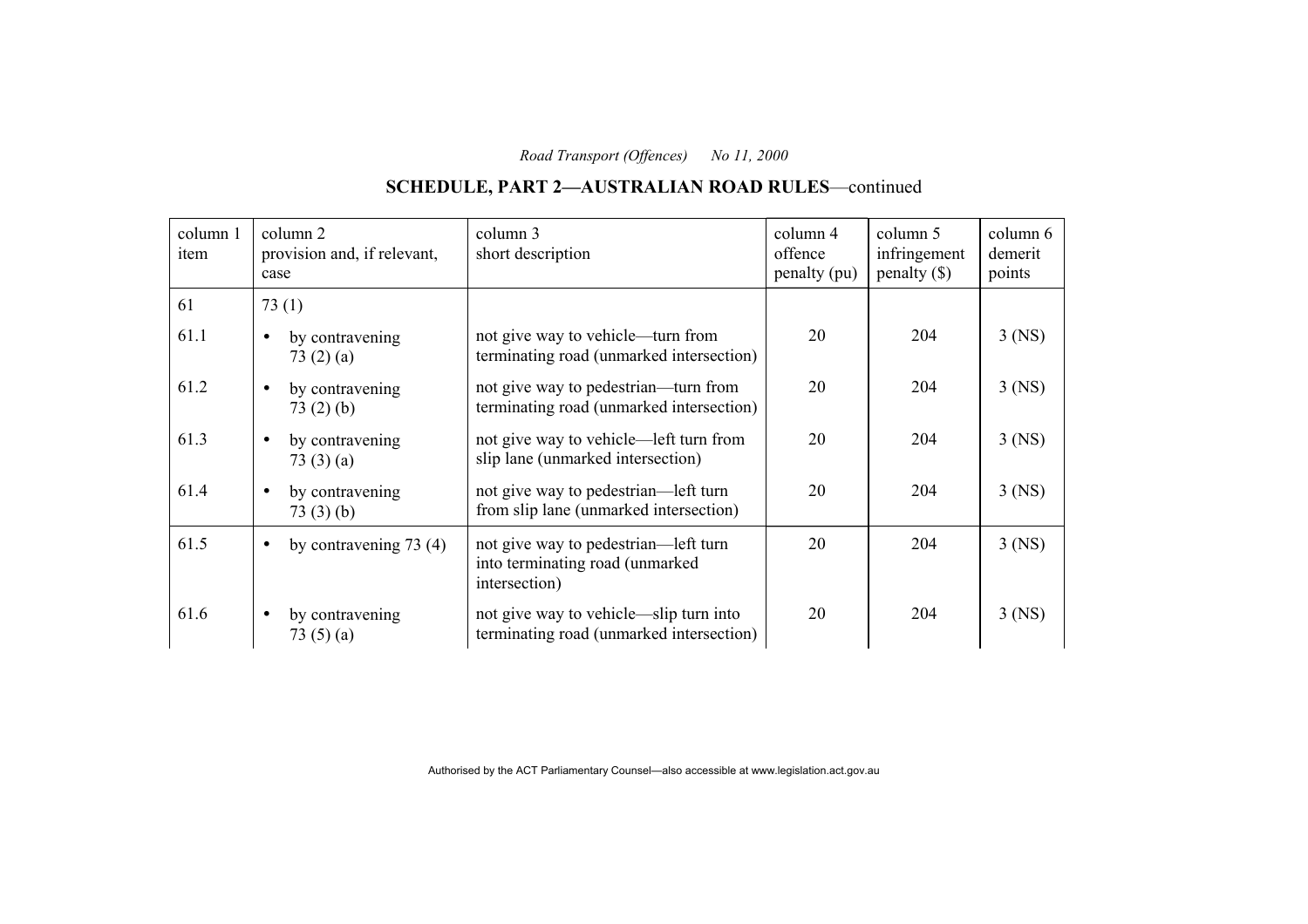## SCHEDULE, PART 2—AUSTRALIAN ROAD RULES—continued

| column 1 item | column 2 provision and, if relevant, case | column 3 short description | column 4 offence penalty (pu) | column 5 infringement penalty ($) | column 6 demerit points |
|---|---|---|---|---|---|
| 61 | 73 (1) | | | | |
| 61.1 | • by contravening 73 (2) (a) | not give way to vehicle—turn from terminating road (unmarked intersection) | 20 | 204 | 3 (NS) |
| 61.2 | • by contravening 73 (2) (b) | not give way to pedestrian—turn from terminating road (unmarked intersection) | 20 | 204 | 3 (NS) |
| 61.3 | • by contravening 73 (3) (a) | not give way to vehicle—left turn from slip lane (unmarked intersection) | 20 | 204 | 3 (NS) |
| 61.4 | • by contravening 73 (3) (b) | not give way to pedestrian—left turn from slip lane (unmarked intersection) | 20 | 204 | 3 (NS) |
| 61.5 | • by contravening 73 (4) | not give way to pedestrian—left turn into terminating road (unmarked intersection) | 20 | 204 | 3 (NS) |
| 61.6 | • by contravening 73 (5) (a) | not give way to vehicle—slip turn into terminating road (unmarked intersection) | 20 | 204 | 3 (NS) |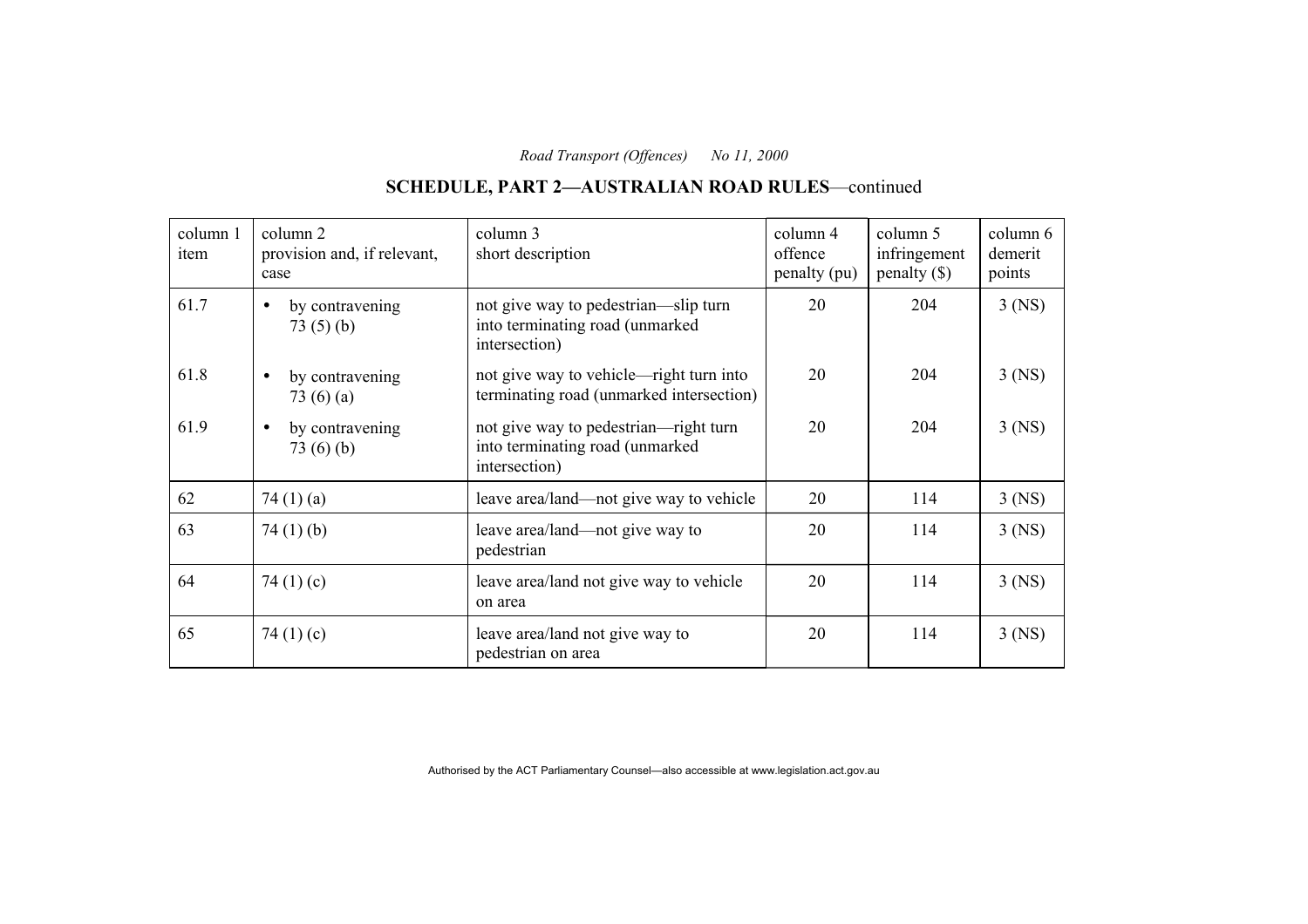## SCHEDULE, PART 2—AUSTRALIAN ROAD RULES—continued

| column 1 item | column 2 provision and, if relevant, case | column 3 short description | column 4 offence penalty (pu) | column 5 infringement penalty ($) | column 6 demerit points |
|---|---|---|---|---|---|
| 61.7 | • by contravening 73 (5) (b) | not give way to pedestrian—slip turn into terminating road (unmarked intersection) | 20 | 204 | 3 (NS) |
| 61.8 | • by contravening 73 (6) (a) | not give way to vehicle—right turn into terminating road (unmarked intersection) | 20 | 204 | 3 (NS) |
| 61.9 | • by contravening 73 (6) (b) | not give way to pedestrian—right turn into terminating road (unmarked intersection) | 20 | 204 | 3 (NS) |
| 62 | 74 (1) (a) | leave area/land—not give way to vehicle | 20 | 114 | 3 (NS) |
| 63 | 74 (1) (b) | leave area/land—not give way to pedestrian | 20 | 114 | 3 (NS) |
| 64 | 74 (1) (c) | leave area/land not give way to vehicle on area | 20 | 114 | 3 (NS) |
| 65 | 74 (1) (c) | leave area/land not give way to pedestrian on area | 20 | 114 | 3 (NS) |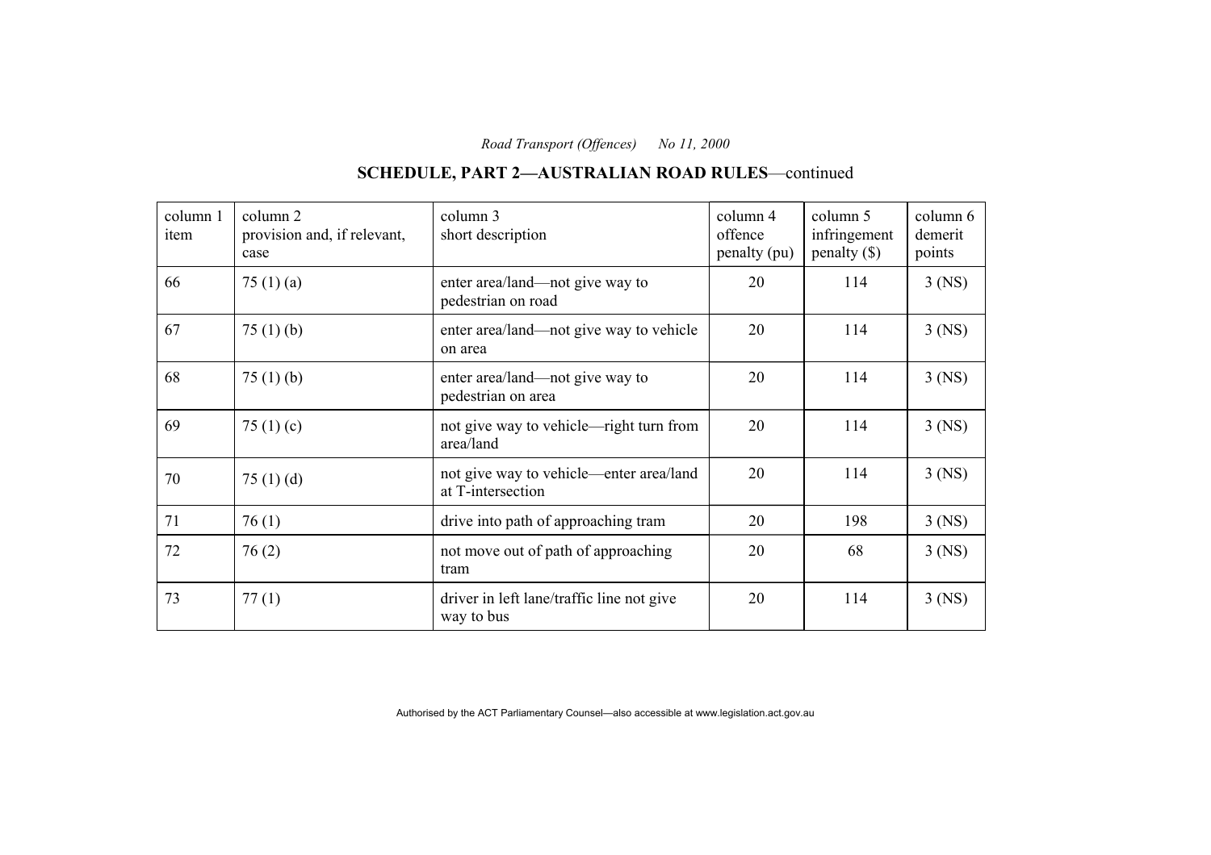## SCHEDULE, PART 2—AUSTRALIAN ROAD RULES—continued

| column 1 item | column 2 provision and, if relevant, case | column 3 short description | column 4 offence penalty (pu) | column 5 infringement penalty ($) | column 6 demerit points |
|---|---|---|---|---|---|
| 66 | 75 (1) (a) | enter area/land—not give way to pedestrian on road | 20 | 114 | 3 (NS) |
| 67 | 75 (1) (b) | enter area/land—not give way to vehicle on area | 20 | 114 | 3 (NS) |
| 68 | 75 (1) (b) | enter area/land—not give way to pedestrian on area | 20 | 114 | 3 (NS) |
| 69 | 75 (1) (c) | not give way to vehicle—right turn from area/land | 20 | 114 | 3 (NS) |
| 70 | 75 (1) (d) | not give way to vehicle—enter area/land at T-intersection | 20 | 114 | 3 (NS) |
| 71 | 76 (1) | drive into path of approaching tram | 20 | 198 | 3 (NS) |
| 72 | 76 (2) | not move out of path of approaching tram | 20 | 68 | 3 (NS) |
| 73 | 77 (1) | driver in left lane/traffic line not give way to bus | 20 | 114 | 3 (NS) |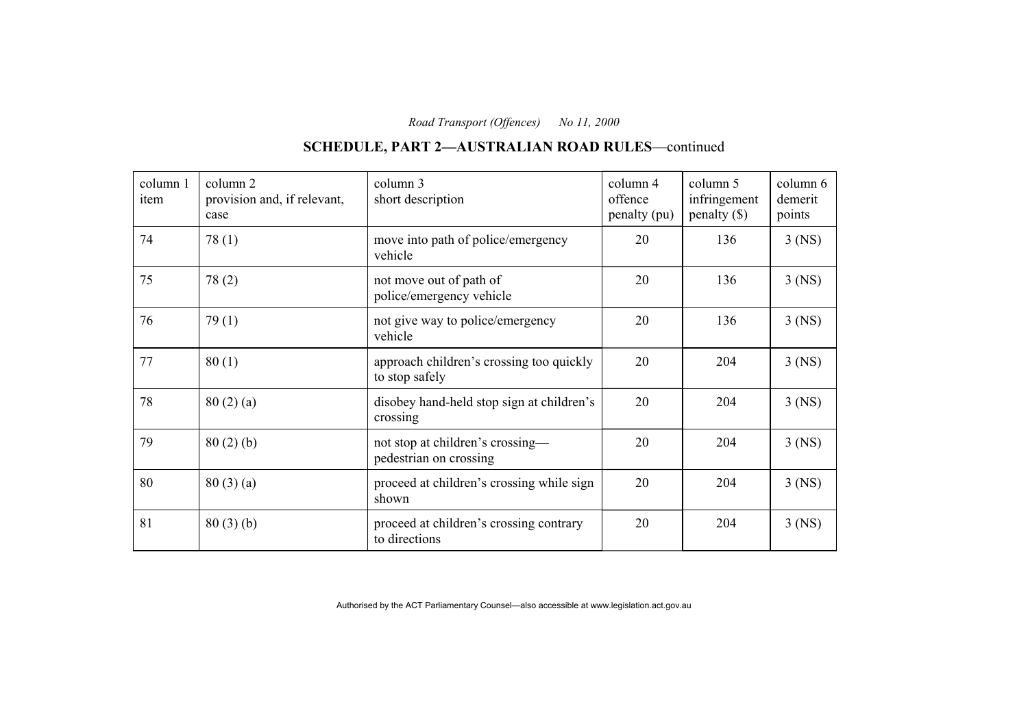## SCHEDULE, PART 2—AUSTRALIAN ROAD RULES—continued

| column 1 item | column 2 provision and, if relevant, case | column 3 short description | column 4 offence penalty (pu) | column 5 infringement penalty ($) | column 6 demerit points |
|---|---|---|---|---|---|
| 74 | 78 (1) | move into path of police/emergency vehicle | 20 | 136 | 3 (NS) |
| 75 | 78 (2) | not move out of path of police/emergency vehicle | 20 | 136 | 3 (NS) |
| 76 | 79 (1) | not give way to police/emergency vehicle | 20 | 136 | 3 (NS) |
| 77 | 80 (1) | approach children's crossing too quickly to stop safely | 20 | 204 | 3 (NS) |
| 78 | 80 (2) (a) | disobey hand-held stop sign at children's crossing | 20 | 204 | 3 (NS) |
| 79 | 80 (2) (b) | not stop at children's crossing—pedestrian on crossing | 20 | 204 | 3 (NS) |
| 80 | 80 (3) (a) | proceed at children's crossing while sign shown | 20 | 204 | 3 (NS) |
| 81 | 80 (3) (b) | proceed at children's crossing contrary to directions | 20 | 204 | 3 (NS) |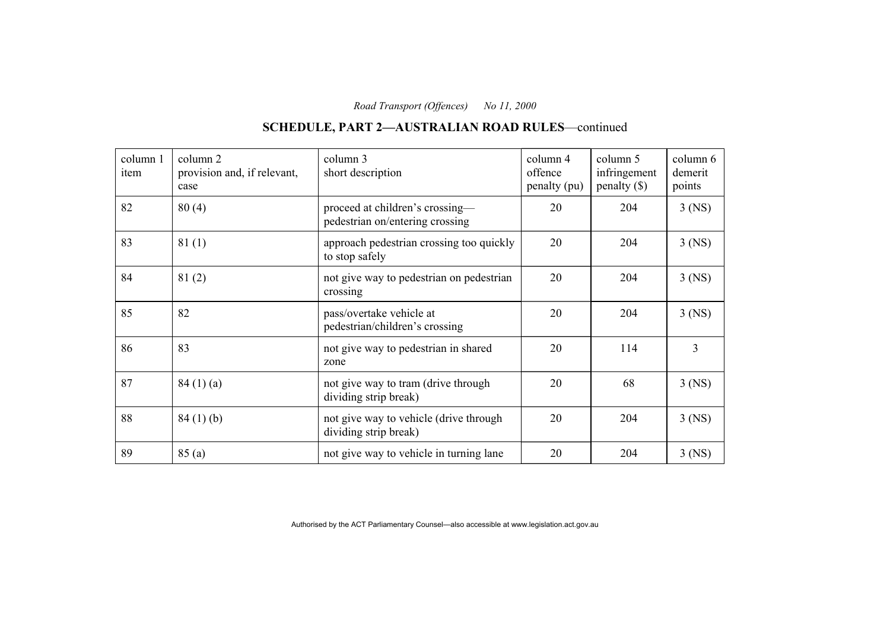## SCHEDULE, PART 2—AUSTRALIAN ROAD RULES—continued

| column 1 item | column 2 provision and, if relevant, case | column 3 short description | column 4 offence penalty (pu) | column 5 infringement penalty ($) | column 6 demerit points |
|---|---|---|---|---|---|
| 82 | 80 (4) | proceed at children's crossing—pedestrian on/entering crossing | 20 | 204 | 3 (NS) |
| 83 | 81 (1) | approach pedestrian crossing too quickly to stop safely | 20 | 204 | 3 (NS) |
| 84 | 81 (2) | not give way to pedestrian on pedestrian crossing | 20 | 204 | 3 (NS) |
| 85 | 82 | pass/overtake vehicle at pedestrian/children's crossing | 20 | 204 | 3 (NS) |
| 86 | 83 | not give way to pedestrian in shared zone | 20 | 114 | 3 |
| 87 | 84 (1) (a) | not give way to tram (drive through dividing strip break) | 20 | 68 | 3 (NS) |
| 88 | 84 (1) (b) | not give way to vehicle (drive through dividing strip break) | 20 | 204 | 3 (NS) |
| 89 | 85 (a) | not give way to vehicle in turning lane | 20 | 204 | 3 (NS) |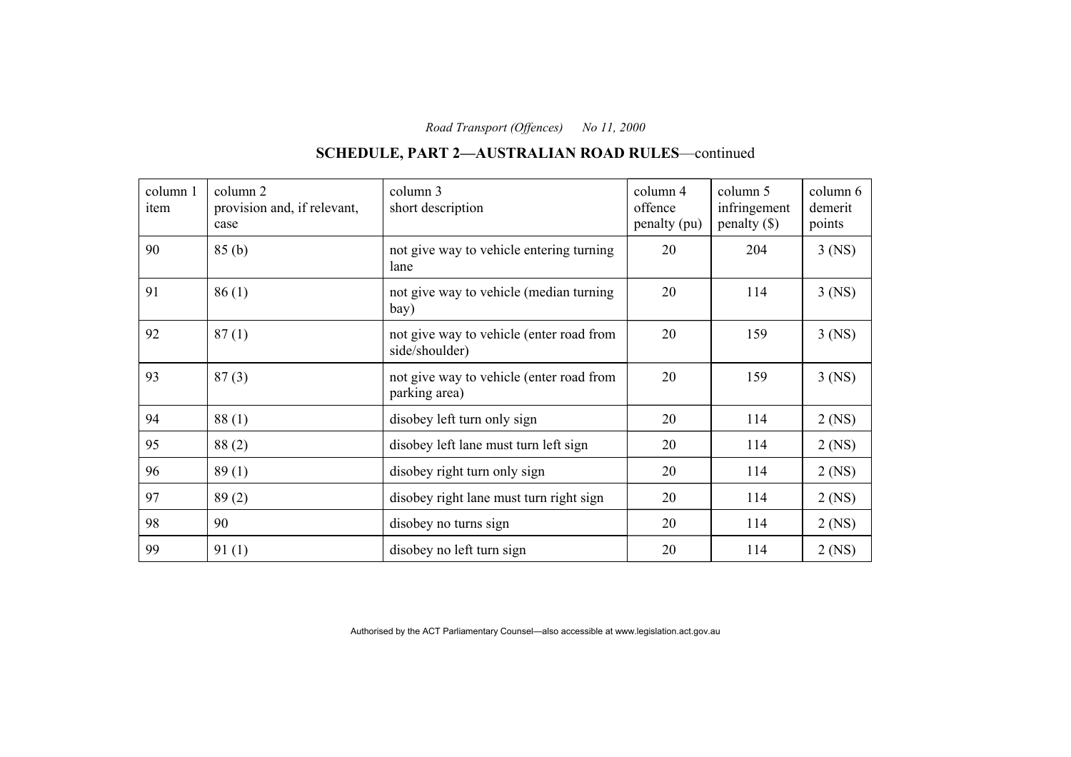## SCHEDULE, PART 2—AUSTRALIAN ROAD RULES—continued

| column 1 item | column 2 provision and, if relevant, case | column 3 short description | column 4 offence penalty (pu) | column 5 infringement penalty ($) | column 6 demerit points |
|---|---|---|---|---|---|
| 90 | 85 (b) | not give way to vehicle entering turning lane | 20 | 204 | 3 (NS) |
| 91 | 86 (1) | not give way to vehicle (median turning bay) | 20 | 114 | 3 (NS) |
| 92 | 87 (1) | not give way to vehicle (enter road from side/shoulder) | 20 | 159 | 3 (NS) |
| 93 | 87 (3) | not give way to vehicle (enter road from parking area) | 20 | 159 | 3 (NS) |
| 94 | 88 (1) | disobey left turn only sign | 20 | 114 | 2 (NS) |
| 95 | 88 (2) | disobey left lane must turn left sign | 20 | 114 | 2 (NS) |
| 96 | 89 (1) | disobey right turn only sign | 20 | 114 | 2 (NS) |
| 97 | 89 (2) | disobey right lane must turn right sign | 20 | 114 | 2 (NS) |
| 98 | 90 | disobey no turns sign | 20 | 114 | 2 (NS) |
| 99 | 91 (1) | disobey no left turn sign | 20 | 114 | 2 (NS) |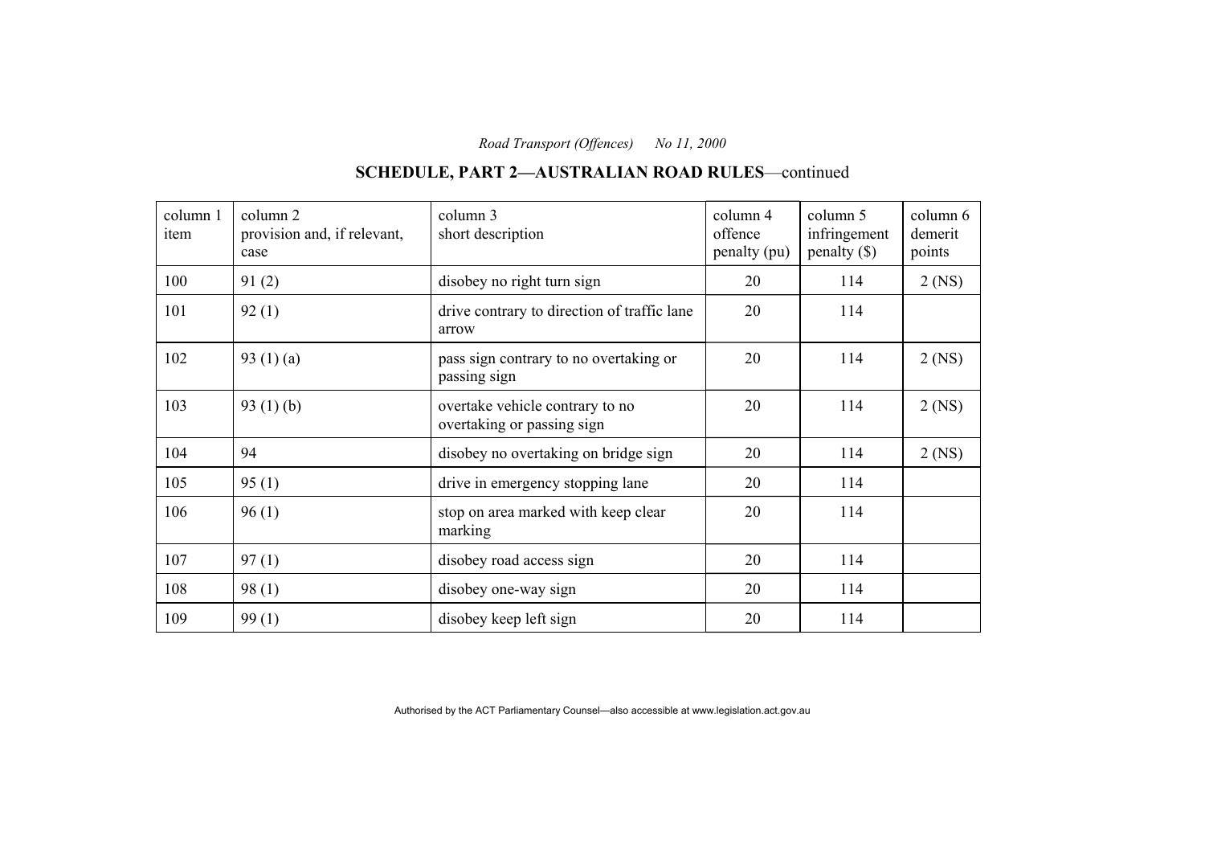## SCHEDULE, PART 2—AUSTRALIAN ROAD RULES—continued

| column 1 item | column 2 provision and, if relevant, case | column 3 short description | column 4 offence penalty (pu) | column 5 infringement penalty ($) | column 6 demerit points |
|---|---|---|---|---|---|
| 100 | 91 (2) | disobey no right turn sign | 20 | 114 | 2 (NS) |
| 101 | 92 (1) | drive contrary to direction of traffic lane arrow | 20 | 114 | |
| 102 | 93 (1) (a) | pass sign contrary to no overtaking or passing sign | 20 | 114 | 2 (NS) |
| 103 | 93 (1) (b) | overtake vehicle contrary to no overtaking or passing sign | 20 | 114 | 2 (NS) |
| 104 | 94 | disobey no overtaking on bridge sign | 20 | 114 | 2 (NS) |
| 105 | 95 (1) | drive in emergency stopping lane | 20 | 114 | |
| 106 | 96 (1) | stop on area marked with keep clear marking | 20 | 114 | |
| 107 | 97 (1) | disobey road access sign | 20 | 114 | |
| 108 | 98 (1) | disobey one-way sign | 20 | 114 | |
| 109 | 99 (1) | disobey keep left sign | 20 | 114 | |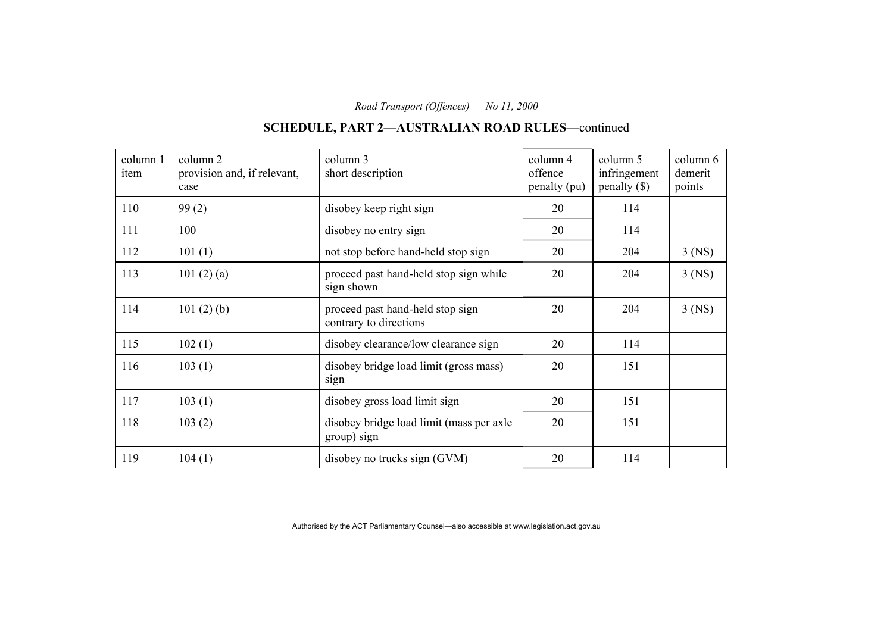## SCHEDULE, PART 2—AUSTRALIAN ROAD RULES—continued

| column 1 item | column 2 provision and, if relevant, case | column 3 short description | column 4 offence penalty (pu) | column 5 infringement penalty ($) | column 6 demerit points |
|---|---|---|---|---|---|
| 110 | 99 (2) | disobey keep right sign | 20 | 114 | |
| 111 | 100 | disobey no entry sign | 20 | 114 | |
| 112 | 101 (1) | not stop before hand-held stop sign | 20 | 204 | 3 (NS) |
| 113 | 101 (2) (a) | proceed past hand-held stop sign while sign shown | 20 | 204 | 3 (NS) |
| 114 | 101 (2) (b) | proceed past hand-held stop sign contrary to directions | 20 | 204 | 3 (NS) |
| 115 | 102 (1) | disobey clearance/low clearance sign | 20 | 114 | |
| 116 | 103 (1) | disobey bridge load limit (gross mass) sign | 20 | 151 | |
| 117 | 103 (1) | disobey gross load limit sign | 20 | 151 | |
| 118 | 103 (2) | disobey bridge load limit (mass per axle group) sign | 20 | 151 | |
| 119 | 104 (1) | disobey no trucks sign (GVM) | 20 | 114 | |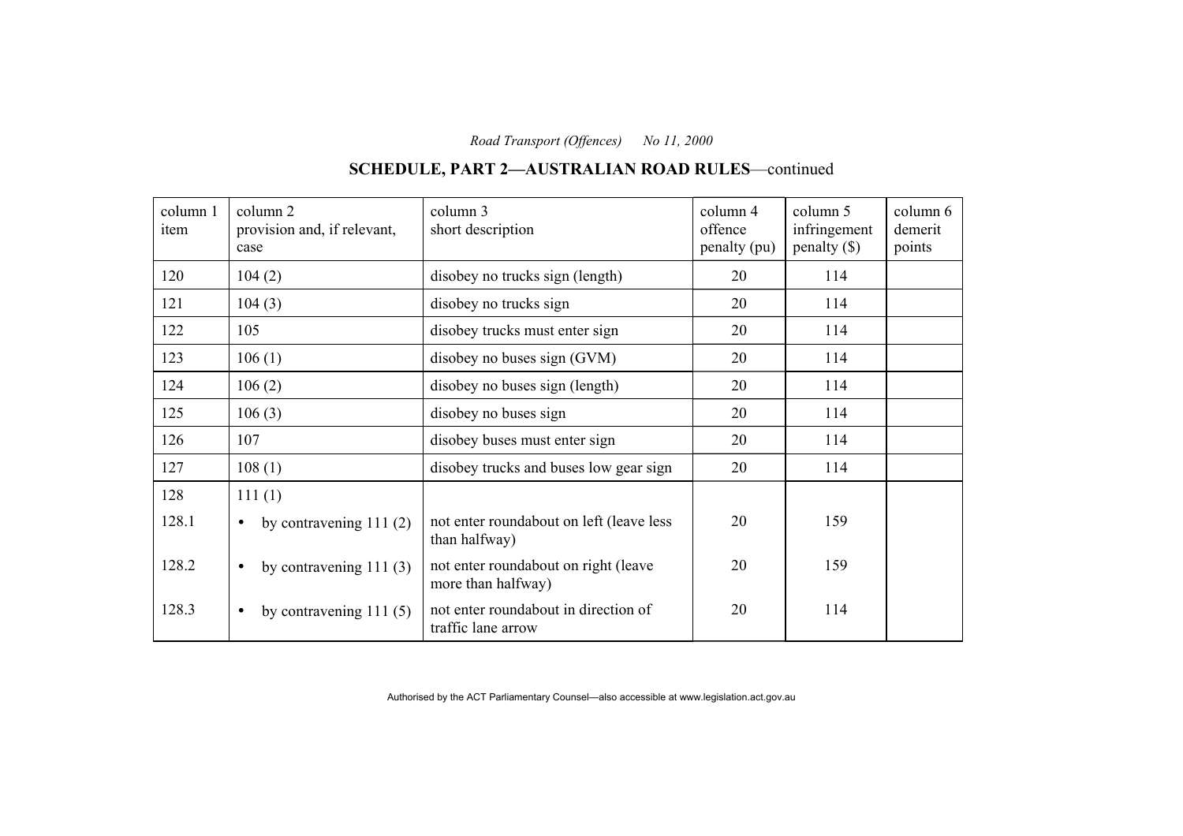## SCHEDULE, PART 2—AUSTRALIAN ROAD RULES—continued

| column 1 item | column 2 provision and, if relevant, case | column 3 short description | column 4 offence penalty (pu) | column 5 infringement penalty ($) | column 6 demerit points |
|---|---|---|---|---|---|
| 120 | 104 (2) | disobey no trucks sign (length) | 20 | 114 | |
| 121 | 104 (3) | disobey no trucks sign | 20 | 114 | |
| 122 | 105 | disobey trucks must enter sign | 20 | 114 | |
| 123 | 106 (1) | disobey no buses sign (GVM) | 20 | 114 | |
| 124 | 106 (2) | disobey no buses sign (length) | 20 | 114 | |
| 125 | 106 (3) | disobey no buses sign | 20 | 114 | |
| 126 | 107 | disobey buses must enter sign | 20 | 114 | |
| 127 | 108 (1) | disobey trucks and buses low gear sign | 20 | 114 | |
| 128 | 111 (1) | | | | |
| 128.1 | • by contravening 111 (2) | not enter roundabout on left (leave less than halfway) | 20 | 159 | |
| 128.2 | • by contravening 111 (3) | not enter roundabout on right (leave more than halfway) | 20 | 159 | |
| 128.3 | • by contravening 111 (5) | not enter roundabout in direction of traffic lane arrow | 20 | 114 | |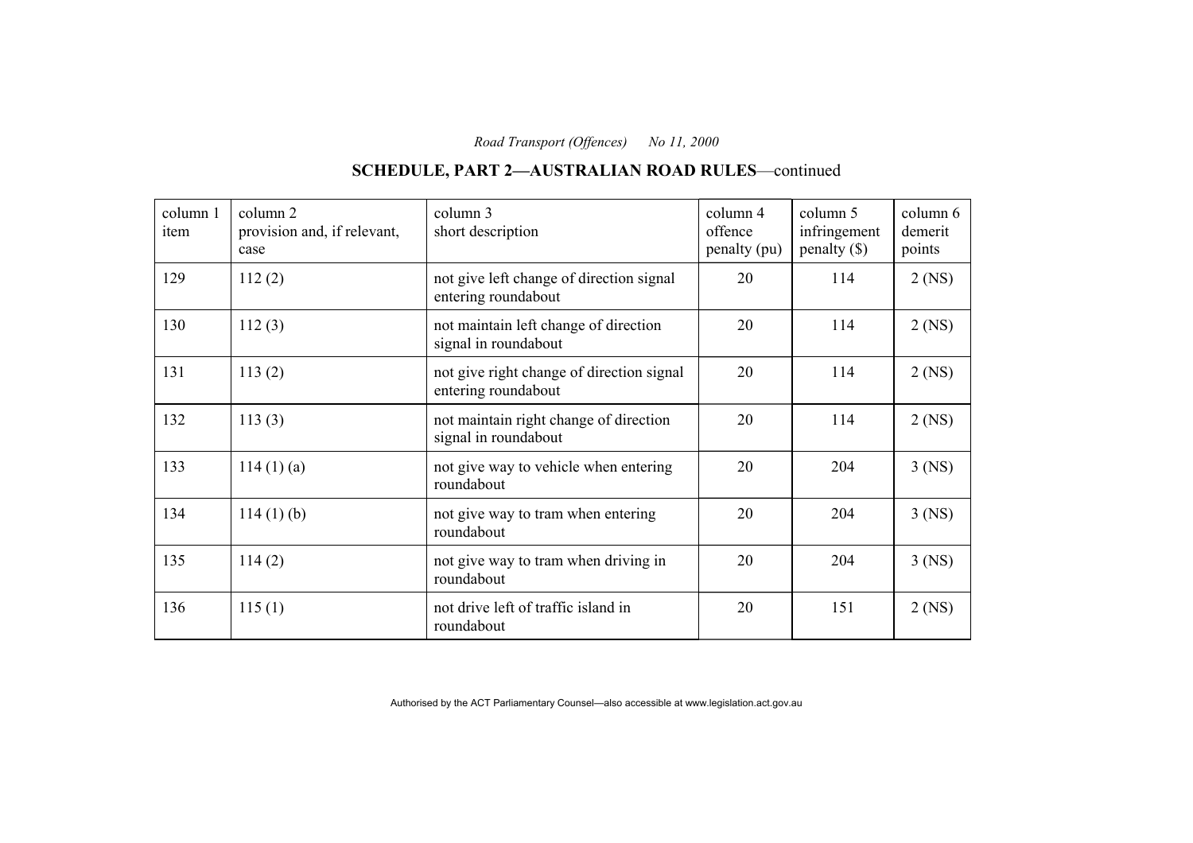## SCHEDULE, PART 2—AUSTRALIAN ROAD RULES—continued

| column 1 item | column 2 provision and, if relevant, case | column 3 short description | column 4 offence penalty (pu) | column 5 infringement penalty ($) | column 6 demerit points |
|---|---|---|---|---|---|
| 129 | 112 (2) | not give left change of direction signal entering roundabout | 20 | 114 | 2 (NS) |
| 130 | 112 (3) | not maintain left change of direction signal in roundabout | 20 | 114 | 2 (NS) |
| 131 | 113 (2) | not give right change of direction signal entering roundabout | 20 | 114 | 2 (NS) |
| 132 | 113 (3) | not maintain right change of direction signal in roundabout | 20 | 114 | 2 (NS) |
| 133 | 114 (1) (a) | not give way to vehicle when entering roundabout | 20 | 204 | 3 (NS) |
| 134 | 114 (1) (b) | not give way to tram when entering roundabout | 20 | 204 | 3 (NS) |
| 135 | 114 (2) | not give way to tram when driving in roundabout | 20 | 204 | 3 (NS) |
| 136 | 115 (1) | not drive left of traffic island in roundabout | 20 | 151 | 2 (NS) |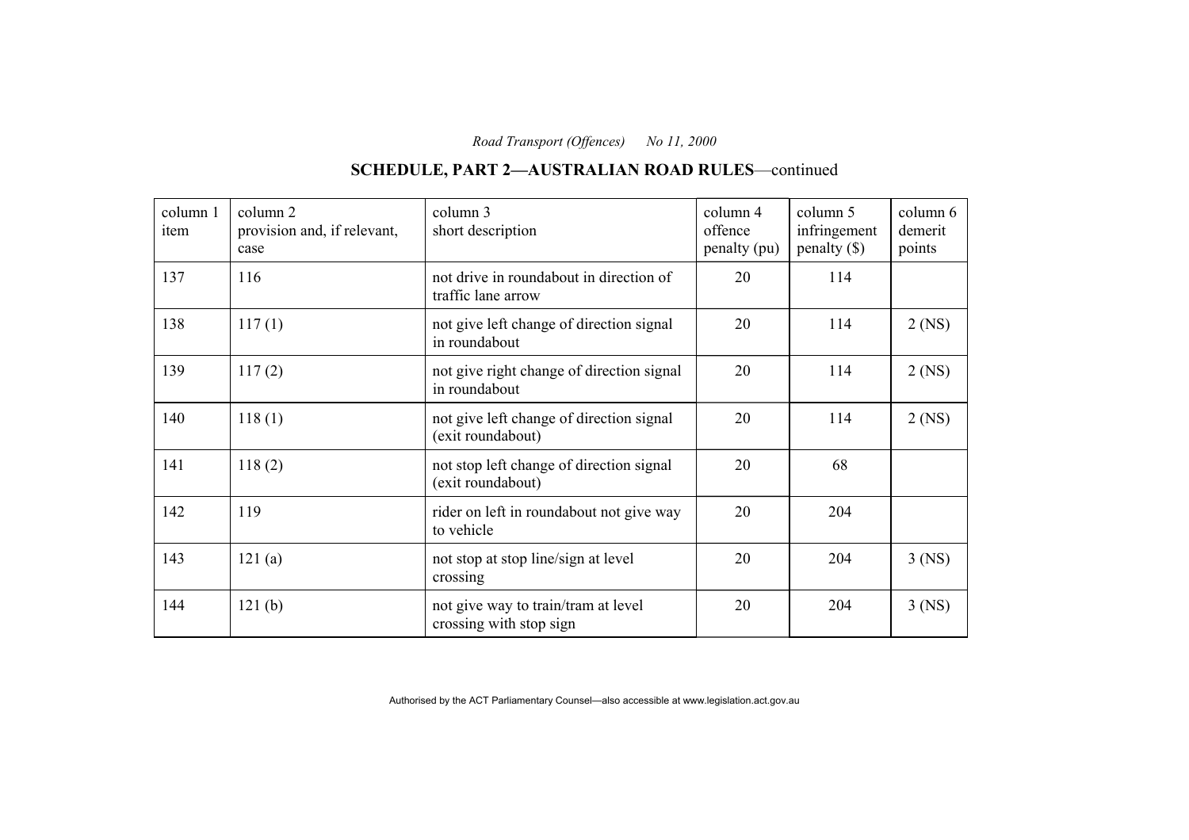## SCHEDULE, PART 2—AUSTRALIAN ROAD RULES—continued

| column 1 item | column 2 provision and, if relevant, case | column 3 short description | column 4 offence penalty (pu) | column 5 infringement penalty ($) | column 6 demerit points |
|---|---|---|---|---|---|
| 137 | 116 | not drive in roundabout in direction of traffic lane arrow | 20 | 114 | |
| 138 | 117 (1) | not give left change of direction signal in roundabout | 20 | 114 | 2 (NS) |
| 139 | 117 (2) | not give right change of direction signal in roundabout | 20 | 114 | 2 (NS) |
| 140 | 118 (1) | not give left change of direction signal (exit roundabout) | 20 | 114 | 2 (NS) |
| 141 | 118 (2) | not stop left change of direction signal (exit roundabout) | 20 | 68 | |
| 142 | 119 | rider on left in roundabout not give way to vehicle | 20 | 204 | |
| 143 | 121 (a) | not stop at stop line/sign at level crossing | 20 | 204 | 3 (NS) |
| 144 | 121 (b) | not give way to train/tram at level crossing with stop sign | 20 | 204 | 3 (NS) |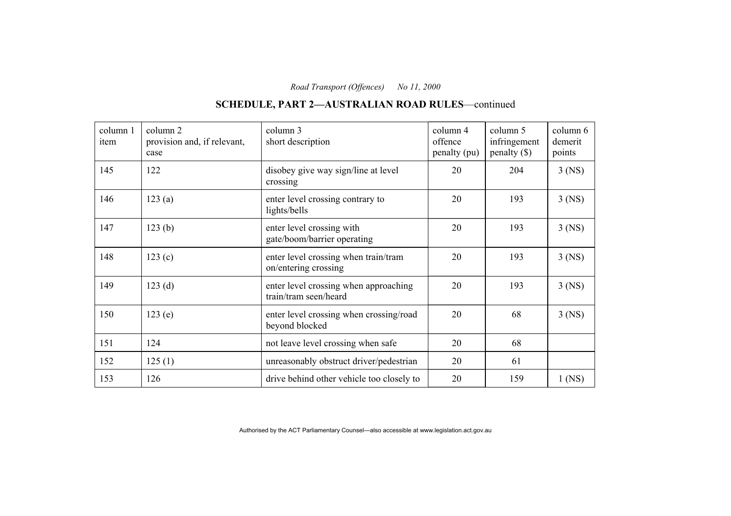## SCHEDULE, PART 2—AUSTRALIAN ROAD RULES—continued

| column 1 item | column 2 provision and, if relevant, case | column 3 short description | column 4 offence penalty (pu) | column 5 infringement penalty ($) | column 6 demerit points |
|---|---|---|---|---|---|
| 145 | 122 | disobey give way sign/line at level crossing | 20 | 204 | 3 (NS) |
| 146 | 123 (a) | enter level crossing contrary to lights/bells | 20 | 193 | 3 (NS) |
| 147 | 123 (b) | enter level crossing with gate/boom/barrier operating | 20 | 193 | 3 (NS) |
| 148 | 123 (c) | enter level crossing when train/tram on/entering crossing | 20 | 193 | 3 (NS) |
| 149 | 123 (d) | enter level crossing when approaching train/tram seen/heard | 20 | 193 | 3 (NS) |
| 150 | 123 (e) | enter level crossing when crossing/road beyond blocked | 20 | 68 | 3 (NS) |
| 151 | 124 | not leave level crossing when safe | 20 | 68 | |
| 152 | 125 (1) | unreasonably obstruct driver/pedestrian | 20 | 61 | |
| 153 | 126 | drive behind other vehicle too closely to | 20 | 159 | 1 (NS) |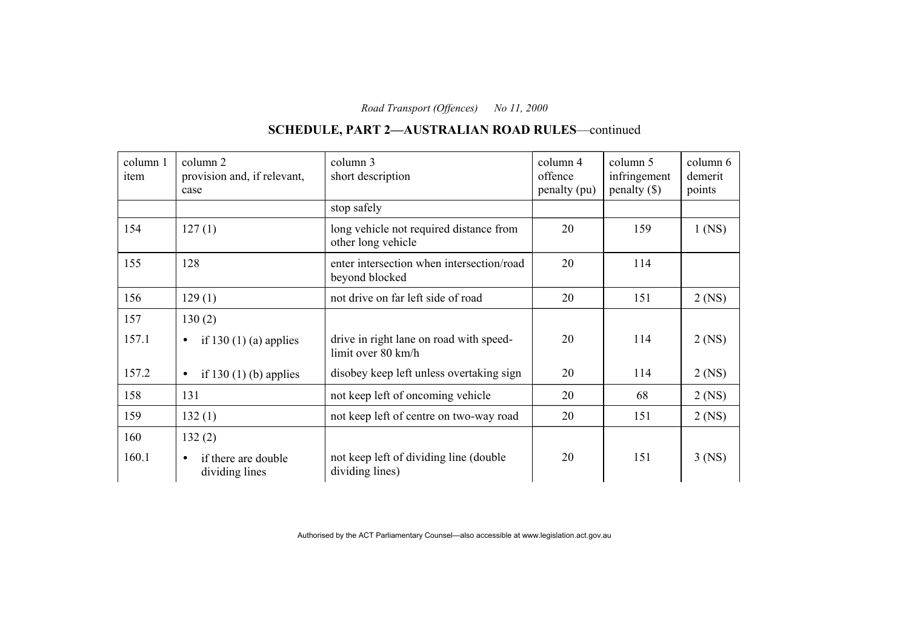## SCHEDULE, PART 2—AUSTRALIAN ROAD RULES—continued

| column 1 item | column 2 provision and, if relevant, case | column 3 short description | column 4 offence penalty (pu) | column 5 infringement penalty ($) | column 6 demerit points |
|---|---|---|---|---|---|
| | | stop safely | | | |
| 154 | 127 (1) | long vehicle not required distance from other long vehicle | 20 | 159 | 1 (NS) |
| 155 | 128 | enter intersection when intersection/road beyond blocked | 20 | 114 | |
| 156 | 129 (1) | not drive on far left side of road | 20 | 151 | 2 (NS) |
| 157 | 130 (2) | | | | |
| 157.1 | • if 130 (1) (a) applies | drive in right lane on road with speed-limit over 80 km/h | 20 | 114 | 2 (NS) |
| 157.2 | • if 130 (1) (b) applies | disobey keep left unless overtaking sign | 20 | 114 | 2 (NS) |
| 158 | 131 | not keep left of oncoming vehicle | 20 | 68 | 2 (NS) |
| 159 | 132 (1) | not keep left of centre on two-way road | 20 | 151 | 2 (NS) |
| 160 | 132 (2) | | | | |
| 160.1 | • if there are double dividing lines | not keep left of dividing line (double dividing lines) | 20 | 151 | 3 (NS) |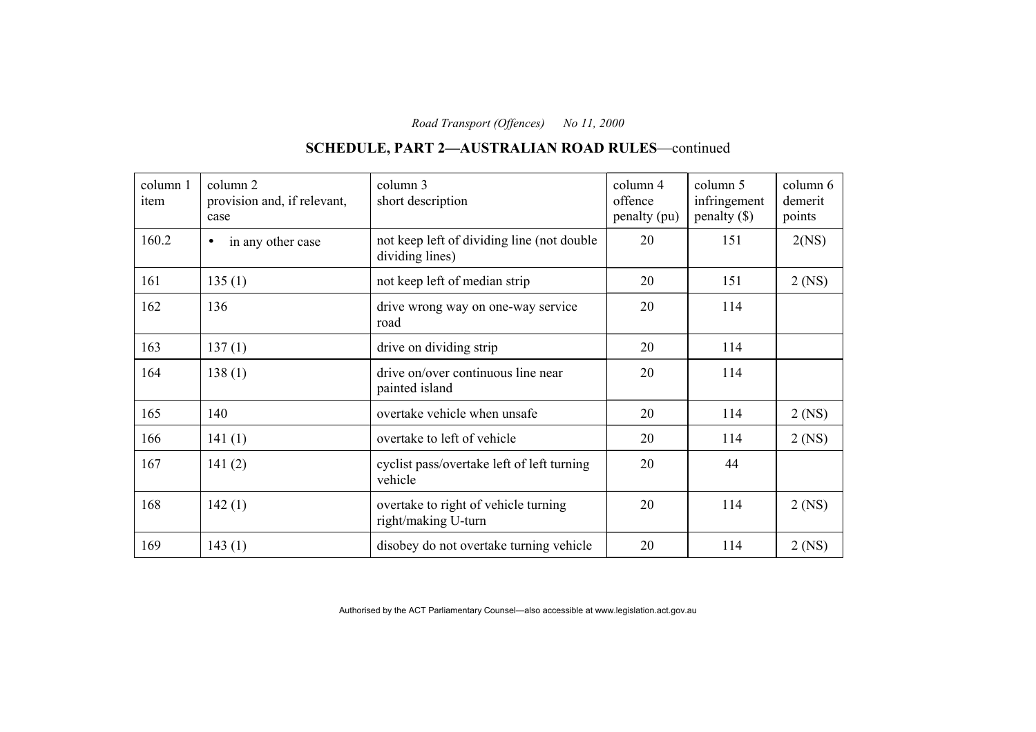## SCHEDULE, PART 2—AUSTRALIAN ROAD RULES—continued

| column 1 item | column 2 provision and, if relevant, case | column 3 short description | column 4 offence penalty (pu) | column 5 infringement penalty ($) | column 6 demerit points |
|---|---|---|---|---|---|
| 160.2 | • in any other case | not keep left of dividing line (not double dividing lines) | 20 | 151 | 2(NS) |
| 161 | 135 (1) | not keep left of median strip | 20 | 151 | 2 (NS) |
| 162 | 136 | drive wrong way on one-way service road | 20 | 114 | |
| 163 | 137 (1) | drive on dividing strip | 20 | 114 | |
| 164 | 138 (1) | drive on/over continuous line near painted island | 20 | 114 | |
| 165 | 140 | overtake vehicle when unsafe | 20 | 114 | 2 (NS) |
| 166 | 141 (1) | overtake to left of vehicle | 20 | 114 | 2 (NS) |
| 167 | 141 (2) | cyclist pass/overtake left of left turning vehicle | 20 | 44 | |
| 168 | 142 (1) | overtake to right of vehicle turning right/making U-turn | 20 | 114 | 2 (NS) |
| 169 | 143 (1) | disobey do not overtake turning vehicle | 20 | 114 | 2 (NS) |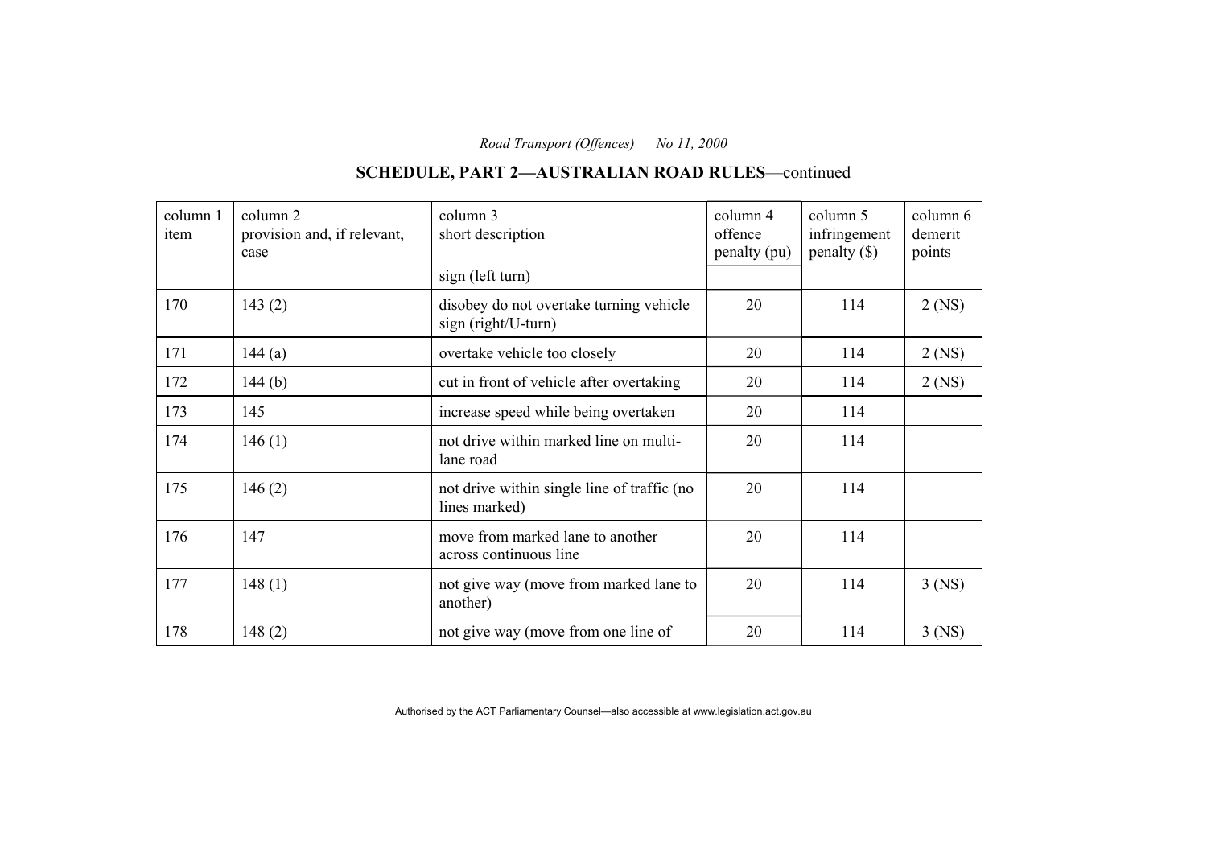## SCHEDULE, PART 2—AUSTRALIAN ROAD RULES—continued

| column 1 item | column 2 provision and, if relevant, case | column 3 short description | column 4 offence penalty (pu) | column 5 infringement penalty ($) | column 6 demerit points |
|---|---|---|---|---|---|
| | | sign (left turn) | | | |
| 170 | 143 (2) | disobey do not overtake turning vehicle sign (right/U-turn) | 20 | 114 | 2 (NS) |
| 171 | 144 (a) | overtake vehicle too closely | 20 | 114 | 2 (NS) |
| 172 | 144 (b) | cut in front of vehicle after overtaking | 20 | 114 | 2 (NS) |
| 173 | 145 | increase speed while being overtaken | 20 | 114 | |
| 174 | 146 (1) | not drive within marked line on multi-lane road | 20 | 114 | |
| 175 | 146 (2) | not drive within single line of traffic (no lines marked) | 20 | 114 | |
| 176 | 147 | move from marked lane to another across continuous line | 20 | 114 | |
| 177 | 148 (1) | not give way (move from marked lane to another) | 20 | 114 | 3 (NS) |
| 178 | 148 (2) | not give way (move from one line of | 20 | 114 | 3 (NS) |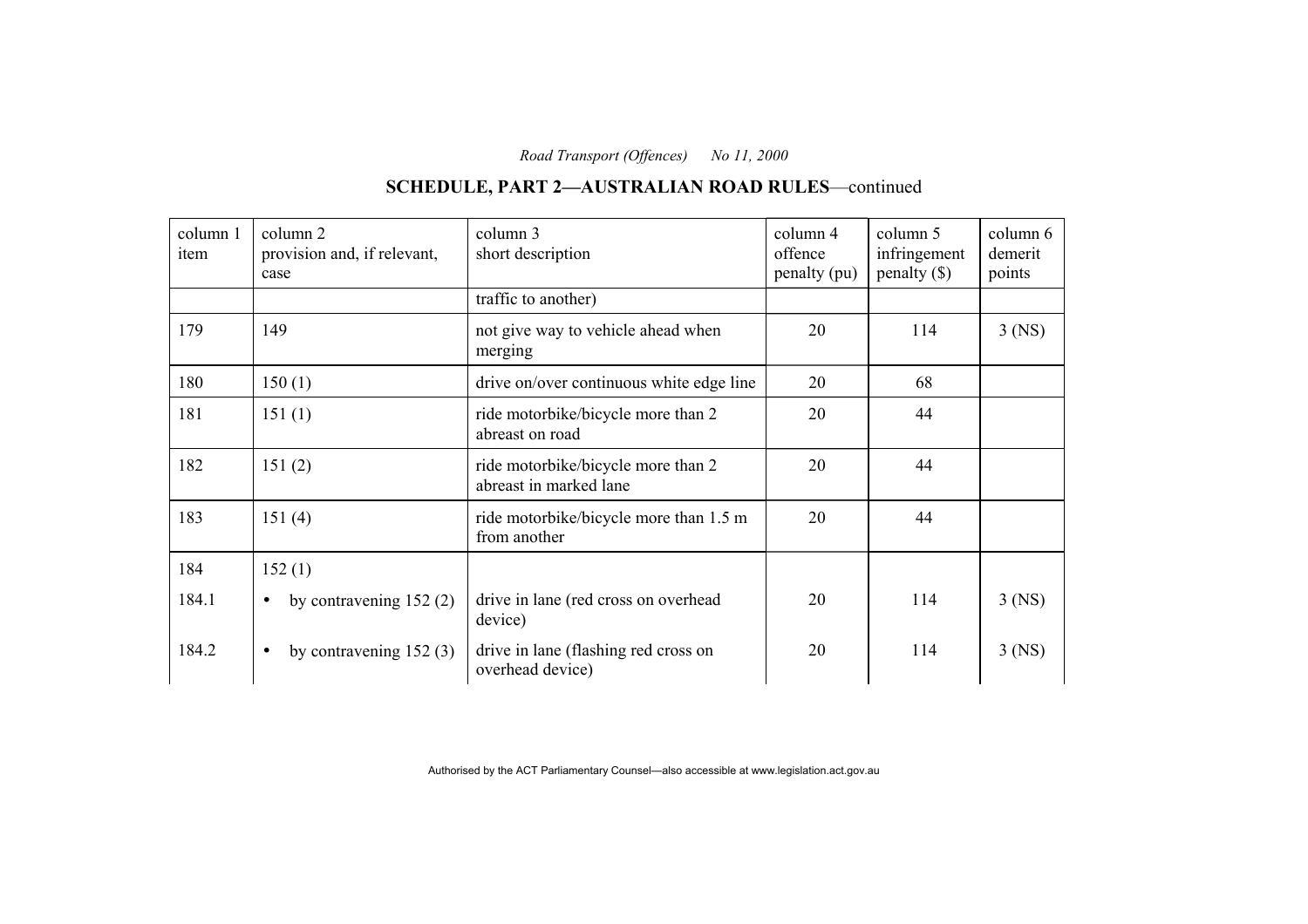## SCHEDULE, PART 2—AUSTRALIAN ROAD RULES—continued

| column 1 item | column 2 provision and, if relevant, case | column 3 short description | column 4 offence penalty (pu) | column 5 infringement penalty ($) | column 6 demerit points |
|---|---|---|---|---|---|
| | | traffic to another) | | | |
| 179 | 149 | not give way to vehicle ahead when merging | 20 | 114 | 3 (NS) |
| 180 | 150 (1) | drive on/over continuous white edge line | 20 | 68 | |
| 181 | 151 (1) | ride motorbike/bicycle more than 2 abreast on road | 20 | 44 | |
| 182 | 151 (2) | ride motorbike/bicycle more than 2 abreast in marked lane | 20 | 44 | |
| 183 | 151 (4) | ride motorbike/bicycle more than 1.5 m from another | 20 | 44 | |
| 184 | 152 (1) | | | | |
| 184.1 | • by contravening 152 (2) | drive in lane (red cross on overhead device) | 20 | 114 | 3 (NS) |
| 184.2 | • by contravening 152 (3) | drive in lane (flashing red cross on overhead device) | 20 | 114 | 3 (NS) |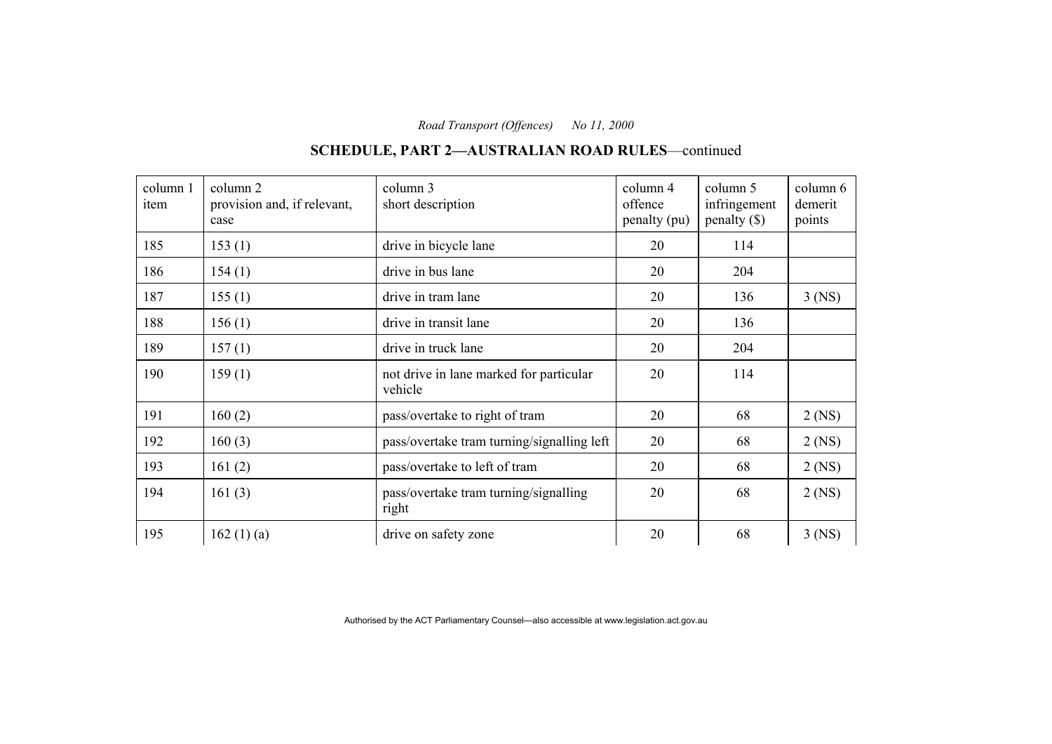## SCHEDULE, PART 2—AUSTRALIAN ROAD RULES—continued

| column 1 item | column 2 provision and, if relevant, case | column 3 short description | column 4 offence penalty (pu) | column 5 infringement penalty ($) | column 6 demerit points |
|---|---|---|---|---|---|
| 185 | 153 (1) | drive in bicycle lane | 20 | 114 | |
| 186 | 154 (1) | drive in bus lane | 20 | 204 | |
| 187 | 155 (1) | drive in tram lane | 20 | 136 | 3 (NS) |
| 188 | 156 (1) | drive in transit lane | 20 | 136 | |
| 189 | 157 (1) | drive in truck lane | 20 | 204 | |
| 190 | 159 (1) | not drive in lane marked for particular vehicle | 20 | 114 | |
| 191 | 160 (2) | pass/overtake to right of tram | 20 | 68 | 2 (NS) |
| 192 | 160 (3) | pass/overtake tram turning/signalling left | 20 | 68 | 2 (NS) |
| 193 | 161 (2) | pass/overtake to left of tram | 20 | 68 | 2 (NS) |
| 194 | 161 (3) | pass/overtake tram turning/signalling right | 20 | 68 | 2 (NS) |
| 195 | 162 (1) (a) | drive on safety zone | 20 | 68 | 3 (NS) |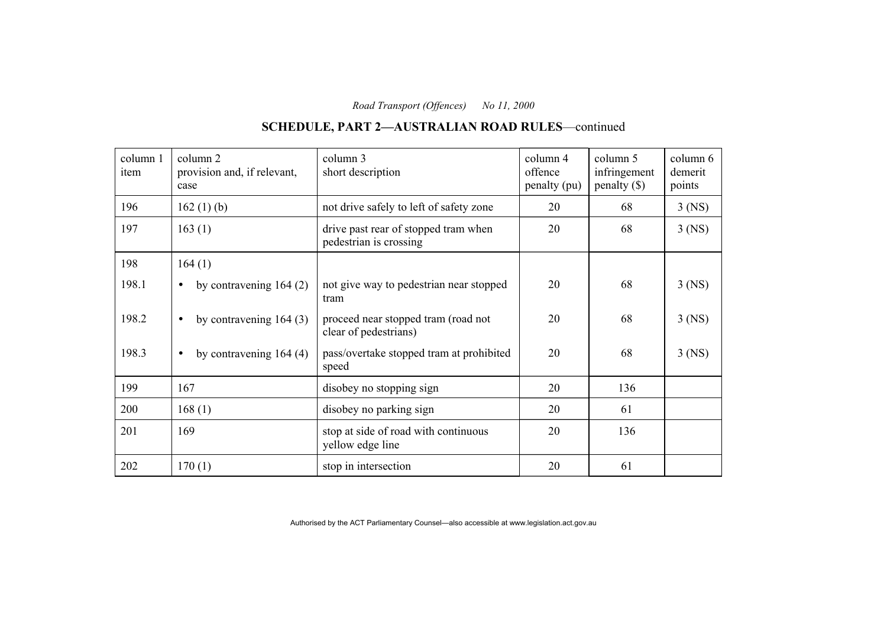## SCHEDULE, PART 2—AUSTRALIAN ROAD RULES—continued

| column 1 item | column 2 provision and, if relevant, case | column 3 short description | column 4 offence penalty (pu) | column 5 infringement penalty ($) | column 6 demerit points |
|---|---|---|---|---|---|
| 196 | 162 (1) (b) | not drive safely to left of safety zone | 20 | 68 | 3 (NS) |
| 197 | 163 (1) | drive past rear of stopped tram when pedestrian is crossing | 20 | 68 | 3 (NS) |
| 198 | 164 (1) | | | | |
| 198.1 | • by contravening 164 (2) | not give way to pedestrian near stopped tram | 20 | 68 | 3 (NS) |
| 198.2 | • by contravening 164 (3) | proceed near stopped tram (road not clear of pedestrians) | 20 | 68 | 3 (NS) |
| 198.3 | • by contravening 164 (4) | pass/overtake stopped tram at prohibited speed | 20 | 68 | 3 (NS) |
| 199 | 167 | disobey no stopping sign | 20 | 136 | |
| 200 | 168 (1) | disobey no parking sign | 20 | 61 | |
| 201 | 169 | stop at side of road with continuous yellow edge line | 20 | 136 | |
| 202 | 170 (1) | stop in intersection | 20 | 61 | |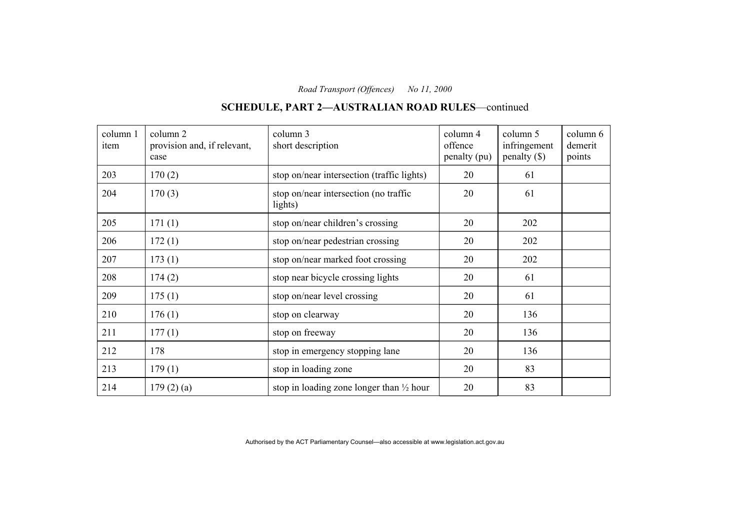## SCHEDULE, PART 2—AUSTRALIAN ROAD RULES—continued

| column 1 item | column 2 provision and, if relevant, case | column 3 short description | column 4 offence penalty (pu) | column 5 infringement penalty ($) | column 6 demerit points |
|---|---|---|---|---|---|
| 203 | 170 (2) | stop on/near intersection (traffic lights) | 20 | 61 | |
| 204 | 170 (3) | stop on/near intersection (no traffic lights) | 20 | 61 | |
| 205 | 171 (1) | stop on/near children's crossing | 20 | 202 | |
| 206 | 172 (1) | stop on/near pedestrian crossing | 20 | 202 | |
| 207 | 173 (1) | stop on/near marked foot crossing | 20 | 202 | |
| 208 | 174 (2) | stop near bicycle crossing lights | 20 | 61 | |
| 209 | 175 (1) | stop on/near level crossing | 20 | 61 | |
| 210 | 176 (1) | stop on clearway | 20 | 136 | |
| 211 | 177 (1) | stop on freeway | 20 | 136 | |
| 212 | 178 | stop in emergency stopping lane | 20 | 136 | |
| 213 | 179 (1) | stop in loading zone | 20 | 83 | |
| 214 | 179 (2) (a) | stop in loading zone longer than ½ hour | 20 | 83 | |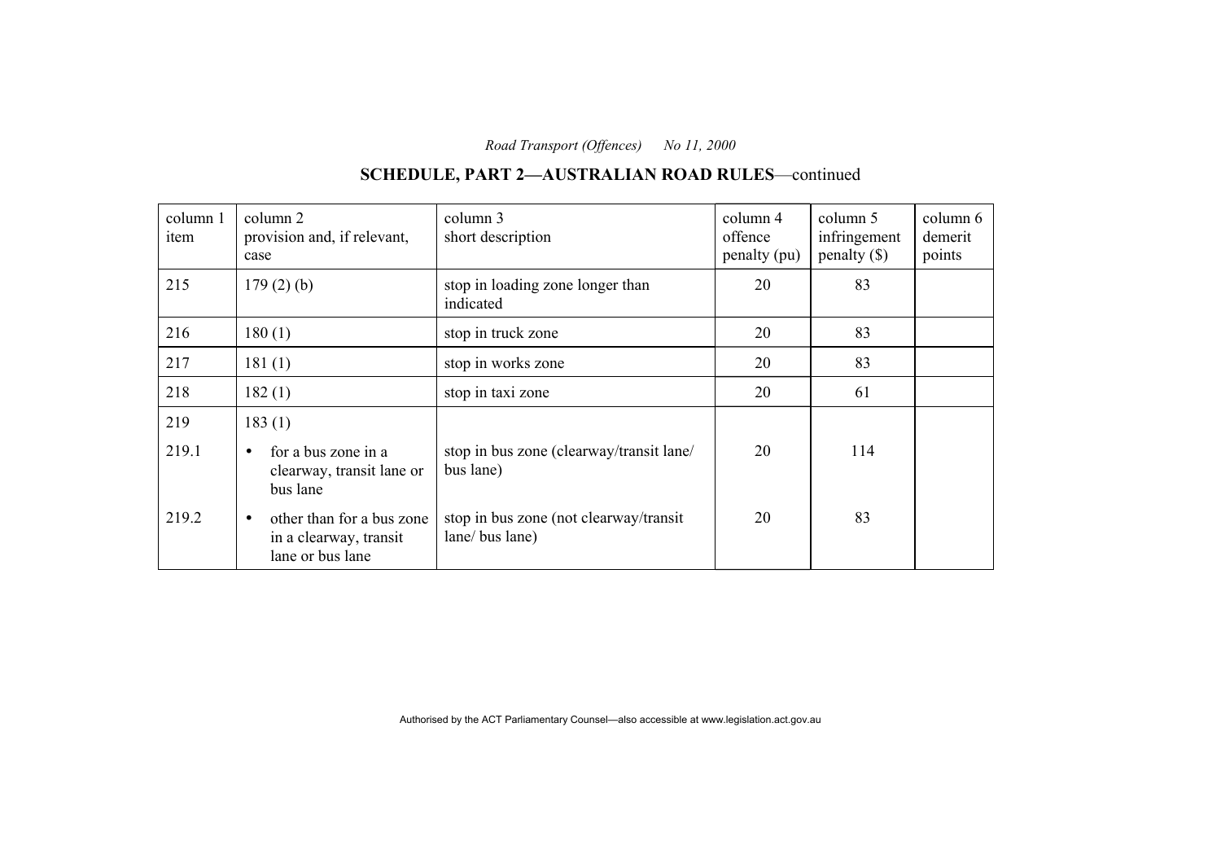## SCHEDULE, PART 2—AUSTRALIAN ROAD RULES—continued

| column 1 item | column 2 provision and, if relevant, case | column 3 short description | column 4 offence penalty (pu) | column 5 infringement penalty ($) | column 6 demerit points |
|---|---|---|---|---|---|
| 215 | 179 (2) (b) | stop in loading zone longer than indicated | 20 | 83 | |
| 216 | 180 (1) | stop in truck zone | 20 | 83 | |
| 217 | 181 (1) | stop in works zone | 20 | 83 | |
| 218 | 182 (1) | stop in taxi zone | 20 | 61 | |
| 219 | 183 (1) | | | | |
| 219.1 | • for a bus zone in a clearway, transit lane or bus lane | stop in bus zone (clearway/transit lane/ bus lane) | 20 | 114 | |
| 219.2 | • other than for a bus zone in a clearway, transit lane or bus lane | stop in bus zone (not clearway/transit lane/ bus lane) | 20 | 83 | |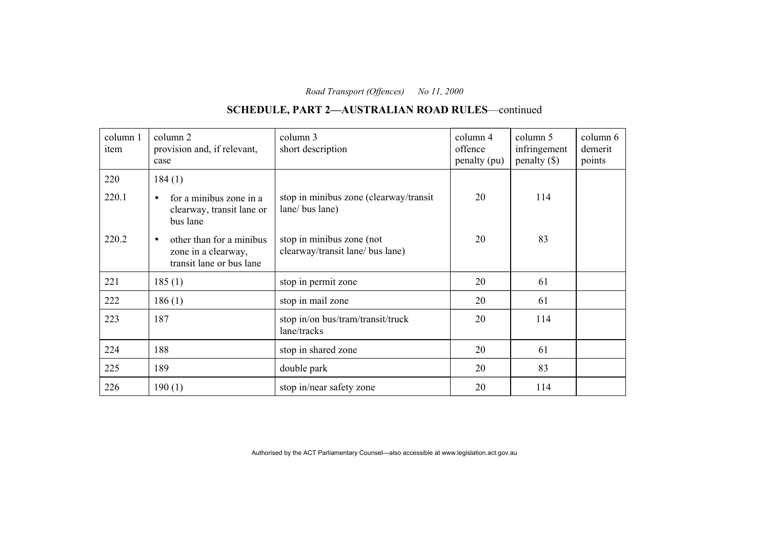## SCHEDULE, PART 2—AUSTRALIAN ROAD RULES—continued

| column 1 item | column 2 provision and, if relevant, case | column 3 short description | column 4 offence penalty (pu) | column 5 infringement penalty ($) | column 6 demerit points |
|---|---|---|---|---|---|
| 220 | 184 (1) | | | | |
| 220.1 | • for a minibus zone in a clearway, transit lane or bus lane | stop in minibus zone (clearway/transit lane/ bus lane) | 20 | 114 | |
| 220.2 | • other than for a minibus zone in a clearway, transit lane or bus lane | stop in minibus zone (not clearway/transit lane/ bus lane) | 20 | 83 | |
| 221 | 185 (1) | stop in permit zone | 20 | 61 | |
| 222 | 186 (1) | stop in mail zone | 20 | 61 | |
| 223 | 187 | stop in/on bus/tram/transit/truck lane/tracks | 20 | 114 | |
| 224 | 188 | stop in shared zone | 20 | 61 | |
| 225 | 189 | double park | 20 | 83 | |
| 226 | 190 (1) | stop in/near safety zone | 20 | 114 | |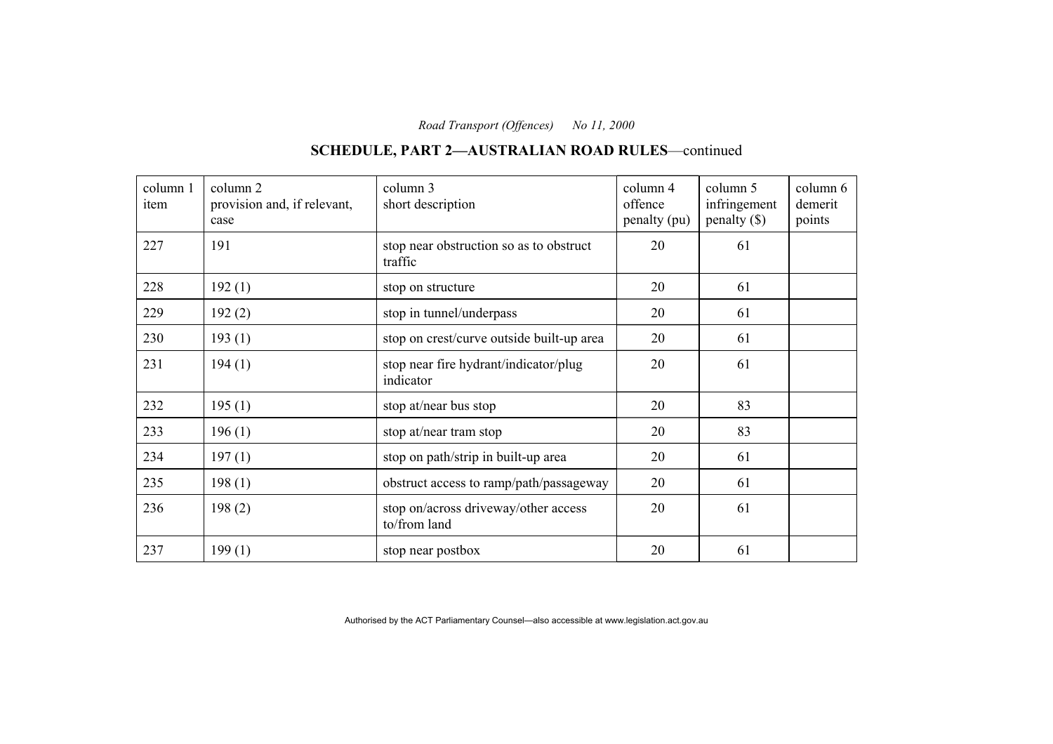## SCHEDULE, PART 2—AUSTRALIAN ROAD RULES—continued

| column 1 item | column 2 provision and, if relevant, case | column 3 short description | column 4 offence penalty (pu) | column 5 infringement penalty ($) | column 6 demerit points |
|---|---|---|---|---|---|
| 227 | 191 | stop near obstruction so as to obstruct traffic | 20 | 61 | |
| 228 | 192 (1) | stop on structure | 20 | 61 | |
| 229 | 192 (2) | stop in tunnel/underpass | 20 | 61 | |
| 230 | 193 (1) | stop on crest/curve outside built-up area | 20 | 61 | |
| 231 | 194 (1) | stop near fire hydrant/indicator/plug indicator | 20 | 61 | |
| 232 | 195 (1) | stop at/near bus stop | 20 | 83 | |
| 233 | 196 (1) | stop at/near tram stop | 20 | 83 | |
| 234 | 197 (1) | stop on path/strip in built-up area | 20 | 61 | |
| 235 | 198 (1) | obstruct access to ramp/path/passageway | 20 | 61 | |
| 236 | 198 (2) | stop on/across driveway/other access to/from land | 20 | 61 | |
| 237 | 199 (1) | stop near postbox | 20 | 61 | |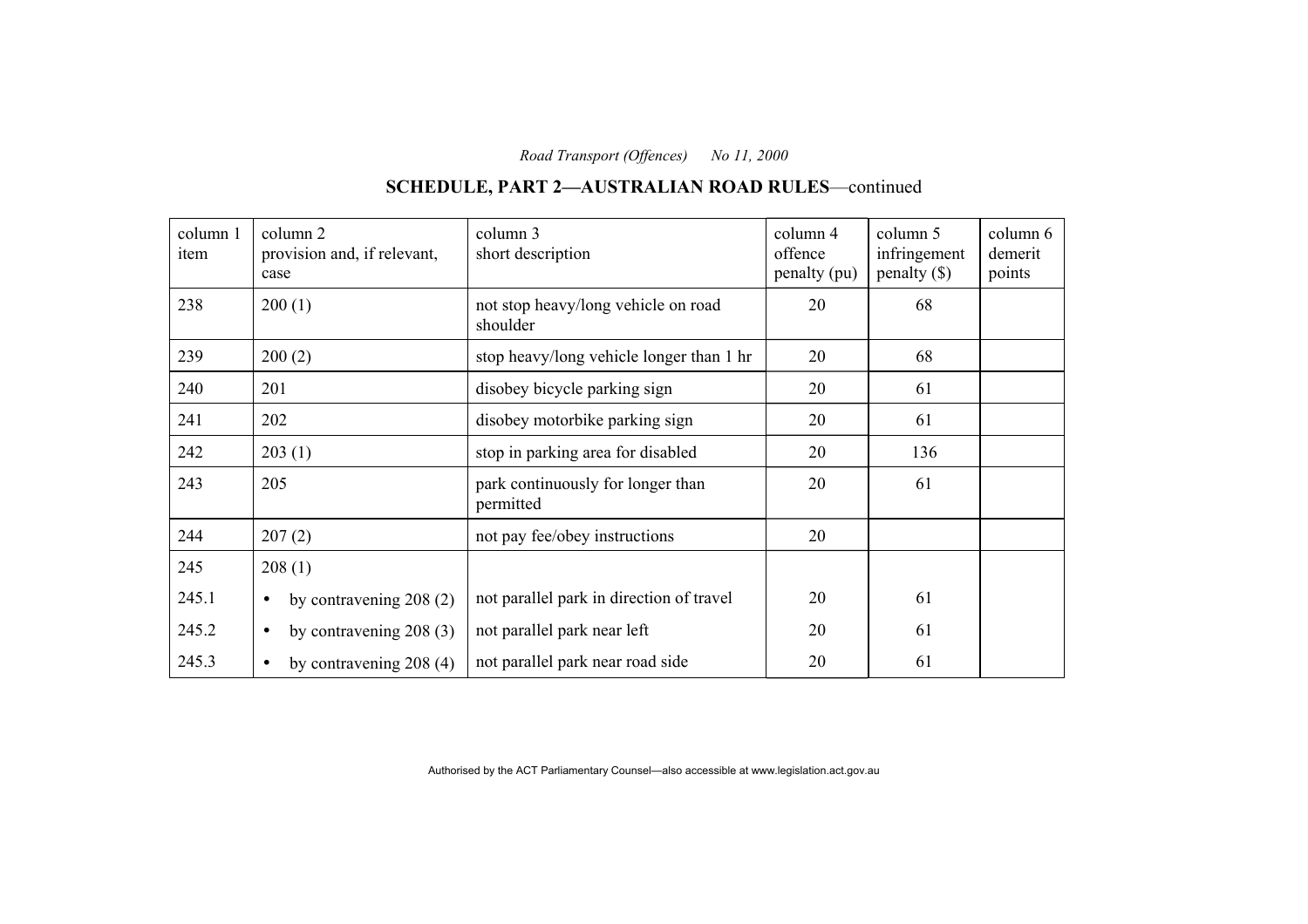## SCHEDULE, PART 2—AUSTRALIAN ROAD RULES—continued

| column 1 item | column 2 provision and, if relevant, case | column 3 short description | column 4 offence penalty (pu) | column 5 infringement penalty ($) | column 6 demerit points |
|---|---|---|---|---|---|
| 238 | 200 (1) | not stop heavy/long vehicle on road shoulder | 20 | 68 | |
| 239 | 200 (2) | stop heavy/long vehicle longer than 1 hr | 20 | 68 | |
| 240 | 201 | disobey bicycle parking sign | 20 | 61 | |
| 241 | 202 | disobey motorbike parking sign | 20 | 61 | |
| 242 | 203 (1) | stop in parking area for disabled | 20 | 136 | |
| 243 | 205 | park continuously for longer than permitted | 20 | 61 | |
| 244 | 207 (2) | not pay fee/obey instructions | 20 | | |
| 245 | 208 (1) | | | | |
| 245.1 | • by contravening 208 (2) | not parallel park in direction of travel | 20 | 61 | |
| 245.2 | • by contravening 208 (3) | not parallel park near left | 20 | 61 | |
| 245.3 | • by contravening 208 (4) | not parallel park near road side | 20 | 61 | |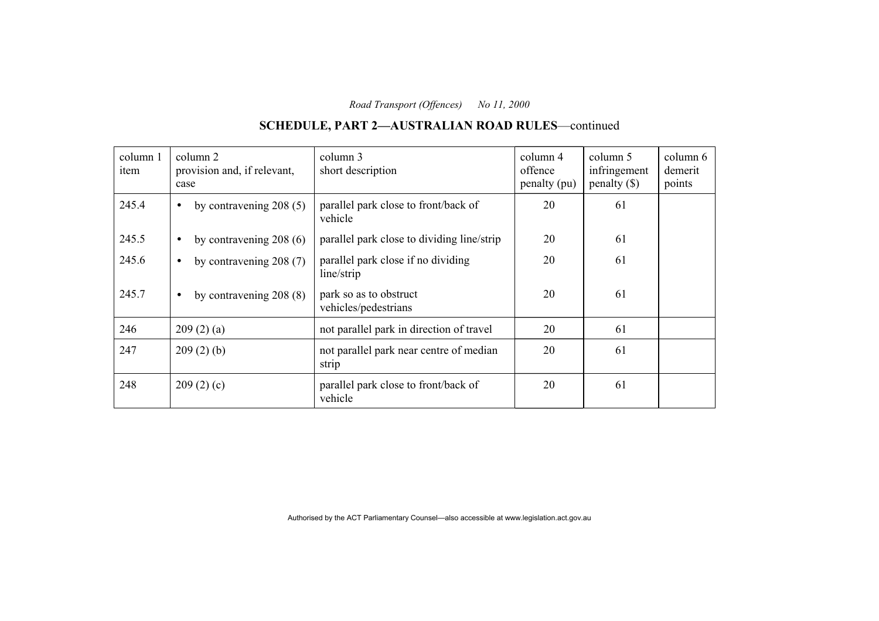## SCHEDULE, PART 2—AUSTRALIAN ROAD RULES—continued

| column 1 item | column 2 provision and, if relevant, case | column 3 short description | column 4 offence penalty (pu) | column 5 infringement penalty ($) | column 6 demerit points |
|---|---|---|---|---|---|
| 245.4 | • by contravening 208 (5) | parallel park close to front/back of vehicle | 20 | 61 | |
| 245.5 | • by contravening 208 (6) | parallel park close to dividing line/strip | 20 | 61 | |
| 245.6 | • by contravening 208 (7) | parallel park close if no dividing line/strip | 20 | 61 | |
| 245.7 | • by contravening 208 (8) | park so as to obstruct vehicles/pedestrians | 20 | 61 | |
| 246 | 209 (2) (a) | not parallel park in direction of travel | 20 | 61 | |
| 247 | 209 (2) (b) | not parallel park near centre of median strip | 20 | 61 | |
| 248 | 209 (2) (c) | parallel park close to front/back of vehicle | 20 | 61 | |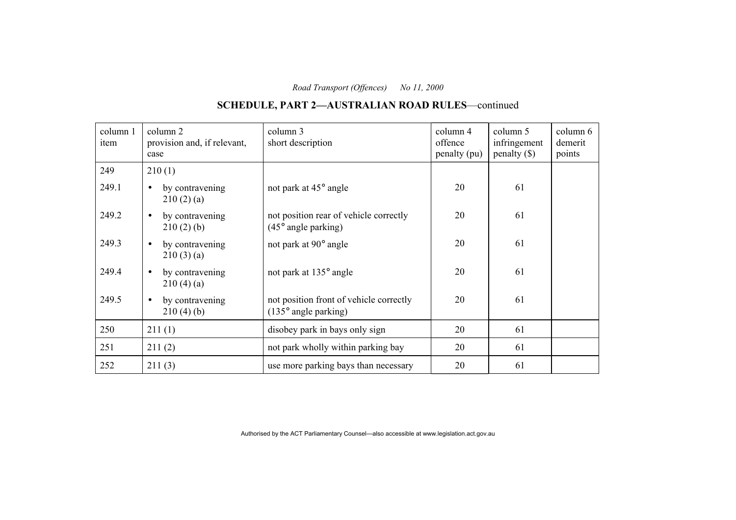## SCHEDULE, PART 2—AUSTRALIAN ROAD RULES—continued

| column 1 item | column 2 provision and, if relevant, case | column 3 short description | column 4 offence penalty (pu) | column 5 infringement penalty ($) | column 6 demerit points |
|---|---|---|---|---|---|
| 249 | 210 (1) | | | | |
| 249.1 | • by contravening 210 (2) (a) | not park at 45° angle | 20 | 61 | |
| 249.2 | • by contravening 210 (2) (b) | not position rear of vehicle correctly (45° angle parking) | 20 | 61 | |
| 249.3 | • by contravening 210 (3) (a) | not park at 90° angle | 20 | 61 | |
| 249.4 | • by contravening 210 (4) (a) | not park at 135° angle | 20 | 61 | |
| 249.5 | • by contravening 210 (4) (b) | not position front of vehicle correctly (135° angle parking) | 20 | 61 | |
| 250 | 211 (1) | disobey park in bays only sign | 20 | 61 | |
| 251 | 211 (2) | not park wholly within parking bay | 20 | 61 | |
| 252 | 211 (3) | use more parking bays than necessary | 20 | 61 | |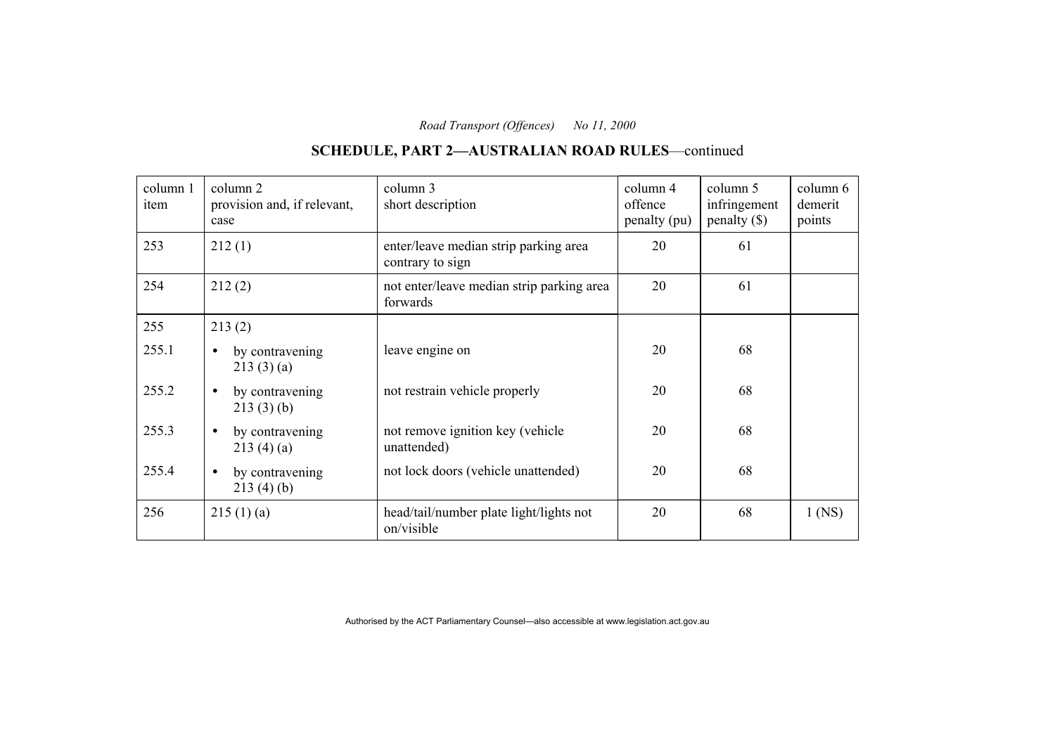## SCHEDULE, PART 2—AUSTRALIAN ROAD RULES—continued

| column 1 item | column 2 provision and, if relevant, case | column 3 short description | column 4 offence penalty (pu) | column 5 infringement penalty ($) | column 6 demerit points |
|---|---|---|---|---|---|
| 253 | 212 (1) | enter/leave median strip parking area contrary to sign | 20 | 61 | |
| 254 | 212 (2) | not enter/leave median strip parking area forwards | 20 | 61 | |
| 255 | 213 (2) | | | | |
| 255.1 | • by contravening 213 (3) (a) | leave engine on | 20 | 68 | |
| 255.2 | • by contravening 213 (3) (b) | not restrain vehicle properly | 20 | 68 | |
| 255.3 | • by contravening 213 (4) (a) | not remove ignition key (vehicle unattended) | 20 | 68 | |
| 255.4 | • by contravening 213 (4) (b) | not lock doors (vehicle unattended) | 20 | 68 | |
| 256 | 215 (1) (a) | head/tail/number plate light/lights not on/visible | 20 | 68 | 1 (NS) |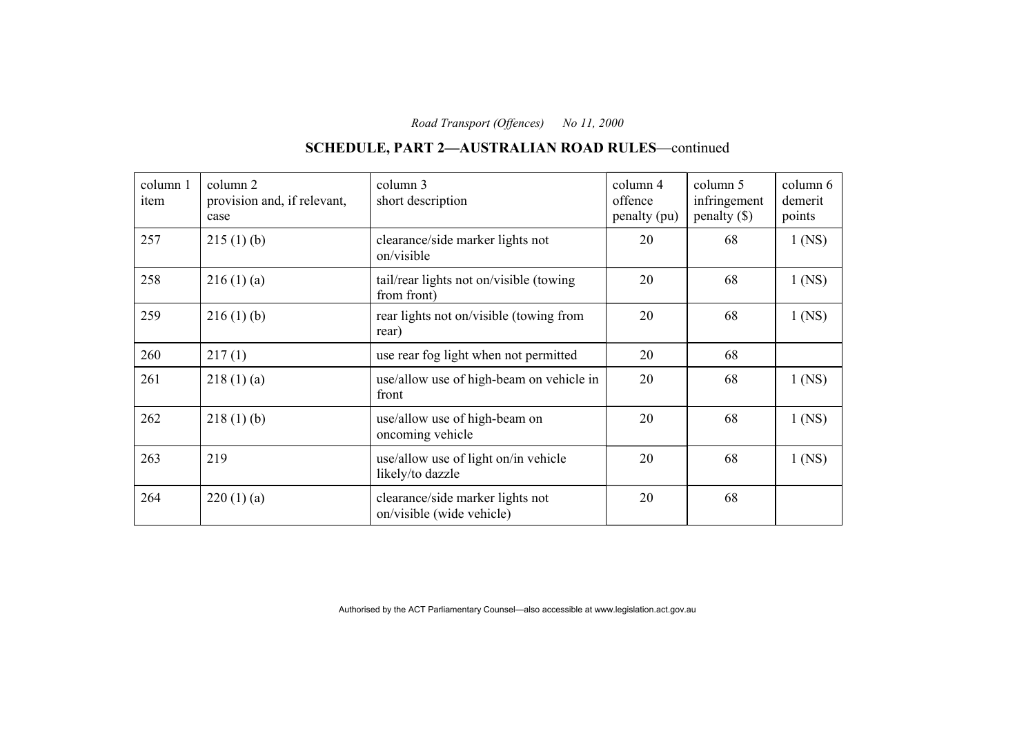## SCHEDULE, PART 2—AUSTRALIAN ROAD RULES—continued

| column 1 item | column 2 provision and, if relevant, case | column 3 short description | column 4 offence penalty (pu) | column 5 infringement penalty ($) | column 6 demerit points |
|---|---|---|---|---|---|
| 257 | 215 (1) (b) | clearance/side marker lights not on/visible | 20 | 68 | 1 (NS) |
| 258 | 216 (1) (a) | tail/rear lights not on/visible (towing from front) | 20 | 68 | 1 (NS) |
| 259 | 216 (1) (b) | rear lights not on/visible (towing from rear) | 20 | 68 | 1 (NS) |
| 260 | 217 (1) | use rear fog light when not permitted | 20 | 68 | |
| 261 | 218 (1) (a) | use/allow use of high-beam on vehicle in front | 20 | 68 | 1 (NS) |
| 262 | 218 (1) (b) | use/allow use of high-beam on oncoming vehicle | 20 | 68 | 1 (NS) |
| 263 | 219 | use/allow use of light on/in vehicle likely/to dazzle | 20 | 68 | 1 (NS) |
| 264 | 220 (1) (a) | clearance/side marker lights not on/visible (wide vehicle) | 20 | 68 | |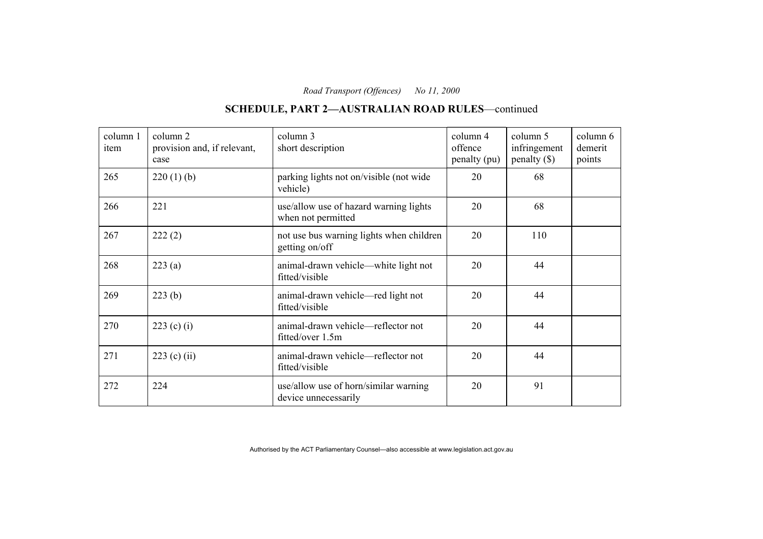## SCHEDULE, PART 2—AUSTRALIAN ROAD RULES—continued

| column 1 item | column 2 provision and, if relevant, case | column 3 short description | column 4 offence penalty (pu) | column 5 infringement penalty ($) | column 6 demerit points |
|---|---|---|---|---|---|
| 265 | 220 (1) (b) | parking lights not on/visible (not wide vehicle) | 20 | 68 | |
| 266 | 221 | use/allow use of hazard warning lights when not permitted | 20 | 68 | |
| 267 | 222 (2) | not use bus warning lights when children getting on/off | 20 | 110 | |
| 268 | 223 (a) | animal-drawn vehicle—white light not fitted/visible | 20 | 44 | |
| 269 | 223 (b) | animal-drawn vehicle—red light not fitted/visible | 20 | 44 | |
| 270 | 223 (c) (i) | animal-drawn vehicle—reflector not fitted/over 1.5m | 20 | 44 | |
| 271 | 223 (c) (ii) | animal-drawn vehicle—reflector not fitted/visible | 20 | 44 | |
| 272 | 224 | use/allow use of horn/similar warning device unnecessarily | 20 | 91 | |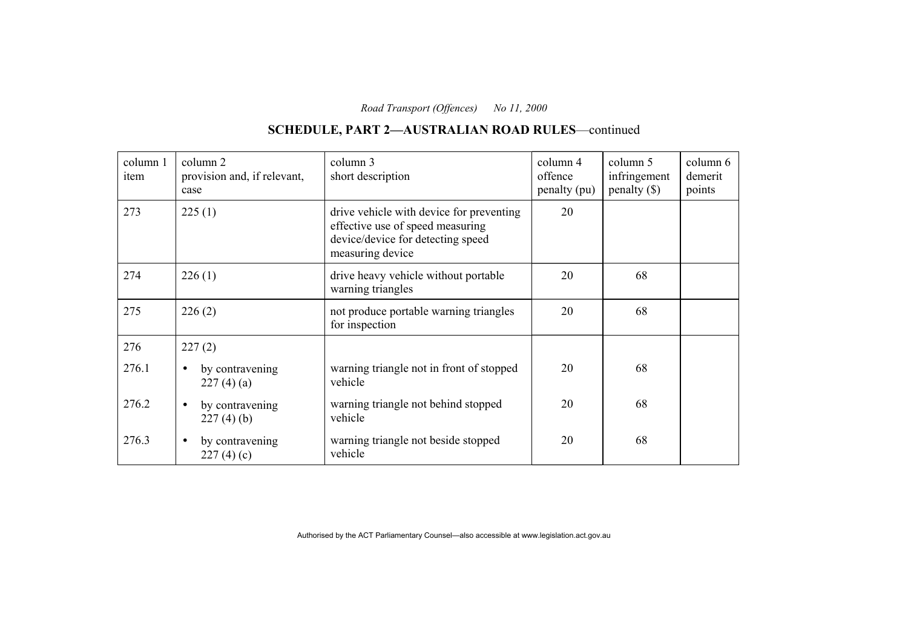## SCHEDULE, PART 2—AUSTRALIAN ROAD RULES—continued

| column 1 item | column 2 provision and, if relevant, case | column 3 short description | column 4 offence penalty (pu) | column 5 infringement penalty ($) | column 6 demerit points |
|---|---|---|---|---|---|
| 273 | 225 (1) | drive vehicle with device for preventing effective use of speed measuring device/device for detecting speed measuring device | 20 | | |
| 274 | 226 (1) | drive heavy vehicle without portable warning triangles | 20 | 68 | |
| 275 | 226 (2) | not produce portable warning triangles for inspection | 20 | 68 | |
| 276 | 227 (2) | | | | |
| 276.1 | • by contravening 227 (4) (a) | warning triangle not in front of stopped vehicle | 20 | 68 | |
| 276.2 | • by contravening 227 (4) (b) | warning triangle not behind stopped vehicle | 20 | 68 | |
| 276.3 | • by contravening 227 (4) (c) | warning triangle not beside stopped vehicle | 20 | 68 | |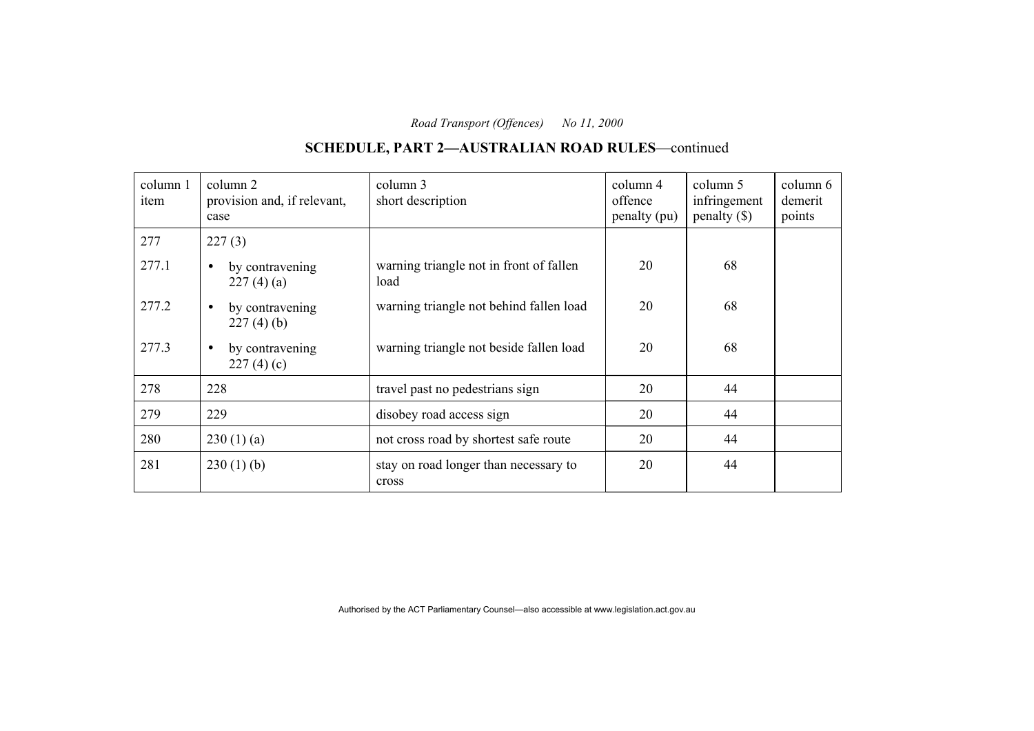## SCHEDULE, PART 2—AUSTRALIAN ROAD RULES—continued

| column 1 item | column 2 provision and, if relevant, case | column 3 short description | column 4 offence penalty (pu) | column 5 infringement penalty ($) | column 6 demerit points |
|---|---|---|---|---|---|
| 277 | 227 (3) | | | | |
| 277.1 | • by contravening 227 (4) (a) | warning triangle not in front of fallen load | 20 | 68 | |
| 277.2 | • by contravening 227 (4) (b) | warning triangle not behind fallen load | 20 | 68 | |
| 277.3 | • by contravening 227 (4) (c) | warning triangle not beside fallen load | 20 | 68 | |
| 278 | 228 | travel past no pedestrians sign | 20 | 44 | |
| 279 | 229 | disobey road access sign | 20 | 44 | |
| 280 | 230 (1) (a) | not cross road by shortest safe route | 20 | 44 | |
| 281 | 230 (1) (b) | stay on road longer than necessary to cross | 20 | 44 | |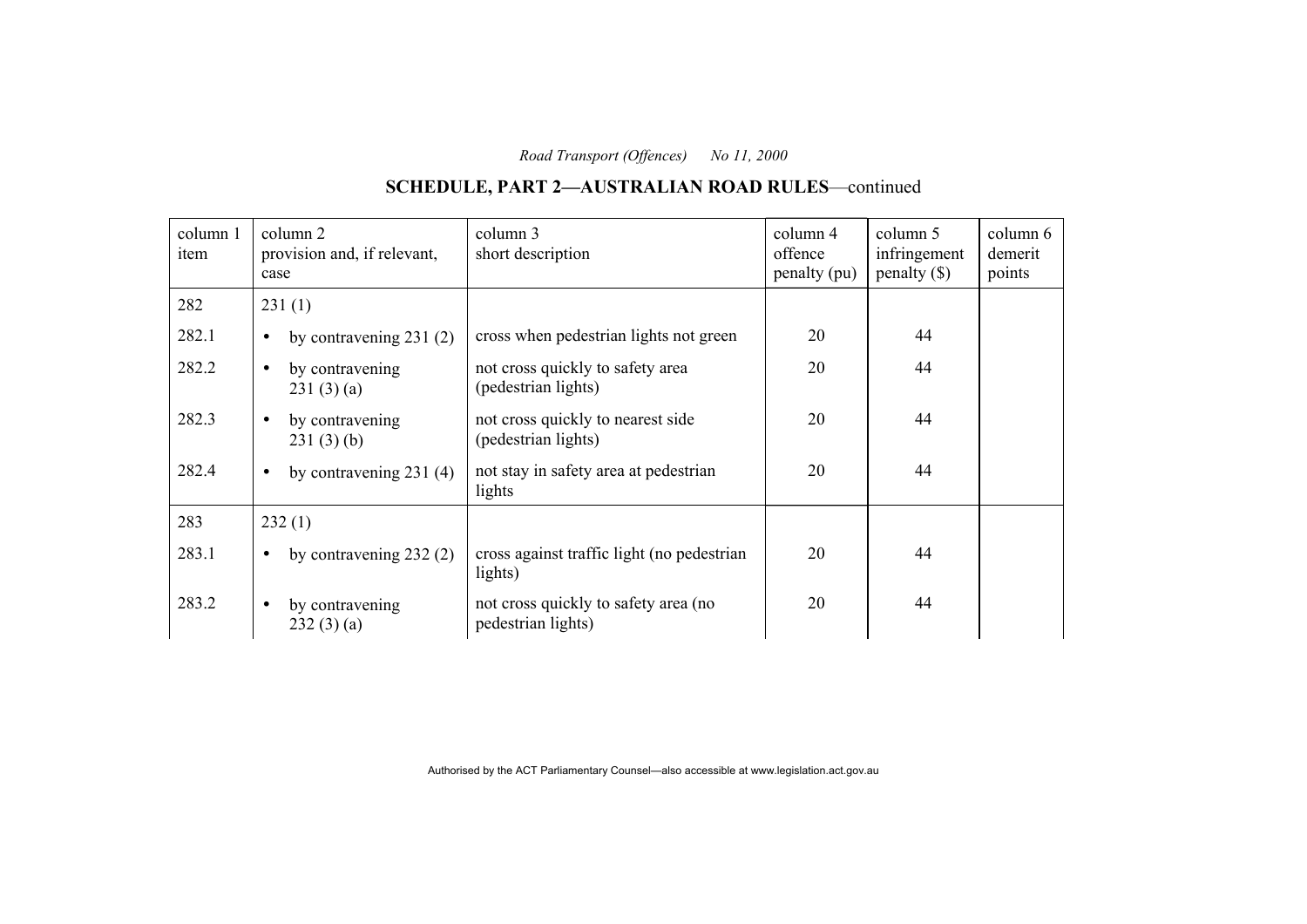## SCHEDULE, PART 2—AUSTRALIAN ROAD RULES—continued

| column 1 item | column 2 provision and, if relevant, case | column 3 short description | column 4 offence penalty (pu) | column 5 infringement penalty ($) | column 6 demerit points |
|---|---|---|---|---|---|
| 282 | 231 (1) | | | | |
| 282.1 | • by contravening 231 (2) | cross when pedestrian lights not green | 20 | 44 | |
| 282.2 | • by contravening 231 (3) (a) | not cross quickly to safety area (pedestrian lights) | 20 | 44 | |
| 282.3 | • by contravening 231 (3) (b) | not cross quickly to nearest side (pedestrian lights) | 20 | 44 | |
| 282.4 | • by contravening 231 (4) | not stay in safety area at pedestrian lights | 20 | 44 | |
| 283 | 232 (1) | | | | |
| 283.1 | • by contravening 232 (2) | cross against traffic light (no pedestrian lights) | 20 | 44 | |
| 283.2 | • by contravening 232 (3) (a) | not cross quickly to safety area (no pedestrian lights) | 20 | 44 | |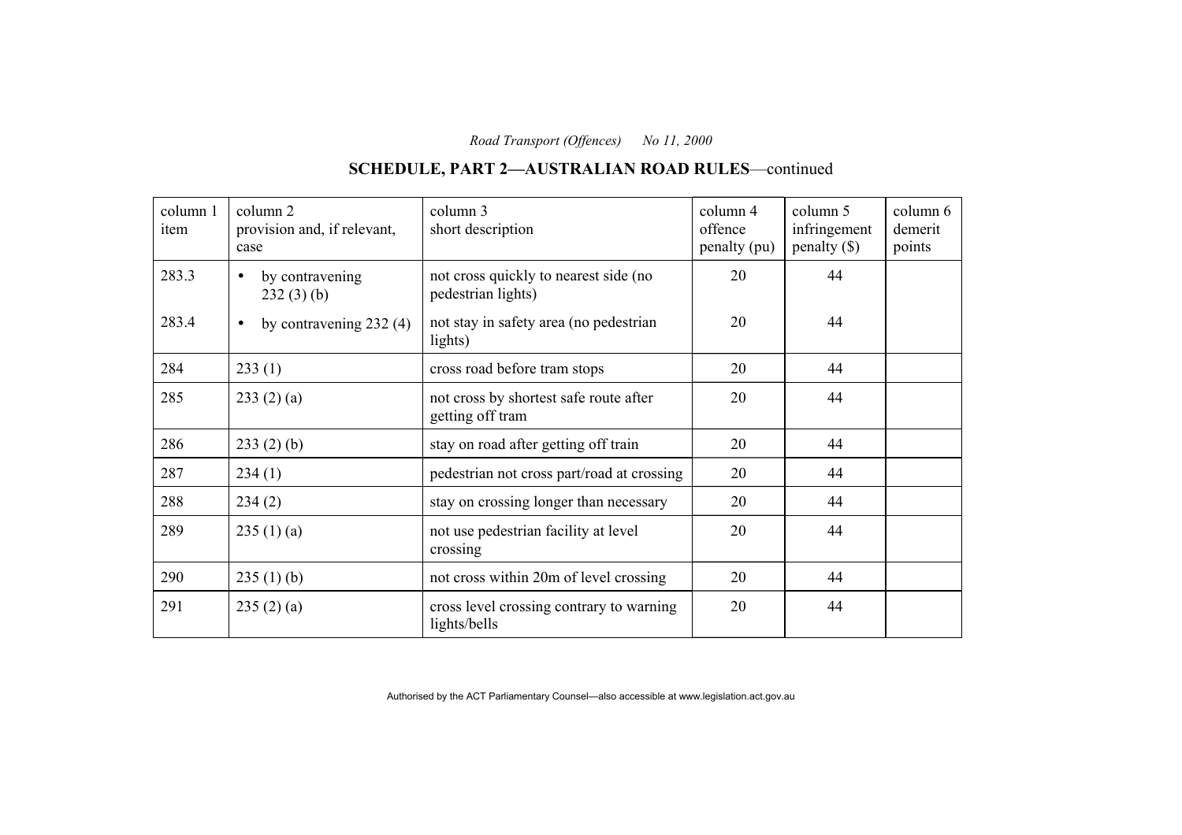## SCHEDULE, PART 2—AUSTRALIAN ROAD RULES—continued

| column 1<br>item | column 2<br>provision and, if relevant, case | column 3<br>short description | column 4<br>offence penalty (pu) | column 5<br>infringement penalty ($) | column 6<br>demerit points |
|---|---|---|---|---|---|
| 283.3 | • by contravening 232 (3) (b) | not cross quickly to nearest side (no pedestrian lights) | 20 | 44 | |
| 283.4 | • by contravening 232 (4) | not stay in safety area (no pedestrian lights) | 20 | 44 | |
| 284 | 233 (1) | cross road before tram stops | 20 | 44 | |
| 285 | 233 (2) (a) | not cross by shortest safe route after getting off tram | 20 | 44 | |
| 286 | 233 (2) (b) | stay on road after getting off train | 20 | 44 | |
| 287 | 234 (1) | pedestrian not cross part/road at crossing | 20 | 44 | |
| 288 | 234 (2) | stay on crossing longer than necessary | 20 | 44 | |
| 289 | 235 (1) (a) | not use pedestrian facility at level crossing | 20 | 44 | |
| 290 | 235 (1) (b) | not cross within 20m of level crossing | 20 | 44 | |
| 291 | 235 (2) (a) | cross level crossing contrary to warning lights/bells | 20 | 44 | |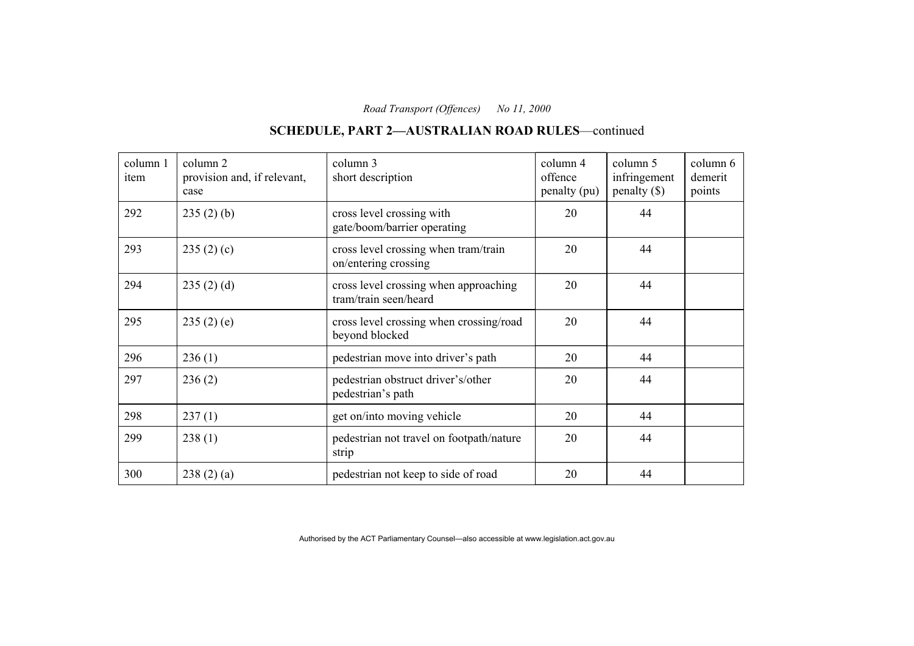## SCHEDULE, PART 2—AUSTRALIAN ROAD RULES—continued

| column 1 item | column 2 provision and, if relevant, case | column 3 short description | column 4 offence penalty (pu) | column 5 infringement penalty ($) | column 6 demerit points |
|---|---|---|---|---|---|
| 292 | 235 (2) (b) | cross level crossing with gate/boom/barrier operating | 20 | 44 | |
| 293 | 235 (2) (c) | cross level crossing when tram/train on/entering crossing | 20 | 44 | |
| 294 | 235 (2) (d) | cross level crossing when approaching tram/train seen/heard | 20 | 44 | |
| 295 | 235 (2) (e) | cross level crossing when crossing/road beyond blocked | 20 | 44 | |
| 296 | 236 (1) | pedestrian move into driver's path | 20 | 44 | |
| 297 | 236 (2) | pedestrian obstruct driver's/other pedestrian's path | 20 | 44 | |
| 298 | 237 (1) | get on/into moving vehicle | 20 | 44 | |
| 299 | 238 (1) | pedestrian not travel on footpath/nature strip | 20 | 44 | |
| 300 | 238 (2) (a) | pedestrian not keep to side of road | 20 | 44 | |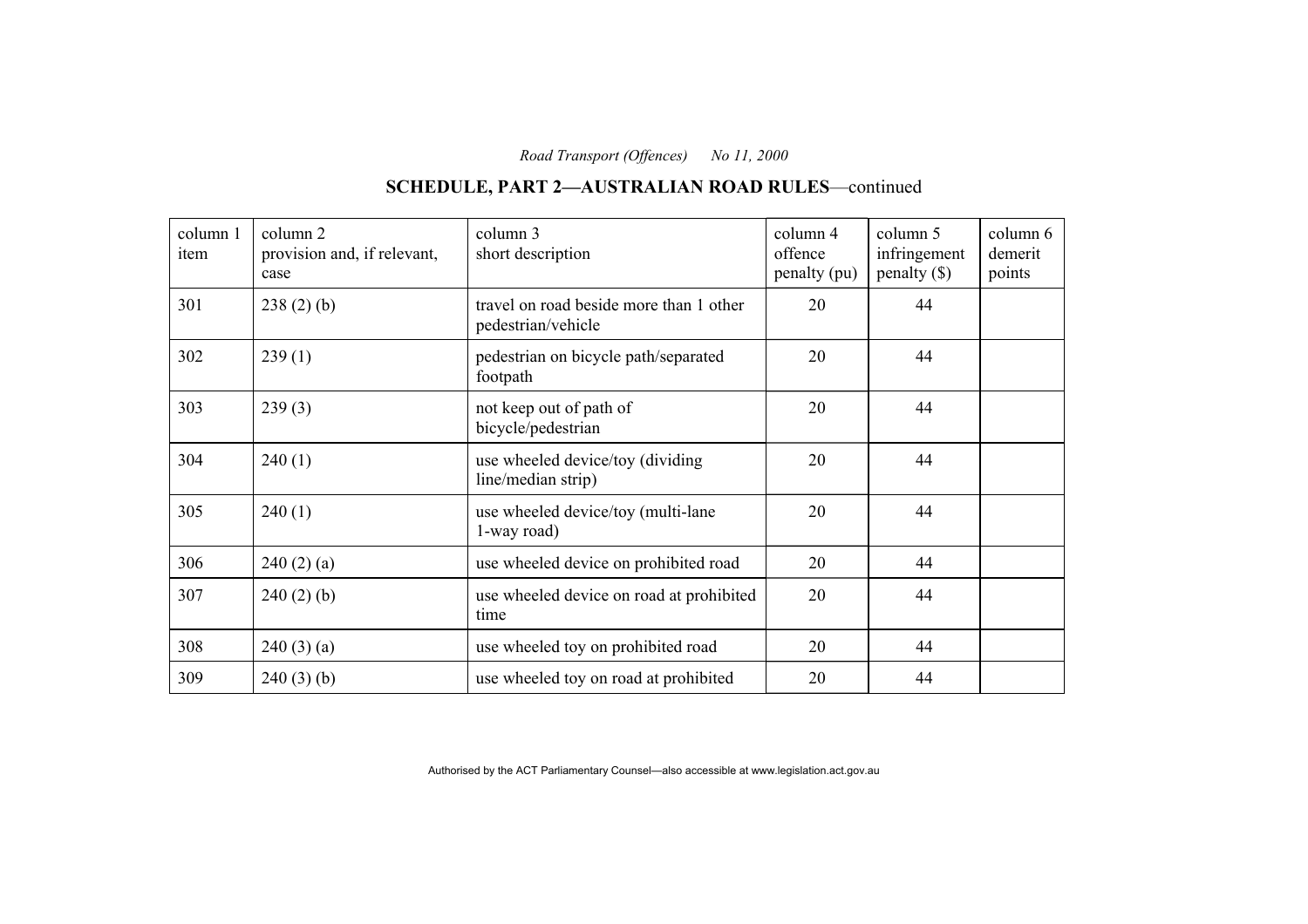## SCHEDULE, PART 2—AUSTRALIAN ROAD RULES—continued

| column 1 item | column 2 provision and, if relevant, case | column 3 short description | column 4 offence penalty (pu) | column 5 infringement penalty ($) | column 6 demerit points |
|---|---|---|---|---|---|
| 301 | 238 (2) (b) | travel on road beside more than 1 other pedestrian/vehicle | 20 | 44 | |
| 302 | 239 (1) | pedestrian on bicycle path/separated footpath | 20 | 44 | |
| 303 | 239 (3) | not keep out of path of bicycle/pedestrian | 20 | 44 | |
| 304 | 240 (1) | use wheeled device/toy (dividing line/median strip) | 20 | 44 | |
| 305 | 240 (1) | use wheeled device/toy (multi-lane 1-way road) | 20 | 44 | |
| 306 | 240 (2) (a) | use wheeled device on prohibited road | 20 | 44 | |
| 307 | 240 (2) (b) | use wheeled device on road at prohibited time | 20 | 44 | |
| 308 | 240 (3) (a) | use wheeled toy on prohibited road | 20 | 44 | |
| 309 | 240 (3) (b) | use wheeled toy on road at prohibited | 20 | 44 | |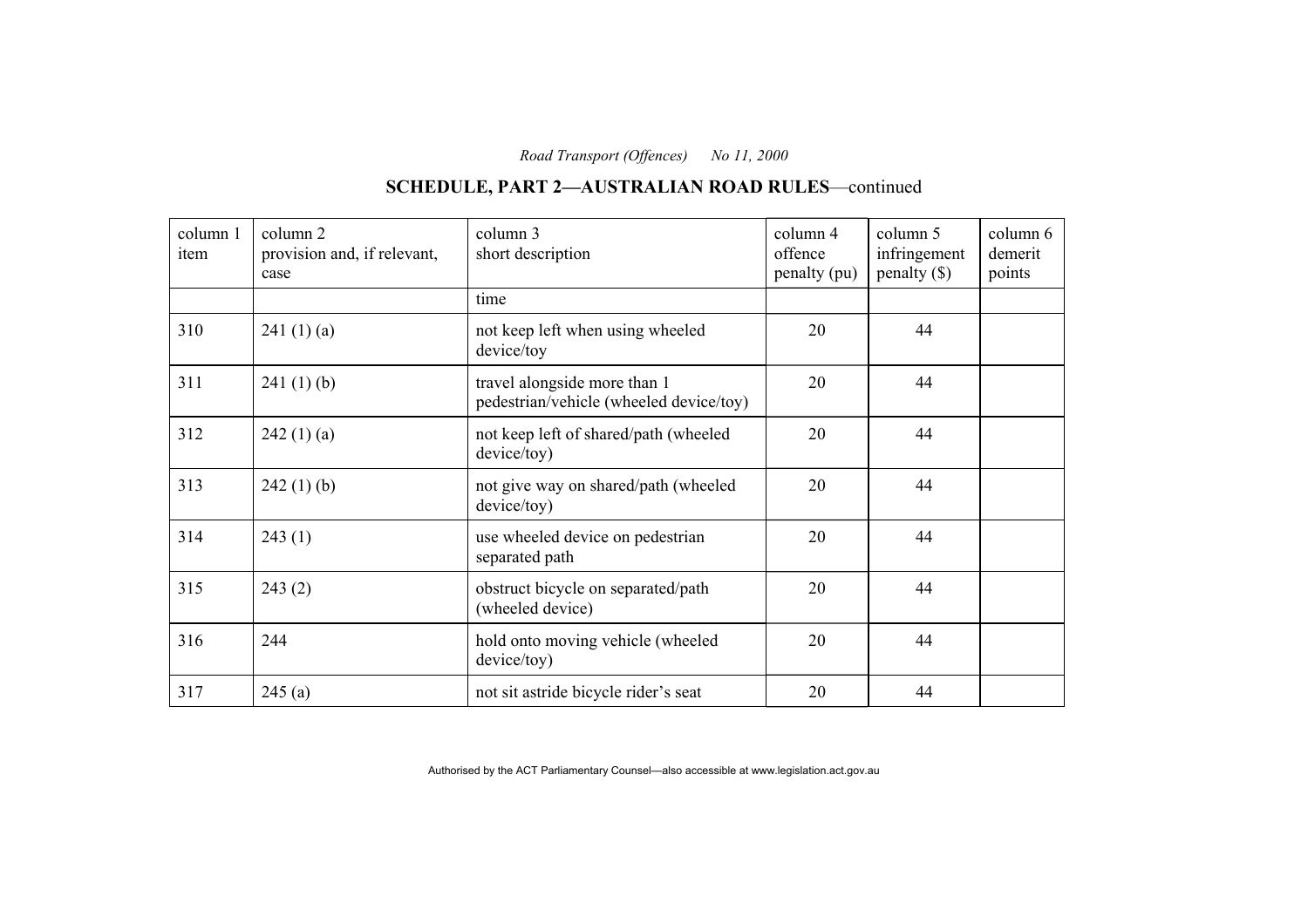## SCHEDULE, PART 2—AUSTRALIAN ROAD RULES—continued

| column 1 item | column 2 provision and, if relevant, case | column 3 short description | column 4 offence penalty (pu) | column 5 infringement penalty ($) | column 6 demerit points |
|---|---|---|---|---|---|
| | | time | | | |
| 310 | 241 (1) (a) | not keep left when using wheeled device/toy | 20 | 44 | |
| 311 | 241 (1) (b) | travel alongside more than 1 pedestrian/vehicle (wheeled device/toy) | 20 | 44 | |
| 312 | 242 (1) (a) | not keep left of shared/path (wheeled device/toy) | 20 | 44 | |
| 313 | 242 (1) (b) | not give way on shared/path (wheeled device/toy) | 20 | 44 | |
| 314 | 243 (1) | use wheeled device on pedestrian separated path | 20 | 44 | |
| 315 | 243 (2) | obstruct bicycle on separated/path (wheeled device) | 20 | 44 | |
| 316 | 244 | hold onto moving vehicle (wheeled device/toy) | 20 | 44 | |
| 317 | 245 (a) | not sit astride bicycle rider's seat | 20 | 44 | |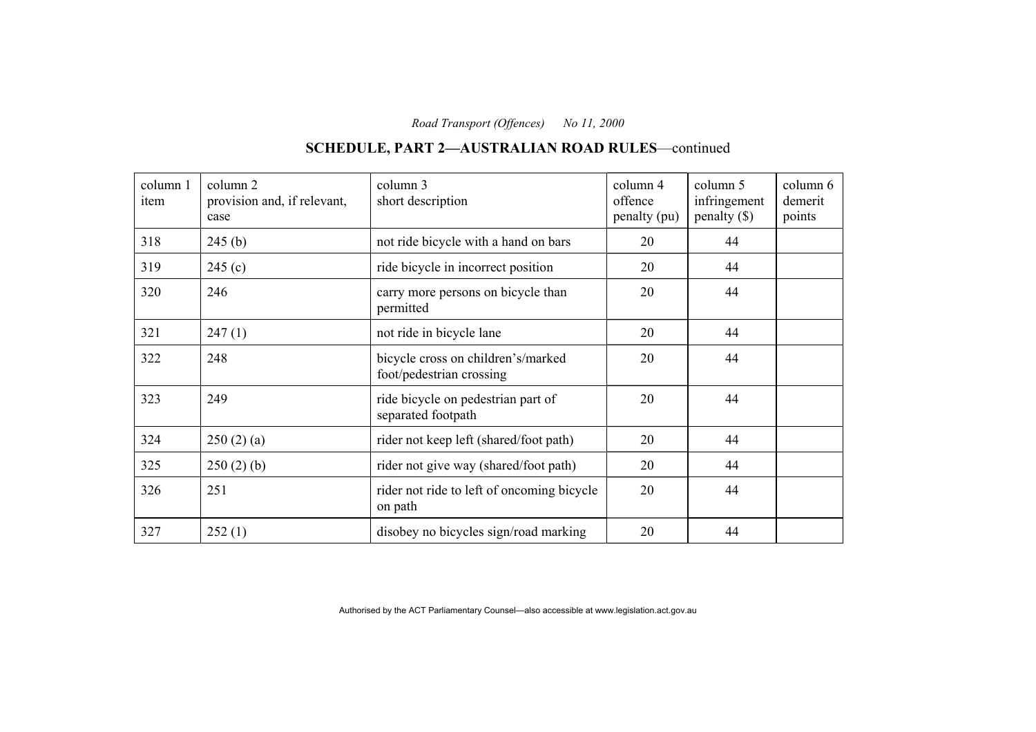## SCHEDULE, PART 2—AUSTRALIAN ROAD RULES—continued

| column 1 item | column 2 provision and, if relevant, case | column 3 short description | column 4 offence penalty (pu) | column 5 infringement penalty ($) | column 6 demerit points |
|---|---|---|---|---|---|
| 318 | 245 (b) | not ride bicycle with a hand on bars | 20 | 44 | |
| 319 | 245 (c) | ride bicycle in incorrect position | 20 | 44 | |
| 320 | 246 | carry more persons on bicycle than permitted | 20 | 44 | |
| 321 | 247 (1) | not ride in bicycle lane | 20 | 44 | |
| 322 | 248 | bicycle cross on children's/marked foot/pedestrian crossing | 20 | 44 | |
| 323 | 249 | ride bicycle on pedestrian part of separated footpath | 20 | 44 | |
| 324 | 250 (2) (a) | rider not keep left (shared/foot path) | 20 | 44 | |
| 325 | 250 (2) (b) | rider not give way (shared/foot path) | 20 | 44 | |
| 326 | 251 | rider not ride to left of oncoming bicycle on path | 20 | 44 | |
| 327 | 252 (1) | disobey no bicycles sign/road marking | 20 | 44 | |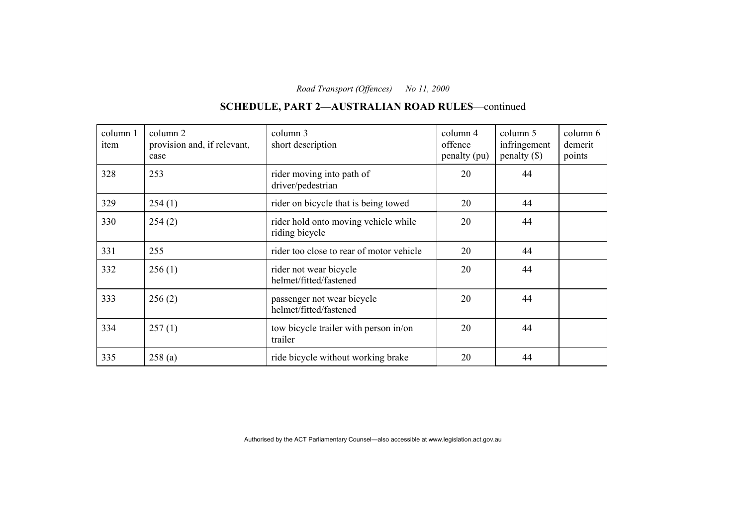## SCHEDULE, PART 2—AUSTRALIAN ROAD RULES—continued

| column 1 item | column 2 provision and, if relevant, case | column 3 short description | column 4 offence penalty (pu) | column 5 infringement penalty ($) | column 6 demerit points |
|---|---|---|---|---|---|
| 328 | 253 | rider moving into path of driver/pedestrian | 20 | 44 | |
| 329 | 254 (1) | rider on bicycle that is being towed | 20 | 44 | |
| 330 | 254 (2) | rider hold onto moving vehicle while riding bicycle | 20 | 44 | |
| 331 | 255 | rider too close to rear of motor vehicle | 20 | 44 | |
| 332 | 256 (1) | rider not wear bicycle helmet/fitted/fastened | 20 | 44 | |
| 333 | 256 (2) | passenger not wear bicycle helmet/fitted/fastened | 20 | 44 | |
| 334 | 257 (1) | tow bicycle trailer with person in/on trailer | 20 | 44 | |
| 335 | 258 (a) | ride bicycle without working brake | 20 | 44 | |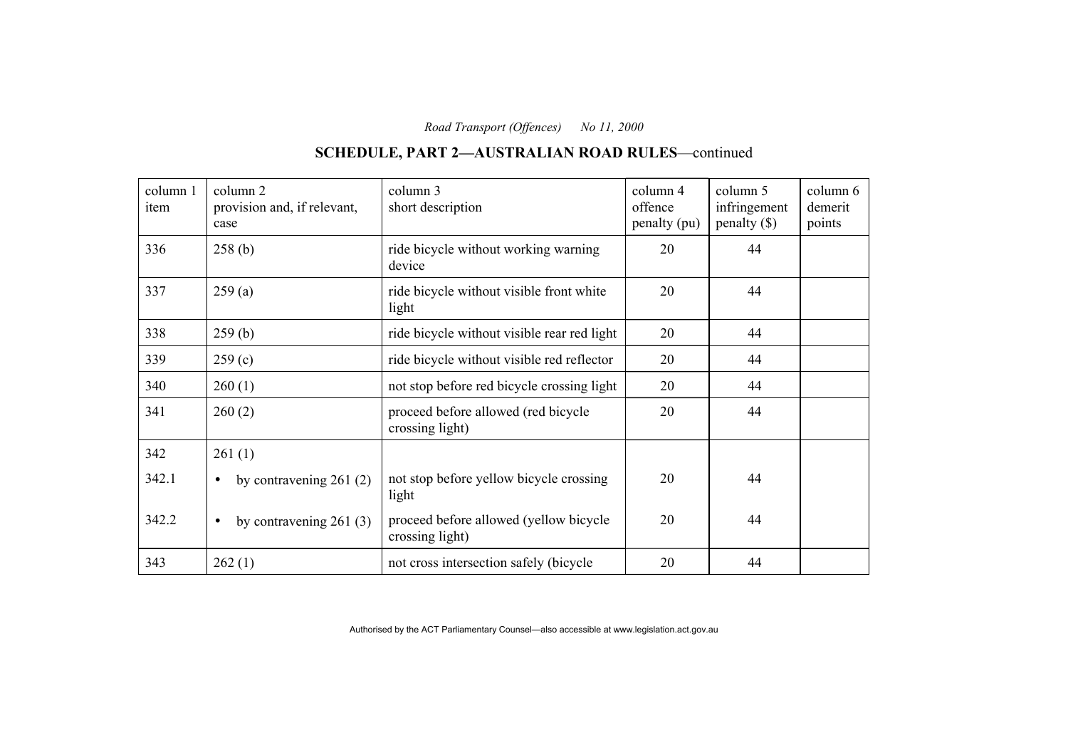## SCHEDULE, PART 2—AUSTRALIAN ROAD RULES—continued

| column 1 item | column 2 provision and, if relevant, case | column 3 short description | column 4 offence penalty (pu) | column 5 infringement penalty ($) | column 6 demerit points |
|---|---|---|---|---|---|
| 336 | 258 (b) | ride bicycle without working warning device | 20 | 44 | |
| 337 | 259 (a) | ride bicycle without visible front white light | 20 | 44 | |
| 338 | 259 (b) | ride bicycle without visible rear red light | 20 | 44 | |
| 339 | 259 (c) | ride bicycle without visible red reflector | 20 | 44 | |
| 340 | 260 (1) | not stop before red bicycle crossing light | 20 | 44 | |
| 341 | 260 (2) | proceed before allowed (red bicycle crossing light) | 20 | 44 | |
| 342 | 261 (1) | | | | |
| 342.1 | • by contravening 261 (2) | not stop before yellow bicycle crossing light | 20 | 44 | |
| 342.2 | • by contravening 261 (3) | proceed before allowed (yellow bicycle crossing light) | 20 | 44 | |
| 343 | 262 (1) | not cross intersection safely (bicycle | 20 | 44 | |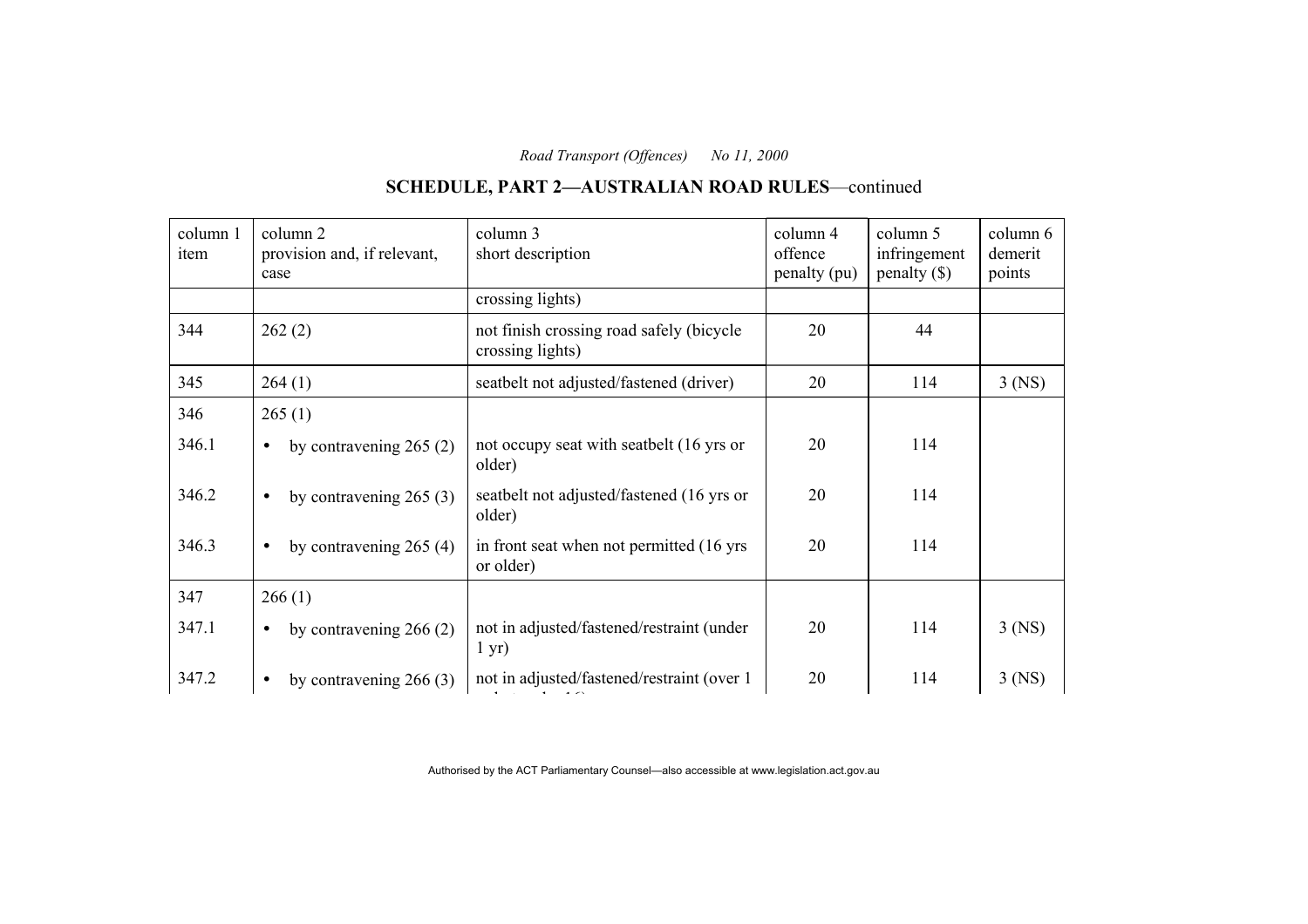## SCHEDULE, PART 2—AUSTRALIAN ROAD RULES—continued

| column 1 item | column 2 provision and, if relevant, case | column 3 short description | column 4 offence penalty (pu) | column 5 infringement penalty ($) | column 6 demerit points |
|---|---|---|---|---|---|
| | | crossing lights) | | | |
| 344 | 262 (2) | not finish crossing road safely (bicycle crossing lights) | 20 | 44 | |
| 345 | 264 (1) | seatbelt not adjusted/fastened (driver) | 20 | 114 | 3 (NS) |
| 346 | 265 (1) | | | | |
| 346.1 | • by contravening 265 (2) | not occupy seat with seatbelt (16 yrs or older) | 20 | 114 | |
| 346.2 | • by contravening 265 (3) | seatbelt not adjusted/fastened (16 yrs or older) | 20 | 114 | |
| 346.3 | • by contravening 265 (4) | in front seat when not permitted (16 yrs or older) | 20 | 114 | |
| 347 | 266 (1) | | | | |
| 347.1 | • by contravening 266 (2) | not in adjusted/fastened/restraint (under 1 yr) | 20 | 114 | 3 (NS) |
| 347.2 | • by contravening 266 (3) | not in adjusted/fastened/restraint (over 1 | 20 | 114 | 3 (NS) |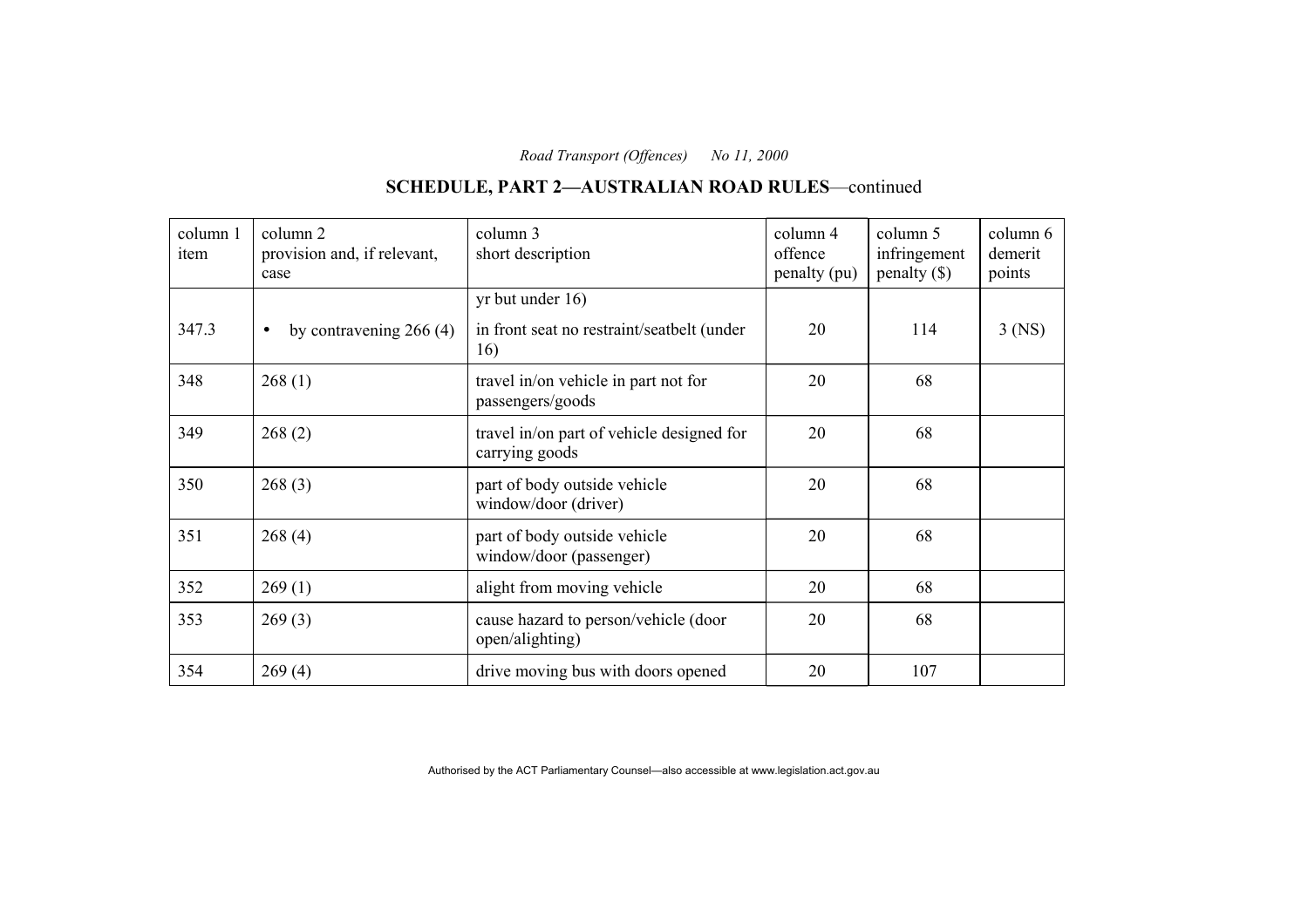## SCHEDULE, PART 2—AUSTRALIAN ROAD RULES—continued

| column 1 item | column 2 provision and, if relevant, case | column 3 short description | column 4 offence penalty (pu) | column 5 infringement penalty ($) | column 6 demerit points |
|---|---|---|---|---|---|
| | | yr but under 16) | | | |
| 347.3 | • by contravening 266 (4) | in front seat no restraint/seatbelt (under 16) | 20 | 114 | 3 (NS) |
| 348 | 268 (1) | travel in/on vehicle in part not for passengers/goods | 20 | 68 | |
| 349 | 268 (2) | travel in/on part of vehicle designed for carrying goods | 20 | 68 | |
| 350 | 268 (3) | part of body outside vehicle window/door (driver) | 20 | 68 | |
| 351 | 268 (4) | part of body outside vehicle window/door (passenger) | 20 | 68 | |
| 352 | 269 (1) | alight from moving vehicle | 20 | 68 | |
| 353 | 269 (3) | cause hazard to person/vehicle (door open/alighting) | 20 | 68 | |
| 354 | 269 (4) | drive moving bus with doors opened | 20 | 107 | |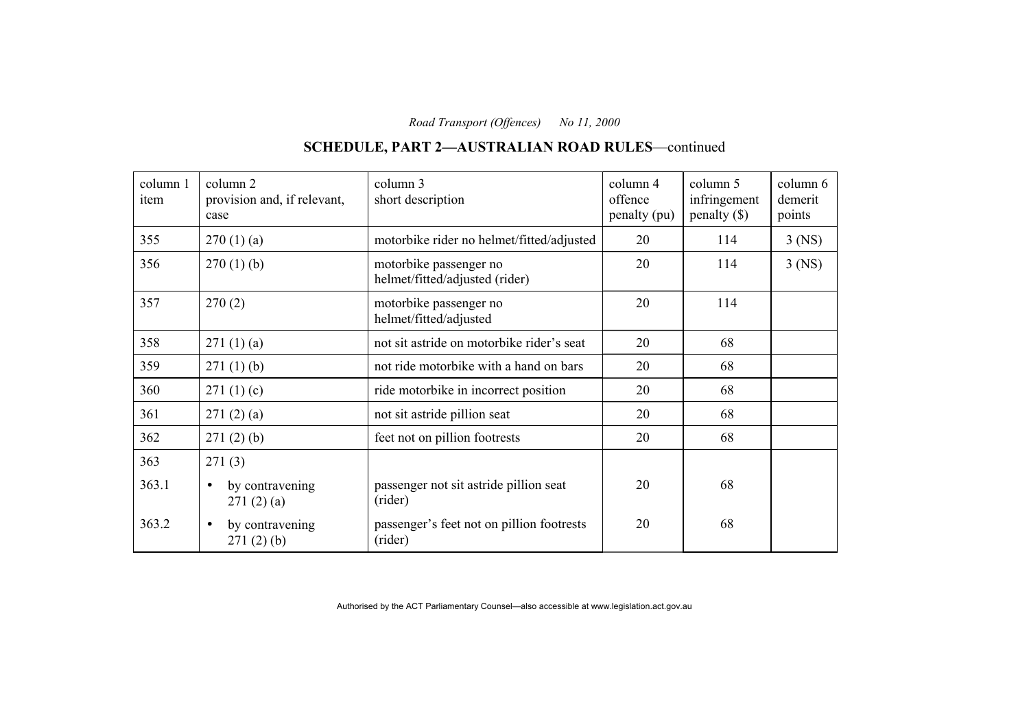## SCHEDULE, PART 2—AUSTRALIAN ROAD RULES—continued

| column 1 item | column 2 provision and, if relevant, case | column 3 short description | column 4 offence penalty (pu) | column 5 infringement penalty ($) | column 6 demerit points |
|---|---|---|---|---|---|
| 355 | 270 (1) (a) | motorbike rider no helmet/fitted/adjusted | 20 | 114 | 3 (NS) |
| 356 | 270 (1) (b) | motorbike passenger no helmet/fitted/adjusted (rider) | 20 | 114 | 3 (NS) |
| 357 | 270 (2) | motorbike passenger no helmet/fitted/adjusted | 20 | 114 | |
| 358 | 271 (1) (a) | not sit astride on motorbike rider's seat | 20 | 68 | |
| 359 | 271 (1) (b) | not ride motorbike with a hand on bars | 20 | 68 | |
| 360 | 271 (1) (c) | ride motorbike in incorrect position | 20 | 68 | |
| 361 | 271 (2) (a) | not sit astride pillion seat | 20 | 68 | |
| 362 | 271 (2) (b) | feet not on pillion footrests | 20 | 68 | |
| 363 | 271 (3) | | | | |
| 363.1 | • by contravening 271 (2) (a) | passenger not sit astride pillion seat (rider) | 20 | 68 | |
| 363.2 | • by contravening 271 (2) (b) | passenger's feet not on pillion footrests (rider) | 20 | 68 | |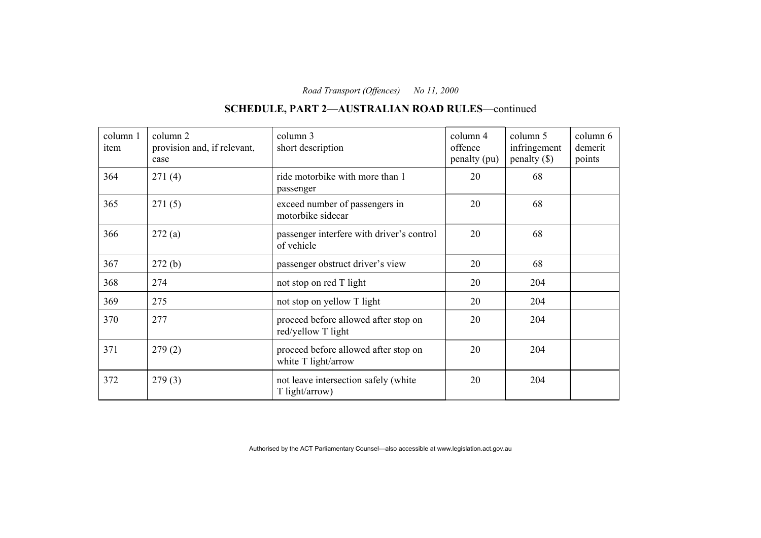## SCHEDULE, PART 2—AUSTRALIAN ROAD RULES—continued

| column 1 item | column 2 provision and, if relevant, case | column 3 short description | column 4 offence penalty (pu) | column 5 infringement penalty ($) | column 6 demerit points |
|---|---|---|---|---|---|
| 364 | 271 (4) | ride motorbike with more than 1 passenger | 20 | 68 | |
| 365 | 271 (5) | exceed number of passengers in motorbike sidecar | 20 | 68 | |
| 366 | 272 (a) | passenger interfere with driver's control of vehicle | 20 | 68 | |
| 367 | 272 (b) | passenger obstruct driver's view | 20 | 68 | |
| 368 | 274 | not stop on red T light | 20 | 204 | |
| 369 | 275 | not stop on yellow T light | 20 | 204 | |
| 370 | 277 | proceed before allowed after stop on red/yellow T light | 20 | 204 | |
| 371 | 279 (2) | proceed before allowed after stop on white T light/arrow | 20 | 204 | |
| 372 | 279 (3) | not leave intersection safely (white T light/arrow) | 20 | 204 | |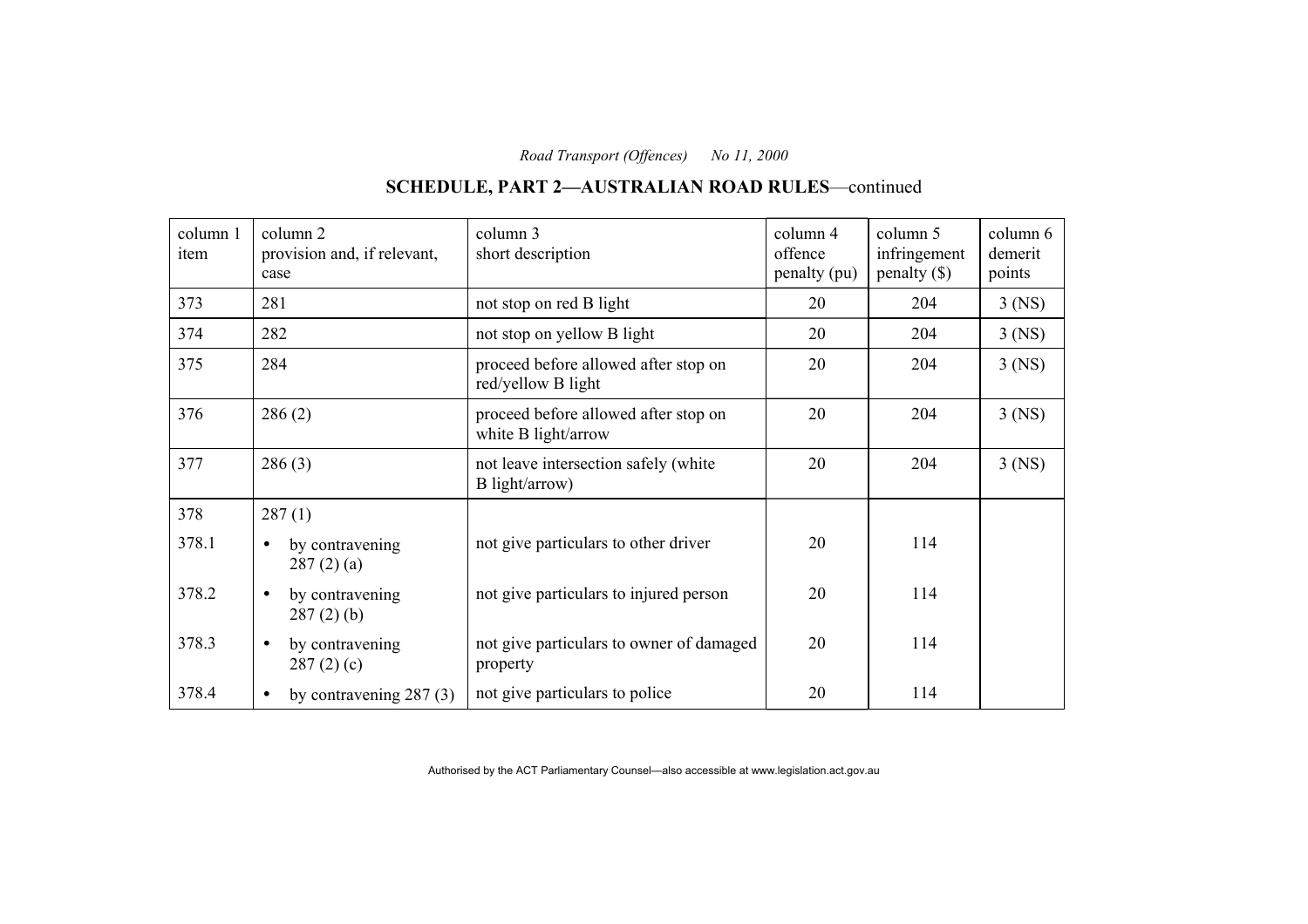## SCHEDULE, PART 2—AUSTRALIAN ROAD RULES—continued

| column 1 item | column 2 provision and, if relevant, case | column 3 short description | column 4 offence penalty (pu) | column 5 infringement penalty ($) | column 6 demerit points |
|---|---|---|---|---|---|
| 373 | 281 | not stop on red B light | 20 | 204 | 3 (NS) |
| 374 | 282 | not stop on yellow B light | 20 | 204 | 3 (NS) |
| 375 | 284 | proceed before allowed after stop on red/yellow B light | 20 | 204 | 3 (NS) |
| 376 | 286 (2) | proceed before allowed after stop on white B light/arrow | 20 | 204 | 3 (NS) |
| 377 | 286 (3) | not leave intersection safely (white B light/arrow) | 20 | 204 | 3 (NS) |
| 378 | 287 (1) | | | | |
| 378.1 | • by contravening 287 (2) (a) | not give particulars to other driver | 20 | 114 | |
| 378.2 | • by contravening 287 (2) (b) | not give particulars to injured person | 20 | 114 | |
| 378.3 | • by contravening 287 (2) (c) | not give particulars to owner of damaged property | 20 | 114 | |
| 378.4 | • by contravening 287 (3) | not give particulars to police | 20 | 114 | |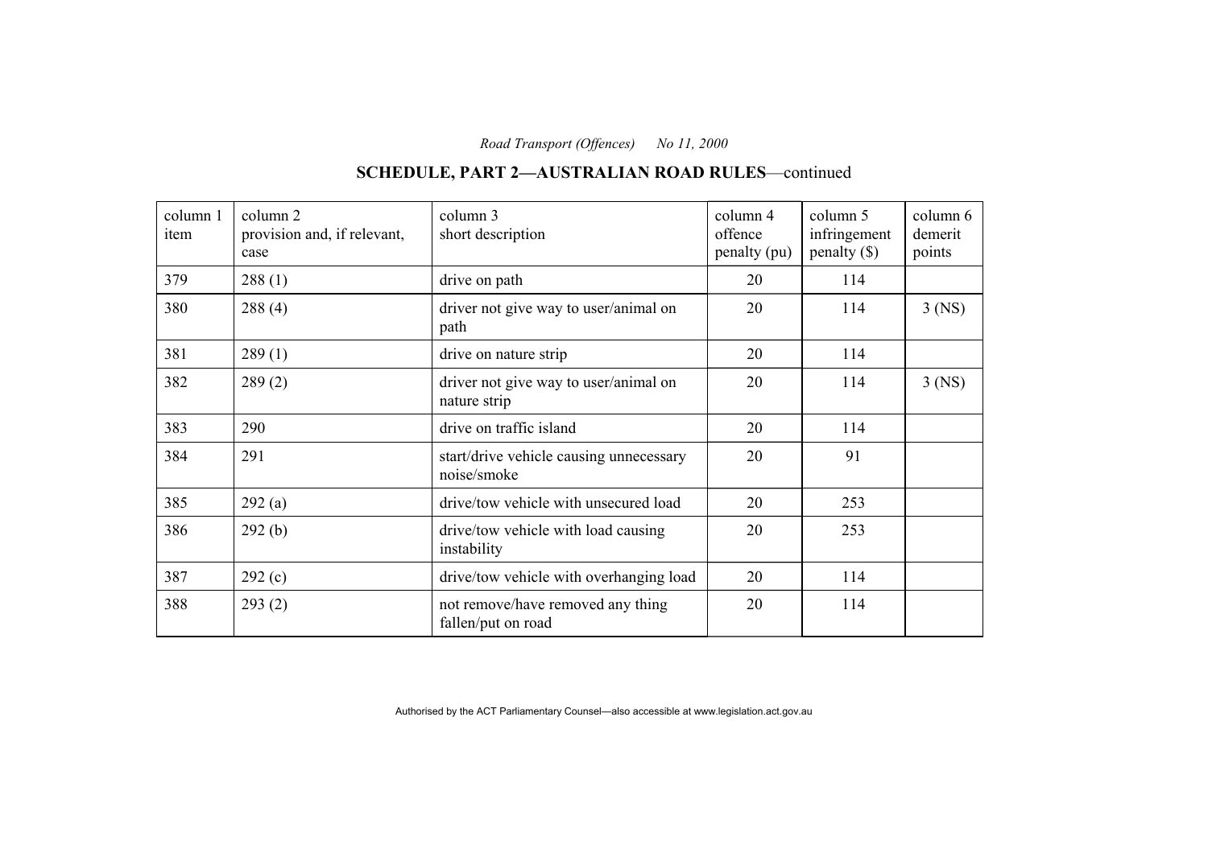## SCHEDULE, PART 2—AUSTRALIAN ROAD RULES—continued

| column 1 item | column 2 provision and, if relevant, case | column 3 short description | column 4 offence penalty (pu) | column 5 infringement penalty ($) | column 6 demerit points |
|---|---|---|---|---|---|
| 379 | 288 (1) | drive on path | 20 | 114 | |
| 380 | 288 (4) | driver not give way to user/animal on path | 20 | 114 | 3 (NS) |
| 381 | 289 (1) | drive on nature strip | 20 | 114 | |
| 382 | 289 (2) | driver not give way to user/animal on nature strip | 20 | 114 | 3 (NS) |
| 383 | 290 | drive on traffic island | 20 | 114 | |
| 384 | 291 | start/drive vehicle causing unnecessary noise/smoke | 20 | 91 | |
| 385 | 292 (a) | drive/tow vehicle with unsecured load | 20 | 253 | |
| 386 | 292 (b) | drive/tow vehicle with load causing instability | 20 | 253 | |
| 387 | 292 (c) | drive/tow vehicle with overhanging load | 20 | 114 | |
| 388 | 293 (2) | not remove/have removed any thing fallen/put on road | 20 | 114 | |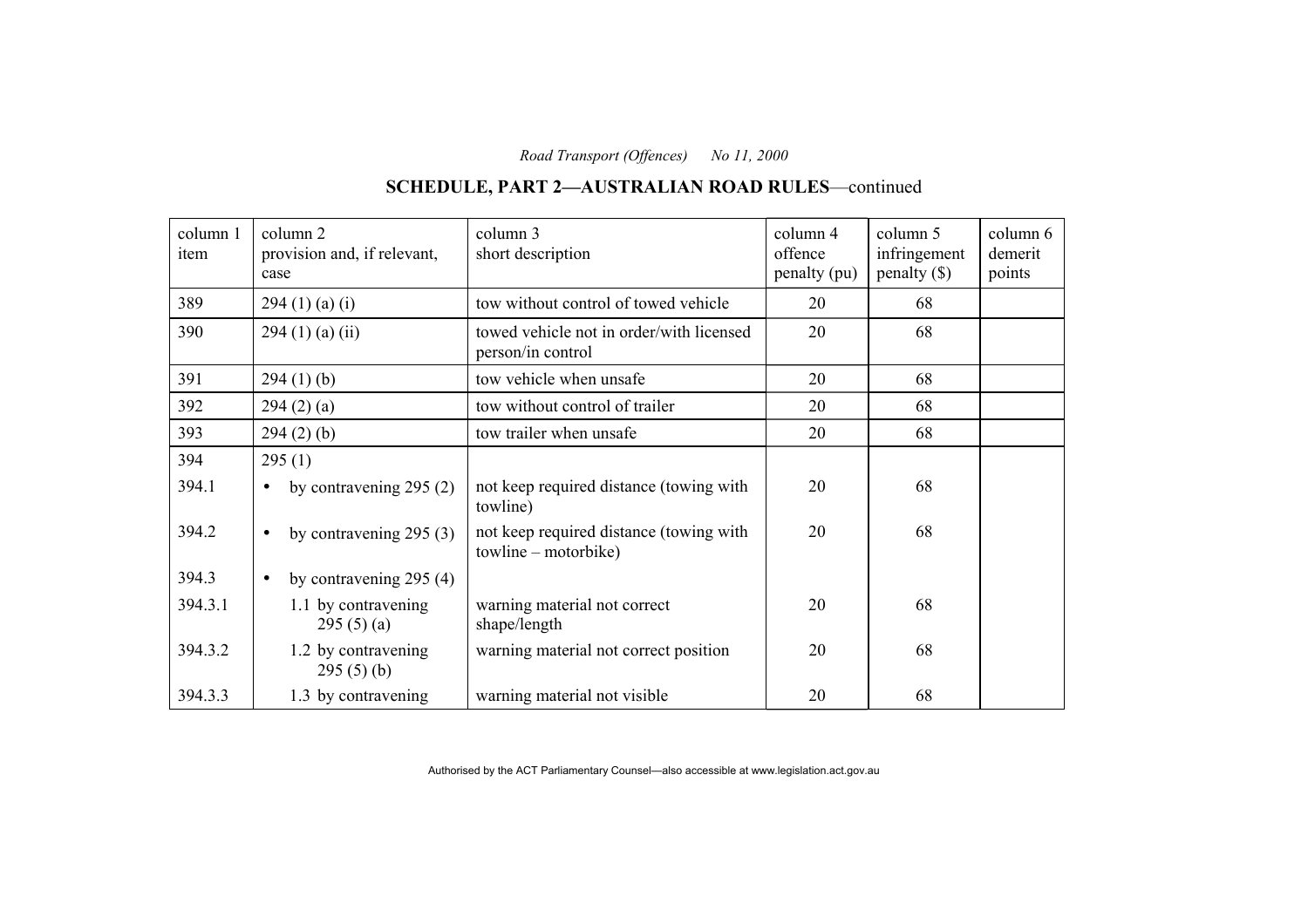## SCHEDULE, PART 2—AUSTRALIAN ROAD RULES—continued

| column 1 item | column 2 provision and, if relevant, case | column 3 short description | column 4 offence penalty (pu) | column 5 infringement penalty ($) | column 6 demerit points |
|---|---|---|---|---|---|
| 389 | 294 (1) (a) (i) | tow without control of towed vehicle | 20 | 68 | |
| 390 | 294 (1) (a) (ii) | towed vehicle not in order/with licensed person/in control | 20 | 68 | |
| 391 | 294 (1) (b) | tow vehicle when unsafe | 20 | 68 | |
| 392 | 294 (2) (a) | tow without control of trailer | 20 | 68 | |
| 393 | 294 (2) (b) | tow trailer when unsafe | 20 | 68 | |
| 394 | 295 (1) | | | | |
| 394.1 | • by contravening 295 (2) | not keep required distance (towing with towline) | 20 | 68 | |
| 394.2 | • by contravening 295 (3) | not keep required distance (towing with towline – motorbike) | 20 | 68 | |
| 394.3 | • by contravening 295 (4) | | | | |
| 394.3.1 | 1.1 by contravening 295 (5) (a) | warning material not correct shape/length | 20 | 68 | |
| 394.3.2 | 1.2 by contravening 295 (5) (b) | warning material not correct position | 20 | 68 | |
| 394.3.3 | 1.3 by contravening | warning material not visible | 20 | 68 | |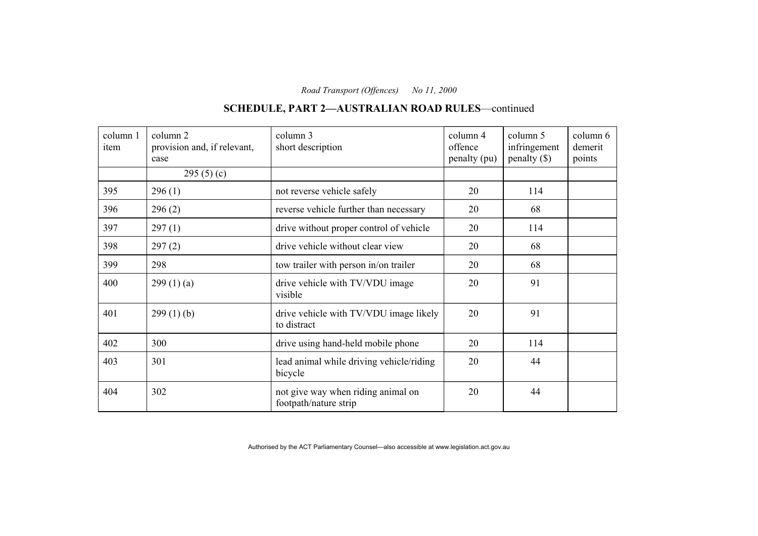## SCHEDULE, PART 2—AUSTRALIAN ROAD RULES—continued

| column 1 item | column 2 provision and, if relevant, case | column 3 short description | column 4 offence penalty (pu) | column 5 infringement penalty ($) | column 6 demerit points |
|---|---|---|---|---|---|
| | 295 (5) (c) | | | | |
| 395 | 296 (1) | not reverse vehicle safely | 20 | 114 | |
| 396 | 296 (2) | reverse vehicle further than necessary | 20 | 68 | |
| 397 | 297 (1) | drive without proper control of vehicle | 20 | 114 | |
| 398 | 297 (2) | drive vehicle without clear view | 20 | 68 | |
| 399 | 298 | tow trailer with person in/on trailer | 20 | 68 | |
| 400 | 299 (1) (a) | drive vehicle with TV/VDU image visible | 20 | 91 | |
| 401 | 299 (1) (b) | drive vehicle with TV/VDU image likely to distract | 20 | 91 | |
| 402 | 300 | drive using hand-held mobile phone | 20 | 114 | |
| 403 | 301 | lead animal while driving vehicle/riding bicycle | 20 | 44 | |
| 404 | 302 | not give way when riding animal on footpath/nature strip | 20 | 44 | |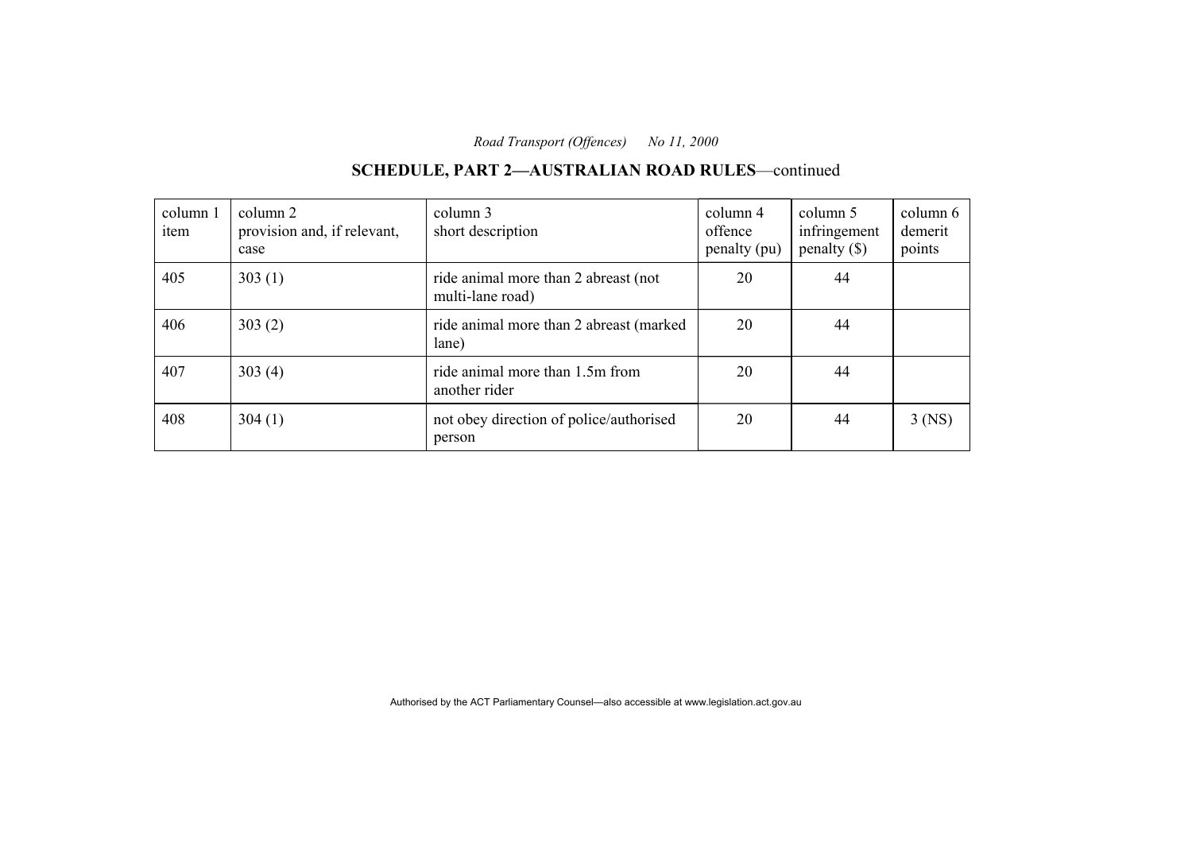## SCHEDULE, PART 2—AUSTRALIAN ROAD RULES—continued

| column 1 item | column 2 provision and, if relevant, case | column 3 short description | column 4 offence penalty (pu) | column 5 infringement penalty ($) | column 6 demerit points |
|---|---|---|---|---|---|
| 405 | 303 (1) | ride animal more than 2 abreast (not multi-lane road) | 20 | 44 | |
| 406 | 303 (2) | ride animal more than 2 abreast (marked lane) | 20 | 44 | |
| 407 | 303 (4) | ride animal more than 1.5m from another rider | 20 | 44 | |
| 408 | 304 (1) | not obey direction of police/authorised person | 20 | 44 | 3 (NS) |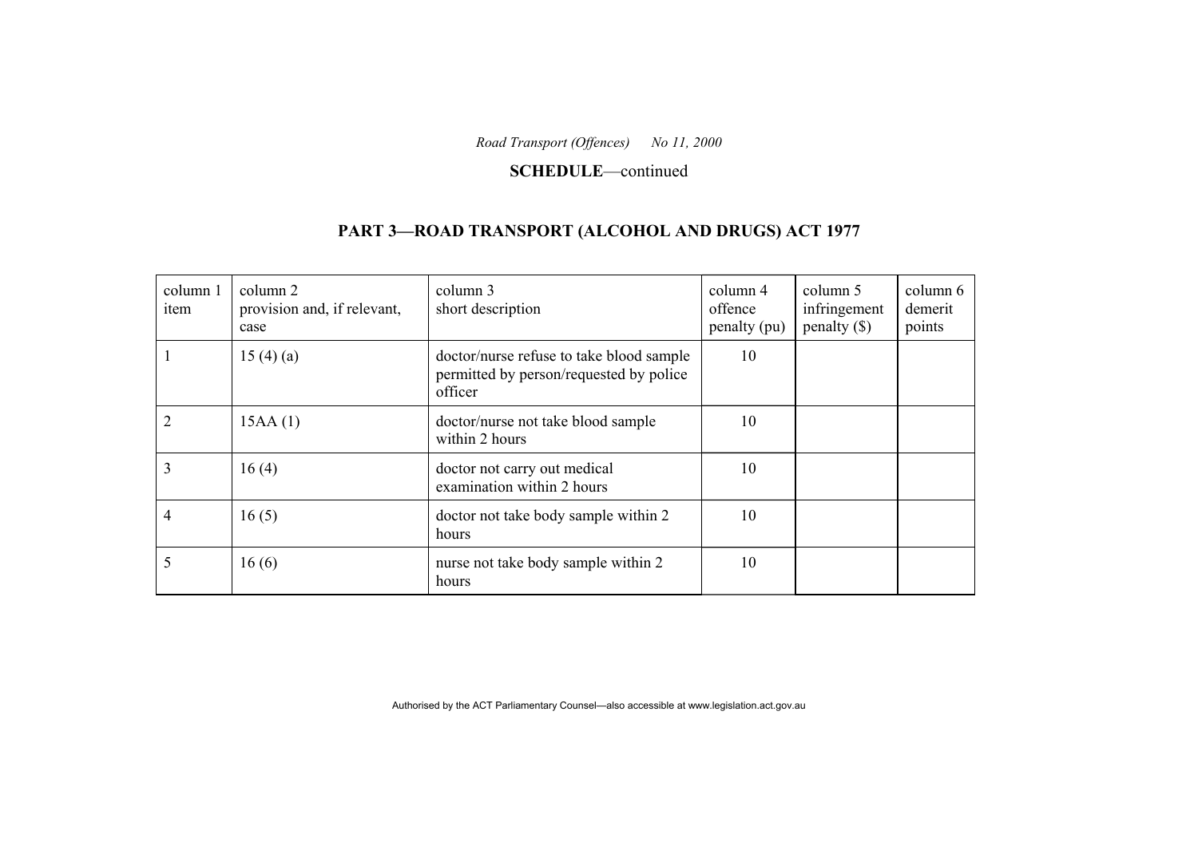**SCHEDULE**—continued

## PART 3—ROAD TRANSPORT (ALCOHOL AND DRUGS) ACT 1977

| column 1 item | column 2 provision and, if relevant, case | column 3 short description | column 4 offence penalty (pu) | column 5 infringement penalty ($) | column 6 demerit points |
|---|---|---|---|---|---|
| 1 | 15 (4) (a) | doctor/nurse refuse to take blood sample permitted by person/requested by police officer | 10 | | |
| 2 | 15AA (1) | doctor/nurse not take blood sample within 2 hours | 10 | | |
| 3 | 16 (4) | doctor not carry out medical examination within 2 hours | 10 | | |
| 4 | 16 (5) | doctor not take body sample within 2 hours | 10 | | |
| 5 | 16 (6) | nurse not take body sample within 2 hours | 10 | | |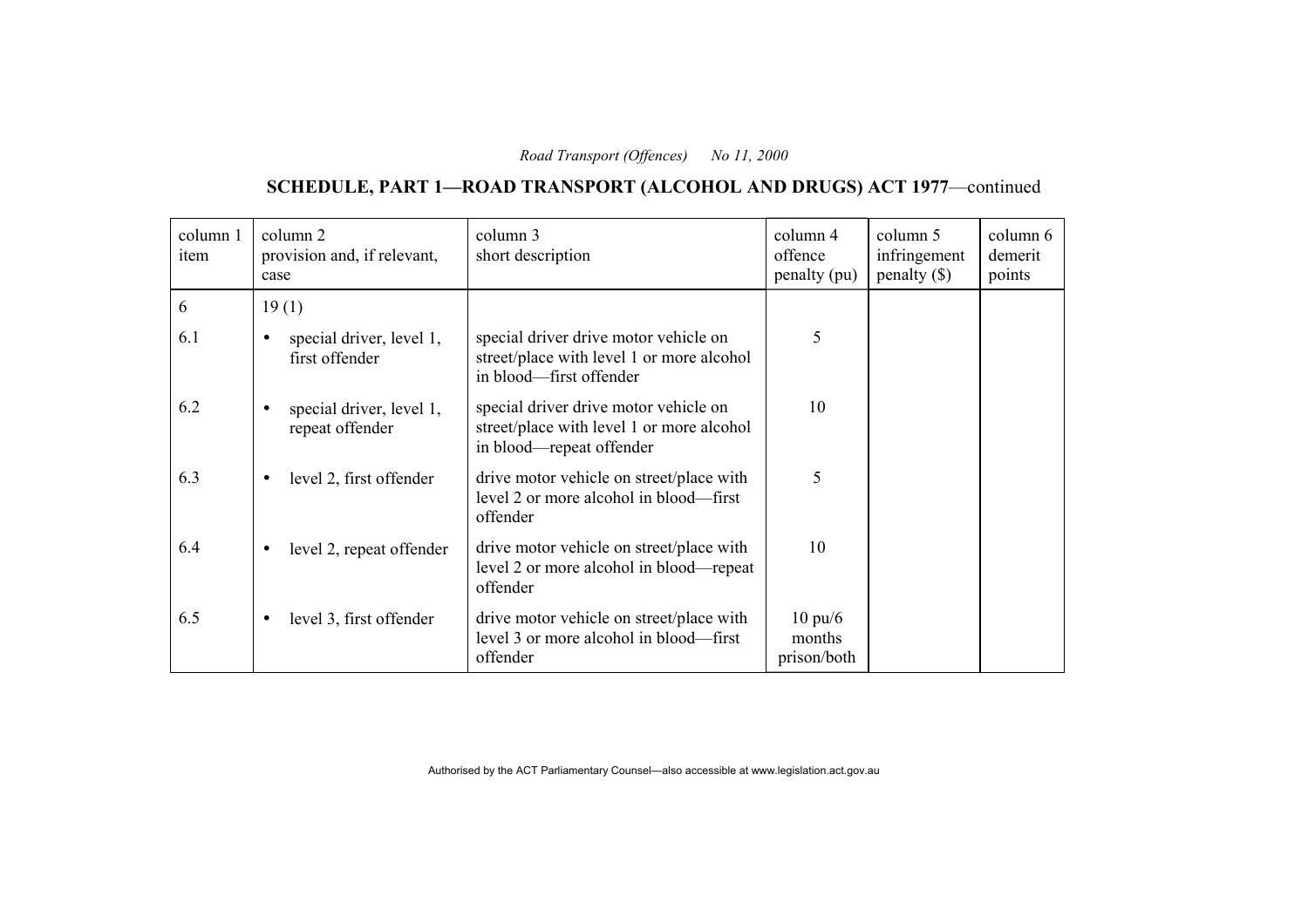## SCHEDULE, PART 1—ROAD TRANSPORT (ALCOHOL AND DRUGS) ACT 1977—continued

| column 1 item | column 2 provision and, if relevant, case | column 3 short description | column 4 offence penalty (pu) | column 5 infringement penalty ($) | column 6 demerit points |
|---|---|---|---|---|---|
| 6 | 19 (1) | | | | |
| 6.1 | • special driver, level 1, first offender | special driver drive motor vehicle on street/place with level 1 or more alcohol in blood—first offender | 5 | | |
| 6.2 | • special driver, level 1, repeat offender | special driver drive motor vehicle on street/place with level 1 or more alcohol in blood—repeat offender | 10 | | |
| 6.3 | • level 2, first offender | drive motor vehicle on street/place with level 2 or more alcohol in blood—first offender | 5 | | |
| 6.4 | • level 2, repeat offender | drive motor vehicle on street/place with level 2 or more alcohol in blood—repeat offender | 10 | | |
| 6.5 | • level 3, first offender | drive motor vehicle on street/place with level 3 or more alcohol in blood—first offender | 10 pu/6 months prison/both | | |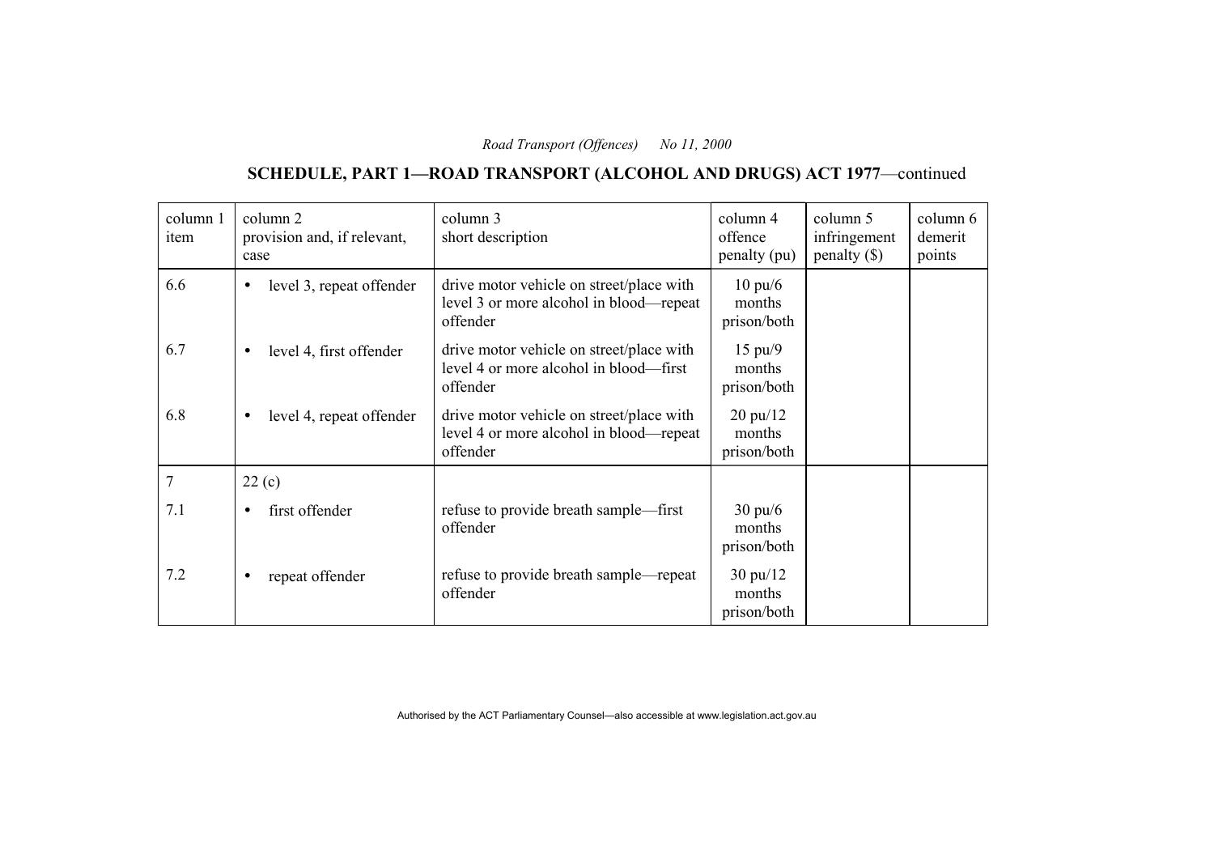## SCHEDULE, PART 1—ROAD TRANSPORT (ALCOHOL AND DRUGS) ACT 1977—continued

| column 1 item | column 2 provision and, if relevant, case | column 3 short description | column 4 offence penalty (pu) | column 5 infringement penalty ($) | column 6 demerit points |
|---|---|---|---|---|---|
| 6.6 | • level 3, repeat offender | drive motor vehicle on street/place with level 3 or more alcohol in blood—repeat offender | 10 pu/6 months prison/both | | |
| 6.7 | • level 4, first offender | drive motor vehicle on street/place with level 4 or more alcohol in blood—first offender | 15 pu/9 months prison/both | | |
| 6.8 | • level 4, repeat offender | drive motor vehicle on street/place with level 4 or more alcohol in blood—repeat offender | 20 pu/12 months prison/both | | |
| 7 | 22 (c) | | | | |
| 7.1 | • first offender | refuse to provide breath sample—first offender | 30 pu/6 months prison/both | | |
| 7.2 | • repeat offender | refuse to provide breath sample—repeat offender | 30 pu/12 months prison/both | | |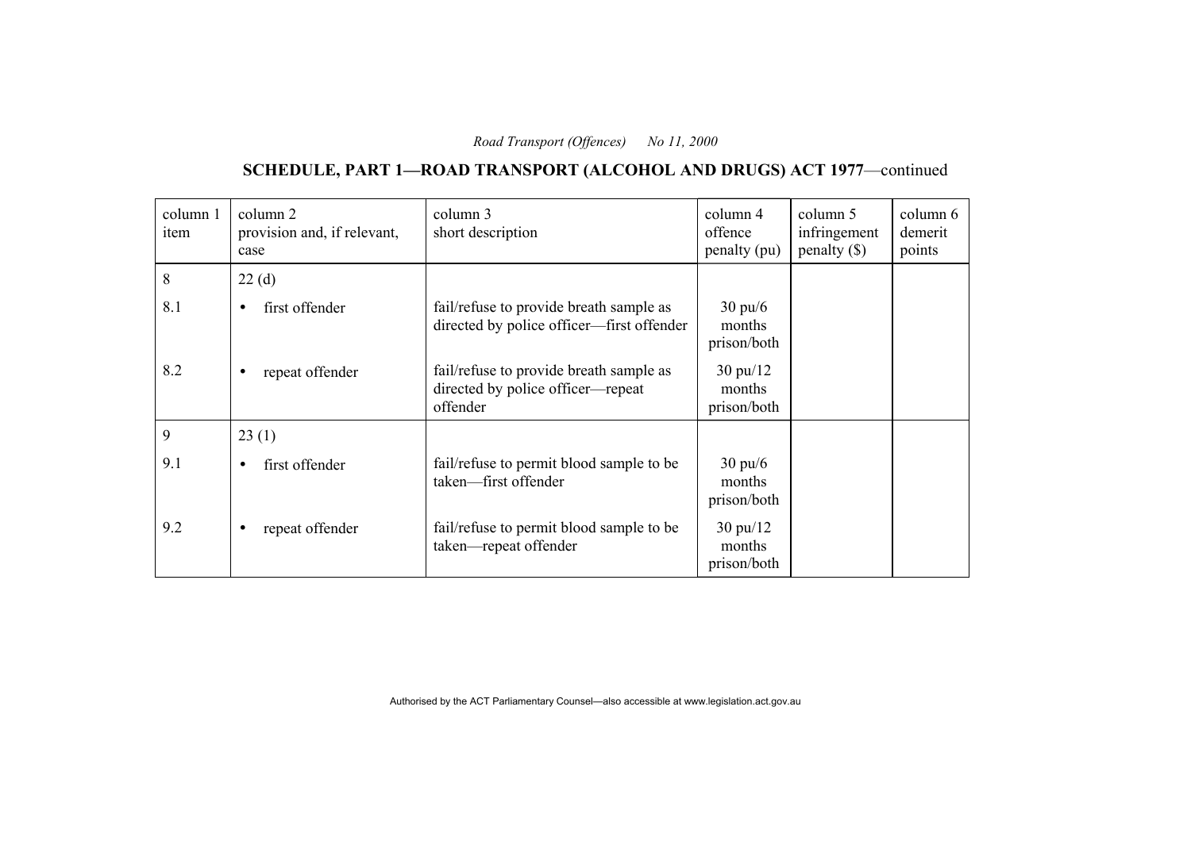## SCHEDULE, PART 1—ROAD TRANSPORT (ALCOHOL AND DRUGS) ACT 1977—continued

| column 1 item | column 2 provision and, if relevant, case | column 3 short description | column 4 offence penalty (pu) | column 5 infringement penalty ($) | column 6 demerit points |
|---|---|---|---|---|---|
| 8 | 22 (d) | | | | |
| 8.1 | • first offender | fail/refuse to provide breath sample as directed by police officer—first offender | 30 pu/6 months prison/both | | |
| 8.2 | • repeat offender | fail/refuse to provide breath sample as directed by police officer—repeat offender | 30 pu/12 months prison/both | | |
| 9 | 23 (1) | | | | |
| 9.1 | • first offender | fail/refuse to permit blood sample to be taken—first offender | 30 pu/6 months prison/both | | |
| 9.2 | • repeat offender | fail/refuse to permit blood sample to be taken—repeat offender | 30 pu/12 months prison/both | | |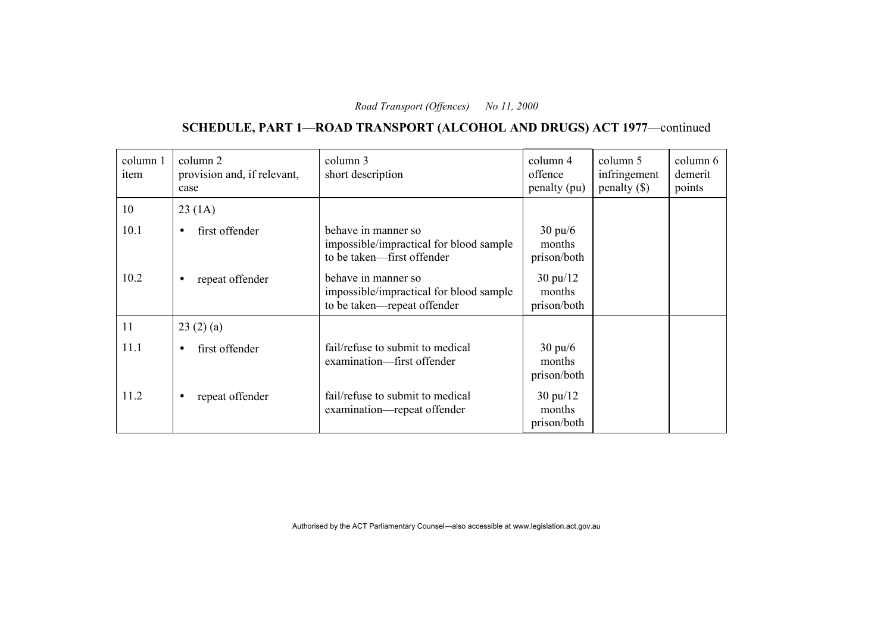## SCHEDULE, PART 1—ROAD TRANSPORT (ALCOHOL AND DRUGS) ACT 1977—continued

| column 1 item | column 2 provision and, if relevant, case | column 3 short description | column 4 offence penalty (pu) | column 5 infringement penalty ($) | column 6 demerit points |
|---|---|---|---|---|---|
| 10 | 23 (1A) | | | | |
| 10.1 | • first offender | behave in manner so impossible/impractical for blood sample to be taken—first offender | 30 pu/6 months prison/both | | |
| 10.2 | • repeat offender | behave in manner so impossible/impractical for blood sample to be taken—repeat offender | 30 pu/12 months prison/both | | |
| 11 | 23 (2) (a) | | | | |
| 11.1 | • first offender | fail/refuse to submit to medical examination—first offender | 30 pu/6 months prison/both | | |
| 11.2 | • repeat offender | fail/refuse to submit to medical examination—repeat offender | 30 pu/12 months prison/both | | |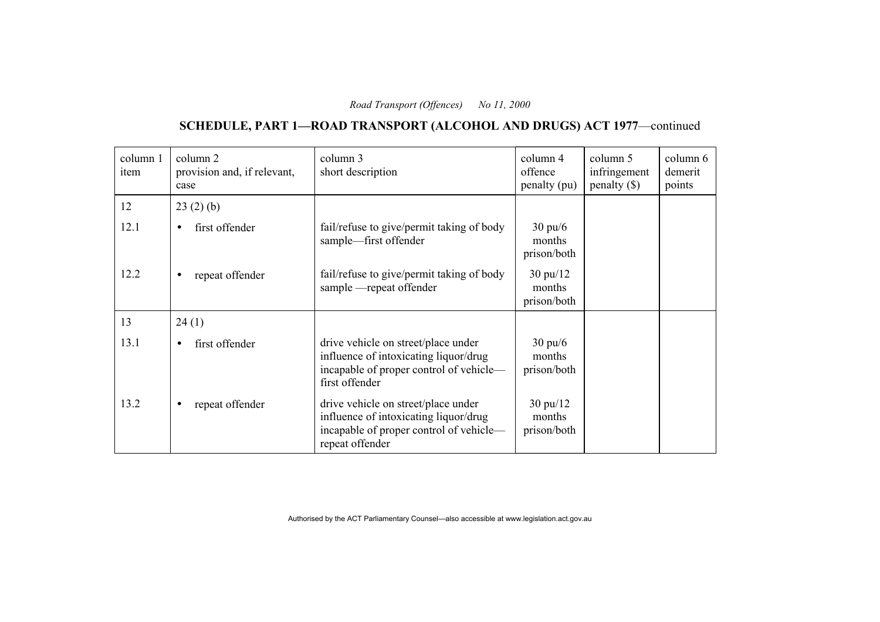## SCHEDULE, PART 1—ROAD TRANSPORT (ALCOHOL AND DRUGS) ACT 1977—continued

| column 1 item | column 2 provision and, if relevant, case | column 3 short description | column 4 offence penalty (pu) | column 5 infringement penalty ($) | column 6 demerit points |
|---|---|---|---|---|---|
| 12 | 23 (2) (b) | | | | |
| 12.1 | • first offender | fail/refuse to give/permit taking of body sample—first offender | 30 pu/6 months prison/both | | |
| 12.2 | • repeat offender | fail/refuse to give/permit taking of body sample —repeat offender | 30 pu/12 months prison/both | | |
| 13 | 24 (1) | | | | |
| 13.1 | • first offender | drive vehicle on street/place under influence of intoxicating liquor/drug incapable of proper control of vehicle—first offender | 30 pu/6 months prison/both | | |
| 13.2 | • repeat offender | drive vehicle on street/place under influence of intoxicating liquor/drug incapable of proper control of vehicle—repeat offender | 30 pu/12 months prison/both | | |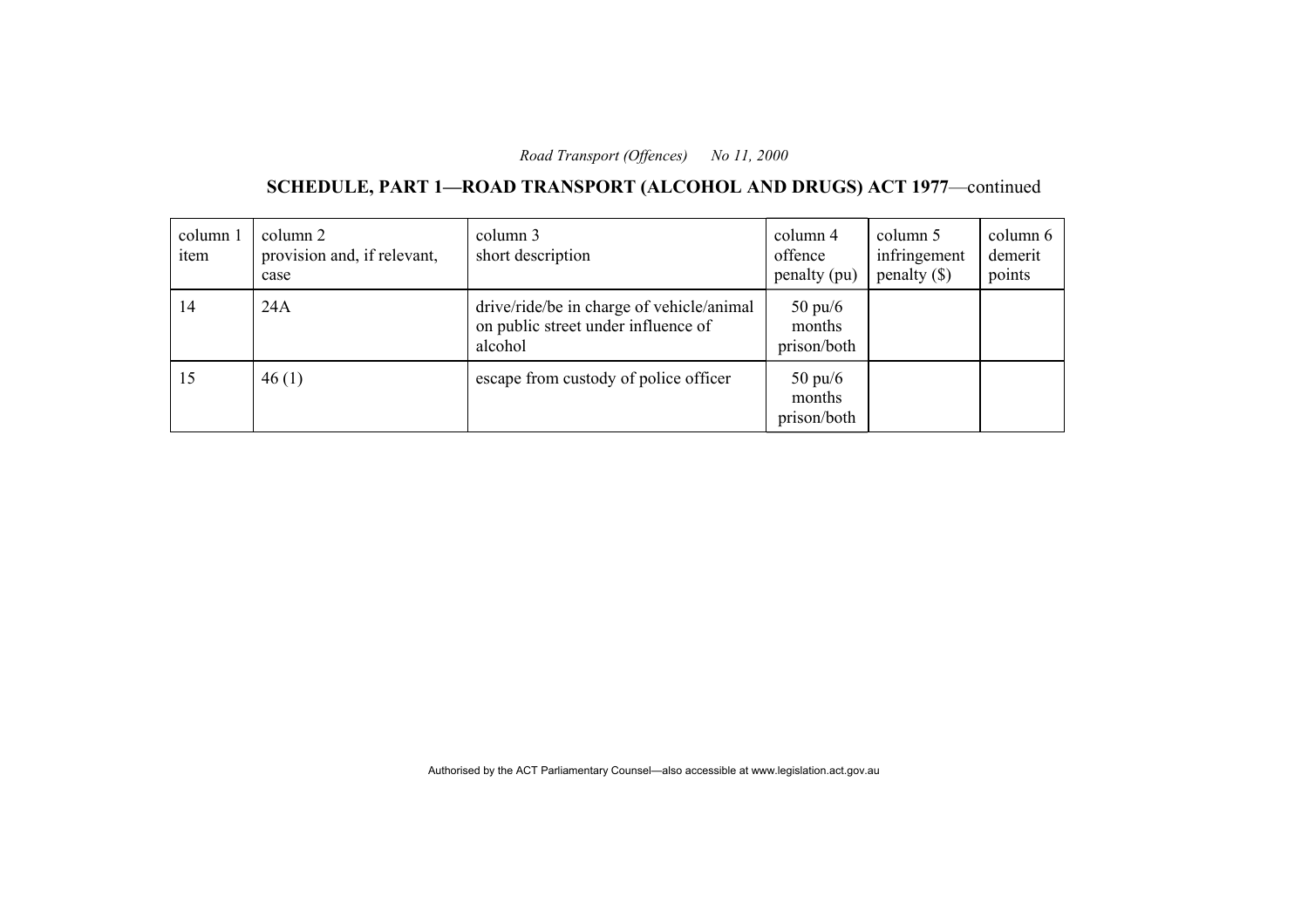## SCHEDULE, PART 1—ROAD TRANSPORT (ALCOHOL AND DRUGS) ACT 1977—continued

| column 1 item | column 2 provision and, if relevant, case | column 3 short description | column 4 offence penalty (pu) | column 5 infringement penalty ($) | column 6 demerit points |
|---|---|---|---|---|---|
| 14 | 24A | drive/ride/be in charge of vehicle/animal on public street under influence of alcohol | 50 pu/6 months prison/both | | |
| 15 | 46 (1) | escape from custody of police officer | 50 pu/6 months prison/both | | |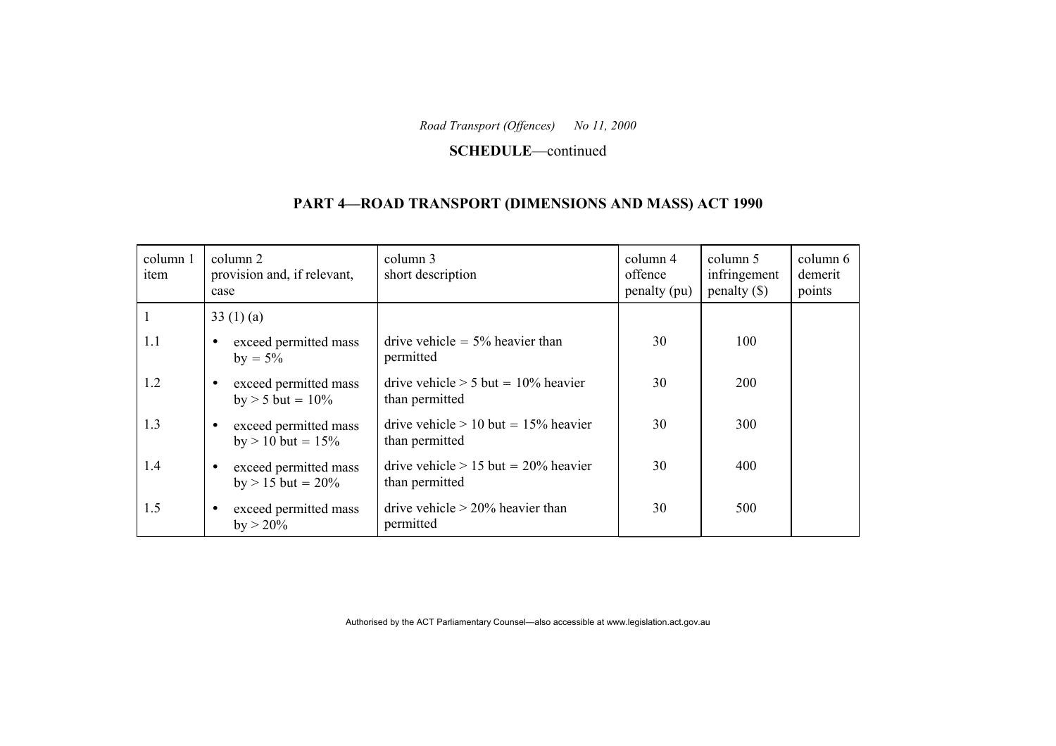**SCHEDULE**—continued

## PART 4—ROAD TRANSPORT (DIMENSIONS AND MASS) ACT 1990

| column 1 item | column 2 provision and, if relevant, case | column 3 short description | column 4 offence penalty (pu) | column 5 infringement penalty ($) | column 6 demerit points |
|---|---|---|---|---|---|
| 1 | 33 (1) (a) | | | | |
| 1.1 | • exceed permitted mass by = 5% | drive vehicle = 5% heavier than permitted | 30 | 100 | |
| 1.2 | • exceed permitted mass by > 5 but = 10% | drive vehicle > 5 but = 10% heavier than permitted | 30 | 200 | |
| 1.3 | • exceed permitted mass by > 10 but = 15% | drive vehicle > 10 but = 15% heavier than permitted | 30 | 300 | |
| 1.4 | • exceed permitted mass by > 15 but = 20% | drive vehicle > 15 but = 20% heavier than permitted | 30 | 400 | |
| 1.5 | • exceed permitted mass by > 20% | drive vehicle > 20% heavier than permitted | 30 | 500 | |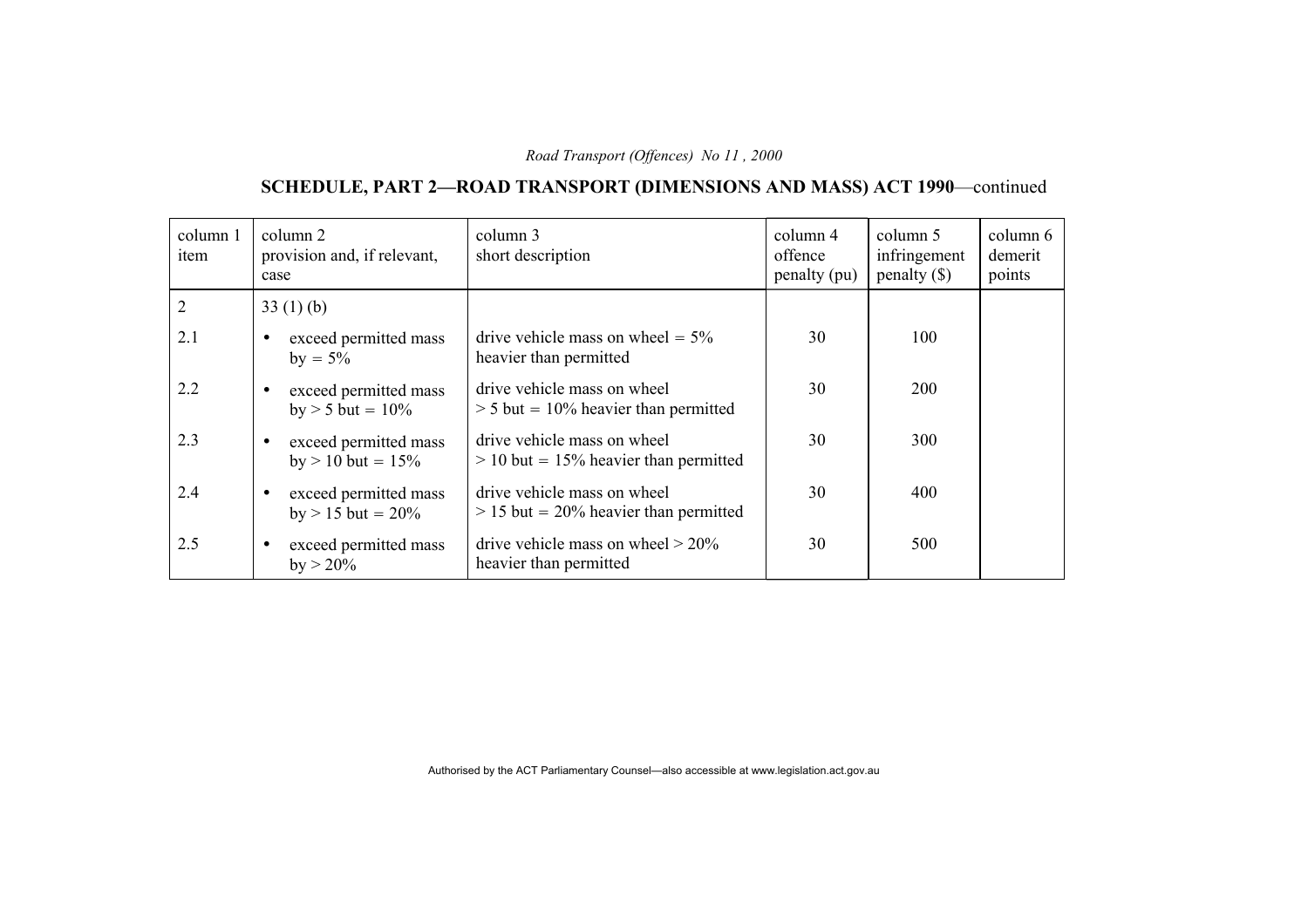## SCHEDULE, PART 2—ROAD TRANSPORT (DIMENSIONS AND MASS) ACT 1990—continued

| column 1 item | column 2 provision and, if relevant, case | column 3 short description | column 4 offence penalty (pu) | column 5 infringement penalty ($) | column 6 demerit points |
|---|---|---|---|---|---|
| 2 | 33 (1) (b) | | | | |
| 2.1 | • exceed permitted mass by = 5% | drive vehicle mass on wheel = 5% heavier than permitted | 30 | 100 | |
| 2.2 | • exceed permitted mass by > 5 but = 10% | drive vehicle mass on wheel > 5 but = 10% heavier than permitted | 30 | 200 | |
| 2.3 | • exceed permitted mass by > 10 but = 15% | drive vehicle mass on wheel > 10 but = 15% heavier than permitted | 30 | 300 | |
| 2.4 | • exceed permitted mass by > 15 but = 20% | drive vehicle mass on wheel > 15 but = 20% heavier than permitted | 30 | 400 | |
| 2.5 | • exceed permitted mass by > 20% | drive vehicle mass on wheel > 20% heavier than permitted | 30 | 500 | |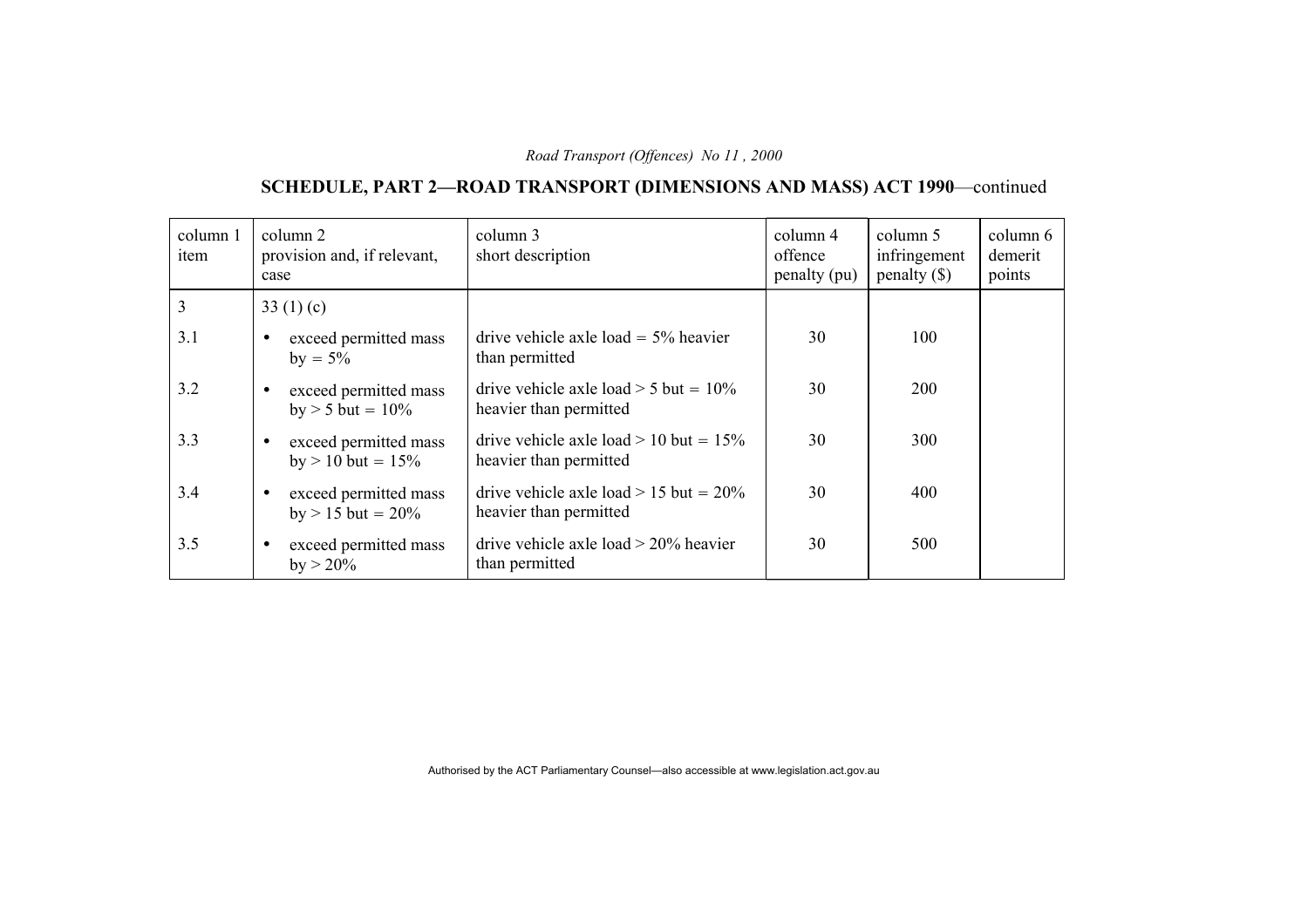## SCHEDULE, PART 2—ROAD TRANSPORT (DIMENSIONS AND MASS) ACT 1990—continued

| column 1 item | column 2 provision and, if relevant, case | column 3 short description | column 4 offence penalty (pu) | column 5 infringement penalty ($) | column 6 demerit points |
|---|---|---|---|---|---|
| 3 | 33 (1) (c) | | | | |
| 3.1 | • exceed permitted mass by = 5% | drive vehicle axle load = 5% heavier than permitted | 30 | 100 | |
| 3.2 | • exceed permitted mass by > 5 but = 10% | drive vehicle axle load > 5 but = 10% heavier than permitted | 30 | 200 | |
| 3.3 | • exceed permitted mass by > 10 but = 15% | drive vehicle axle load > 10 but = 15% heavier than permitted | 30 | 300 | |
| 3.4 | • exceed permitted mass by > 15 but = 20% | drive vehicle axle load > 15 but = 20% heavier than permitted | 30 | 400 | |
| 3.5 | • exceed permitted mass by > 20% | drive vehicle axle load > 20% heavier than permitted | 30 | 500 | |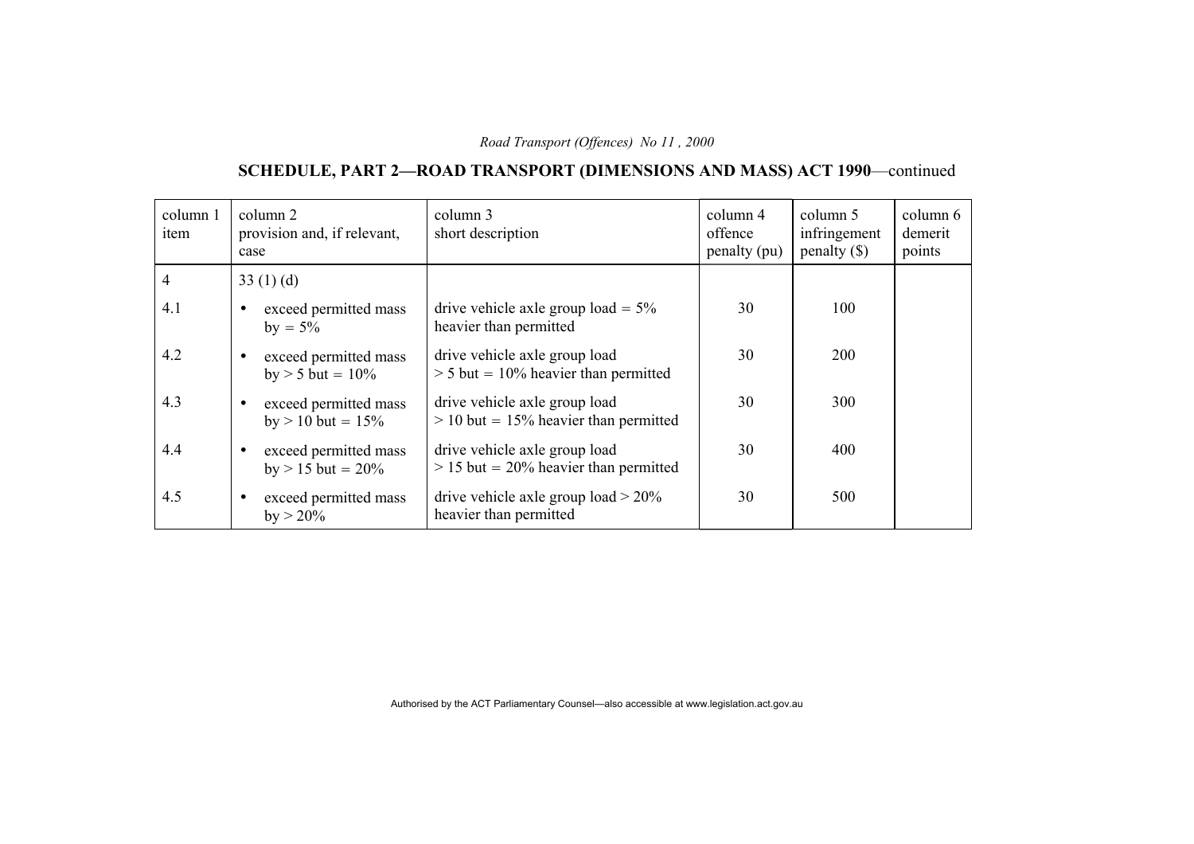## SCHEDULE, PART 2—ROAD TRANSPORT (DIMENSIONS AND MASS) ACT 1990—continued

| column 1 item | column 2 provision and, if relevant, case | column 3 short description | column 4 offence penalty (pu) | column 5 infringement penalty ($) | column 6 demerit points |
|---|---|---|---|---|---|
| 4 | 33 (1) (d) | | | | |
| 4.1 | • exceed permitted mass by = 5% | drive vehicle axle group load = 5% heavier than permitted | 30 | 100 | |
| 4.2 | • exceed permitted mass by > 5 but = 10% | drive vehicle axle group load > 5 but = 10% heavier than permitted | 30 | 200 | |
| 4.3 | • exceed permitted mass by > 10 but = 15% | drive vehicle axle group load > 10 but = 15% heavier than permitted | 30 | 300 | |
| 4.4 | • exceed permitted mass by > 15 but = 20% | drive vehicle axle group load > 15 but = 20% heavier than permitted | 30 | 400 | |
| 4.5 | • exceed permitted mass by > 20% | drive vehicle axle group load > 20% heavier than permitted | 30 | 500 | |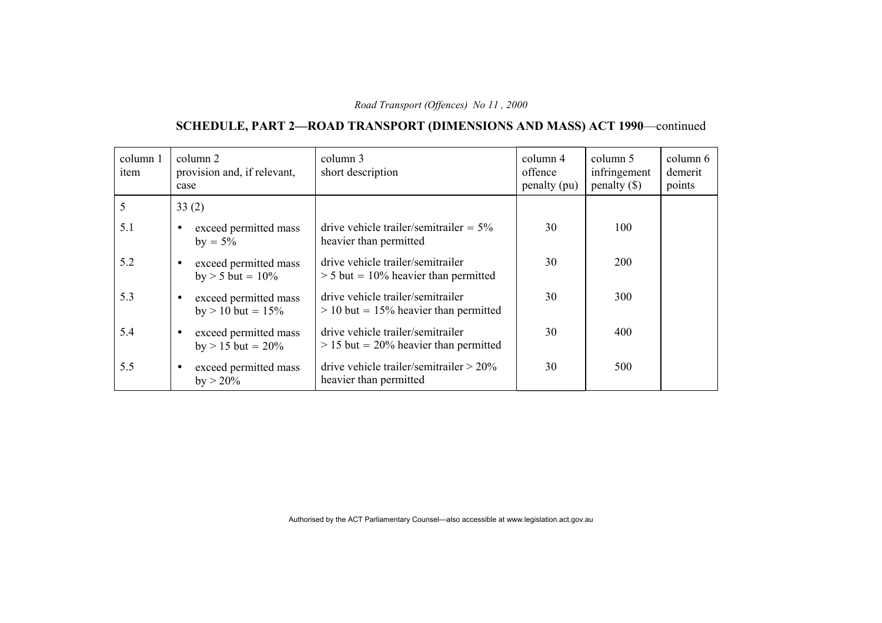## SCHEDULE, PART 2—ROAD TRANSPORT (DIMENSIONS AND MASS) ACT 1990—continued

| column 1 item | column 2 provision and, if relevant, case | column 3 short description | column 4 offence penalty (pu) | column 5 infringement penalty ($) | column 6 demerit points |
|---|---|---|---|---|---|
| 5 | 33 (2) | | | | |
| 5.1 | • exceed permitted mass by = 5% | drive vehicle trailer/semitrailer = 5% heavier than permitted | 30 | 100 | |
| 5.2 | • exceed permitted mass by > 5 but = 10% | drive vehicle trailer/semitrailer > 5 but = 10% heavier than permitted | 30 | 200 | |
| 5.3 | • exceed permitted mass by > 10 but = 15% | drive vehicle trailer/semitrailer > 10 but = 15% heavier than permitted | 30 | 300 | |
| 5.4 | • exceed permitted mass by > 15 but = 20% | drive vehicle trailer/semitrailer > 15 but = 20% heavier than permitted | 30 | 400 | |
| 5.5 | • exceed permitted mass by > 20% | drive vehicle trailer/semitrailer > 20% heavier than permitted | 30 | 500 | |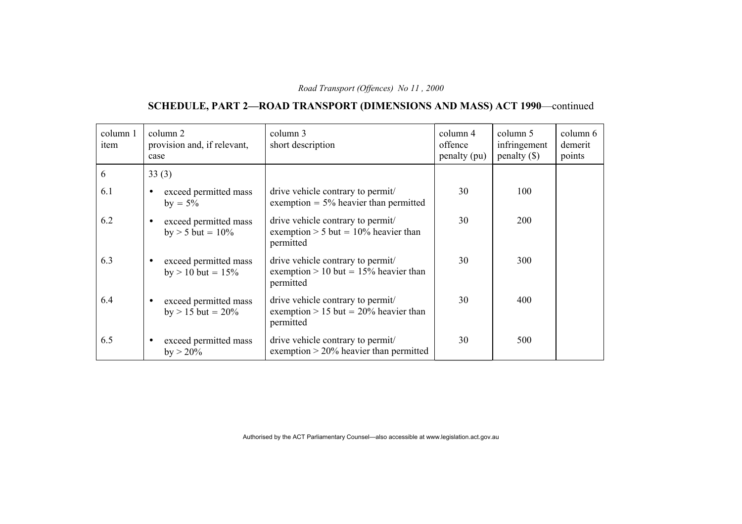## SCHEDULE, PART 2—ROAD TRANSPORT (DIMENSIONS AND MASS) ACT 1990—continued

| column 1 item | column 2 provision and, if relevant, case | column 3 short description | column 4 offence penalty (pu) | column 5 infringement penalty ($) | column 6 demerit points |
|---|---|---|---|---|---|
| 6 | 33 (3) | | | | |
| 6.1 | • exceed permitted mass by = 5% | drive vehicle contrary to permit/ exemption = 5% heavier than permitted | 30 | 100 | |
| 6.2 | • exceed permitted mass by > 5 but = 10% | drive vehicle contrary to permit/ exemption > 5 but = 10% heavier than permitted | 30 | 200 | |
| 6.3 | • exceed permitted mass by > 10 but = 15% | drive vehicle contrary to permit/ exemption > 10 but = 15% heavier than permitted | 30 | 300 | |
| 6.4 | • exceed permitted mass by > 15 but = 20% | drive vehicle contrary to permit/ exemption > 15 but = 20% heavier than permitted | 30 | 400 | |
| 6.5 | • exceed permitted mass by > 20% | drive vehicle contrary to permit/ exemption > 20% heavier than permitted | 30 | 500 | |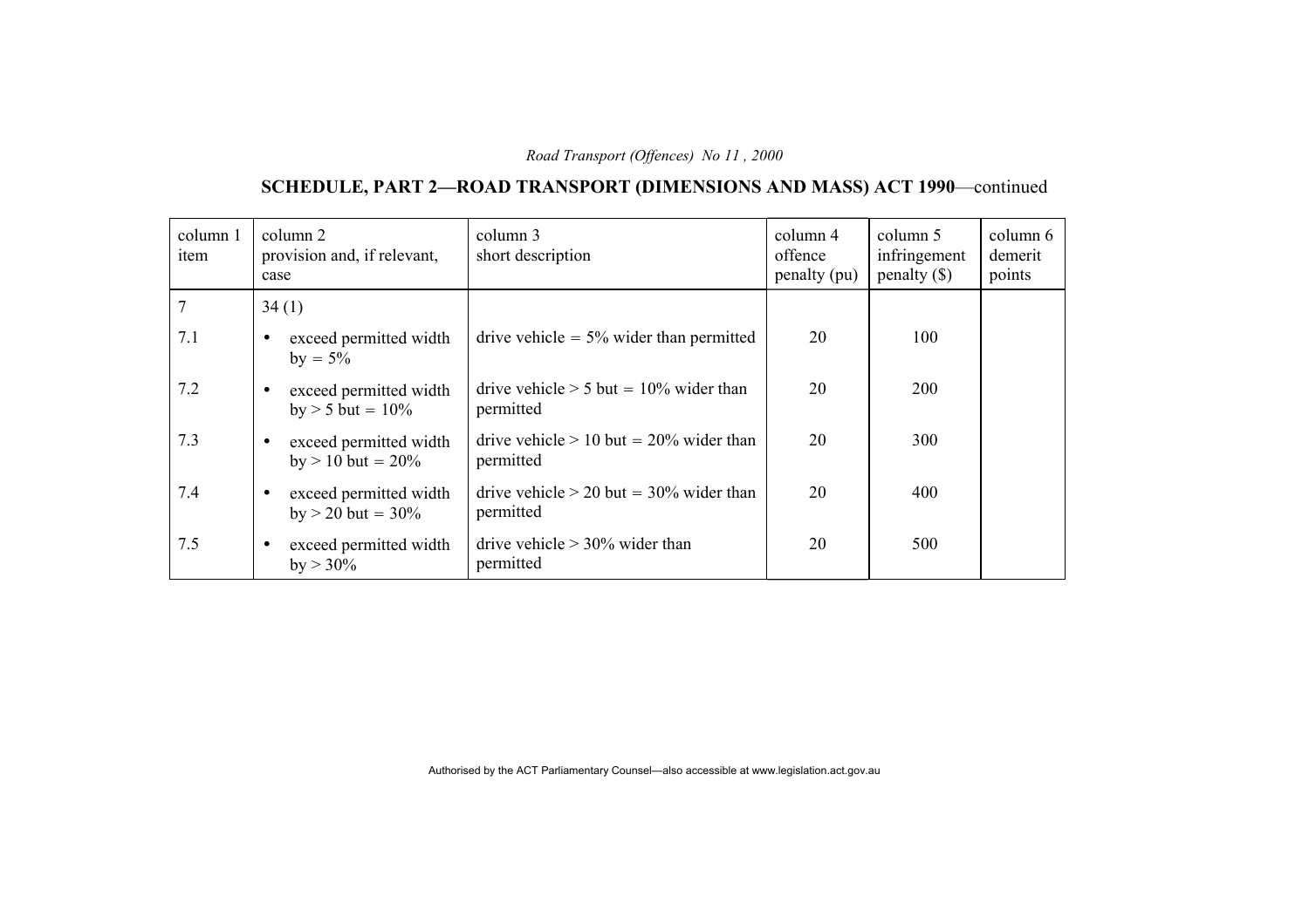## SCHEDULE, PART 2—ROAD TRANSPORT (DIMENSIONS AND MASS) ACT 1990—continued

| column 1 item | column 2 provision and, if relevant, case | column 3 short description | column 4 offence penalty (pu) | column 5 infringement penalty ($) | column 6 demerit points |
|---|---|---|---|---|---|
| 7 | 34 (1) | | | | |
| 7.1 | • exceed permitted width by = 5% | drive vehicle = 5% wider than permitted | 20 | 100 | |
| 7.2 | • exceed permitted width by > 5 but = 10% | drive vehicle > 5 but = 10% wider than permitted | 20 | 200 | |
| 7.3 | • exceed permitted width by > 10 but = 20% | drive vehicle > 10 but = 20% wider than permitted | 20 | 300 | |
| 7.4 | • exceed permitted width by > 20 but = 30% | drive vehicle > 20 but = 30% wider than permitted | 20 | 400 | |
| 7.5 | • exceed permitted width by > 30% | drive vehicle > 30% wider than permitted | 20 | 500 | |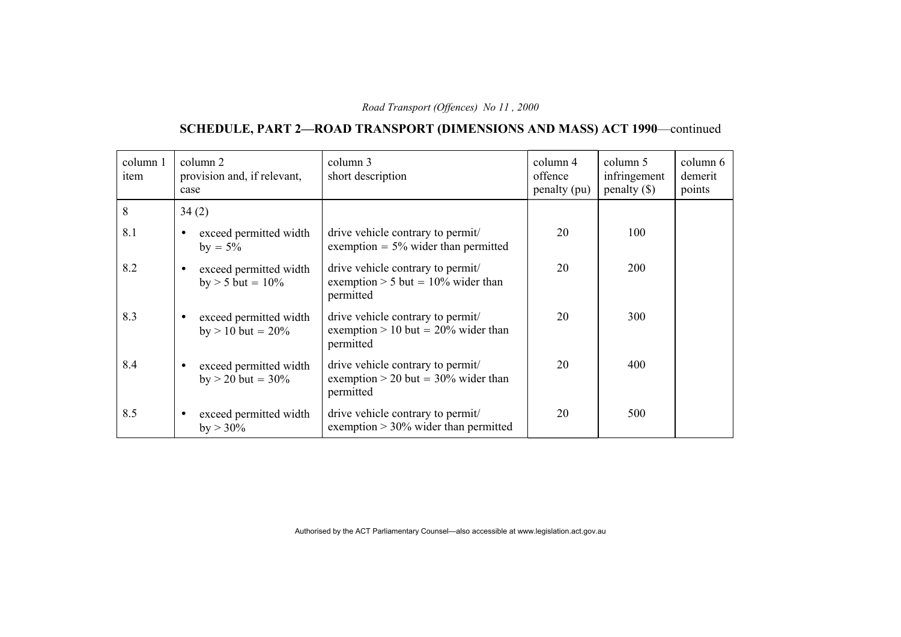## SCHEDULE, PART 2—ROAD TRANSPORT (DIMENSIONS AND MASS) ACT 1990—continued

| column 1 item | column 2 provision and, if relevant, case | column 3 short description | column 4 offence penalty (pu) | column 5 infringement penalty ($) | column 6 demerit points |
|---|---|---|---|---|---|
| 8 | 34 (2) | | | | |
| 8.1 | • exceed permitted width by = 5% | drive vehicle contrary to permit/ exemption = 5% wider than permitted | 20 | 100 | |
| 8.2 | • exceed permitted width by > 5 but = 10% | drive vehicle contrary to permit/ exemption > 5 but = 10% wider than permitted | 20 | 200 | |
| 8.3 | • exceed permitted width by > 10 but = 20% | drive vehicle contrary to permit/ exemption > 10 but = 20% wider than permitted | 20 | 300 | |
| 8.4 | • exceed permitted width by > 20 but = 30% | drive vehicle contrary to permit/ exemption > 20 but = 30% wider than permitted | 20 | 400 | |
| 8.5 | • exceed permitted width by > 30% | drive vehicle contrary to permit/ exemption > 30% wider than permitted | 20 | 500 | |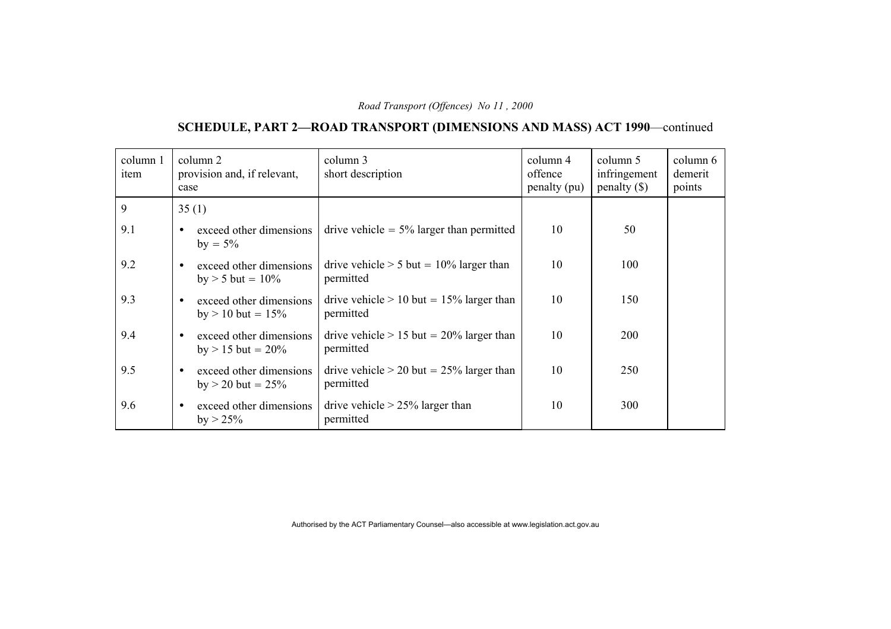## SCHEDULE, PART 2—ROAD TRANSPORT (DIMENSIONS AND MASS) ACT 1990—continued

| column 1 item | column 2 provision and, if relevant, case | column 3 short description | column 4 offence penalty (pu) | column 5 infringement penalty ($) | column 6 demerit points |
|---|---|---|---|---|---|
| 9 | 35 (1) | | | | |
| 9.1 | • exceed other dimensions by = 5% | drive vehicle = 5% larger than permitted | 10 | 50 | |
| 9.2 | • exceed other dimensions by > 5 but = 10% | drive vehicle > 5 but = 10% larger than permitted | 10 | 100 | |
| 9.3 | • exceed other dimensions by > 10 but = 15% | drive vehicle > 10 but = 15% larger than permitted | 10 | 150 | |
| 9.4 | • exceed other dimensions by > 15 but = 20% | drive vehicle > 15 but = 20% larger than permitted | 10 | 200 | |
| 9.5 | • exceed other dimensions by > 20 but = 25% | drive vehicle > 20 but = 25% larger than permitted | 10 | 250 | |
| 9.6 | • exceed other dimensions by > 25% | drive vehicle > 25% larger than permitted | 10 | 300 | |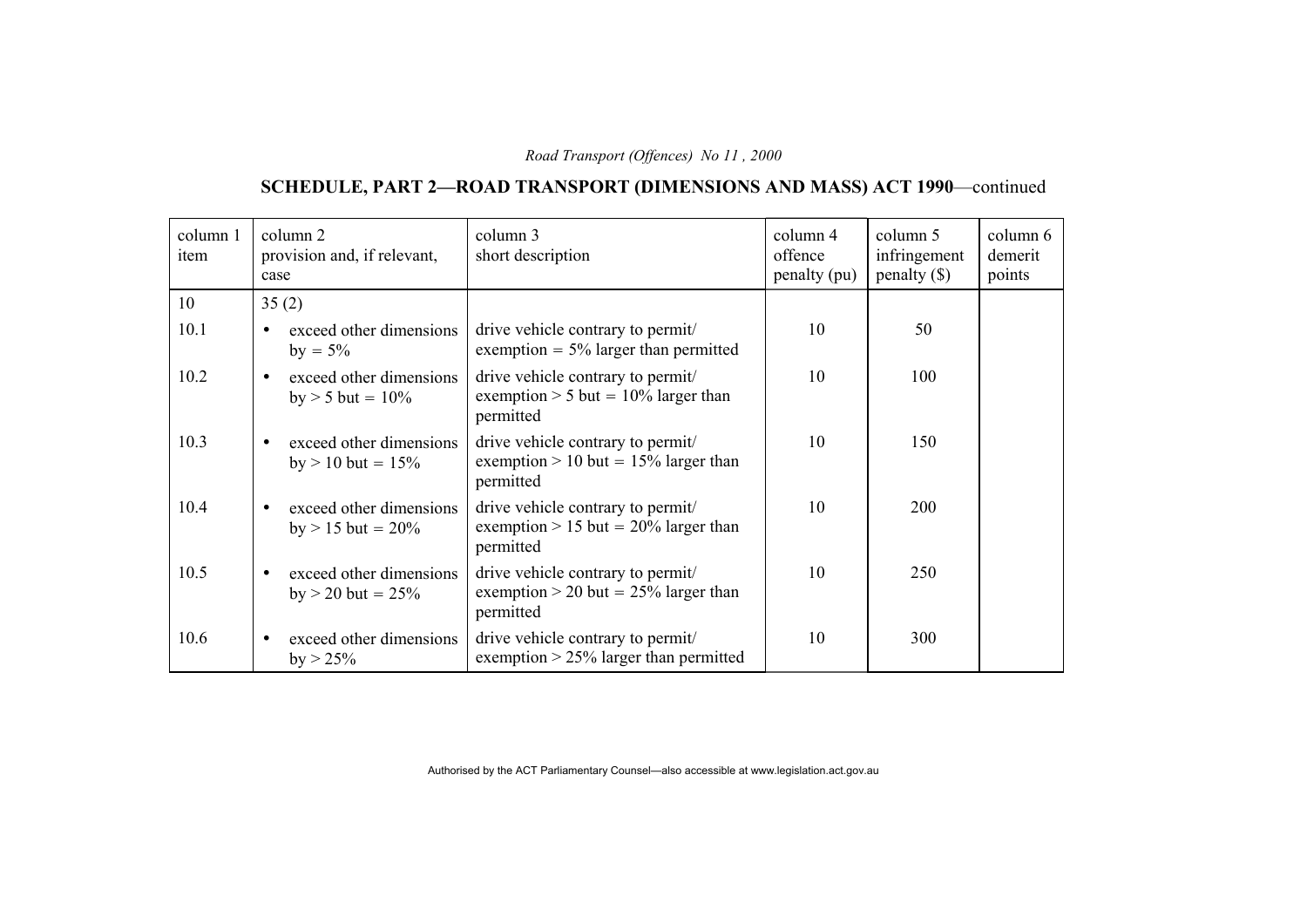## SCHEDULE, PART 2—ROAD TRANSPORT (DIMENSIONS AND MASS) ACT 1990—continued

| column 1 item | column 2 provision and, if relevant, case | column 3 short description | column 4 offence penalty (pu) | column 5 infringement penalty ($) | column 6 demerit points |
|---|---|---|---|---|---|
| 10 | 35 (2) | | | | |
| 10.1 | • exceed other dimensions by = 5% | drive vehicle contrary to permit/ exemption = 5% larger than permitted | 10 | 50 | |
| 10.2 | • exceed other dimensions by > 5 but = 10% | drive vehicle contrary to permit/ exemption > 5 but = 10% larger than permitted | 10 | 100 | |
| 10.3 | • exceed other dimensions by > 10 but = 15% | drive vehicle contrary to permit/ exemption > 10 but = 15% larger than permitted | 10 | 150 | |
| 10.4 | • exceed other dimensions by > 15 but = 20% | drive vehicle contrary to permit/ exemption > 15 but = 20% larger than permitted | 10 | 200 | |
| 10.5 | • exceed other dimensions by > 20 but = 25% | drive vehicle contrary to permit/ exemption > 20 but = 25% larger than permitted | 10 | 250 | |
| 10.6 | • exceed other dimensions by > 25% | drive vehicle contrary to permit/ exemption > 25% larger than permitted | 10 | 300 | |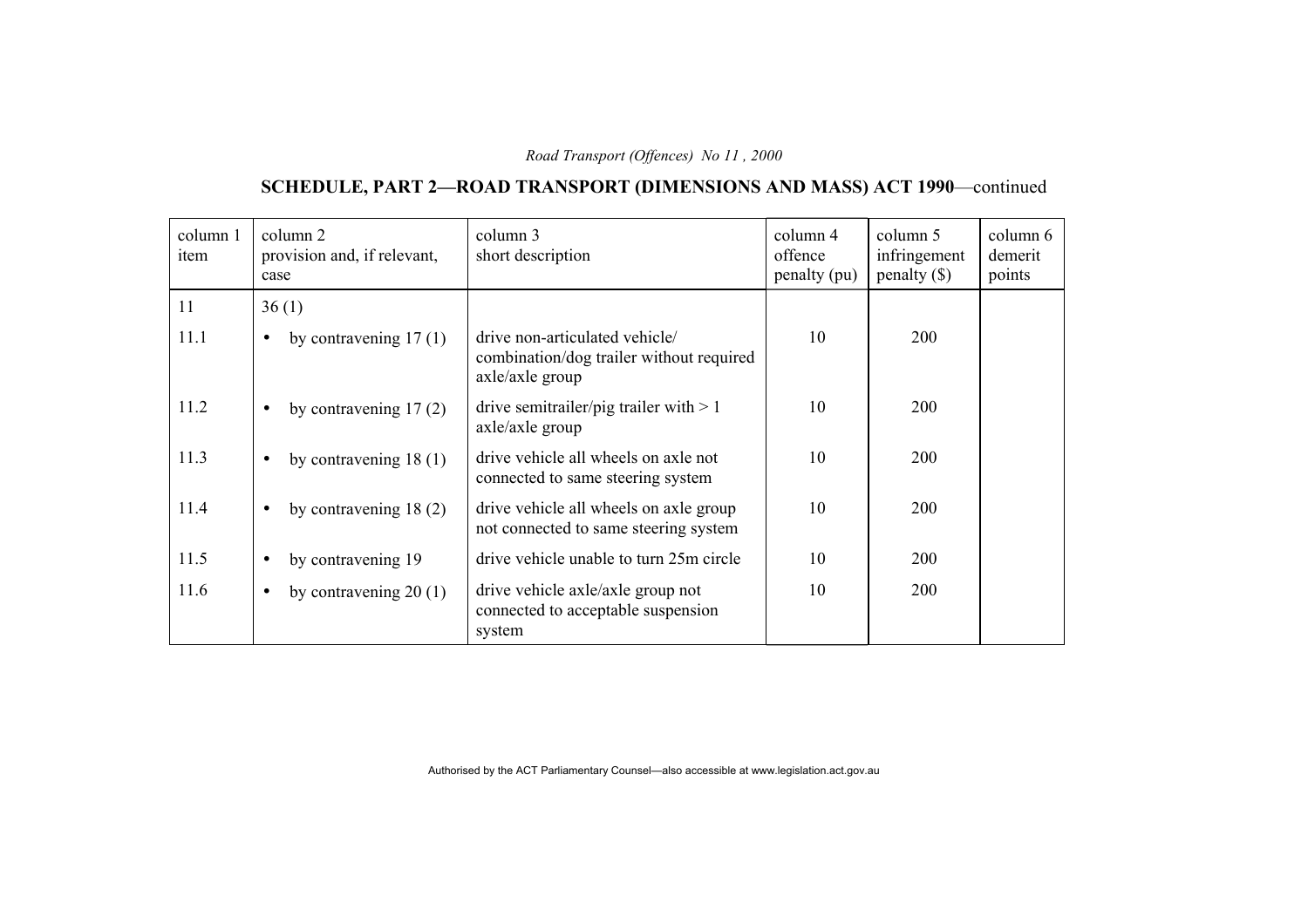## SCHEDULE, PART 2—ROAD TRANSPORT (DIMENSIONS AND MASS) ACT 1990—continued

| column 1 item | column 2 provision and, if relevant, case | column 3 short description | column 4 offence penalty (pu) | column 5 infringement penalty ($) | column 6 demerit points |
|---|---|---|---|---|---|
| 11 | 36 (1) | | | | |
| 11.1 | • by contravening 17 (1) | drive non-articulated vehicle/ combination/dog trailer without required axle/axle group | 10 | 200 | |
| 11.2 | • by contravening 17 (2) | drive semitrailer/pig trailer with > 1 axle/axle group | 10 | 200 | |
| 11.3 | • by contravening 18 (1) | drive vehicle all wheels on axle not connected to same steering system | 10 | 200 | |
| 11.4 | • by contravening 18 (2) | drive vehicle all wheels on axle group not connected to same steering system | 10 | 200 | |
| 11.5 | • by contravening 19 | drive vehicle unable to turn 25m circle | 10 | 200 | |
| 11.6 | • by contravening 20 (1) | drive vehicle axle/axle group not connected to acceptable suspension system | 10 | 200 | |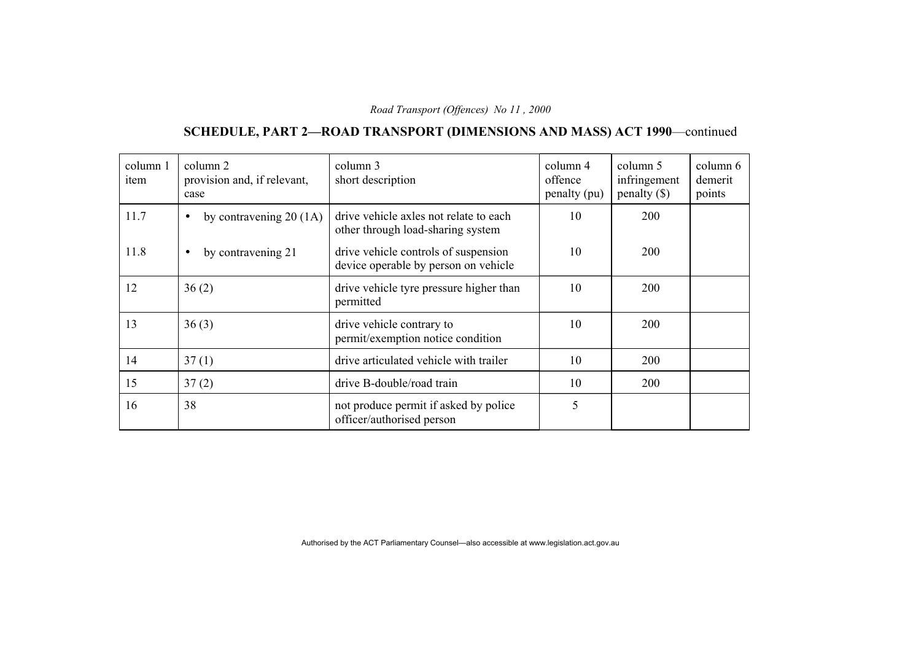## SCHEDULE, PART 2—ROAD TRANSPORT (DIMENSIONS AND MASS) ACT 1990—continued

| column 1 item | column 2 provision and, if relevant, case | column 3 short description | column 4 offence penalty (pu) | column 5 infringement penalty ($) | column 6 demerit points |
|---|---|---|---|---|---|
| 11.7 | • by contravening 20 (1A) | drive vehicle axles not relate to each other through load-sharing system | 10 | 200 | |
| 11.8 | • by contravening 21 | drive vehicle controls of suspension device operable by person on vehicle | 10 | 200 | |
| 12 | 36 (2) | drive vehicle tyre pressure higher than permitted | 10 | 200 | |
| 13 | 36 (3) | drive vehicle contrary to permit/exemption notice condition | 10 | 200 | |
| 14 | 37 (1) | drive articulated vehicle with trailer | 10 | 200 | |
| 15 | 37 (2) | drive B-double/road train | 10 | 200 | |
| 16 | 38 | not produce permit if asked by police officer/authorised person | 5 | | |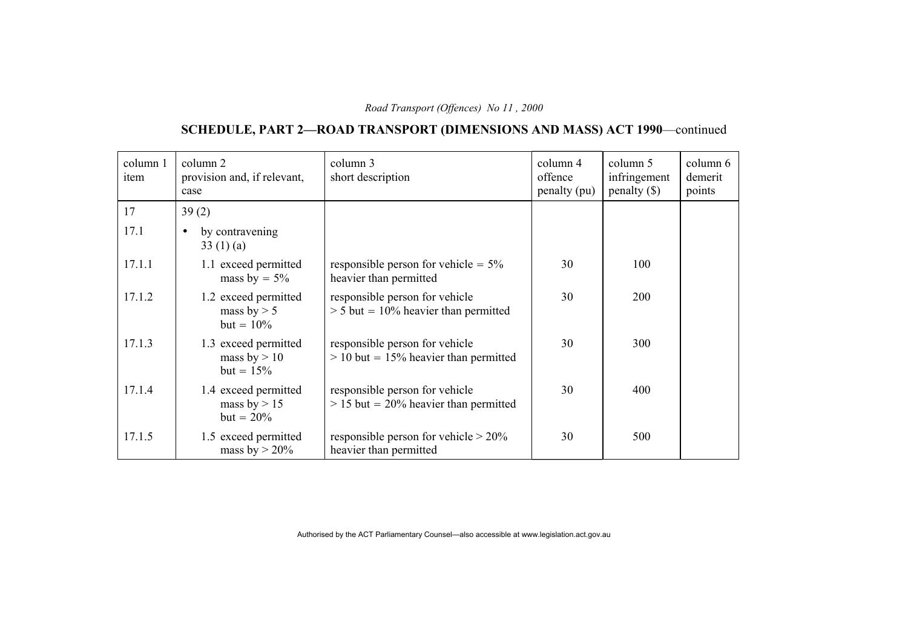## SCHEDULE, PART 2—ROAD TRANSPORT (DIMENSIONS AND MASS) ACT 1990—continued

| column 1 item | column 2 provision and, if relevant, case | column 3 short description | column 4 offence penalty (pu) | column 5 infringement penalty ($) | column 6 demerit points |
|---|---|---|---|---|---|
| 17 | 39 (2) | | | | |
| 17.1 | • by contravening 33 (1) (a) | | | | |
| 17.1.1 | 1.1 exceed permitted mass by = 5% | responsible person for vehicle = 5% heavier than permitted | 30 | 100 | |
| 17.1.2 | 1.2 exceed permitted mass by > 5 but = 10% | responsible person for vehicle > 5 but = 10% heavier than permitted | 30 | 200 | |
| 17.1.3 | 1.3 exceed permitted mass by > 10 but = 15% | responsible person for vehicle > 10 but = 15% heavier than permitted | 30 | 300 | |
| 17.1.4 | 1.4 exceed permitted mass by > 15 but = 20% | responsible person for vehicle > 15 but = 20% heavier than permitted | 30 | 400 | |
| 17.1.5 | 1.5 exceed permitted mass by > 20% | responsible person for vehicle > 20% heavier than permitted | 30 | 500 | |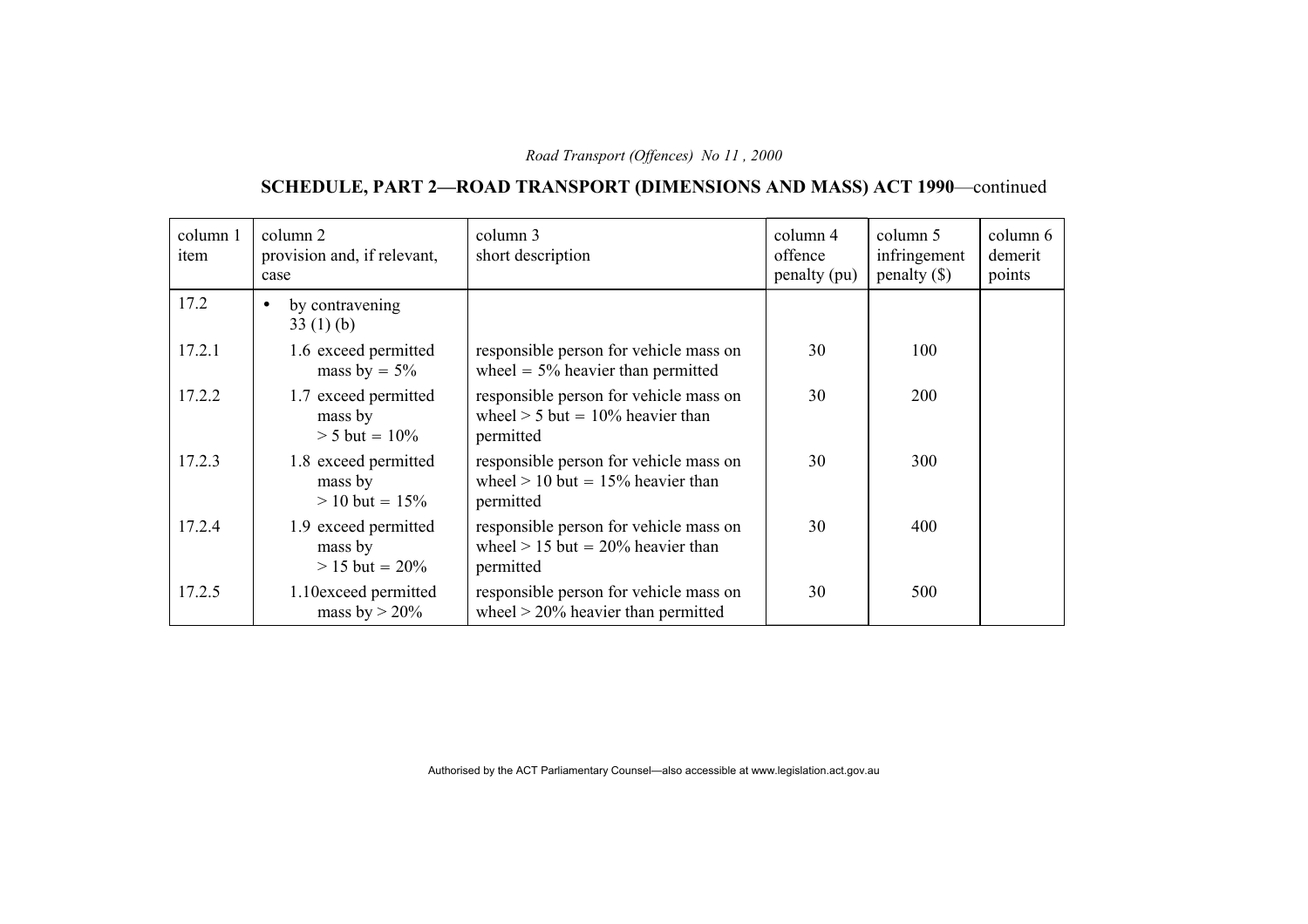## SCHEDULE, PART 2—ROAD TRANSPORT (DIMENSIONS AND MASS) ACT 1990—continued

| column 1 item | column 2 provision and, if relevant, case | column 3 short description | column 4 offence penalty (pu) | column 5 infringement penalty ($) | column 6 demerit points |
|---|---|---|---|---|---|
| 17.2 | • by contravening 33 (1) (b) | | | | |
| 17.2.1 | 1.6 exceed permitted mass by = 5% | responsible person for vehicle mass on wheel = 5% heavier than permitted | 30 | 100 | |
| 17.2.2 | 1.7 exceed permitted mass by > 5 but = 10% | responsible person for vehicle mass on wheel > 5 but = 10% heavier than permitted | 30 | 200 | |
| 17.2.3 | 1.8 exceed permitted mass by > 10 but = 15% | responsible person for vehicle mass on wheel > 10 but = 15% heavier than permitted | 30 | 300 | |
| 17.2.4 | 1.9 exceed permitted mass by > 15 but = 20% | responsible person for vehicle mass on wheel > 15 but = 20% heavier than permitted | 30 | 400 | |
| 17.2.5 | 1.10exceed permitted mass by > 20% | responsible person for vehicle mass on wheel > 20% heavier than permitted | 30 | 500 | |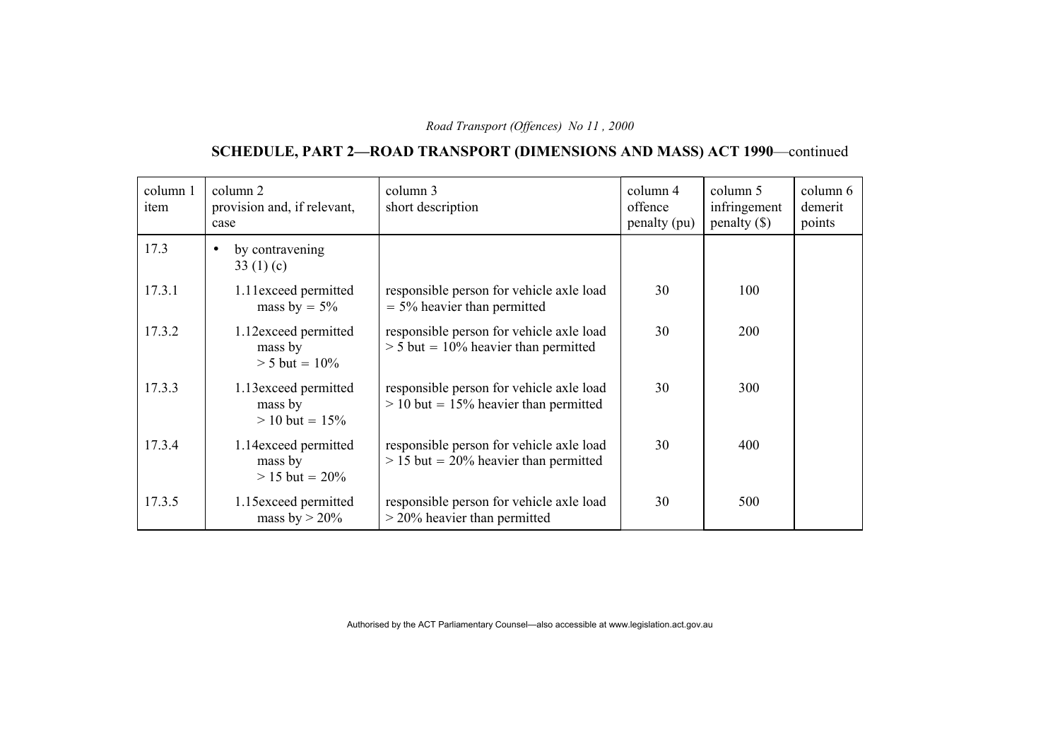## SCHEDULE, PART 2—ROAD TRANSPORT (DIMENSIONS AND MASS) ACT 1990—continued

| column 1 item | column 2 provision and, if relevant, case | column 3 short description | column 4 offence penalty (pu) | column 5 infringement penalty ($) | column 6 demerit points |
|---|---|---|---|---|---|
| 17.3 | • by contravening 33 (1) (c) | | | | |
| 17.3.1 | 1.11exceed permitted mass by = 5% | responsible person for vehicle axle load = 5% heavier than permitted | 30 | 100 | |
| 17.3.2 | 1.12exceed permitted mass by > 5 but = 10% | responsible person for vehicle axle load > 5 but = 10% heavier than permitted | 30 | 200 | |
| 17.3.3 | 1.13exceed permitted mass by > 10 but = 15% | responsible person for vehicle axle load > 10 but = 15% heavier than permitted | 30 | 300 | |
| 17.3.4 | 1.14exceed permitted mass by > 15 but = 20% | responsible person for vehicle axle load > 15 but = 20% heavier than permitted | 30 | 400 | |
| 17.3.5 | 1.15exceed permitted mass by > 20% | responsible person for vehicle axle load > 20% heavier than permitted | 30 | 500 | |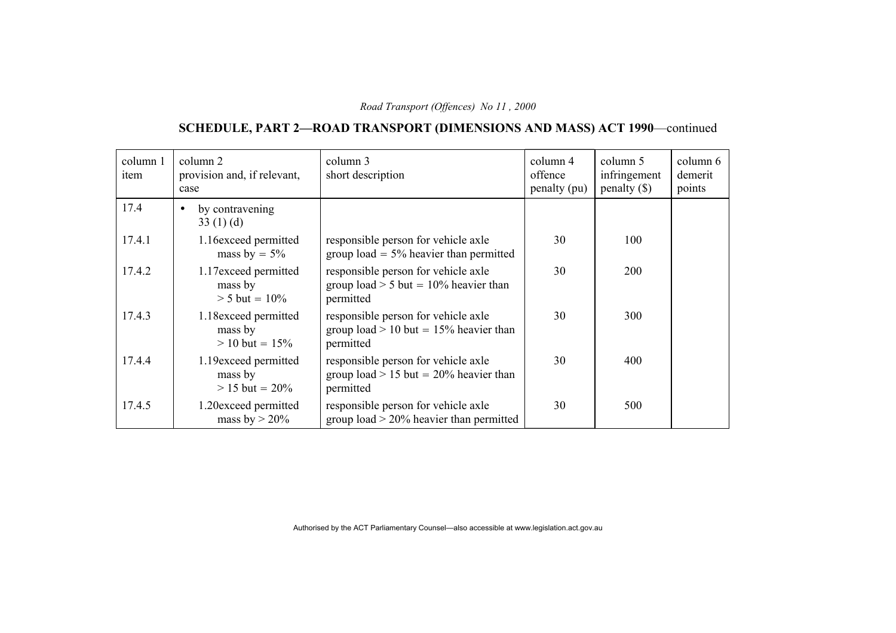## SCHEDULE, PART 2—ROAD TRANSPORT (DIMENSIONS AND MASS) ACT 1990—continued

| column 1 item | column 2 provision and, if relevant, case | column 3 short description | column 4 offence penalty (pu) | column 5 infringement penalty ($) | column 6 demerit points |
|---|---|---|---|---|---|
| 17.4 | • by contravening 33 (1) (d) | | | | |
| 17.4.1 | 1.16exceed permitted mass by = 5% | responsible person for vehicle axle group load = 5% heavier than permitted | 30 | 100 | |
| 17.4.2 | 1.17exceed permitted mass by > 5 but = 10% | responsible person for vehicle axle group load > 5 but = 10% heavier than permitted | 30 | 200 | |
| 17.4.3 | 1.18exceed permitted mass by > 10 but = 15% | responsible person for vehicle axle group load > 10 but = 15% heavier than permitted | 30 | 300 | |
| 17.4.4 | 1.19exceed permitted mass by > 15 but = 20% | responsible person for vehicle axle group load > 15 but = 20% heavier than permitted | 30 | 400 | |
| 17.4.5 | 1.20exceed permitted mass by > 20% | responsible person for vehicle axle group load > 20% heavier than permitted | 30 | 500 | |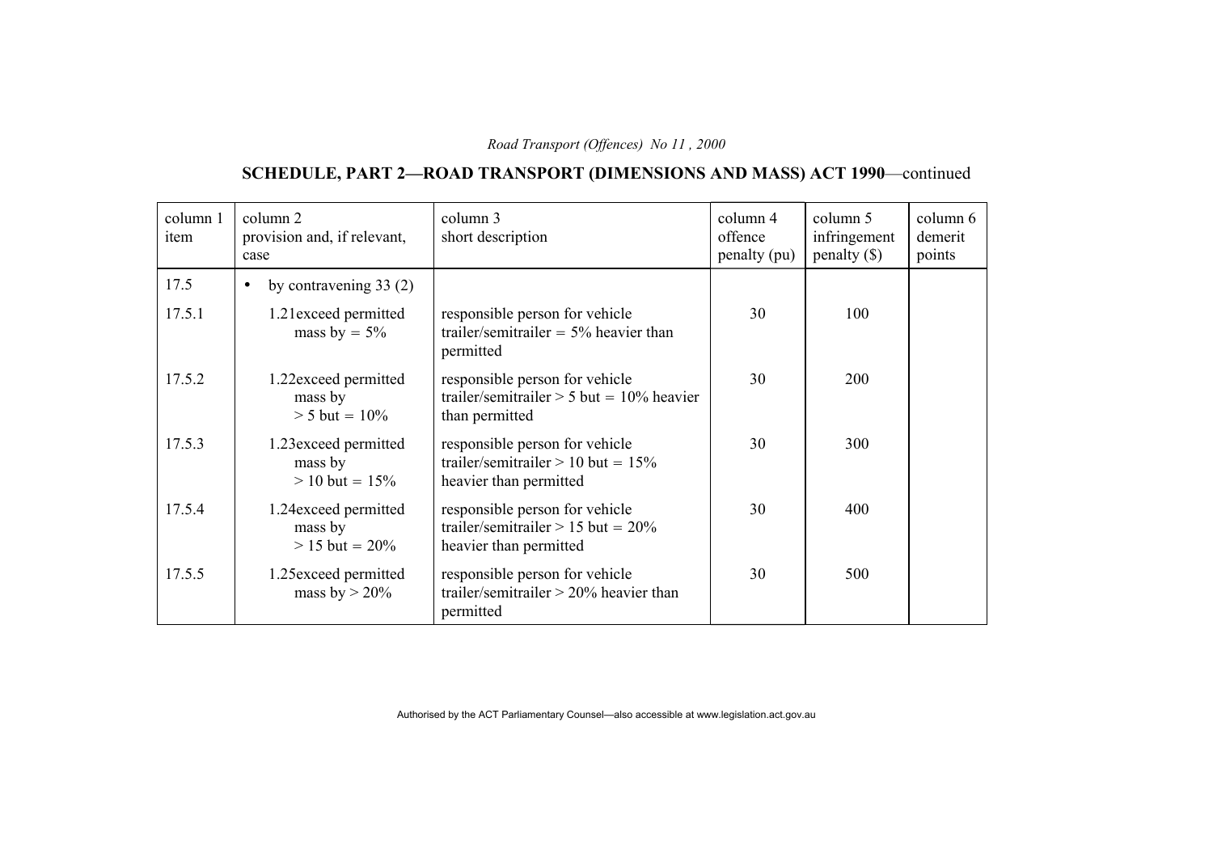## SCHEDULE, PART 2—ROAD TRANSPORT (DIMENSIONS AND MASS) ACT 1990—continued

| column 1 item | column 2 provision and, if relevant, case | column 3 short description | column 4 offence penalty (pu) | column 5 infringement penalty ($) | column 6 demerit points |
|---|---|---|---|---|---|
| 17.5 | • by contravening 33 (2) | | | | |
| 17.5.1 | 1.21exceed permitted mass by = 5% | responsible person for vehicle trailer/semitrailer = 5% heavier than permitted | 30 | 100 | |
| 17.5.2 | 1.22exceed permitted mass by > 5 but = 10% | responsible person for vehicle trailer/semitrailer > 5 but = 10% heavier than permitted | 30 | 200 | |
| 17.5.3 | 1.23exceed permitted mass by > 10 but = 15% | responsible person for vehicle trailer/semitrailer > 10 but = 15% heavier than permitted | 30 | 300 | |
| 17.5.4 | 1.24exceed permitted mass by > 15 but = 20% | responsible person for vehicle trailer/semitrailer > 15 but = 20% heavier than permitted | 30 | 400 | |
| 17.5.5 | 1.25exceed permitted mass by > 20% | responsible person for vehicle trailer/semitrailer > 20% heavier than permitted | 30 | 500 | |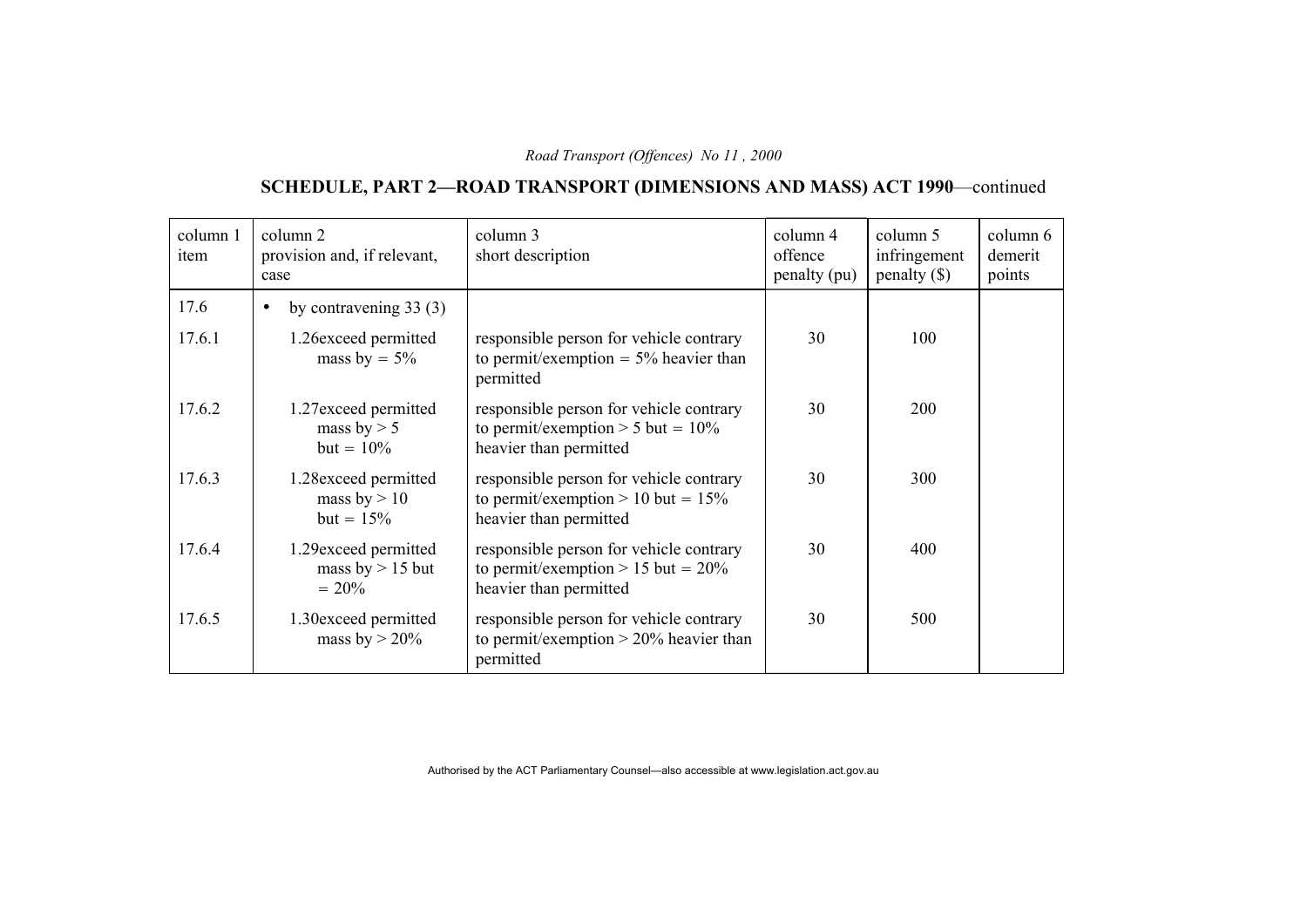## SCHEDULE, PART 2—ROAD TRANSPORT (DIMENSIONS AND MASS) ACT 1990—continued

| column 1 item | column 2 provision and, if relevant, case | column 3 short description | column 4 offence penalty (pu) | column 5 infringement penalty ($) | column 6 demerit points |
|---|---|---|---|---|---|
| 17.6 | • by contravening 33 (3) | | | | |
| 17.6.1 | 1.26exceed permitted mass by = 5% | responsible person for vehicle contrary to permit/exemption = 5% heavier than permitted | 30 | 100 | |
| 17.6.2 | 1.27exceed permitted mass by > 5 but = 10% | responsible person for vehicle contrary to permit/exemption > 5 but = 10% heavier than permitted | 30 | 200 | |
| 17.6.3 | 1.28exceed permitted mass by > 10 but = 15% | responsible person for vehicle contrary to permit/exemption > 10 but = 15% heavier than permitted | 30 | 300 | |
| 17.6.4 | 1.29exceed permitted mass by > 15 but = 20% | responsible person for vehicle contrary to permit/exemption > 15 but = 20% heavier than permitted | 30 | 400 | |
| 17.6.5 | 1.30exceed permitted mass by > 20% | responsible person for vehicle contrary to permit/exemption > 20% heavier than permitted | 30 | 500 | |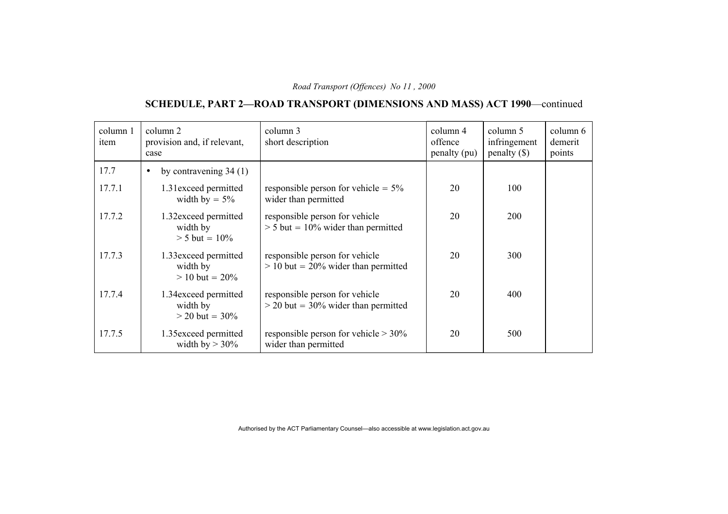## SCHEDULE, PART 2—ROAD TRANSPORT (DIMENSIONS AND MASS) ACT 1990—continued

| column 1 item | column 2 provision and, if relevant, case | column 3 short description | column 4 offence penalty (pu) | column 5 infringement penalty ($) | column 6 demerit points |
|---|---|---|---|---|---|
| 17.7 | • by contravening 34 (1) | | | | |
| 17.7.1 | 1.31exceed permitted width by = 5% | responsible person for vehicle = 5% wider than permitted | 20 | 100 | |
| 17.7.2 | 1.32exceed permitted width by > 5 but = 10% | responsible person for vehicle > 5 but = 10% wider than permitted | 20 | 200 | |
| 17.7.3 | 1.33exceed permitted width by > 10 but = 20% | responsible person for vehicle > 10 but = 20% wider than permitted | 20 | 300 | |
| 17.7.4 | 1.34exceed permitted width by > 20 but = 30% | responsible person for vehicle > 20 but = 30% wider than permitted | 20 | 400 | |
| 17.7.5 | 1.35exceed permitted width by > 30% | responsible person for vehicle > 30% wider than permitted | 20 | 500 | |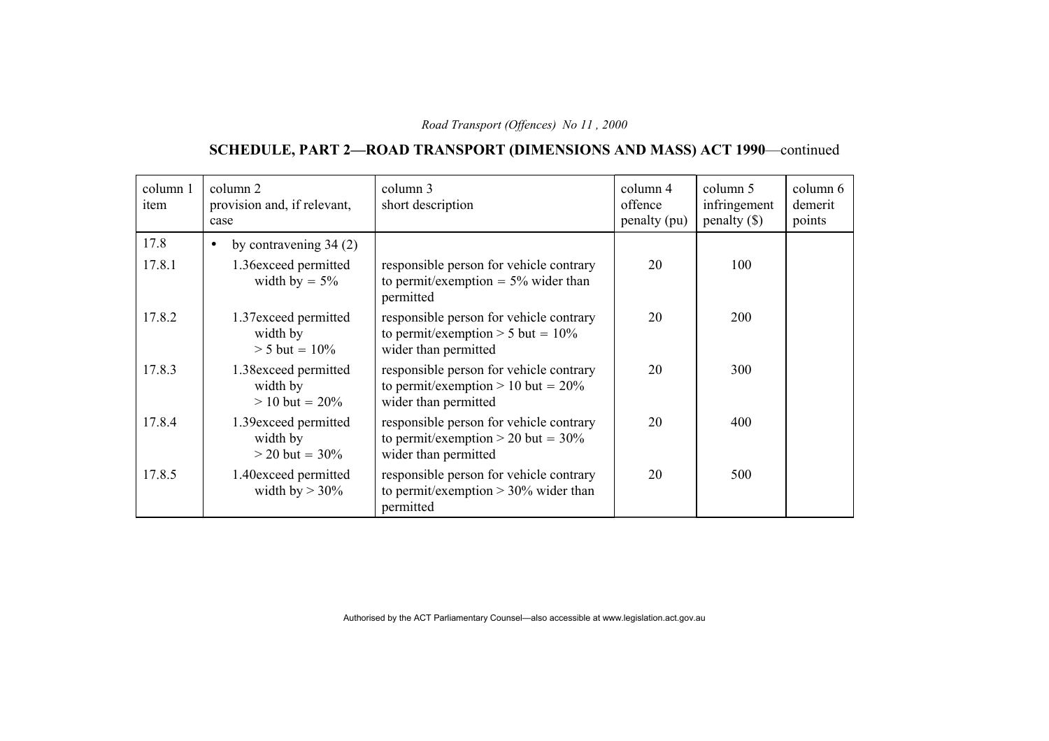## SCHEDULE, PART 2—ROAD TRANSPORT (DIMENSIONS AND MASS) ACT 1990—continued

| column 1 item | column 2 provision and, if relevant, case | column 3 short description | column 4 offence penalty (pu) | column 5 infringement penalty ($) | column 6 demerit points |
|---|---|---|---|---|---|
| 17.8 | • by contravening 34 (2) | | | | |
| 17.8.1 | 1.36exceed permitted width by = 5% | responsible person for vehicle contrary to permit/exemption = 5% wider than permitted | 20 | 100 | |
| 17.8.2 | 1.37exceed permitted width by > 5 but = 10% | responsible person for vehicle contrary to permit/exemption > 5 but = 10% wider than permitted | 20 | 200 | |
| 17.8.3 | 1.38exceed permitted width by > 10 but = 20% | responsible person for vehicle contrary to permit/exemption > 10 but = 20% wider than permitted | 20 | 300 | |
| 17.8.4 | 1.39exceed permitted width by > 20 but = 30% | responsible person for vehicle contrary to permit/exemption > 20 but = 30% wider than permitted | 20 | 400 | |
| 17.8.5 | 1.40exceed permitted width by > 30% | responsible person for vehicle contrary to permit/exemption > 30% wider than permitted | 20 | 500 | |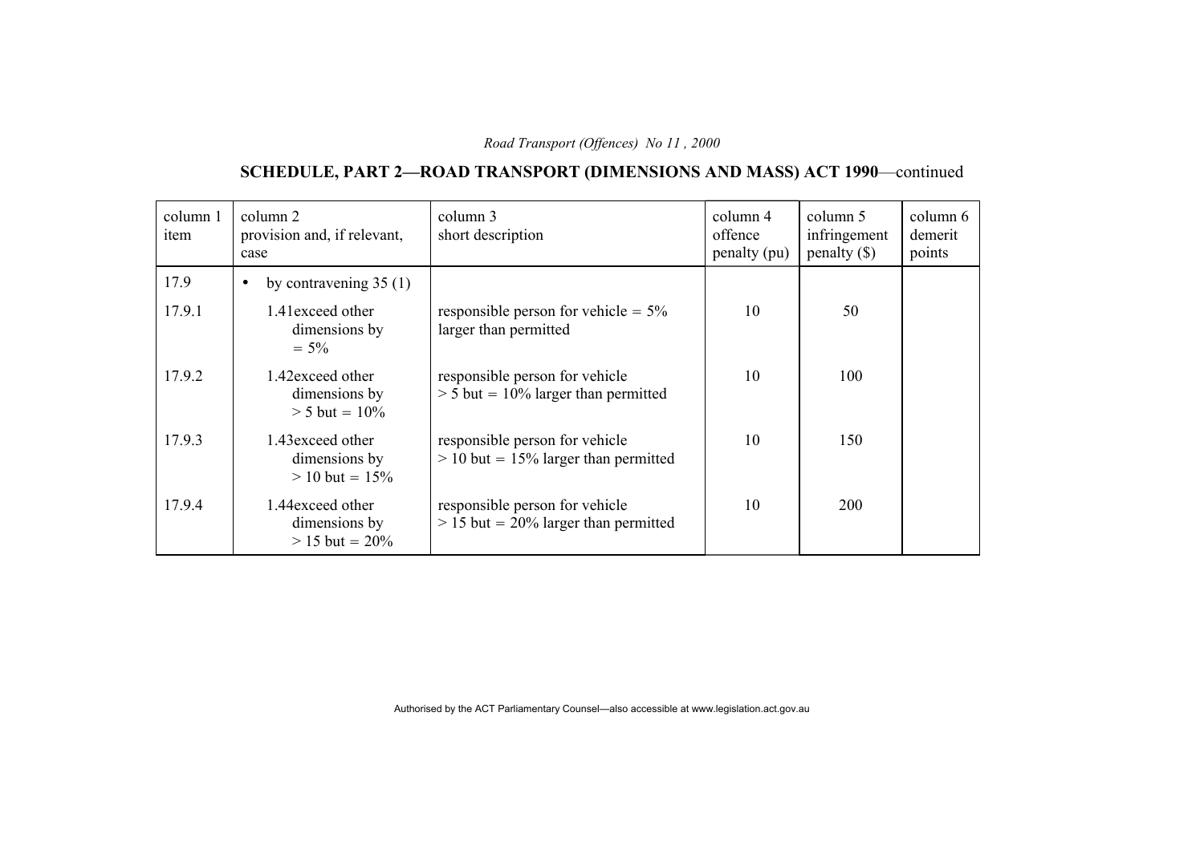## SCHEDULE, PART 2—ROAD TRANSPORT (DIMENSIONS AND MASS) ACT 1990—continued

| column 1 item | column 2 provision and, if relevant, case | column 3 short description | column 4 offence penalty (pu) | column 5 infringement penalty ($) | column 6 demerit points |
|---|---|---|---|---|---|
| 17.9 | • by contravening 35 (1) | | | | |
| 17.9.1 | 1.41exceed other dimensions by = 5% | responsible person for vehicle = 5% larger than permitted | 10 | 50 | |
| 17.9.2 | 1.42exceed other dimensions by > 5 but = 10% | responsible person for vehicle > 5 but = 10% larger than permitted | 10 | 100 | |
| 17.9.3 | 1.43exceed other dimensions by > 10 but = 15% | responsible person for vehicle > 10 but = 15% larger than permitted | 10 | 150 | |
| 17.9.4 | 1.44exceed other dimensions by > 15 but = 20% | responsible person for vehicle > 15 but = 20% larger than permitted | 10 | 200 | |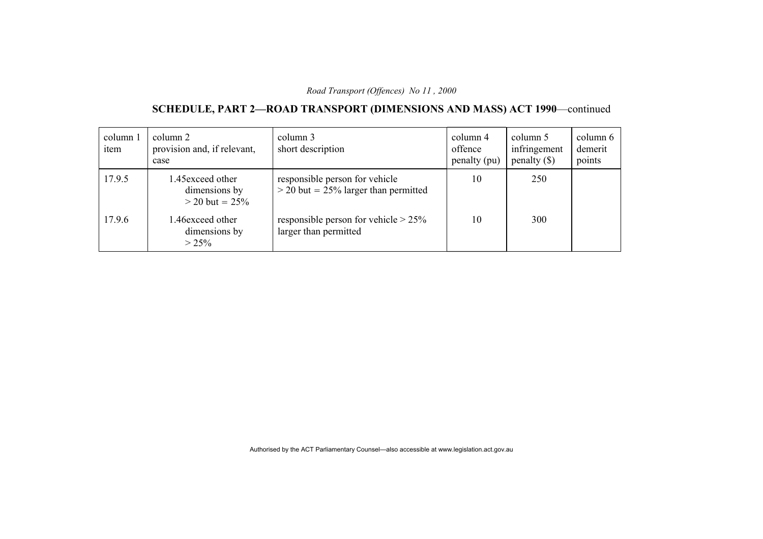## SCHEDULE, PART 2—ROAD TRANSPORT (DIMENSIONS AND MASS) ACT 1990—continued

| column 1 item | column 2 provision and, if relevant, case | column 3 short description | column 4 offence penalty (pu) | column 5 infringement penalty ($) | column 6 demerit points |
|---|---|---|---|---|---|
| 17.9.5 | 1.45exceed other dimensions by > 20 but = 25% | responsible person for vehicle > 20 but = 25% larger than permitted | 10 | 250 | |
| 17.9.6 | 1.46exceed other dimensions by > 25% | responsible person for vehicle > 25% larger than permitted | 10 | 300 | |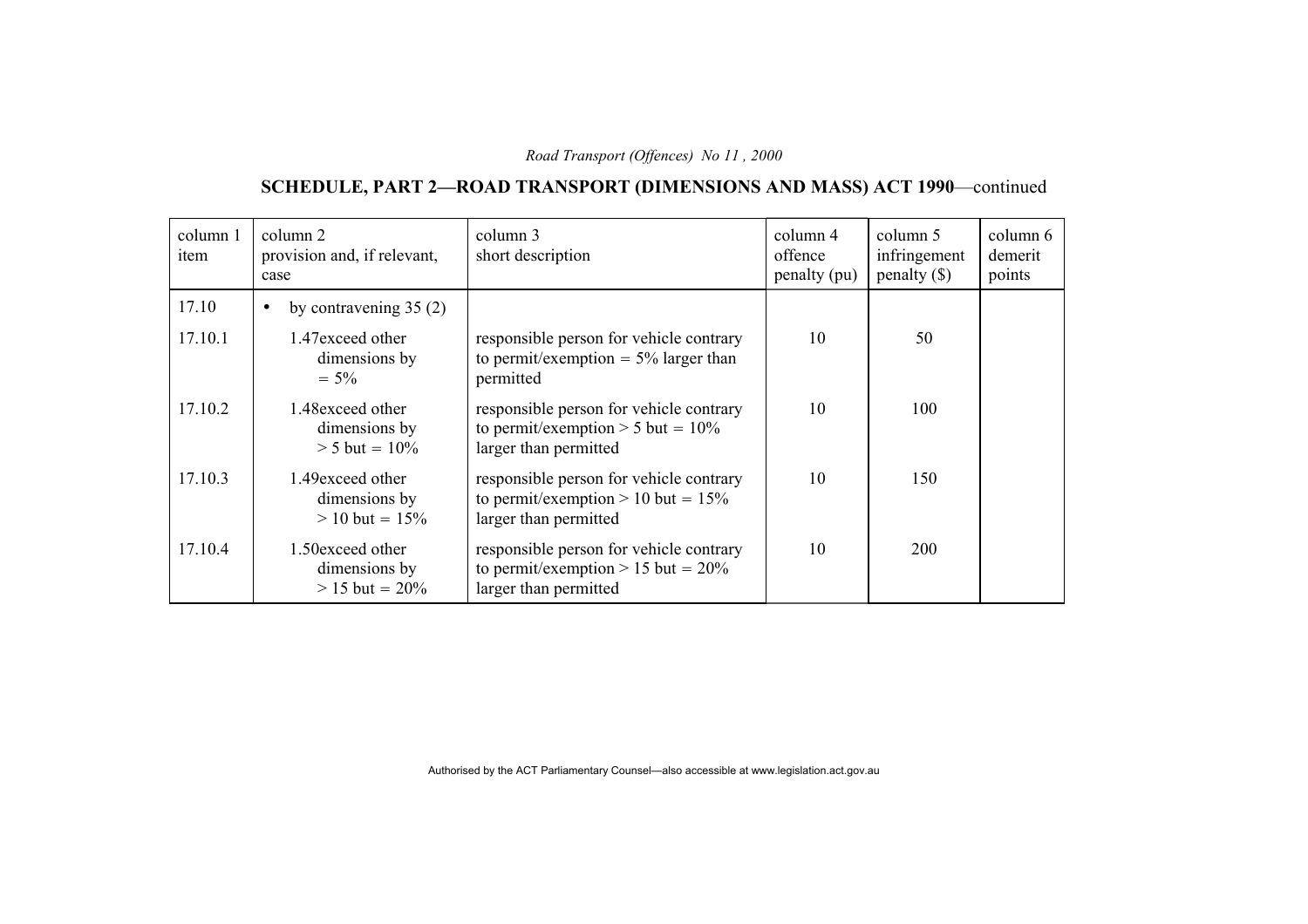## SCHEDULE, PART 2—ROAD TRANSPORT (DIMENSIONS AND MASS) ACT 1990—continued

| column 1 item | column 2 provision and, if relevant, case | column 3 short description | column 4 offence penalty (pu) | column 5 infringement penalty ($) | column 6 demerit points |
|---|---|---|---|---|---|
| 17.10 | • by contravening 35 (2) | | | | |
| 17.10.1 | 1.47exceed other dimensions by = 5% | responsible person for vehicle contrary to permit/exemption = 5% larger than permitted | 10 | 50 | |
| 17.10.2 | 1.48exceed other dimensions by > 5 but = 10% | responsible person for vehicle contrary to permit/exemption > 5 but = 10% larger than permitted | 10 | 100 | |
| 17.10.3 | 1.49exceed other dimensions by > 10 but = 15% | responsible person for vehicle contrary to permit/exemption > 10 but = 15% larger than permitted | 10 | 150 | |
| 17.10.4 | 1.50exceed other dimensions by > 15 but = 20% | responsible person for vehicle contrary to permit/exemption > 15 but = 20% larger than permitted | 10 | 200 | |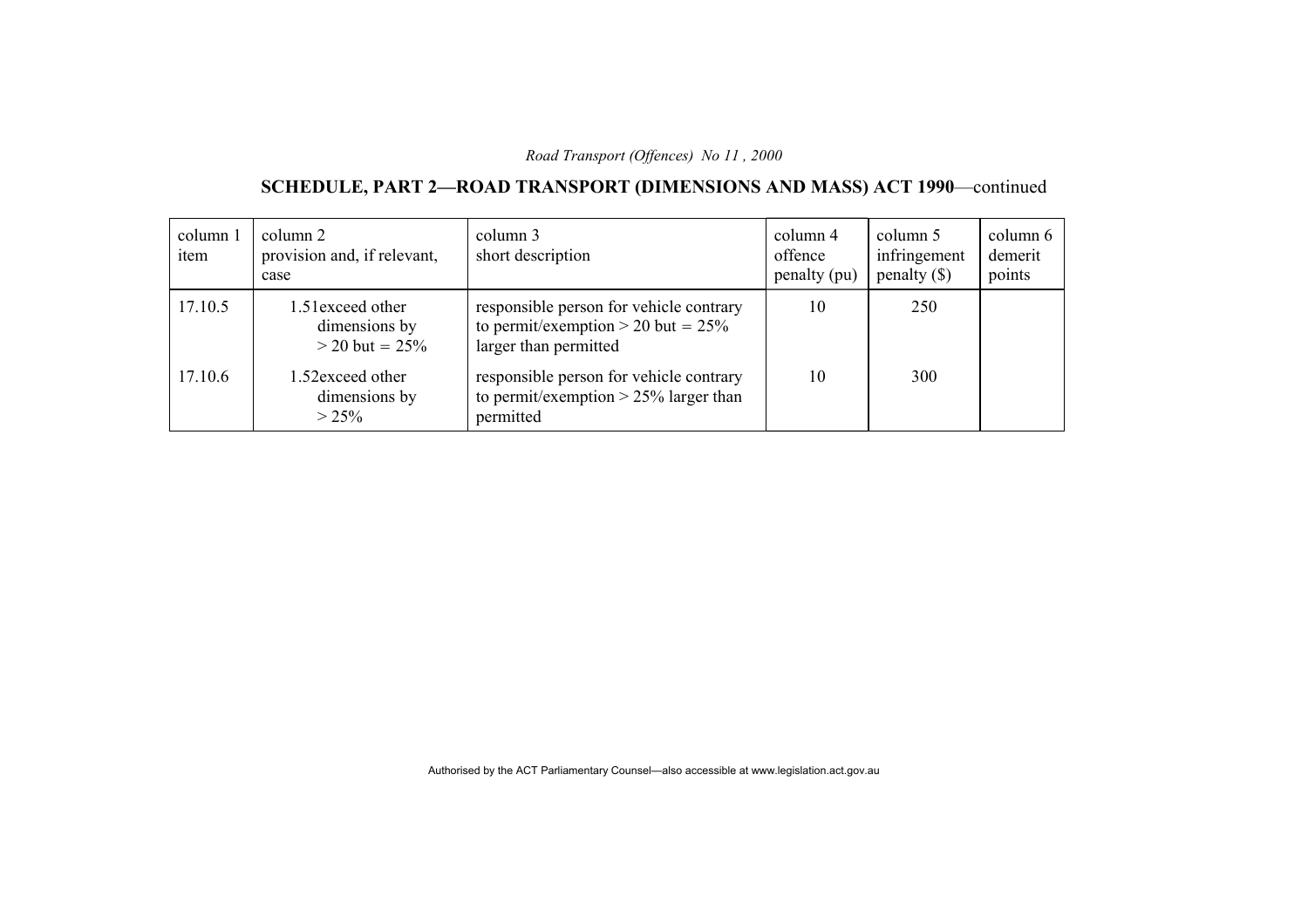## SCHEDULE, PART 2—ROAD TRANSPORT (DIMENSIONS AND MASS) ACT 1990—continued

| column 1 item | column 2 provision and, if relevant, case | column 3 short description | column 4 offence penalty (pu) | column 5 infringement penalty ($) | column 6 demerit points |
|---|---|---|---|---|---|
| 17.10.5 | 1.51exceed other dimensions by > 20 but = 25% | responsible person for vehicle contrary to permit/exemption > 20 but = 25% larger than permitted | 10 | 250 | |
| 17.10.6 | 1.52exceed other dimensions by > 25% | responsible person for vehicle contrary to permit/exemption > 25% larger than permitted | 10 | 300 | |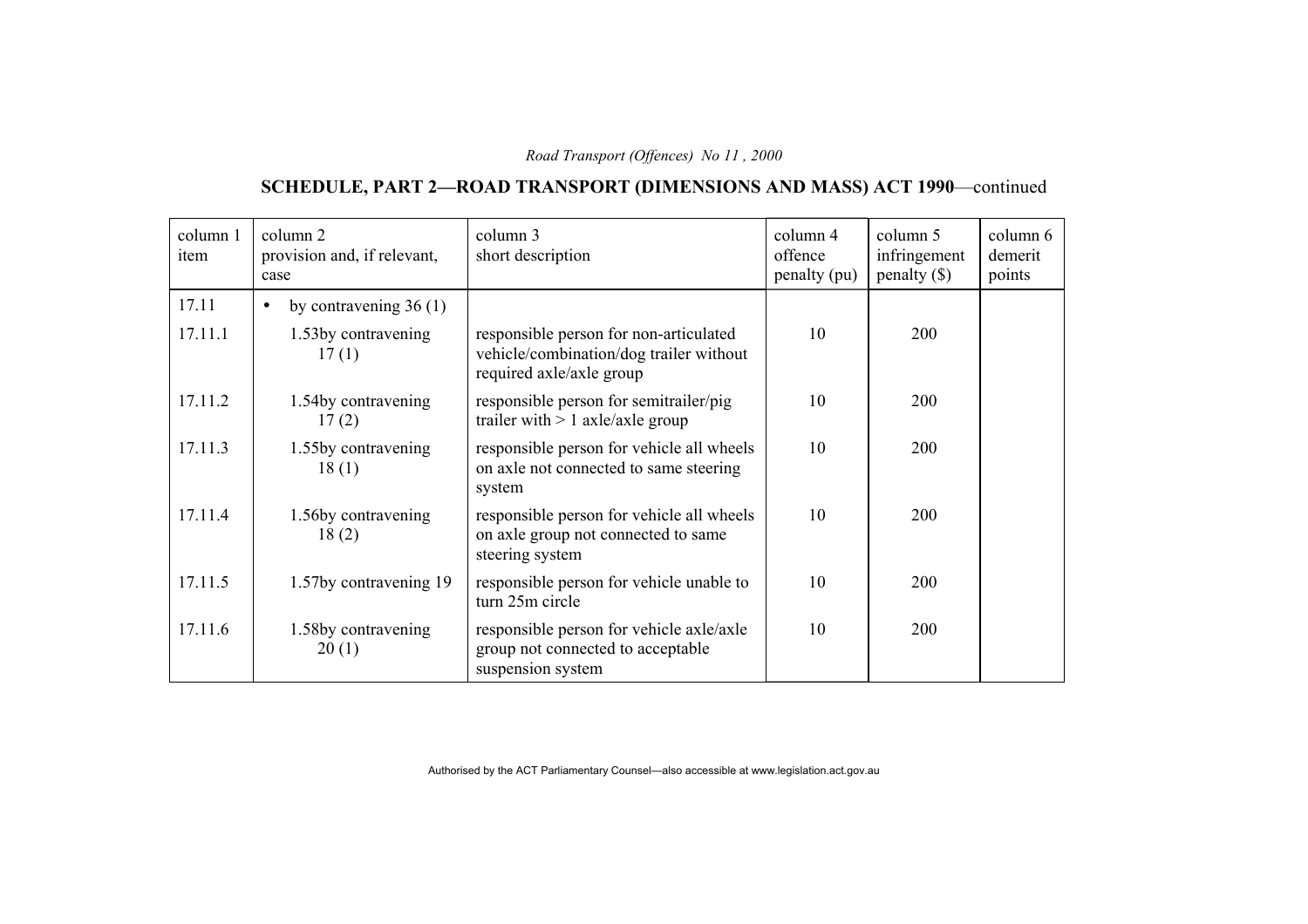## SCHEDULE, PART 2—ROAD TRANSPORT (DIMENSIONS AND MASS) ACT 1990—continued

| column 1 item | column 2 provision and, if relevant, case | column 3 short description | column 4 offence penalty (pu) | column 5 infringement penalty ($) | column 6 demerit points |
|---|---|---|---|---|---|
| 17.11 | • by contravening 36 (1) | | | | |
| 17.11.1 | 1.53by contravening 17 (1) | responsible person for non-articulated vehicle/combination/dog trailer without required axle/axle group | 10 | 200 | |
| 17.11.2 | 1.54by contravening 17 (2) | responsible person for semitrailer/pig trailer with > 1 axle/axle group | 10 | 200 | |
| 17.11.3 | 1.55by contravening 18 (1) | responsible person for vehicle all wheels on axle not connected to same steering system | 10 | 200 | |
| 17.11.4 | 1.56by contravening 18 (2) | responsible person for vehicle all wheels on axle group not connected to same steering system | 10 | 200 | |
| 17.11.5 | 1.57by contravening 19 | responsible person for vehicle unable to turn 25m circle | 10 | 200 | |
| 17.11.6 | 1.58by contravening 20 (1) | responsible person for vehicle axle/axle group not connected to acceptable suspension system | 10 | 200 | |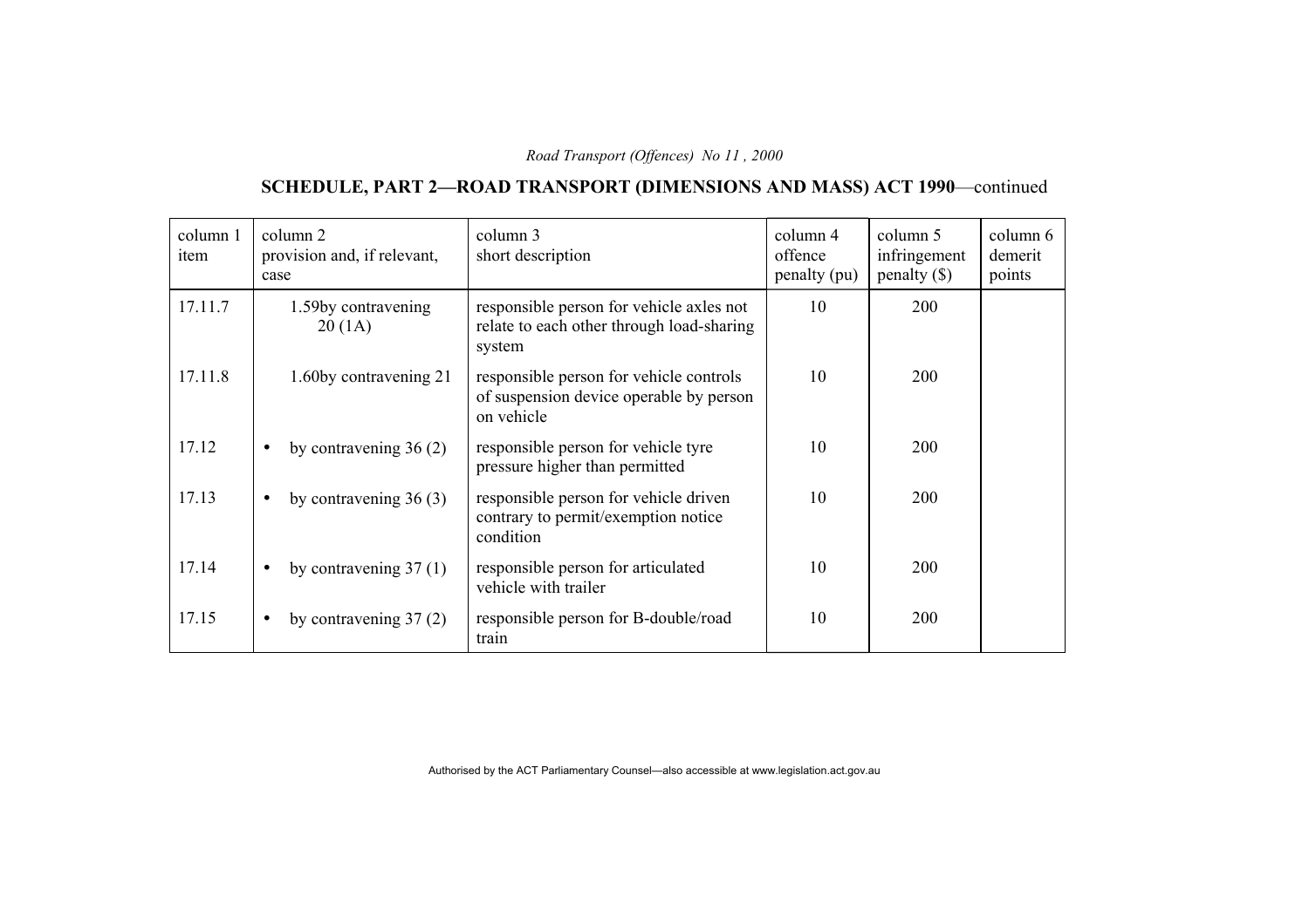## SCHEDULE, PART 2—ROAD TRANSPORT (DIMENSIONS AND MASS) ACT 1990—continued

| column 1 item | column 2 provision and, if relevant, case | column 3 short description | column 4 offence penalty (pu) | column 5 infringement penalty ($) | column 6 demerit points |
|---|---|---|---|---|---|
| 17.11.7 | 1.59by contravening 20 (1A) | responsible person for vehicle axles not relate to each other through load-sharing system | 10 | 200 | |
| 17.11.8 | 1.60by contravening 21 | responsible person for vehicle controls of suspension device operable by person on vehicle | 10 | 200 | |
| 17.12 | • by contravening 36 (2) | responsible person for vehicle tyre pressure higher than permitted | 10 | 200 | |
| 17.13 | • by contravening 36 (3) | responsible person for vehicle driven contrary to permit/exemption notice condition | 10 | 200 | |
| 17.14 | • by contravening 37 (1) | responsible person for articulated vehicle with trailer | 10 | 200 | |
| 17.15 | • by contravening 37 (2) | responsible person for B-double/road train | 10 | 200 | |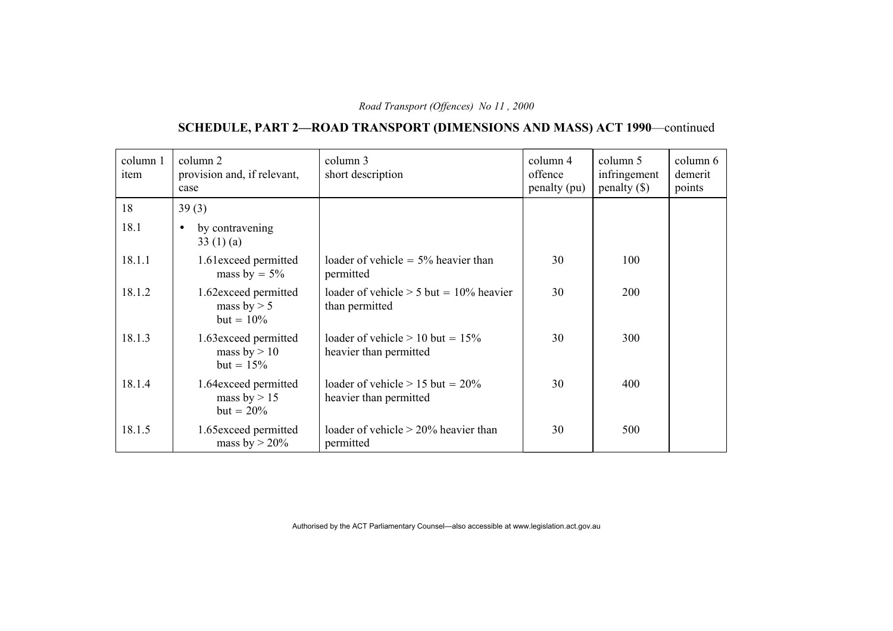## SCHEDULE, PART 2—ROAD TRANSPORT (DIMENSIONS AND MASS) ACT 1990—continued

| column 1 item | column 2 provision and, if relevant, case | column 3 short description | column 4 offence penalty (pu) | column 5 infringement penalty ($) | column 6 demerit points |
|---|---|---|---|---|---|
| 18 | 39 (3) | | | | |
| 18.1 | • by contravening 33 (1) (a) | | | | |
| 18.1.1 | 1.61exceed permitted mass by = 5% | loader of vehicle = 5% heavier than permitted | 30 | 100 | |
| 18.1.2 | 1.62exceed permitted mass by > 5 but = 10% | loader of vehicle > 5 but = 10% heavier than permitted | 30 | 200 | |
| 18.1.3 | 1.63exceed permitted mass by > 10 but = 15% | loader of vehicle > 10 but = 15% heavier than permitted | 30 | 300 | |
| 18.1.4 | 1.64exceed permitted mass by > 15 but = 20% | loader of vehicle > 15 but = 20% heavier than permitted | 30 | 400 | |
| 18.1.5 | 1.65exceed permitted mass by > 20% | loader of vehicle > 20% heavier than permitted | 30 | 500 | |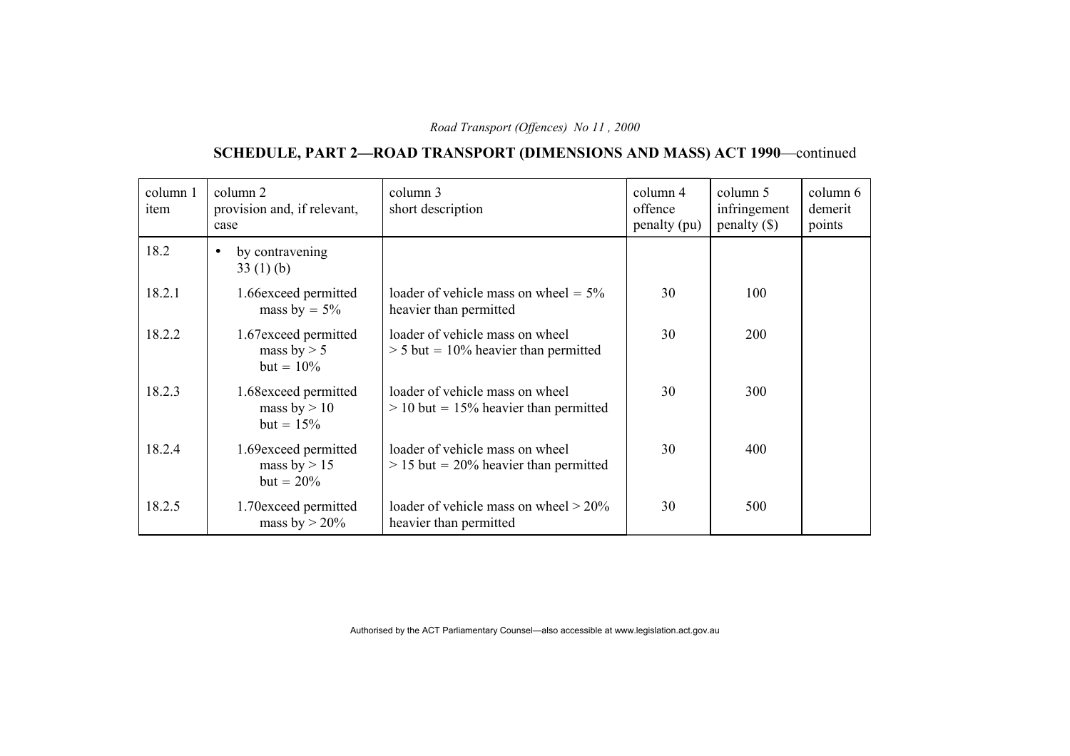## SCHEDULE, PART 2—ROAD TRANSPORT (DIMENSIONS AND MASS) ACT 1990—continued

| column 1 item | column 2 provision and, if relevant, case | column 3 short description | column 4 offence penalty (pu) | column 5 infringement penalty ($) | column 6 demerit points |
|---|---|---|---|---|---|
| 18.2 | • by contravening 33 (1) (b) | | | | |
| 18.2.1 | 1.66exceed permitted mass by = 5% | loader of vehicle mass on wheel = 5% heavier than permitted | 30 | 100 | |
| 18.2.2 | 1.67exceed permitted mass by > 5 but = 10% | loader of vehicle mass on wheel > 5 but = 10% heavier than permitted | 30 | 200 | |
| 18.2.3 | 1.68exceed permitted mass by > 10 but = 15% | loader of vehicle mass on wheel > 10 but = 15% heavier than permitted | 30 | 300 | |
| 18.2.4 | 1.69exceed permitted mass by > 15 but = 20% | loader of vehicle mass on wheel > 15 but = 20% heavier than permitted | 30 | 400 | |
| 18.2.5 | 1.70exceed permitted mass by > 20% | loader of vehicle mass on wheel > 20% heavier than permitted | 30 | 500 | |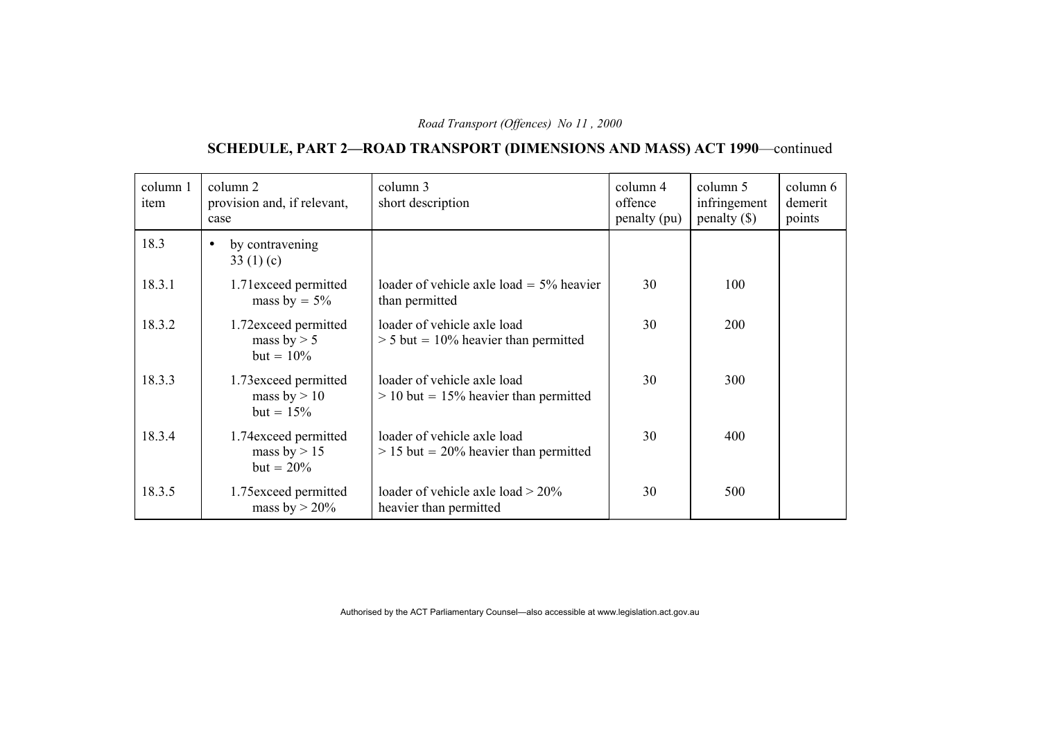## SCHEDULE, PART 2—ROAD TRANSPORT (DIMENSIONS AND MASS) ACT 1990—continued

| column 1 item | column 2 provision and, if relevant, case | column 3 short description | column 4 offence penalty (pu) | column 5 infringement penalty ($) | column 6 demerit points |
|---|---|---|---|---|---|
| 18.3 | • by contravening 33 (1) (c) | | | | |
| 18.3.1 | 1.71exceed permitted mass by = 5% | loader of vehicle axle load = 5% heavier than permitted | 30 | 100 | |
| 18.3.2 | 1.72exceed permitted mass by > 5 but = 10% | loader of vehicle axle load > 5 but = 10% heavier than permitted | 30 | 200 | |
| 18.3.3 | 1.73exceed permitted mass by > 10 but = 15% | loader of vehicle axle load > 10 but = 15% heavier than permitted | 30 | 300 | |
| 18.3.4 | 1.74exceed permitted mass by > 15 but = 20% | loader of vehicle axle load > 15 but = 20% heavier than permitted | 30 | 400 | |
| 18.3.5 | 1.75exceed permitted mass by > 20% | loader of vehicle axle load > 20% heavier than permitted | 30 | 500 | |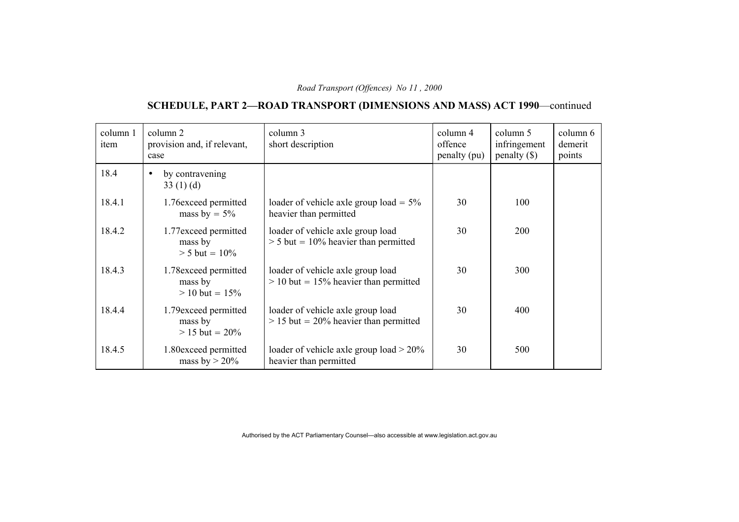## SCHEDULE, PART 2—ROAD TRANSPORT (DIMENSIONS AND MASS) ACT 1990—continued

| column 1 item | column 2 provision and, if relevant, case | column 3 short description | column 4 offence penalty (pu) | column 5 infringement penalty ($) | column 6 demerit points |
|---|---|---|---|---|---|
| 18.4 | • by contravening 33 (1) (d) | | | | |
| 18.4.1 | 1.76exceed permitted mass by = 5% | loader of vehicle axle group load = 5% heavier than permitted | 30 | 100 | |
| 18.4.2 | 1.77exceed permitted mass by > 5 but = 10% | loader of vehicle axle group load > 5 but = 10% heavier than permitted | 30 | 200 | |
| 18.4.3 | 1.78exceed permitted mass by > 10 but = 15% | loader of vehicle axle group load > 10 but = 15% heavier than permitted | 30 | 300 | |
| 18.4.4 | 1.79exceed permitted mass by > 15 but = 20% | loader of vehicle axle group load > 15 but = 20% heavier than permitted | 30 | 400 | |
| 18.4.5 | 1.80exceed permitted mass by > 20% | loader of vehicle axle group load > 20% heavier than permitted | 30 | 500 | |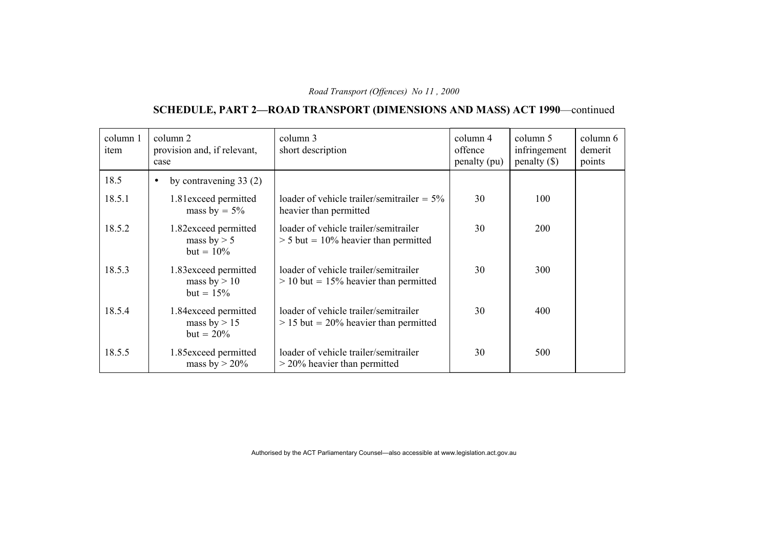## SCHEDULE, PART 2—ROAD TRANSPORT (DIMENSIONS AND MASS) ACT 1990—continued

| column 1 item | column 2 provision and, if relevant, case | column 3 short description | column 4 offence penalty (pu) | column 5 infringement penalty ($) | column 6 demerit points |
|---|---|---|---|---|---|
| 18.5 | • by contravening 33 (2) | | | | |
| 18.5.1 | 1.81exceed permitted mass by = 5% | loader of vehicle trailer/semitrailer = 5% heavier than permitted | 30 | 100 | |
| 18.5.2 | 1.82exceed permitted mass by > 5 but = 10% | loader of vehicle trailer/semitrailer > 5 but = 10% heavier than permitted | 30 | 200 | |
| 18.5.3 | 1.83exceed permitted mass by > 10 but = 15% | loader of vehicle trailer/semitrailer > 10 but = 15% heavier than permitted | 30 | 300 | |
| 18.5.4 | 1.84exceed permitted mass by > 15 but = 20% | loader of vehicle trailer/semitrailer > 15 but = 20% heavier than permitted | 30 | 400 | |
| 18.5.5 | 1.85exceed permitted mass by > 20% | loader of vehicle trailer/semitrailer > 20% heavier than permitted | 30 | 500 | |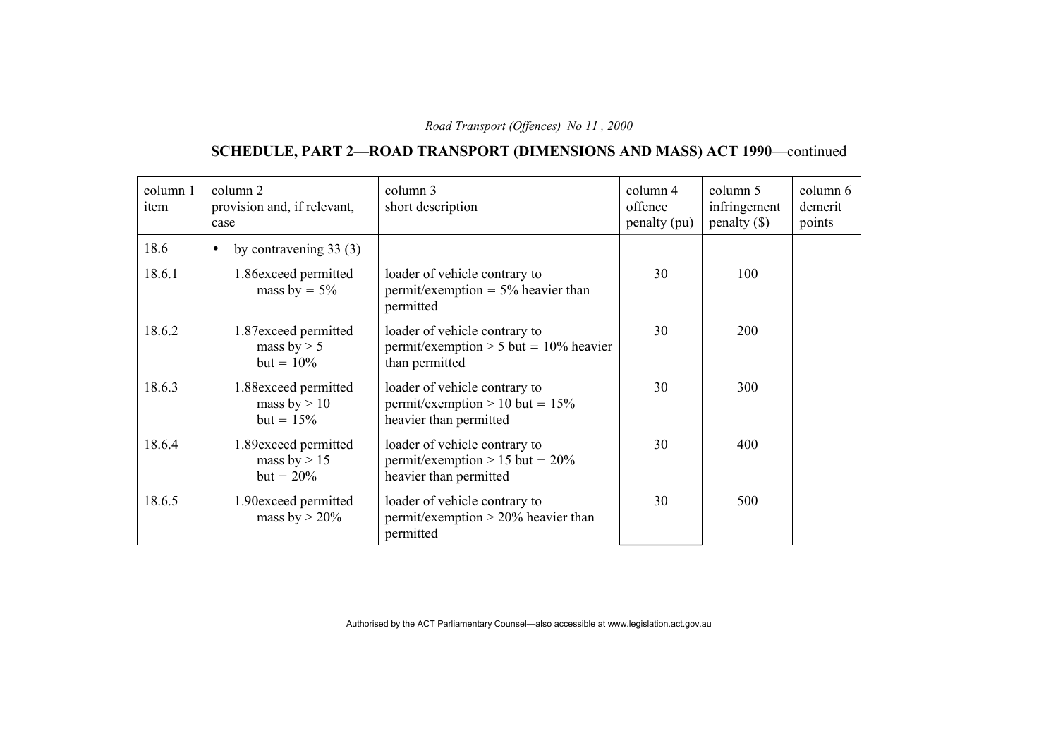## SCHEDULE, PART 2—ROAD TRANSPORT (DIMENSIONS AND MASS) ACT 1990—continued

| column 1 item | column 2 provision and, if relevant, case | column 3 short description | column 4 offence penalty (pu) | column 5 infringement penalty ($) | column 6 demerit points |
|---|---|---|---|---|---|
| 18.6 | • by contravening 33 (3) | | | | |
| 18.6.1 | 1.86exceed permitted mass by = 5% | loader of vehicle contrary to permit/exemption = 5% heavier than permitted | 30 | 100 | |
| 18.6.2 | 1.87exceed permitted mass by > 5 but = 10% | loader of vehicle contrary to permit/exemption > 5 but = 10% heavier than permitted | 30 | 200 | |
| 18.6.3 | 1.88exceed permitted mass by > 10 but = 15% | loader of vehicle contrary to permit/exemption > 10 but = 15% heavier than permitted | 30 | 300 | |
| 18.6.4 | 1.89exceed permitted mass by > 15 but = 20% | loader of vehicle contrary to permit/exemption > 15 but = 20% heavier than permitted | 30 | 400 | |
| 18.6.5 | 1.90exceed permitted mass by > 20% | loader of vehicle contrary to permit/exemption > 20% heavier than permitted | 30 | 500 | |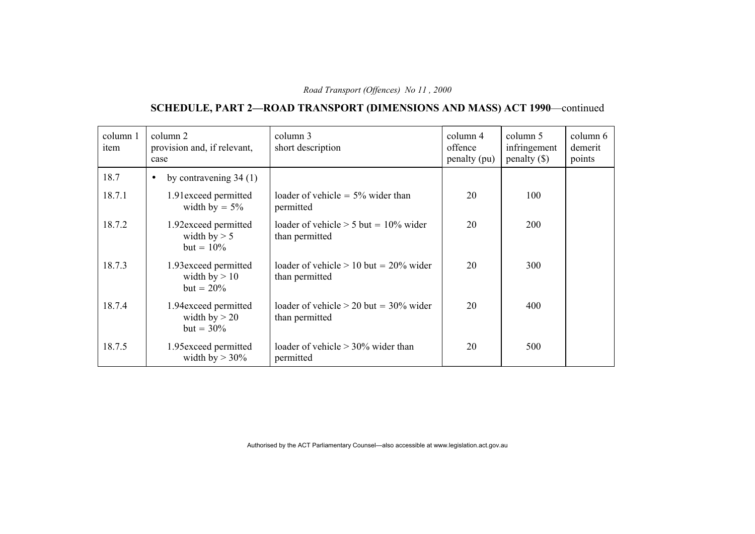## SCHEDULE, PART 2—ROAD TRANSPORT (DIMENSIONS AND MASS) ACT 1990—continued

| column 1 item | column 2 provision and, if relevant, case | column 3 short description | column 4 offence penalty (pu) | column 5 infringement penalty ($) | column 6 demerit points |
|---|---|---|---|---|---|
| 18.7 | • by contravening 34 (1) | | | | |
| 18.7.1 | 1.91exceed permitted width by = 5% | loader of vehicle = 5% wider than permitted | 20 | 100 | |
| 18.7.2 | 1.92exceed permitted width by > 5 but = 10% | loader of vehicle > 5 but = 10% wider than permitted | 20 | 200 | |
| 18.7.3 | 1.93exceed permitted width by > 10 but = 20% | loader of vehicle > 10 but = 20% wider than permitted | 20 | 300 | |
| 18.7.4 | 1.94exceed permitted width by > 20 but = 30% | loader of vehicle > 20 but = 30% wider than permitted | 20 | 400 | |
| 18.7.5 | 1.95exceed permitted width by > 30% | loader of vehicle > 30% wider than permitted | 20 | 500 | |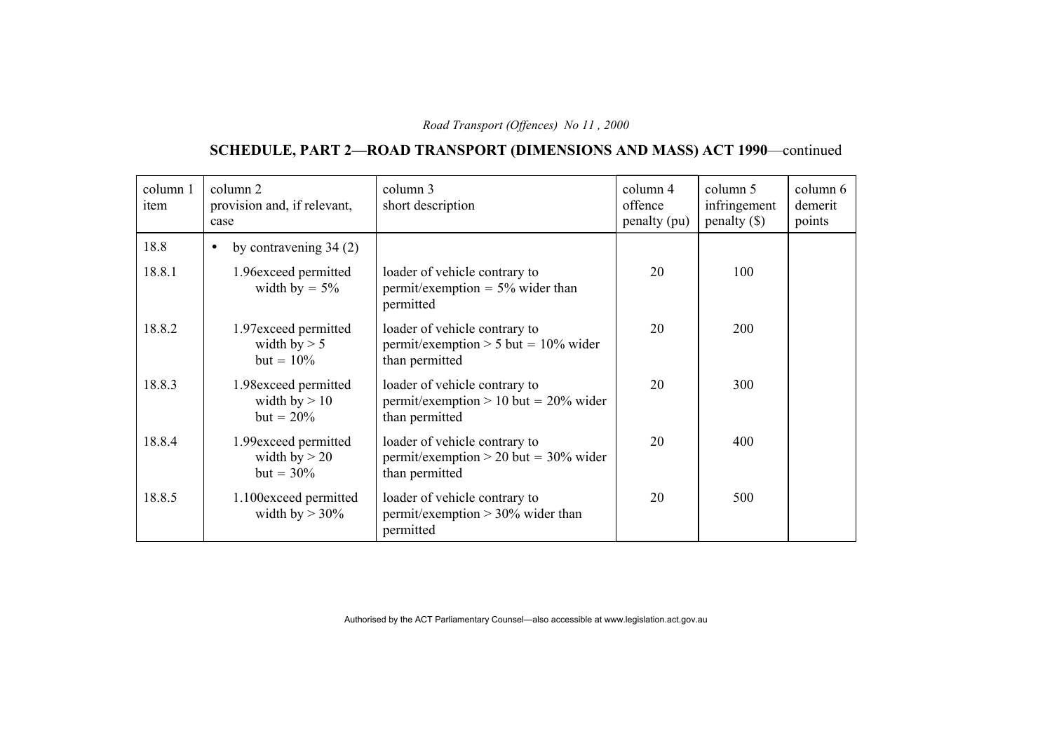## SCHEDULE, PART 2—ROAD TRANSPORT (DIMENSIONS AND MASS) ACT 1990—continued

| column 1 item | column 2 provision and, if relevant, case | column 3 short description | column 4 offence penalty (pu) | column 5 infringement penalty ($) | column 6 demerit points |
|---|---|---|---|---|---|
| 18.8 | • by contravening 34 (2) | | | | |
| 18.8.1 | 1.96exceed permitted width by = 5% | loader of vehicle contrary to permit/exemption = 5% wider than permitted | 20 | 100 | |
| 18.8.2 | 1.97exceed permitted width by > 5 but = 10% | loader of vehicle contrary to permit/exemption > 5 but = 10% wider than permitted | 20 | 200 | |
| 18.8.3 | 1.98exceed permitted width by > 10 but = 20% | loader of vehicle contrary to permit/exemption > 10 but = 20% wider than permitted | 20 | 300 | |
| 18.8.4 | 1.99exceed permitted width by > 20 but = 30% | loader of vehicle contrary to permit/exemption > 20 but = 30% wider than permitted | 20 | 400 | |
| 18.8.5 | 1.100exceed permitted width by > 30% | loader of vehicle contrary to permit/exemption > 30% wider than permitted | 20 | 500 | |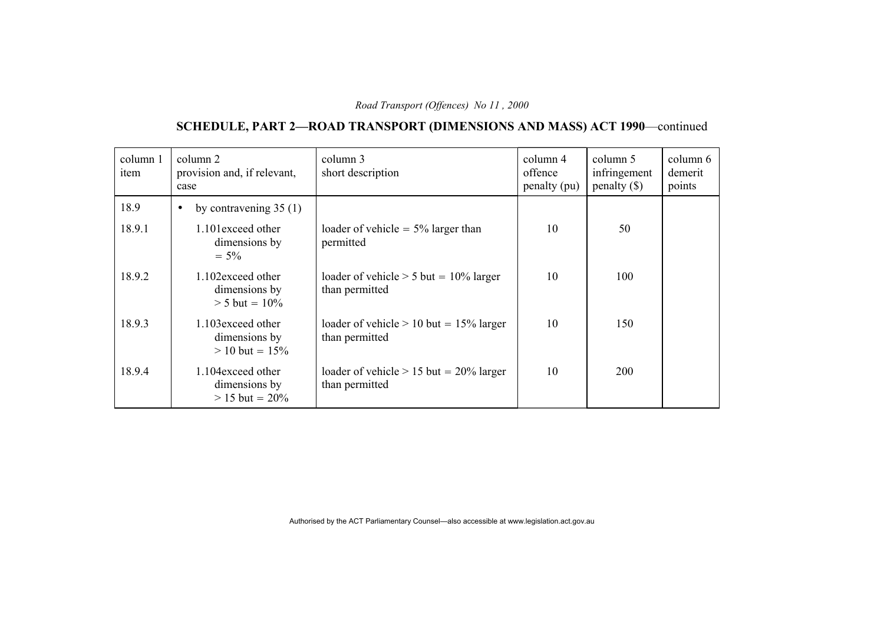## SCHEDULE, PART 2—ROAD TRANSPORT (DIMENSIONS AND MASS) ACT 1990—continued

| column 1 item | column 2 provision and, if relevant, case | column 3 short description | column 4 offence penalty (pu) | column 5 infringement penalty ($) | column 6 demerit points |
|---|---|---|---|---|---|
| 18.9 | • by contravening 35 (1) | | | | |
| 18.9.1 | 1.101exceed other dimensions by = 5% | loader of vehicle = 5% larger than permitted | 10 | 50 | |
| 18.9.2 | 1.102exceed other dimensions by > 5 but = 10% | loader of vehicle > 5 but = 10% larger than permitted | 10 | 100 | |
| 18.9.3 | 1.103exceed other dimensions by > 10 but = 15% | loader of vehicle > 10 but = 15% larger than permitted | 10 | 150 | |
| 18.9.4 | 1.104exceed other dimensions by > 15 but = 20% | loader of vehicle > 15 but = 20% larger than permitted | 10 | 200 | |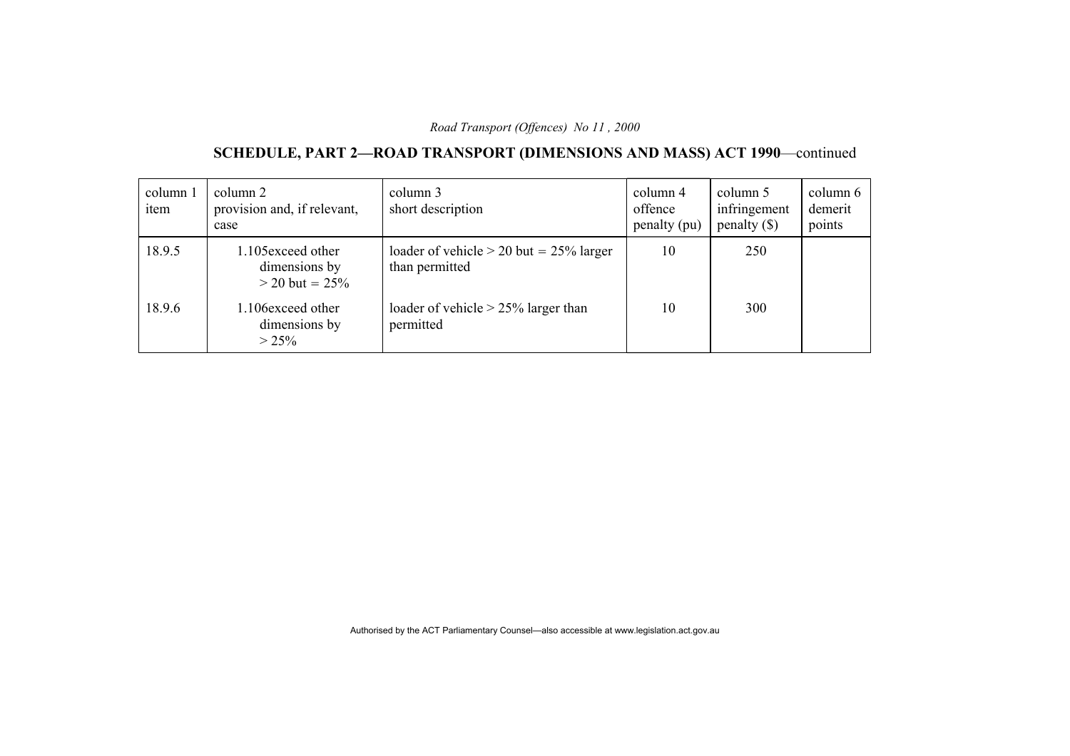## SCHEDULE, PART 2—ROAD TRANSPORT (DIMENSIONS AND MASS) ACT 1990—continued

| column 1 item | column 2 provision and, if relevant, case | column 3 short description | column 4 offence penalty (pu) | column 5 infringement penalty ($) | column 6 demerit points |
|---|---|---|---|---|---|
| 18.9.5 | 1.105exceed other dimensions by > 20 but = 25% | loader of vehicle > 20 but = 25% larger than permitted | 10 | 250 | |
| 18.9.6 | 1.106exceed other dimensions by > 25% | loader of vehicle > 25% larger than permitted | 10 | 300 | |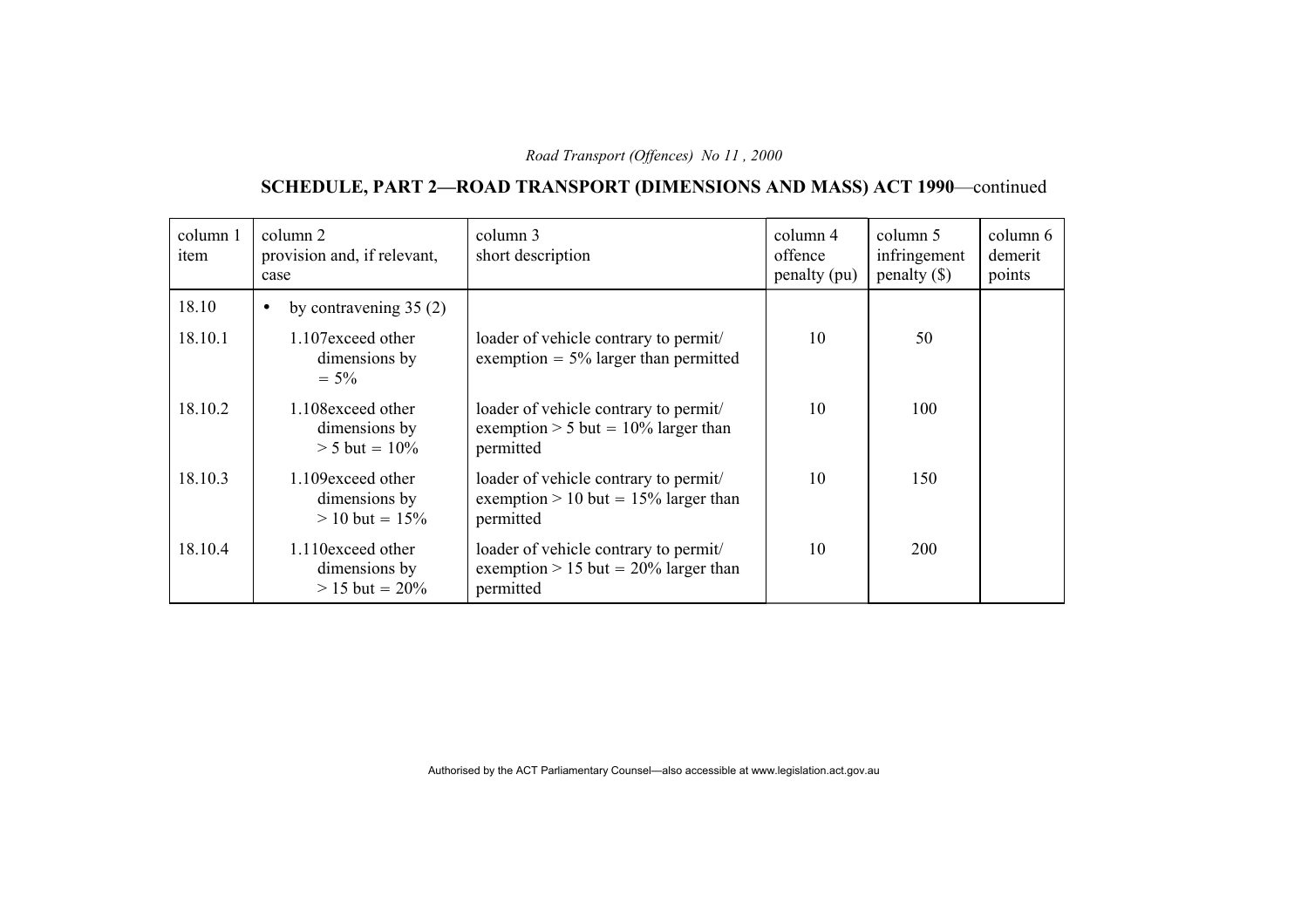## SCHEDULE, PART 2—ROAD TRANSPORT (DIMENSIONS AND MASS) ACT 1990—continued

| column 1 item | column 2 provision and, if relevant, case | column 3 short description | column 4 offence penalty (pu) | column 5 infringement penalty ($) | column 6 demerit points |
|---|---|---|---|---|---|
| 18.10 | • by contravening 35 (2) | | | | |
| 18.10.1 | 1.107exceed other dimensions by = 5% | loader of vehicle contrary to permit/ exemption = 5% larger than permitted | 10 | 50 | |
| 18.10.2 | 1.108exceed other dimensions by > 5 but = 10% | loader of vehicle contrary to permit/ exemption > 5 but = 10% larger than permitted | 10 | 100 | |
| 18.10.3 | 1.109exceed other dimensions by > 10 but = 15% | loader of vehicle contrary to permit/ exemption > 10 but = 15% larger than permitted | 10 | 150 | |
| 18.10.4 | 1.110exceed other dimensions by > 15 but = 20% | loader of vehicle contrary to permit/ exemption > 15 but = 20% larger than permitted | 10 | 200 | |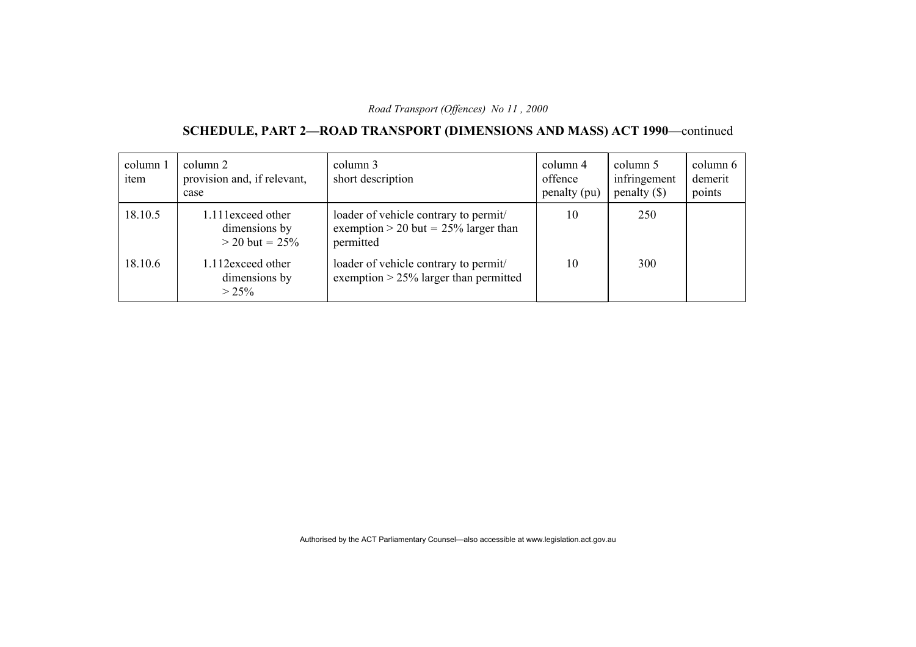## SCHEDULE, PART 2—ROAD TRANSPORT (DIMENSIONS AND MASS) ACT 1990—continued

| column 1 item | column 2 provision and, if relevant, case | column 3 short description | column 4 offence penalty (pu) | column 5 infringement penalty ($) | column 6 demerit points |
|---|---|---|---|---|---|
| 18.10.5 | 1.111exceed other dimensions by > 20 but = 25% | loader of vehicle contrary to permit/ exemption > 20 but = 25% larger than permitted | 10 | 250 | |
| 18.10.6 | 1.112exceed other dimensions by > 25% | loader of vehicle contrary to permit/ exemption > 25% larger than permitted | 10 | 300 | |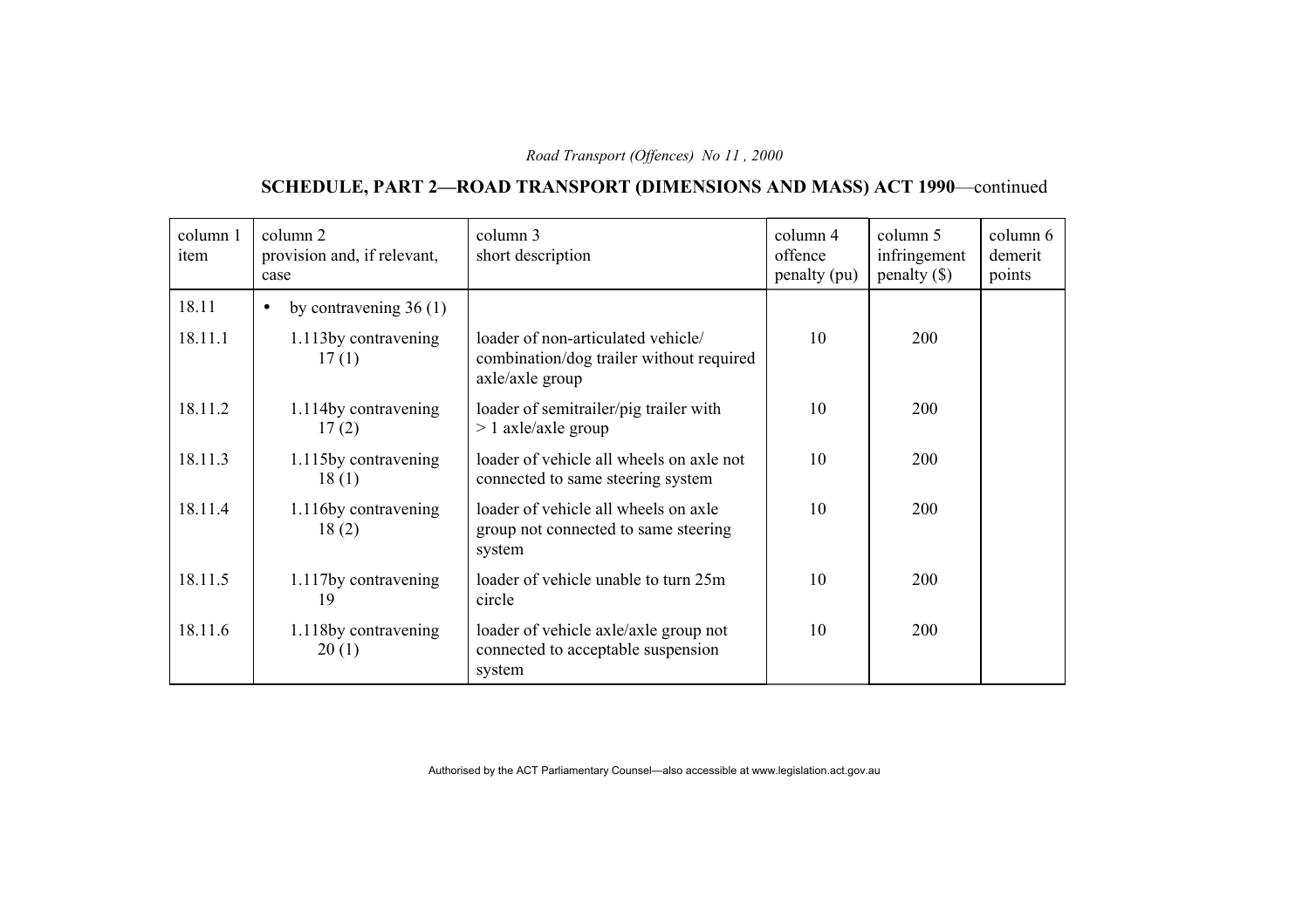## SCHEDULE, PART 2—ROAD TRANSPORT (DIMENSIONS AND MASS) ACT 1990—continued

| column 1 item | column 2 provision and, if relevant, case | column 3 short description | column 4 offence penalty (pu) | column 5 infringement penalty ($) | column 6 demerit points |
|---|---|---|---|---|---|
| 18.11 | • by contravening 36 (1) | | | | |
| 18.11.1 | 1.113by contravening 17 (1) | loader of non-articulated vehicle/ combination/dog trailer without required axle/axle group | 10 | 200 | |
| 18.11.2 | 1.114by contravening 17 (2) | loader of semitrailer/pig trailer with > 1 axle/axle group | 10 | 200 | |
| 18.11.3 | 1.115by contravening 18 (1) | loader of vehicle all wheels on axle not connected to same steering system | 10 | 200 | |
| 18.11.4 | 1.116by contravening 18 (2) | loader of vehicle all wheels on axle group not connected to same steering system | 10 | 200 | |
| 18.11.5 | 1.117by contravening 19 | loader of vehicle unable to turn 25m circle | 10 | 200 | |
| 18.11.6 | 1.118by contravening 20 (1) | loader of vehicle axle/axle group not connected to acceptable suspension system | 10 | 200 | |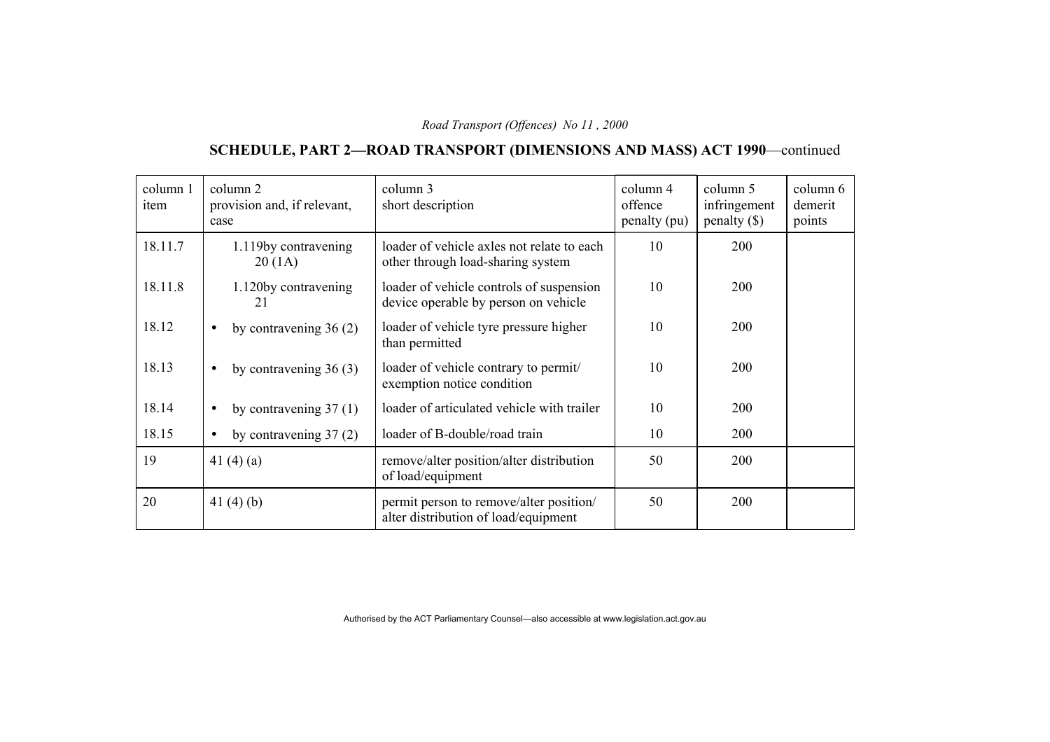## SCHEDULE, PART 2—ROAD TRANSPORT (DIMENSIONS AND MASS) ACT 1990—continued

| column 1 item | column 2 provision and, if relevant, case | column 3 short description | column 4 offence penalty (pu) | column 5 infringement penalty ($) | column 6 demerit points |
|---|---|---|---|---|---|
| 18.11.7 | 1.119by contravening 20 (1A) | loader of vehicle axles not relate to each other through load-sharing system | 10 | 200 | |
| 18.11.8 | 1.120by contravening 21 | loader of vehicle controls of suspension device operable by person on vehicle | 10 | 200 | |
| 18.12 | • by contravening 36 (2) | loader of vehicle tyre pressure higher than permitted | 10 | 200 | |
| 18.13 | • by contravening 36 (3) | loader of vehicle contrary to permit/ exemption notice condition | 10 | 200 | |
| 18.14 | • by contravening 37 (1) | loader of articulated vehicle with trailer | 10 | 200 | |
| 18.15 | • by contravening 37 (2) | loader of B-double/road train | 10 | 200 | |
| 19 | 41 (4) (a) | remove/alter position/alter distribution of load/equipment | 50 | 200 | |
| 20 | 41 (4) (b) | permit person to remove/alter position/ alter distribution of load/equipment | 50 | 200 | |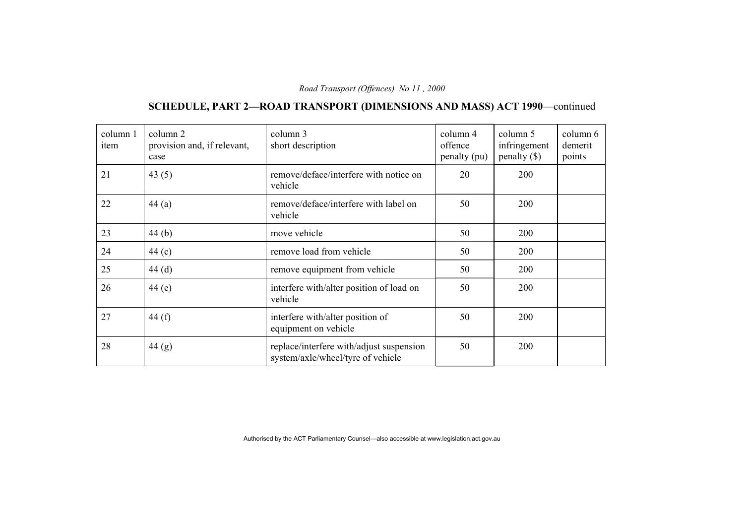## SCHEDULE, PART 2—ROAD TRANSPORT (DIMENSIONS AND MASS) ACT 1990—continued

| column 1 item | column 2 provision and, if relevant, case | column 3 short description | column 4 offence penalty (pu) | column 5 infringement penalty ($) | column 6 demerit points |
|---|---|---|---|---|---|
| 21 | 43 (5) | remove/deface/interfere with notice on vehicle | 20 | 200 | |
| 22 | 44 (a) | remove/deface/interfere with label on vehicle | 50 | 200 | |
| 23 | 44 (b) | move vehicle | 50 | 200 | |
| 24 | 44 (c) | remove load from vehicle | 50 | 200 | |
| 25 | 44 (d) | remove equipment from vehicle | 50 | 200 | |
| 26 | 44 (e) | interfere with/alter position of load on vehicle | 50 | 200 | |
| 27 | 44 (f) | interfere with/alter position of equipment on vehicle | 50 | 200 | |
| 28 | 44 (g) | replace/interfere with/adjust suspension system/axle/wheel/tyre of vehicle | 50 | 200 | |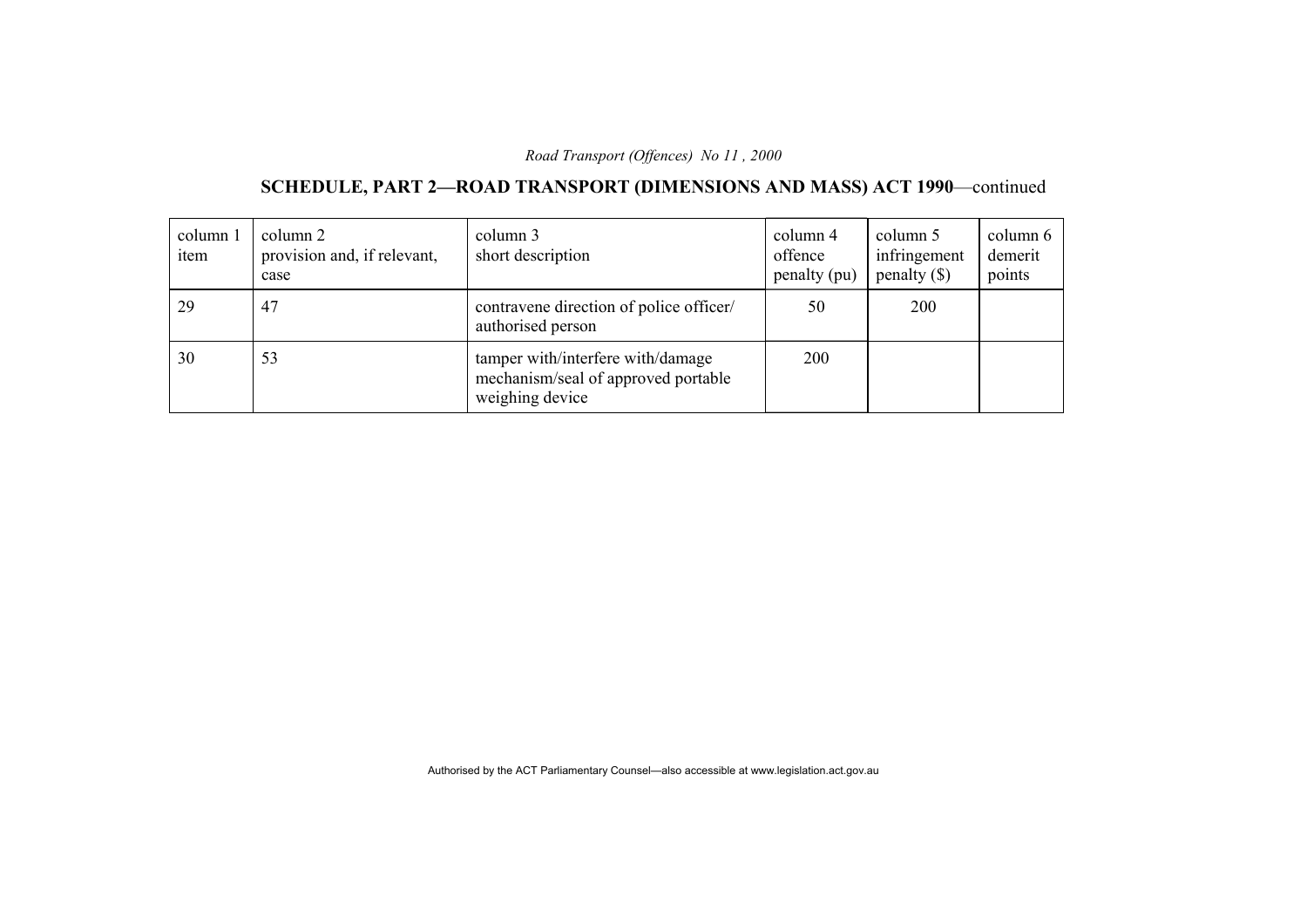## SCHEDULE, PART 2—ROAD TRANSPORT (DIMENSIONS AND MASS) ACT 1990—continued

| column 1 item | column 2 provision and, if relevant, case | column 3 short description | column 4 offence penalty (pu) | column 5 infringement penalty ($) | column 6 demerit points |
|---|---|---|---|---|---|
| 29 | 47 | contravene direction of police officer/ authorised person | 50 | 200 | |
| 30 | 53 | tamper with/interfere with/damage mechanism/seal of approved portable weighing device | 200 | | |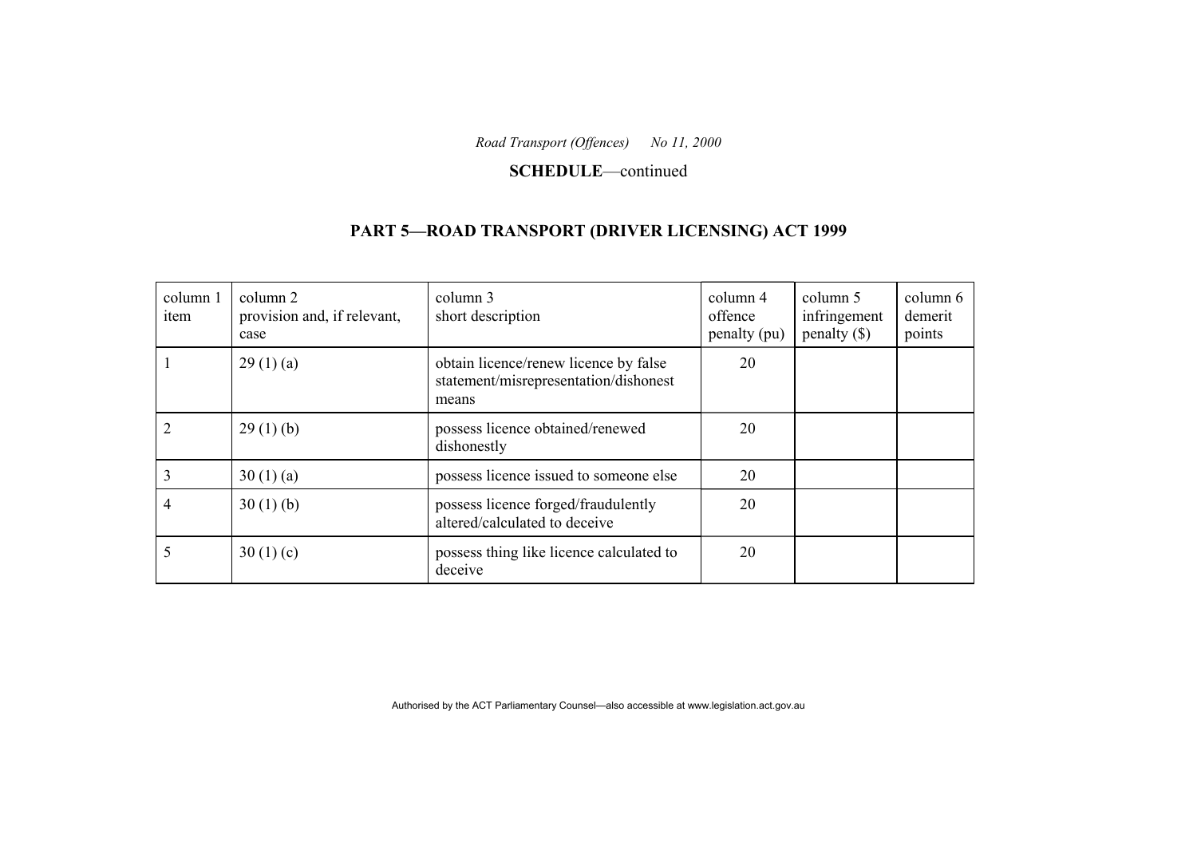**SCHEDULE**—continued

## PART 5—ROAD TRANSPORT (DRIVER LICENSING) ACT 1999

| column 1 item | column 2 provision and, if relevant, case | column 3 short description | column 4 offence penalty (pu) | column 5 infringement penalty ($) | column 6 demerit points |
|---|---|---|---|---|---|
| 1 | 29 (1) (a) | obtain licence/renew licence by false statement/misrepresentation/dishonest means | 20 | | |
| 2 | 29 (1) (b) | possess licence obtained/renewed dishonestly | 20 | | |
| 3 | 30 (1) (a) | possess licence issued to someone else | 20 | | |
| 4 | 30 (1) (b) | possess licence forged/fraudulently altered/calculated to deceive | 20 | | |
| 5 | 30 (1) (c) | possess thing like licence calculated to deceive | 20 | | |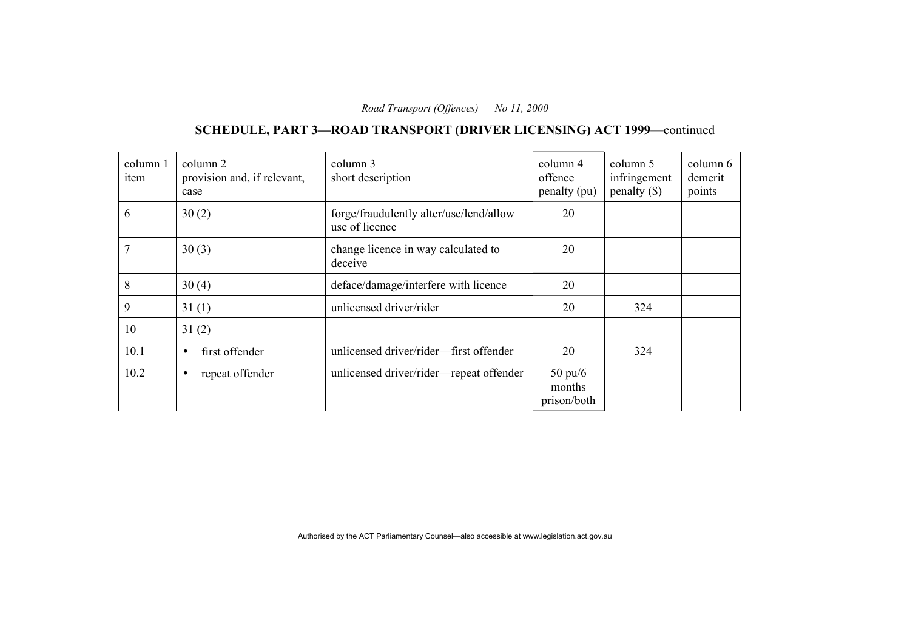## SCHEDULE, PART 3—ROAD TRANSPORT (DRIVER LICENSING) ACT 1999—continued

| column 1 item | column 2 provision and, if relevant, case | column 3 short description | column 4 offence penalty (pu) | column 5 infringement penalty ($) | column 6 demerit points |
|---|---|---|---|---|---|
| 6 | 30 (2) | forge/fraudulently alter/use/lend/allow use of licence | 20 | | |
| 7 | 30 (3) | change licence in way calculated to deceive | 20 | | |
| 8 | 30 (4) | deface/damage/interfere with licence | 20 | | |
| 9 | 31 (1) | unlicensed driver/rider | 20 | 324 | |
| 10 | 31 (2) | | | | |
| 10.1 | • first offender | unlicensed driver/rider—first offender | 20 | 324 | |
| 10.2 | • repeat offender | unlicensed driver/rider—repeat offender | 50 pu/6 months prison/both | | |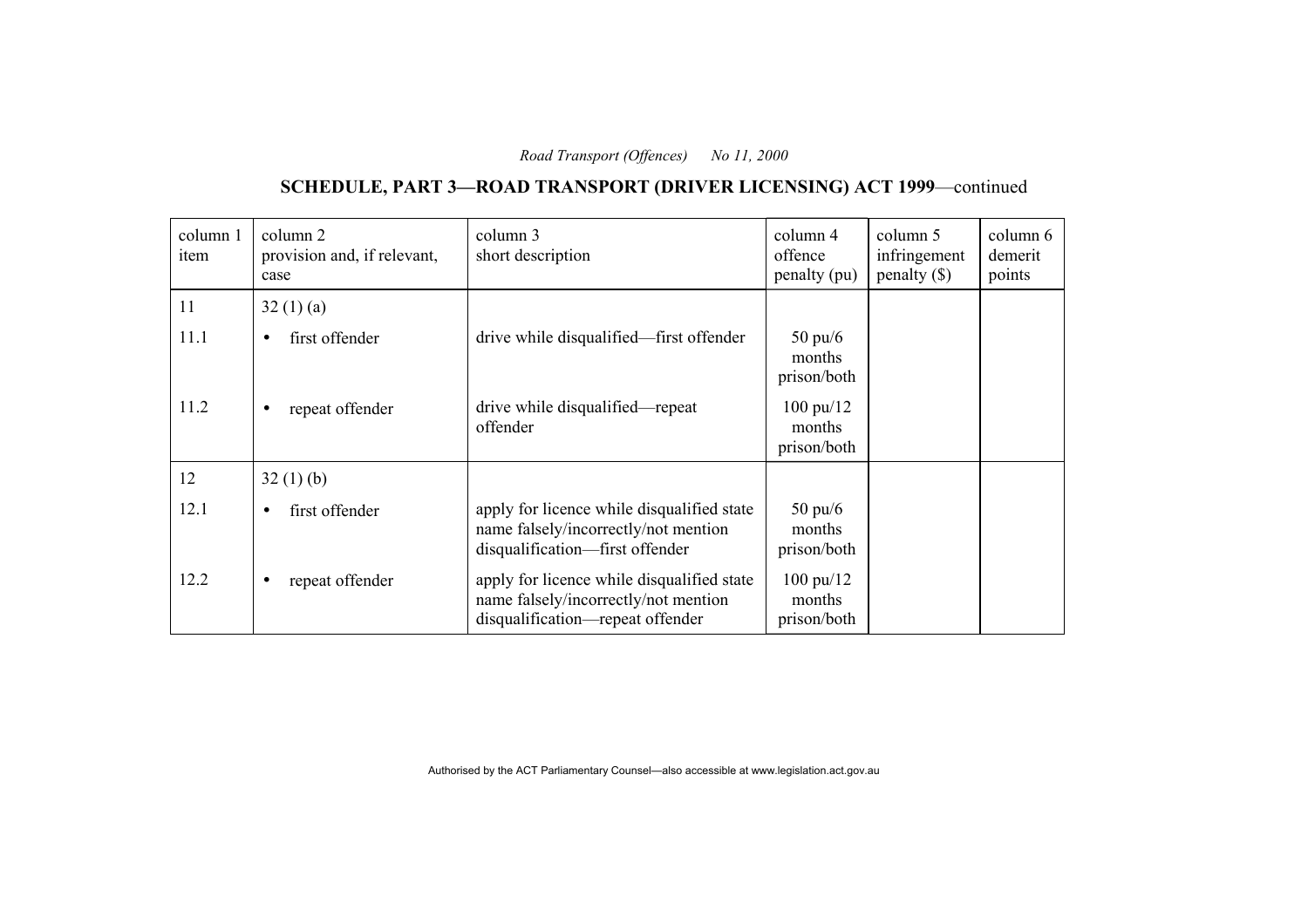## SCHEDULE, PART 3—ROAD TRANSPORT (DRIVER LICENSING) ACT 1999—continued

| column 1 item | column 2 provision and, if relevant, case | column 3 short description | column 4 offence penalty (pu) | column 5 infringement penalty ($) | column 6 demerit points |
|---|---|---|---|---|---|
| 11 | 32 (1) (a) | | | | |
| 11.1 | • first offender | drive while disqualified—first offender | 50 pu/6 months prison/both | | |
| 11.2 | • repeat offender | drive while disqualified—repeat offender | 100 pu/12 months prison/both | | |
| 12 | 32 (1) (b) | | | | |
| 12.1 | • first offender | apply for licence while disqualified state name falsely/incorrectly/not mention disqualification—first offender | 50 pu/6 months prison/both | | |
| 12.2 | • repeat offender | apply for licence while disqualified state name falsely/incorrectly/not mention disqualification—repeat offender | 100 pu/12 months prison/both | | |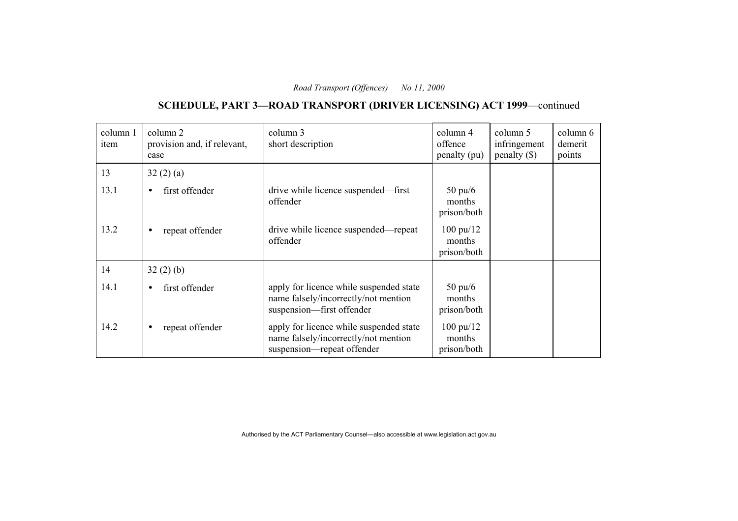## SCHEDULE, PART 3—ROAD TRANSPORT (DRIVER LICENSING) ACT 1999—continued

| column 1 item | column 2 provision and, if relevant, case | column 3 short description | column 4 offence penalty (pu) | column 5 infringement penalty ($) | column 6 demerit points |
|---|---|---|---|---|---|
| 13 | 32 (2) (a) | | | | |
| 13.1 | • first offender | drive while licence suspended—first offender | 50 pu/6 months prison/both | | |
| 13.2 | • repeat offender | drive while licence suspended—repeat offender | 100 pu/12 months prison/both | | |
| 14 | 32 (2) (b) | | | | |
| 14.1 | • first offender | apply for licence while suspended state name falsely/incorrectly/not mention suspension—first offender | 50 pu/6 months prison/both | | |
| 14.2 | • repeat offender | apply for licence while suspended state name falsely/incorrectly/not mention suspension—repeat offender | 100 pu/12 months prison/both | | |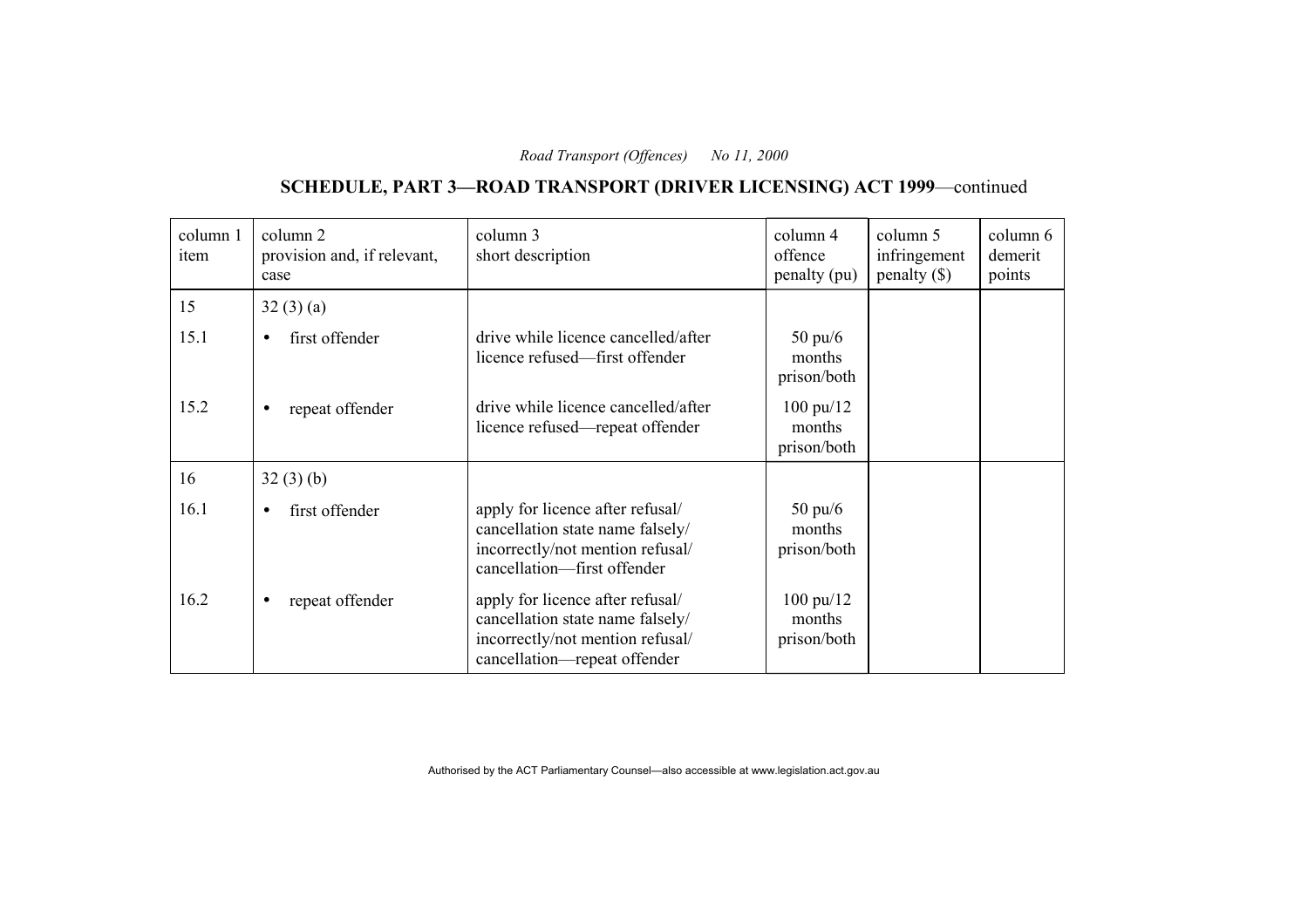## SCHEDULE, PART 3—ROAD TRANSPORT (DRIVER LICENSING) ACT 1999—continued

| column 1 item | column 2 provision and, if relevant, case | column 3 short description | column 4 offence penalty (pu) | column 5 infringement penalty ($) | column 6 demerit points |
|---|---|---|---|---|---|
| 15 | 32 (3) (a) | | | | |
| 15.1 | • first offender | drive while licence cancelled/after licence refused—first offender | 50 pu/6 months prison/both | | |
| 15.2 | • repeat offender | drive while licence cancelled/after licence refused—repeat offender | 100 pu/12 months prison/both | | |
| 16 | 32 (3) (b) | | | | |
| 16.1 | • first offender | apply for licence after refusal/ cancellation state name falsely/ incorrectly/not mention refusal/ cancellation—first offender | 50 pu/6 months prison/both | | |
| 16.2 | • repeat offender | apply for licence after refusal/ cancellation state name falsely/ incorrectly/not mention refusal/ cancellation—repeat offender | 100 pu/12 months prison/both | | |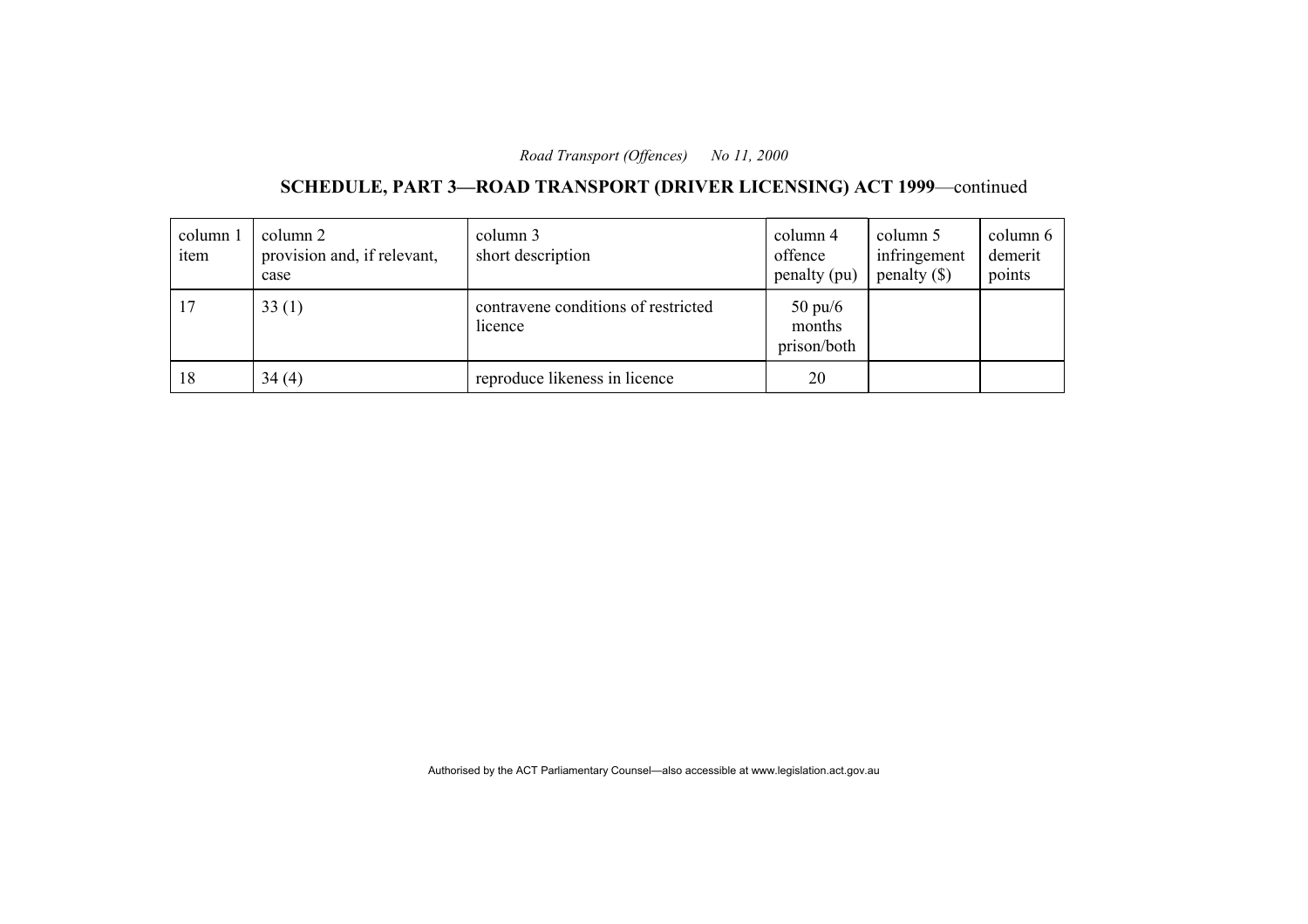## SCHEDULE, PART 3—ROAD TRANSPORT (DRIVER LICENSING) ACT 1999—continued

| column 1 item | column 2 provision and, if relevant, case | column 3 short description | column 4 offence penalty (pu) | column 5 infringement penalty ($) | column 6 demerit points |
|---|---|---|---|---|---|
| 17 | 33 (1) | contravene conditions of restricted licence | 50 pu/6 months prison/both | | |
| 18 | 34 (4) | reproduce likeness in licence | 20 | | |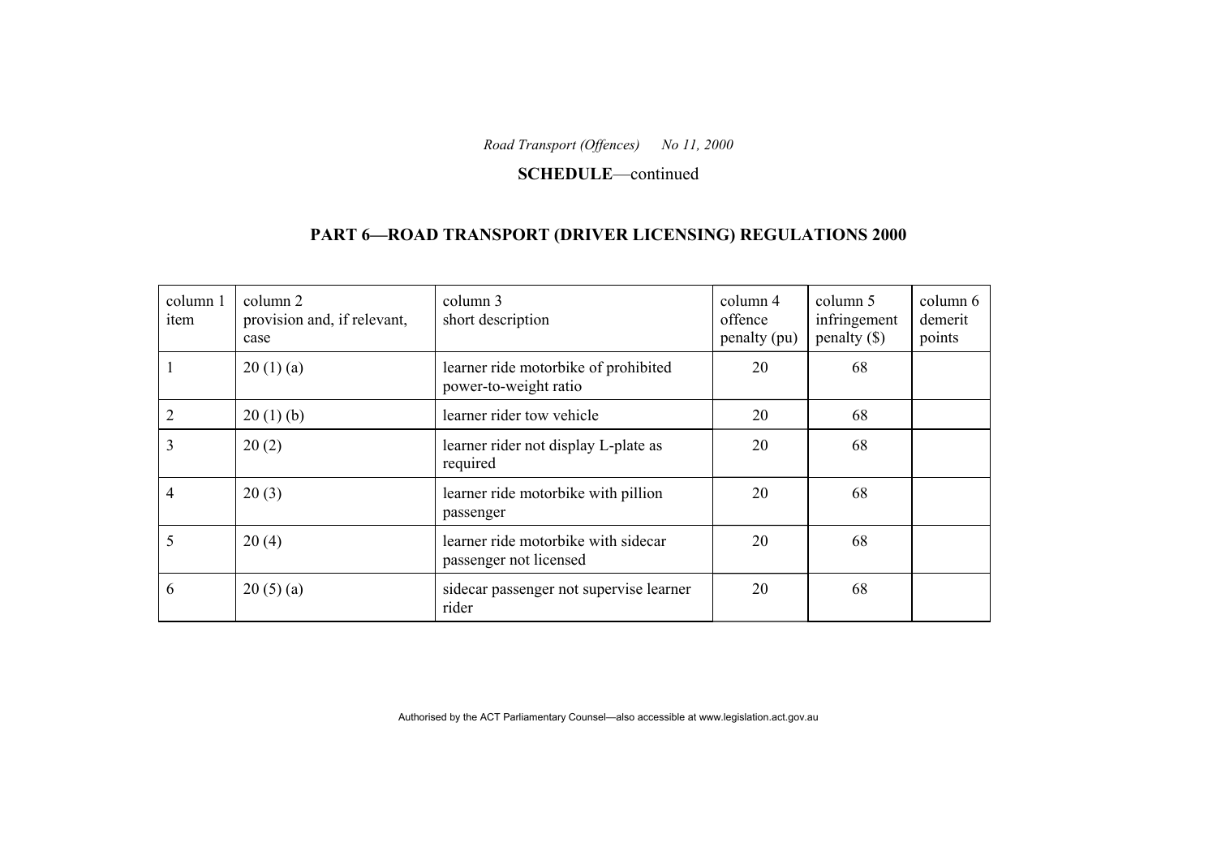**SCHEDULE**—continued

## PART 6—ROAD TRANSPORT (DRIVER LICENSING) REGULATIONS 2000

| column 1 item | column 2 provision and, if relevant, case | column 3 short description | column 4 offence penalty (pu) | column 5 infringement penalty ($) | column 6 demerit points |
|---|---|---|---|---|---|
| 1 | 20 (1) (a) | learner ride motorbike of prohibited power-to-weight ratio | 20 | 68 | |
| 2 | 20 (1) (b) | learner rider tow vehicle | 20 | 68 | |
| 3 | 20 (2) | learner rider not display L-plate as required | 20 | 68 | |
| 4 | 20 (3) | learner ride motorbike with pillion passenger | 20 | 68 | |
| 5 | 20 (4) | learner ride motorbike with sidecar passenger not licensed | 20 | 68 | |
| 6 | 20 (5) (a) | sidecar passenger not supervise learner rider | 20 | 68 | |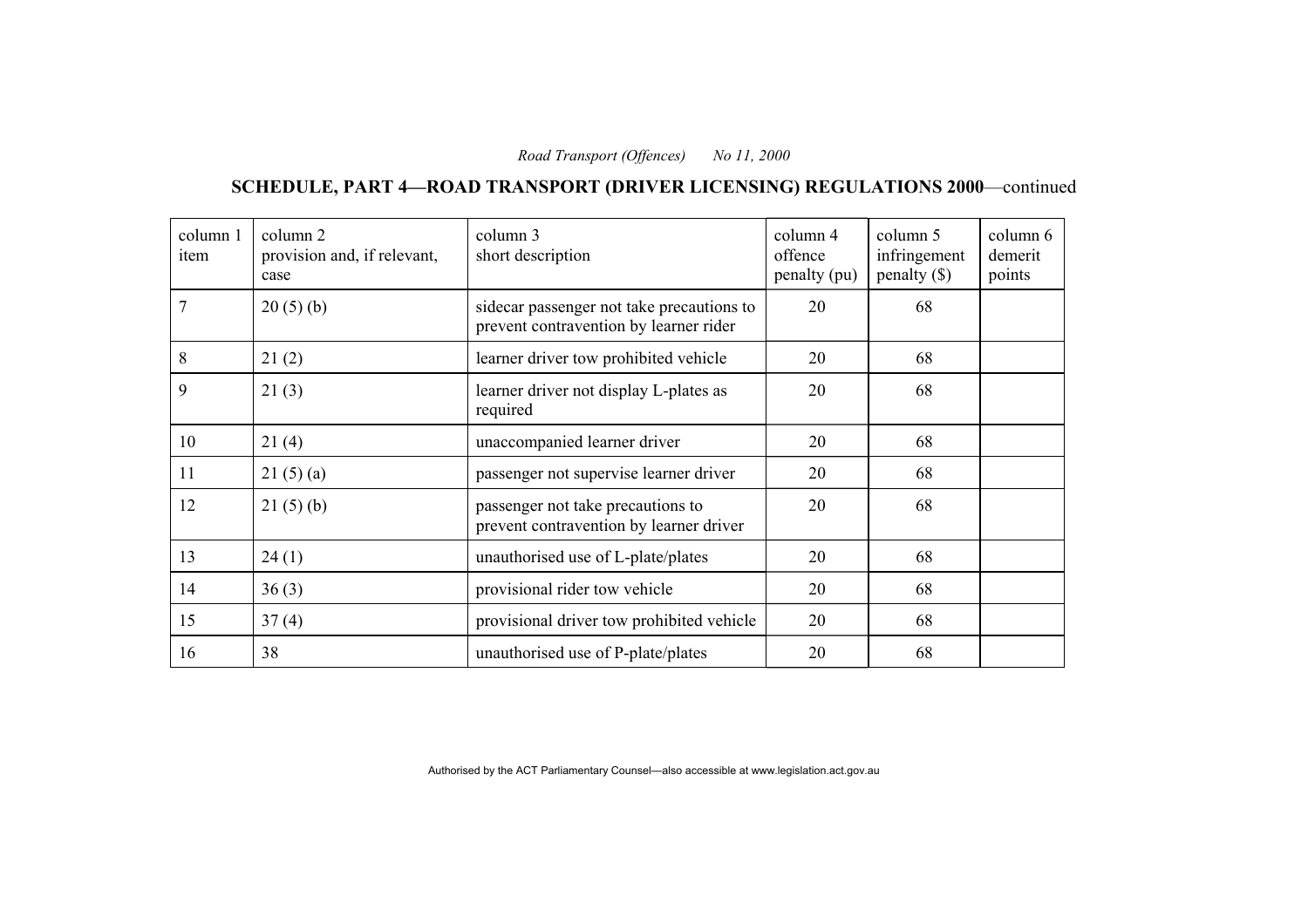## SCHEDULE, PART 4—ROAD TRANSPORT (DRIVER LICENSING) REGULATIONS 2000—continued

| column 1 item | column 2 provision and, if relevant, case | column 3 short description | column 4 offence penalty (pu) | column 5 infringement penalty ($) | column 6 demerit points |
|---|---|---|---|---|---|
| 7 | 20 (5) (b) | sidecar passenger not take precautions to prevent contravention by learner rider | 20 | 68 | |
| 8 | 21 (2) | learner driver tow prohibited vehicle | 20 | 68 | |
| 9 | 21 (3) | learner driver not display L-plates as required | 20 | 68 | |
| 10 | 21 (4) | unaccompanied learner driver | 20 | 68 | |
| 11 | 21 (5) (a) | passenger not supervise learner driver | 20 | 68 | |
| 12 | 21 (5) (b) | passenger not take precautions to prevent contravention by learner driver | 20 | 68 | |
| 13 | 24 (1) | unauthorised use of L-plate/plates | 20 | 68 | |
| 14 | 36 (3) | provisional rider tow vehicle | 20 | 68 | |
| 15 | 37 (4) | provisional driver tow prohibited vehicle | 20 | 68 | |
| 16 | 38 | unauthorised use of P-plate/plates | 20 | 68 | |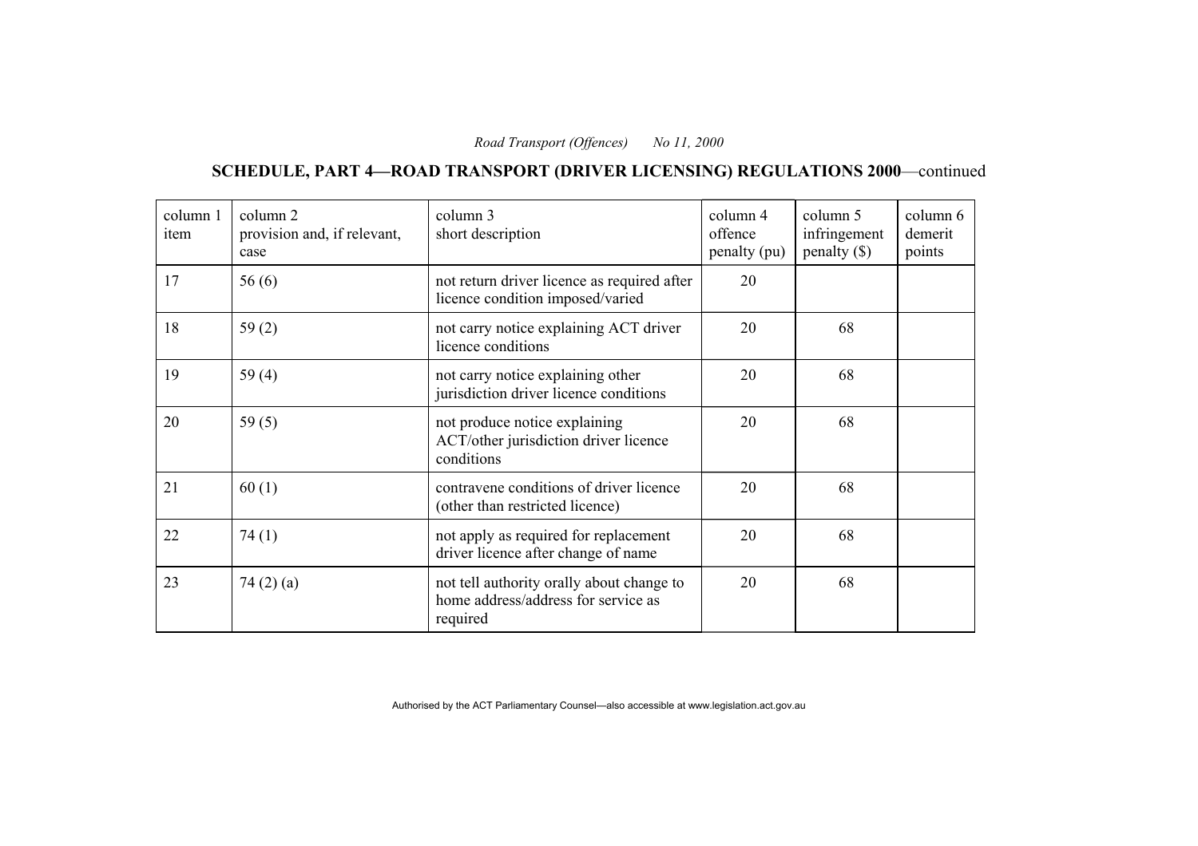## SCHEDULE, PART 4—ROAD TRANSPORT (DRIVER LICENSING) REGULATIONS 2000—continued

| column 1 item | column 2 provision and, if relevant, case | column 3 short description | column 4 offence penalty (pu) | column 5 infringement penalty ($) | column 6 demerit points |
|---|---|---|---|---|---|
| 17 | 56 (6) | not return driver licence as required after licence condition imposed/varied | 20 | | |
| 18 | 59 (2) | not carry notice explaining ACT driver licence conditions | 20 | 68 | |
| 19 | 59 (4) | not carry notice explaining other jurisdiction driver licence conditions | 20 | 68 | |
| 20 | 59 (5) | not produce notice explaining ACT/other jurisdiction driver licence conditions | 20 | 68 | |
| 21 | 60 (1) | contravene conditions of driver licence (other than restricted licence) | 20 | 68 | |
| 22 | 74 (1) | not apply as required for replacement driver licence after change of name | 20 | 68 | |
| 23 | 74 (2) (a) | not tell authority orally about change to home address/address for service as required | 20 | 68 | |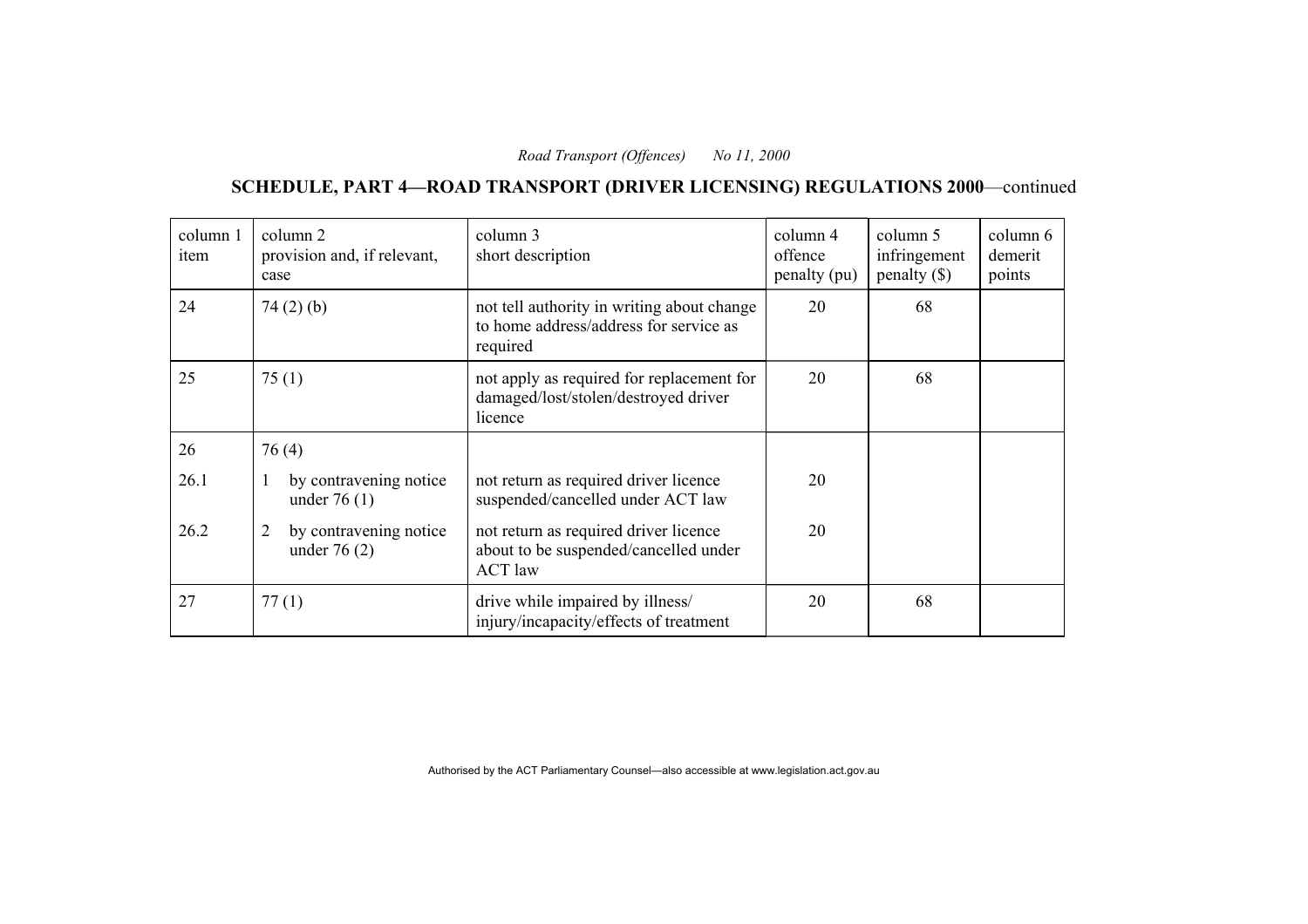## SCHEDULE, PART 4—ROAD TRANSPORT (DRIVER LICENSING) REGULATIONS 2000—continued

| column 1 item | column 2 provision and, if relevant, case | column 3 short description | column 4 offence penalty (pu) | column 5 infringement penalty ($) | column 6 demerit points |
|---|---|---|---|---|---|
| 24 | 74 (2) (b) | not tell authority in writing about change to home address/address for service as required | 20 | 68 | |
| 25 | 75 (1) | not apply as required for replacement for damaged/lost/stolen/destroyed driver licence | 20 | 68 | |
| 26 | 76 (4) | | | | |
| 26.1 | 1 by contravening notice under 76 (1) | not return as required driver licence suspended/cancelled under ACT law | 20 | | |
| 26.2 | 2 by contravening notice under 76 (2) | not return as required driver licence about to be suspended/cancelled under ACT law | 20 | | |
| 27 | 77 (1) | drive while impaired by illness/ injury/incapacity/effects of treatment | 20 | 68 | |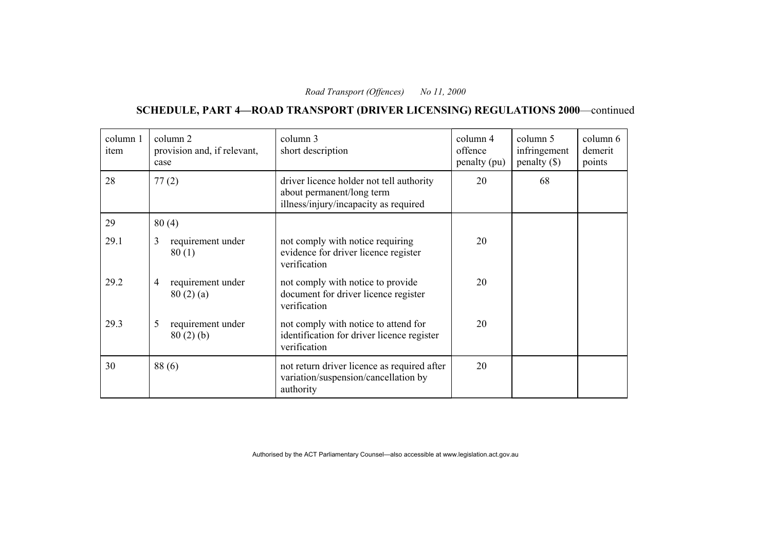## SCHEDULE, PART 4—ROAD TRANSPORT (DRIVER LICENSING) REGULATIONS 2000—continued

| column 1 item | column 2 provision and, if relevant, case | column 3 short description | column 4 offence penalty (pu) | column 5 infringement penalty ($) | column 6 demerit points |
|---|---|---|---|---|---|
| 28 | 77 (2) | driver licence holder not tell authority about permanent/long term illness/injury/incapacity as required | 20 | 68 | |
| 29 | 80 (4) | | | | |
| 29.1 | 3 requirement under 80 (1) | not comply with notice requiring evidence for driver licence register verification | 20 | | |
| 29.2 | 4 requirement under 80 (2) (a) | not comply with notice to provide document for driver licence register verification | 20 | | |
| 29.3 | 5 requirement under 80 (2) (b) | not comply with notice to attend for identification for driver licence register verification | 20 | | |
| 30 | 88 (6) | not return driver licence as required after variation/suspension/cancellation by authority | 20 | | |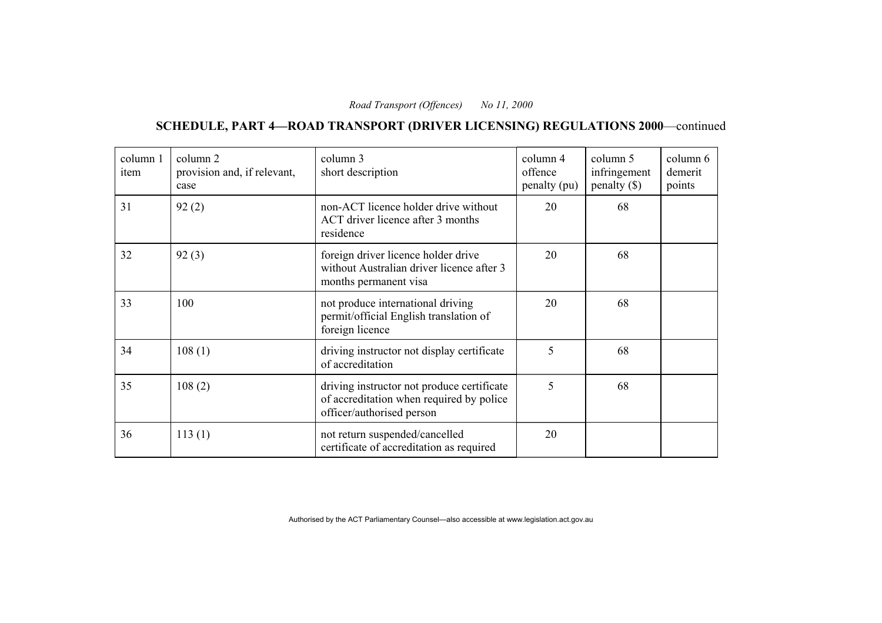**SCHEDULE, PART 4—ROAD TRANSPORT (DRIVER LICENSING) REGULATIONS 2000**—continued

| column 1 item | column 2 provision and, if relevant, case | column 3 short description | column 4 offence penalty (pu) | column 5 infringement penalty ($) | column 6 demerit points |
|---|---|---|---|---|---|
| 31 | 92 (2) | non-ACT licence holder drive without ACT driver licence after 3 months residence | 20 | 68 | |
| 32 | 92 (3) | foreign driver licence holder drive without Australian driver licence after 3 months permanent visa | 20 | 68 | |
| 33 | 100 | not produce international driving permit/official English translation of foreign licence | 20 | 68 | |
| 34 | 108 (1) | driving instructor not display certificate of accreditation | 5 | 68 | |
| 35 | 108 (2) | driving instructor not produce certificate of accreditation when required by police officer/authorised person | 5 | 68 | |
| 36 | 113 (1) | not return suspended/cancelled certificate of accreditation as required | 20 | | |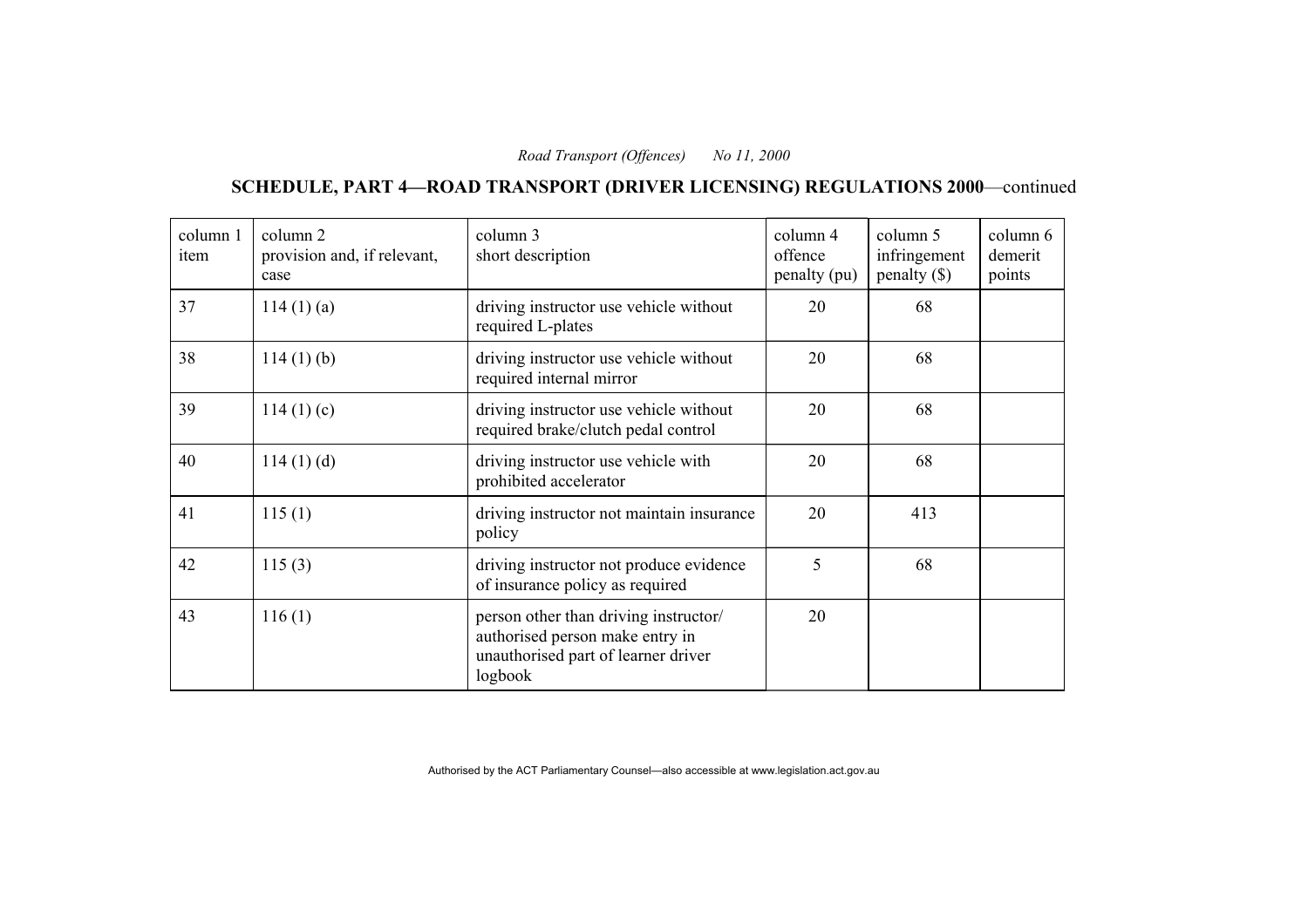## SCHEDULE, PART 4—ROAD TRANSPORT (DRIVER LICENSING) REGULATIONS 2000—continued

| column 1 item | column 2 provision and, if relevant, case | column 3 short description | column 4 offence penalty (pu) | column 5 infringement penalty ($) | column 6 demerit points |
|---|---|---|---|---|---|
| 37 | 114 (1) (a) | driving instructor use vehicle without required L-plates | 20 | 68 | |
| 38 | 114 (1) (b) | driving instructor use vehicle without required internal mirror | 20 | 68 | |
| 39 | 114 (1) (c) | driving instructor use vehicle without required brake/clutch pedal control | 20 | 68 | |
| 40 | 114 (1) (d) | driving instructor use vehicle with prohibited accelerator | 20 | 68 | |
| 41 | 115 (1) | driving instructor not maintain insurance policy | 20 | 413 | |
| 42 | 115 (3) | driving instructor not produce evidence of insurance policy as required | 5 | 68 | |
| 43 | 116 (1) | person other than driving instructor/ authorised person make entry in unauthorised part of learner driver logbook | 20 | | |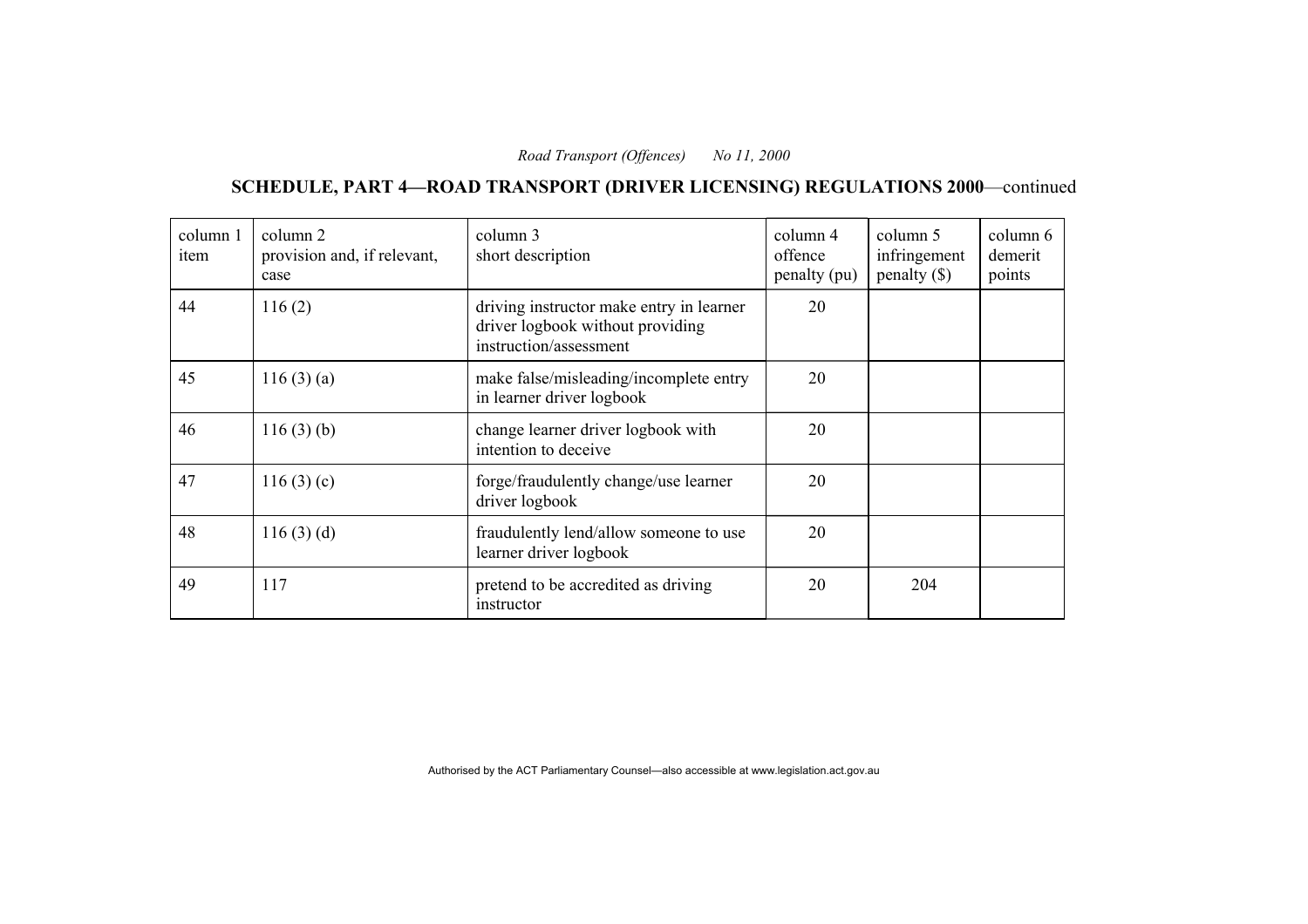**SCHEDULE, PART 4—ROAD TRANSPORT (DRIVER LICENSING) REGULATIONS 2000**—continued

| column 1 item | column 2 provision and, if relevant, case | column 3 short description | column 4 offence penalty (pu) | column 5 infringement penalty ($) | column 6 demerit points |
|---|---|---|---|---|---|
| 44 | 116 (2) | driving instructor make entry in learner driver logbook without providing instruction/assessment | 20 | | |
| 45 | 116 (3) (a) | make false/misleading/incomplete entry in learner driver logbook | 20 | | |
| 46 | 116 (3) (b) | change learner driver logbook with intention to deceive | 20 | | |
| 47 | 116 (3) (c) | forge/fraudulently change/use learner driver logbook | 20 | | |
| 48 | 116 (3) (d) | fraudulently lend/allow someone to use learner driver logbook | 20 | | |
| 49 | 117 | pretend to be accredited as driving instructor | 20 | 204 | |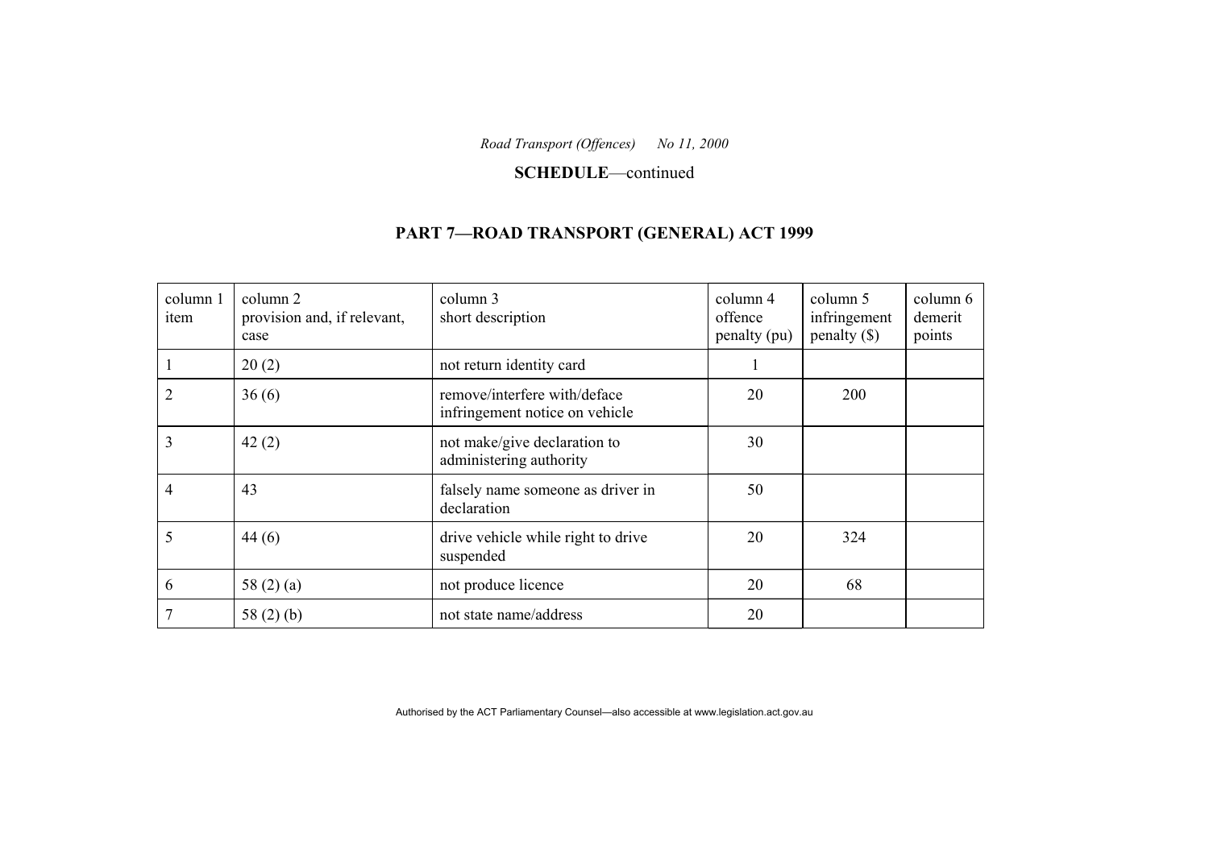**SCHEDULE**—continued

## PART 7—ROAD TRANSPORT (GENERAL) ACT 1999

| column 1 item | column 2 provision and, if relevant, case | column 3 short description | column 4 offence penalty (pu) | column 5 infringement penalty ($) | column 6 demerit points |
|---|---|---|---|---|---|
| 1 | 20 (2) | not return identity card | 1 | | |
| 2 | 36 (6) | remove/interfere with/deface infringement notice on vehicle | 20 | 200 | |
| 3 | 42 (2) | not make/give declaration to administering authority | 30 | | |
| 4 | 43 | falsely name someone as driver in declaration | 50 | | |
| 5 | 44 (6) | drive vehicle while right to drive suspended | 20 | 324 | |
| 6 | 58 (2) (a) | not produce licence | 20 | 68 | |
| 7 | 58 (2) (b) | not state name/address | 20 | | |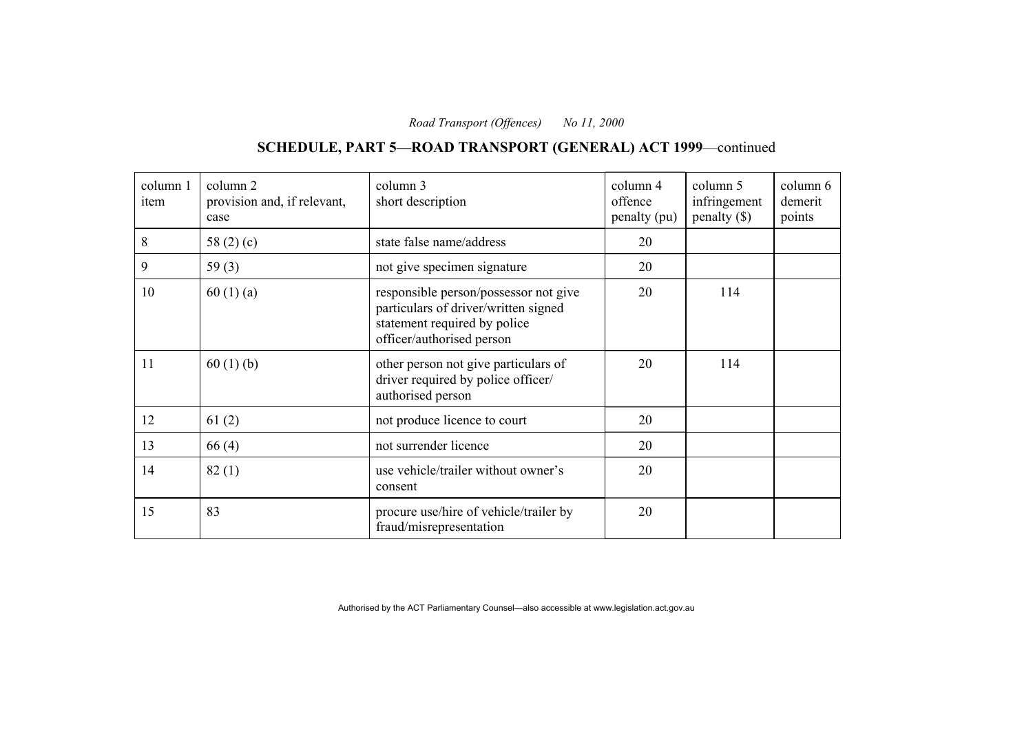## SCHEDULE, PART 5—ROAD TRANSPORT (GENERAL) ACT 1999—continued

| column 1 item | column 2 provision and, if relevant, case | column 3 short description | column 4 offence penalty (pu) | column 5 infringement penalty ($) | column 6 demerit points |
|---|---|---|---|---|---|
| 8 | 58 (2) (c) | state false name/address | 20 | | |
| 9 | 59 (3) | not give specimen signature | 20 | | |
| 10 | 60 (1) (a) | responsible person/possessor not give particulars of driver/written signed statement required by police officer/authorised person | 20 | 114 | |
| 11 | 60 (1) (b) | other person not give particulars of driver required by police officer/ authorised person | 20 | 114 | |
| 12 | 61 (2) | not produce licence to court | 20 | | |
| 13 | 66 (4) | not surrender licence | 20 | | |
| 14 | 82 (1) | use vehicle/trailer without owner's consent | 20 | | |
| 15 | 83 | procure use/hire of vehicle/trailer by fraud/misrepresentation | 20 | | |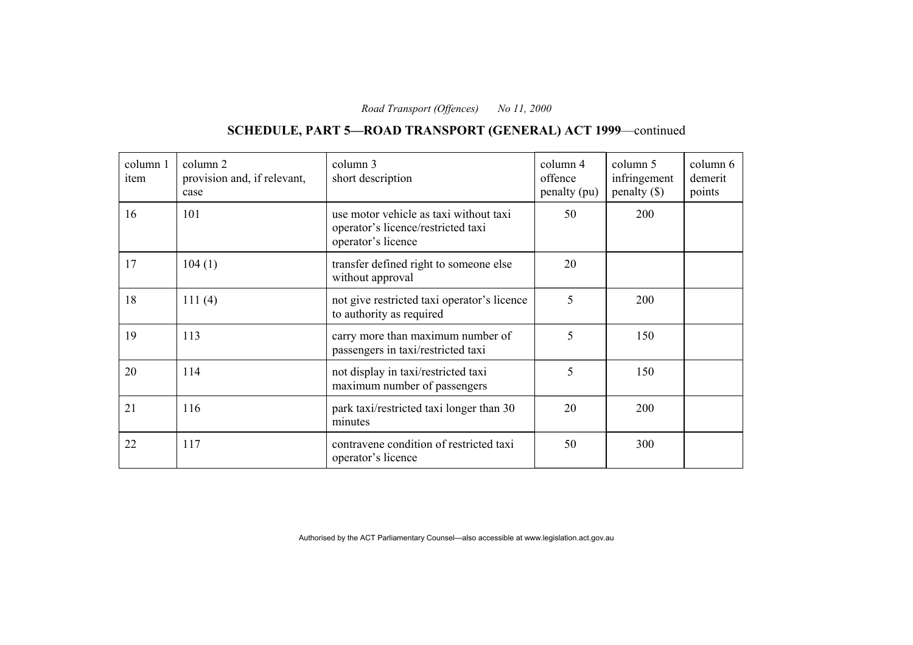## SCHEDULE, PART 5—ROAD TRANSPORT (GENERAL) ACT 1999—continued

| column 1 item | column 2 provision and, if relevant, case | column 3 short description | column 4 offence penalty (pu) | column 5 infringement penalty ($) | column 6 demerit points |
|---|---|---|---|---|---|
| 16 | 101 | use motor vehicle as taxi without taxi operator's licence/restricted taxi operator's licence | 50 | 200 | |
| 17 | 104 (1) | transfer defined right to someone else without approval | 20 | | |
| 18 | 111 (4) | not give restricted taxi operator's licence to authority as required | 5 | 200 | |
| 19 | 113 | carry more than maximum number of passengers in taxi/restricted taxi | 5 | 150 | |
| 20 | 114 | not display in taxi/restricted taxi maximum number of passengers | 5 | 150 | |
| 21 | 116 | park taxi/restricted taxi longer than 30 minutes | 20 | 200 | |
| 22 | 117 | contravene condition of restricted taxi operator's licence | 50 | 300 | |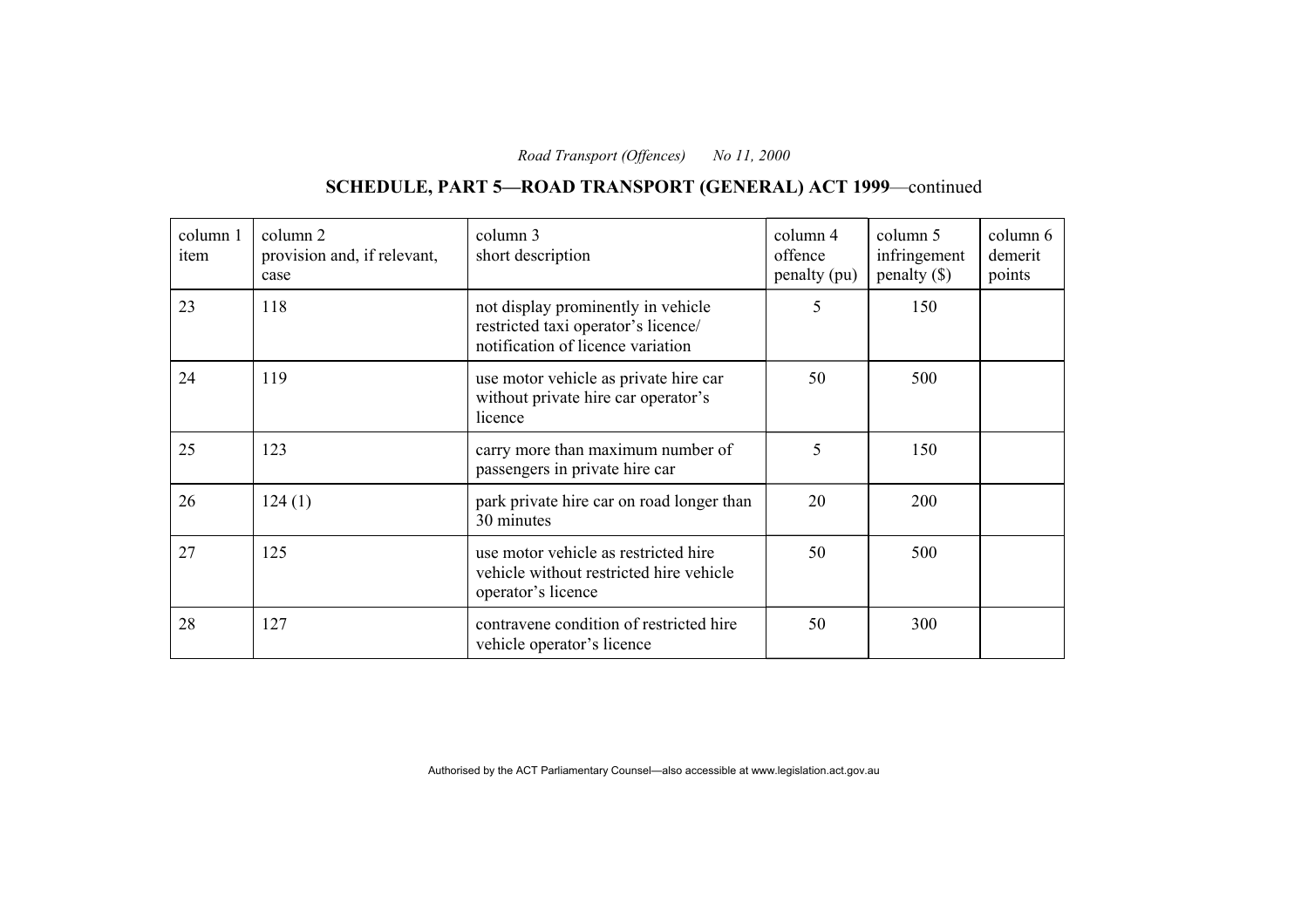## SCHEDULE, PART 5—ROAD TRANSPORT (GENERAL) ACT 1999—continued

| column 1 item | column 2 provision and, if relevant, case | column 3 short description | column 4 offence penalty (pu) | column 5 infringement penalty ($) | column 6 demerit points |
|---|---|---|---|---|---|
| 23 | 118 | not display prominently in vehicle restricted taxi operator's licence/ notification of licence variation | 5 | 150 | |
| 24 | 119 | use motor vehicle as private hire car without private hire car operator's licence | 50 | 500 | |
| 25 | 123 | carry more than maximum number of passengers in private hire car | 5 | 150 | |
| 26 | 124 (1) | park private hire car on road longer than 30 minutes | 20 | 200 | |
| 27 | 125 | use motor vehicle as restricted hire vehicle without restricted hire vehicle operator's licence | 50 | 500 | |
| 28 | 127 | contravene condition of restricted hire vehicle operator's licence | 50 | 300 | |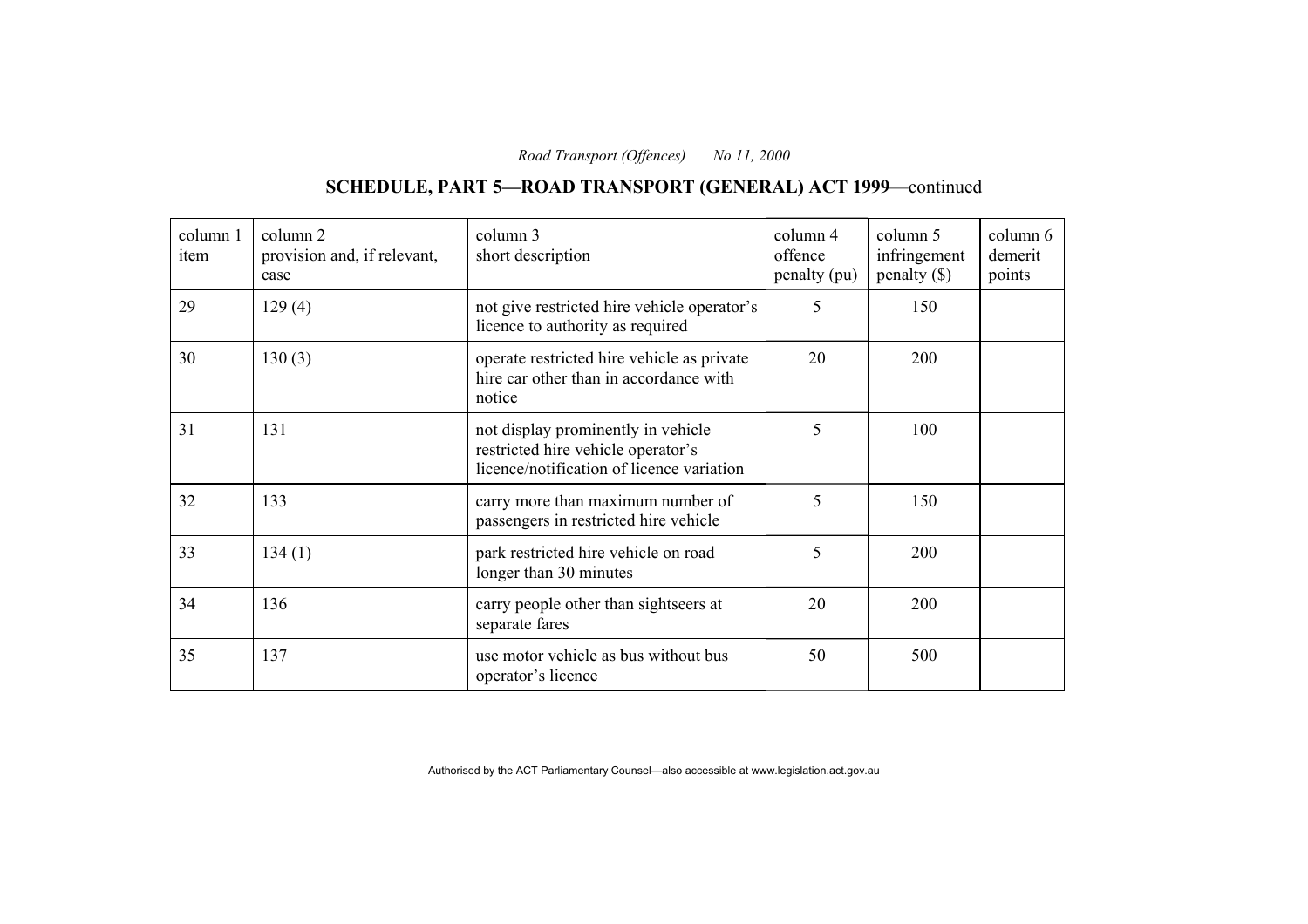## SCHEDULE, PART 5—ROAD TRANSPORT (GENERAL) ACT 1999—continued

| column 1 item | column 2 provision and, if relevant, case | column 3 short description | column 4 offence penalty (pu) | column 5 infringement penalty ($) | column 6 demerit points |
|---|---|---|---|---|---|
| 29 | 129 (4) | not give restricted hire vehicle operator's licence to authority as required | 5 | 150 | |
| 30 | 130 (3) | operate restricted hire vehicle as private hire car other than in accordance with notice | 20 | 200 | |
| 31 | 131 | not display prominently in vehicle restricted hire vehicle operator's licence/notification of licence variation | 5 | 100 | |
| 32 | 133 | carry more than maximum number of passengers in restricted hire vehicle | 5 | 150 | |
| 33 | 134 (1) | park restricted hire vehicle on road longer than 30 minutes | 5 | 200 | |
| 34 | 136 | carry people other than sightseers at separate fares | 20 | 200 | |
| 35 | 137 | use motor vehicle as bus without bus operator's licence | 50 | 500 | |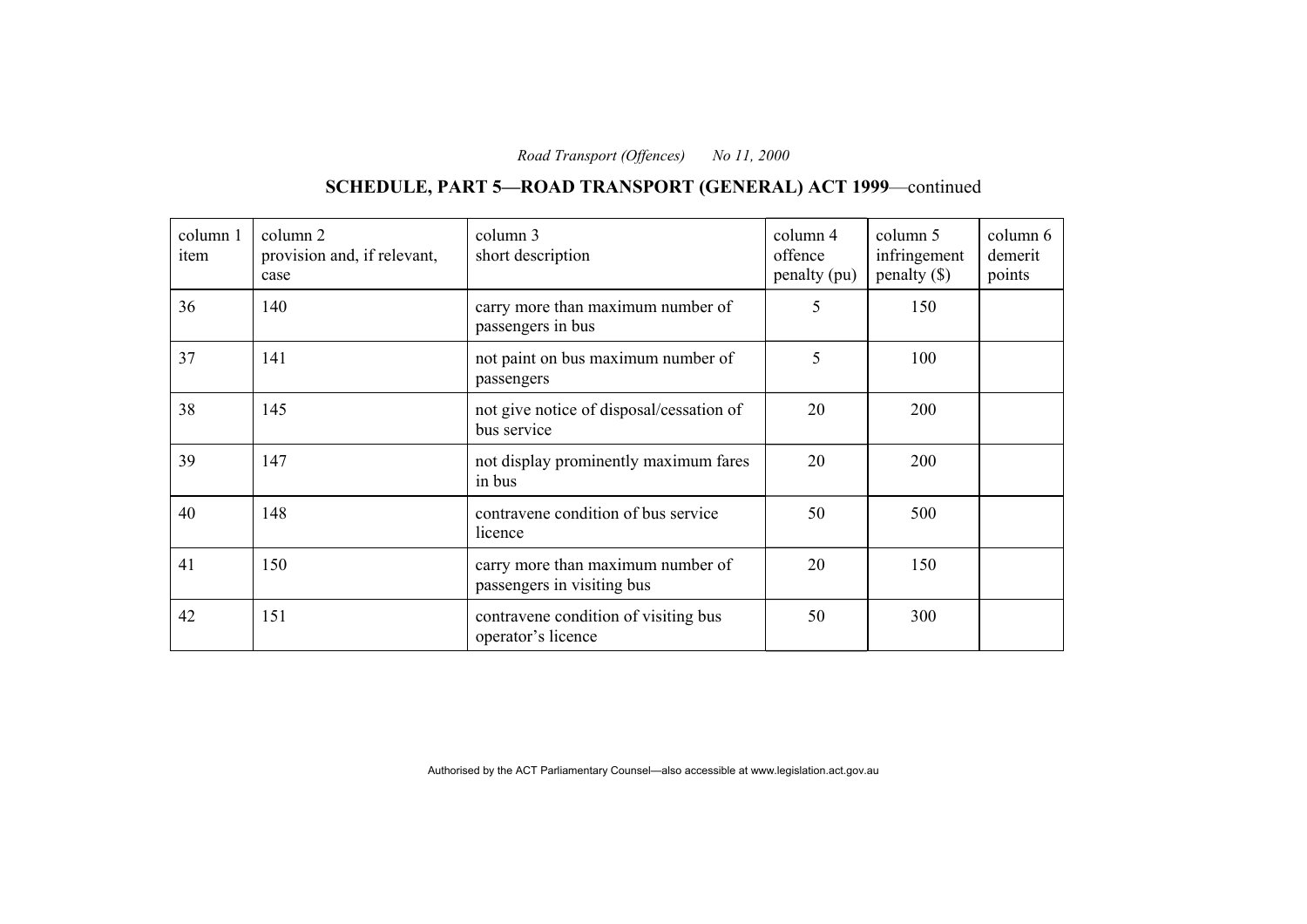## SCHEDULE, PART 5—ROAD TRANSPORT (GENERAL) ACT 1999—continued

| column 1 item | column 2 provision and, if relevant, case | column 3 short description | column 4 offence penalty (pu) | column 5 infringement penalty ($) | column 6 demerit points |
|---|---|---|---|---|---|
| 36 | 140 | carry more than maximum number of passengers in bus | 5 | 150 | |
| 37 | 141 | not paint on bus maximum number of passengers | 5 | 100 | |
| 38 | 145 | not give notice of disposal/cessation of bus service | 20 | 200 | |
| 39 | 147 | not display prominently maximum fares in bus | 20 | 200 | |
| 40 | 148 | contravene condition of bus service licence | 50 | 500 | |
| 41 | 150 | carry more than maximum number of passengers in visiting bus | 20 | 150 | |
| 42 | 151 | contravene condition of visiting bus operator's licence | 50 | 300 | |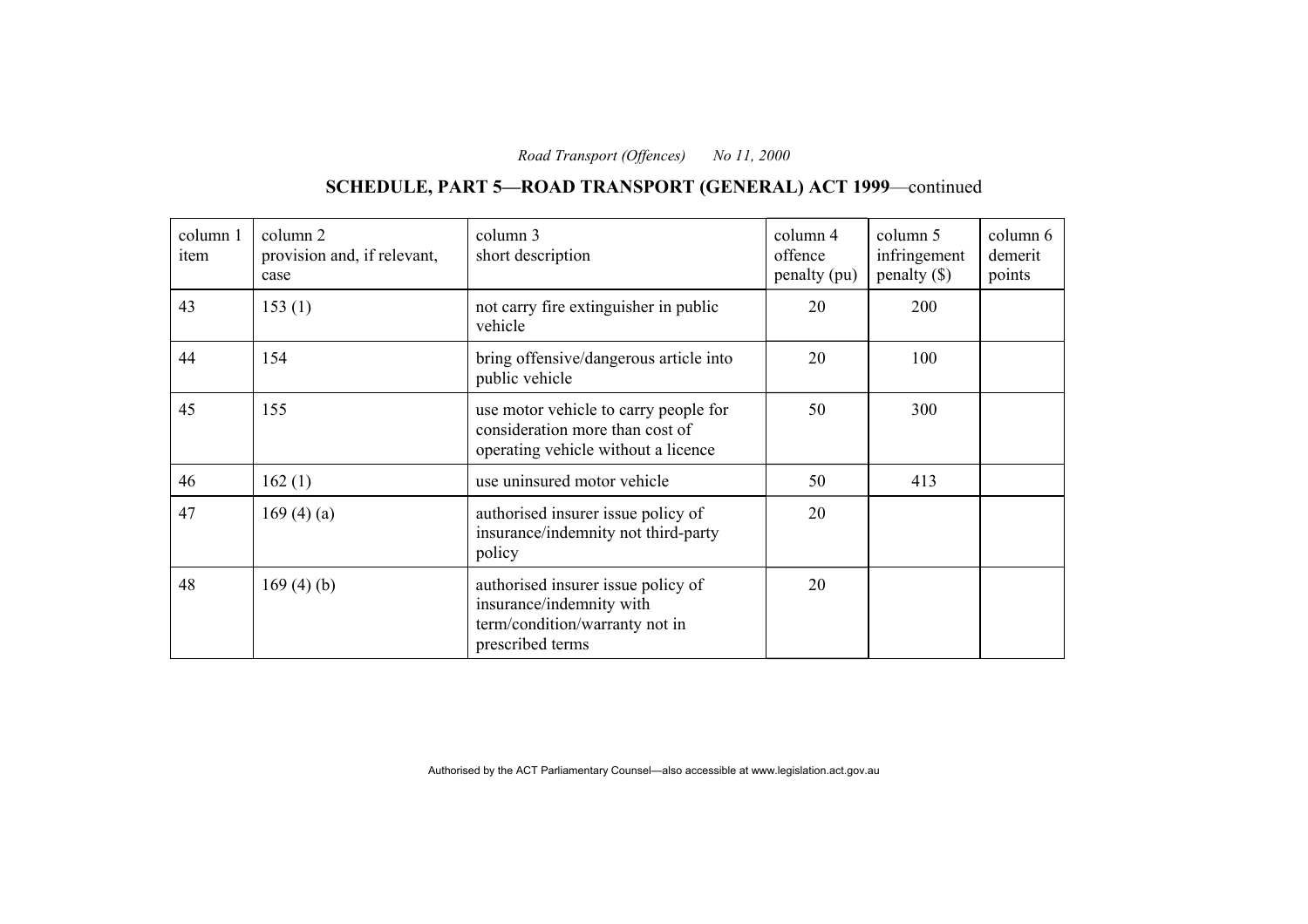## SCHEDULE, PART 5—ROAD TRANSPORT (GENERAL) ACT 1999—continued

| column 1 item | column 2 provision and, if relevant, case | column 3 short description | column 4 offence penalty (pu) | column 5 infringement penalty ($) | column 6 demerit points |
|---|---|---|---|---|---|
| 43 | 153 (1) | not carry fire extinguisher in public vehicle | 20 | 200 | |
| 44 | 154 | bring offensive/dangerous article into public vehicle | 20 | 100 | |
| 45 | 155 | use motor vehicle to carry people for consideration more than cost of operating vehicle without a licence | 50 | 300 | |
| 46 | 162 (1) | use uninsured motor vehicle | 50 | 413 | |
| 47 | 169 (4) (a) | authorised insurer issue policy of insurance/indemnity not third-party policy | 20 | | |
| 48 | 169 (4) (b) | authorised insurer issue policy of insurance/indemnity with term/condition/warranty not in prescribed terms | 20 | | |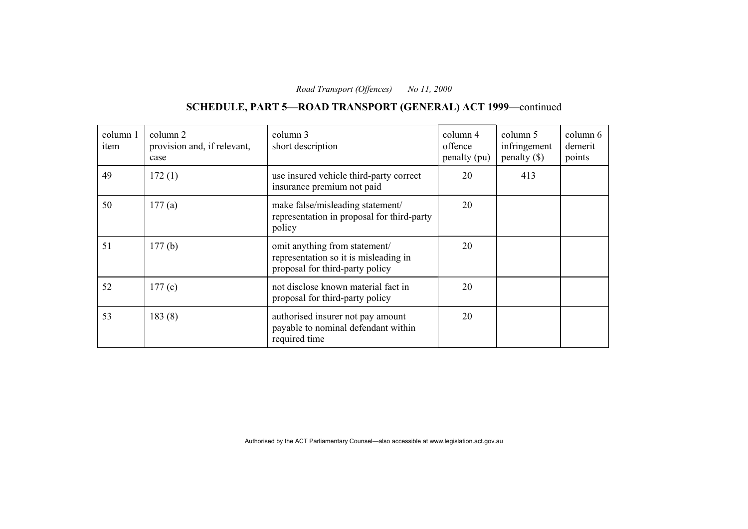## SCHEDULE, PART 5—ROAD TRANSPORT (GENERAL) ACT 1999—continued

| column 1 item | column 2 provision and, if relevant, case | column 3 short description | column 4 offence penalty (pu) | column 5 infringement penalty ($) | column 6 demerit points |
|---|---|---|---|---|---|
| 49 | 172 (1) | use insured vehicle third-party correct insurance premium not paid | 20 | 413 | |
| 50 | 177 (a) | make false/misleading statement/ representation in proposal for third-party policy | 20 | | |
| 51 | 177 (b) | omit anything from statement/ representation so it is misleading in proposal for third-party policy | 20 | | |
| 52 | 177 (c) | not disclose known material fact in proposal for third-party policy | 20 | | |
| 53 | 183 (8) | authorised insurer not pay amount payable to nominal defendant within required time | 20 | | |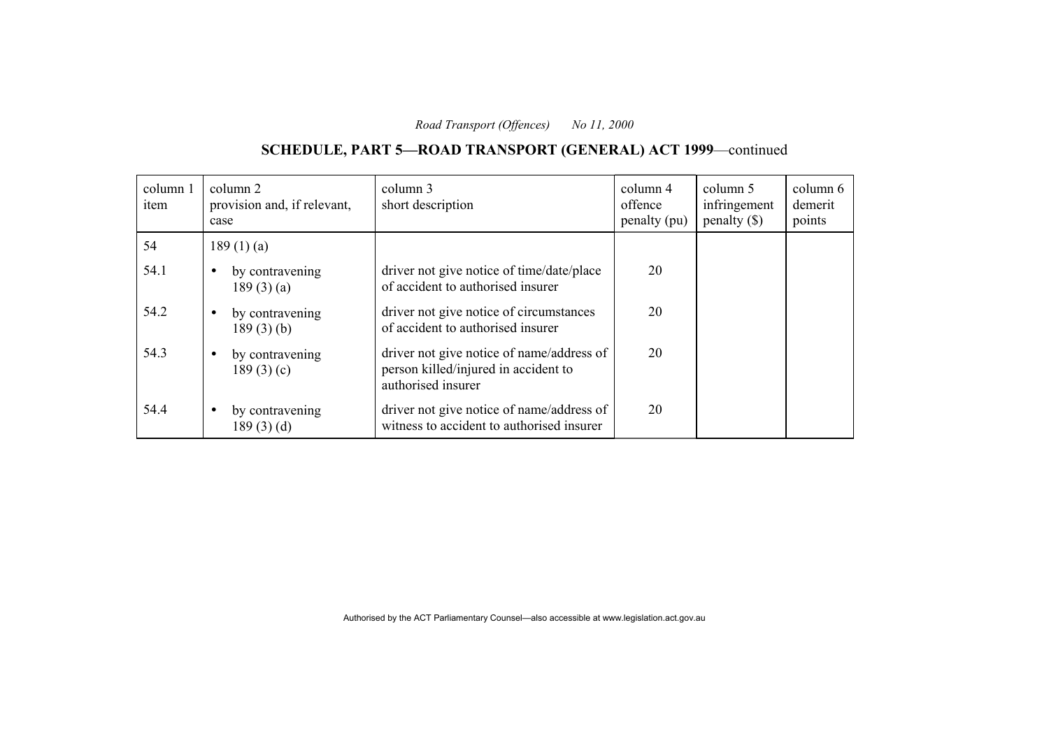## SCHEDULE, PART 5—ROAD TRANSPORT (GENERAL) ACT 1999—continued

| column 1 item | column 2 provision and, if relevant, case | column 3 short description | column 4 offence penalty (pu) | column 5 infringement penalty ($) | column 6 demerit points |
|---|---|---|---|---|---|
| 54 | 189 (1) (a) | | | | |
| 54.1 | • by contravening 189 (3) (a) | driver not give notice of time/date/place of accident to authorised insurer | 20 | | |
| 54.2 | • by contravening 189 (3) (b) | driver not give notice of circumstances of accident to authorised insurer | 20 | | |
| 54.3 | • by contravening 189 (3) (c) | driver not give notice of name/address of person killed/injured in accident to authorised insurer | 20 | | |
| 54.4 | • by contravening 189 (3) (d) | driver not give notice of name/address of witness to accident to authorised insurer | 20 | | |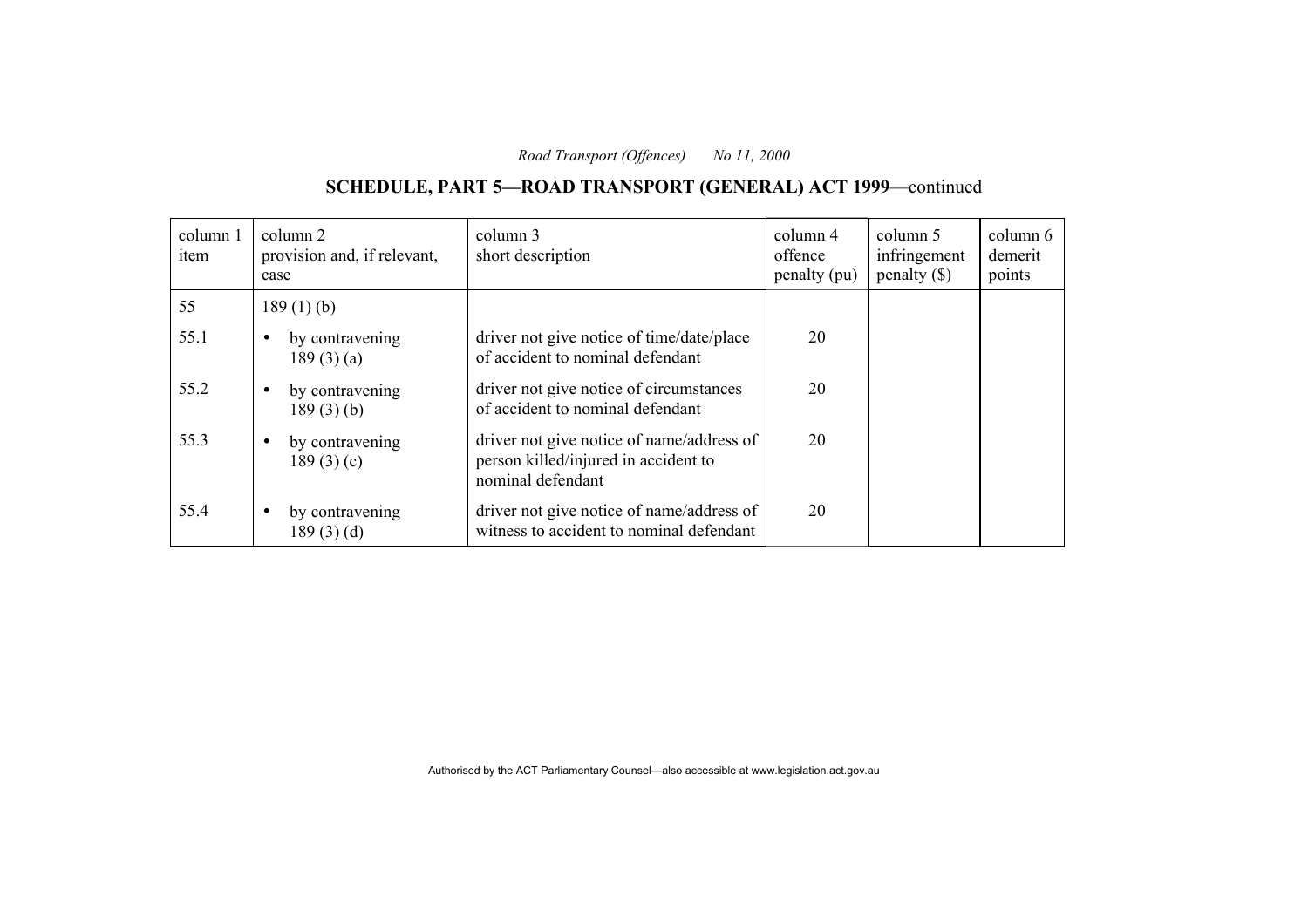## SCHEDULE, PART 5—ROAD TRANSPORT (GENERAL) ACT 1999—continued

| column 1 item | column 2 provision and, if relevant, case | column 3 short description | column 4 offence penalty (pu) | column 5 infringement penalty ($) | column 6 demerit points |
|---|---|---|---|---|---|
| 55 | 189 (1) (b) | | | | |
| 55.1 | • by contravening 189 (3) (a) | driver not give notice of time/date/place of accident to nominal defendant | 20 | | |
| 55.2 | • by contravening 189 (3) (b) | driver not give notice of circumstances of accident to nominal defendant | 20 | | |
| 55.3 | • by contravening 189 (3) (c) | driver not give notice of name/address of person killed/injured in accident to nominal defendant | 20 | | |
| 55.4 | • by contravening 189 (3) (d) | driver not give notice of name/address of witness to accident to nominal defendant | 20 | | |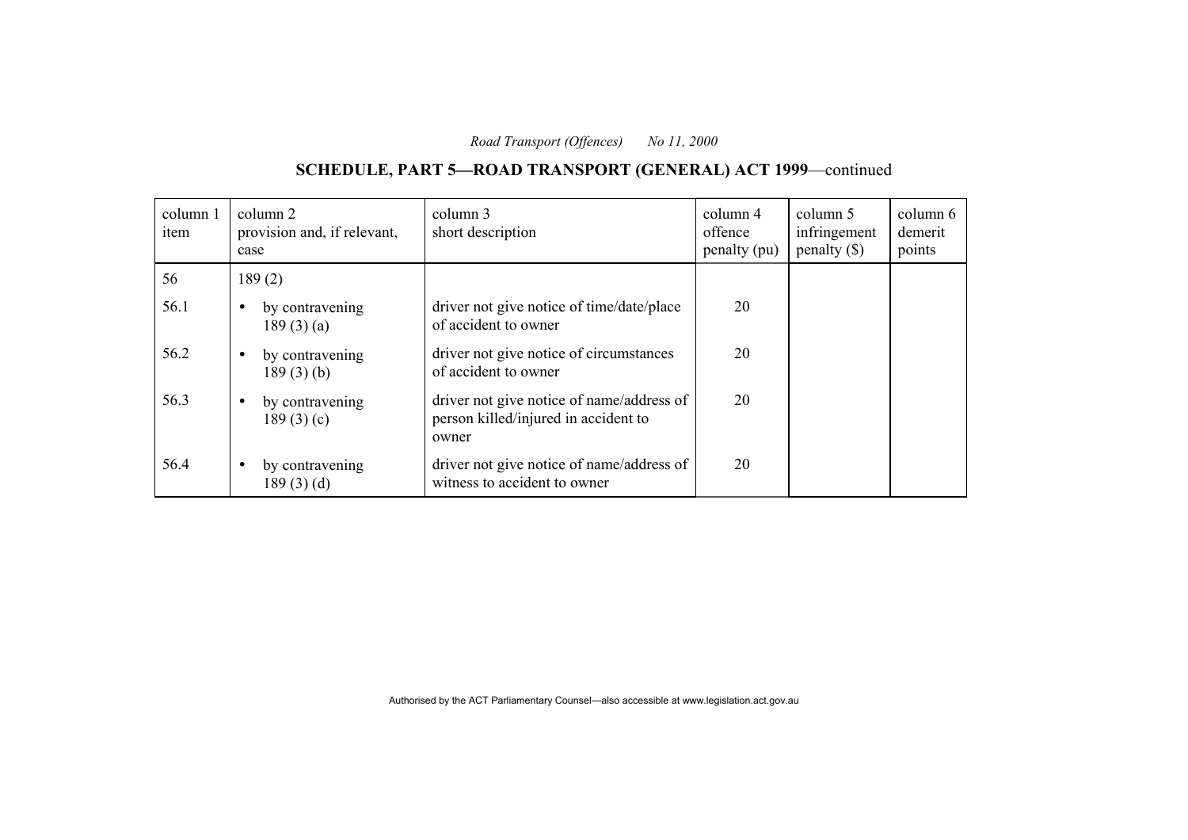## SCHEDULE, PART 5—ROAD TRANSPORT (GENERAL) ACT 1999—continued

| column 1 item | column 2 provision and, if relevant, case | column 3 short description | column 4 offence penalty (pu) | column 5 infringement penalty ($) | column 6 demerit points |
|---|---|---|---|---|---|
| 56 | 189 (2) | | | | |
| 56.1 | • by contravening 189 (3) (a) | driver not give notice of time/date/place of accident to owner | 20 | | |
| 56.2 | • by contravening 189 (3) (b) | driver not give notice of circumstances of accident to owner | 20 | | |
| 56.3 | • by contravening 189 (3) (c) | driver not give notice of name/address of person killed/injured in accident to owner | 20 | | |
| 56.4 | • by contravening 189 (3) (d) | driver not give notice of name/address of witness to accident to owner | 20 | | |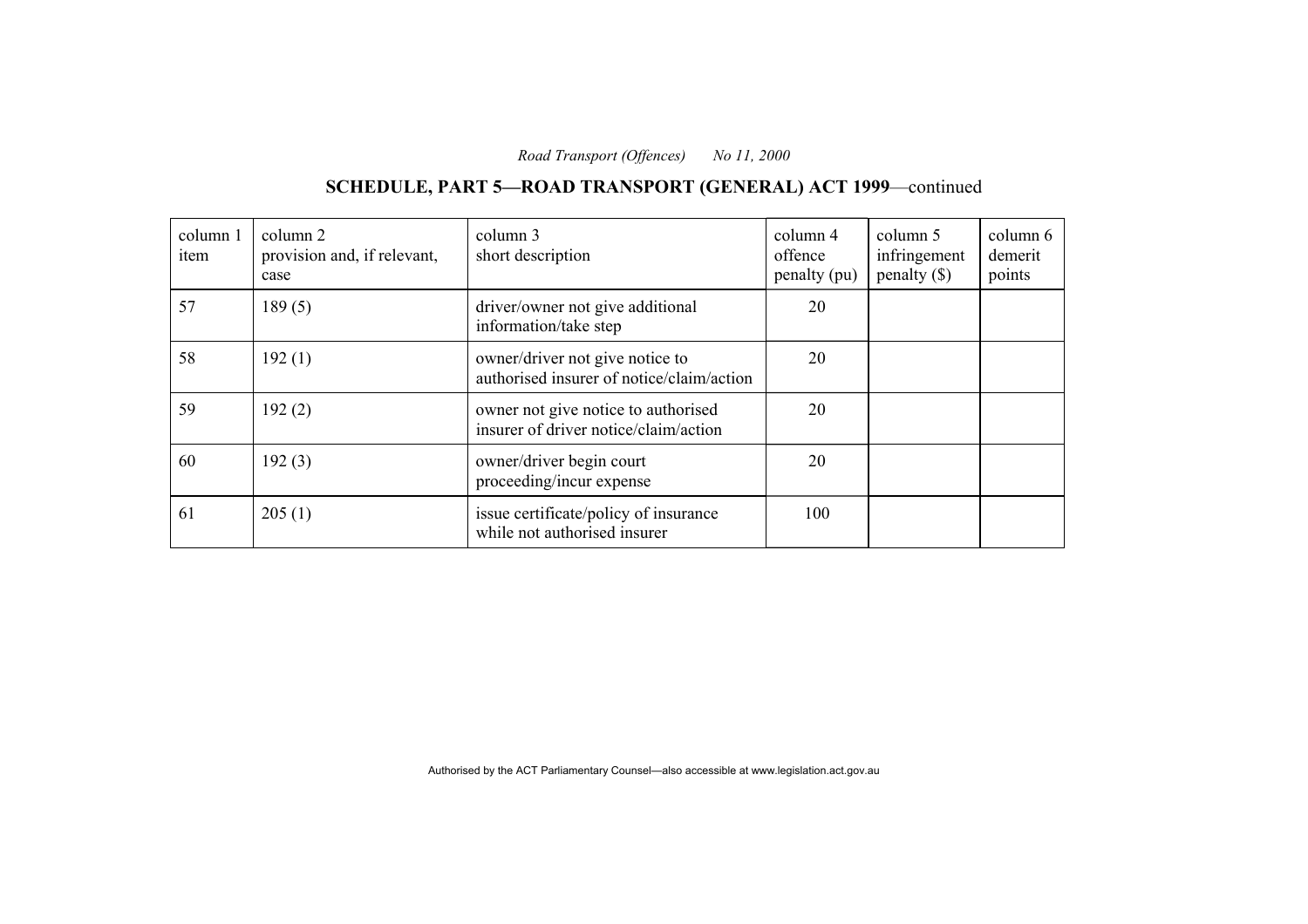## SCHEDULE, PART 5—ROAD TRANSPORT (GENERAL) ACT 1999—continued

| column 1 item | column 2 provision and, if relevant, case | column 3 short description | column 4 offence penalty (pu) | column 5 infringement penalty ($) | column 6 demerit points |
|---|---|---|---|---|---|
| 57 | 189 (5) | driver/owner not give additional information/take step | 20 | | |
| 58 | 192 (1) | owner/driver not give notice to authorised insurer of notice/claim/action | 20 | | |
| 59 | 192 (2) | owner not give notice to authorised insurer of driver notice/claim/action | 20 | | |
| 60 | 192 (3) | owner/driver begin court proceeding/incur expense | 20 | | |
| 61 | 205 (1) | issue certificate/policy of insurance while not authorised insurer | 100 | | |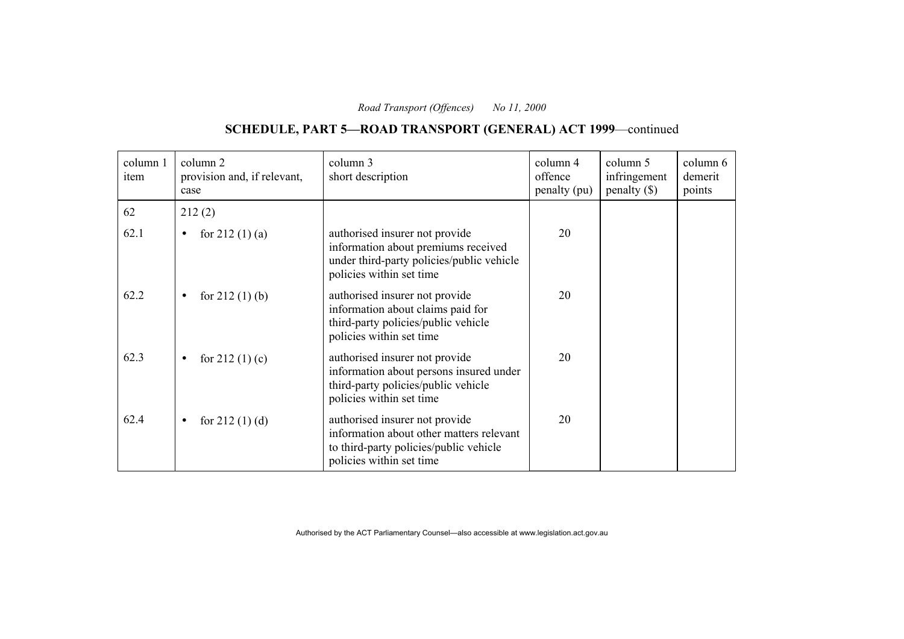## SCHEDULE, PART 5—ROAD TRANSPORT (GENERAL) ACT 1999—continued

| column 1 item | column 2 provision and, if relevant, case | column 3 short description | column 4 offence penalty (pu) | column 5 infringement penalty ($) | column 6 demerit points |
|---|---|---|---|---|---|
| 62 | 212 (2) | | | | |
| 62.1 | • for 212 (1) (a) | authorised insurer not provide information about premiums received under third-party policies/public vehicle policies within set time | 20 | | |
| 62.2 | • for 212 (1) (b) | authorised insurer not provide information about claims paid for third-party policies/public vehicle policies within set time | 20 | | |
| 62.3 | • for 212 (1) (c) | authorised insurer not provide information about persons insured under third-party policies/public vehicle policies within set time | 20 | | |
| 62.4 | • for 212 (1) (d) | authorised insurer not provide information about other matters relevant to third-party policies/public vehicle policies within set time | 20 | | |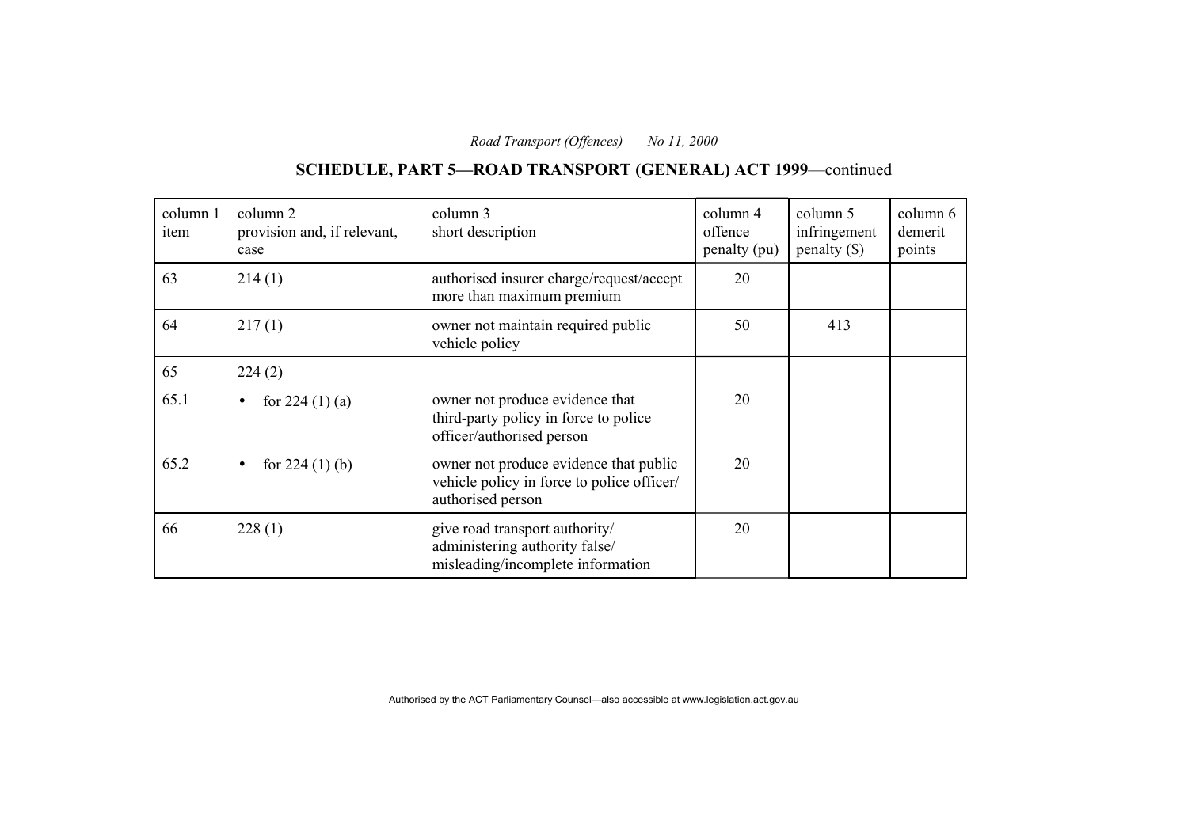## SCHEDULE, PART 5—ROAD TRANSPORT (GENERAL) ACT 1999—continued

| column 1 item | column 2 provision and, if relevant, case | column 3 short description | column 4 offence penalty (pu) | column 5 infringement penalty ($) | column 6 demerit points |
|---|---|---|---|---|---|
| 63 | 214 (1) | authorised insurer charge/request/accept more than maximum premium | 20 | | |
| 64 | 217 (1) | owner not maintain required public vehicle policy | 50 | 413 | |
| 65 | 224 (2) | | | | |
| 65.1 | • for 224 (1) (a) | owner not produce evidence that third-party policy in force to police officer/authorised person | 20 | | |
| 65.2 | • for 224 (1) (b) | owner not produce evidence that public vehicle policy in force to police officer/ authorised person | 20 | | |
| 66 | 228 (1) | give road transport authority/ administering authority false/ misleading/incomplete information | 20 | | |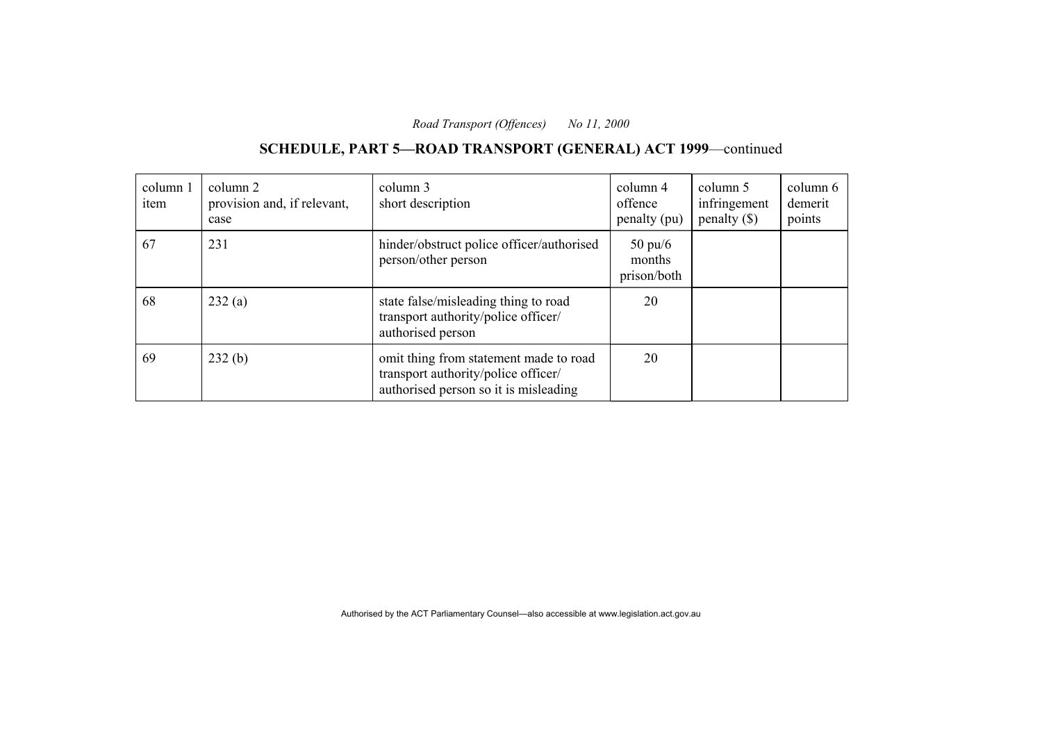## SCHEDULE, PART 5—ROAD TRANSPORT (GENERAL) ACT 1999—continued

| column 1 item | column 2 provision and, if relevant, case | column 3 short description | column 4 offence penalty (pu) | column 5 infringement penalty ($) | column 6 demerit points |
|---|---|---|---|---|---|
| 67 | 231 | hinder/obstruct police officer/authorised person/other person | 50 pu/6 months prison/both | | |
| 68 | 232 (a) | state false/misleading thing to road transport authority/police officer/ authorised person | 20 | | |
| 69 | 232 (b) | omit thing from statement made to road transport authority/police officer/ authorised person so it is misleading | 20 | | |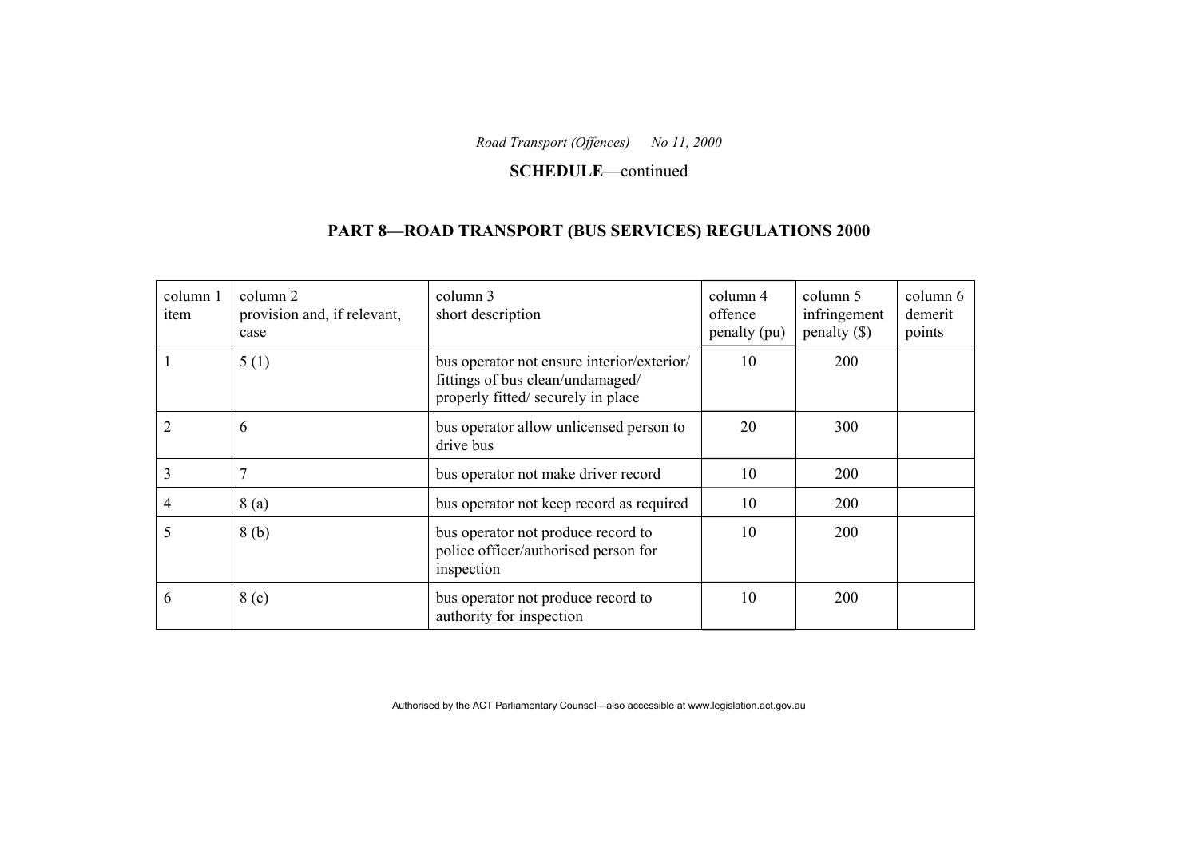**SCHEDULE**—continued

## PART 8—ROAD TRANSPORT (BUS SERVICES) REGULATIONS 2000

| column 1 item | column 2 provision and, if relevant, case | column 3 short description | column 4 offence penalty (pu) | column 5 infringement penalty ($) | column 6 demerit points |
|---|---|---|---|---|---|
| 1 | 5 (1) | bus operator not ensure interior/exterior/ fittings of bus clean/undamaged/ properly fitted/ securely in place | 10 | 200 | |
| 2 | 6 | bus operator allow unlicensed person to drive bus | 20 | 300 | |
| 3 | 7 | bus operator not make driver record | 10 | 200 | |
| 4 | 8 (a) | bus operator not keep record as required | 10 | 200 | |
| 5 | 8 (b) | bus operator not produce record to police officer/authorised person for inspection | 10 | 200 | |
| 6 | 8 (c) | bus operator not produce record to authority for inspection | 10 | 200 | |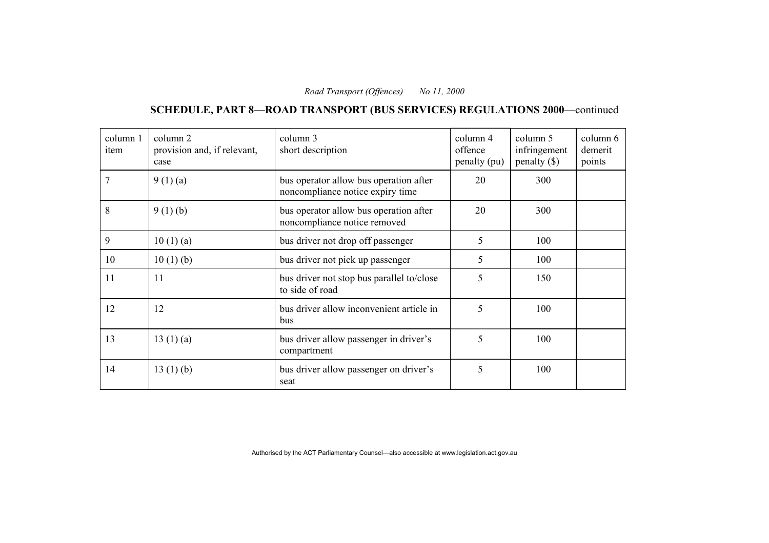## SCHEDULE, PART 8—ROAD TRANSPORT (BUS SERVICES) REGULATIONS 2000—continued

| column 1 item | column 2 provision and, if relevant, case | column 3 short description | column 4 offence penalty (pu) | column 5 infringement penalty ($) | column 6 demerit points |
|---|---|---|---|---|---|
| 7 | 9 (1) (a) | bus operator allow bus operation after noncompliance notice expiry time | 20 | 300 | |
| 8 | 9 (1) (b) | bus operator allow bus operation after noncompliance notice removed | 20 | 300 | |
| 9 | 10 (1) (a) | bus driver not drop off passenger | 5 | 100 | |
| 10 | 10 (1) (b) | bus driver not pick up passenger | 5 | 100 | |
| 11 | 11 | bus driver not stop bus parallel to/close to side of road | 5 | 150 | |
| 12 | 12 | bus driver allow inconvenient article in bus | 5 | 100 | |
| 13 | 13 (1) (a) | bus driver allow passenger in driver's compartment | 5 | 100 | |
| 14 | 13 (1) (b) | bus driver allow passenger on driver's seat | 5 | 100 | |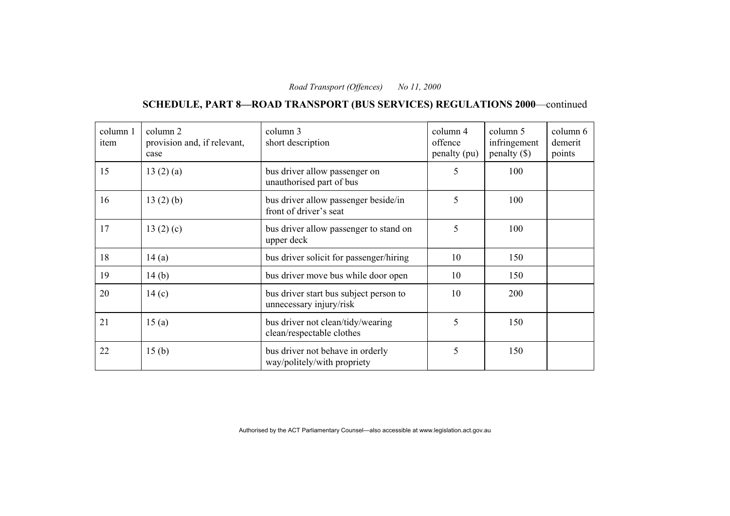## SCHEDULE, PART 8—ROAD TRANSPORT (BUS SERVICES) REGULATIONS 2000—continued

| column 1 item | column 2 provision and, if relevant, case | column 3 short description | column 4 offence penalty (pu) | column 5 infringement penalty ($) | column 6 demerit points |
|---|---|---|---|---|---|
| 15 | 13 (2) (a) | bus driver allow passenger on unauthorised part of bus | 5 | 100 | |
| 16 | 13 (2) (b) | bus driver allow passenger beside/in front of driver's seat | 5 | 100 | |
| 17 | 13 (2) (c) | bus driver allow passenger to stand on upper deck | 5 | 100 | |
| 18 | 14 (a) | bus driver solicit for passenger/hiring | 10 | 150 | |
| 19 | 14 (b) | bus driver move bus while door open | 10 | 150 | |
| 20 | 14 (c) | bus driver start bus subject person to unnecessary injury/risk | 10 | 200 | |
| 21 | 15 (a) | bus driver not clean/tidy/wearing clean/respectable clothes | 5 | 150 | |
| 22 | 15 (b) | bus driver not behave in orderly way/politely/with propriety | 5 | 150 | |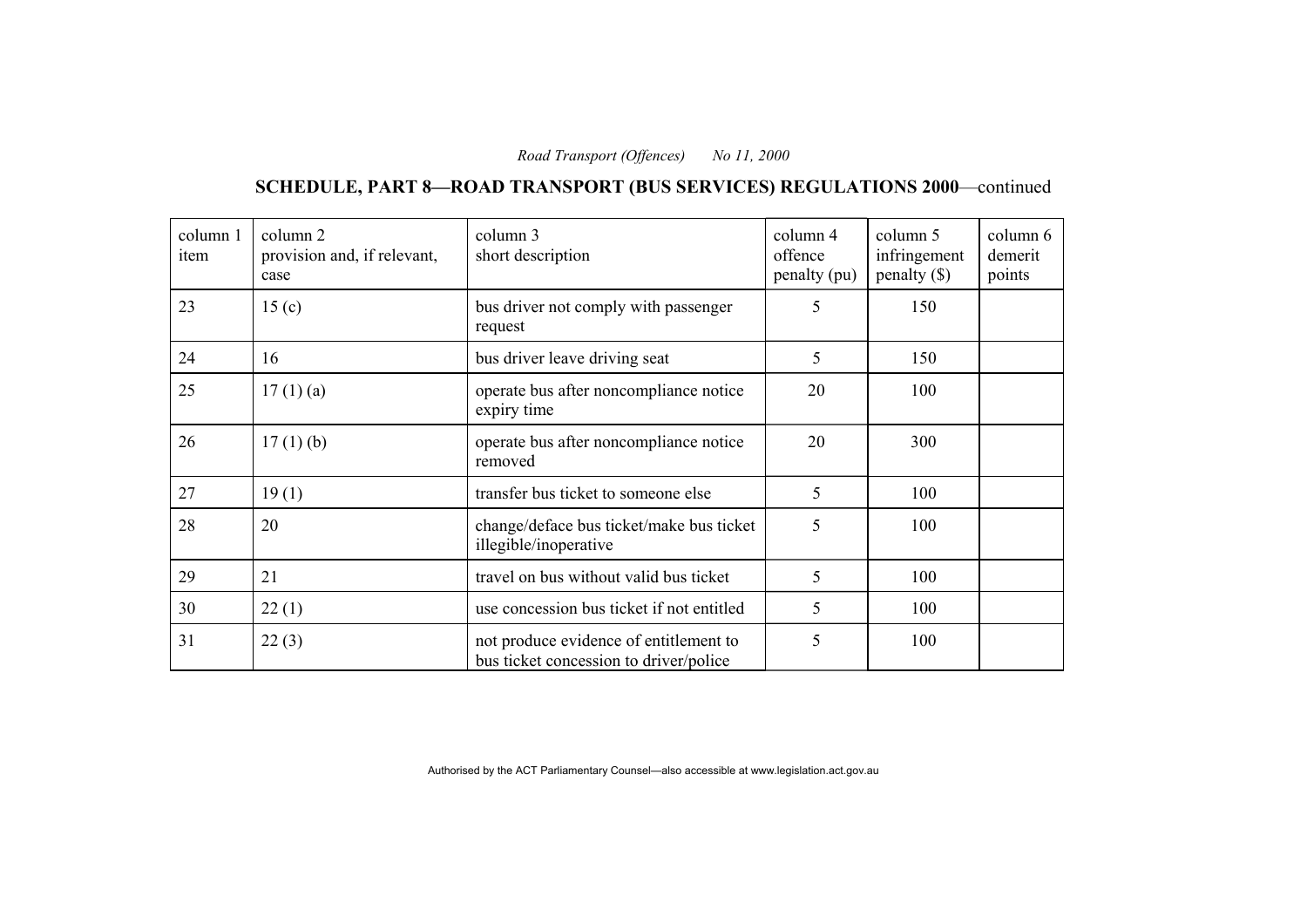## SCHEDULE, PART 8—ROAD TRANSPORT (BUS SERVICES) REGULATIONS 2000—continued

| column 1 item | column 2 provision and, if relevant, case | column 3 short description | column 4 offence penalty (pu) | column 5 infringement penalty ($) | column 6 demerit points |
|---|---|---|---|---|---|
| 23 | 15 (c) | bus driver not comply with passenger request | 5 | 150 | |
| 24 | 16 | bus driver leave driving seat | 5 | 150 | |
| 25 | 17 (1) (a) | operate bus after noncompliance notice expiry time | 20 | 100 | |
| 26 | 17 (1) (b) | operate bus after noncompliance notice removed | 20 | 300 | |
| 27 | 19 (1) | transfer bus ticket to someone else | 5 | 100 | |
| 28 | 20 | change/deface bus ticket/make bus ticket illegible/inoperative | 5 | 100 | |
| 29 | 21 | travel on bus without valid bus ticket | 5 | 100 | |
| 30 | 22 (1) | use concession bus ticket if not entitled | 5 | 100 | |
| 31 | 22 (3) | not produce evidence of entitlement to bus ticket concession to driver/police | 5 | 100 | |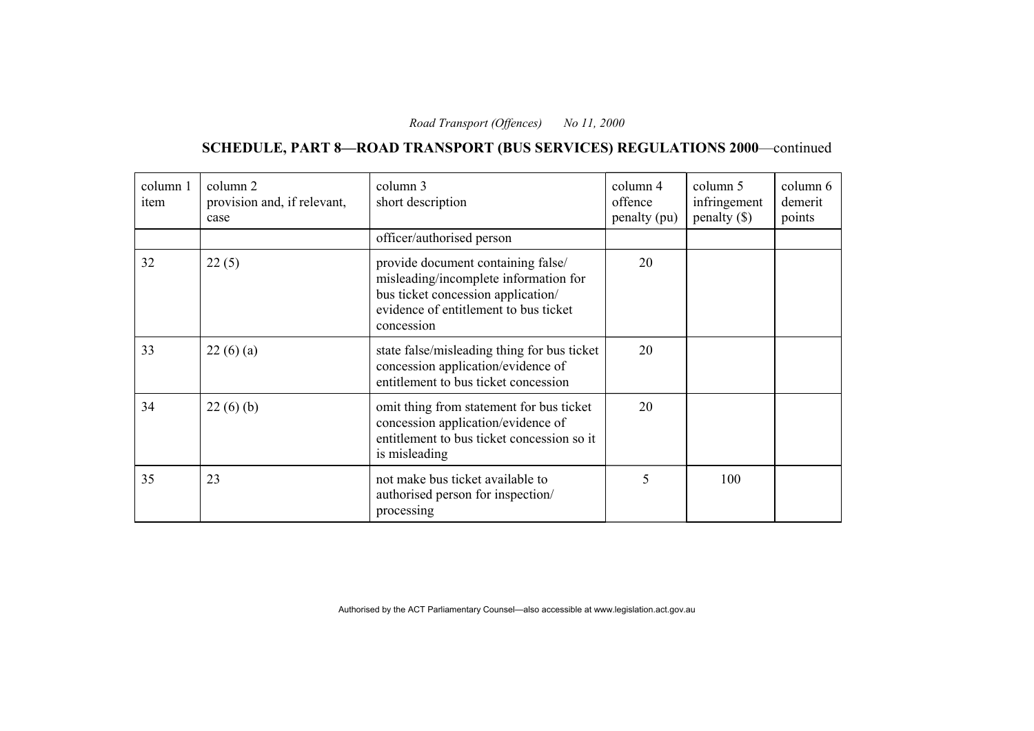## SCHEDULE, PART 8—ROAD TRANSPORT (BUS SERVICES) REGULATIONS 2000—continued

| column 1 item | column 2 provision and, if relevant, case | column 3 short description | column 4 offence penalty (pu) | column 5 infringement penalty ($) | column 6 demerit points |
|---|---|---|---|---|---|
| | | officer/authorised person | | | |
| 32 | 22 (5) | provide document containing false/ misleading/incomplete information for bus ticket concession application/ evidence of entitlement to bus ticket concession | 20 | | |
| 33 | 22 (6) (a) | state false/misleading thing for bus ticket concession application/evidence of entitlement to bus ticket concession | 20 | | |
| 34 | 22 (6) (b) | omit thing from statement for bus ticket concession application/evidence of entitlement to bus ticket concession so it is misleading | 20 | | |
| 35 | 23 | not make bus ticket available to authorised person for inspection/ processing | 5 | 100 | |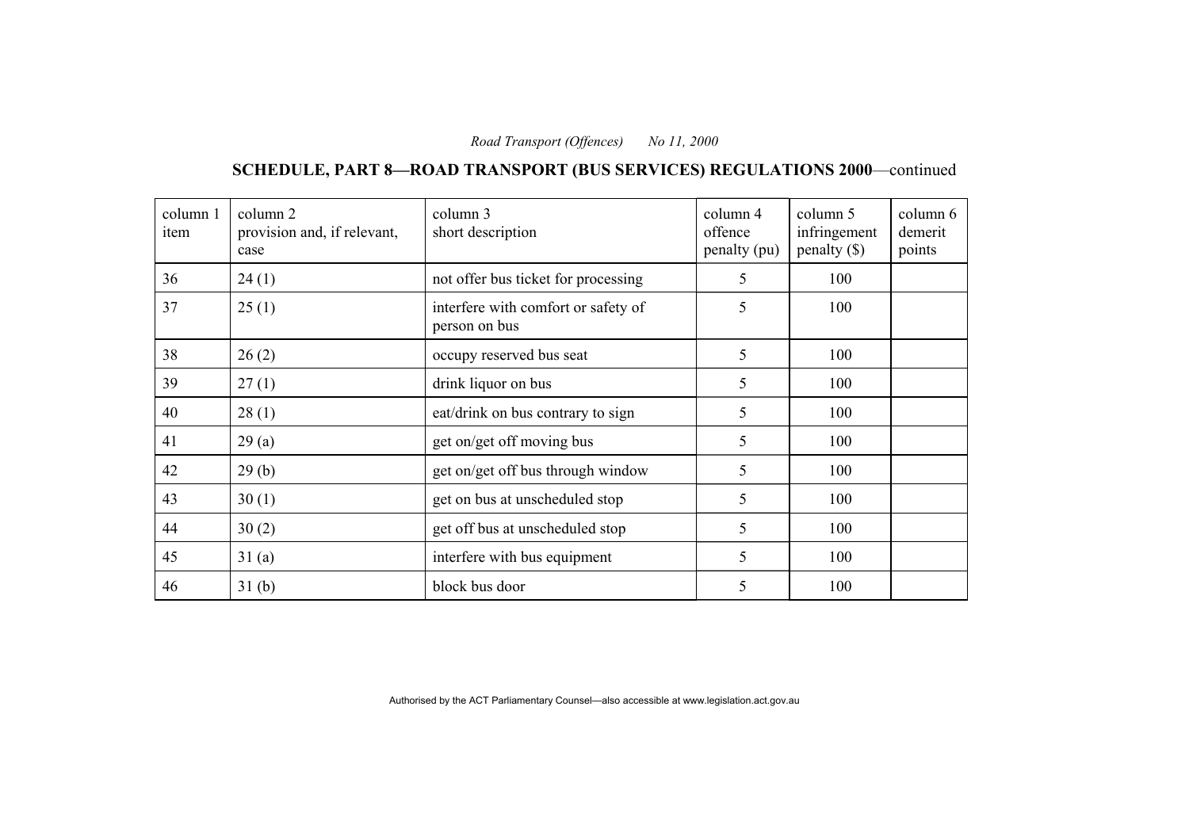## SCHEDULE, PART 8—ROAD TRANSPORT (BUS SERVICES) REGULATIONS 2000—continued

| column 1 item | column 2 provision and, if relevant, case | column 3 short description | column 4 offence penalty (pu) | column 5 infringement penalty ($) | column 6 demerit points |
|---|---|---|---|---|---|
| 36 | 24 (1) | not offer bus ticket for processing | 5 | 100 | |
| 37 | 25 (1) | interfere with comfort or safety of person on bus | 5 | 100 | |
| 38 | 26 (2) | occupy reserved bus seat | 5 | 100 | |
| 39 | 27 (1) | drink liquor on bus | 5 | 100 | |
| 40 | 28 (1) | eat/drink on bus contrary to sign | 5 | 100 | |
| 41 | 29 (a) | get on/get off moving bus | 5 | 100 | |
| 42 | 29 (b) | get on/get off bus through window | 5 | 100 | |
| 43 | 30 (1) | get on bus at unscheduled stop | 5 | 100 | |
| 44 | 30 (2) | get off bus at unscheduled stop | 5 | 100 | |
| 45 | 31 (a) | interfere with bus equipment | 5 | 100 | |
| 46 | 31 (b) | block bus door | 5 | 100 | |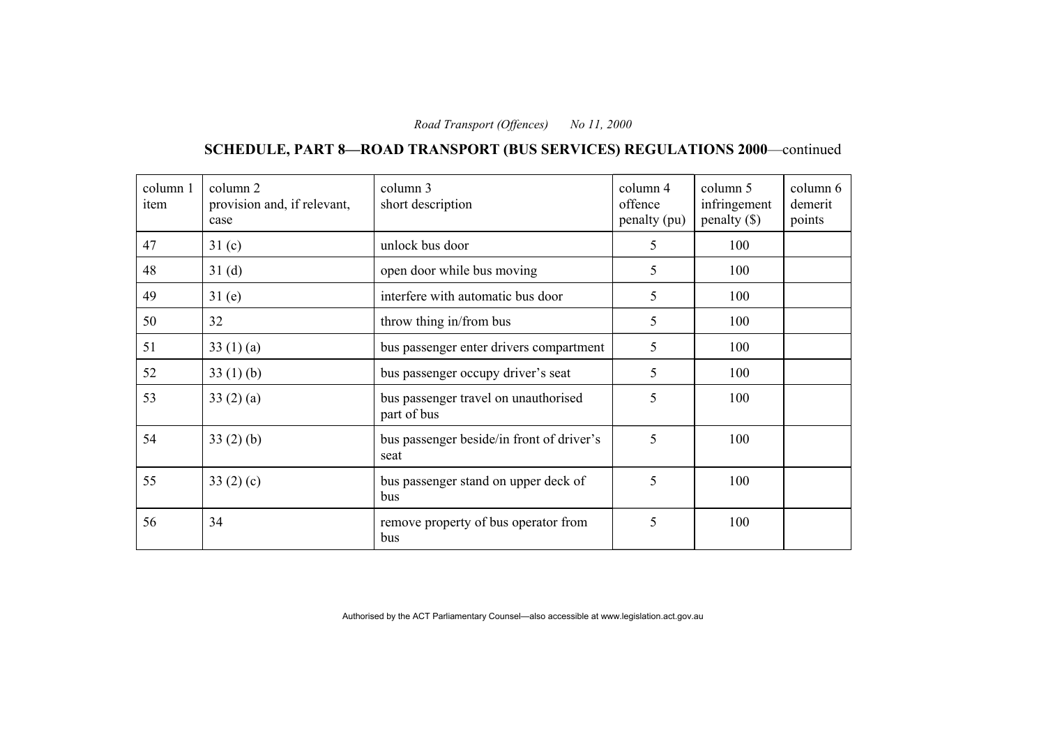## SCHEDULE, PART 8—ROAD TRANSPORT (BUS SERVICES) REGULATIONS 2000—continued

| column 1 item | column 2 provision and, if relevant, case | column 3 short description | column 4 offence penalty (pu) | column 5 infringement penalty ($) | column 6 demerit points |
|---|---|---|---|---|---|
| 47 | 31 (c) | unlock bus door | 5 | 100 | |
| 48 | 31 (d) | open door while bus moving | 5 | 100 | |
| 49 | 31 (e) | interfere with automatic bus door | 5 | 100 | |
| 50 | 32 | throw thing in/from bus | 5 | 100 | |
| 51 | 33 (1) (a) | bus passenger enter drivers compartment | 5 | 100 | |
| 52 | 33 (1) (b) | bus passenger occupy driver's seat | 5 | 100 | |
| 53 | 33 (2) (a) | bus passenger travel on unauthorised part of bus | 5 | 100 | |
| 54 | 33 (2) (b) | bus passenger beside/in front of driver's seat | 5 | 100 | |
| 55 | 33 (2) (c) | bus passenger stand on upper deck of bus | 5 | 100 | |
| 56 | 34 | remove property of bus operator from bus | 5 | 100 | |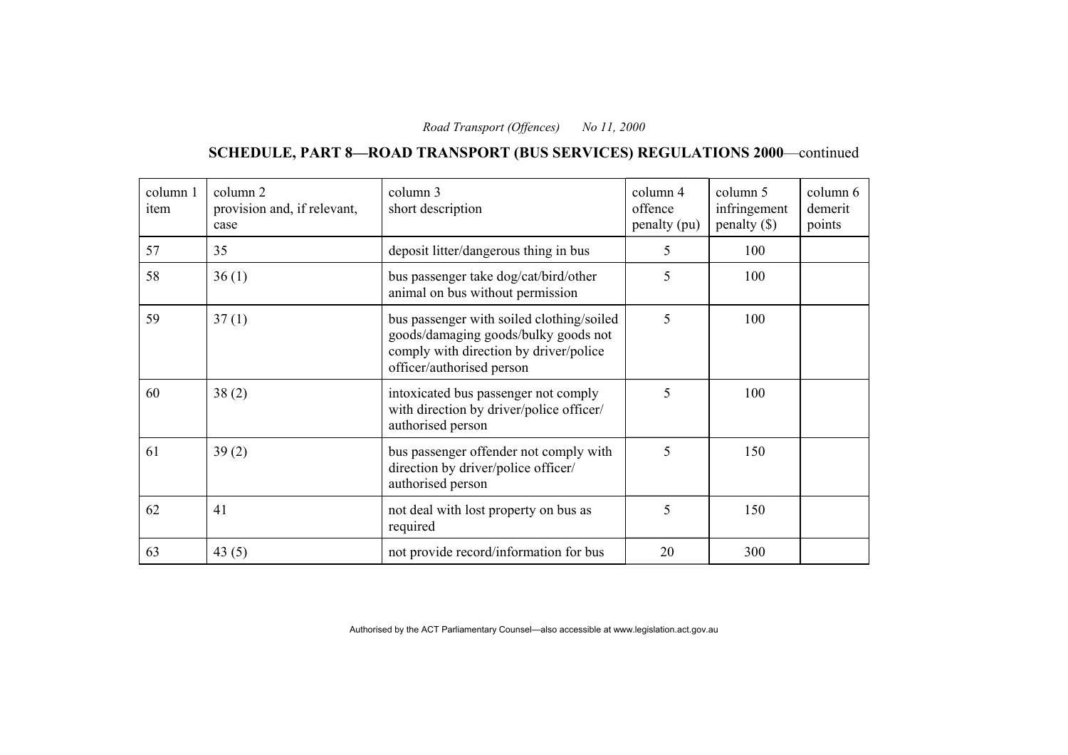## SCHEDULE, PART 8—ROAD TRANSPORT (BUS SERVICES) REGULATIONS 2000—continued

| column 1 item | column 2 provision and, if relevant, case | column 3 short description | column 4 offence penalty (pu) | column 5 infringement penalty ($) | column 6 demerit points |
|---|---|---|---|---|---|
| 57 | 35 | deposit litter/dangerous thing in bus | 5 | 100 | |
| 58 | 36 (1) | bus passenger take dog/cat/bird/other animal on bus without permission | 5 | 100 | |
| 59 | 37 (1) | bus passenger with soiled clothing/soiled goods/damaging goods/bulky goods not comply with direction by driver/police officer/authorised person | 5 | 100 | |
| 60 | 38 (2) | intoxicated bus passenger not comply with direction by driver/police officer/ authorised person | 5 | 100 | |
| 61 | 39 (2) | bus passenger offender not comply with direction by driver/police officer/ authorised person | 5 | 150 | |
| 62 | 41 | not deal with lost property on bus as required | 5 | 150 | |
| 63 | 43 (5) | not provide record/information for bus | 20 | 300 | |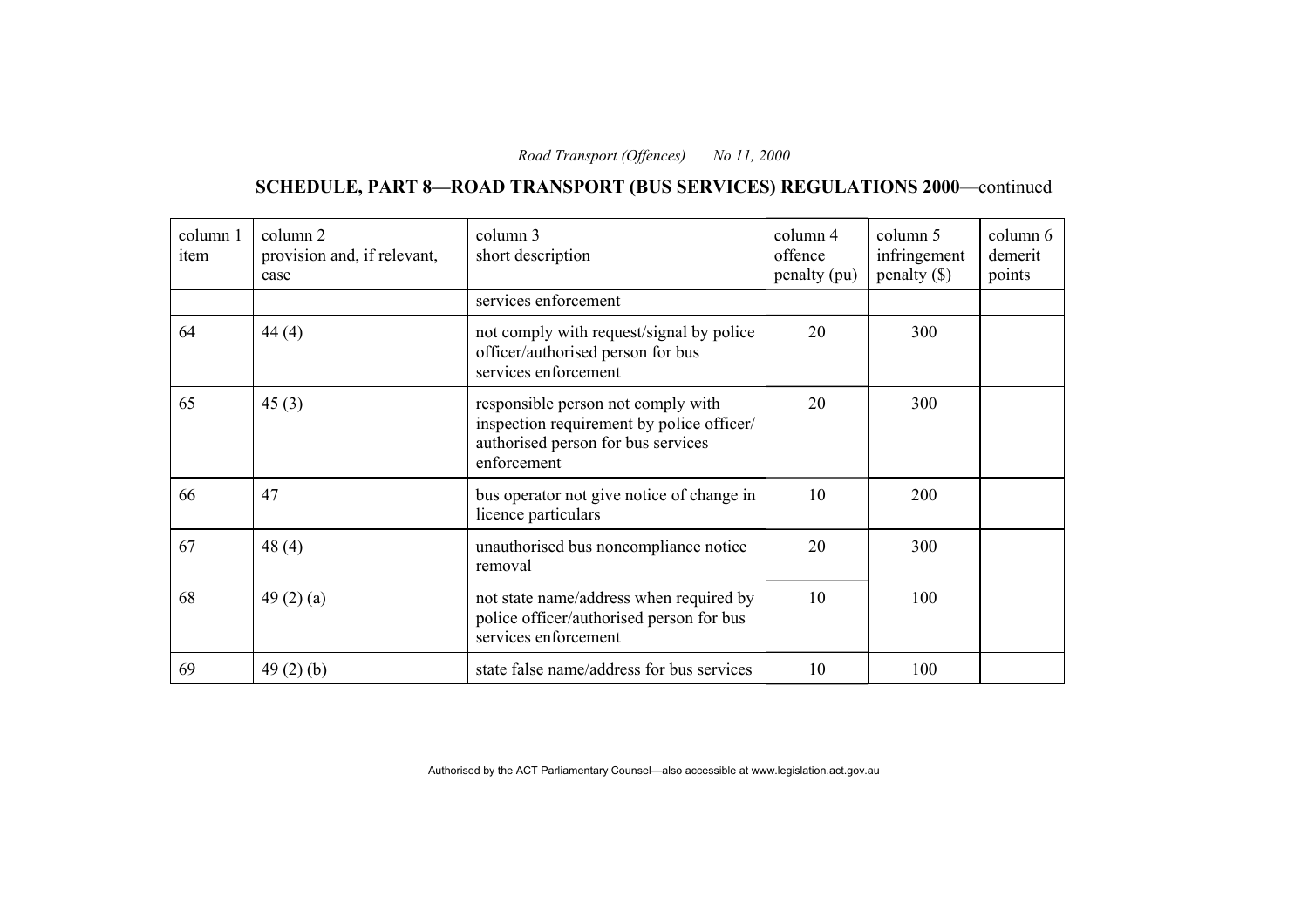## SCHEDULE, PART 8—ROAD TRANSPORT (BUS SERVICES) REGULATIONS 2000—continued

| column 1 item | column 2 provision and, if relevant, case | column 3 short description | column 4 offence penalty (pu) | column 5 infringement penalty ($) | column 6 demerit points |
|---|---|---|---|---|---|
| | | services enforcement | | | |
| 64 | 44 (4) | not comply with request/signal by police officer/authorised person for bus services enforcement | 20 | 300 | |
| 65 | 45 (3) | responsible person not comply with inspection requirement by police officer/ authorised person for bus services enforcement | 20 | 300 | |
| 66 | 47 | bus operator not give notice of change in licence particulars | 10 | 200 | |
| 67 | 48 (4) | unauthorised bus noncompliance notice removal | 20 | 300 | |
| 68 | 49 (2) (a) | not state name/address when required by police officer/authorised person for bus services enforcement | 10 | 100 | |
| 69 | 49 (2) (b) | state false name/address for bus services | 10 | 100 | |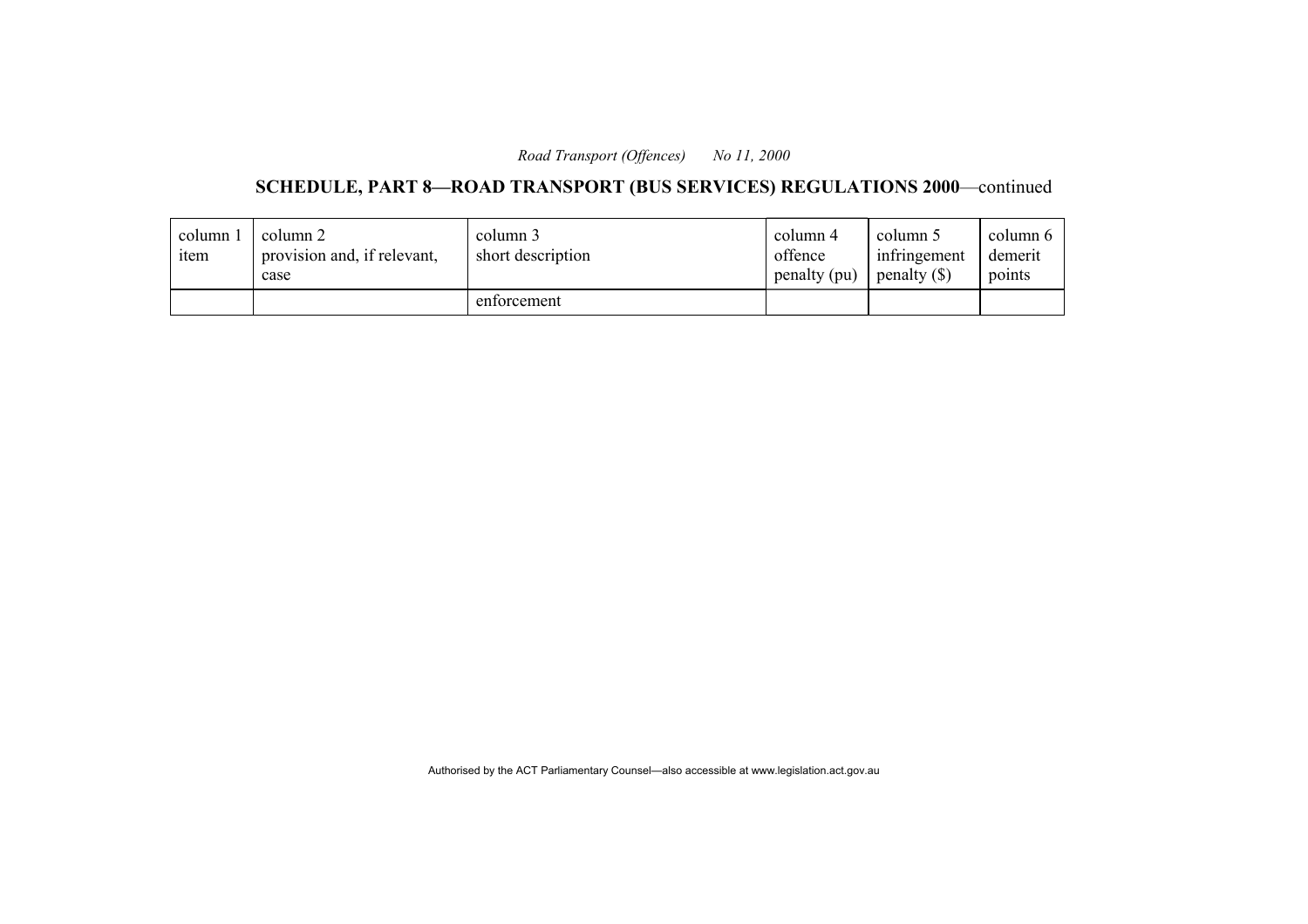## SCHEDULE, PART 8—ROAD TRANSPORT (BUS SERVICES) REGULATIONS 2000—continued

| column 1 item | column 2 provision and, if relevant, case | column 3 short description | column 4 offence penalty (pu) | column 5 infringement penalty ($) | column 6 demerit points |
|---|---|---|---|---|---|
| | | enforcement | | | |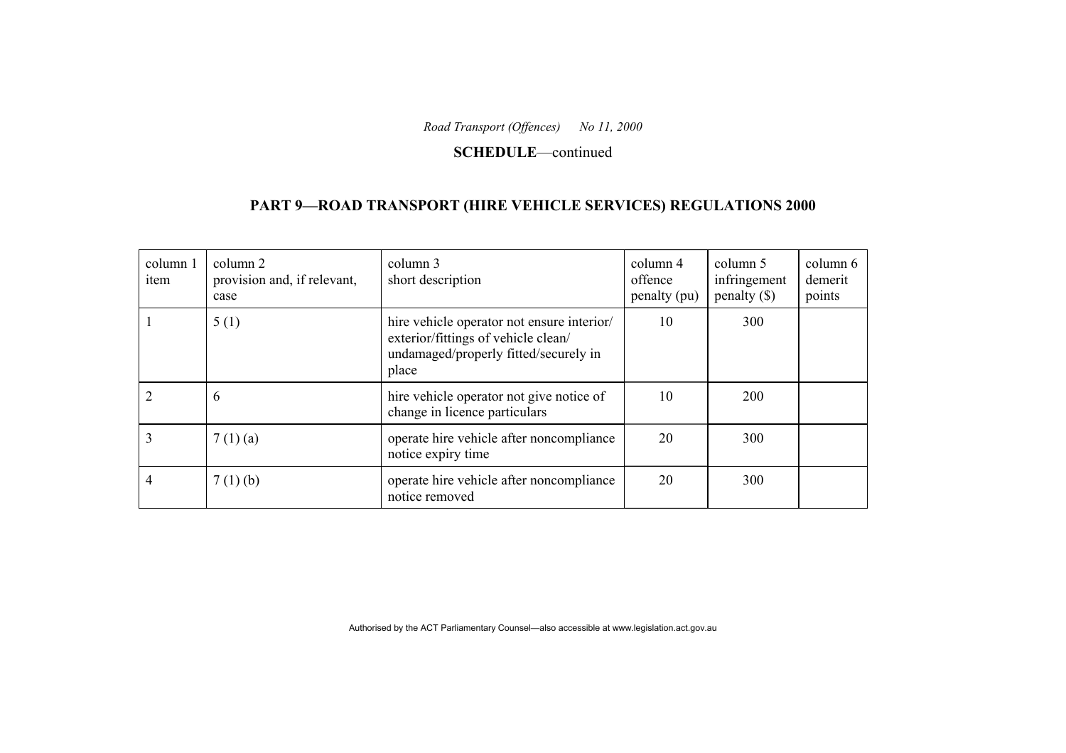**SCHEDULE**—continued

## PART 9—ROAD TRANSPORT (HIRE VEHICLE SERVICES) REGULATIONS 2000

| column 1 item | column 2 provision and, if relevant, case | column 3 short description | column 4 offence penalty (pu) | column 5 infringement penalty ($) | column 6 demerit points |
|---|---|---|---|---|---|
| 1 | 5 (1) | hire vehicle operator not ensure interior/ exterior/fittings of vehicle clean/ undamaged/properly fitted/securely in place | 10 | 300 | |
| 2 | 6 | hire vehicle operator not give notice of change in licence particulars | 10 | 200 | |
| 3 | 7 (1) (a) | operate hire vehicle after noncompliance notice expiry time | 20 | 300 | |
| 4 | 7 (1) (b) | operate hire vehicle after noncompliance notice removed | 20 | 300 | |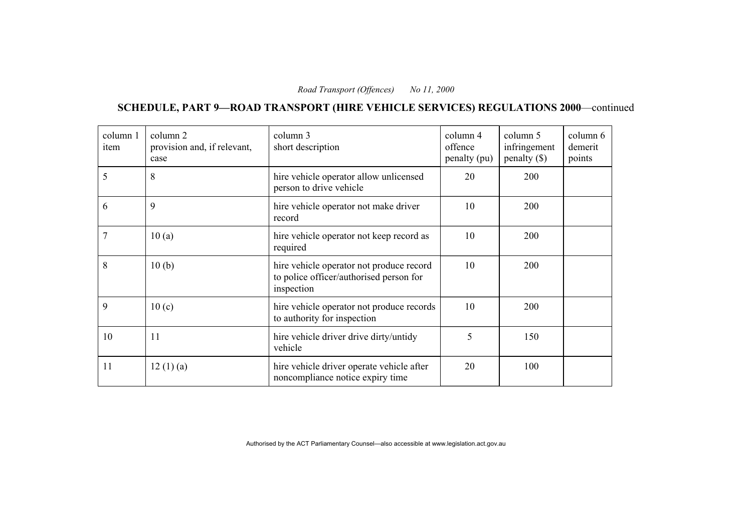## SCHEDULE, PART 9—ROAD TRANSPORT (HIRE VEHICLE SERVICES) REGULATIONS 2000—continued

| column 1 item | column 2 provision and, if relevant, case | column 3 short description | column 4 offence penalty (pu) | column 5 infringement penalty ($) | column 6 demerit points |
|---|---|---|---|---|---|
| 5 | 8 | hire vehicle operator allow unlicensed person to drive vehicle | 20 | 200 | |
| 6 | 9 | hire vehicle operator not make driver record | 10 | 200 | |
| 7 | 10 (a) | hire vehicle operator not keep record as required | 10 | 200 | |
| 8 | 10 (b) | hire vehicle operator not produce record to police officer/authorised person for inspection | 10 | 200 | |
| 9 | 10 (c) | hire vehicle operator not produce records to authority for inspection | 10 | 200 | |
| 10 | 11 | hire vehicle driver drive dirty/untidy vehicle | 5 | 150 | |
| 11 | 12 (1) (a) | hire vehicle driver operate vehicle after noncompliance notice expiry time | 20 | 100 | |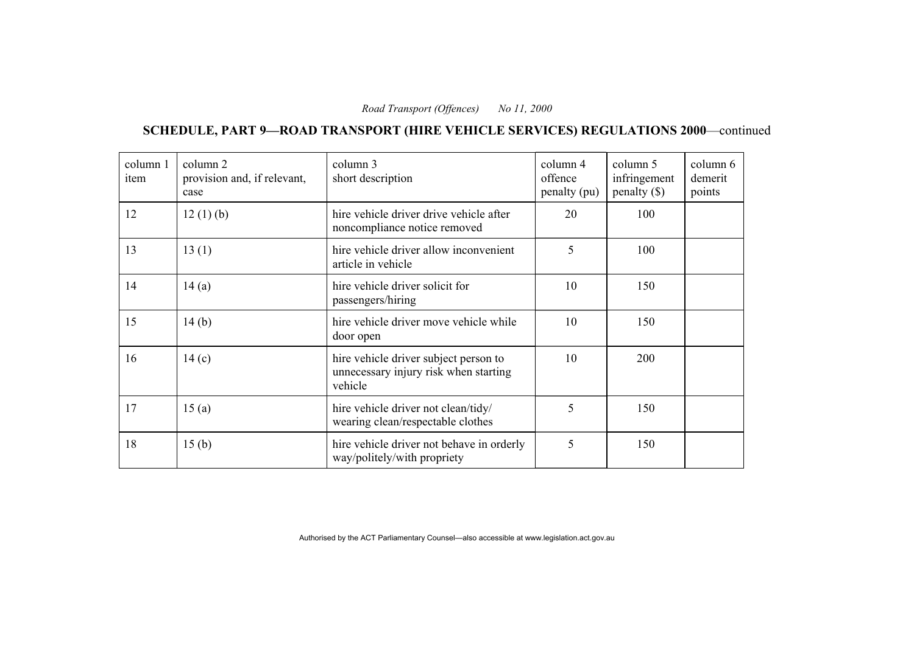## SCHEDULE, PART 9—ROAD TRANSPORT (HIRE VEHICLE SERVICES) REGULATIONS 2000—continued

| column 1 item | column 2 provision and, if relevant, case | column 3 short description | column 4 offence penalty (pu) | column 5 infringement penalty ($) | column 6 demerit points |
|---|---|---|---|---|---|
| 12 | 12 (1) (b) | hire vehicle driver drive vehicle after noncompliance notice removed | 20 | 100 | |
| 13 | 13 (1) | hire vehicle driver allow inconvenient article in vehicle | 5 | 100 | |
| 14 | 14 (a) | hire vehicle driver solicit for passengers/hiring | 10 | 150 | |
| 15 | 14 (b) | hire vehicle driver move vehicle while door open | 10 | 150 | |
| 16 | 14 (c) | hire vehicle driver subject person to unnecessary injury risk when starting vehicle | 10 | 200 | |
| 17 | 15 (a) | hire vehicle driver not clean/tidy/ wearing clean/respectable clothes | 5 | 150 | |
| 18 | 15 (b) | hire vehicle driver not behave in orderly way/politely/with propriety | 5 | 150 | |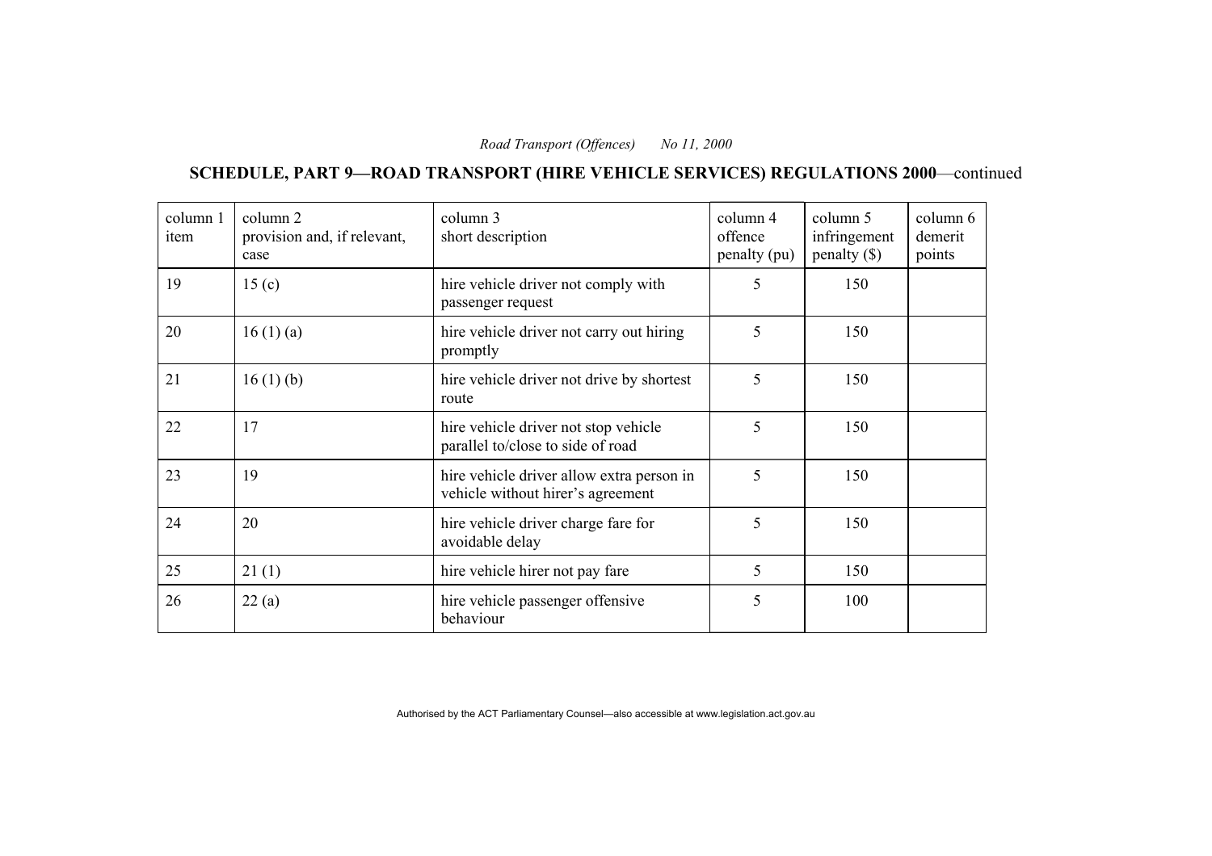## SCHEDULE, PART 9—ROAD TRANSPORT (HIRE VEHICLE SERVICES) REGULATIONS 2000—continued

| column 1 item | column 2 provision and, if relevant, case | column 3 short description | column 4 offence penalty (pu) | column 5 infringement penalty ($) | column 6 demerit points |
|---|---|---|---|---|---|
| 19 | 15 (c) | hire vehicle driver not comply with passenger request | 5 | 150 | |
| 20 | 16 (1) (a) | hire vehicle driver not carry out hiring promptly | 5 | 150 | |
| 21 | 16 (1) (b) | hire vehicle driver not drive by shortest route | 5 | 150 | |
| 22 | 17 | hire vehicle driver not stop vehicle parallel to/close to side of road | 5 | 150 | |
| 23 | 19 | hire vehicle driver allow extra person in vehicle without hirer's agreement | 5 | 150 | |
| 24 | 20 | hire vehicle driver charge fare for avoidable delay | 5 | 150 | |
| 25 | 21 (1) | hire vehicle hirer not pay fare | 5 | 150 | |
| 26 | 22 (a) | hire vehicle passenger offensive behaviour | 5 | 100 | |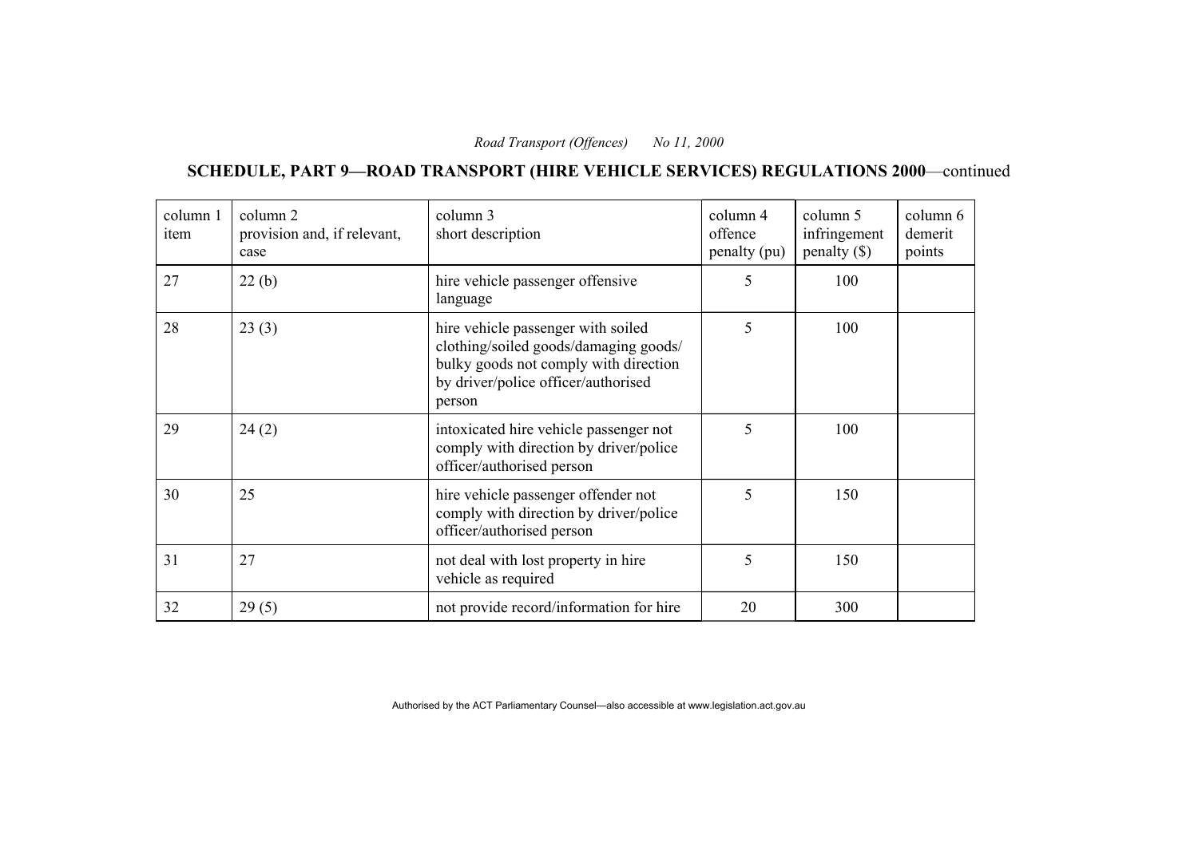## SCHEDULE, PART 9—ROAD TRANSPORT (HIRE VEHICLE SERVICES) REGULATIONS 2000—continued

| column 1 item | column 2 provision and, if relevant, case | column 3 short description | column 4 offence penalty (pu) | column 5 infringement penalty ($) | column 6 demerit points |
|---|---|---|---|---|---|
| 27 | 22 (b) | hire vehicle passenger offensive language | 5 | 100 | |
| 28 | 23 (3) | hire vehicle passenger with soiled clothing/soiled goods/damaging goods/ bulky goods not comply with direction by driver/police officer/authorised person | 5 | 100 | |
| 29 | 24 (2) | intoxicated hire vehicle passenger not comply with direction by driver/police officer/authorised person | 5 | 100 | |
| 30 | 25 | hire vehicle passenger offender not comply with direction by driver/police officer/authorised person | 5 | 150 | |
| 31 | 27 | not deal with lost property in hire vehicle as required | 5 | 150 | |
| 32 | 29 (5) | not provide record/information for hire | 20 | 300 | |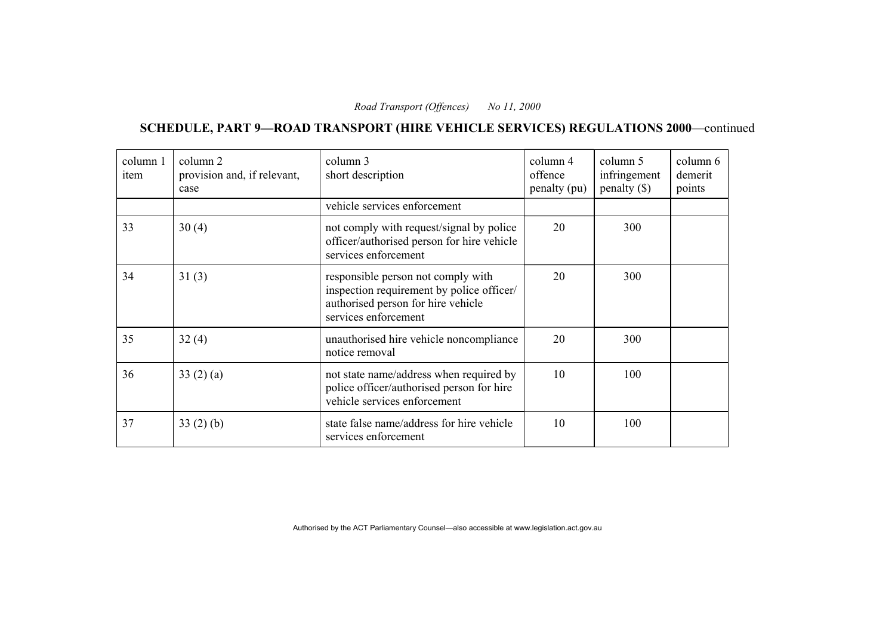## SCHEDULE, PART 9—ROAD TRANSPORT (HIRE VEHICLE SERVICES) REGULATIONS 2000—continued

| column 1 item | column 2 provision and, if relevant, case | column 3 short description | column 4 offence penalty (pu) | column 5 infringement penalty ($) | column 6 demerit points |
|---|---|---|---|---|---|
| | | vehicle services enforcement | | | |
| 33 | 30 (4) | not comply with request/signal by police officer/authorised person for hire vehicle services enforcement | 20 | 300 | |
| 34 | 31 (3) | responsible person not comply with inspection requirement by police officer/ authorised person for hire vehicle services enforcement | 20 | 300 | |
| 35 | 32 (4) | unauthorised hire vehicle noncompliance notice removal | 20 | 300 | |
| 36 | 33 (2) (a) | not state name/address when required by police officer/authorised person for hire vehicle services enforcement | 10 | 100 | |
| 37 | 33 (2) (b) | state false name/address for hire vehicle services enforcement | 10 | 100 | |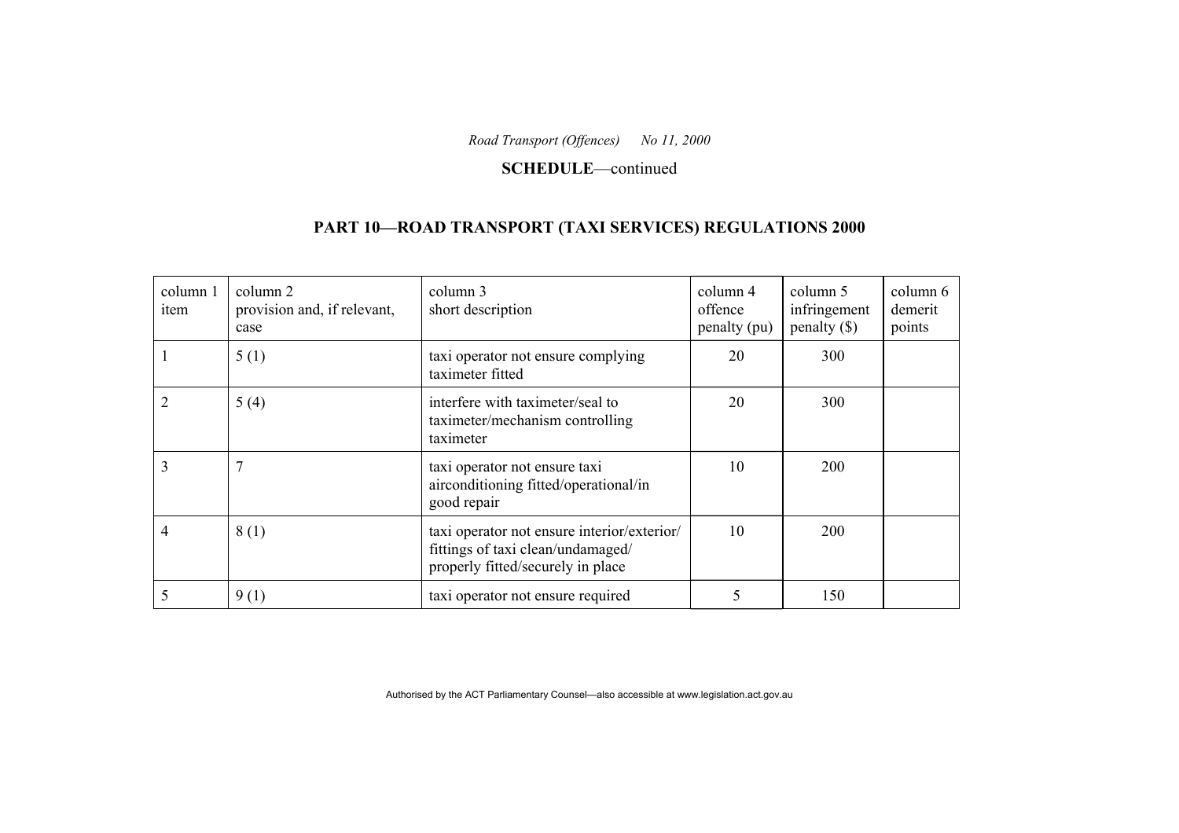**SCHEDULE**—continued

## PART 10—ROAD TRANSPORT (TAXI SERVICES) REGULATIONS 2000

| column 1 item | column 2 provision and, if relevant, case | column 3 short description | column 4 offence penalty (pu) | column 5 infringement penalty ($) | column 6 demerit points |
|---|---|---|---|---|---|
| 1 | 5 (1) | taxi operator not ensure complying taximeter fitted | 20 | 300 | |
| 2 | 5 (4) | interfere with taximeter/seal to taximeter/mechanism controlling taximeter | 20 | 300 | |
| 3 | 7 | taxi operator not ensure taxi airconditioning fitted/operational/in good repair | 10 | 200 | |
| 4 | 8 (1) | taxi operator not ensure interior/exterior/ fittings of taxi clean/undamaged/ properly fitted/securely in place | 10 | 200 | |
| 5 | 9 (1) | taxi operator not ensure required | 5 | 150 | |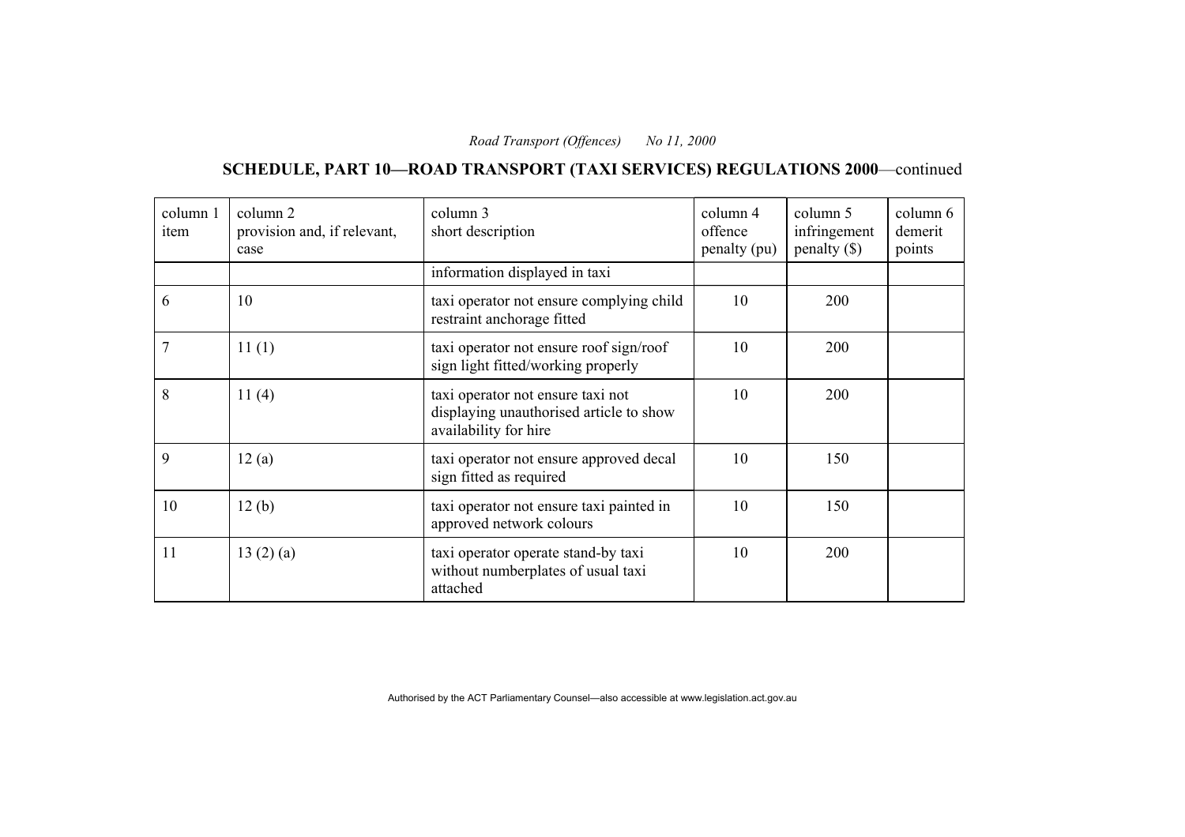## SCHEDULE, PART 10—ROAD TRANSPORT (TAXI SERVICES) REGULATIONS 2000—continued

| column 1 item | column 2 provision and, if relevant, case | column 3 short description | column 4 offence penalty (pu) | column 5 infringement penalty ($) | column 6 demerit points |
|---|---|---|---|---|---|
| | | information displayed in taxi | | | |
| 6 | 10 | taxi operator not ensure complying child restraint anchorage fitted | 10 | 200 | |
| 7 | 11 (1) | taxi operator not ensure roof sign/roof sign light fitted/working properly | 10 | 200 | |
| 8 | 11 (4) | taxi operator not ensure taxi not displaying unauthorised article to show availability for hire | 10 | 200 | |
| 9 | 12 (a) | taxi operator not ensure approved decal sign fitted as required | 10 | 150 | |
| 10 | 12 (b) | taxi operator not ensure taxi painted in approved network colours | 10 | 150 | |
| 11 | 13 (2) (a) | taxi operator operate stand-by taxi without numberplates of usual taxi attached | 10 | 200 | |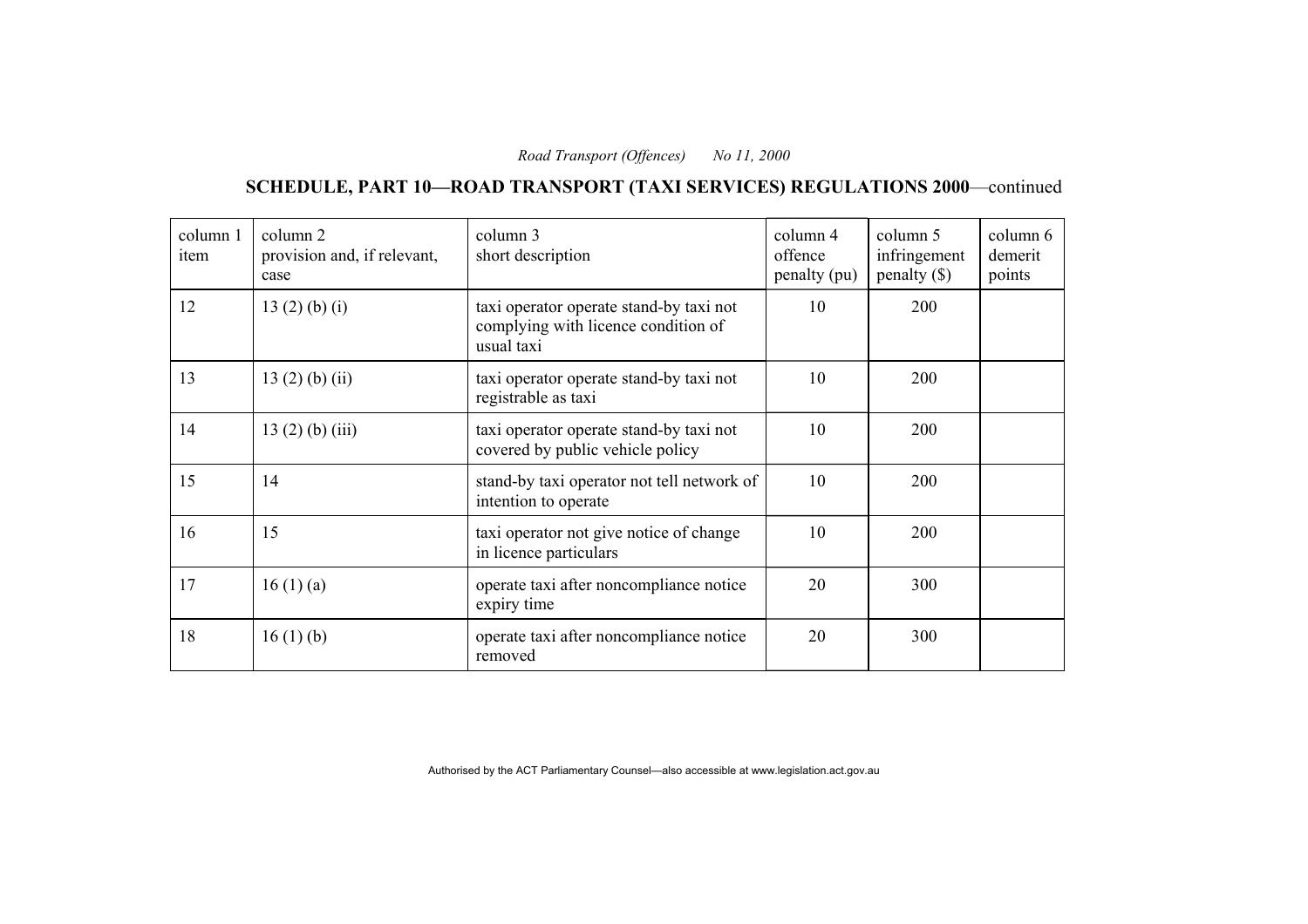## SCHEDULE, PART 10—ROAD TRANSPORT (TAXI SERVICES) REGULATIONS 2000—continued

| column 1 item | column 2 provision and, if relevant, case | column 3 short description | column 4 offence penalty (pu) | column 5 infringement penalty ($) | column 6 demerit points |
|---|---|---|---|---|---|
| 12 | 13 (2) (b) (i) | taxi operator operate stand-by taxi not complying with licence condition of usual taxi | 10 | 200 | |
| 13 | 13 (2) (b) (ii) | taxi operator operate stand-by taxi not registrable as taxi | 10 | 200 | |
| 14 | 13 (2) (b) (iii) | taxi operator operate stand-by taxi not covered by public vehicle policy | 10 | 200 | |
| 15 | 14 | stand-by taxi operator not tell network of intention to operate | 10 | 200 | |
| 16 | 15 | taxi operator not give notice of change in licence particulars | 10 | 200 | |
| 17 | 16 (1) (a) | operate taxi after noncompliance notice expiry time | 20 | 300 | |
| 18 | 16 (1) (b) | operate taxi after noncompliance notice removed | 20 | 300 | |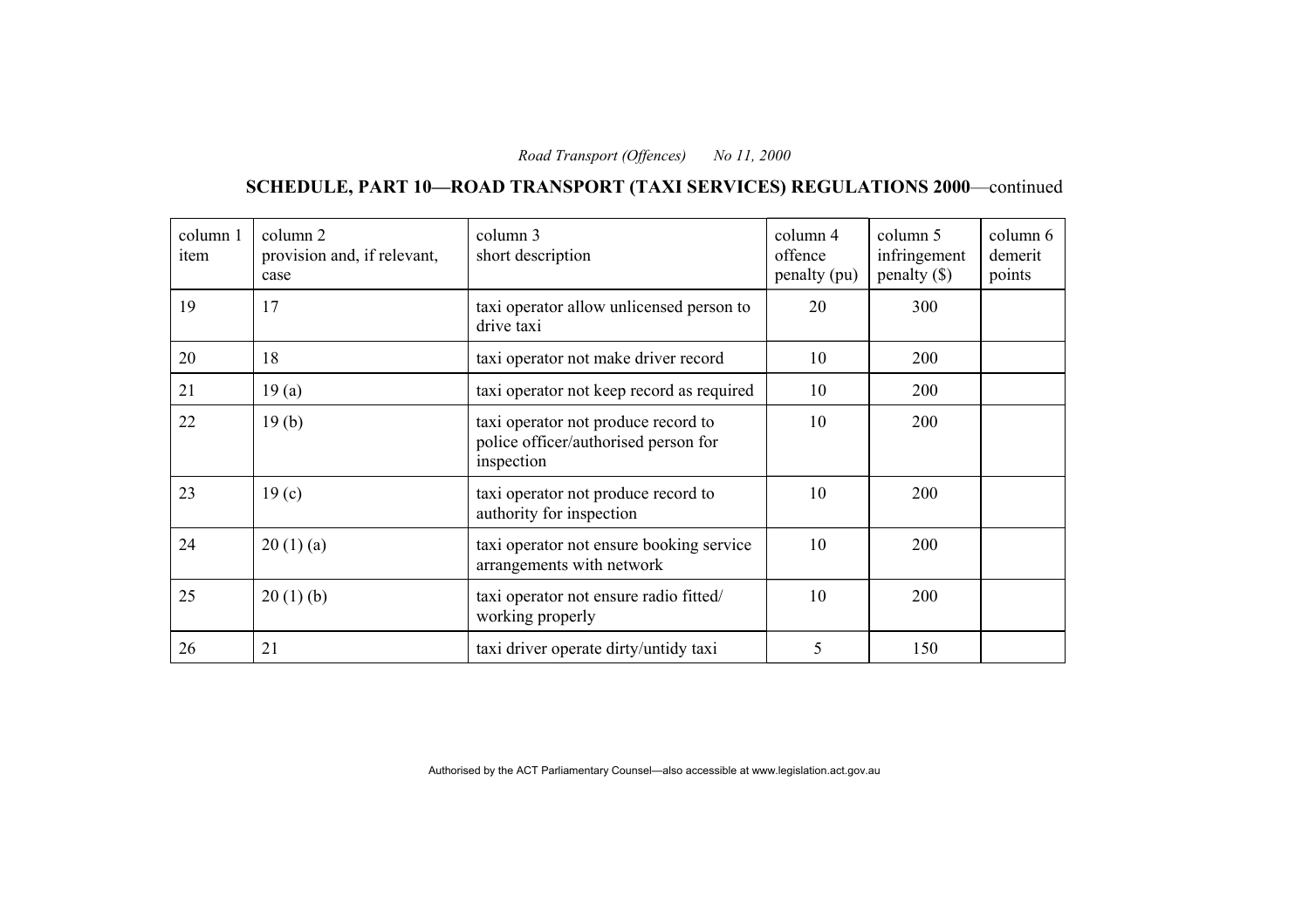## SCHEDULE, PART 10—ROAD TRANSPORT (TAXI SERVICES) REGULATIONS 2000—continued

| column 1 item | column 2 provision and, if relevant, case | column 3 short description | column 4 offence penalty (pu) | column 5 infringement penalty ($) | column 6 demerit points |
|---|---|---|---|---|---|
| 19 | 17 | taxi operator allow unlicensed person to drive taxi | 20 | 300 | |
| 20 | 18 | taxi operator not make driver record | 10 | 200 | |
| 21 | 19 (a) | taxi operator not keep record as required | 10 | 200 | |
| 22 | 19 (b) | taxi operator not produce record to police officer/authorised person for inspection | 10 | 200 | |
| 23 | 19 (c) | taxi operator not produce record to authority for inspection | 10 | 200 | |
| 24 | 20 (1) (a) | taxi operator not ensure booking service arrangements with network | 10 | 200 | |
| 25 | 20 (1) (b) | taxi operator not ensure radio fitted/ working properly | 10 | 200 | |
| 26 | 21 | taxi driver operate dirty/untidy taxi | 5 | 150 | |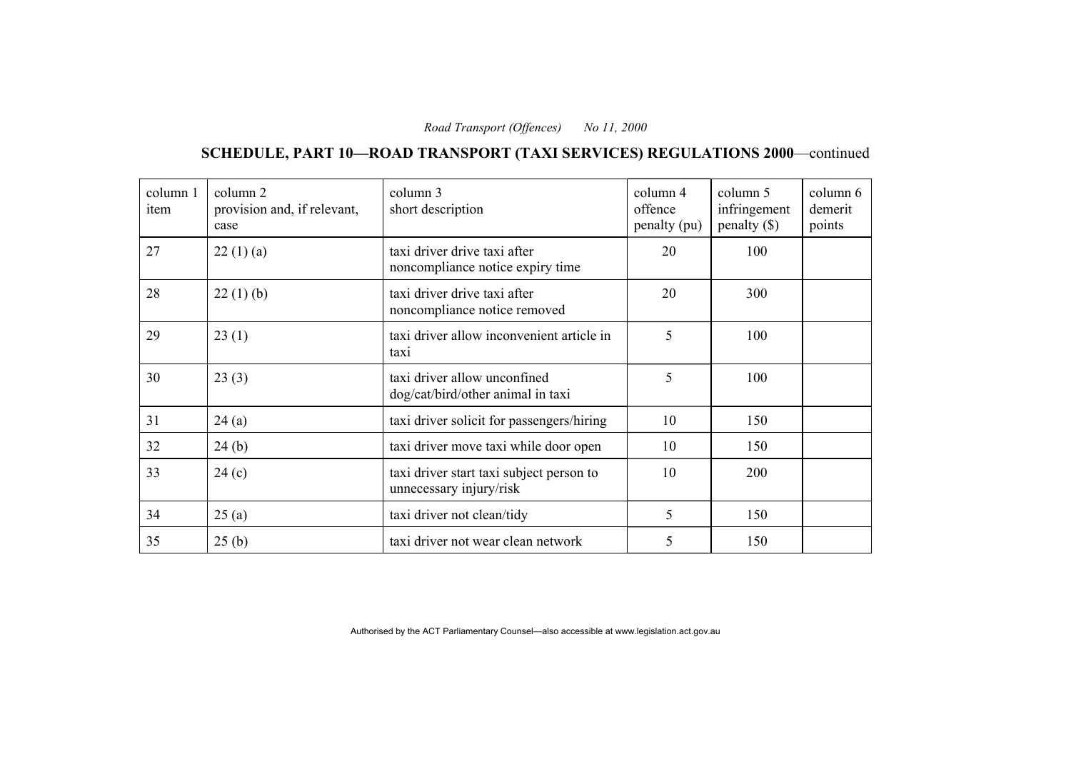## SCHEDULE, PART 10—ROAD TRANSPORT (TAXI SERVICES) REGULATIONS 2000—continued

| column 1 item | column 2 provision and, if relevant, case | column 3 short description | column 4 offence penalty (pu) | column 5 infringement penalty ($) | column 6 demerit points |
|---|---|---|---|---|---|
| 27 | 22 (1) (a) | taxi driver drive taxi after noncompliance notice expiry time | 20 | 100 | |
| 28 | 22 (1) (b) | taxi driver drive taxi after noncompliance notice removed | 20 | 300 | |
| 29 | 23 (1) | taxi driver allow inconvenient article in taxi | 5 | 100 | |
| 30 | 23 (3) | taxi driver allow unconfined dog/cat/bird/other animal in taxi | 5 | 100 | |
| 31 | 24 (a) | taxi driver solicit for passengers/hiring | 10 | 150 | |
| 32 | 24 (b) | taxi driver move taxi while door open | 10 | 150 | |
| 33 | 24 (c) | taxi driver start taxi subject person to unnecessary injury/risk | 10 | 200 | |
| 34 | 25 (a) | taxi driver not clean/tidy | 5 | 150 | |
| 35 | 25 (b) | taxi driver not wear clean network | 5 | 150 | |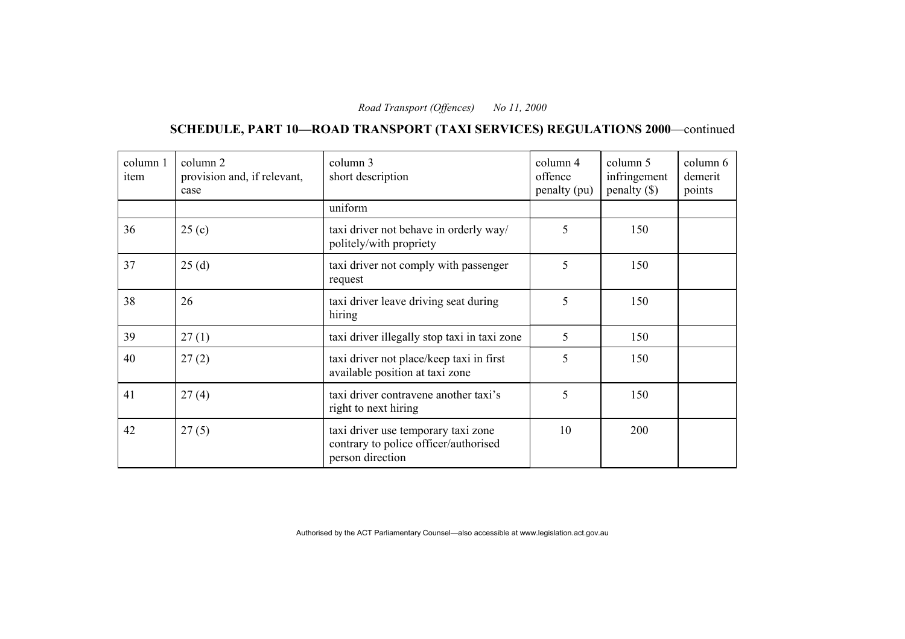## SCHEDULE, PART 10—ROAD TRANSPORT (TAXI SERVICES) REGULATIONS 2000—continued

| column 1 item | column 2 provision and, if relevant, case | column 3 short description | column 4 offence penalty (pu) | column 5 infringement penalty ($) | column 6 demerit points |
|---|---|---|---|---|---|
| | | uniform | | | |
| 36 | 25 (c) | taxi driver not behave in orderly way/ politely/with propriety | 5 | 150 | |
| 37 | 25 (d) | taxi driver not comply with passenger request | 5 | 150 | |
| 38 | 26 | taxi driver leave driving seat during hiring | 5 | 150 | |
| 39 | 27 (1) | taxi driver illegally stop taxi in taxi zone | 5 | 150 | |
| 40 | 27 (2) | taxi driver not place/keep taxi in first available position at taxi zone | 5 | 150 | |
| 41 | 27 (4) | taxi driver contravene another taxi's right to next hiring | 5 | 150 | |
| 42 | 27 (5) | taxi driver use temporary taxi zone contrary to police officer/authorised person direction | 10 | 200 | |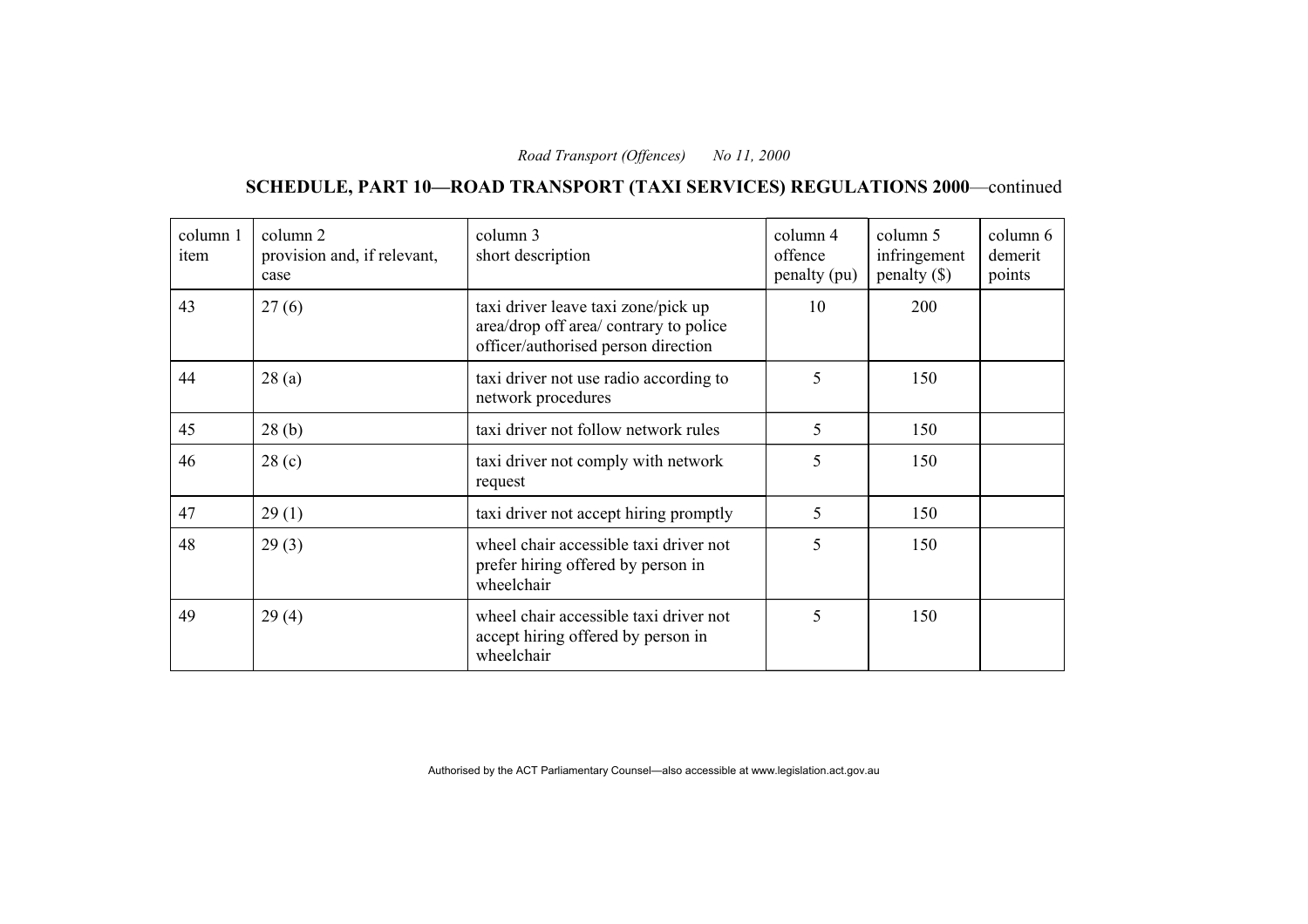## SCHEDULE, PART 10—ROAD TRANSPORT (TAXI SERVICES) REGULATIONS 2000—continued

| column 1 item | column 2 provision and, if relevant, case | column 3 short description | column 4 offence penalty (pu) | column 5 infringement penalty ($) | column 6 demerit points |
|---|---|---|---|---|---|
| 43 | 27 (6) | taxi driver leave taxi zone/pick up area/drop off area/ contrary to police officer/authorised person direction | 10 | 200 | |
| 44 | 28 (a) | taxi driver not use radio according to network procedures | 5 | 150 | |
| 45 | 28 (b) | taxi driver not follow network rules | 5 | 150 | |
| 46 | 28 (c) | taxi driver not comply with network request | 5 | 150 | |
| 47 | 29 (1) | taxi driver not accept hiring promptly | 5 | 150 | |
| 48 | 29 (3) | wheel chair accessible taxi driver not prefer hiring offered by person in wheelchair | 5 | 150 | |
| 49 | 29 (4) | wheel chair accessible taxi driver not accept hiring offered by person in wheelchair | 5 | 150 | |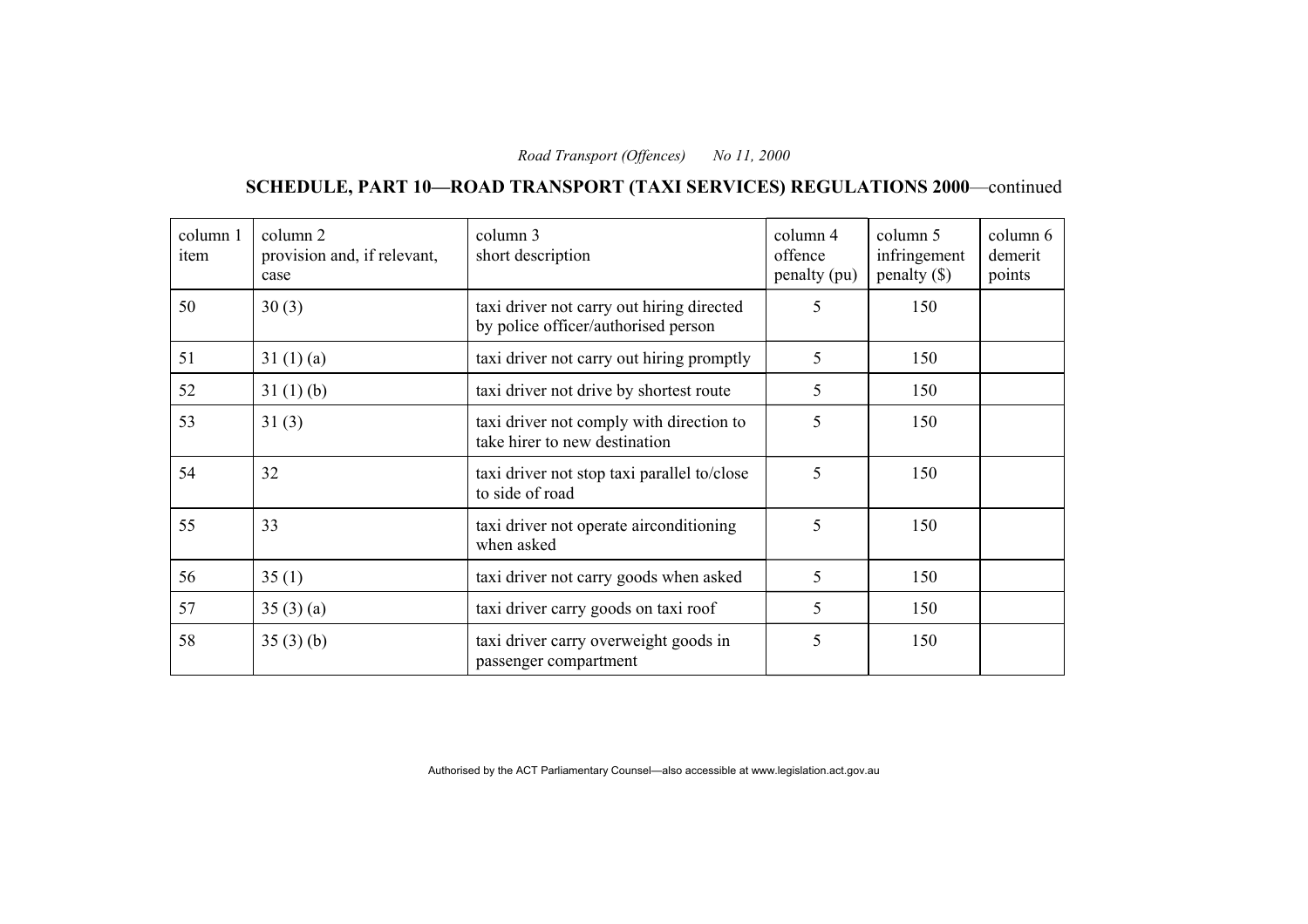## SCHEDULE, PART 10—ROAD TRANSPORT (TAXI SERVICES) REGULATIONS 2000—continued

| column 1 item | column 2 provision and, if relevant, case | column 3 short description | column 4 offence penalty (pu) | column 5 infringement penalty ($) | column 6 demerit points |
|---|---|---|---|---|---|
| 50 | 30 (3) | taxi driver not carry out hiring directed by police officer/authorised person | 5 | 150 | |
| 51 | 31 (1) (a) | taxi driver not carry out hiring promptly | 5 | 150 | |
| 52 | 31 (1) (b) | taxi driver not drive by shortest route | 5 | 150 | |
| 53 | 31 (3) | taxi driver not comply with direction to take hirer to new destination | 5 | 150 | |
| 54 | 32 | taxi driver not stop taxi parallel to/close to side of road | 5 | 150 | |
| 55 | 33 | taxi driver not operate airconditioning when asked | 5 | 150 | |
| 56 | 35 (1) | taxi driver not carry goods when asked | 5 | 150 | |
| 57 | 35 (3) (a) | taxi driver carry goods on taxi roof | 5 | 150 | |
| 58 | 35 (3) (b) | taxi driver carry overweight goods in passenger compartment | 5 | 150 | |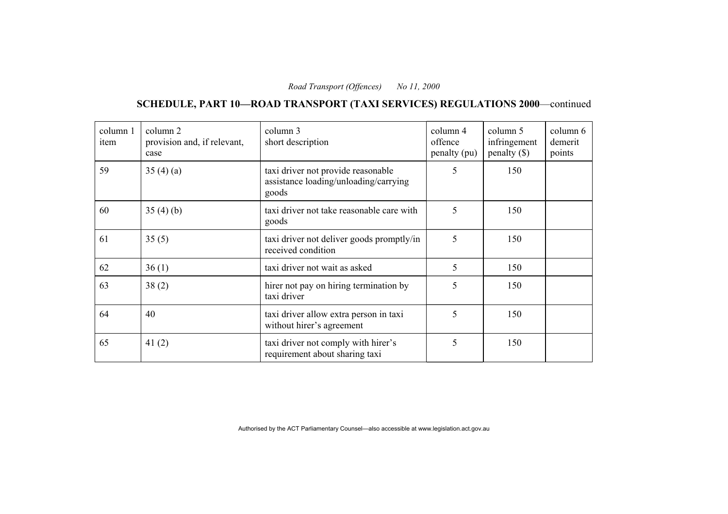## SCHEDULE, PART 10—ROAD TRANSPORT (TAXI SERVICES) REGULATIONS 2000—continued

| column 1 item | column 2 provision and, if relevant, case | column 3 short description | column 4 offence penalty (pu) | column 5 infringement penalty ($) | column 6 demerit points |
|---|---|---|---|---|---|
| 59 | 35 (4) (a) | taxi driver not provide reasonable assistance loading/unloading/carrying goods | 5 | 150 | |
| 60 | 35 (4) (b) | taxi driver not take reasonable care with goods | 5 | 150 | |
| 61 | 35 (5) | taxi driver not deliver goods promptly/in received condition | 5 | 150 | |
| 62 | 36 (1) | taxi driver not wait as asked | 5 | 150 | |
| 63 | 38 (2) | hirer not pay on hiring termination by taxi driver | 5 | 150 | |
| 64 | 40 | taxi driver allow extra person in taxi without hirer's agreement | 5 | 150 | |
| 65 | 41 (2) | taxi driver not comply with hirer's requirement about sharing taxi | 5 | 150 | |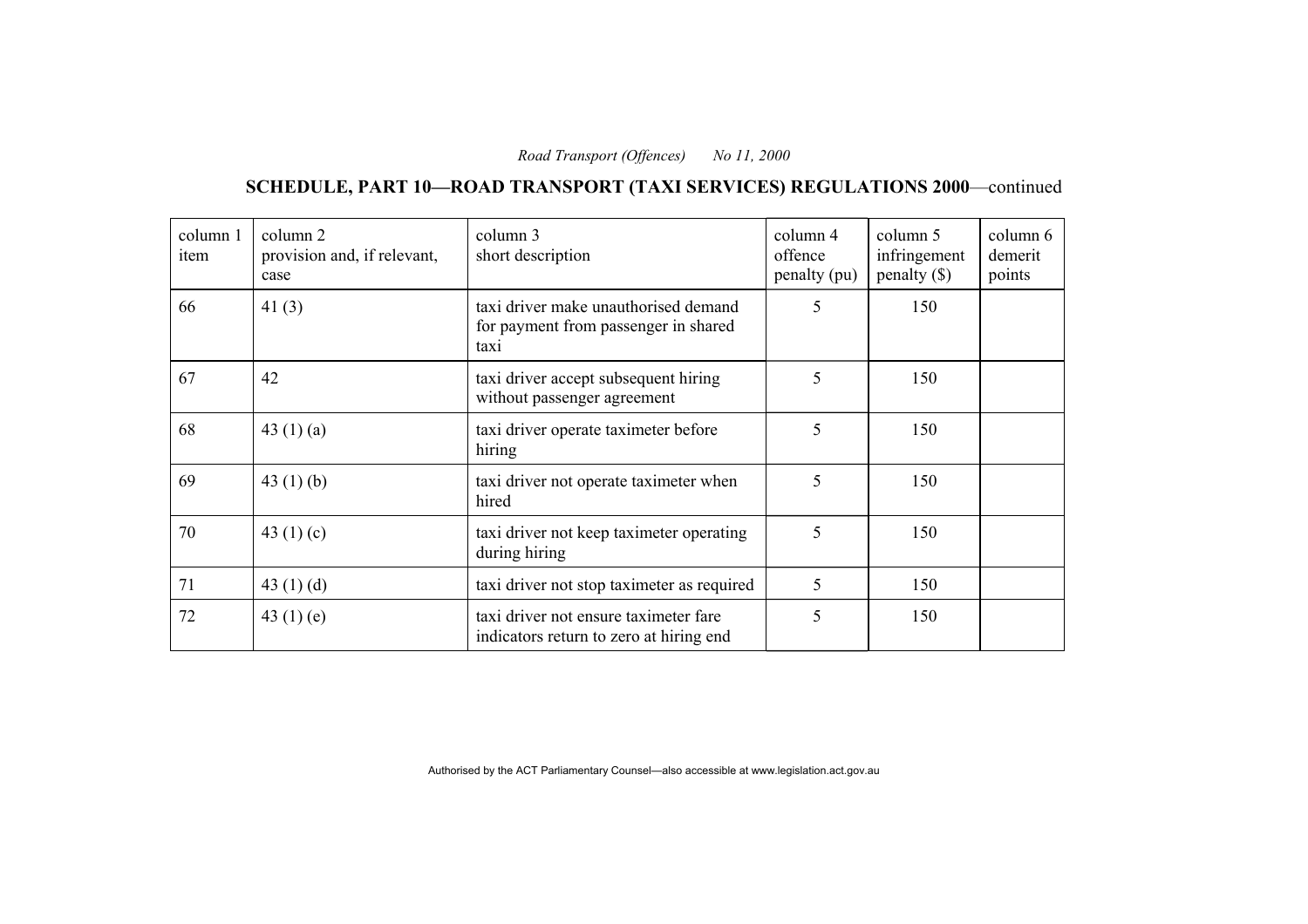## SCHEDULE, PART 10—ROAD TRANSPORT (TAXI SERVICES) REGULATIONS 2000—continued

| column 1 item | column 2 provision and, if relevant, case | column 3 short description | column 4 offence penalty (pu) | column 5 infringement penalty ($) | column 6 demerit points |
|---|---|---|---|---|---|
| 66 | 41 (3) | taxi driver make unauthorised demand for payment from passenger in shared taxi | 5 | 150 | |
| 67 | 42 | taxi driver accept subsequent hiring without passenger agreement | 5 | 150 | |
| 68 | 43 (1) (a) | taxi driver operate taximeter before hiring | 5 | 150 | |
| 69 | 43 (1) (b) | taxi driver not operate taximeter when hired | 5 | 150 | |
| 70 | 43 (1) (c) | taxi driver not keep taximeter operating during hiring | 5 | 150 | |
| 71 | 43 (1) (d) | taxi driver not stop taximeter as required | 5 | 150 | |
| 72 | 43 (1) (e) | taxi driver not ensure taximeter fare indicators return to zero at hiring end | 5 | 150 | |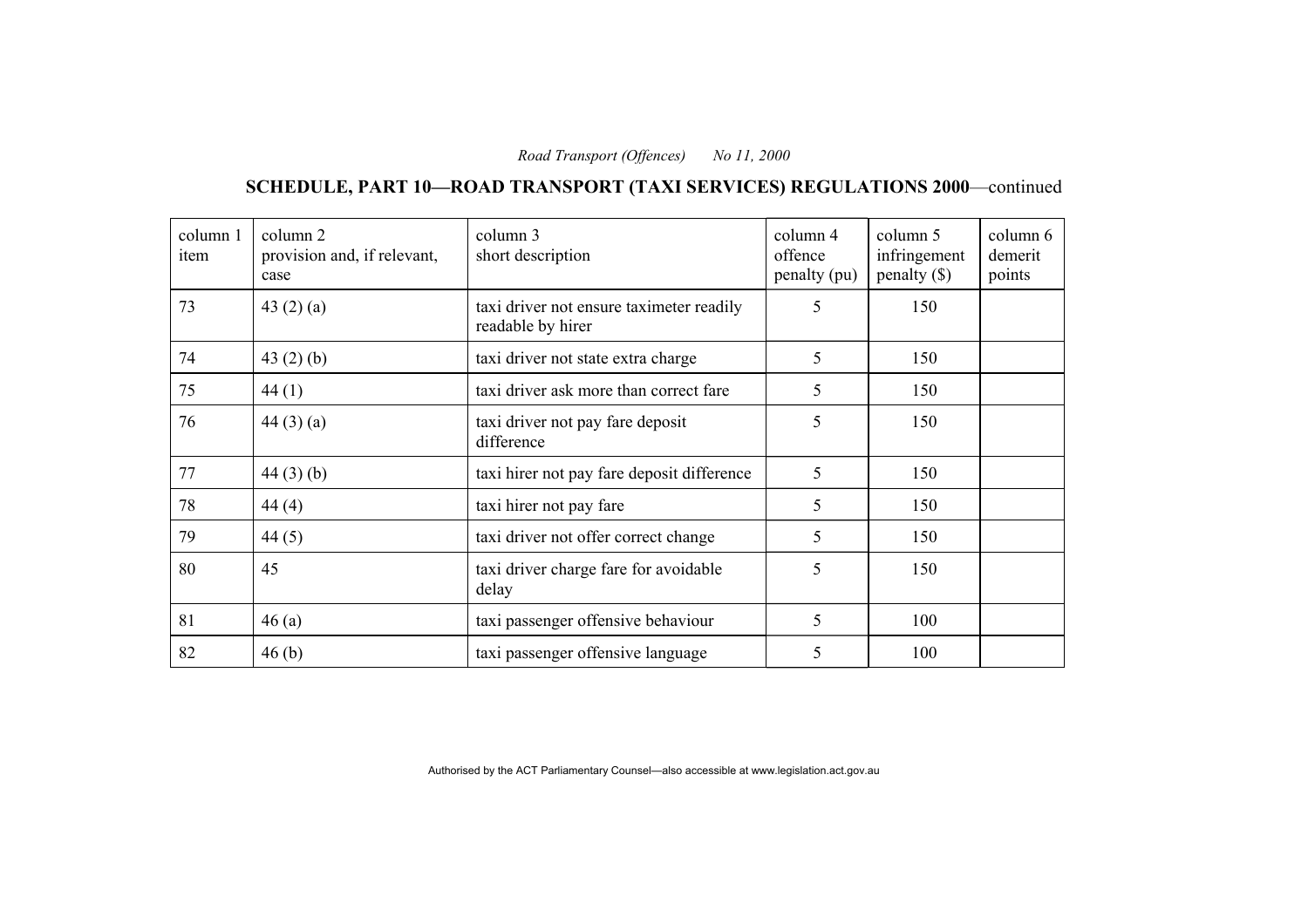## SCHEDULE, PART 10—ROAD TRANSPORT (TAXI SERVICES) REGULATIONS 2000—continued

| column 1 item | column 2 provision and, if relevant, case | column 3 short description | column 4 offence penalty (pu) | column 5 infringement penalty ($) | column 6 demerit points |
|---|---|---|---|---|---|
| 73 | 43 (2) (a) | taxi driver not ensure taximeter readily readable by hirer | 5 | 150 | |
| 74 | 43 (2) (b) | taxi driver not state extra charge | 5 | 150 | |
| 75 | 44 (1) | taxi driver ask more than correct fare | 5 | 150 | |
| 76 | 44 (3) (a) | taxi driver not pay fare deposit difference | 5 | 150 | |
| 77 | 44 (3) (b) | taxi hirer not pay fare deposit difference | 5 | 150 | |
| 78 | 44 (4) | taxi hirer not pay fare | 5 | 150 | |
| 79 | 44 (5) | taxi driver not offer correct change | 5 | 150 | |
| 80 | 45 | taxi driver charge fare for avoidable delay | 5 | 150 | |
| 81 | 46 (a) | taxi passenger offensive behaviour | 5 | 100 | |
| 82 | 46 (b) | taxi passenger offensive language | 5 | 100 | |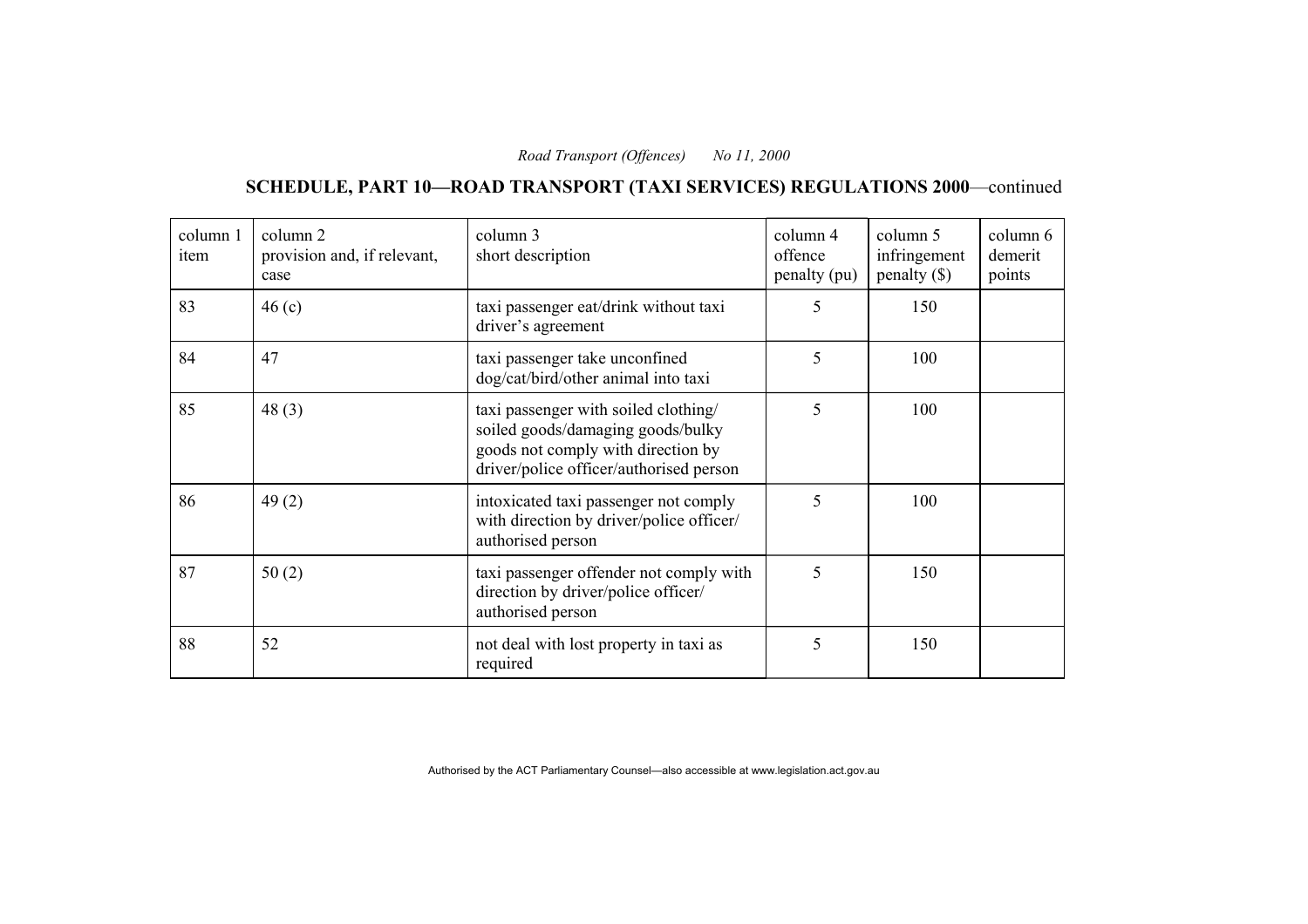## SCHEDULE, PART 10—ROAD TRANSPORT (TAXI SERVICES) REGULATIONS 2000—continued

| column 1 item | column 2 provision and, if relevant, case | column 3 short description | column 4 offence penalty (pu) | column 5 infringement penalty ($) | column 6 demerit points |
|---|---|---|---|---|---|
| 83 | 46 (c) | taxi passenger eat/drink without taxi driver's agreement | 5 | 150 | |
| 84 | 47 | taxi passenger take unconfined dog/cat/bird/other animal into taxi | 5 | 100 | |
| 85 | 48 (3) | taxi passenger with soiled clothing/ soiled goods/damaging goods/bulky goods not comply with direction by driver/police officer/authorised person | 5 | 100 | |
| 86 | 49 (2) | intoxicated taxi passenger not comply with direction by driver/police officer/ authorised person | 5 | 100 | |
| 87 | 50 (2) | taxi passenger offender not comply with direction by driver/police officer/ authorised person | 5 | 150 | |
| 88 | 52 | not deal with lost property in taxi as required | 5 | 150 | |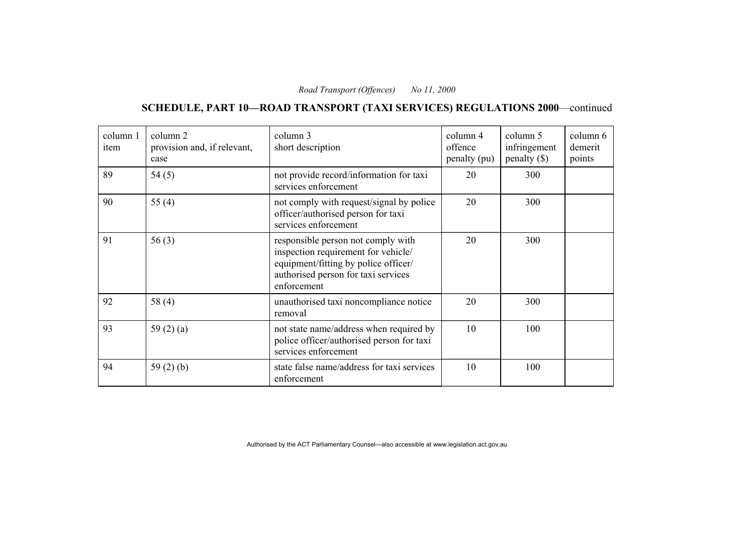## SCHEDULE, PART 10—ROAD TRANSPORT (TAXI SERVICES) REGULATIONS 2000—continued

| column 1 item | column 2 provision and, if relevant, case | column 3 short description | column 4 offence penalty (pu) | column 5 infringement penalty ($) | column 6 demerit points |
|---|---|---|---|---|---|
| 89 | 54 (5) | not provide record/information for taxi services enforcement | 20 | 300 | |
| 90 | 55 (4) | not comply with request/signal by police officer/authorised person for taxi services enforcement | 20 | 300 | |
| 91 | 56 (3) | responsible person not comply with inspection requirement for vehicle/ equipment/fitting by police officer/ authorised person for taxi services enforcement | 20 | 300 | |
| 92 | 58 (4) | unauthorised taxi noncompliance notice removal | 20 | 300 | |
| 93 | 59 (2) (a) | not state name/address when required by police officer/authorised person for taxi services enforcement | 10 | 100 | |
| 94 | 59 (2) (b) | state false name/address for taxi services enforcement | 10 | 100 | |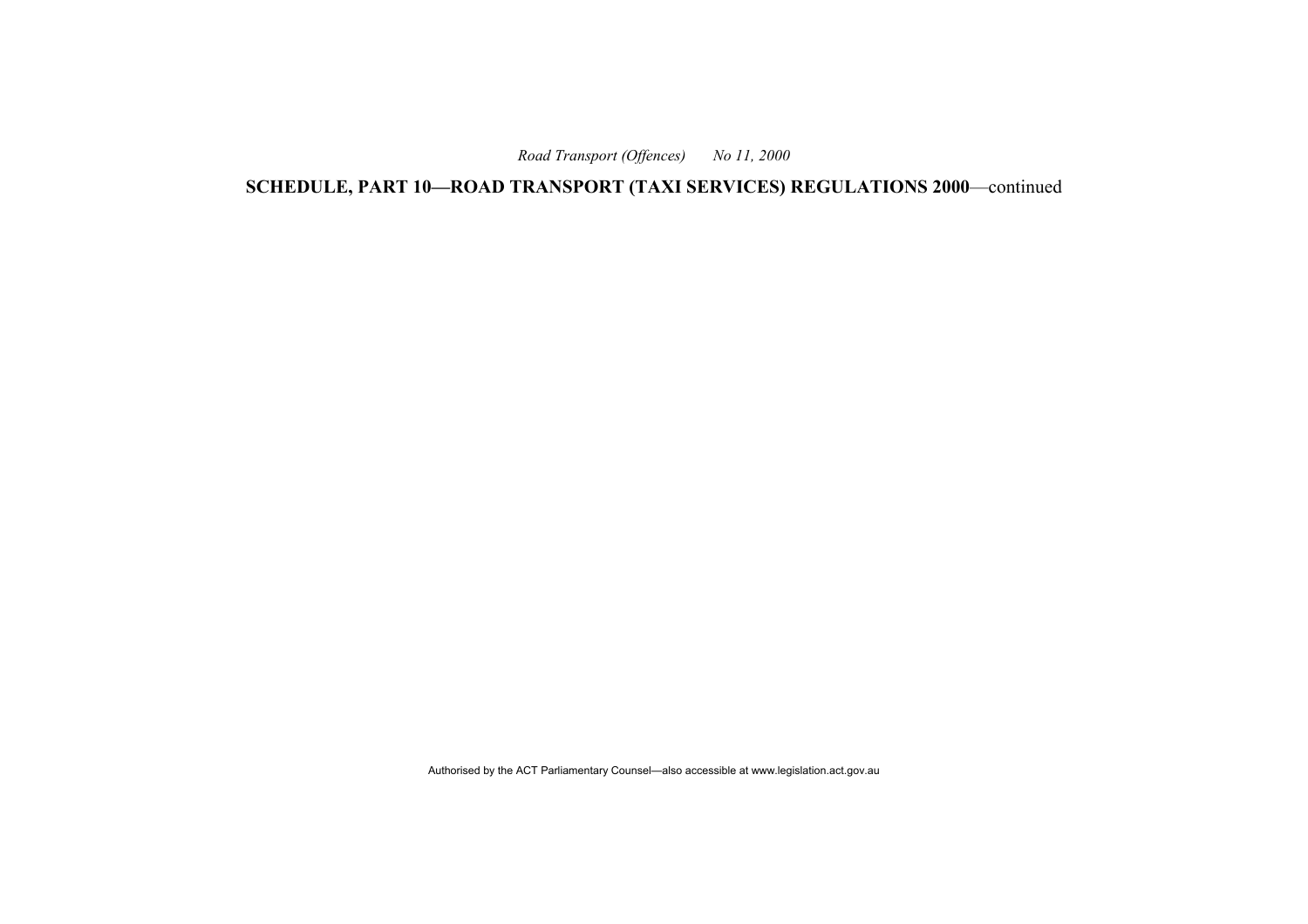SCHEDULE, PART 10—ROAD TRANSPORT (TAXI SERVICES) REGULATIONS 2000—continued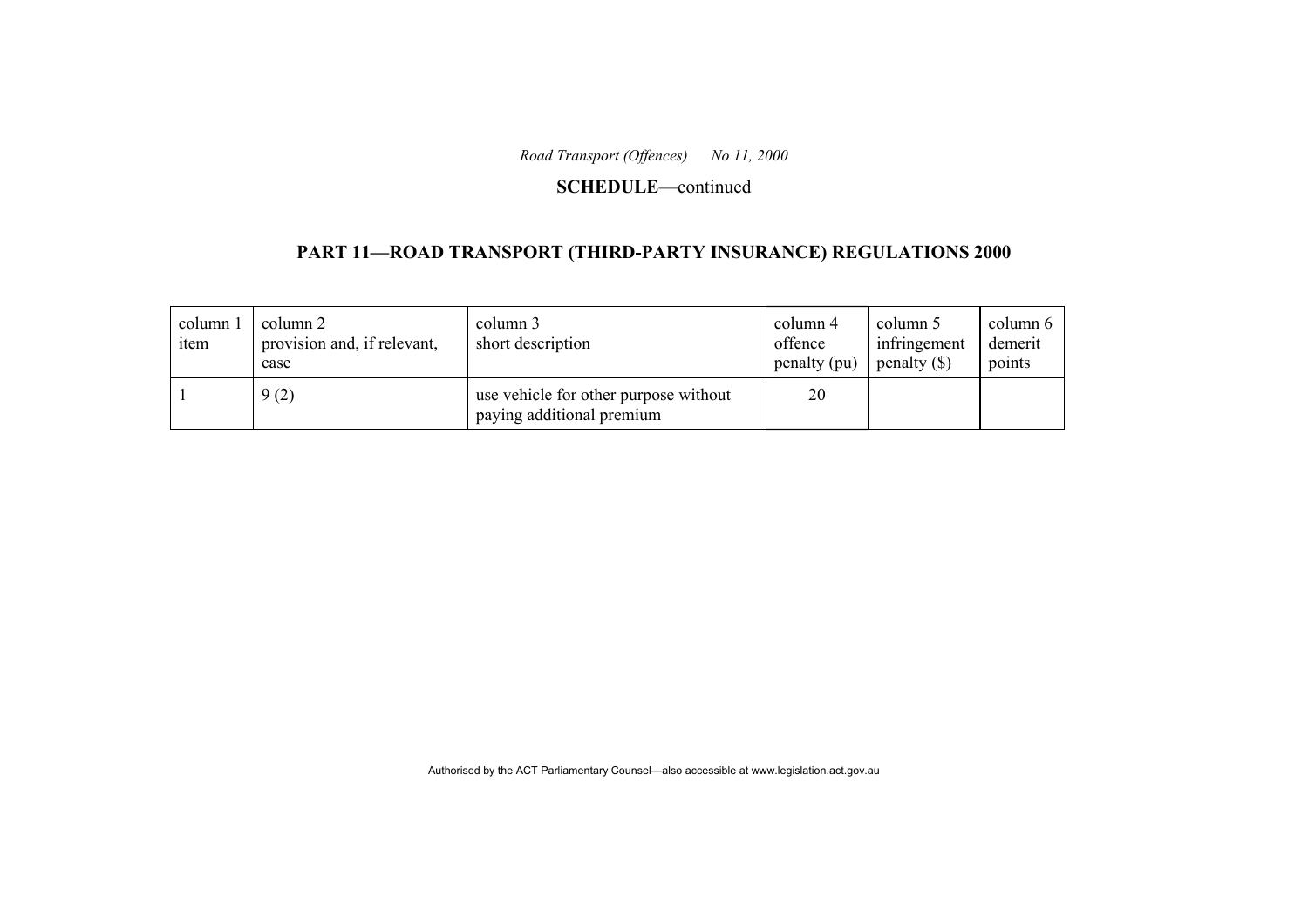**SCHEDULE**—continued

## PART 11—ROAD TRANSPORT (THIRD-PARTY INSURANCE) REGULATIONS 2000

| column 1 item | column 2 provision and, if relevant, case | column 3 short description | column 4 offence penalty (pu) | column 5 infringement penalty ($) | column 6 demerit points |
|---|---|---|---|---|---|
| 1 | 9 (2) | use vehicle for other purpose without paying additional premium | 20 | | |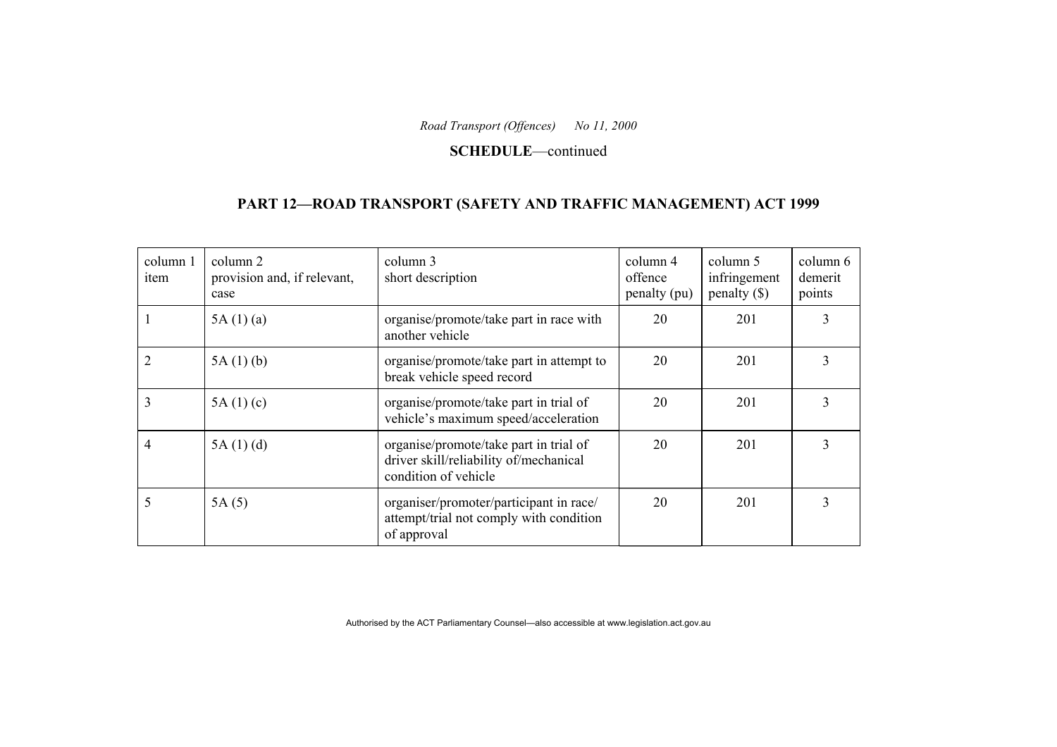**SCHEDULE**—continued

## PART 12—ROAD TRANSPORT (SAFETY AND TRAFFIC MANAGEMENT) ACT 1999

| column 1 item | column 2 provision and, if relevant, case | column 3 short description | column 4 offence penalty (pu) | column 5 infringement penalty ($) | column 6 demerit points |
|---|---|---|---|---|---|
| 1 | 5A (1) (a) | organise/promote/take part in race with another vehicle | 20 | 201 | 3 |
| 2 | 5A (1) (b) | organise/promote/take part in attempt to break vehicle speed record | 20 | 201 | 3 |
| 3 | 5A (1) (c) | organise/promote/take part in trial of vehicle's maximum speed/acceleration | 20 | 201 | 3 |
| 4 | 5A (1) (d) | organise/promote/take part in trial of driver skill/reliability of/mechanical condition of vehicle | 20 | 201 | 3 |
| 5 | 5A (5) | organiser/promoter/participant in race/attempt/trial not comply with condition of approval | 20 | 201 | 3 |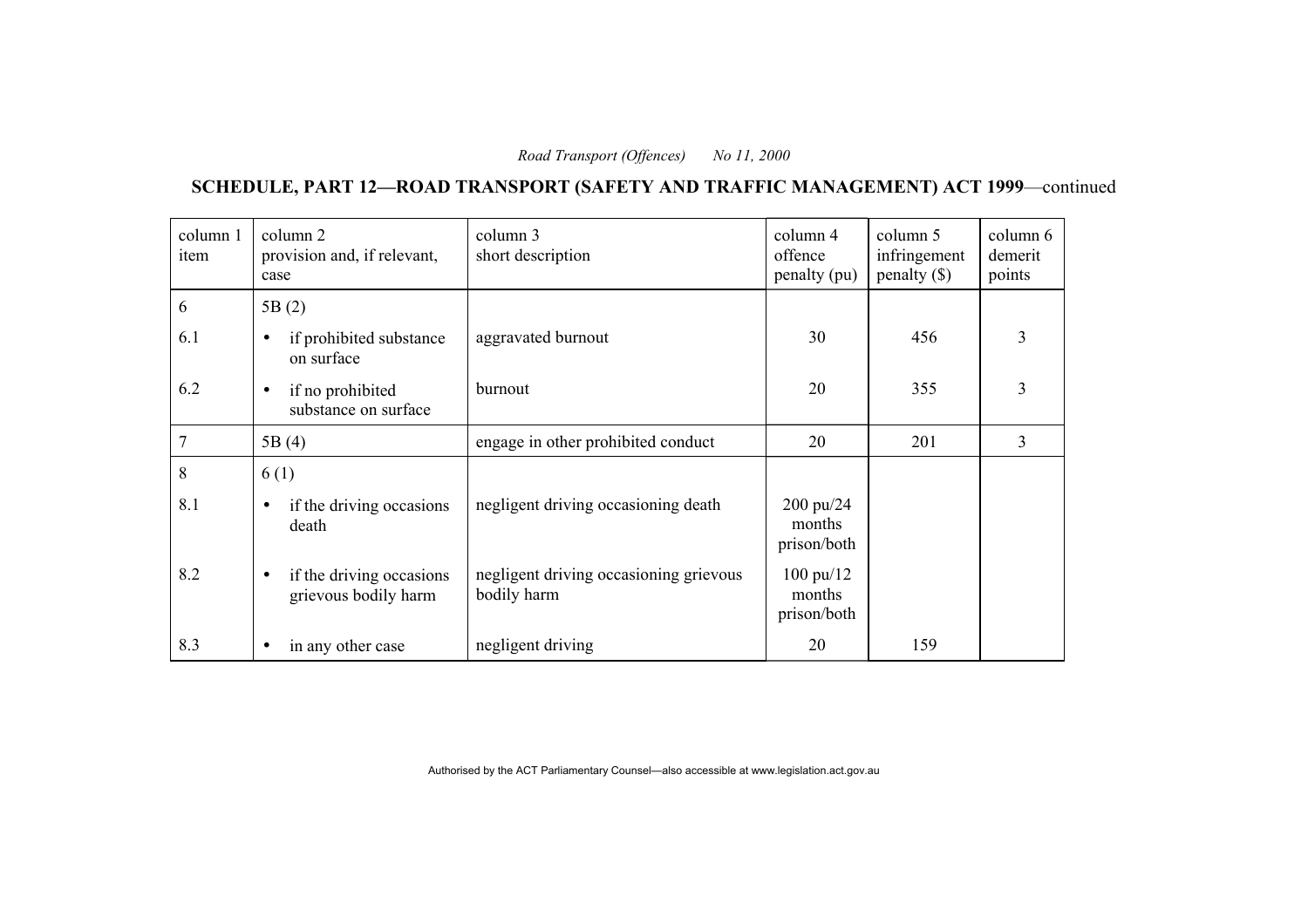**SCHEDULE, PART 12—ROAD TRANSPORT (SAFETY AND TRAFFIC MANAGEMENT) ACT 1999**—continued

| column 1 item | column 2 provision and, if relevant, case | column 3 short description | column 4 offence penalty (pu) | column 5 infringement penalty ($) | column 6 demerit points |
|---|---|---|---|---|---|
| 6 | 5B (2) | | | | |
| 6.1 | • if prohibited substance on surface | aggravated burnout | 30 | 456 | 3 |
| 6.2 | • if no prohibited substance on surface | burnout | 20 | 355 | 3 |
| 7 | 5B (4) | engage in other prohibited conduct | 20 | 201 | 3 |
| 8 | 6 (1) | | | | |
| 8.1 | • if the driving occasions death | negligent driving occasioning death | 200 pu/24 months prison/both | | |
| 8.2 | • if the driving occasions grievous bodily harm | negligent driving occasioning grievous bodily harm | 100 pu/12 months prison/both | | |
| 8.3 | • in any other case | negligent driving | 20 | 159 | |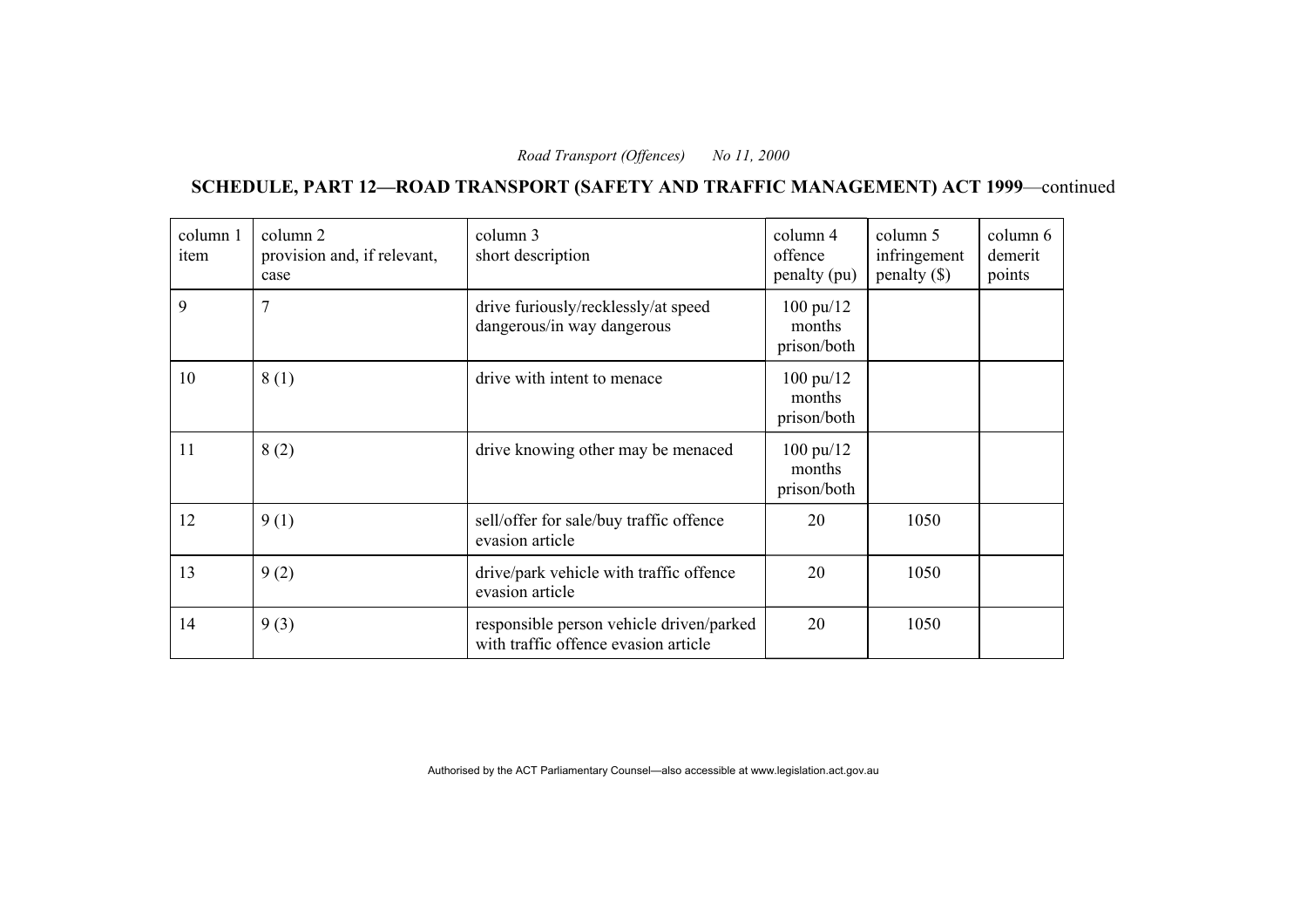**SCHEDULE, PART 12—ROAD TRANSPORT (SAFETY AND TRAFFIC MANAGEMENT) ACT 1999**—continued

| column 1 item | column 2 provision and, if relevant, case | column 3 short description | column 4 offence penalty (pu) | column 5 infringement penalty ($) | column 6 demerit points |
|---|---|---|---|---|---|
| 9 | 7 | drive furiously/recklessly/at speed dangerous/in way dangerous | 100 pu/12 months prison/both | | |
| 10 | 8 (1) | drive with intent to menace | 100 pu/12 months prison/both | | |
| 11 | 8 (2) | drive knowing other may be menaced | 100 pu/12 months prison/both | | |
| 12 | 9 (1) | sell/offer for sale/buy traffic offence evasion article | 20 | 1050 | |
| 13 | 9 (2) | drive/park vehicle with traffic offence evasion article | 20 | 1050 | |
| 14 | 9 (3) | responsible person vehicle driven/parked with traffic offence evasion article | 20 | 1050 | |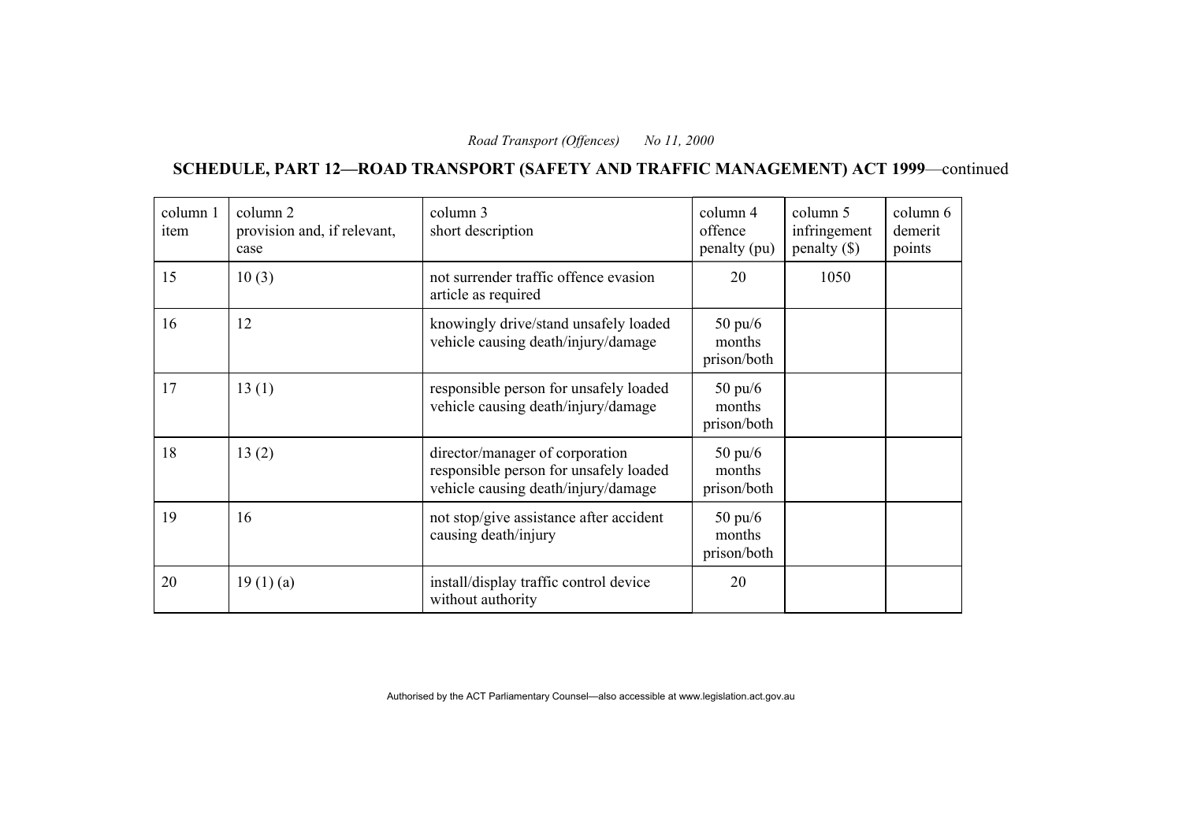## SCHEDULE, PART 12—ROAD TRANSPORT (SAFETY AND TRAFFIC MANAGEMENT) ACT 1999—continued

| column 1 item | column 2 provision and, if relevant, case | column 3 short description | column 4 offence penalty (pu) | column 5 infringement penalty ($) | column 6 demerit points |
|---|---|---|---|---|---|
| 15 | 10 (3) | not surrender traffic offence evasion article as required | 20 | 1050 | |
| 16 | 12 | knowingly drive/stand unsafely loaded vehicle causing death/injury/damage | 50 pu/6 months prison/both | | |
| 17 | 13 (1) | responsible person for unsafely loaded vehicle causing death/injury/damage | 50 pu/6 months prison/both | | |
| 18 | 13 (2) | director/manager of corporation responsible person for unsafely loaded vehicle causing death/injury/damage | 50 pu/6 months prison/both | | |
| 19 | 16 | not stop/give assistance after accident causing death/injury | 50 pu/6 months prison/both | | |
| 20 | 19 (1) (a) | install/display traffic control device without authority | 20 | | |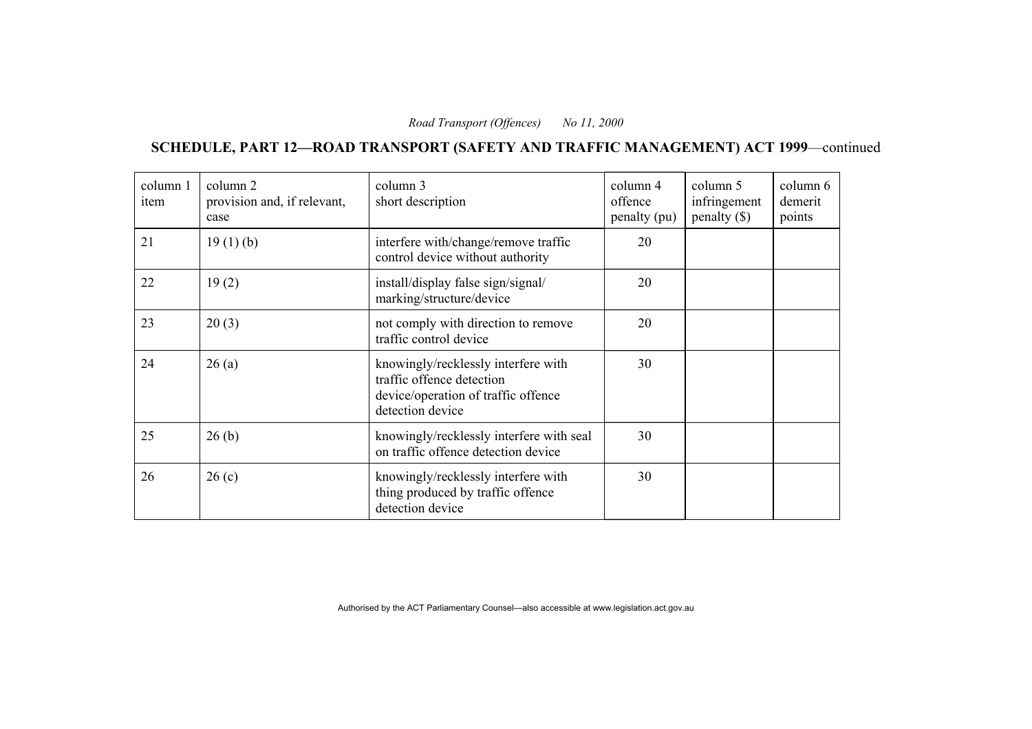## SCHEDULE, PART 12—ROAD TRANSPORT (SAFETY AND TRAFFIC MANAGEMENT) ACT 1999—continued

| column 1 item | column 2 provision and, if relevant, case | column 3 short description | column 4 offence penalty (pu) | column 5 infringement penalty ($) | column 6 demerit points |
|---|---|---|---|---|---|
| 21 | 19 (1) (b) | interfere with/change/remove traffic control device without authority | 20 | | |
| 22 | 19 (2) | install/display false sign/signal/ marking/structure/device | 20 | | |
| 23 | 20 (3) | not comply with direction to remove traffic control device | 20 | | |
| 24 | 26 (a) | knowingly/recklessly interfere with traffic offence detection device/operation of traffic offence detection device | 30 | | |
| 25 | 26 (b) | knowingly/recklessly interfere with seal on traffic offence detection device | 30 | | |
| 26 | 26 (c) | knowingly/recklessly interfere with thing produced by traffic offence detection device | 30 | | |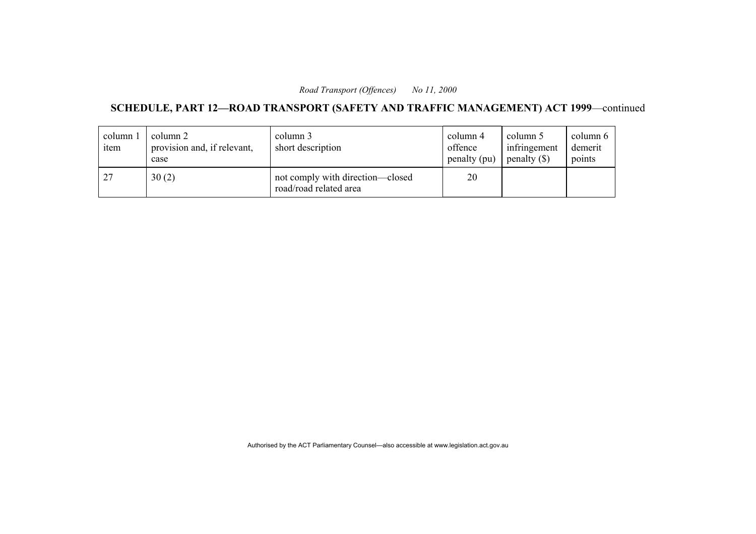## SCHEDULE, PART 12—ROAD TRANSPORT (SAFETY AND TRAFFIC MANAGEMENT) ACT 1999—continued

| column 1 item | column 2 provision and, if relevant, case | column 3 short description | column 4 offence penalty (pu) | column 5 infringement penalty ($) | column 6 demerit points |
|---|---|---|---|---|---|
| 27 | 30 (2) | not comply with direction—closed road/road related area | 20 | | |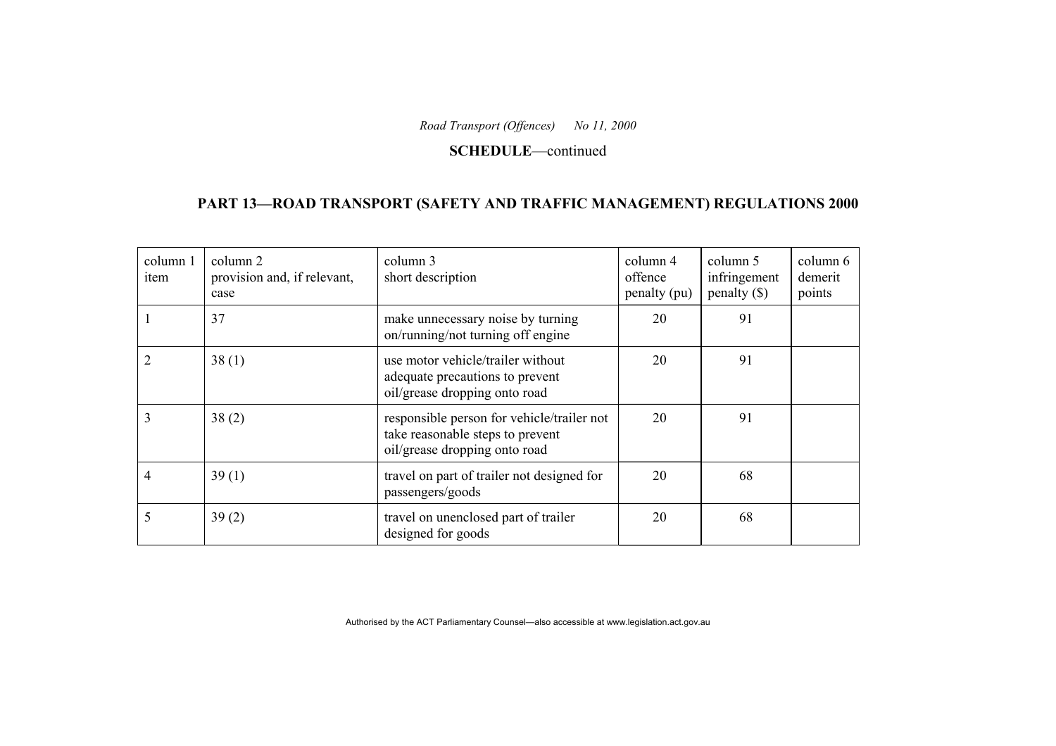**SCHEDULE**—continued

## PART 13—ROAD TRANSPORT (SAFETY AND TRAFFIC MANAGEMENT) REGULATIONS 2000

| column 1 item | column 2 provision and, if relevant, case | column 3 short description | column 4 offence penalty (pu) | column 5 infringement penalty ($) | column 6 demerit points |
|---|---|---|---|---|---|
| 1 | 37 | make unnecessary noise by turning on/running/not turning off engine | 20 | 91 | |
| 2 | 38 (1) | use motor vehicle/trailer without adequate precautions to prevent oil/grease dropping onto road | 20 | 91 | |
| 3 | 38 (2) | responsible person for vehicle/trailer not take reasonable steps to prevent oil/grease dropping onto road | 20 | 91 | |
| 4 | 39 (1) | travel on part of trailer not designed for passengers/goods | 20 | 68 | |
| 5 | 39 (2) | travel on unenclosed part of trailer designed for goods | 20 | 68 | |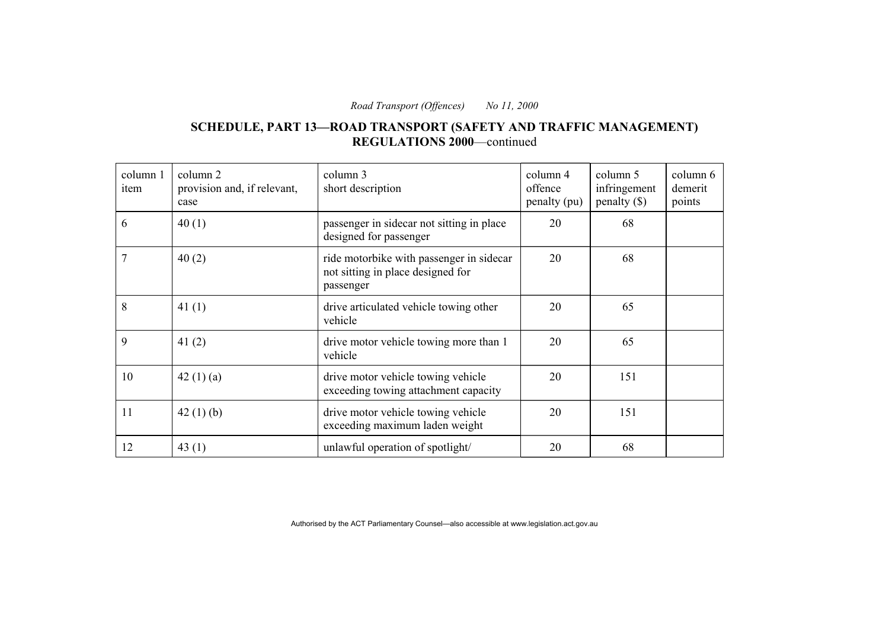## SCHEDULE, PART 13—ROAD TRANSPORT (SAFETY AND TRAFFIC MANAGEMENT) REGULATIONS 2000—continued

| column 1 item | column 2 provision and, if relevant, case | column 3 short description | column 4 offence penalty (pu) | column 5 infringement penalty ($) | column 6 demerit points |
|---|---|---|---|---|---|
| 6 | 40 (1) | passenger in sidecar not sitting in place designed for passenger | 20 | 68 | |
| 7 | 40 (2) | ride motorbike with passenger in sidecar not sitting in place designed for passenger | 20 | 68 | |
| 8 | 41 (1) | drive articulated vehicle towing other vehicle | 20 | 65 | |
| 9 | 41 (2) | drive motor vehicle towing more than 1 vehicle | 20 | 65 | |
| 10 | 42 (1) (a) | drive motor vehicle towing vehicle exceeding towing attachment capacity | 20 | 151 | |
| 11 | 42 (1) (b) | drive motor vehicle towing vehicle exceeding maximum laden weight | 20 | 151 | |
| 12 | 43 (1) | unlawful operation of spotlight/ | 20 | 68 | |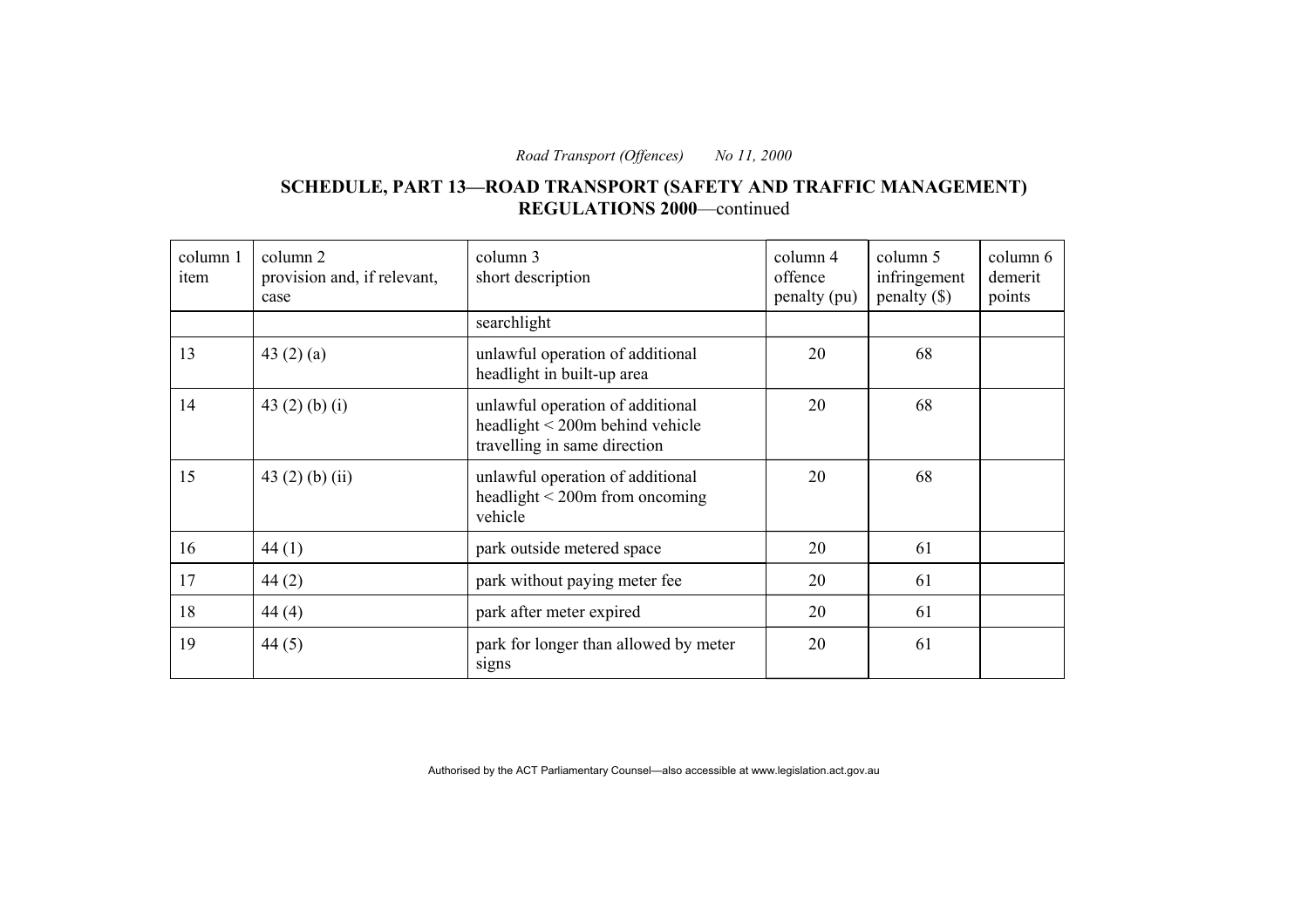## SCHEDULE, PART 13—ROAD TRANSPORT (SAFETY AND TRAFFIC MANAGEMENT) REGULATIONS 2000—continued

| column 1 item | column 2 provision and, if relevant, case | column 3 short description | column 4 offence penalty (pu) | column 5 infringement penalty ($) | column 6 demerit points |
|---|---|---|---|---|---|
| | | searchlight | | | |
| 13 | 43 (2) (a) | unlawful operation of additional headlight in built-up area | 20 | 68 | |
| 14 | 43 (2) (b) (i) | unlawful operation of additional headlight < 200m behind vehicle travelling in same direction | 20 | 68 | |
| 15 | 43 (2) (b) (ii) | unlawful operation of additional headlight < 200m from oncoming vehicle | 20 | 68 | |
| 16 | 44 (1) | park outside metered space | 20 | 61 | |
| 17 | 44 (2) | park without paying meter fee | 20 | 61 | |
| 18 | 44 (4) | park after meter expired | 20 | 61 | |
| 19 | 44 (5) | park for longer than allowed by meter signs | 20 | 61 | |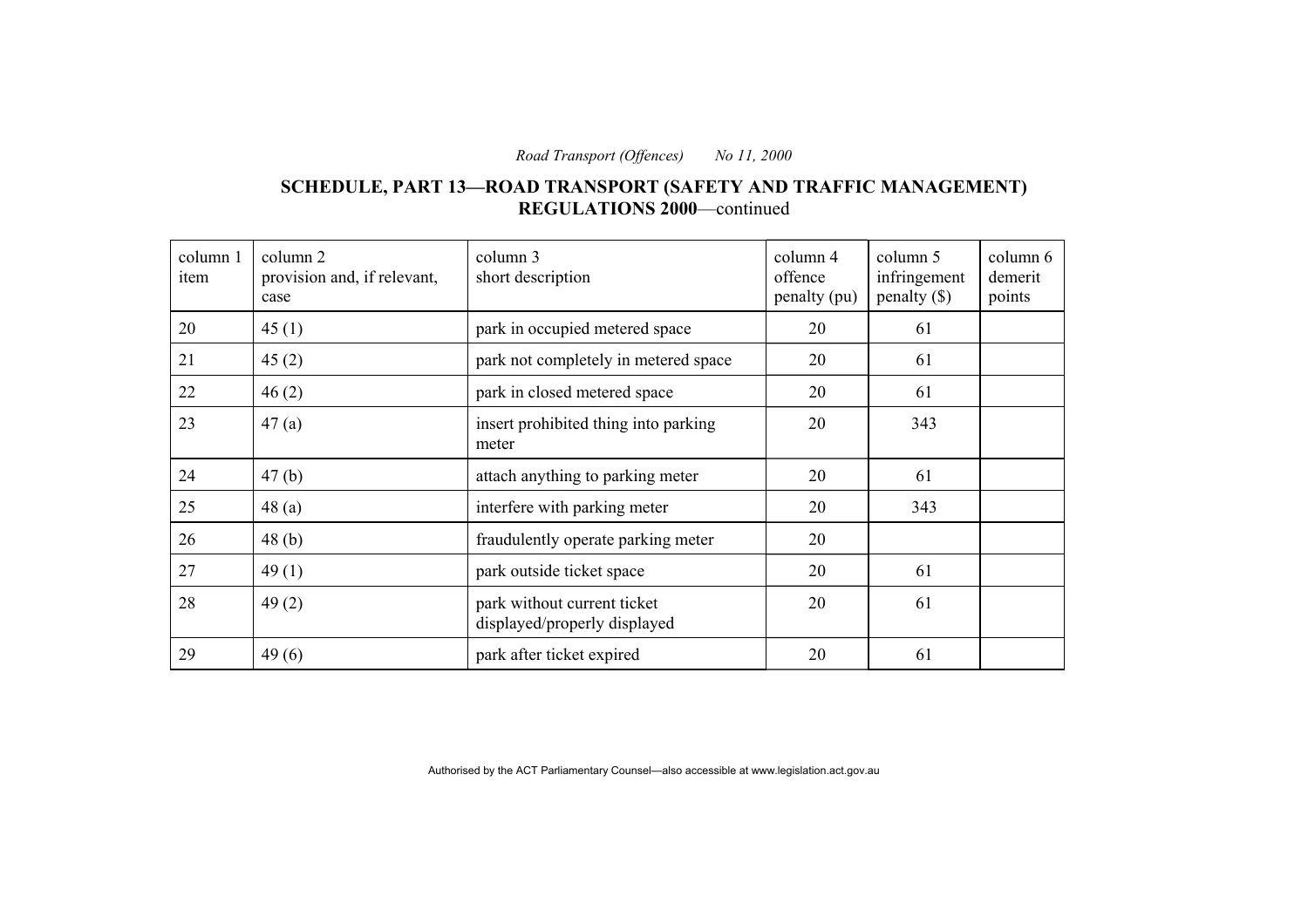## SCHEDULE, PART 13—ROAD TRANSPORT (SAFETY AND TRAFFIC MANAGEMENT) REGULATIONS 2000—continued

| column 1 item | column 2 provision and, if relevant, case | column 3 short description | column 4 offence penalty (pu) | column 5 infringement penalty ($) | column 6 demerit points |
|---|---|---|---|---|---|
| 20 | 45 (1) | park in occupied metered space | 20 | 61 | |
| 21 | 45 (2) | park not completely in metered space | 20 | 61 | |
| 22 | 46 (2) | park in closed metered space | 20 | 61 | |
| 23 | 47 (a) | insert prohibited thing into parking meter | 20 | 343 | |
| 24 | 47 (b) | attach anything to parking meter | 20 | 61 | |
| 25 | 48 (a) | interfere with parking meter | 20 | 343 | |
| 26 | 48 (b) | fraudulently operate parking meter | 20 | | |
| 27 | 49 (1) | park outside ticket space | 20 | 61 | |
| 28 | 49 (2) | park without current ticket displayed/properly displayed | 20 | 61 | |
| 29 | 49 (6) | park after ticket expired | 20 | 61 | |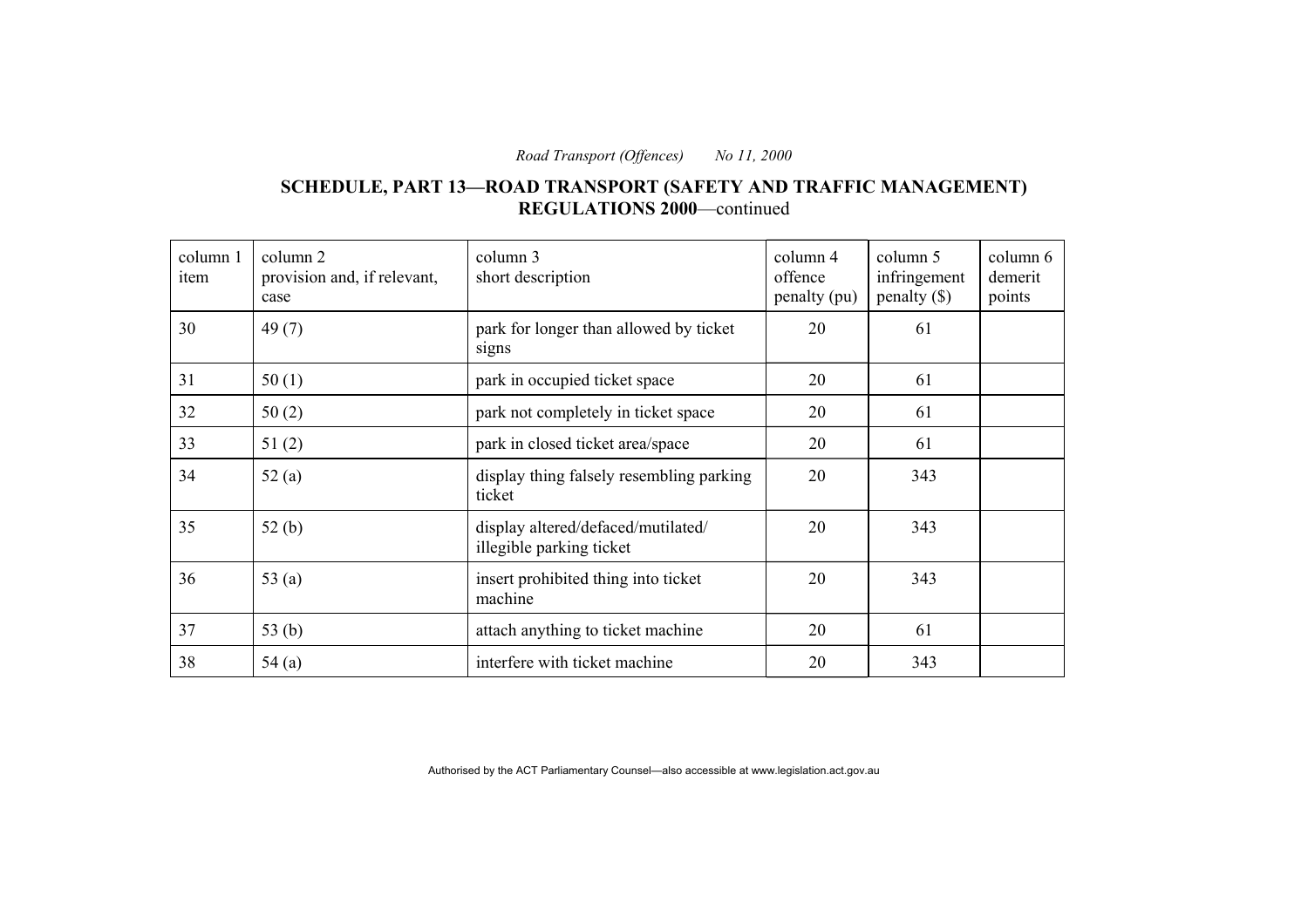## SCHEDULE, PART 13—ROAD TRANSPORT (SAFETY AND TRAFFIC MANAGEMENT) REGULATIONS 2000—continued

| column 1 item | column 2 provision and, if relevant, case | column 3 short description | column 4 offence penalty (pu) | column 5 infringement penalty ($) | column 6 demerit points |
|---|---|---|---|---|---|
| 30 | 49 (7) | park for longer than allowed by ticket signs | 20 | 61 | |
| 31 | 50 (1) | park in occupied ticket space | 20 | 61 | |
| 32 | 50 (2) | park not completely in ticket space | 20 | 61 | |
| 33 | 51 (2) | park in closed ticket area/space | 20 | 61 | |
| 34 | 52 (a) | display thing falsely resembling parking ticket | 20 | 343 | |
| 35 | 52 (b) | display altered/defaced/mutilated/ illegible parking ticket | 20 | 343 | |
| 36 | 53 (a) | insert prohibited thing into ticket machine | 20 | 343 | |
| 37 | 53 (b) | attach anything to ticket machine | 20 | 61 | |
| 38 | 54 (a) | interfere with ticket machine | 20 | 343 | |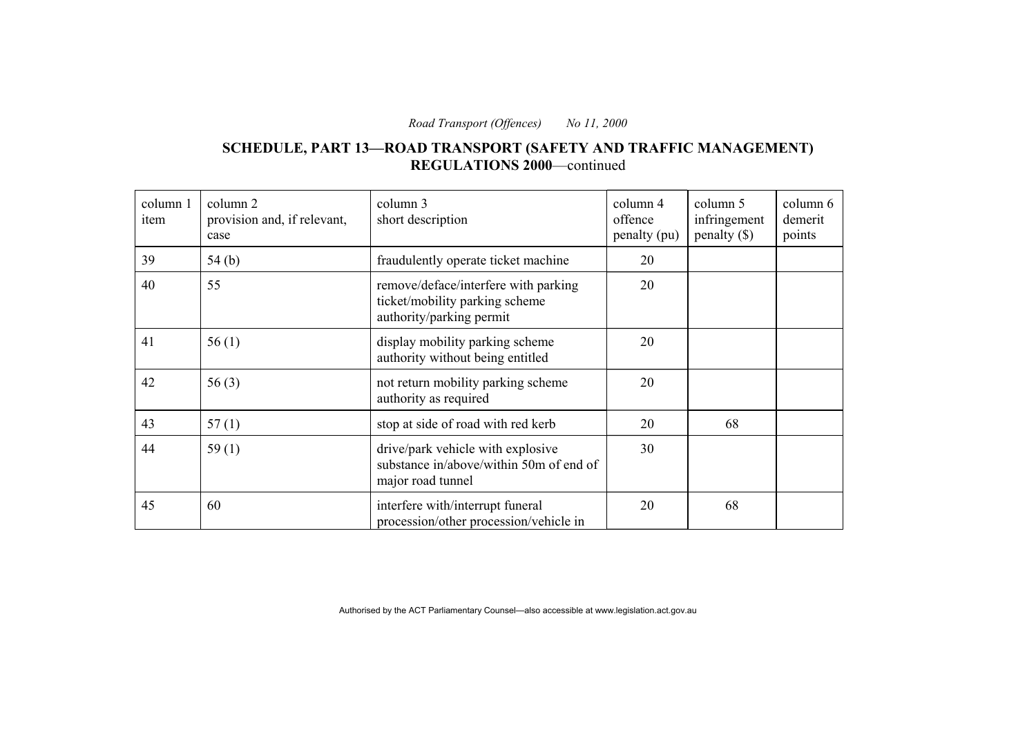## SCHEDULE, PART 13—ROAD TRANSPORT (SAFETY AND TRAFFIC MANAGEMENT) REGULATIONS 2000—continued

| column 1 item | column 2 provision and, if relevant, case | column 3 short description | column 4 offence penalty (pu) | column 5 infringement penalty ($) | column 6 demerit points |
|---|---|---|---|---|---|
| 39 | 54 (b) | fraudulently operate ticket machine | 20 | | |
| 40 | 55 | remove/deface/interfere with parking ticket/mobility parking scheme authority/parking permit | 20 | | |
| 41 | 56 (1) | display mobility parking scheme authority without being entitled | 20 | | |
| 42 | 56 (3) | not return mobility parking scheme authority as required | 20 | | |
| 43 | 57 (1) | stop at side of road with red kerb | 20 | 68 | |
| 44 | 59 (1) | drive/park vehicle with explosive substance in/above/within 50m of end of major road tunnel | 30 | | |
| 45 | 60 | interfere with/interrupt funeral procession/other procession/vehicle in | 20 | 68 | |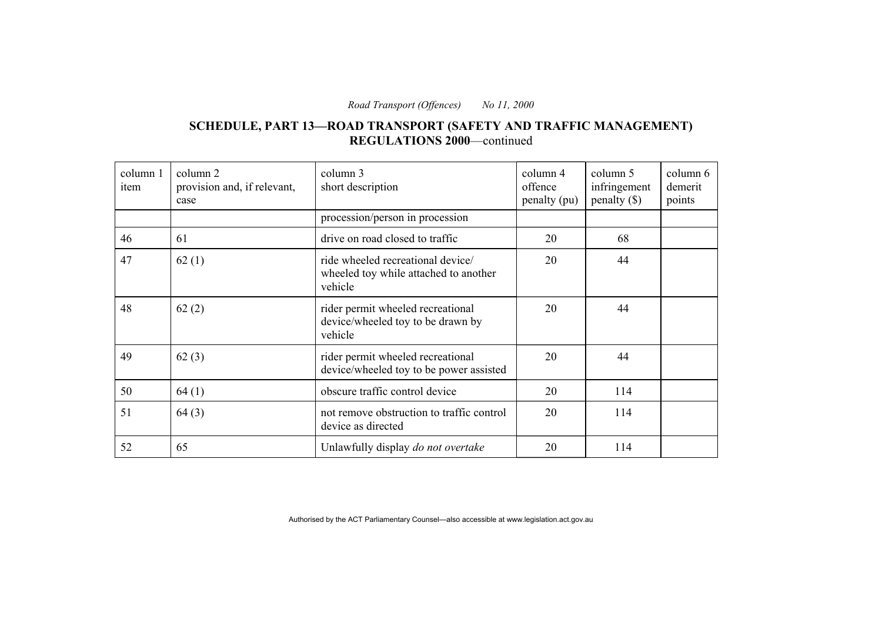## SCHEDULE, PART 13—ROAD TRANSPORT (SAFETY AND TRAFFIC MANAGEMENT) REGULATIONS 2000—continued

| column 1 item | column 2 provision and, if relevant, case | column 3 short description | column 4 offence penalty (pu) | column 5 infringement penalty ($) | column 6 demerit points |
|---|---|---|---|---|---|
| | | procession/person in procession | | | |
| 46 | 61 | drive on road closed to traffic | 20 | 68 | |
| 47 | 62 (1) | ride wheeled recreational device/ wheeled toy while attached to another vehicle | 20 | 44 | |
| 48 | 62 (2) | rider permit wheeled recreational device/wheeled toy to be drawn by vehicle | 20 | 44 | |
| 49 | 62 (3) | rider permit wheeled recreational device/wheeled toy to be power assisted | 20 | 44 | |
| 50 | 64 (1) | obscure traffic control device | 20 | 114 | |
| 51 | 64 (3) | not remove obstruction to traffic control device as directed | 20 | 114 | |
| 52 | 65 | Unlawfully display *do not overtake* | 20 | 114 | |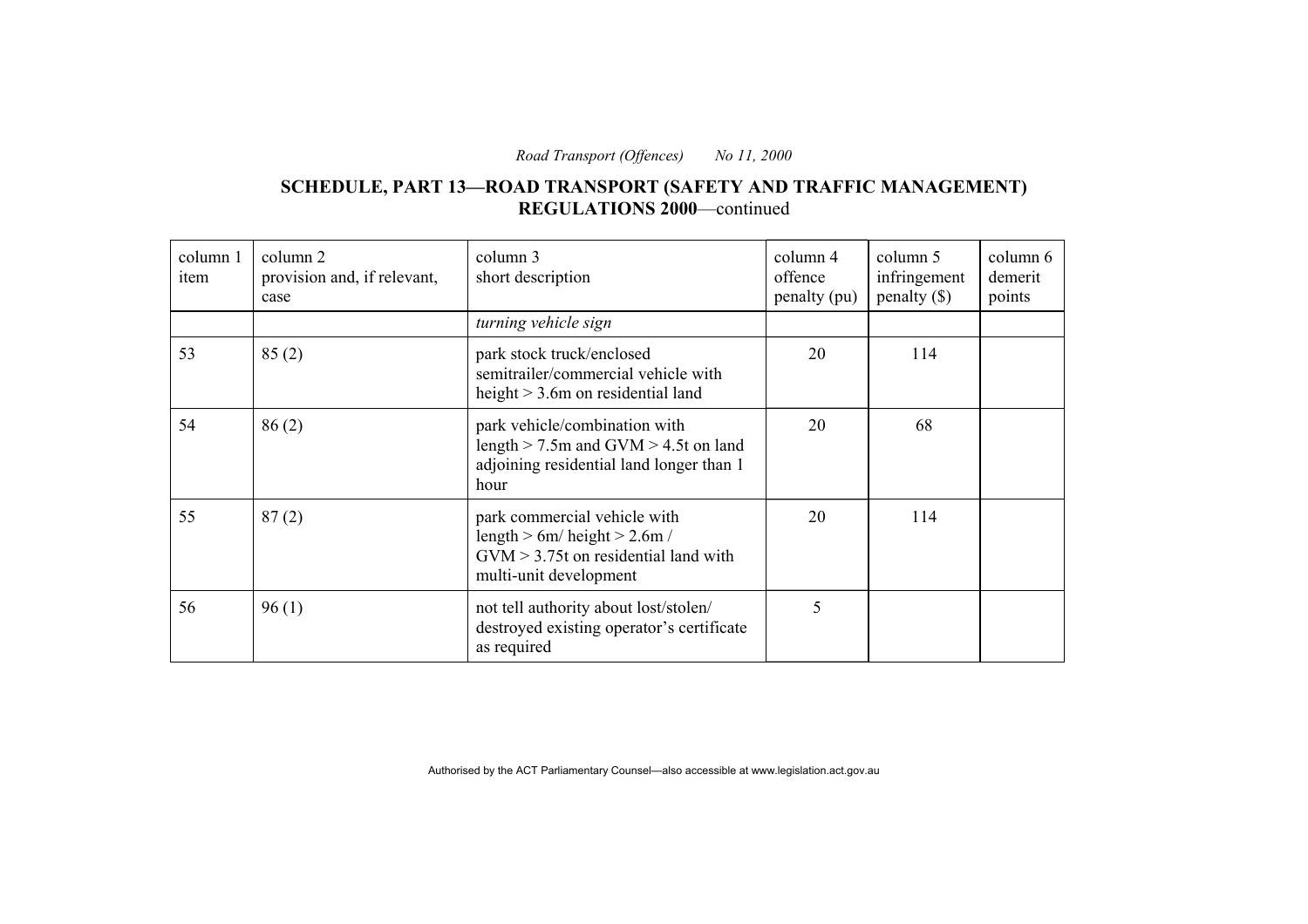## SCHEDULE, PART 13—ROAD TRANSPORT (SAFETY AND TRAFFIC MANAGEMENT) REGULATIONS 2000—continued

| column 1 item | column 2 provision and, if relevant, case | column 3 short description | column 4 offence penalty (pu) | column 5 infringement penalty ($) | column 6 demerit points |
|---|---|---|---|---|---|
| | | *turning vehicle sign* | | | |
| 53 | 85 (2) | park stock truck/enclosed semitrailer/commercial vehicle with height > 3.6m on residential land | 20 | 114 | |
| 54 | 86 (2) | park vehicle/combination with length > 7.5m and GVM > 4.5t on land adjoining residential land longer than 1 hour | 20 | 68 | |
| 55 | 87 (2) | park commercial vehicle with length > 6m/ height > 2.6m / GVM > 3.75t on residential land with multi-unit development | 20 | 114 | |
| 56 | 96 (1) | not tell authority about lost/stolen/ destroyed existing operator's certificate as required | 5 | | |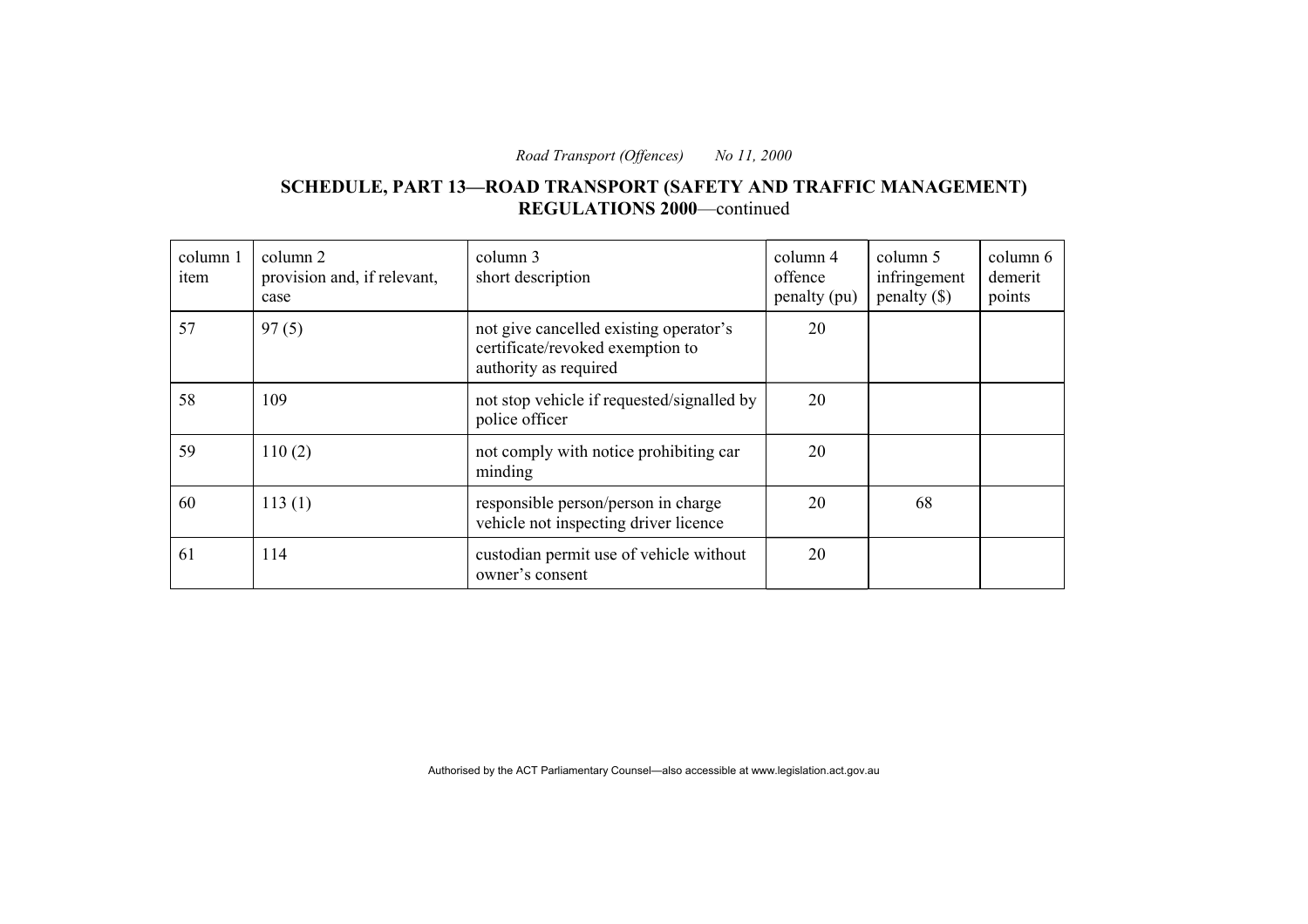## SCHEDULE, PART 13—ROAD TRANSPORT (SAFETY AND TRAFFIC MANAGEMENT) REGULATIONS 2000—continued

| column 1 item | column 2 provision and, if relevant, case | column 3 short description | column 4 offence penalty (pu) | column 5 infringement penalty ($) | column 6 demerit points |
|---|---|---|---|---|---|
| 57 | 97 (5) | not give cancelled existing operator's certificate/revoked exemption to authority as required | 20 | | |
| 58 | 109 | not stop vehicle if requested/signalled by police officer | 20 | | |
| 59 | 110 (2) | not comply with notice prohibiting car minding | 20 | | |
| 60 | 113 (1) | responsible person/person in charge vehicle not inspecting driver licence | 20 | 68 | |
| 61 | 114 | custodian permit use of vehicle without owner's consent | 20 | | |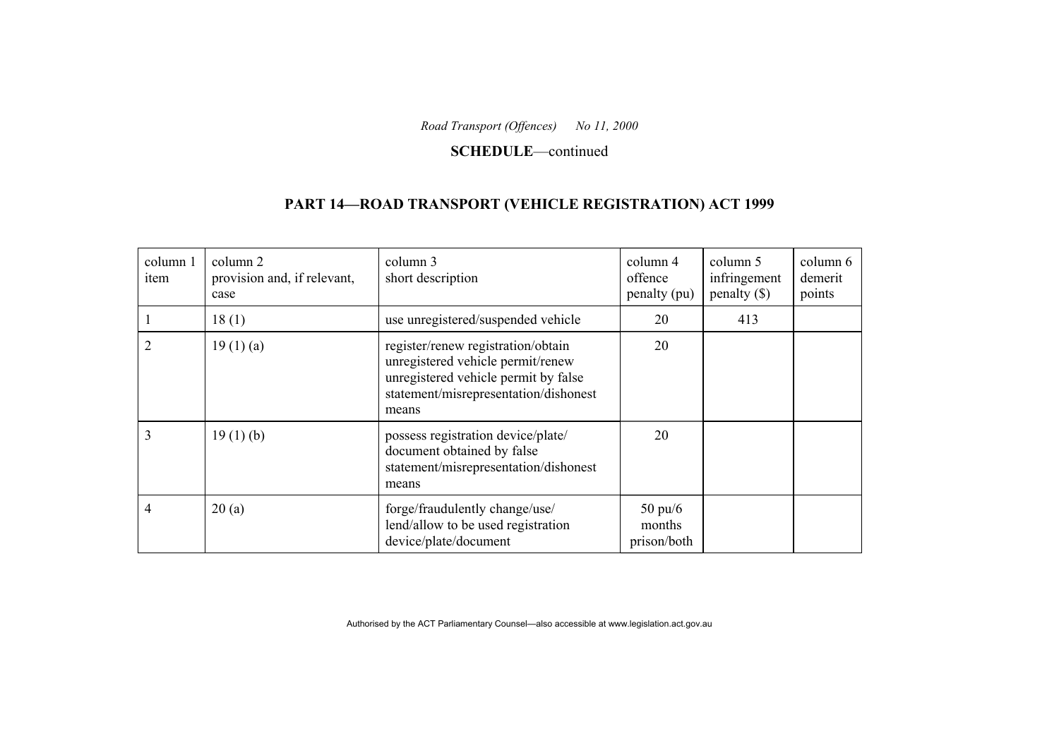**SCHEDULE**—continued

## PART 14—ROAD TRANSPORT (VEHICLE REGISTRATION) ACT 1999

| column 1 item | column 2 provision and, if relevant, case | column 3 short description | column 4 offence penalty (pu) | column 5 infringement penalty ($) | column 6 demerit points |
|---|---|---|---|---|---|
| 1 | 18 (1) | use unregistered/suspended vehicle | 20 | 413 | |
| 2 | 19 (1) (a) | register/renew registration/obtain unregistered vehicle permit/renew unregistered vehicle permit by false statement/misrepresentation/dishonest means | 20 | | |
| 3 | 19 (1) (b) | possess registration device/plate/ document obtained by false statement/misrepresentation/dishonest means | 20 | | |
| 4 | 20 (a) | forge/fraudulently change/use/ lend/allow to be used registration device/plate/document | 50 pu/6 months prison/both | | |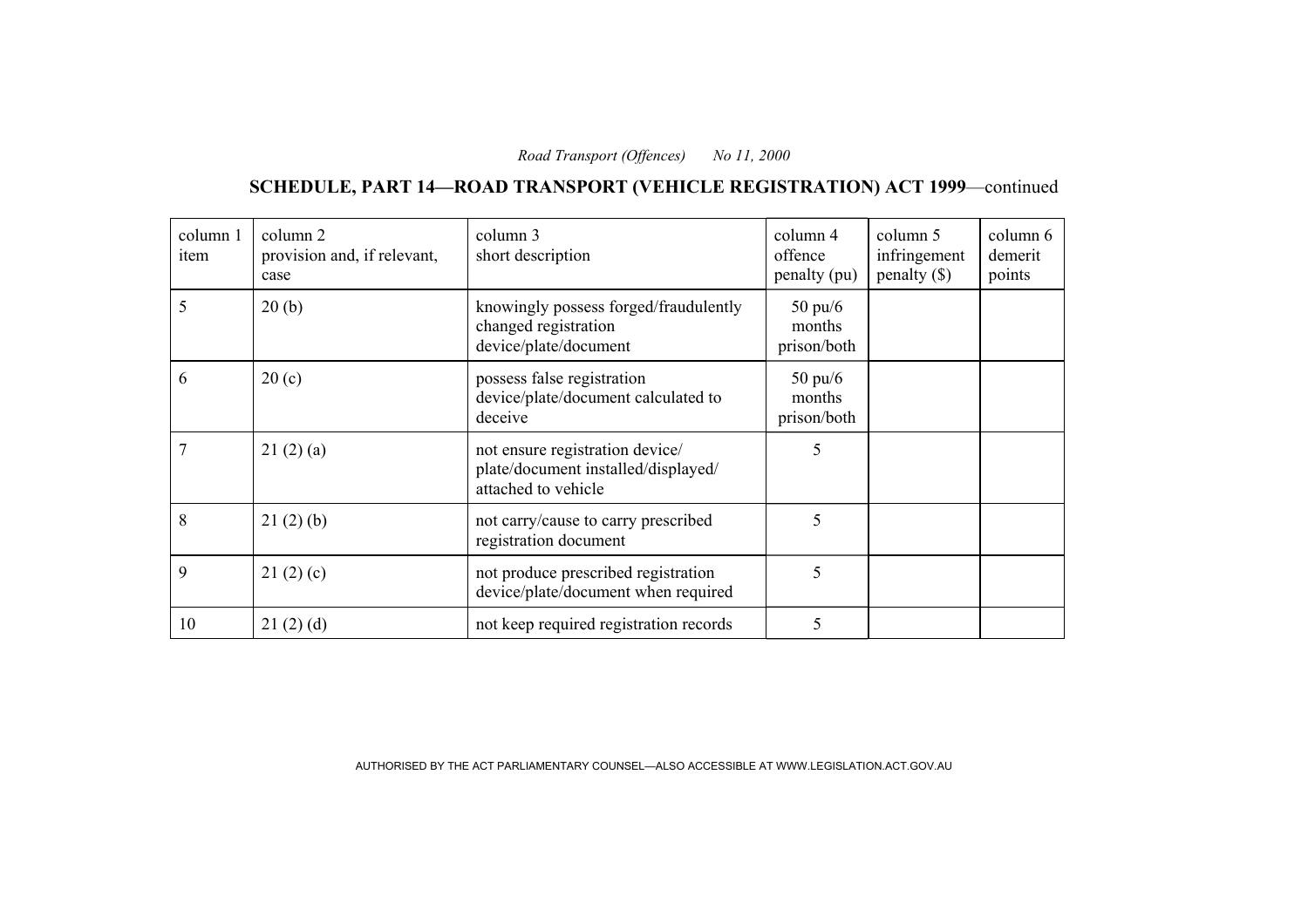## SCHEDULE, PART 14—ROAD TRANSPORT (VEHICLE REGISTRATION) ACT 1999—continued

| column 1 item | column 2 provision and, if relevant, case | column 3 short description | column 4 offence penalty (pu) | column 5 infringement penalty ($) | column 6 demerit points |
|---|---|---|---|---|---|
| 5 | 20 (b) | knowingly possess forged/fraudulently changed registration device/plate/document | 50 pu/6 months prison/both | | |
| 6 | 20 (c) | possess false registration device/plate/document calculated to deceive | 50 pu/6 months prison/both | | |
| 7 | 21 (2) (a) | not ensure registration device/ plate/document installed/displayed/ attached to vehicle | 5 | | |
| 8 | 21 (2) (b) | not carry/cause to carry prescribed registration document | 5 | | |
| 9 | 21 (2) (c) | not produce prescribed registration device/plate/document when required | 5 | | |
| 10 | 21 (2) (d) | not keep required registration records | 5 | | |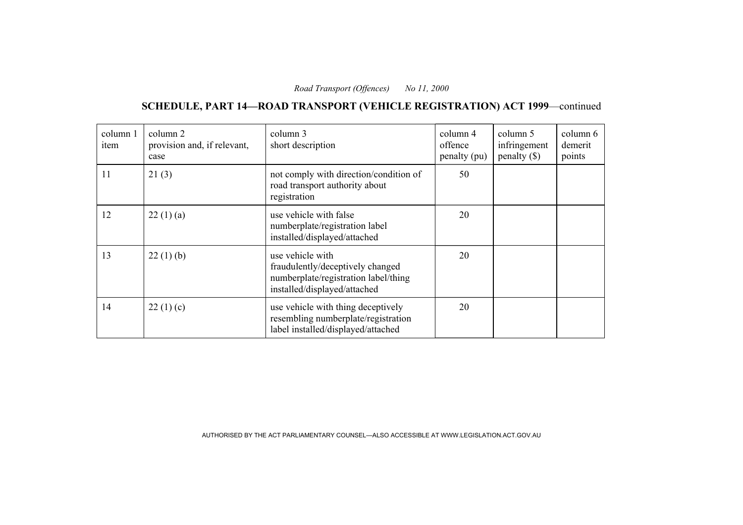## SCHEDULE, PART 14—ROAD TRANSPORT (VEHICLE REGISTRATION) ACT 1999—continued

| column 1 item | column 2 provision and, if relevant, case | column 3 short description | column 4 offence penalty (pu) | column 5 infringement penalty ($) | column 6 demerit points |
|---|---|---|---|---|---|
| 11 | 21 (3) | not comply with direction/condition of road transport authority about registration | 50 | | |
| 12 | 22 (1) (a) | use vehicle with false numberplate/registration label installed/displayed/attached | 20 | | |
| 13 | 22 (1) (b) | use vehicle with fraudulently/deceptively changed numberplate/registration label/thing installed/displayed/attached | 20 | | |
| 14 | 22 (1) (c) | use vehicle with thing deceptively resembling numberplate/registration label installed/displayed/attached | 20 | | |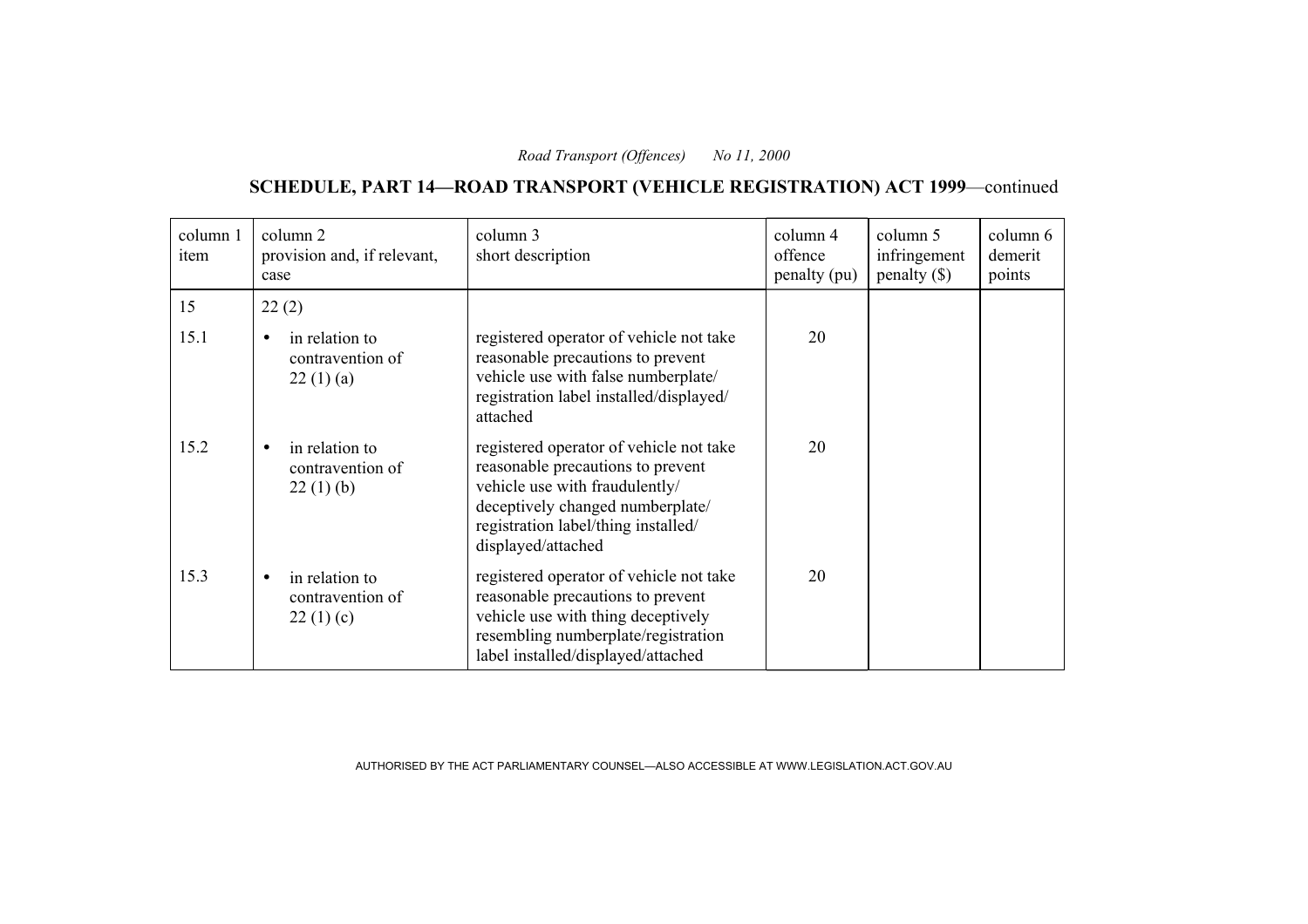## SCHEDULE, PART 14—ROAD TRANSPORT (VEHICLE REGISTRATION) ACT 1999—continued

| column 1 item | column 2 provision and, if relevant, case | column 3 short description | column 4 offence penalty (pu) | column 5 infringement penalty ($) | column 6 demerit points |
|---|---|---|---|---|---|
| 15 | 22 (2) | | | | |
| 15.1 | • in relation to contravention of 22 (1) (a) | registered operator of vehicle not take reasonable precautions to prevent vehicle use with false numberplate/ registration label installed/displayed/ attached | 20 | | |
| 15.2 | • in relation to contravention of 22 (1) (b) | registered operator of vehicle not take reasonable precautions to prevent vehicle use with fraudulently/ deceptively changed numberplate/ registration label/thing installed/ displayed/attached | 20 | | |
| 15.3 | • in relation to contravention of 22 (1) (c) | registered operator of vehicle not take reasonable precautions to prevent vehicle use with thing deceptively resembling numberplate/registration label installed/displayed/attached | 20 | | |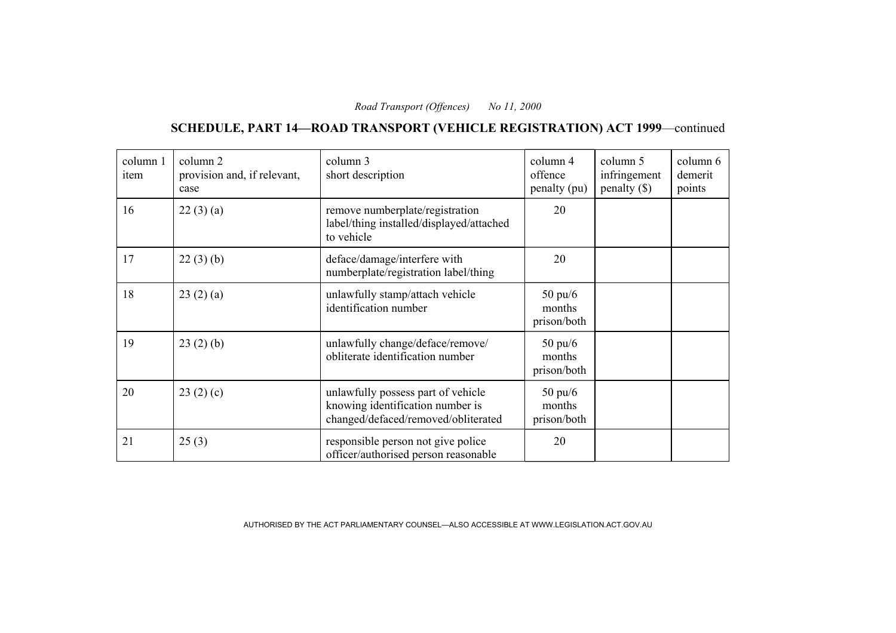## SCHEDULE, PART 14—ROAD TRANSPORT (VEHICLE REGISTRATION) ACT 1999—continued

| column 1 item | column 2 provision and, if relevant, case | column 3 short description | column 4 offence penalty (pu) | column 5 infringement penalty ($) | column 6 demerit points |
|---|---|---|---|---|---|
| 16 | 22 (3) (a) | remove numberplate/registration label/thing installed/displayed/attached to vehicle | 20 | | |
| 17 | 22 (3) (b) | deface/damage/interfere with numberplate/registration label/thing | 20 | | |
| 18 | 23 (2) (a) | unlawfully stamp/attach vehicle identification number | 50 pu/6 months prison/both | | |
| 19 | 23 (2) (b) | unlawfully change/deface/remove/ obliterate identification number | 50 pu/6 months prison/both | | |
| 20 | 23 (2) (c) | unlawfully possess part of vehicle knowing identification number is changed/defaced/removed/obliterated | 50 pu/6 months prison/both | | |
| 21 | 25 (3) | responsible person not give police officer/authorised person reasonable | 20 | | |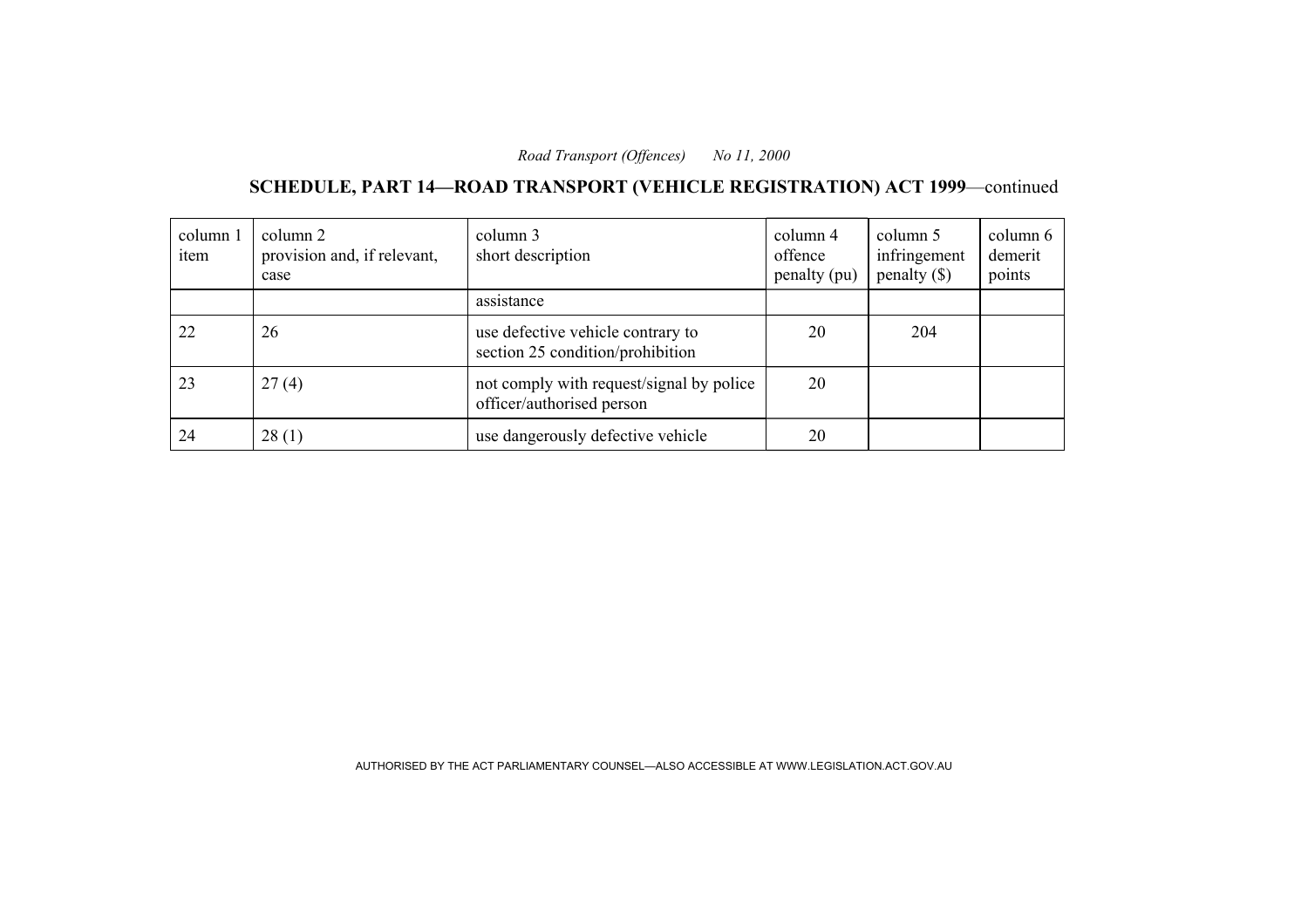## SCHEDULE, PART 14—ROAD TRANSPORT (VEHICLE REGISTRATION) ACT 1999—continued

| column 1 item | column 2 provision and, if relevant, case | column 3 short description | column 4 offence penalty (pu) | column 5 infringement penalty ($) | column 6 demerit points |
|---|---|---|---|---|---|
| | | assistance | | | |
| 22 | 26 | use defective vehicle contrary to section 25 condition/prohibition | 20 | 204 | |
| 23 | 27 (4) | not comply with request/signal by police officer/authorised person | 20 | | |
| 24 | 28 (1) | use dangerously defective vehicle | 20 | | |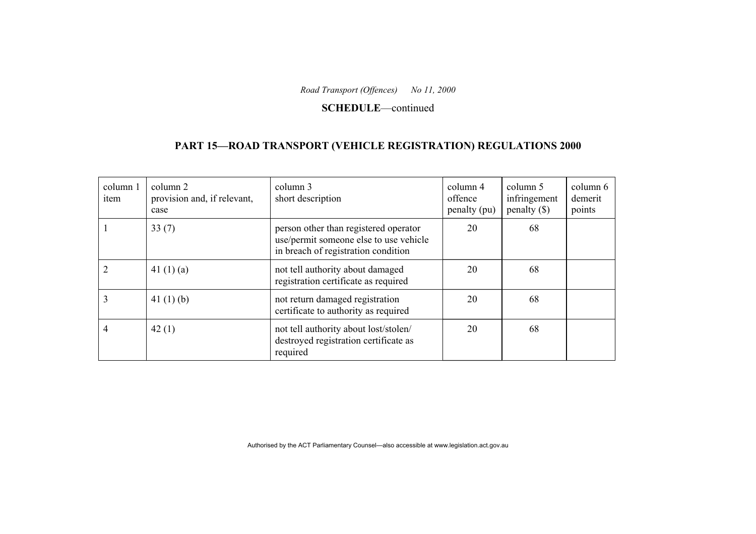**SCHEDULE**—continued

## PART 15—ROAD TRANSPORT (VEHICLE REGISTRATION) REGULATIONS 2000

| column 1 item | column 2 provision and, if relevant, case | column 3 short description | column 4 offence penalty (pu) | column 5 infringement penalty ($) | column 6 demerit points |
|---|---|---|---|---|---|
| 1 | 33 (7) | person other than registered operator use/permit someone else to use vehicle in breach of registration condition | 20 | 68 | |
| 2 | 41 (1) (a) | not tell authority about damaged registration certificate as required | 20 | 68 | |
| 3 | 41 (1) (b) | not return damaged registration certificate to authority as required | 20 | 68 | |
| 4 | 42 (1) | not tell authority about lost/stolen/ destroyed registration certificate as required | 20 | 68 | |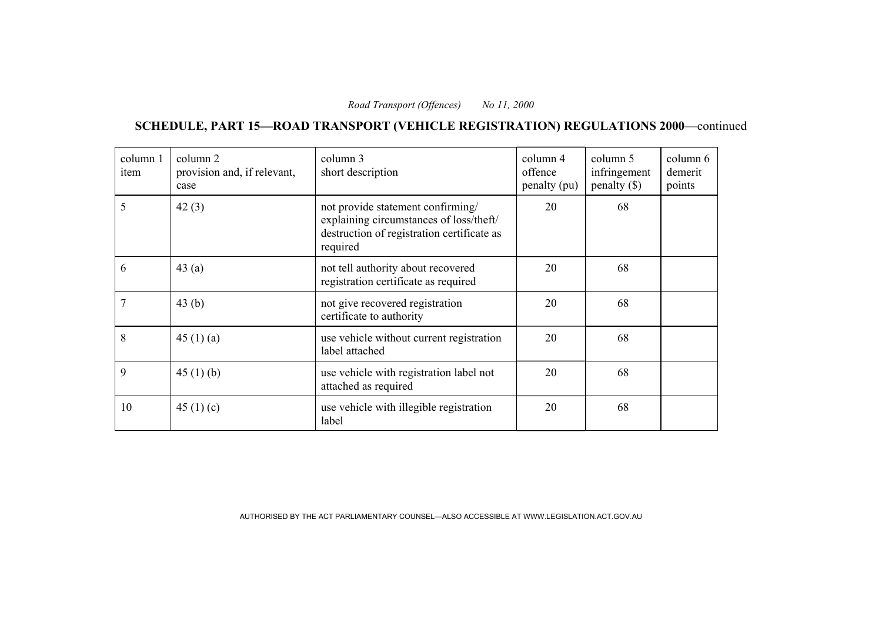## SCHEDULE, PART 15—ROAD TRANSPORT (VEHICLE REGISTRATION) REGULATIONS 2000—continued

| column 1 item | column 2 provision and, if relevant, case | column 3 short description | column 4 offence penalty (pu) | column 5 infringement penalty ($) | column 6 demerit points |
|---|---|---|---|---|---|
| 5 | 42 (3) | not provide statement confirming/ explaining circumstances of loss/theft/ destruction of registration certificate as required | 20 | 68 | |
| 6 | 43 (a) | not tell authority about recovered registration certificate as required | 20 | 68 | |
| 7 | 43 (b) | not give recovered registration certificate to authority | 20 | 68 | |
| 8 | 45 (1) (a) | use vehicle without current registration label attached | 20 | 68 | |
| 9 | 45 (1) (b) | use vehicle with registration label not attached as required | 20 | 68 | |
| 10 | 45 (1) (c) | use vehicle with illegible registration label | 20 | 68 | |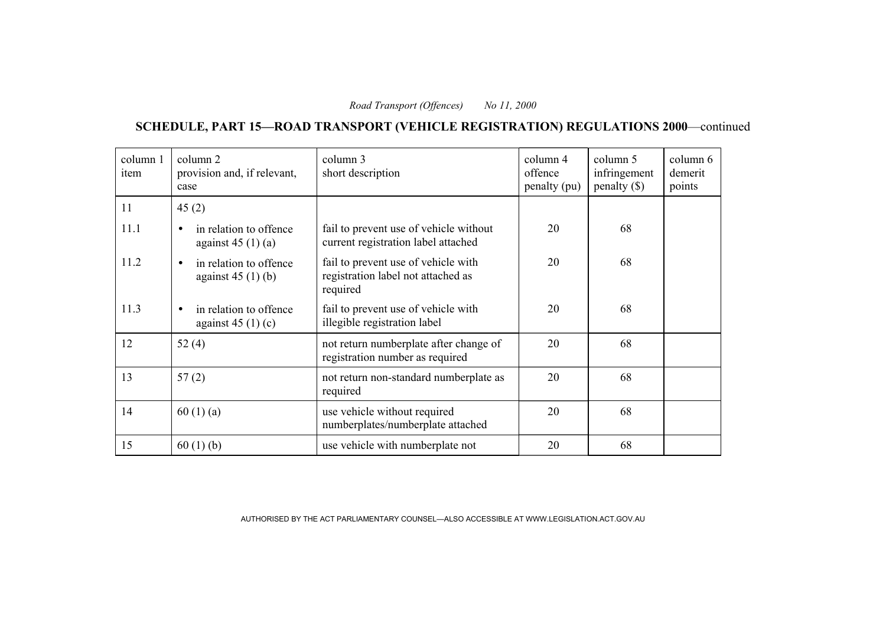## SCHEDULE, PART 15—ROAD TRANSPORT (VEHICLE REGISTRATION) REGULATIONS 2000—continued

| column 1 item | column 2 provision and, if relevant, case | column 3 short description | column 4 offence penalty (pu) | column 5 infringement penalty ($) | column 6 demerit points |
|---|---|---|---|---|---|
| 11 | 45 (2) | | | | |
| 11.1 | • in relation to offence against 45 (1) (a) | fail to prevent use of vehicle without current registration label attached | 20 | 68 | |
| 11.2 | • in relation to offence against 45 (1) (b) | fail to prevent use of vehicle with registration label not attached as required | 20 | 68 | |
| 11.3 | • in relation to offence against 45 (1) (c) | fail to prevent use of vehicle with illegible registration label | 20 | 68 | |
| 12 | 52 (4) | not return numberplate after change of registration number as required | 20 | 68 | |
| 13 | 57 (2) | not return non-standard numberplate as required | 20 | 68 | |
| 14 | 60 (1) (a) | use vehicle without required numberplates/numberplate attached | 20 | 68 | |
| 15 | 60 (1) (b) | use vehicle with numberplate not | 20 | 68 | |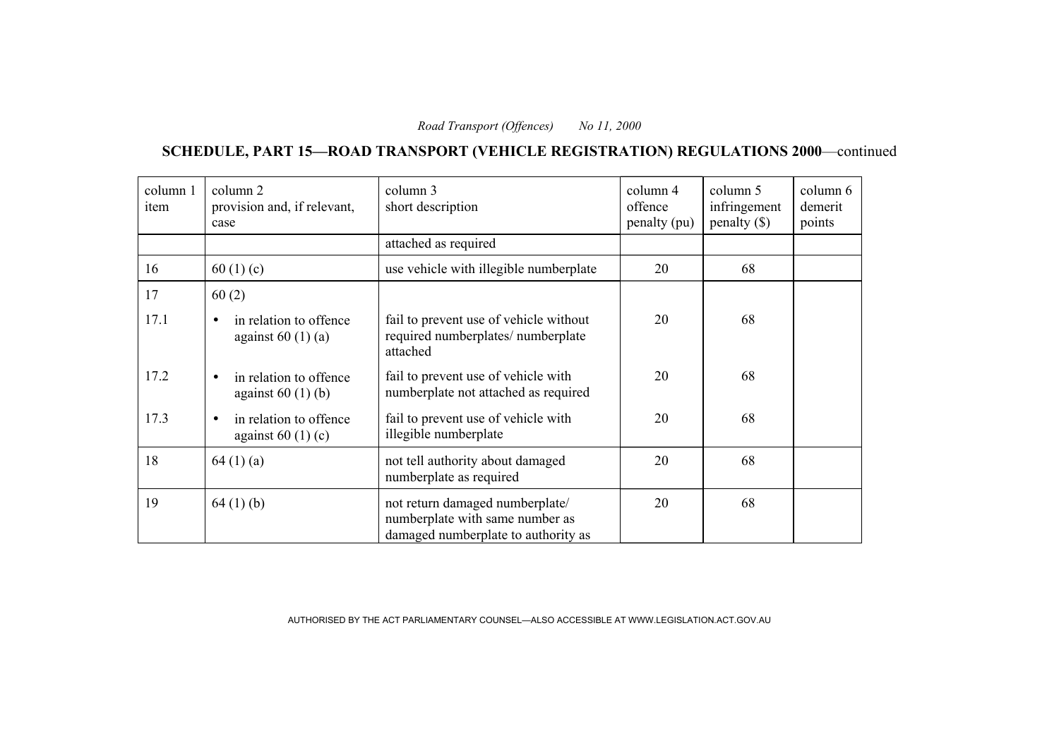## SCHEDULE, PART 15—ROAD TRANSPORT (VEHICLE REGISTRATION) REGULATIONS 2000—continued

| column 1 item | column 2 provision and, if relevant, case | column 3 short description | column 4 offence penalty (pu) | column 5 infringement penalty ($) | column 6 demerit points |
|---|---|---|---|---|---|
| | | attached as required | | | |
| 16 | 60 (1) (c) | use vehicle with illegible numberplate | 20 | 68 | |
| 17 | 60 (2) | | | | |
| 17.1 | • in relation to offence against 60 (1) (a) | fail to prevent use of vehicle without required numberplates/ numberplate attached | 20 | 68 | |
| 17.2 | • in relation to offence against 60 (1) (b) | fail to prevent use of vehicle with numberplate not attached as required | 20 | 68 | |
| 17.3 | • in relation to offence against 60 (1) (c) | fail to prevent use of vehicle with illegible numberplate | 20 | 68 | |
| 18 | 64 (1) (a) | not tell authority about damaged numberplate as required | 20 | 68 | |
| 19 | 64 (1) (b) | not return damaged numberplate/ numberplate with same number as damaged numberplate to authority as | 20 | 68 | |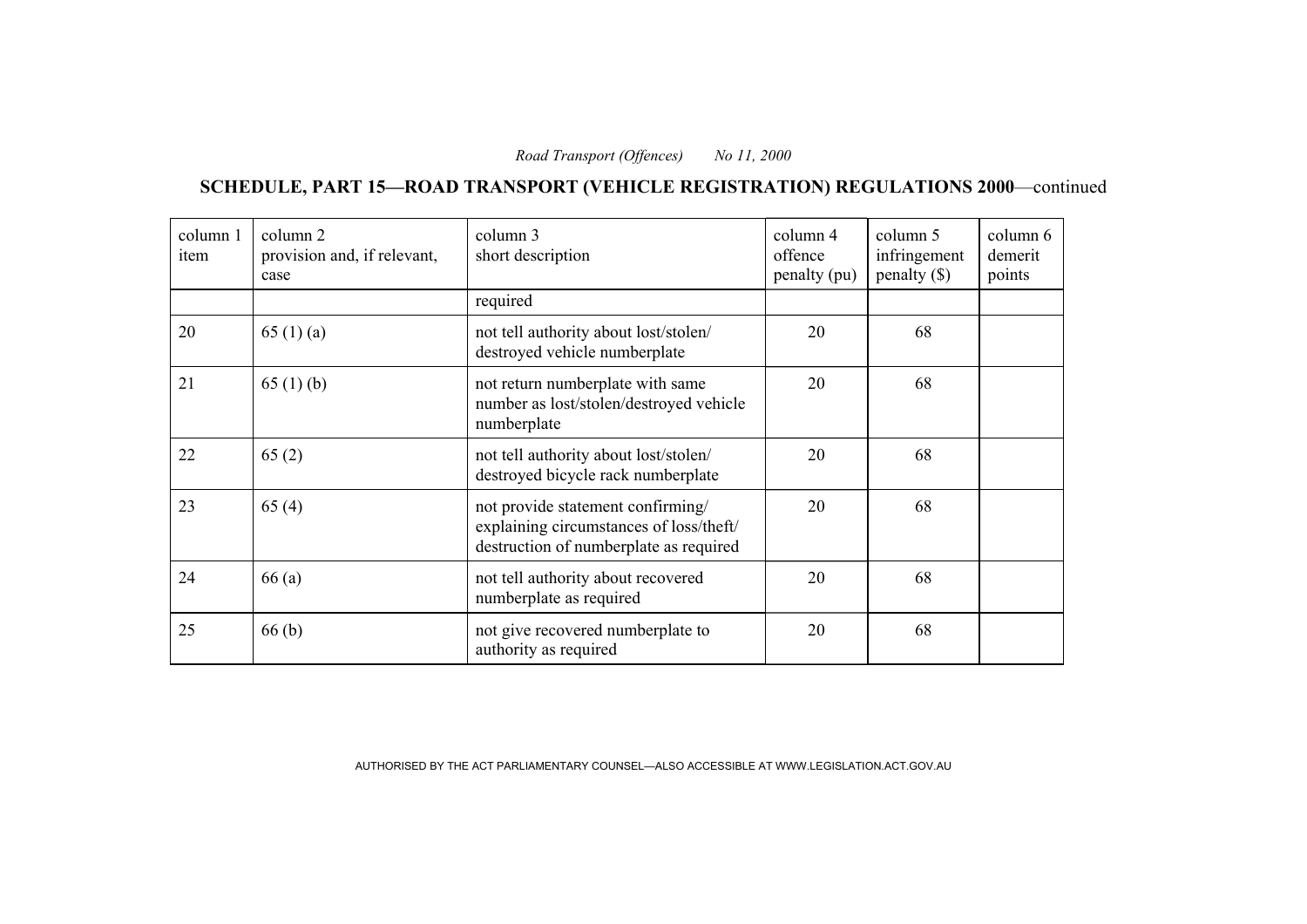## SCHEDULE, PART 15—ROAD TRANSPORT (VEHICLE REGISTRATION) REGULATIONS 2000—continued

| column 1 item | column 2 provision and, if relevant, case | column 3 short description | column 4 offence penalty (pu) | column 5 infringement penalty ($) | column 6 demerit points |
|---|---|---|---|---|---|
| | | required | | | |
| 20 | 65 (1) (a) | not tell authority about lost/stolen/ destroyed vehicle numberplate | 20 | 68 | |
| 21 | 65 (1) (b) | not return numberplate with same number as lost/stolen/destroyed vehicle numberplate | 20 | 68 | |
| 22 | 65 (2) | not tell authority about lost/stolen/ destroyed bicycle rack numberplate | 20 | 68 | |
| 23 | 65 (4) | not provide statement confirming/ explaining circumstances of loss/theft/ destruction of numberplate as required | 20 | 68 | |
| 24 | 66 (a) | not tell authority about recovered numberplate as required | 20 | 68 | |
| 25 | 66 (b) | not give recovered numberplate to authority as required | 20 | 68 | |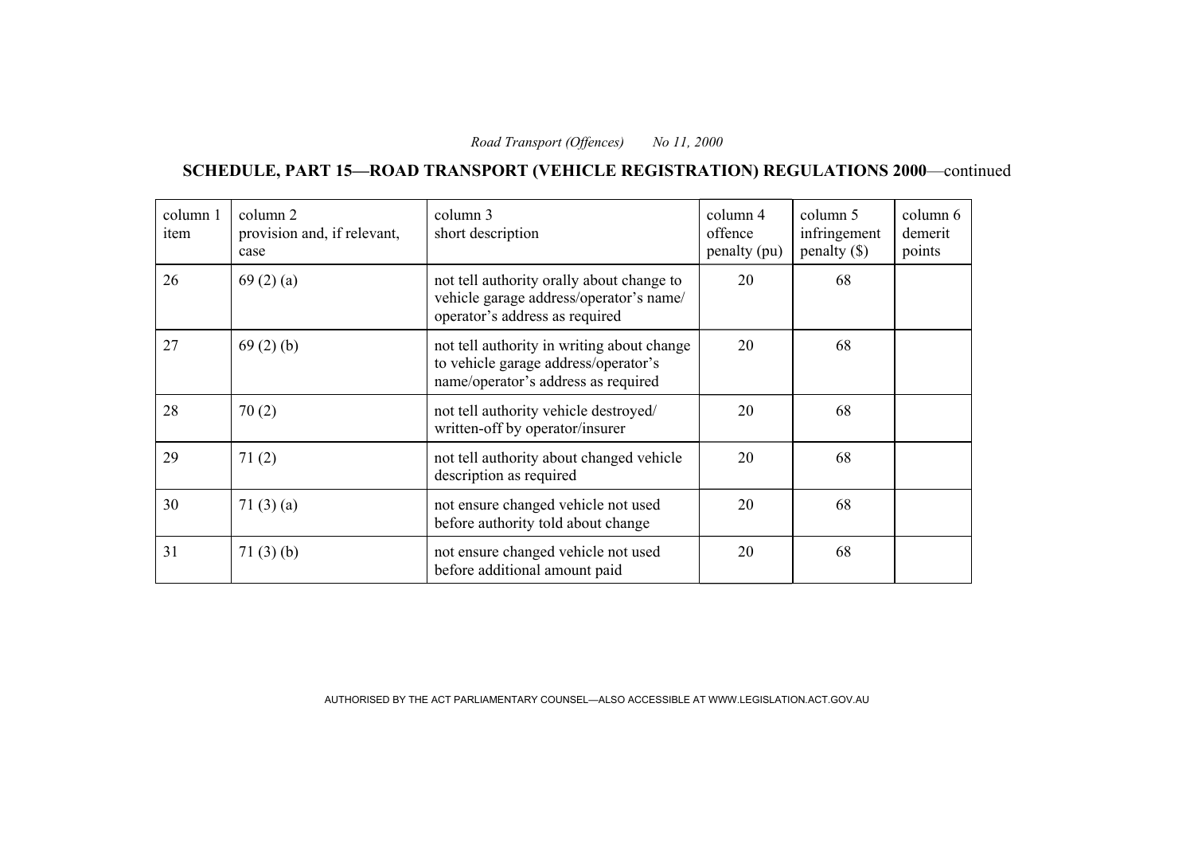**SCHEDULE, PART 15—ROAD TRANSPORT (VEHICLE REGISTRATION) REGULATIONS 2000**—continued

| column 1 item | column 2 provision and, if relevant, case | column 3 short description | column 4 offence penalty (pu) | column 5 infringement penalty ($) | column 6 demerit points |
|---|---|---|---|---|---|
| 26 | 69 (2) (a) | not tell authority orally about change to vehicle garage address/operator's name/ operator's address as required | 20 | 68 | |
| 27 | 69 (2) (b) | not tell authority in writing about change to vehicle garage address/operator's name/operator's address as required | 20 | 68 | |
| 28 | 70 (2) | not tell authority vehicle destroyed/ written-off by operator/insurer | 20 | 68 | |
| 29 | 71 (2) | not tell authority about changed vehicle description as required | 20 | 68 | |
| 30 | 71 (3) (a) | not ensure changed vehicle not used before authority told about change | 20 | 68 | |
| 31 | 71 (3) (b) | not ensure changed vehicle not used before additional amount paid | 20 | 68 | |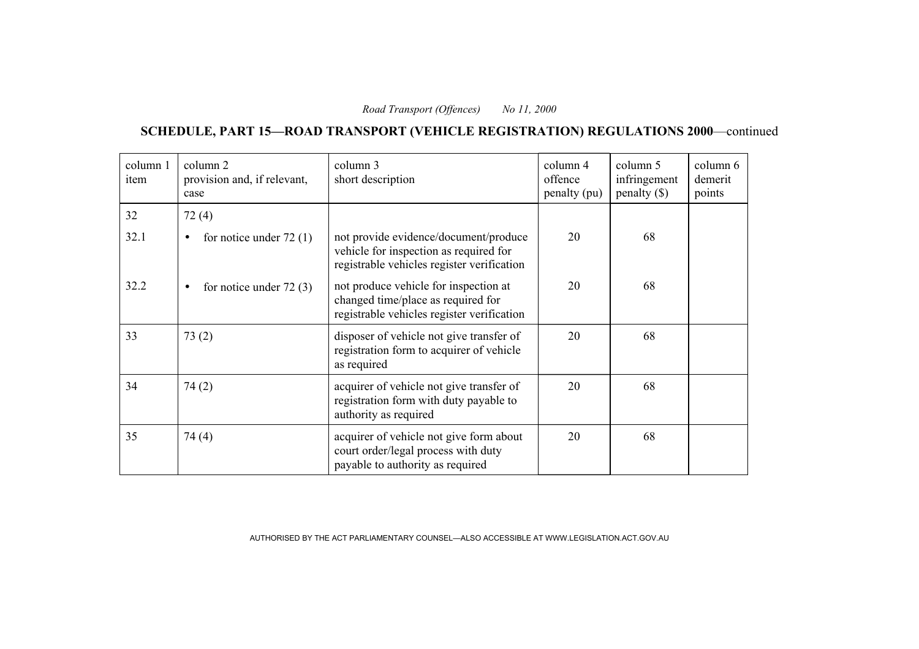## SCHEDULE, PART 15—ROAD TRANSPORT (VEHICLE REGISTRATION) REGULATIONS 2000—continued

| column 1 item | column 2 provision and, if relevant, case | column 3 short description | column 4 offence penalty (pu) | column 5 infringement penalty ($) | column 6 demerit points |
|---|---|---|---|---|---|
| 32 | 72 (4) | | | | |
| 32.1 | • for notice under 72 (1) | not provide evidence/document/produce vehicle for inspection as required for registrable vehicles register verification | 20 | 68 | |
| 32.2 | • for notice under 72 (3) | not produce vehicle for inspection at changed time/place as required for registrable vehicles register verification | 20 | 68 | |
| 33 | 73 (2) | disposer of vehicle not give transfer of registration form to acquirer of vehicle as required | 20 | 68 | |
| 34 | 74 (2) | acquirer of vehicle not give transfer of registration form with duty payable to authority as required | 20 | 68 | |
| 35 | 74 (4) | acquirer of vehicle not give form about court order/legal process with duty payable to authority as required | 20 | 68 | |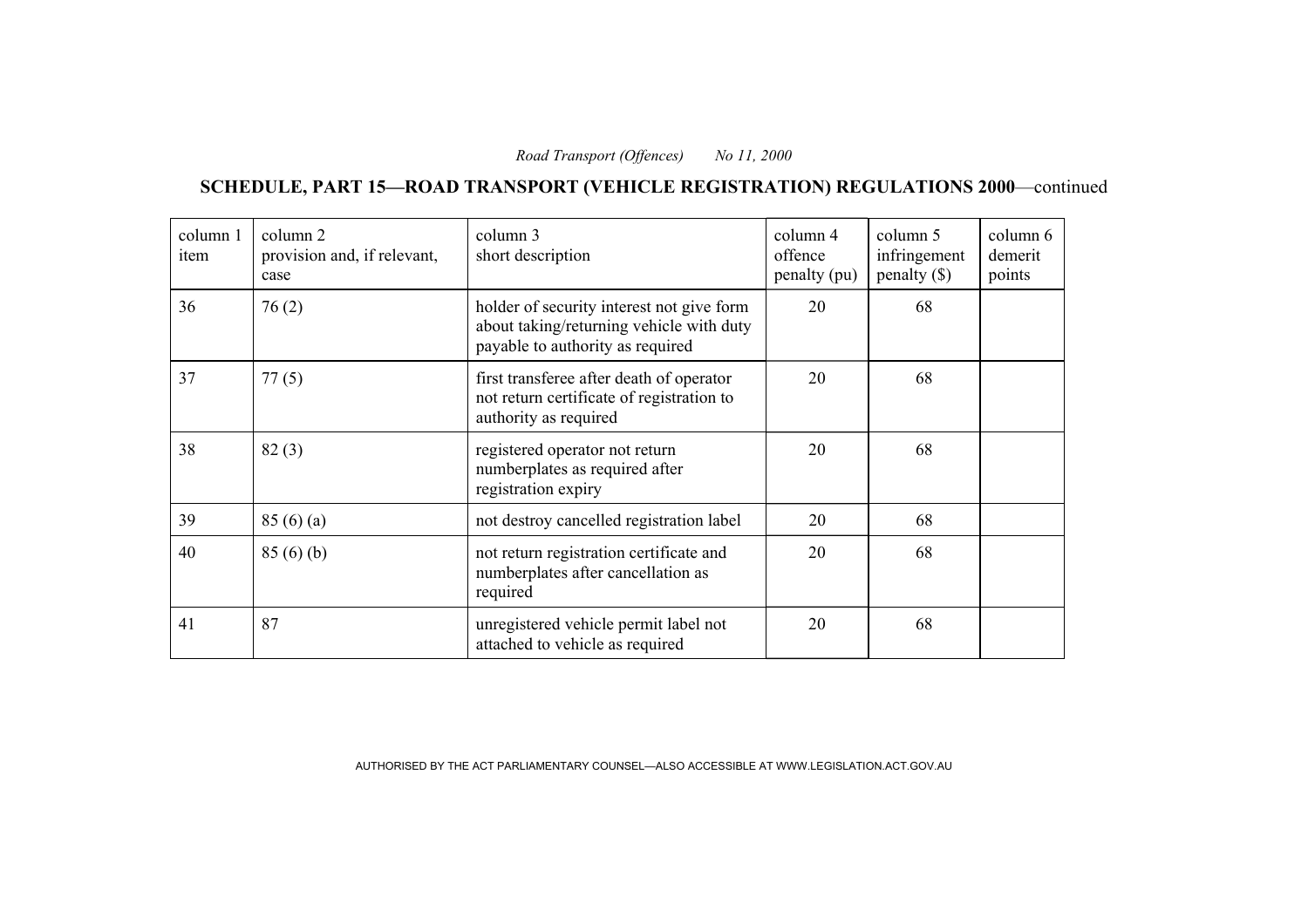## SCHEDULE, PART 15—ROAD TRANSPORT (VEHICLE REGISTRATION) REGULATIONS 2000—continued

| column 1 item | column 2 provision and, if relevant, case | column 3 short description | column 4 offence penalty (pu) | column 5 infringement penalty ($) | column 6 demerit points |
|---|---|---|---|---|---|
| 36 | 76 (2) | holder of security interest not give form about taking/returning vehicle with duty payable to authority as required | 20 | 68 | |
| 37 | 77 (5) | first transferee after death of operator not return certificate of registration to authority as required | 20 | 68 | |
| 38 | 82 (3) | registered operator not return numberplates as required after registration expiry | 20 | 68 | |
| 39 | 85 (6) (a) | not destroy cancelled registration label | 20 | 68 | |
| 40 | 85 (6) (b) | not return registration certificate and numberplates after cancellation as required | 20 | 68 | |
| 41 | 87 | unregistered vehicle permit label not attached to vehicle as required | 20 | 68 | |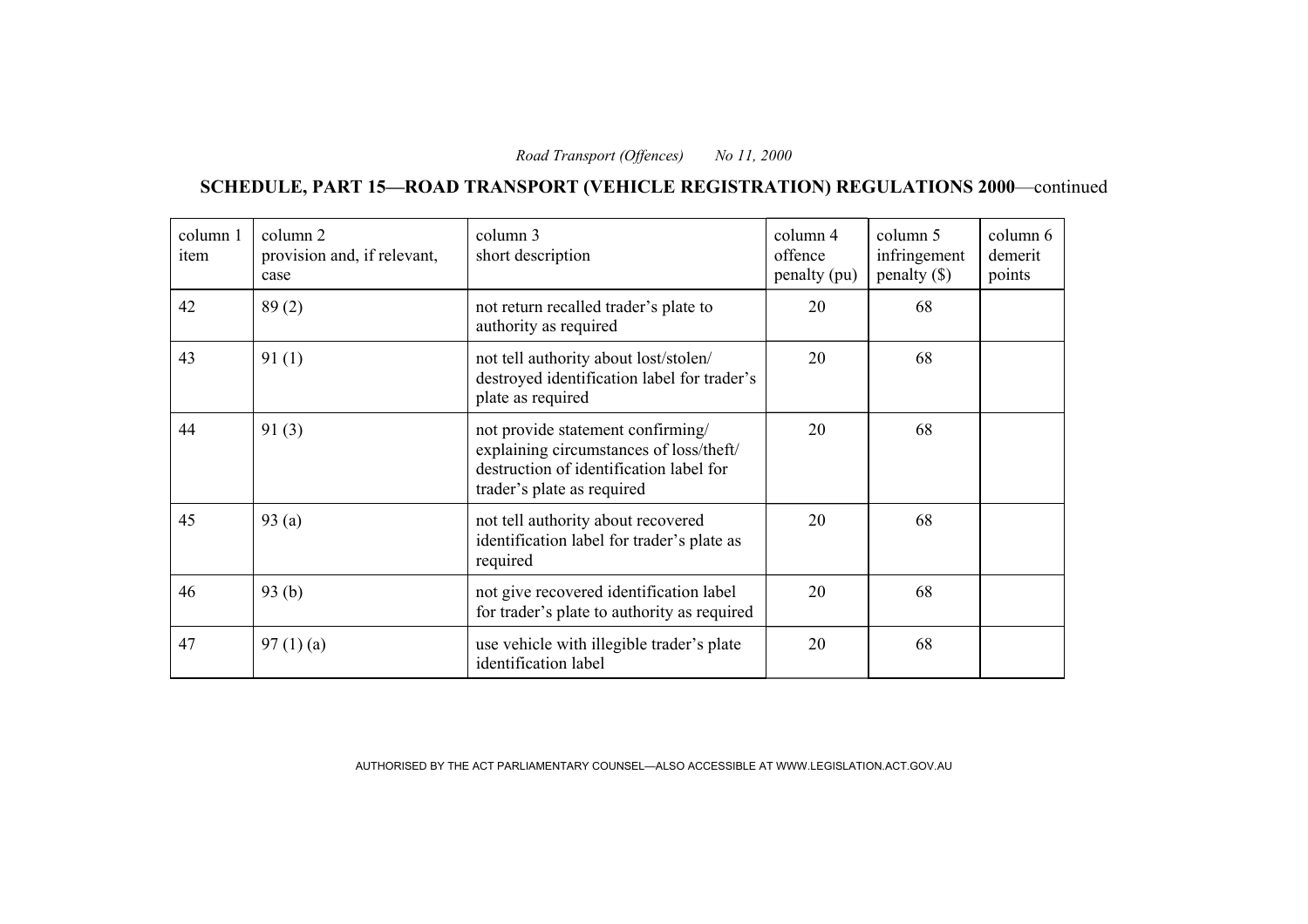## SCHEDULE, PART 15—ROAD TRANSPORT (VEHICLE REGISTRATION) REGULATIONS 2000—continued

| column 1 item | column 2 provision and, if relevant, case | column 3 short description | column 4 offence penalty (pu) | column 5 infringement penalty ($) | column 6 demerit points |
|---|---|---|---|---|---|
| 42 | 89 (2) | not return recalled trader's plate to authority as required | 20 | 68 | |
| 43 | 91 (1) | not tell authority about lost/stolen/ destroyed identification label for trader's plate as required | 20 | 68 | |
| 44 | 91 (3) | not provide statement confirming/ explaining circumstances of loss/theft/ destruction of identification label for trader's plate as required | 20 | 68 | |
| 45 | 93 (a) | not tell authority about recovered identification label for trader's plate as required | 20 | 68 | |
| 46 | 93 (b) | not give recovered identification label for trader's plate to authority as required | 20 | 68 | |
| 47 | 97 (1) (a) | use vehicle with illegible trader's plate identification label | 20 | 68 | |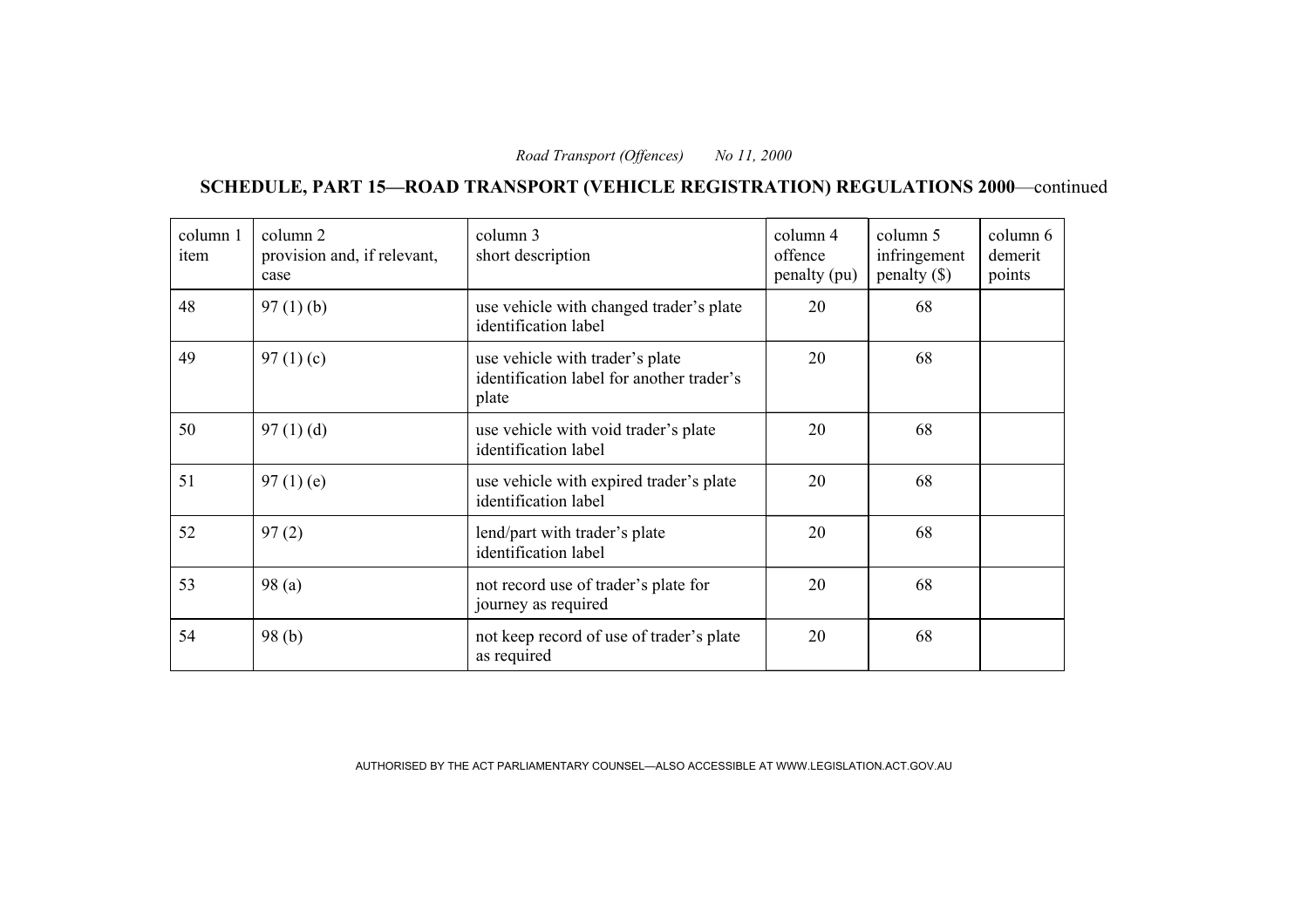## SCHEDULE, PART 15—ROAD TRANSPORT (VEHICLE REGISTRATION) REGULATIONS 2000—continued

| column 1 item | column 2 provision and, if relevant, case | column 3 short description | column 4 offence penalty (pu) | column 5 infringement penalty ($) | column 6 demerit points |
|---|---|---|---|---|---|
| 48 | 97 (1) (b) | use vehicle with changed trader's plate identification label | 20 | 68 | |
| 49 | 97 (1) (c) | use vehicle with trader's plate identification label for another trader's plate | 20 | 68 | |
| 50 | 97 (1) (d) | use vehicle with void trader's plate identification label | 20 | 68 | |
| 51 | 97 (1) (e) | use vehicle with expired trader's plate identification label | 20 | 68 | |
| 52 | 97 (2) | lend/part with trader's plate identification label | 20 | 68 | |
| 53 | 98 (a) | not record use of trader's plate for journey as required | 20 | 68 | |
| 54 | 98 (b) | not keep record of use of trader's plate as required | 20 | 68 | |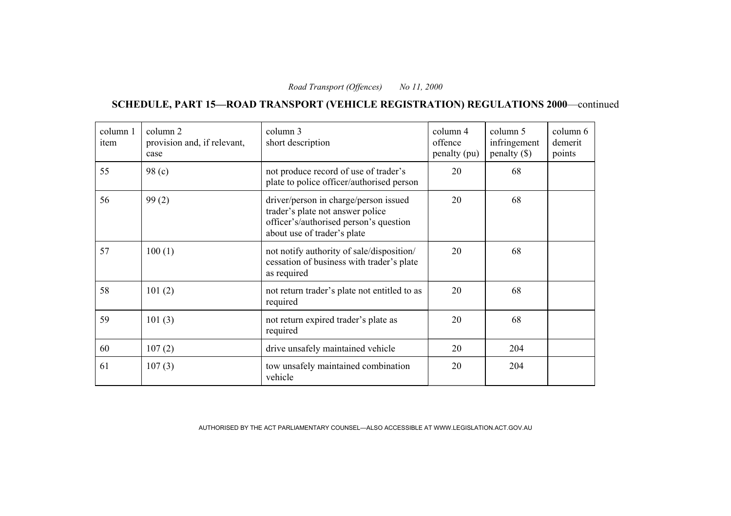## SCHEDULE, PART 15—ROAD TRANSPORT (VEHICLE REGISTRATION) REGULATIONS 2000—continued

| column 1 item | column 2 provision and, if relevant, case | column 3 short description | column 4 offence penalty (pu) | column 5 infringement penalty ($) | column 6 demerit points |
|---|---|---|---|---|---|
| 55 | 98 (c) | not produce record of use of trader's plate to police officer/authorised person | 20 | 68 | |
| 56 | 99 (2) | driver/person in charge/person issued trader's plate not answer police officer's/authorised person's question about use of trader's plate | 20 | 68 | |
| 57 | 100 (1) | not notify authority of sale/disposition/ cessation of business with trader's plate as required | 20 | 68 | |
| 58 | 101 (2) | not return trader's plate not entitled to as required | 20 | 68 | |
| 59 | 101 (3) | not return expired trader's plate as required | 20 | 68 | |
| 60 | 107 (2) | drive unsafely maintained vehicle | 20 | 204 | |
| 61 | 107 (3) | tow unsafely maintained combination vehicle | 20 | 204 | |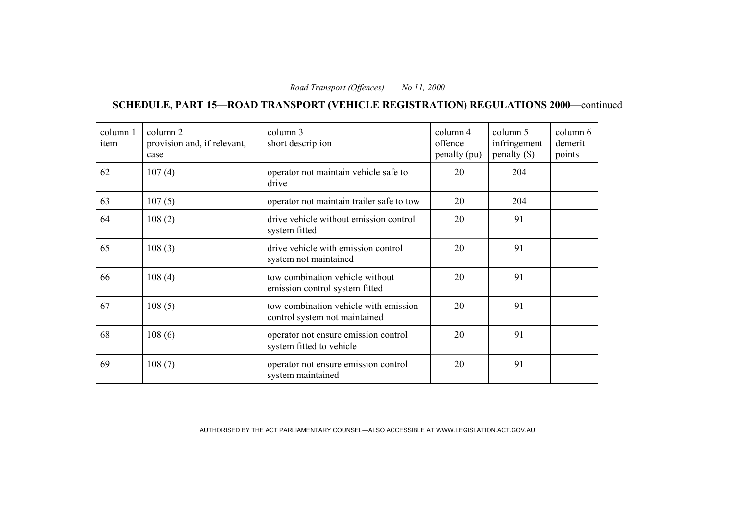**SCHEDULE, PART 15—ROAD TRANSPORT (VEHICLE REGISTRATION) REGULATIONS 2000**—continued

| column 1 item | column 2 provision and, if relevant, case | column 3 short description | column 4 offence penalty (pu) | column 5 infringement penalty ($) | column 6 demerit points |
|---|---|---|---|---|---|
| 62 | 107 (4) | operator not maintain vehicle safe to drive | 20 | 204 | |
| 63 | 107 (5) | operator not maintain trailer safe to tow | 20 | 204 | |
| 64 | 108 (2) | drive vehicle without emission control system fitted | 20 | 91 | |
| 65 | 108 (3) | drive vehicle with emission control system not maintained | 20 | 91 | |
| 66 | 108 (4) | tow combination vehicle without emission control system fitted | 20 | 91 | |
| 67 | 108 (5) | tow combination vehicle with emission control system not maintained | 20 | 91 | |
| 68 | 108 (6) | operator not ensure emission control system fitted to vehicle | 20 | 91 | |
| 69 | 108 (7) | operator not ensure emission control system maintained | 20 | 91 | |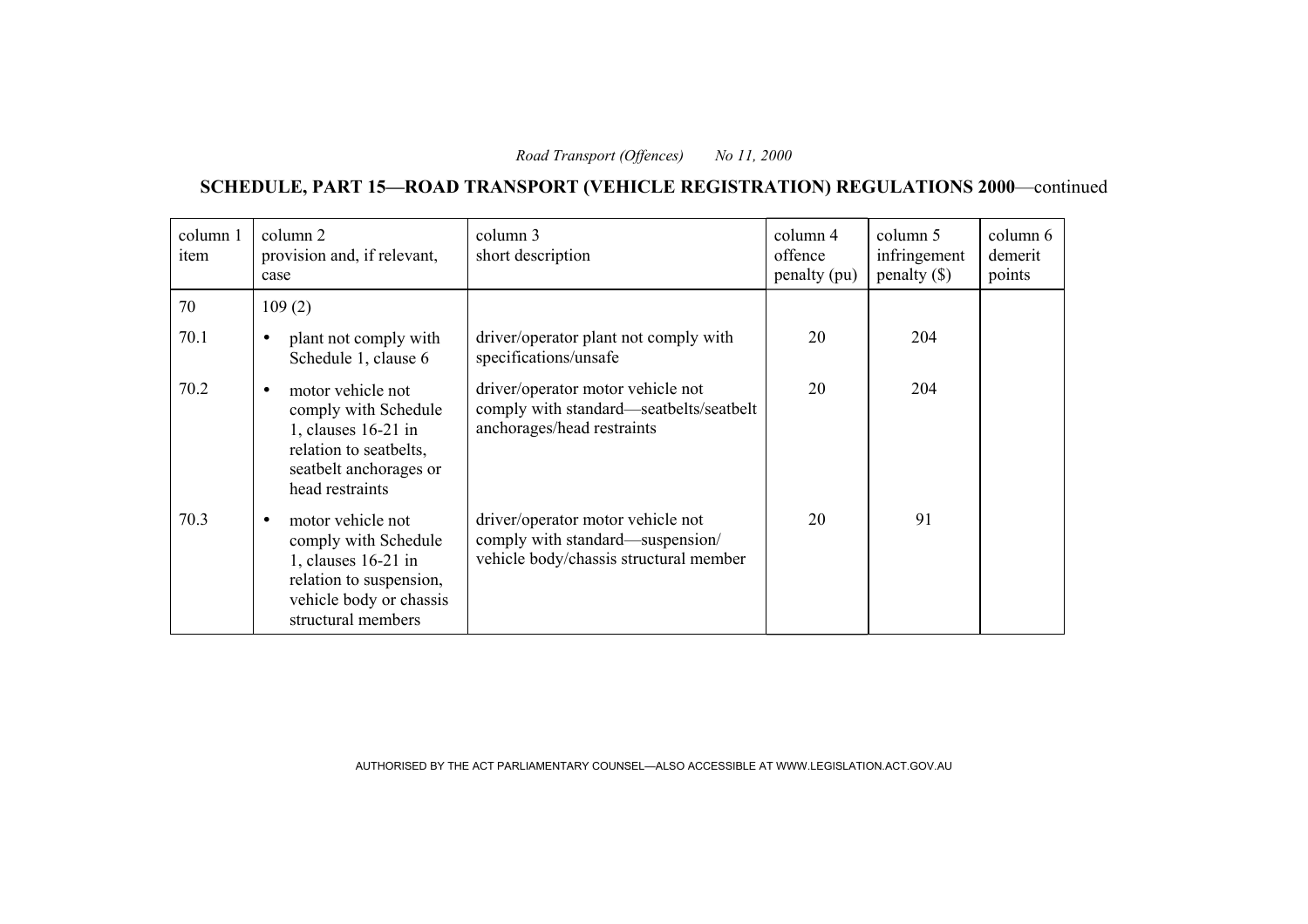## SCHEDULE, PART 15—ROAD TRANSPORT (VEHICLE REGISTRATION) REGULATIONS 2000—continued

| column 1 item | column 2 provision and, if relevant, case | column 3 short description | column 4 offence penalty (pu) | column 5 infringement penalty ($) | column 6 demerit points |
|---|---|---|---|---|---|
| 70 | 109 (2) | | | | |
| 70.1 | • plant not comply with Schedule 1, clause 6 | driver/operator plant not comply with specifications/unsafe | 20 | 204 | |
| 70.2 | • motor vehicle not comply with Schedule 1, clauses 16-21 in relation to seatbelts, seatbelt anchorages or head restraints | driver/operator motor vehicle not comply with standard—seatbelts/seatbelt anchorages/head restraints | 20 | 204 | |
| 70.3 | • motor vehicle not comply with Schedule 1, clauses 16-21 in relation to suspension, vehicle body or chassis structural members | driver/operator motor vehicle not comply with standard—suspension/ vehicle body/chassis structural member | 20 | 91 | |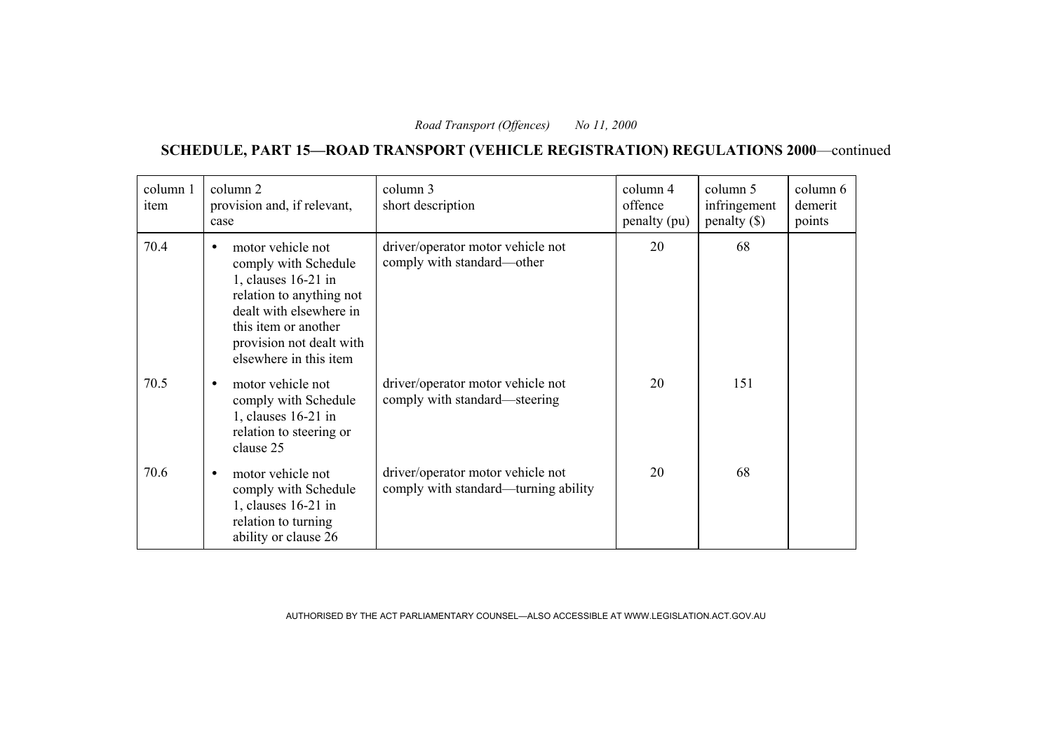## SCHEDULE, PART 15—ROAD TRANSPORT (VEHICLE REGISTRATION) REGULATIONS 2000—continued

| column 1 item | column 2 provision and, if relevant, case | column 3 short description | column 4 offence penalty (pu) | column 5 infringement penalty ($) | column 6 demerit points |
|---|---|---|---|---|---|
| 70.4 | • motor vehicle not comply with Schedule 1, clauses 16-21 in relation to anything not dealt with elsewhere in this item or another provision not dealt with elsewhere in this item | driver/operator motor vehicle not comply with standard—other | 20 | 68 | |
| 70.5 | • motor vehicle not comply with Schedule 1, clauses 16-21 in relation to steering or clause 25 | driver/operator motor vehicle not comply with standard—steering | 20 | 151 | |
| 70.6 | • motor vehicle not comply with Schedule 1, clauses 16-21 in relation to turning ability or clause 26 | driver/operator motor vehicle not comply with standard—turning ability | 20 | 68 | |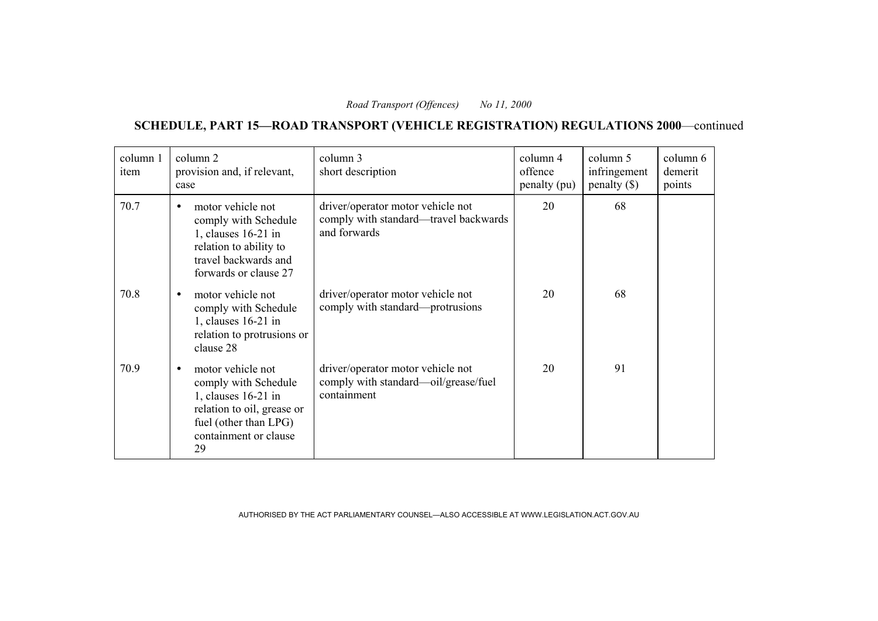## SCHEDULE, PART 15—ROAD TRANSPORT (VEHICLE REGISTRATION) REGULATIONS 2000—continued

| column 1 item | column 2 provision and, if relevant, case | column 3 short description | column 4 offence penalty (pu) | column 5 infringement penalty ($) | column 6 demerit points |
|---|---|---|---|---|---|
| 70.7 | • motor vehicle not comply with Schedule 1, clauses 16-21 in relation to ability to travel backwards and forwards or clause 27 | driver/operator motor vehicle not comply with standard—travel backwards and forwards | 20 | 68 | |
| 70.8 | • motor vehicle not comply with Schedule 1, clauses 16-21 in relation to protrusions or clause 28 | driver/operator motor vehicle not comply with standard—protrusions | 20 | 68 | |
| 70.9 | • motor vehicle not comply with Schedule 1, clauses 16-21 in relation to oil, grease or fuel (other than LPG) containment or clause 29 | driver/operator motor vehicle not comply with standard—oil/grease/fuel containment | 20 | 91 | |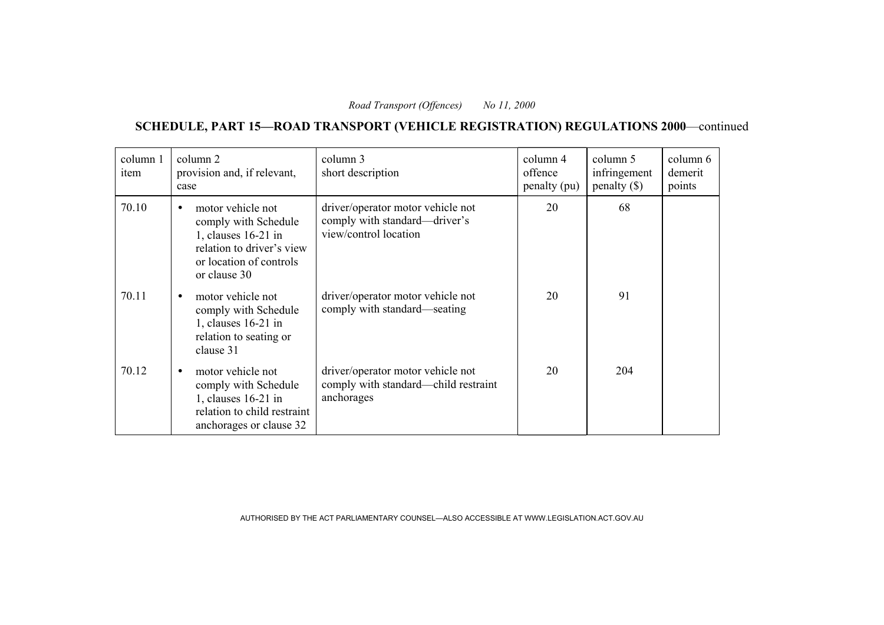## SCHEDULE, PART 15—ROAD TRANSPORT (VEHICLE REGISTRATION) REGULATIONS 2000—continued

| column 1 item | column 2 provision and, if relevant, case | column 3 short description | column 4 offence penalty (pu) | column 5 infringement penalty ($) | column 6 demerit points |
|---|---|---|---|---|---|
| 70.10 | • motor vehicle not comply with Schedule 1, clauses 16-21 in relation to driver's view or location of controls or clause 30 | driver/operator motor vehicle not comply with standard—driver's view/control location | 20 | 68 | |
| 70.11 | • motor vehicle not comply with Schedule 1, clauses 16-21 in relation to seating or clause 31 | driver/operator motor vehicle not comply with standard—seating | 20 | 91 | |
| 70.12 | • motor vehicle not comply with Schedule 1, clauses 16-21 in relation to child restraint anchorages or clause 32 | driver/operator motor vehicle not comply with standard—child restraint anchorages | 20 | 204 | |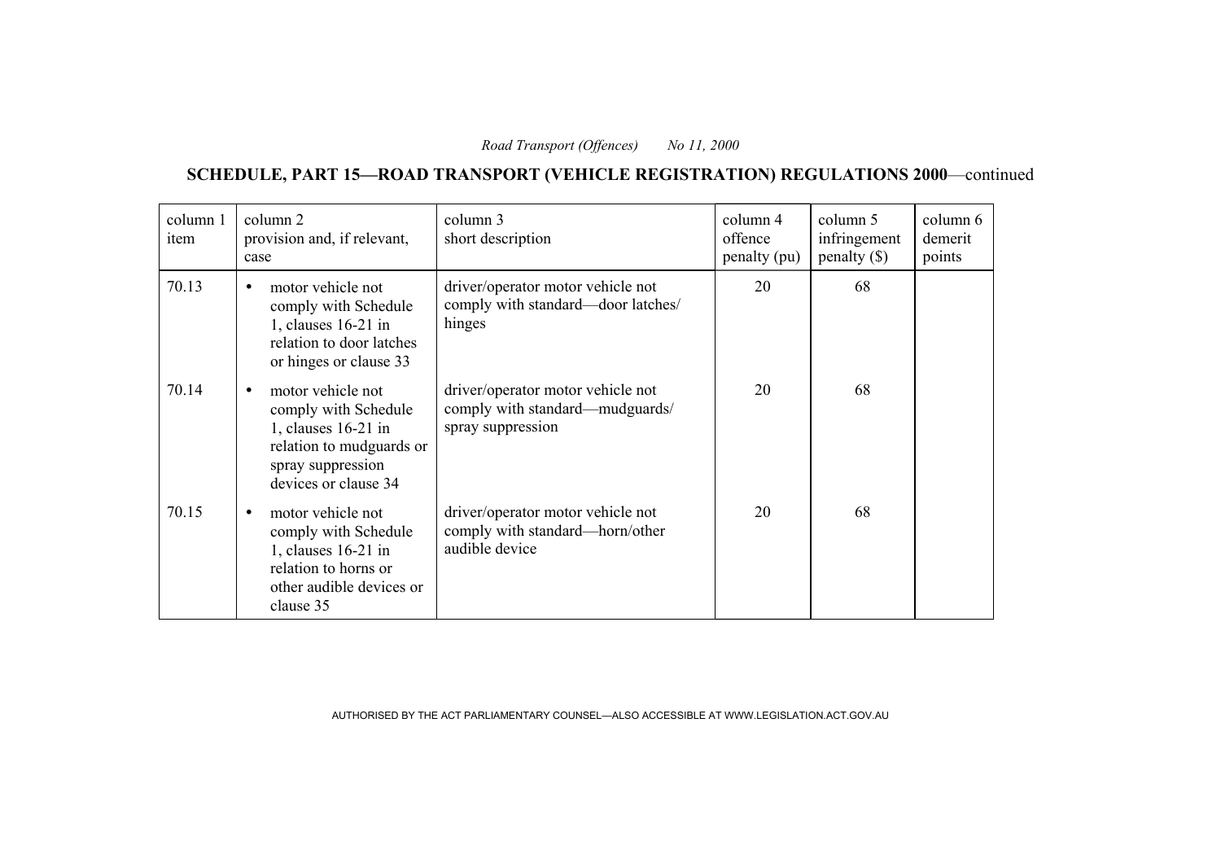## SCHEDULE, PART 15—ROAD TRANSPORT (VEHICLE REGISTRATION) REGULATIONS 2000—continued

| column 1 item | column 2 provision and, if relevant, case | column 3 short description | column 4 offence penalty (pu) | column 5 infringement penalty ($) | column 6 demerit points |
|---|---|---|---|---|---|
| 70.13 | • motor vehicle not comply with Schedule 1, clauses 16-21 in relation to door latches or hinges or clause 33 | driver/operator motor vehicle not comply with standard—door latches/ hinges | 20 | 68 | |
| 70.14 | • motor vehicle not comply with Schedule 1, clauses 16-21 in relation to mudguards or spray suppression devices or clause 34 | driver/operator motor vehicle not comply with standard—mudguards/ spray suppression | 20 | 68 | |
| 70.15 | • motor vehicle not comply with Schedule 1, clauses 16-21 in relation to horns or other audible devices or clause 35 | driver/operator motor vehicle not comply with standard—horn/other audible device | 20 | 68 | |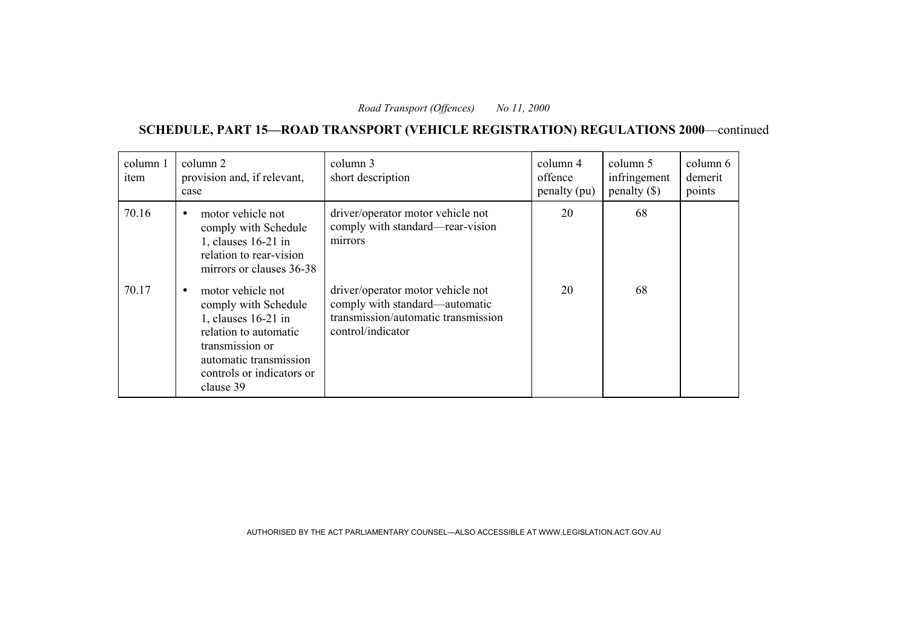## SCHEDULE, PART 15—ROAD TRANSPORT (VEHICLE REGISTRATION) REGULATIONS 2000—continued

| column 1 item | column 2 provision and, if relevant, case | column 3 short description | column 4 offence penalty (pu) | column 5 infringement penalty ($) | column 6 demerit points |
|---|---|---|---|---|---|
| 70.16 | • motor vehicle not comply with Schedule 1, clauses 16-21 in relation to rear-vision mirrors or clauses 36-38 | driver/operator motor vehicle not comply with standard—rear-vision mirrors | 20 | 68 | |
| 70.17 | • motor vehicle not comply with Schedule 1, clauses 16-21 in relation to automatic transmission or automatic transmission controls or indicators or clause 39 | driver/operator motor vehicle not comply with standard—automatic transmission/automatic transmission control/indicator | 20 | 68 | |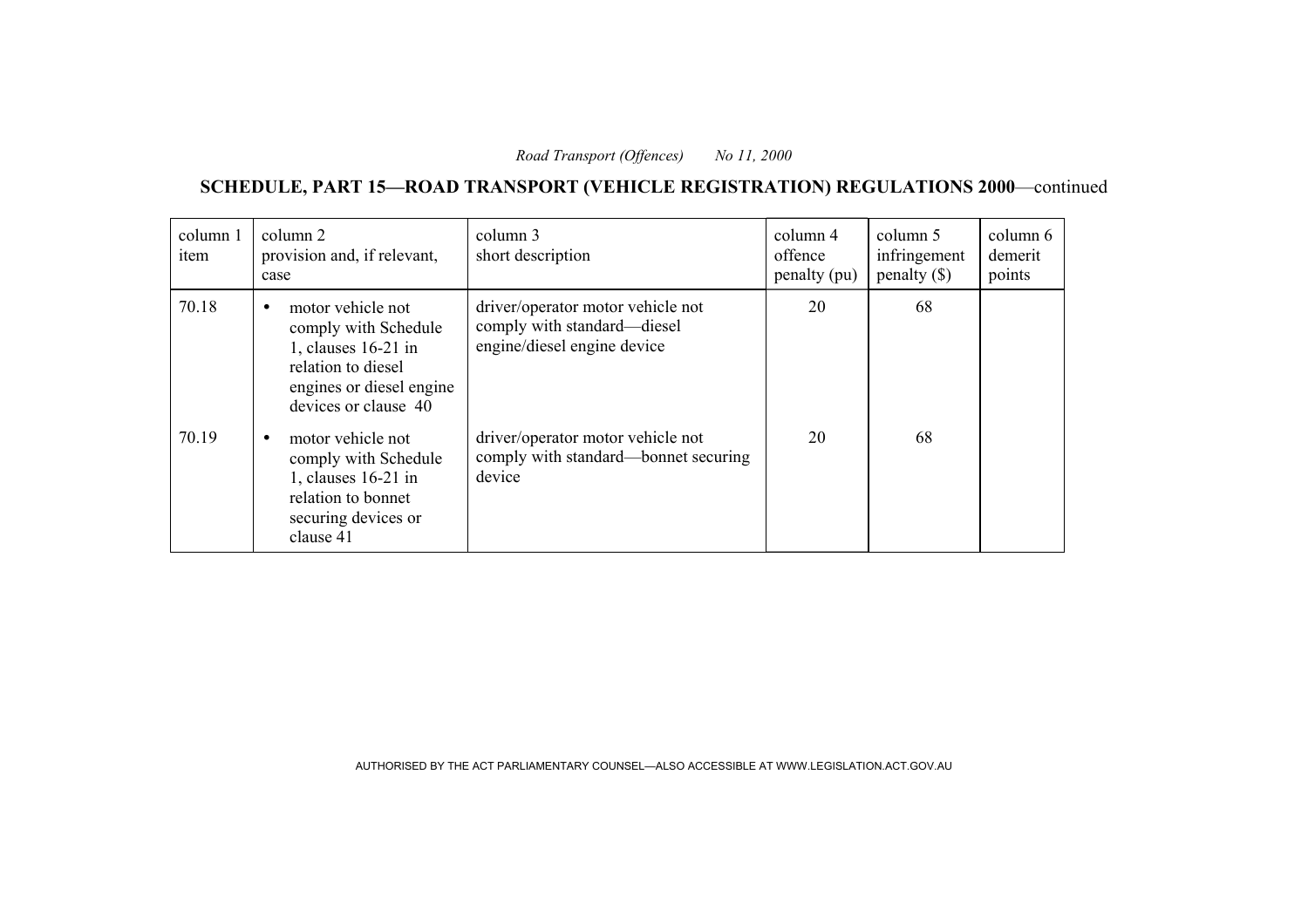## SCHEDULE, PART 15—ROAD TRANSPORT (VEHICLE REGISTRATION) REGULATIONS 2000—continued

| column 1 item | column 2 provision and, if relevant, case | column 3 short description | column 4 offence penalty (pu) | column 5 infringement penalty ($) | column 6 demerit points |
|---|---|---|---|---|---|
| 70.18 | • motor vehicle not comply with Schedule 1, clauses 16-21 in relation to diesel engines or diesel engine devices or clause 40 | driver/operator motor vehicle not comply with standard—diesel engine/diesel engine device | 20 | 68 | |
| 70.19 | • motor vehicle not comply with Schedule 1, clauses 16-21 in relation to bonnet securing devices or clause 41 | driver/operator motor vehicle not comply with standard—bonnet securing device | 20 | 68 | |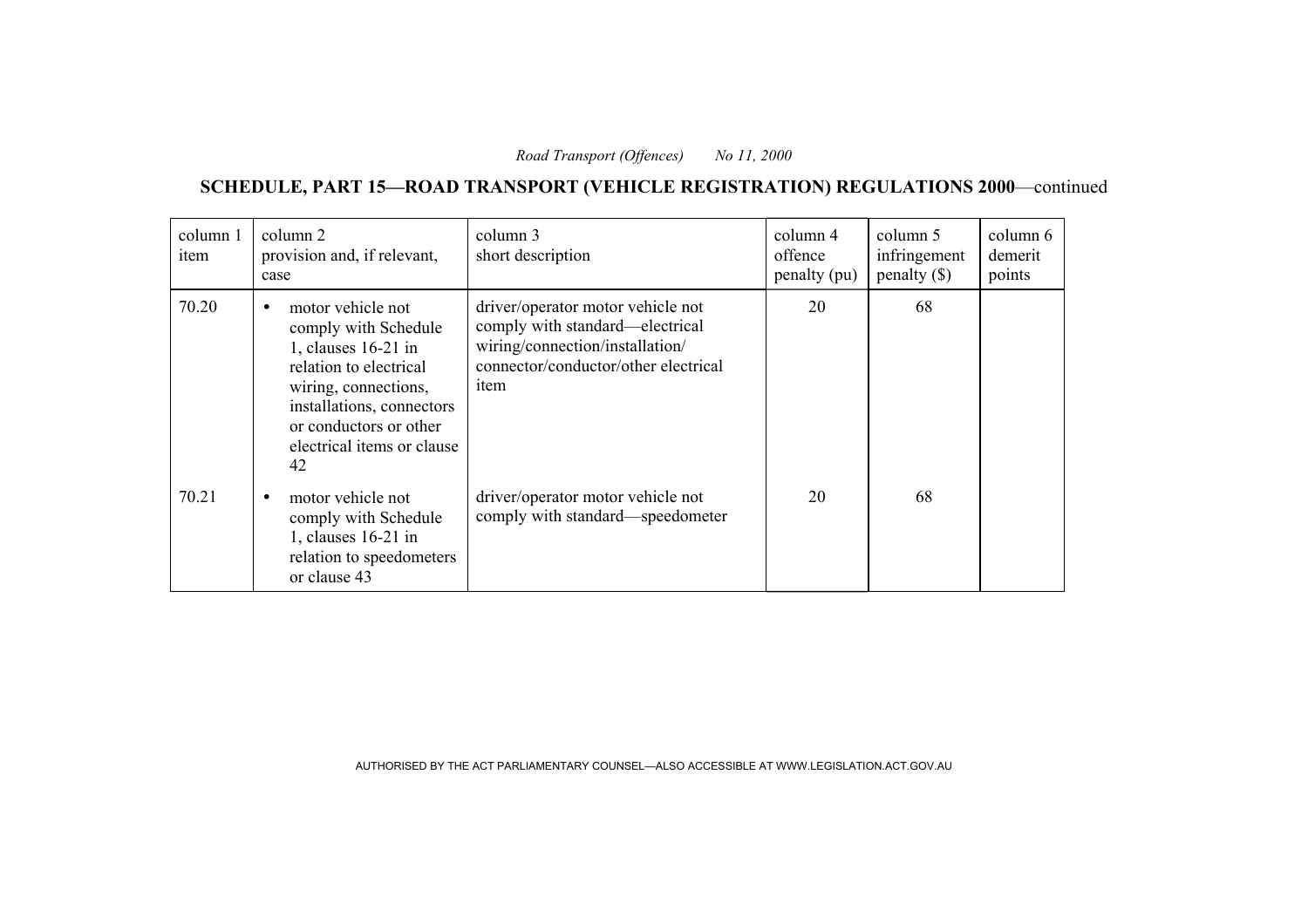## SCHEDULE, PART 15—ROAD TRANSPORT (VEHICLE REGISTRATION) REGULATIONS 2000—continued

| column 1 item | column 2 provision and, if relevant, case | column 3 short description | column 4 offence penalty (pu) | column 5 infringement penalty ($) | column 6 demerit points |
|---|---|---|---|---|---|
| 70.20 | • motor vehicle not comply with Schedule 1, clauses 16-21 in relation to electrical wiring, connections, installations, connectors or conductors or other electrical items or clause 42 | driver/operator motor vehicle not comply with standard—electrical wiring/connection/installation/ connector/conductor/other electrical item | 20 | 68 | |
| 70.21 | • motor vehicle not comply with Schedule 1, clauses 16-21 in relation to speedometers or clause 43 | driver/operator motor vehicle not comply with standard—speedometer | 20 | 68 | |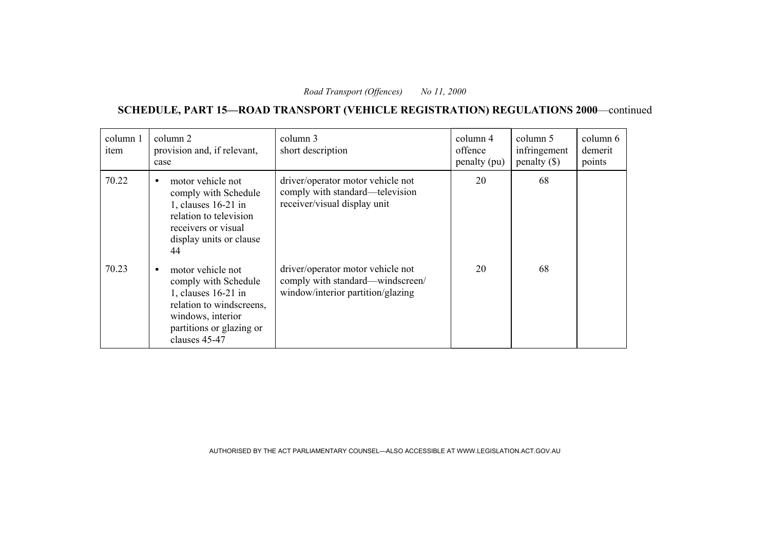## SCHEDULE, PART 15—ROAD TRANSPORT (VEHICLE REGISTRATION) REGULATIONS 2000—continued

| column 1 item | column 2 provision and, if relevant, case | column 3 short description | column 4 offence penalty (pu) | column 5 infringement penalty ($) | column 6 demerit points |
|---|---|---|---|---|---|
| 70.22 | • motor vehicle not comply with Schedule 1, clauses 16-21 in relation to television receivers or visual display units or clause 44 | driver/operator motor vehicle not comply with standard—television receiver/visual display unit | 20 | 68 | |
| 70.23 | • motor vehicle not comply with Schedule 1, clauses 16-21 in relation to windscreens, windows, interior partitions or glazing or clauses 45-47 | driver/operator motor vehicle not comply with standard—windscreen/ window/interior partition/glazing | 20 | 68 | |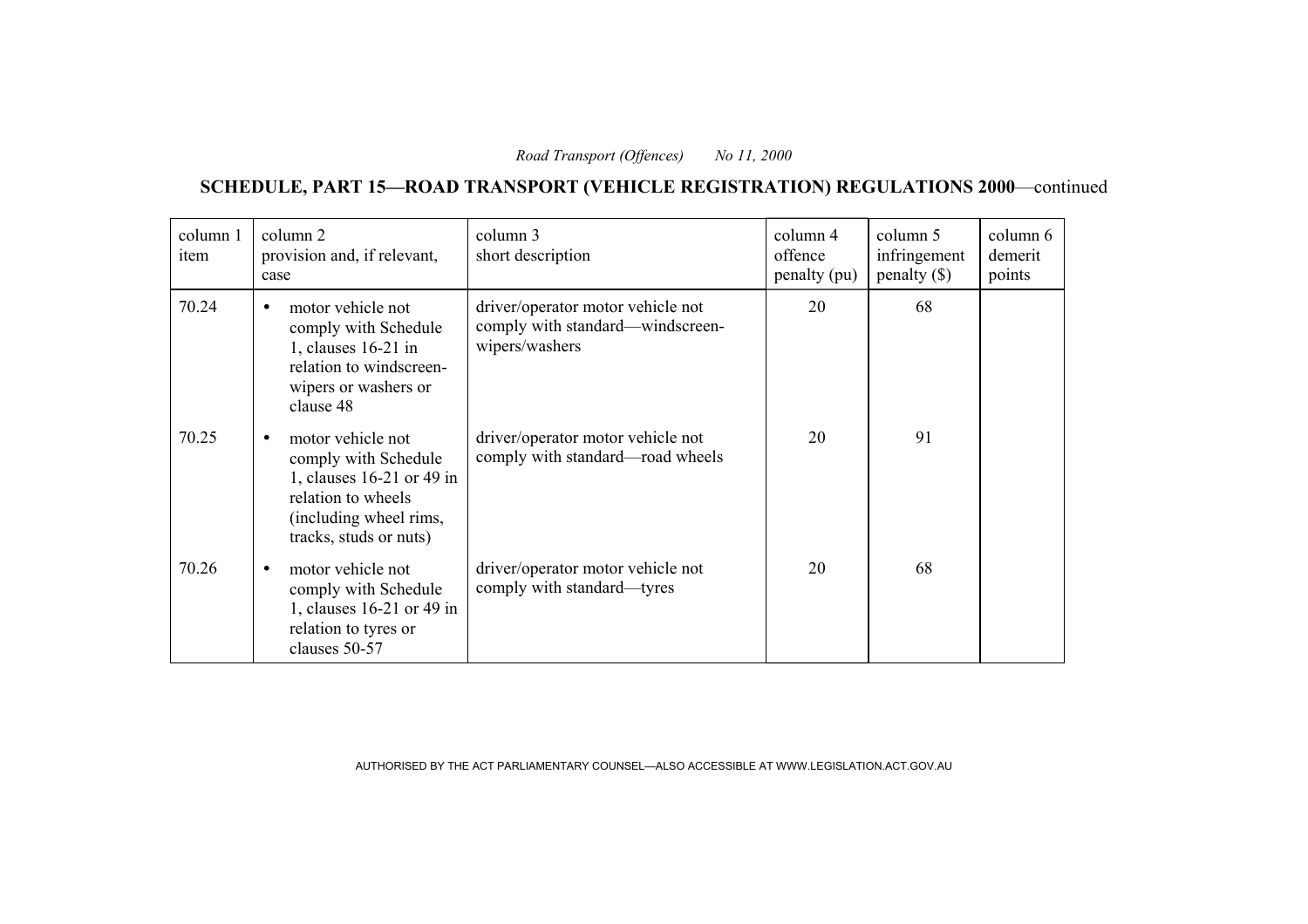## SCHEDULE, PART 15—ROAD TRANSPORT (VEHICLE REGISTRATION) REGULATIONS 2000—continued

| column 1<br>item | column 2<br>provision and, if relevant, case | column 3<br>short description | column 4<br>offence penalty (pu) | column 5<br>infringement penalty ($) | column 6<br>demerit points |
|---|---|---|---|---|---|
| 70.24 | • motor vehicle not comply with Schedule 1, clauses 16-21 in relation to windscreen-wipers or washers or clause 48 | driver/operator motor vehicle not comply with standard—windscreen-wipers/washers | 20 | 68 | |
| 70.25 | • motor vehicle not comply with Schedule 1, clauses 16-21 or 49 in relation to wheels (including wheel rims, tracks, studs or nuts) | driver/operator motor vehicle not comply with standard—road wheels | 20 | 91 | |
| 70.26 | • motor vehicle not comply with Schedule 1, clauses 16-21 or 49 in relation to tyres or clauses 50-57 | driver/operator motor vehicle not comply with standard—tyres | 20 | 68 | |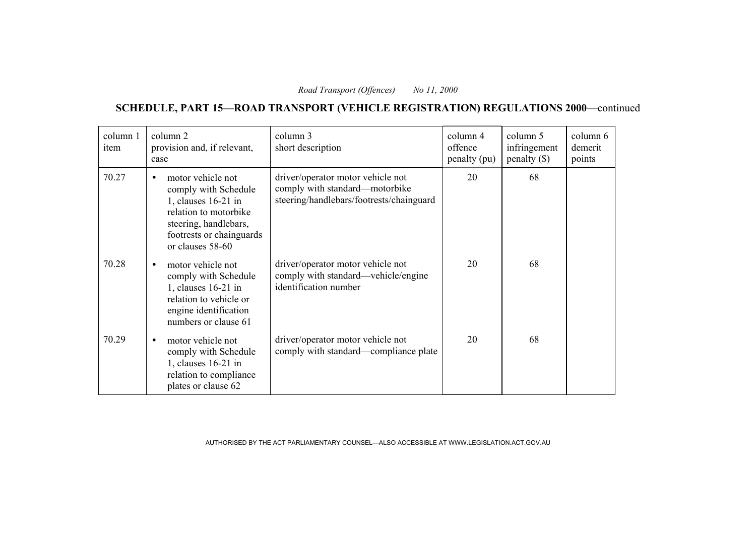## SCHEDULE, PART 15—ROAD TRANSPORT (VEHICLE REGISTRATION) REGULATIONS 2000—continued

| column 1 item | column 2 provision and, if relevant, case | column 3 short description | column 4 offence penalty (pu) | column 5 infringement penalty ($) | column 6 demerit points |
|---|---|---|---|---|---|
| 70.27 | • motor vehicle not comply with Schedule 1, clauses 16-21 in relation to motorbike steering, handlebars, footrests or chainguards or clauses 58-60 | driver/operator motor vehicle not comply with standard—motorbike steering/handlebars/footrests/chainguard | 20 | 68 | |
| 70.28 | • motor vehicle not comply with Schedule 1, clauses 16-21 in relation to vehicle or engine identification numbers or clause 61 | driver/operator motor vehicle not comply with standard—vehicle/engine identification number | 20 | 68 | |
| 70.29 | • motor vehicle not comply with Schedule 1, clauses 16-21 in relation to compliance plates or clause 62 | driver/operator motor vehicle not comply with standard—compliance plate | 20 | 68 | |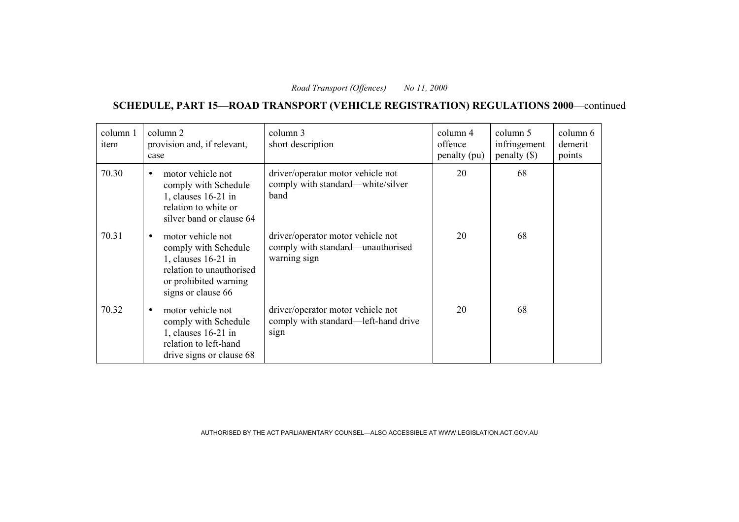## SCHEDULE, PART 15—ROAD TRANSPORT (VEHICLE REGISTRATION) REGULATIONS 2000—continued

| column 1 item | column 2 provision and, if relevant, case | column 3 short description | column 4 offence penalty (pu) | column 5 infringement penalty ($) | column 6 demerit points |
|---|---|---|---|---|---|
| 70.30 | • motor vehicle not comply with Schedule 1, clauses 16-21 in relation to white or silver band or clause 64 | driver/operator motor vehicle not comply with standard—white/silver band | 20 | 68 | |
| 70.31 | • motor vehicle not comply with Schedule 1, clauses 16-21 in relation to unauthorised or prohibited warning signs or clause 66 | driver/operator motor vehicle not comply with standard—unauthorised warning sign | 20 | 68 | |
| 70.32 | • motor vehicle not comply with Schedule 1, clauses 16-21 in relation to left-hand drive signs or clause 68 | driver/operator motor vehicle not comply with standard—left-hand drive sign | 20 | 68 | |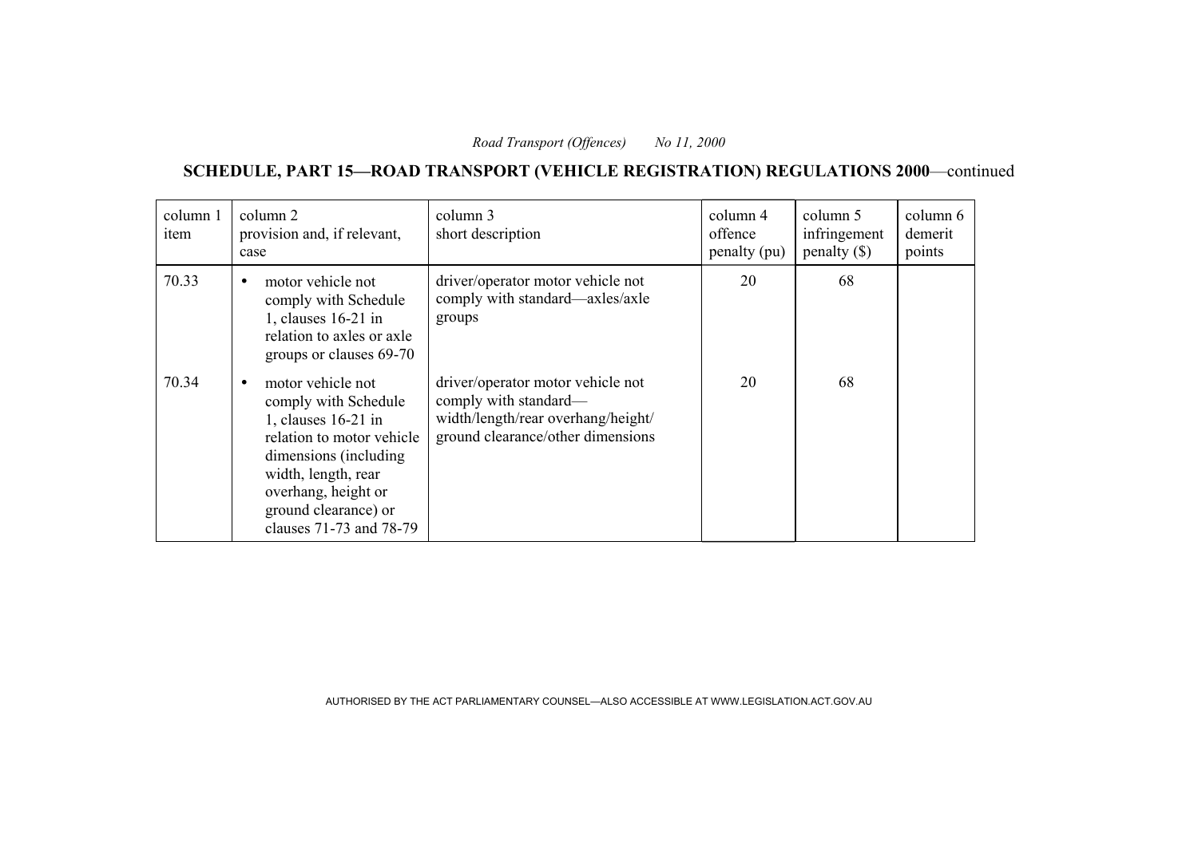## SCHEDULE, PART 15—ROAD TRANSPORT (VEHICLE REGISTRATION) REGULATIONS 2000—continued

| column 1 item | column 2 provision and, if relevant, case | column 3 short description | column 4 offence penalty (pu) | column 5 infringement penalty ($) | column 6 demerit points |
|---|---|---|---|---|---|
| 70.33 | • motor vehicle not comply with Schedule 1, clauses 16-21 in relation to axles or axle groups or clauses 69-70 | driver/operator motor vehicle not comply with standard—axles/axle groups | 20 | 68 | |
| 70.34 | • motor vehicle not comply with Schedule 1, clauses 16-21 in relation to motor vehicle dimensions (including width, length, rear overhang, height or ground clearance) or clauses 71-73 and 78-79 | driver/operator motor vehicle not comply with standard—width/length/rear overhang/height/ground clearance/other dimensions | 20 | 68 | |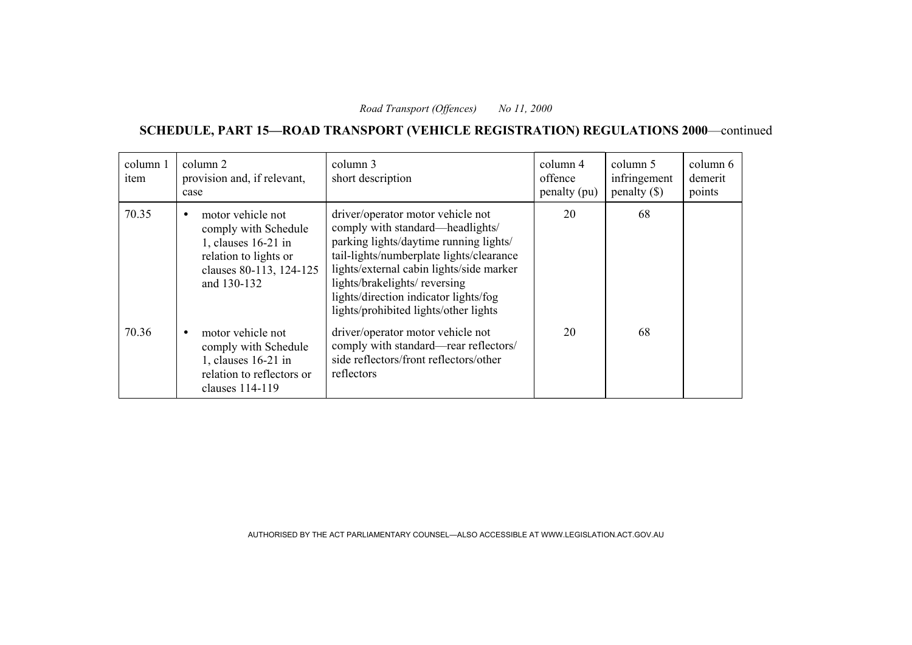## SCHEDULE, PART 15—ROAD TRANSPORT (VEHICLE REGISTRATION) REGULATIONS 2000—continued

| column 1 item | column 2 provision and, if relevant, case | column 3 short description | column 4 offence penalty (pu) | column 5 infringement penalty ($) | column 6 demerit points |
|---|---|---|---|---|---|
| 70.35 | • motor vehicle not comply with Schedule 1, clauses 16-21 in relation to lights or clauses 80-113, 124-125 and 130-132 | driver/operator motor vehicle not comply with standard—headlights/ parking lights/daytime running lights/ tail-lights/numberplate lights/clearance lights/external cabin lights/side marker lights/brakelights/ reversing lights/direction indicator lights/fog lights/prohibited lights/other lights | 20 | 68 | |
| 70.36 | • motor vehicle not comply with Schedule 1, clauses 16-21 in relation to reflectors or clauses 114-119 | driver/operator motor vehicle not comply with standard—rear reflectors/ side reflectors/front reflectors/other reflectors | 20 | 68 | |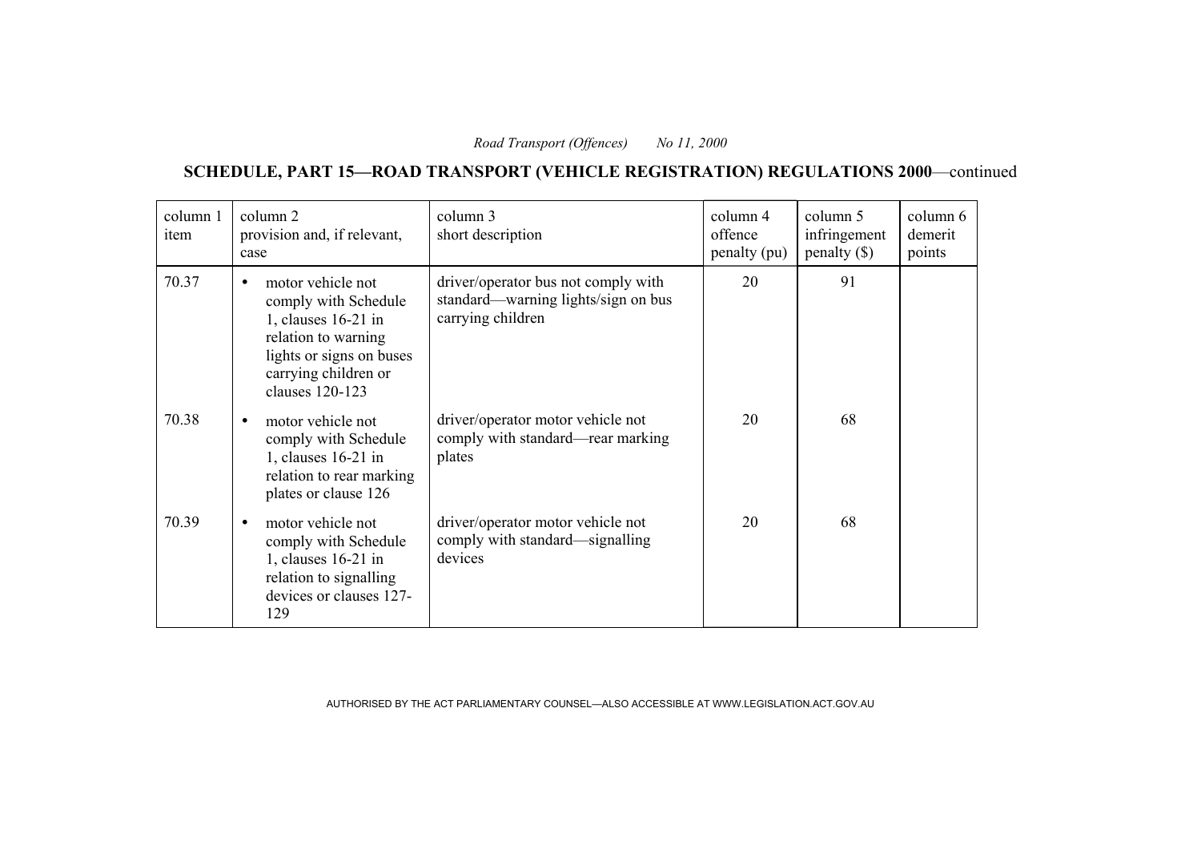**SCHEDULE, PART 15—ROAD TRANSPORT (VEHICLE REGISTRATION) REGULATIONS 2000**—continued

| column 1 item | column 2 provision and, if relevant, case | column 3 short description | column 4 offence penalty (pu) | column 5 infringement penalty ($) | column 6 demerit points |
|---|---|---|---|---|---|
| 70.37 | • motor vehicle not comply with Schedule 1, clauses 16-21 in relation to warning lights or signs on buses carrying children or clauses 120-123 | driver/operator bus not comply with standard—warning lights/sign on bus carrying children | 20 | 91 | |
| 70.38 | • motor vehicle not comply with Schedule 1, clauses 16-21 in relation to rear marking plates or clause 126 | driver/operator motor vehicle not comply with standard—rear marking plates | 20 | 68 | |
| 70.39 | • motor vehicle not comply with Schedule 1, clauses 16-21 in relation to signalling devices or clauses 127-129 | driver/operator motor vehicle not comply with standard—signalling devices | 20 | 68 | |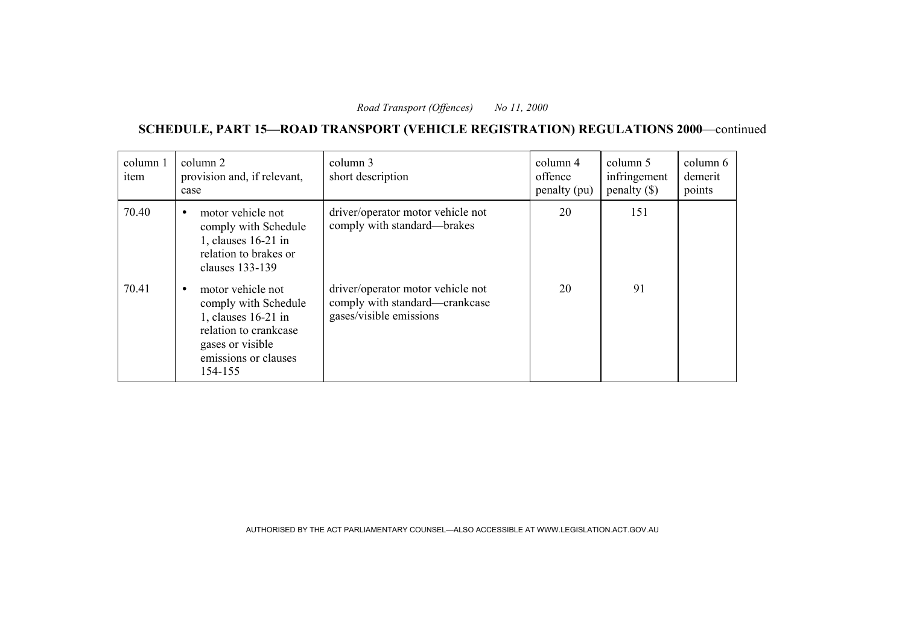## SCHEDULE, PART 15—ROAD TRANSPORT (VEHICLE REGISTRATION) REGULATIONS 2000—continued

| column 1 item | column 2 provision and, if relevant, case | column 3 short description | column 4 offence penalty (pu) | column 5 infringement penalty ($) | column 6 demerit points |
|---|---|---|---|---|---|
| 70.40 | • motor vehicle not comply with Schedule 1, clauses 16-21 in relation to brakes or clauses 133-139 | driver/operator motor vehicle not comply with standard—brakes | 20 | 151 | |
| 70.41 | • motor vehicle not comply with Schedule 1, clauses 16-21 in relation to crankcase gases or visible emissions or clauses 154-155 | driver/operator motor vehicle not comply with standard—crankcase gases/visible emissions | 20 | 91 | |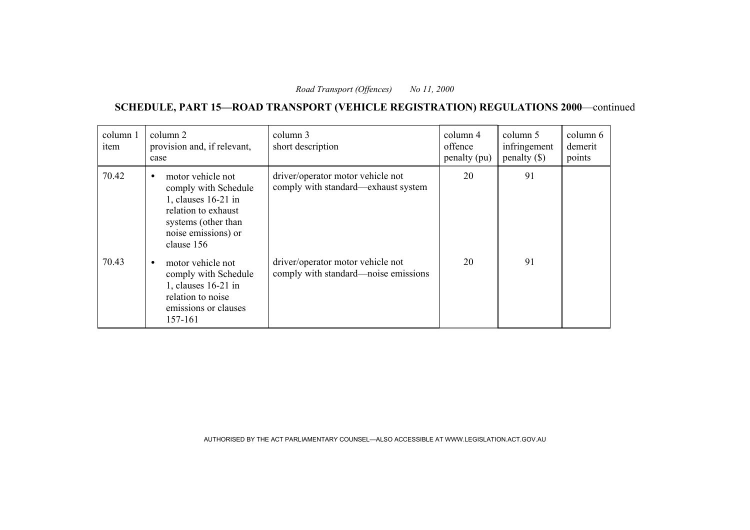## SCHEDULE, PART 15—ROAD TRANSPORT (VEHICLE REGISTRATION) REGULATIONS 2000—continued

| column 1 item | column 2 provision and, if relevant, case | column 3 short description | column 4 offence penalty (pu) | column 5 infringement penalty ($) | column 6 demerit points |
|---|---|---|---|---|---|
| 70.42 | • motor vehicle not comply with Schedule 1, clauses 16-21 in relation to exhaust systems (other than noise emissions) or clause 156 | driver/operator motor vehicle not comply with standard—exhaust system | 20 | 91 | |
| 70.43 | • motor vehicle not comply with Schedule 1, clauses 16-21 in relation to noise emissions or clauses 157-161 | driver/operator motor vehicle not comply with standard—noise emissions | 20 | 91 | |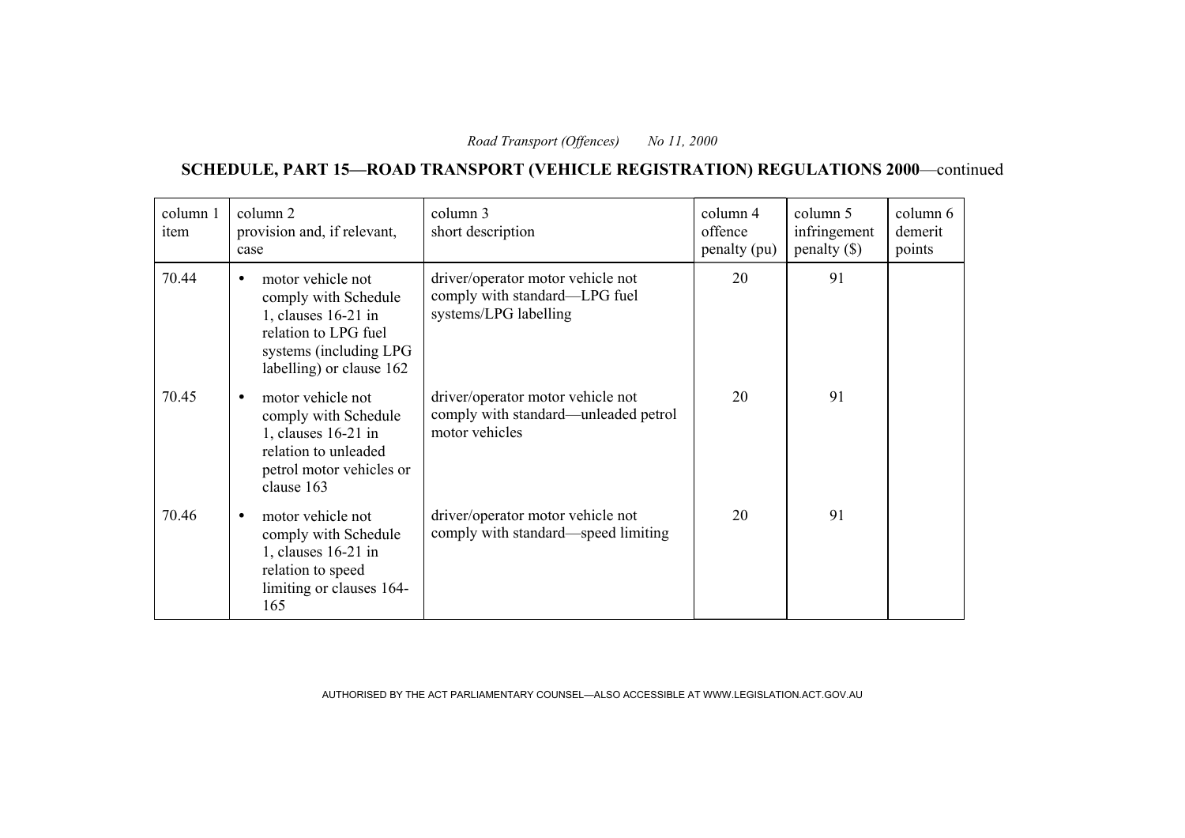**SCHEDULE, PART 15—ROAD TRANSPORT (VEHICLE REGISTRATION) REGULATIONS 2000**—continued

| column 1 item | column 2 provision and, if relevant, case | column 3 short description | column 4 offence penalty (pu) | column 5 infringement penalty ($) | column 6 demerit points |
|---|---|---|---|---|---|
| 70.44 | • motor vehicle not comply with Schedule 1, clauses 16-21 in relation to LPG fuel systems (including LPG labelling) or clause 162 | driver/operator motor vehicle not comply with standard—LPG fuel systems/LPG labelling | 20 | 91 | |
| 70.45 | • motor vehicle not comply with Schedule 1, clauses 16-21 in relation to unleaded petrol motor vehicles or clause 163 | driver/operator motor vehicle not comply with standard—unleaded petrol motor vehicles | 20 | 91 | |
| 70.46 | • motor vehicle not comply with Schedule 1, clauses 16-21 in relation to speed limiting or clauses 164-165 | driver/operator motor vehicle not comply with standard—speed limiting | 20 | 91 | |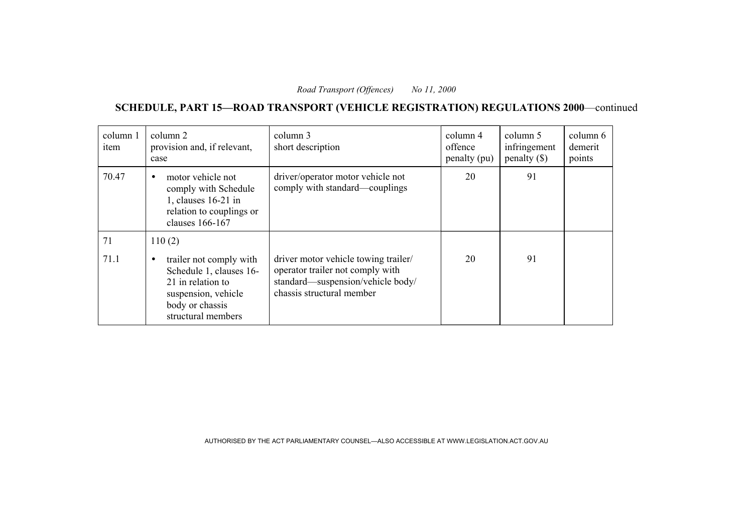## SCHEDULE, PART 15—ROAD TRANSPORT (VEHICLE REGISTRATION) REGULATIONS 2000—continued

| column 1 item | column 2 provision and, if relevant, case | column 3 short description | column 4 offence penalty (pu) | column 5 infringement penalty ($) | column 6 demerit points |
|---|---|---|---|---|---|
| 70.47 | • motor vehicle not comply with Schedule 1, clauses 16-21 in relation to couplings or clauses 166-167 | driver/operator motor vehicle not comply with standard—couplings | 20 | 91 | |
| 71 | 110 (2) | | | | |
| 71.1 | • trailer not comply with Schedule 1, clauses 16-21 in relation to suspension, vehicle body or chassis structural members | driver motor vehicle towing trailer/ operator trailer not comply with standard—suspension/vehicle body/ chassis structural member | 20 | 91 | |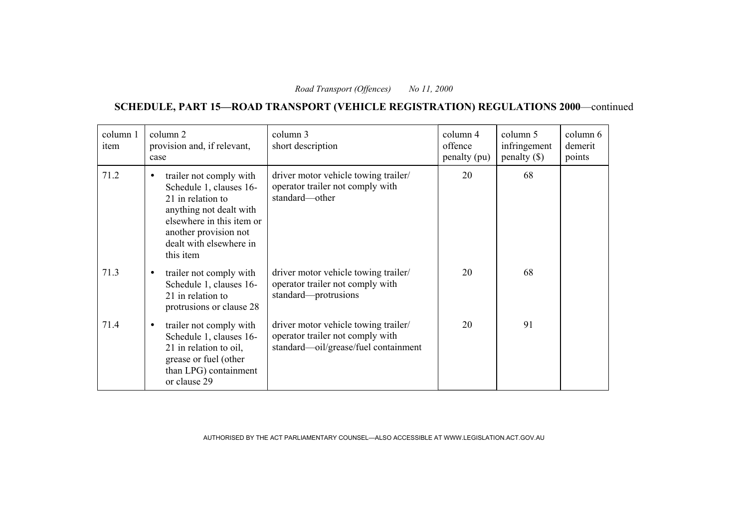## SCHEDULE, PART 15—ROAD TRANSPORT (VEHICLE REGISTRATION) REGULATIONS 2000—continued

| column 1 item | column 2 provision and, if relevant, case | column 3 short description | column 4 offence penalty (pu) | column 5 infringement penalty ($) | column 6 demerit points |
|---|---|---|---|---|---|
| 71.2 | • trailer not comply with Schedule 1, clauses 16-21 in relation to anything not dealt with elsewhere in this item or another provision not dealt with elsewhere in this item | driver motor vehicle towing trailer/ operator trailer not comply with standard—other | 20 | 68 | |
| 71.3 | • trailer not comply with Schedule 1, clauses 16-21 in relation to protrusions or clause 28 | driver motor vehicle towing trailer/ operator trailer not comply with standard—protrusions | 20 | 68 | |
| 71.4 | • trailer not comply with Schedule 1, clauses 16-21 in relation to oil, grease or fuel (other than LPG) containment or clause 29 | driver motor vehicle towing trailer/ operator trailer not comply with standard—oil/grease/fuel containment | 20 | 91 | |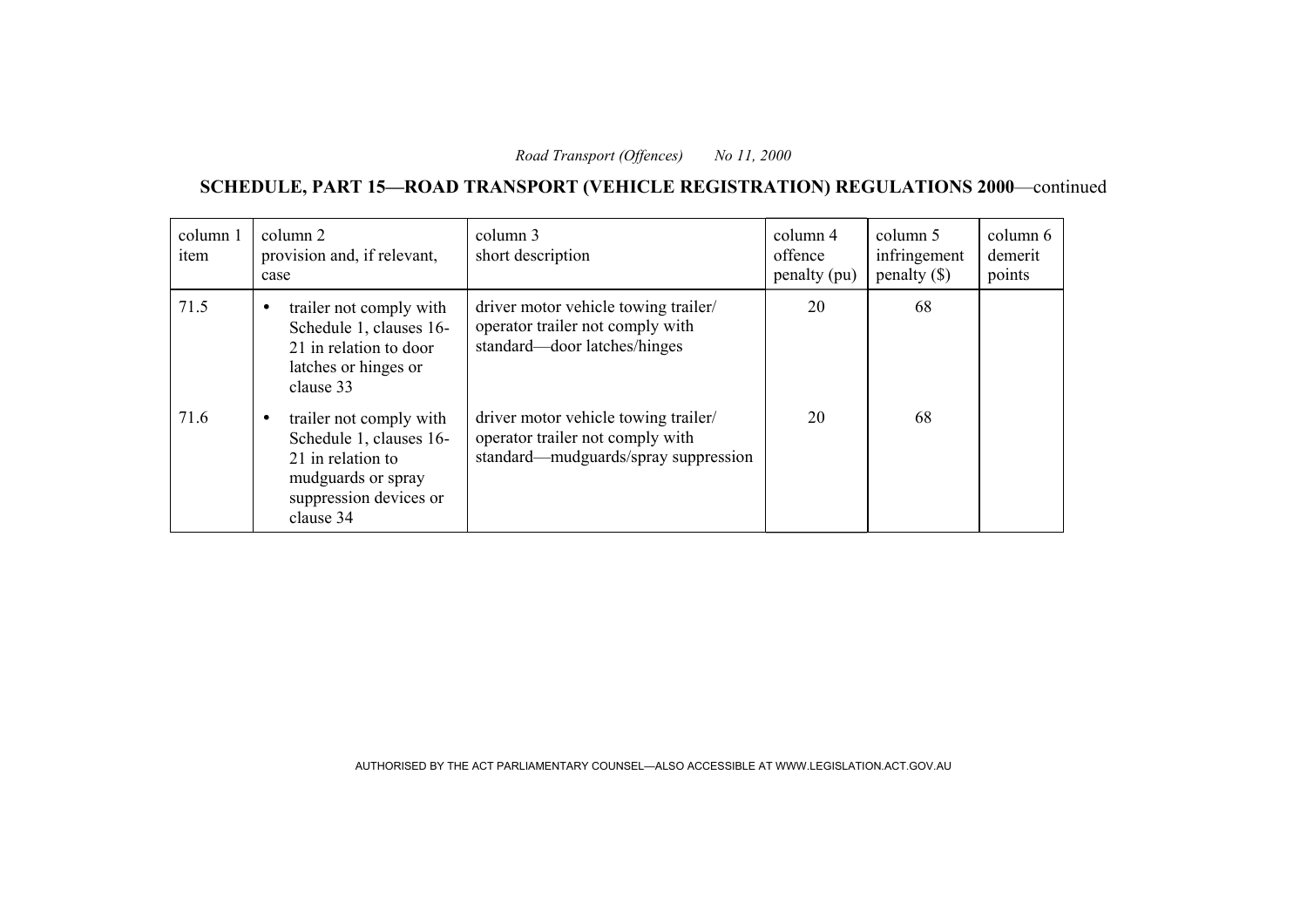## SCHEDULE, PART 15—ROAD TRANSPORT (VEHICLE REGISTRATION) REGULATIONS 2000—continued

| column 1 item | column 2 provision and, if relevant, case | column 3 short description | column 4 offence penalty (pu) | column 5 infringement penalty ($) | column 6 demerit points |
|---|---|---|---|---|---|
| 71.5 | • trailer not comply with Schedule 1, clauses 16-21 in relation to door latches or hinges or clause 33 | driver motor vehicle towing trailer/ operator trailer not comply with standard—door latches/hinges | 20 | 68 | |
| 71.6 | • trailer not comply with Schedule 1, clauses 16-21 in relation to mudguards or spray suppression devices or clause 34 | driver motor vehicle towing trailer/ operator trailer not comply with standard—mudguards/spray suppression | 20 | 68 | |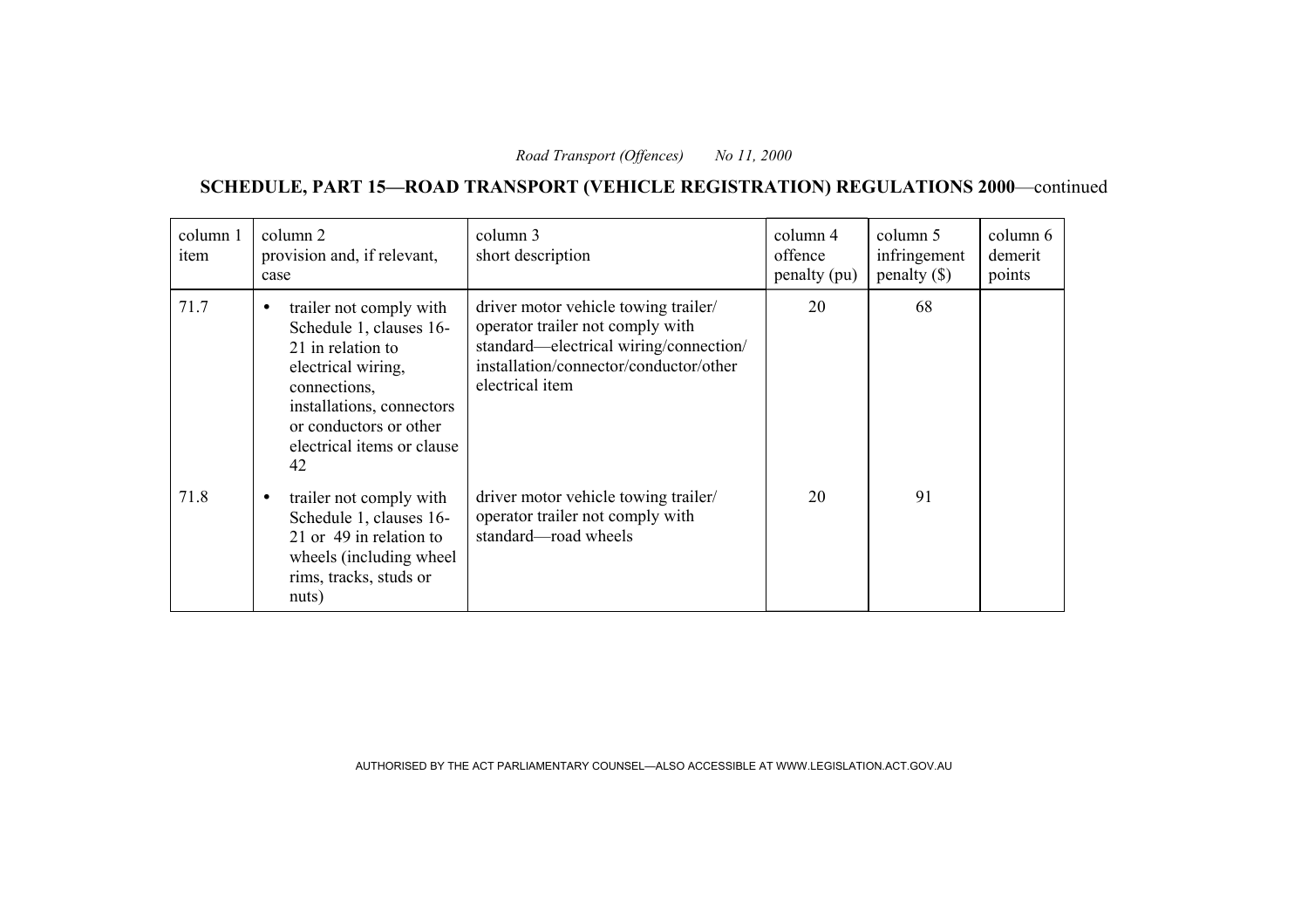## SCHEDULE, PART 15—ROAD TRANSPORT (VEHICLE REGISTRATION) REGULATIONS 2000—continued

| column 1 item | column 2 provision and, if relevant, case | column 3 short description | column 4 offence penalty (pu) | column 5 infringement penalty ($) | column 6 demerit points |
|---|---|---|---|---|---|
| 71.7 | • trailer not comply with Schedule 1, clauses 16-21 in relation to electrical wiring, connections, installations, connectors or conductors or other electrical items or clause 42 | driver motor vehicle towing trailer/ operator trailer not comply with standard—electrical wiring/connection/ installation/connector/conductor/other electrical item | 20 | 68 | |
| 71.8 | • trailer not comply with Schedule 1, clauses 16-21 or 49 in relation to wheels (including wheel rims, tracks, studs or nuts) | driver motor vehicle towing trailer/ operator trailer not comply with standard—road wheels | 20 | 91 | |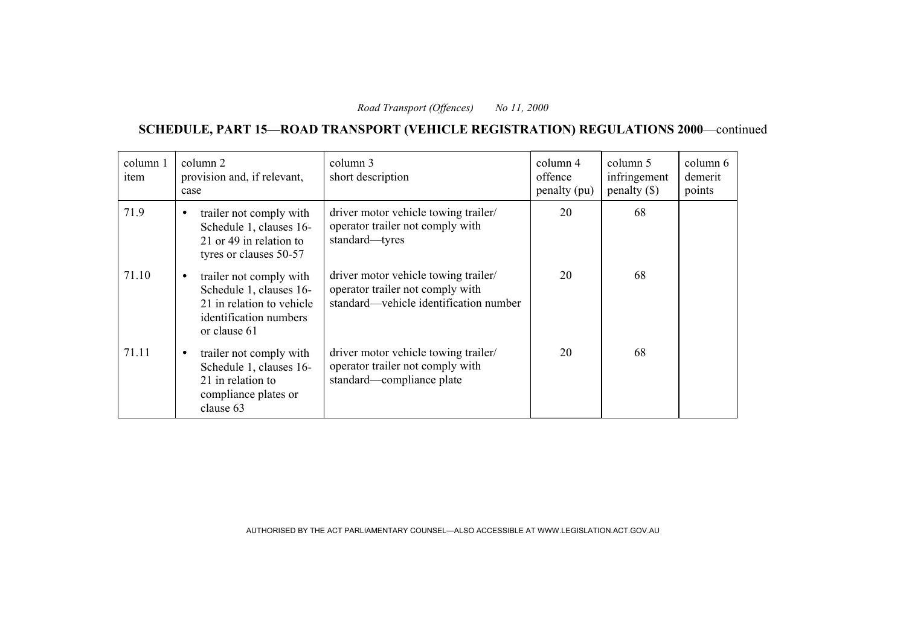## SCHEDULE, PART 15—ROAD TRANSPORT (VEHICLE REGISTRATION) REGULATIONS 2000—continued

| column 1 item | column 2 provision and, if relevant, case | column 3 short description | column 4 offence penalty (pu) | column 5 infringement penalty ($) | column 6 demerit points |
|---|---|---|---|---|---|
| 71.9 | • trailer not comply with Schedule 1, clauses 16-21 or 49 in relation to tyres or clauses 50-57 | driver motor vehicle towing trailer/ operator trailer not comply with standard—tyres | 20 | 68 | |
| 71.10 | • trailer not comply with Schedule 1, clauses 16-21 in relation to vehicle identification numbers or clause 61 | driver motor vehicle towing trailer/ operator trailer not comply with standard—vehicle identification number | 20 | 68 | |
| 71.11 | • trailer not comply with Schedule 1, clauses 16-21 in relation to compliance plates or clause 63 | driver motor vehicle towing trailer/ operator trailer not comply with standard—compliance plate | 20 | 68 | |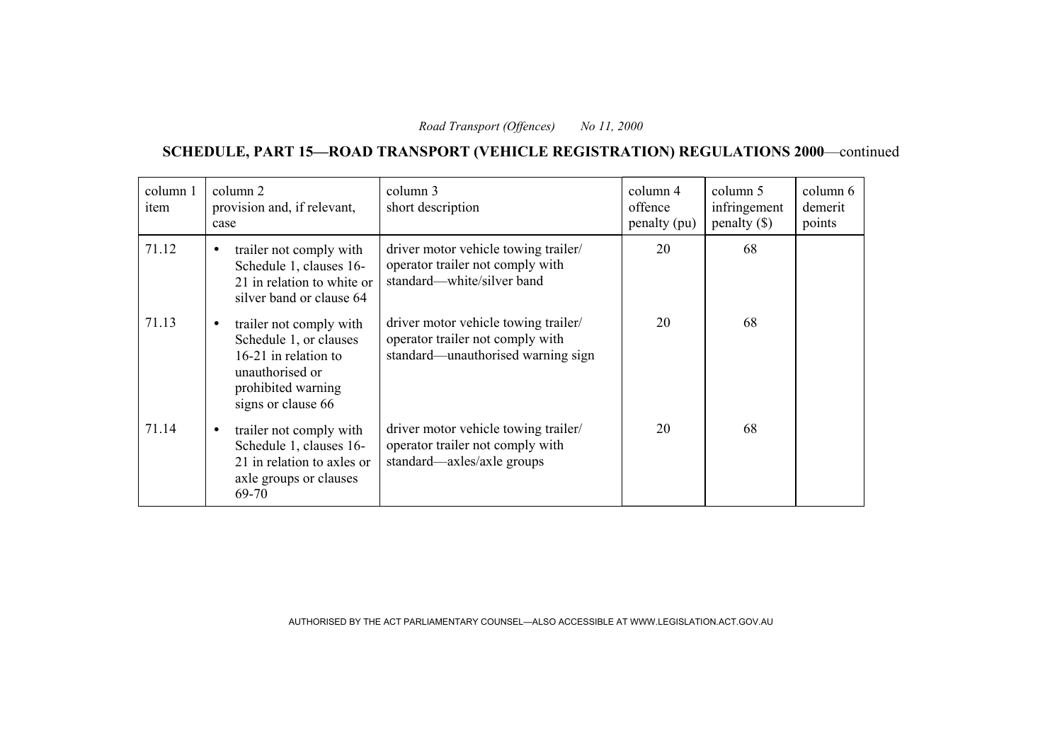## SCHEDULE, PART 15—ROAD TRANSPORT (VEHICLE REGISTRATION) REGULATIONS 2000—continued

| column 1 item | column 2 provision and, if relevant, case | column 3 short description | column 4 offence penalty (pu) | column 5 infringement penalty ($) | column 6 demerit points |
|---|---|---|---|---|---|
| 71.12 | • trailer not comply with Schedule 1, clauses 16-21 in relation to white or silver band or clause 64 | driver motor vehicle towing trailer/ operator trailer not comply with standard—white/silver band | 20 | 68 | |
| 71.13 | • trailer not comply with Schedule 1, or clauses 16-21 in relation to unauthorised or prohibited warning signs or clause 66 | driver motor vehicle towing trailer/ operator trailer not comply with standard—unauthorised warning sign | 20 | 68 | |
| 71.14 | • trailer not comply with Schedule 1, clauses 16-21 in relation to axles or axle groups or clauses 69-70 | driver motor vehicle towing trailer/ operator trailer not comply with standard—axles/axle groups | 20 | 68 | |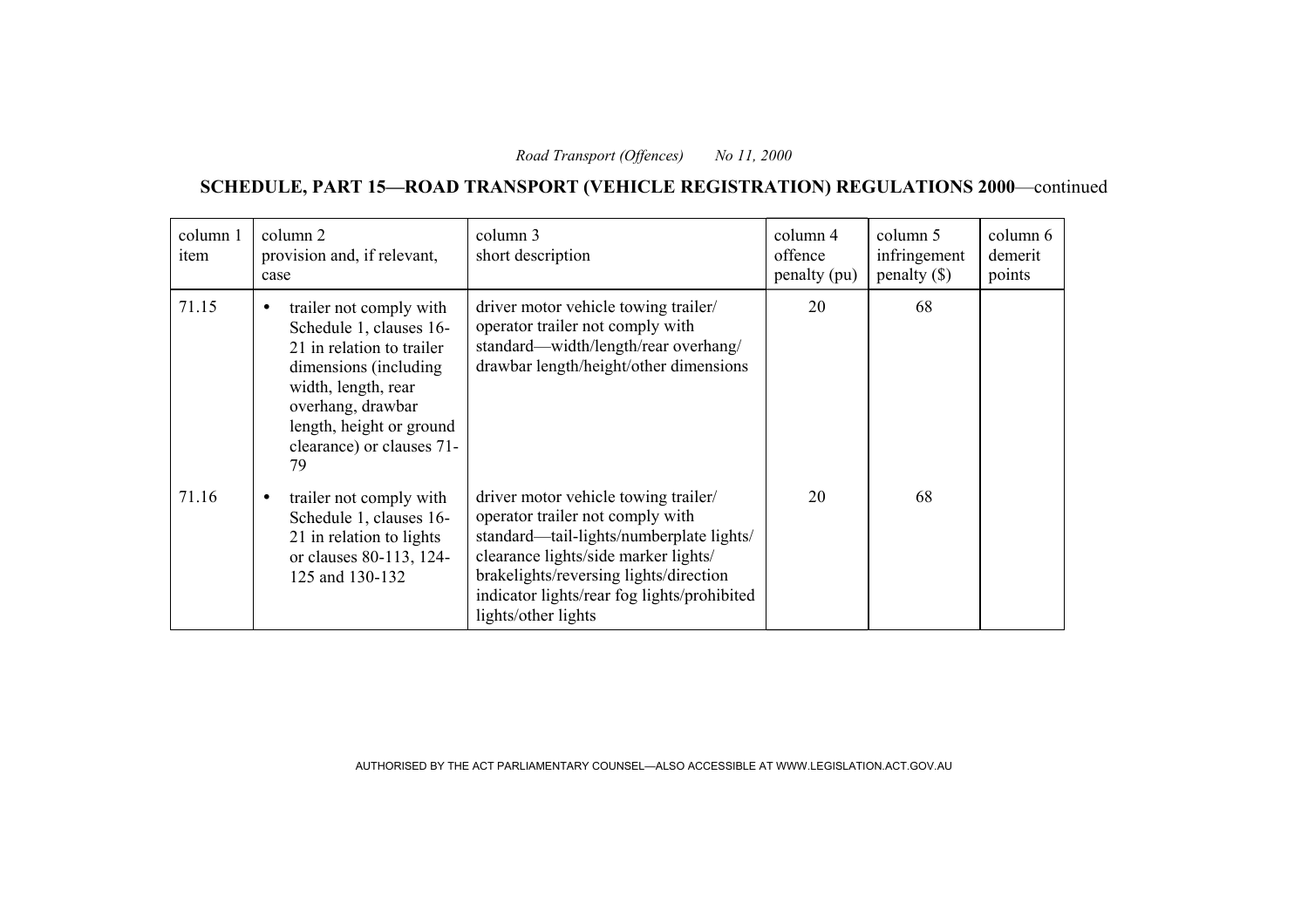## SCHEDULE, PART 15—ROAD TRANSPORT (VEHICLE REGISTRATION) REGULATIONS 2000—continued

| column 1 item | column 2 provision and, if relevant, case | column 3 short description | column 4 offence penalty (pu) | column 5 infringement penalty ($) | column 6 demerit points |
|---|---|---|---|---|---|
| 71.15 | • trailer not comply with Schedule 1, clauses 16-21 in relation to trailer dimensions (including width, length, rear overhang, drawbar length, height or ground clearance) or clauses 71-79 | driver motor vehicle towing trailer/ operator trailer not comply with standard—width/length/rear overhang/ drawbar length/height/other dimensions | 20 | 68 | |
| 71.16 | • trailer not comply with Schedule 1, clauses 16-21 in relation to lights or clauses 80-113, 124-125 and 130-132 | driver motor vehicle towing trailer/ operator trailer not comply with standard—tail-lights/numberplate lights/ clearance lights/side marker lights/ brakelights/reversing lights/direction indicator lights/rear fog lights/prohibited lights/other lights | 20 | 68 | |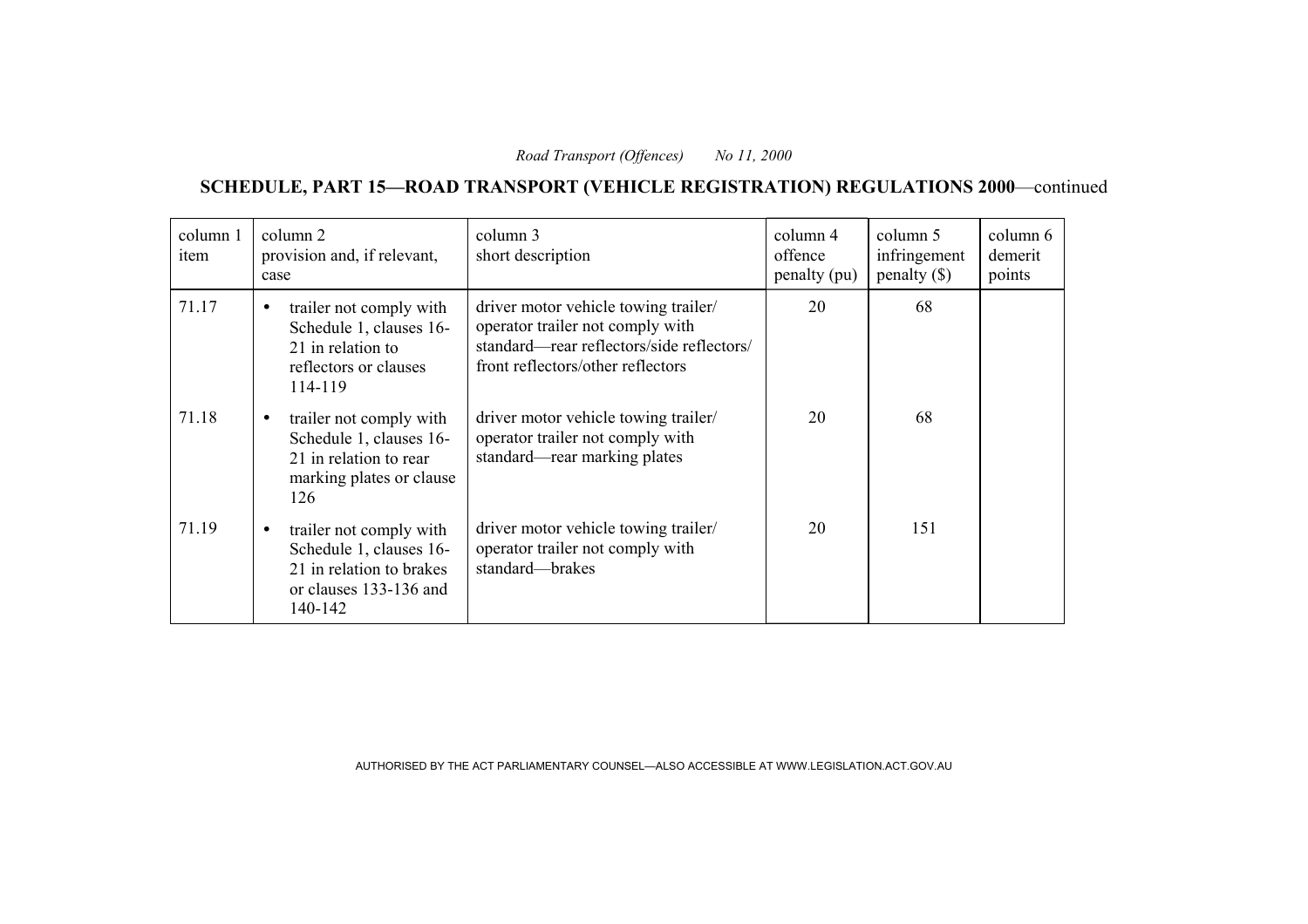## SCHEDULE, PART 15—ROAD TRANSPORT (VEHICLE REGISTRATION) REGULATIONS 2000—continued

| column 1 item | column 2 provision and, if relevant, case | column 3 short description | column 4 offence penalty (pu) | column 5 infringement penalty ($) | column 6 demerit points |
|---|---|---|---|---|---|
| 71.17 | • trailer not comply with Schedule 1, clauses 16-21 in relation to reflectors or clauses 114-119 | driver motor vehicle towing trailer/ operator trailer not comply with standard—rear reflectors/side reflectors/ front reflectors/other reflectors | 20 | 68 | |
| 71.18 | • trailer not comply with Schedule 1, clauses 16-21 in relation to rear marking plates or clause 126 | driver motor vehicle towing trailer/ operator trailer not comply with standard—rear marking plates | 20 | 68 | |
| 71.19 | • trailer not comply with Schedule 1, clauses 16-21 in relation to brakes or clauses 133-136 and 140-142 | driver motor vehicle towing trailer/ operator trailer not comply with standard—brakes | 20 | 151 | |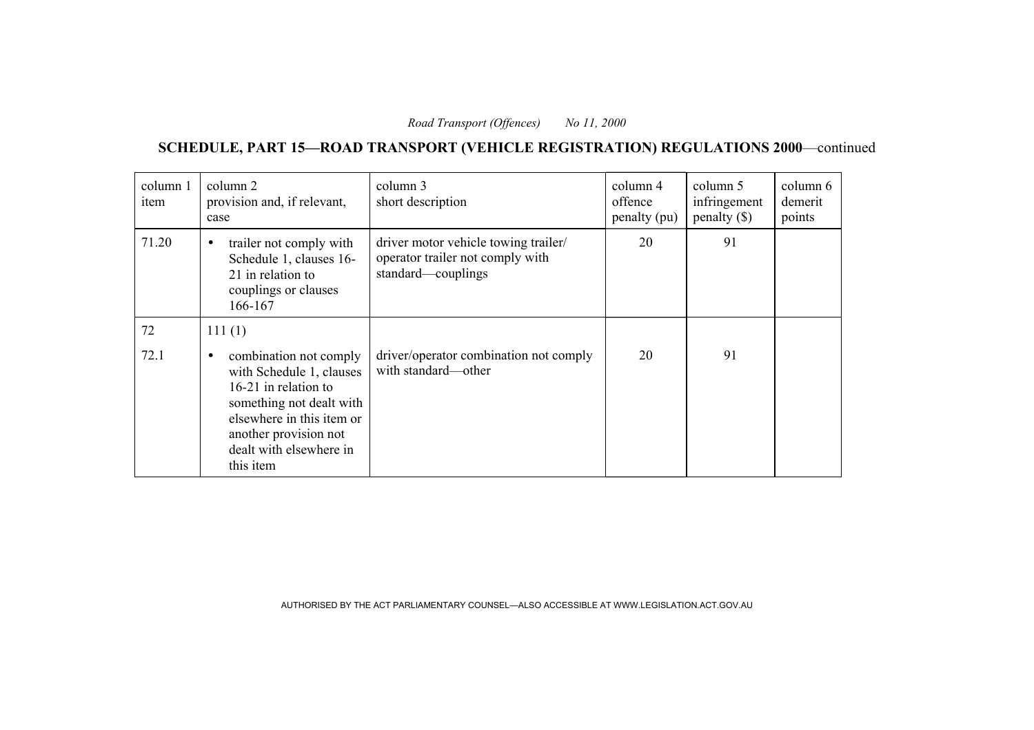## SCHEDULE, PART 15—ROAD TRANSPORT (VEHICLE REGISTRATION) REGULATIONS 2000—continued

| column 1 item | column 2 provision and, if relevant, case | column 3 short description | column 4 offence penalty (pu) | column 5 infringement penalty ($) | column 6 demerit points |
|---|---|---|---|---|---|
| 71.20 | • trailer not comply with Schedule 1, clauses 16-21 in relation to couplings or clauses 166-167 | driver motor vehicle towing trailer/ operator trailer not comply with standard—couplings | 20 | 91 | |
| 72 | 111 (1) | | | | |
| 72.1 | • combination not comply with Schedule 1, clauses 16-21 in relation to something not dealt with elsewhere in this item or another provision not dealt with elsewhere in this item | driver/operator combination not comply with standard—other | 20 | 91 | |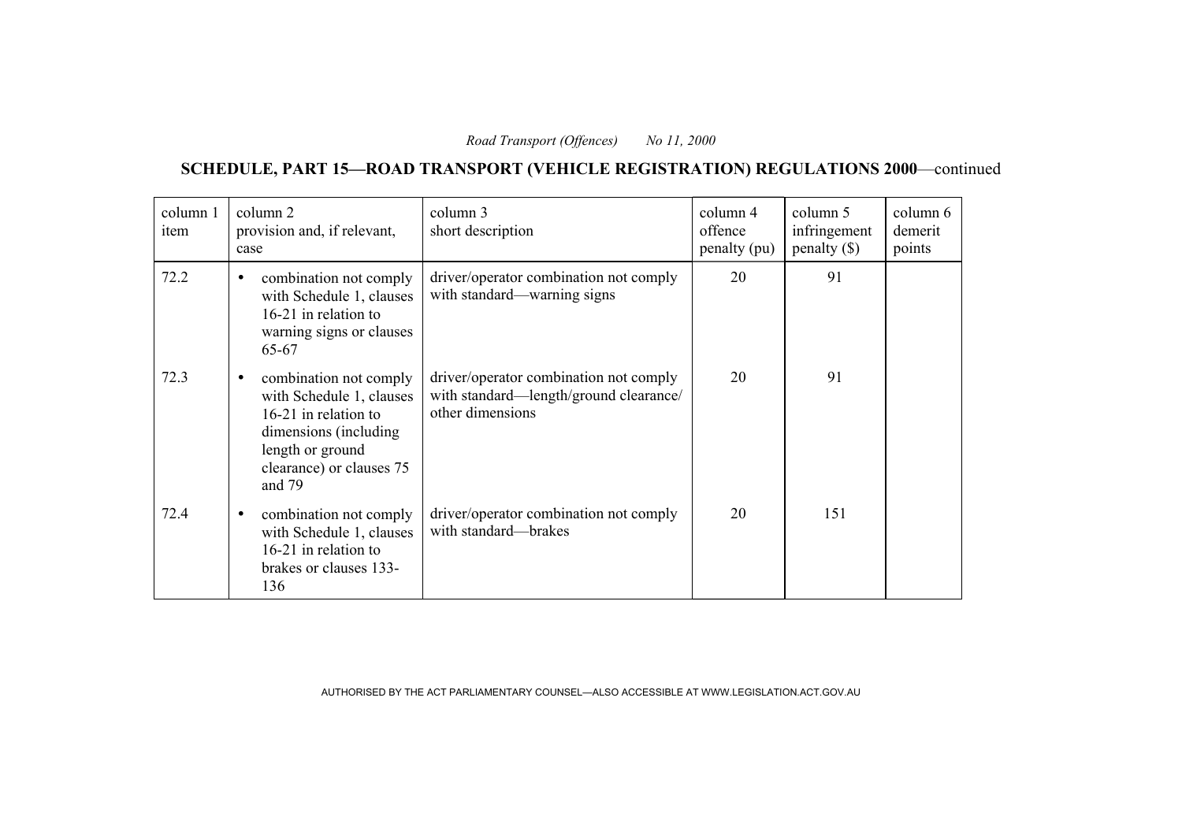## SCHEDULE, PART 15—ROAD TRANSPORT (VEHICLE REGISTRATION) REGULATIONS 2000—continued

| column 1 item | column 2 provision and, if relevant, case | column 3 short description | column 4 offence penalty (pu) | column 5 infringement penalty ($) | column 6 demerit points |
|---|---|---|---|---|---|
| 72.2 | • combination not comply with Schedule 1, clauses 16-21 in relation to warning signs or clauses 65-67 | driver/operator combination not comply with standard—warning signs | 20 | 91 | |
| 72.3 | • combination not comply with Schedule 1, clauses 16-21 in relation to dimensions (including length or ground clearance) or clauses 75 and 79 | driver/operator combination not comply with standard—length/ground clearance/ other dimensions | 20 | 91 | |
| 72.4 | • combination not comply with Schedule 1, clauses 16-21 in relation to brakes or clauses 133-136 | driver/operator combination not comply with standard—brakes | 20 | 151 | |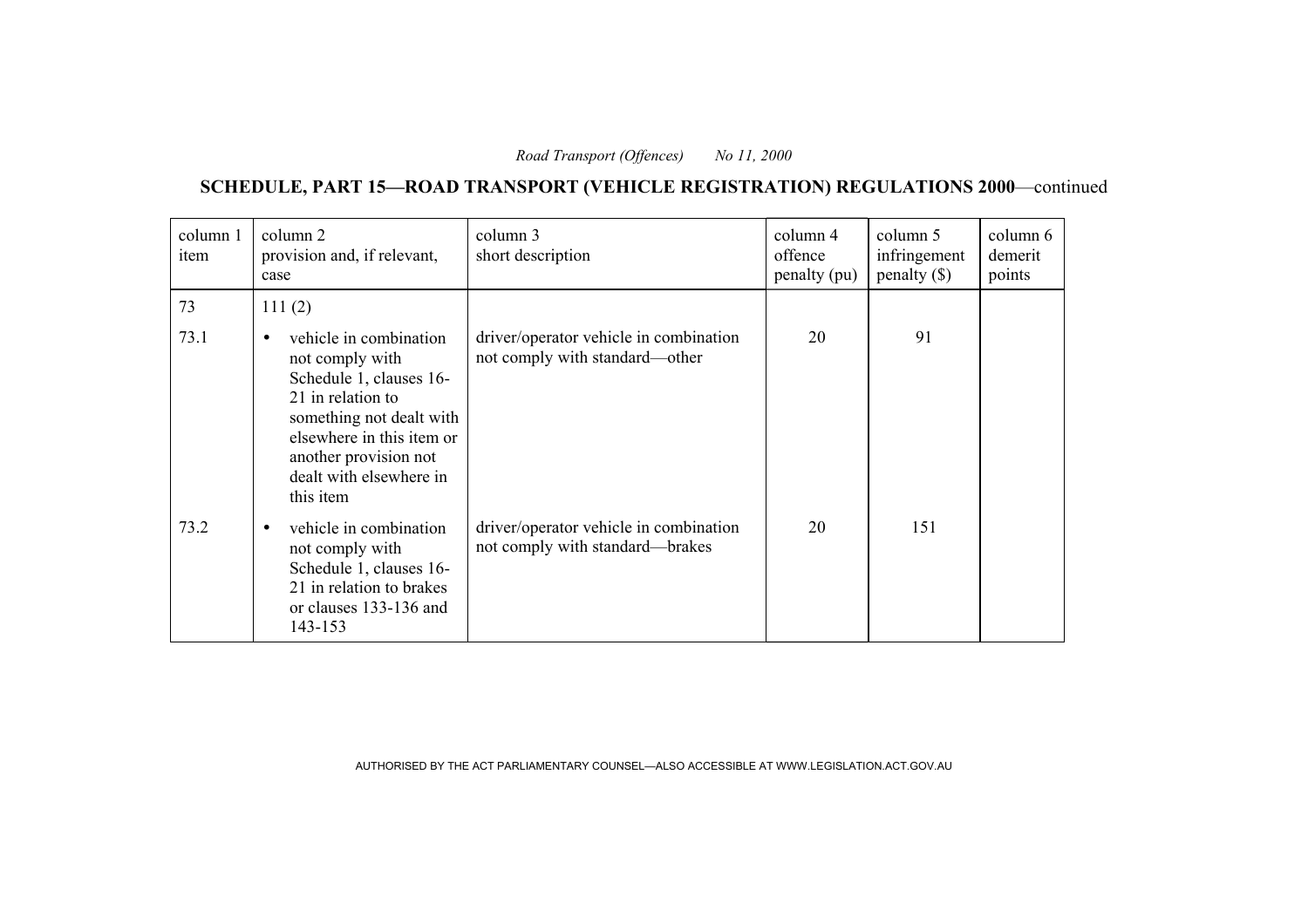## SCHEDULE, PART 15—ROAD TRANSPORT (VEHICLE REGISTRATION) REGULATIONS 2000—continued

| column 1 item | column 2 provision and, if relevant, case | column 3 short description | column 4 offence penalty (pu) | column 5 infringement penalty ($) | column 6 demerit points |
|---|---|---|---|---|---|
| 73 | 111 (2) | | | | |
| 73.1 | • vehicle in combination not comply with Schedule 1, clauses 16-21 in relation to something not dealt with elsewhere in this item or another provision not dealt with elsewhere in this item | driver/operator vehicle in combination not comply with standard—other | 20 | 91 | |
| 73.2 | • vehicle in combination not comply with Schedule 1, clauses 16-21 in relation to brakes or clauses 133-136 and 143-153 | driver/operator vehicle in combination not comply with standard—brakes | 20 | 151 | |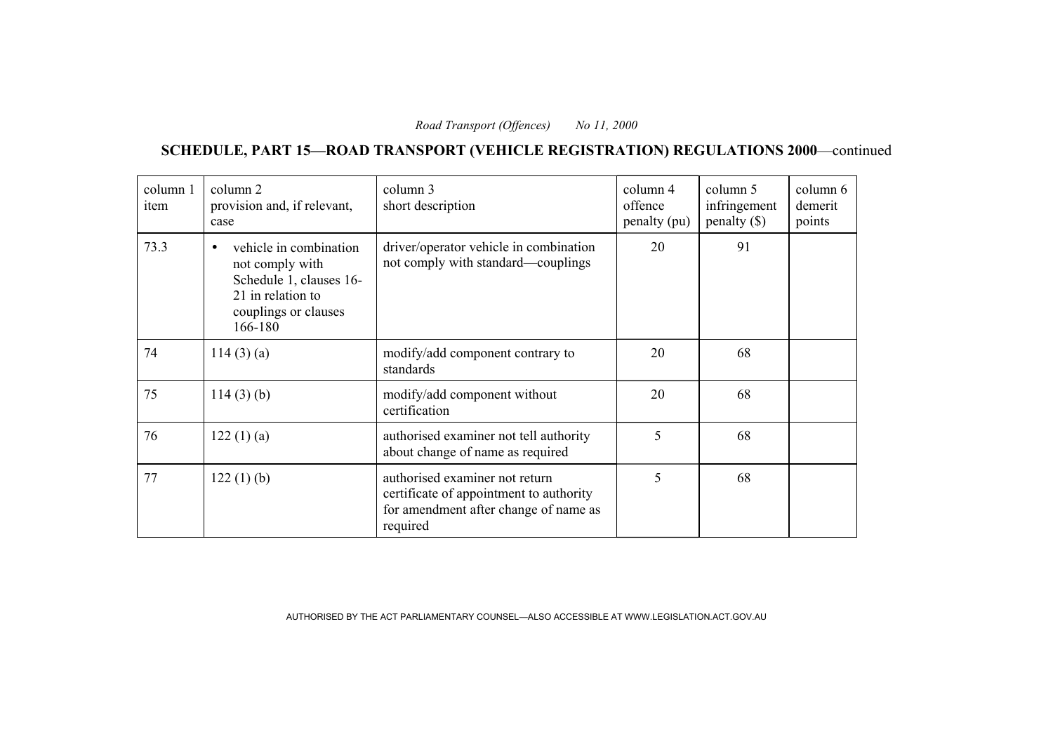## SCHEDULE, PART 15—ROAD TRANSPORT (VEHICLE REGISTRATION) REGULATIONS 2000—continued

| column 1 item | column 2 provision and, if relevant, case | column 3 short description | column 4 offence penalty (pu) | column 5 infringement penalty ($) | column 6 demerit points |
|---|---|---|---|---|---|
| 73.3 | • vehicle in combination not comply with Schedule 1, clauses 16-21 in relation to couplings or clauses 166-180 | driver/operator vehicle in combination not comply with standard—couplings | 20 | 91 | |
| 74 | 114 (3) (a) | modify/add component contrary to standards | 20 | 68 | |
| 75 | 114 (3) (b) | modify/add component without certification | 20 | 68 | |
| 76 | 122 (1) (a) | authorised examiner not tell authority about change of name as required | 5 | 68 | |
| 77 | 122 (1) (b) | authorised examiner not return certificate of appointment to authority for amendment after change of name as required | 5 | 68 | |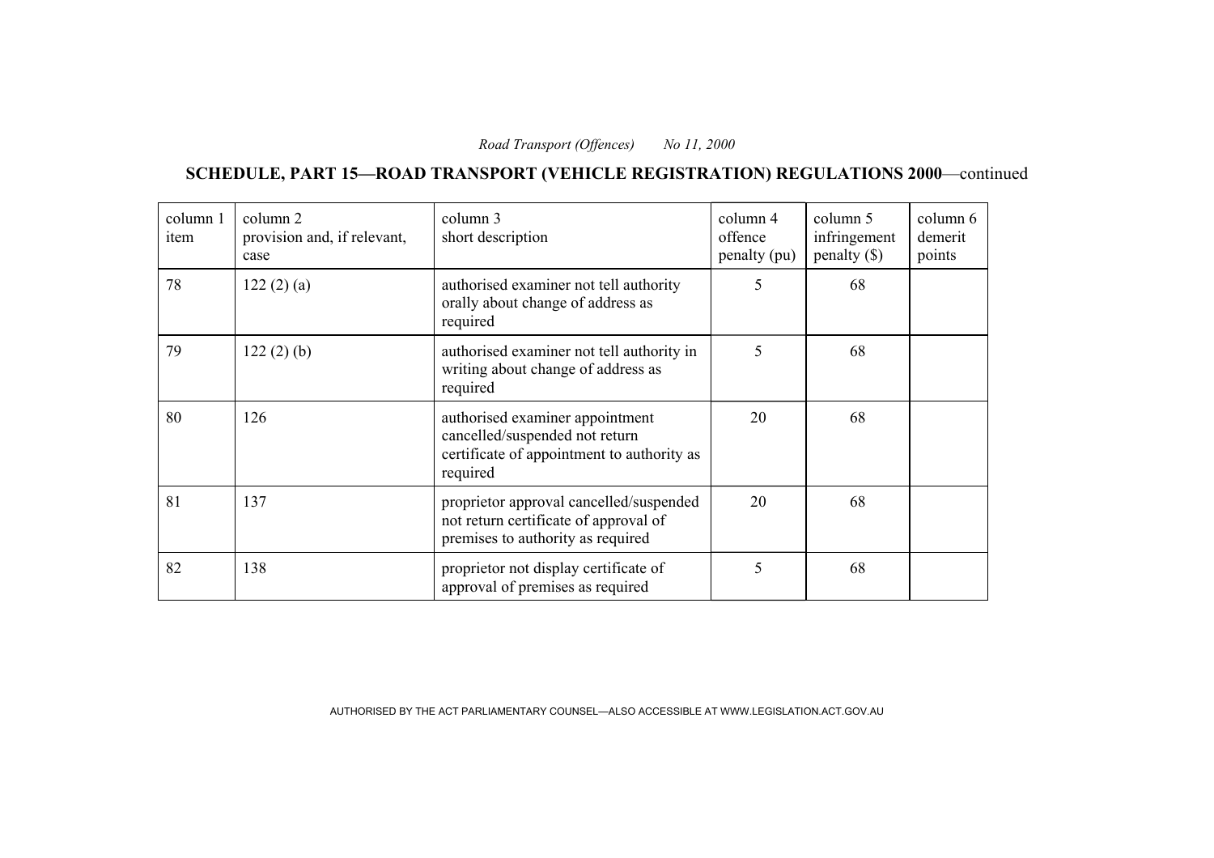**SCHEDULE, PART 15—ROAD TRANSPORT (VEHICLE REGISTRATION) REGULATIONS 2000**—continued

| column 1 item | column 2 provision and, if relevant, case | column 3 short description | column 4 offence penalty (pu) | column 5 infringement penalty ($) | column 6 demerit points |
|---|---|---|---|---|---|
| 78 | 122 (2) (a) | authorised examiner not tell authority orally about change of address as required | 5 | 68 | |
| 79 | 122 (2) (b) | authorised examiner not tell authority in writing about change of address as required | 5 | 68 | |
| 80 | 126 | authorised examiner appointment cancelled/suspended not return certificate of appointment to authority as required | 20 | 68 | |
| 81 | 137 | proprietor approval cancelled/suspended not return certificate of approval of premises to authority as required | 20 | 68 | |
| 82 | 138 | proprietor not display certificate of approval of premises as required | 5 | 68 | |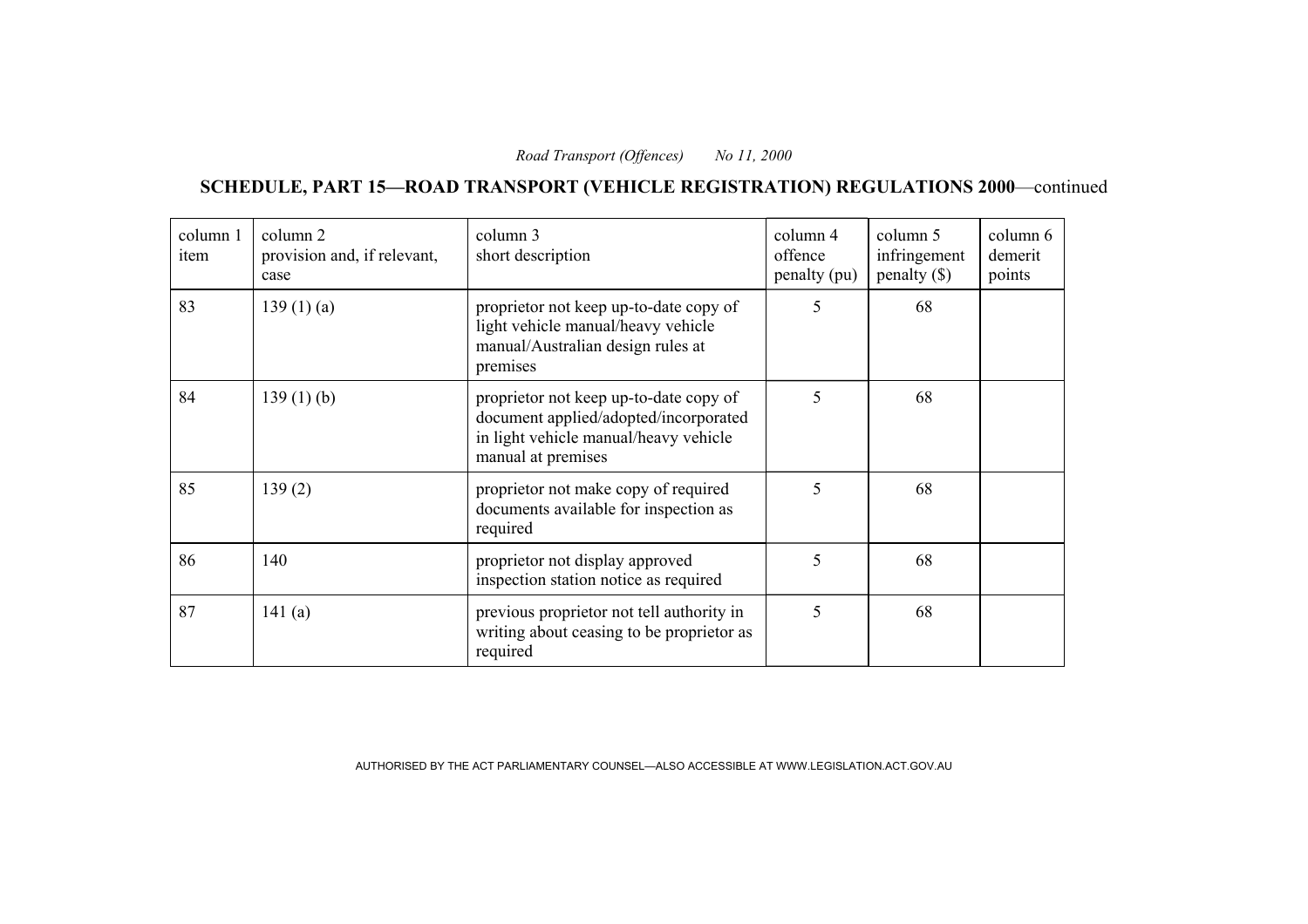**SCHEDULE, PART 15—ROAD TRANSPORT (VEHICLE REGISTRATION) REGULATIONS 2000**—continued

| column 1 item | column 2 provision and, if relevant, case | column 3 short description | column 4 offence penalty (pu) | column 5 infringement penalty ($) | column 6 demerit points |
|---|---|---|---|---|---|
| 83 | 139 (1) (a) | proprietor not keep up-to-date copy of light vehicle manual/heavy vehicle manual/Australian design rules at premises | 5 | 68 | |
| 84 | 139 (1) (b) | proprietor not keep up-to-date copy of document applied/adopted/incorporated in light vehicle manual/heavy vehicle manual at premises | 5 | 68 | |
| 85 | 139 (2) | proprietor not make copy of required documents available for inspection as required | 5 | 68 | |
| 86 | 140 | proprietor not display approved inspection station notice as required | 5 | 68 | |
| 87 | 141 (a) | previous proprietor not tell authority in writing about ceasing to be proprietor as required | 5 | 68 | |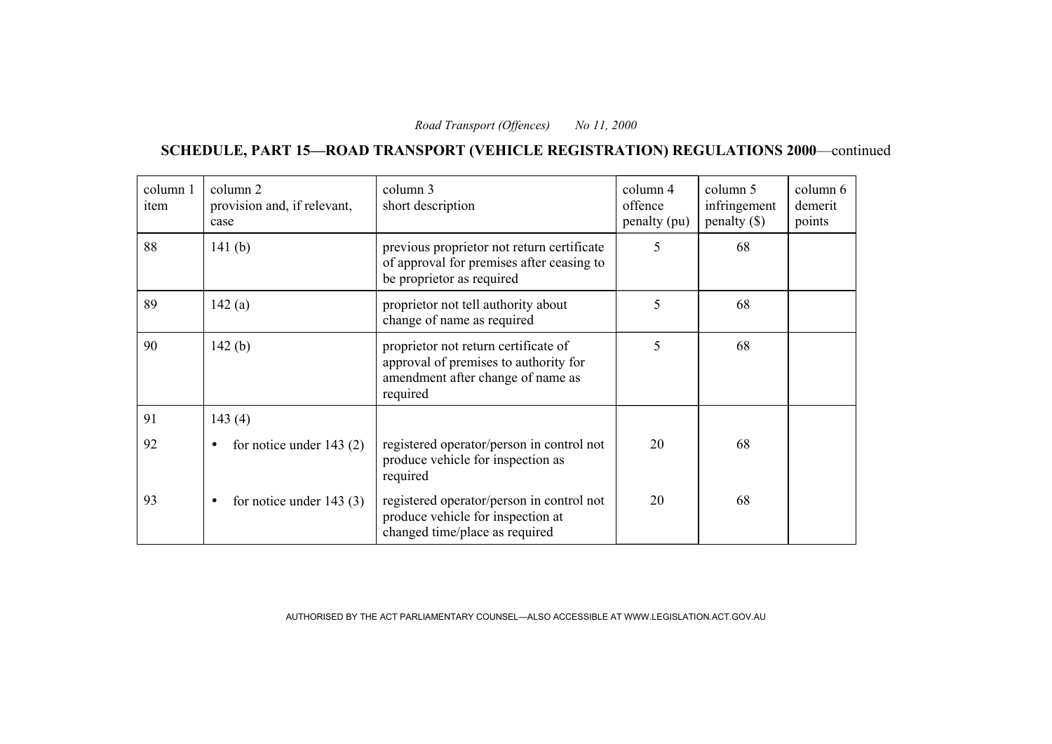**SCHEDULE, PART 15—ROAD TRANSPORT (VEHICLE REGISTRATION) REGULATIONS 2000**—continued

| column 1 item | column 2 provision and, if relevant, case | column 3 short description | column 4 offence penalty (pu) | column 5 infringement penalty ($) | column 6 demerit points |
|---|---|---|---|---|---|
| 88 | 141 (b) | previous proprietor not return certificate of approval for premises after ceasing to be proprietor as required | 5 | 68 | |
| 89 | 142 (a) | proprietor not tell authority about change of name as required | 5 | 68 | |
| 90 | 142 (b) | proprietor not return certificate of approval of premises to authority for amendment after change of name as required | 5 | 68 | |
| 91 | 143 (4) | | | | |
| 92 | • for notice under 143 (2) | registered operator/person in control not produce vehicle for inspection as required | 20 | 68 | |
| 93 | • for notice under 143 (3) | registered operator/person in control not produce vehicle for inspection at changed time/place as required | 20 | 68 | |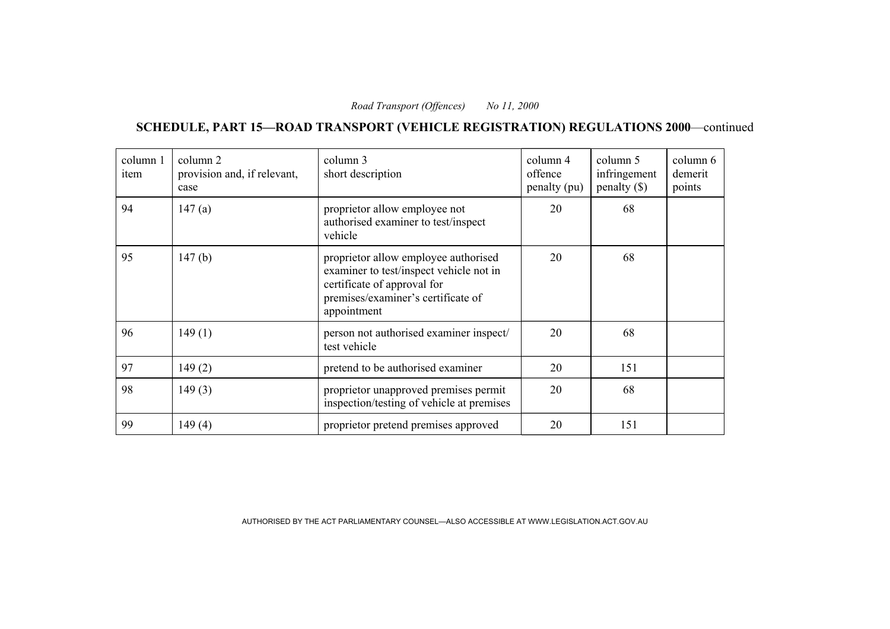## SCHEDULE, PART 15—ROAD TRANSPORT (VEHICLE REGISTRATION) REGULATIONS 2000—continued

| column 1 item | column 2 provision and, if relevant, case | column 3 short description | column 4 offence penalty (pu) | column 5 infringement penalty ($) | column 6 demerit points |
|---|---|---|---|---|---|
| 94 | 147 (a) | proprietor allow employee not authorised examiner to test/inspect vehicle | 20 | 68 | |
| 95 | 147 (b) | proprietor allow employee authorised examiner to test/inspect vehicle not in certificate of approval for premises/examiner's certificate of appointment | 20 | 68 | |
| 96 | 149 (1) | person not authorised examiner inspect/ test vehicle | 20 | 68 | |
| 97 | 149 (2) | pretend to be authorised examiner | 20 | 151 | |
| 98 | 149 (3) | proprietor unapproved premises permit inspection/testing of vehicle at premises | 20 | 68 | |
| 99 | 149 (4) | proprietor pretend premises approved | 20 | 151 | |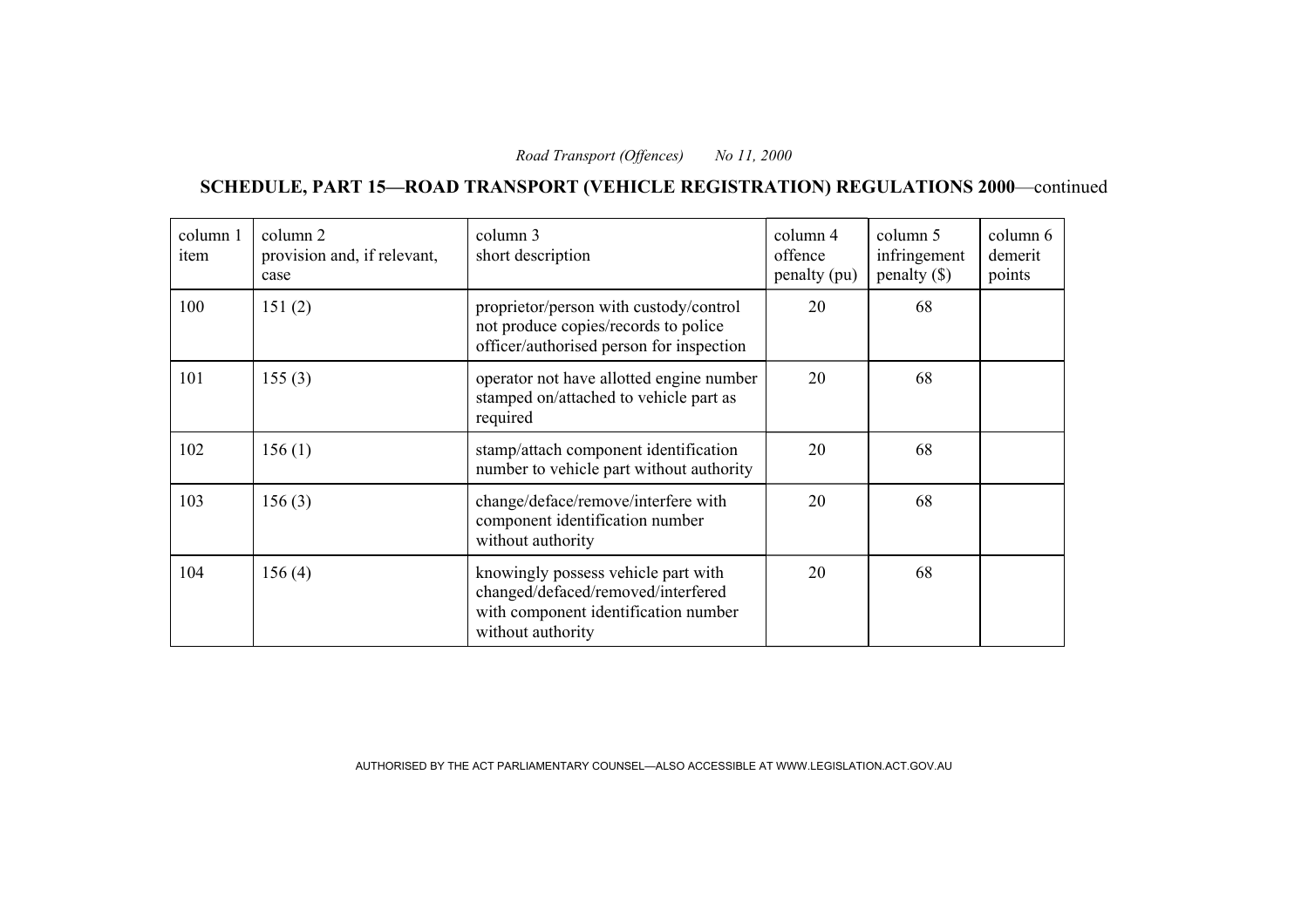## SCHEDULE, PART 15—ROAD TRANSPORT (VEHICLE REGISTRATION) REGULATIONS 2000—continued

| column 1 item | column 2 provision and, if relevant, case | column 3 short description | column 4 offence penalty (pu) | column 5 infringement penalty ($) | column 6 demerit points |
|---|---|---|---|---|---|
| 100 | 151 (2) | proprietor/person with custody/control not produce copies/records to police officer/authorised person for inspection | 20 | 68 | |
| 101 | 155 (3) | operator not have allotted engine number stamped on/attached to vehicle part as required | 20 | 68 | |
| 102 | 156 (1) | stamp/attach component identification number to vehicle part without authority | 20 | 68 | |
| 103 | 156 (3) | change/deface/remove/interfere with component identification number without authority | 20 | 68 | |
| 104 | 156 (4) | knowingly possess vehicle part with changed/defaced/removed/interfered with component identification number without authority | 20 | 68 | |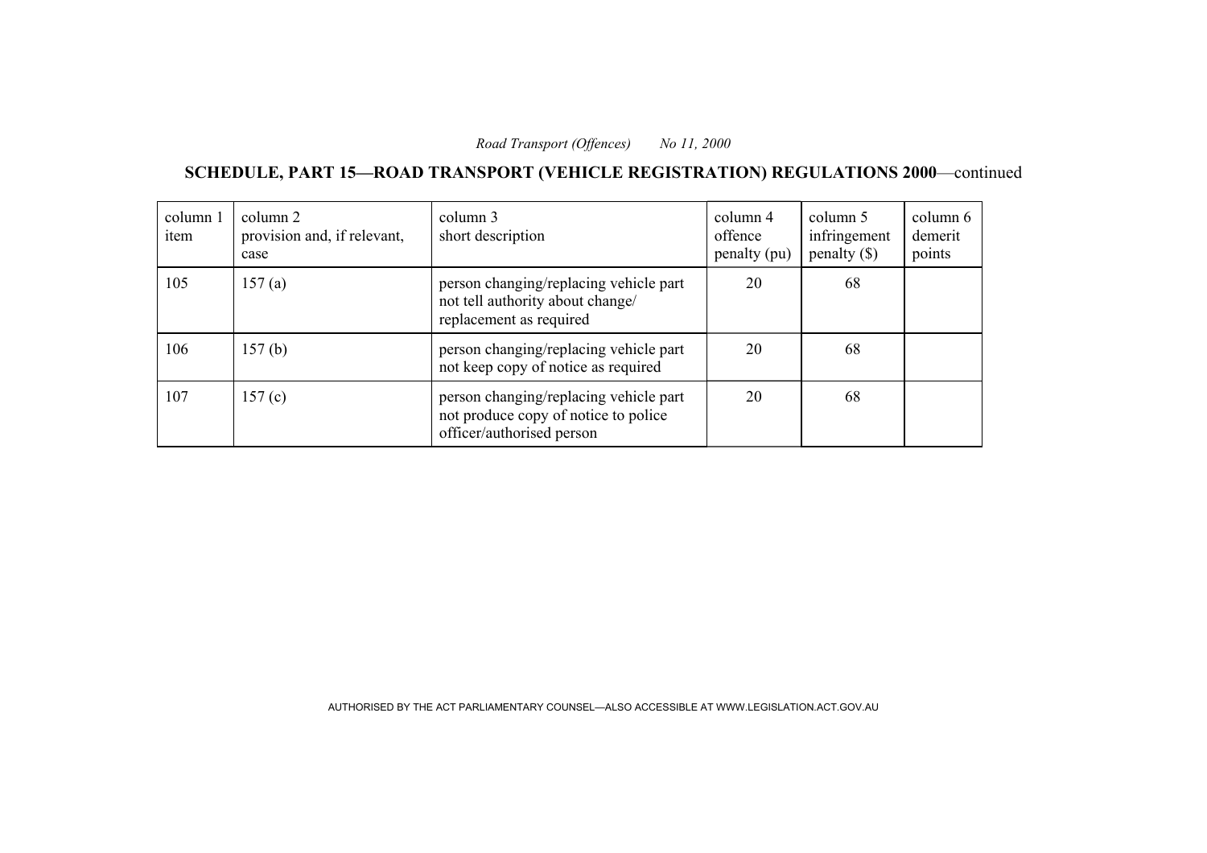## SCHEDULE, PART 15—ROAD TRANSPORT (VEHICLE REGISTRATION) REGULATIONS 2000—continued

| column 1 item | column 2 provision and, if relevant, case | column 3 short description | column 4 offence penalty (pu) | column 5 infringement penalty ($) | column 6 demerit points |
|---|---|---|---|---|---|
| 105 | 157 (a) | person changing/replacing vehicle part not tell authority about change/ replacement as required | 20 | 68 | |
| 106 | 157 (b) | person changing/replacing vehicle part not keep copy of notice as required | 20 | 68 | |
| 107 | 157 (c) | person changing/replacing vehicle part not produce copy of notice to police officer/authorised person | 20 | 68 | |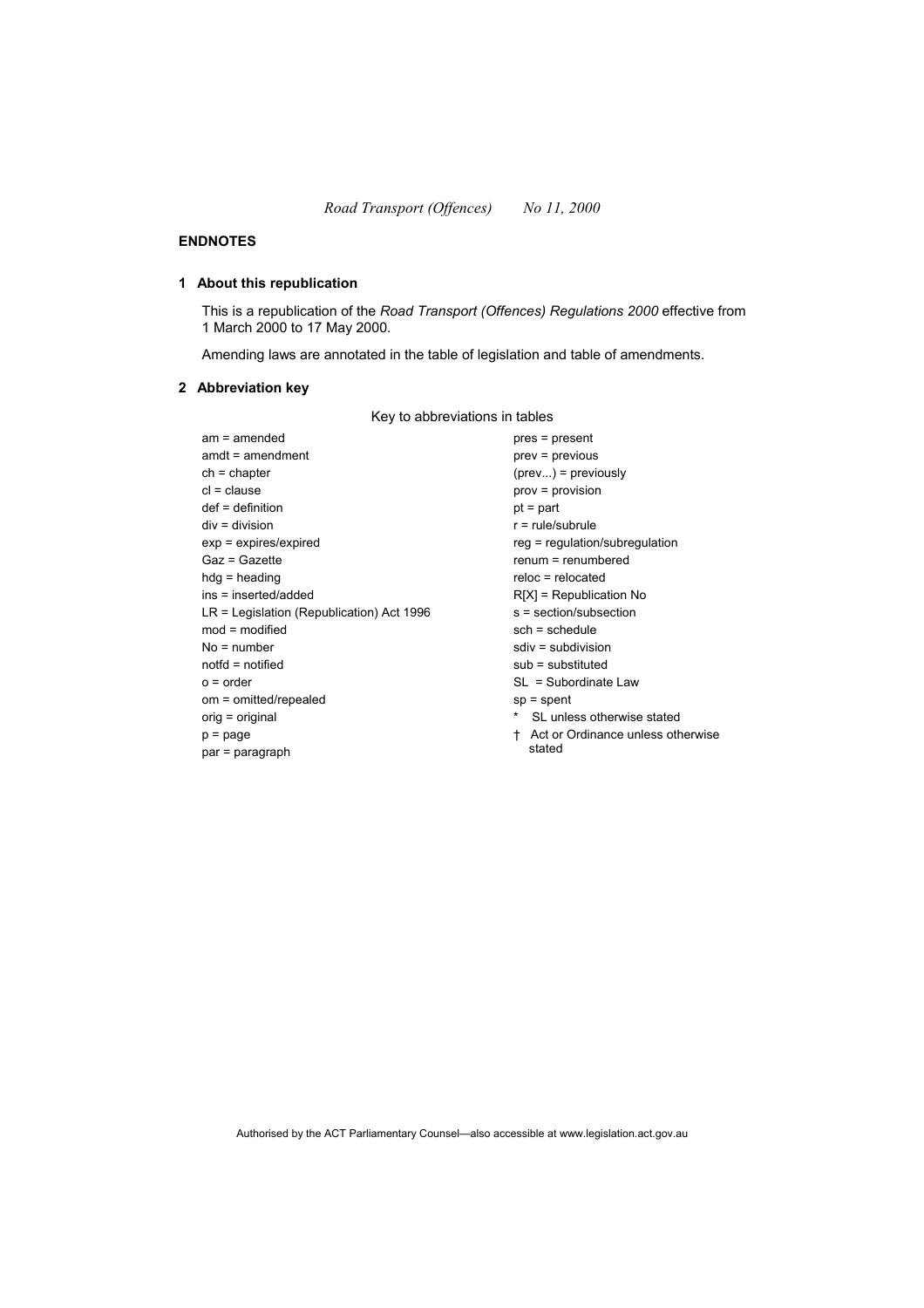## ENDNOTES

### 1 About this republication

This is a republication of the *Road Transport (Offences) Regulations 2000* effective from 1 March 2000 to 17 May 2000.

Amending laws are annotated in the table of legislation and table of amendments.

### 2 Abbreviation key

Key to abbreviations in tables

| | |
|---|---|
| am = amended | pres = present |
| amdt = amendment | prev = previous |
| ch = chapter | (prev...) = previously |
| cl = clause | prov = provision |
| def = definition | pt = part |
| div = division | r = rule/subrule |
| exp = expires/expired | reg = regulation/subregulation |
| Gaz = Gazette | renum = renumbered |
| hdg = heading | reloc = relocated |
| ins = inserted/added | R[X] = Republication No |
| LR = Legislation (Republication) Act 1996 | s = section/subsection |
| mod = modified | sch = schedule |
| No = number | sdiv = subdivision |
| notfd = notified | sub = substituted |
| o = order | SL = Subordinate Law |
| om = omitted/repealed | sp = spent |
| orig = original | * SL unless otherwise stated |
| p = page | † Act or Ordinance unless otherwise stated |
| par = paragraph | |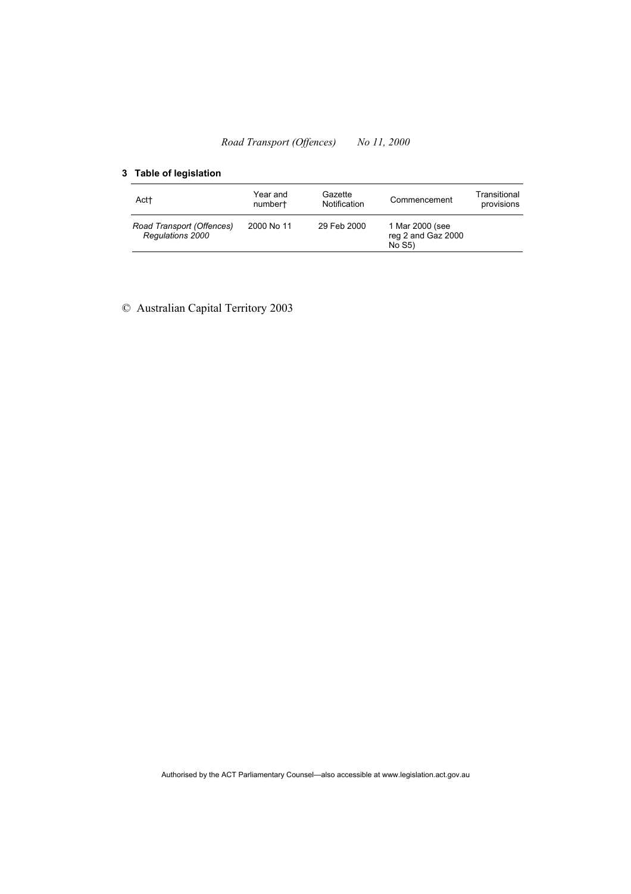## 3 Table of legislation

| Act† | Year and number† | Gazette Notification | Commencement | Transitional provisions |
|---|---|---|---|---|
| *Road Transport (Offences) Regulations 2000* | 2000 No 11 | 29 Feb 2000 | 1 Mar 2000 (see reg 2 and Gaz 2000 No S5) | |

© Australian Capital Territory 2003